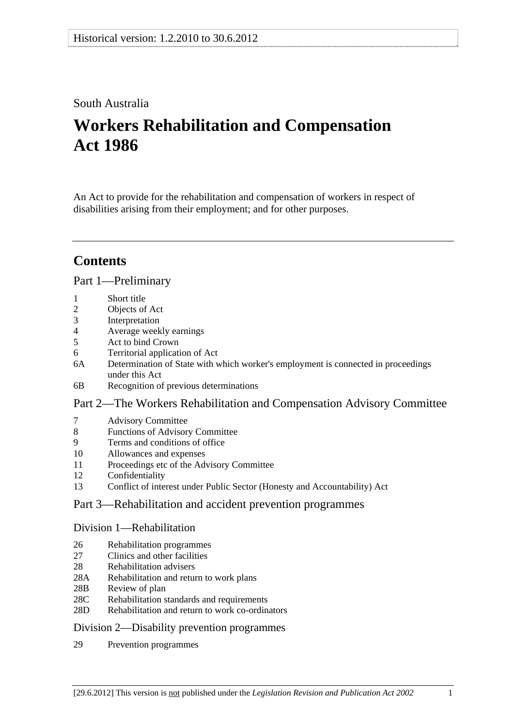South Australia

# Workers Rehabilitation and Compensation Act 1986

An Act to provide for the rehabilitation and compensation of workers in respect of disabilities arising from their employment; and for other purposes.

## Contents

### Part 1—Preliminary

- 1 Short title
- 2 Objects of Act
- 3 Interpretation
- 4 Average weekly earnings
- 5 Act to bind Crown
- 6 Territorial application of Act
- 6A Determination of State with which worker's employment is connected in proceedings under this Act
- 6B Recognition of previous determinations

### Part 2—The Workers Rehabilitation and Compensation Advisory Committee

- 7 Advisory Committee
- 8 Functions of Advisory Committee
- 9 Terms and conditions of office
- 10 Allowances and expenses
- 11 Proceedings etc of the Advisory Committee
- 12 Confidentiality
- 13 Conflict of interest under Public Sector (Honesty and Accountability) Act

### Part 3—Rehabilitation and accident prevention programmes

#### Division 1—Rehabilitation

- 26 Rehabilitation programmes
- 27 Clinics and other facilities
- 28 Rehabilitation advisers
- 28A Rehabilitation and return to work plans
- 28B Review of plan
- 28C Rehabilitation standards and requirements
- 28D Rehabilitation and return to work co-ordinators

#### Division 2—Disability prevention programmes

- 29 Prevention programmes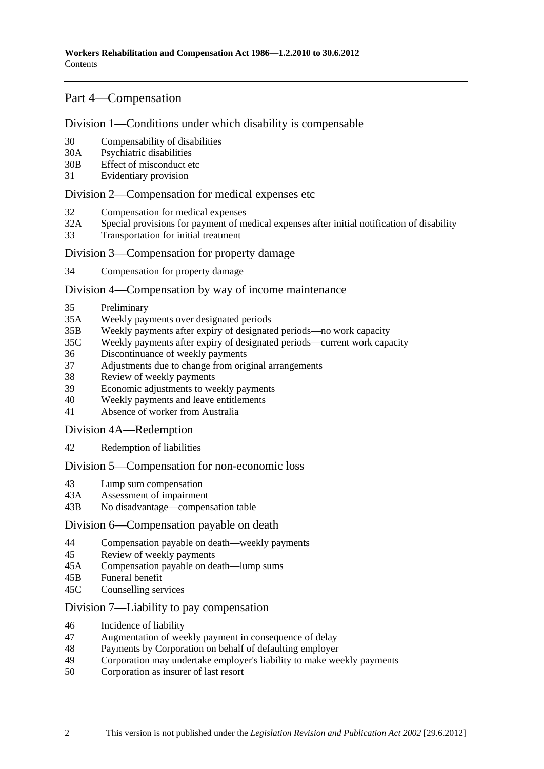## Part 4—Compensation

### Division 1—Conditions under which disability is compensable

30 Compensability of disabilities
30A Psychiatric disabilities
30B Effect of misconduct etc
31 Evidentiary provision

### Division 2—Compensation for medical expenses etc

32 Compensation for medical expenses
32A Special provisions for payment of medical expenses after initial notification of disability
33 Transportation for initial treatment

### Division 3—Compensation for property damage

34 Compensation for property damage

### Division 4—Compensation by way of income maintenance

35 Preliminary
35A Weekly payments over designated periods
35B Weekly payments after expiry of designated periods—no work capacity
35C Weekly payments after expiry of designated periods—current work capacity
36 Discontinuance of weekly payments
37 Adjustments due to change from original arrangements
38 Review of weekly payments
39 Economic adjustments to weekly payments
40 Weekly payments and leave entitlements
41 Absence of worker from Australia

### Division 4A—Redemption

42 Redemption of liabilities

### Division 5—Compensation for non-economic loss

43 Lump sum compensation
43A Assessment of impairment
43B No disadvantage—compensation table

### Division 6—Compensation payable on death

44 Compensation payable on death—weekly payments
45 Review of weekly payments
45A Compensation payable on death—lump sums
45B Funeral benefit
45C Counselling services

### Division 7—Liability to pay compensation

46 Incidence of liability
47 Augmentation of weekly payment in consequence of delay
48 Payments by Corporation on behalf of defaulting employer
49 Corporation may undertake employer's liability to make weekly payments
50 Corporation as insurer of last resort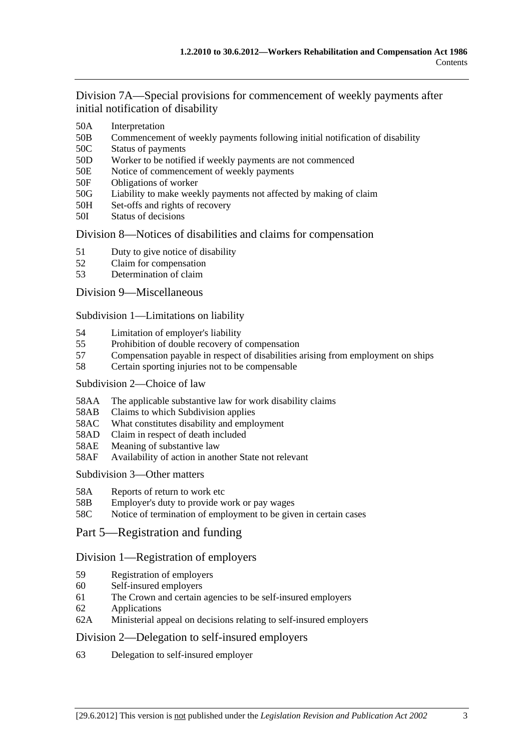## Division 7A—Special provisions for commencement of weekly payments after initial notification of disability

50A Interpretation
50B Commencement of weekly payments following initial notification of disability
50C Status of payments
50D Worker to be notified if weekly payments are not commenced
50E Notice of commencement of weekly payments
50F Obligations of worker
50G Liability to make weekly payments not affected by making of claim
50H Set-offs and rights of recovery
50I Status of decisions

## Division 8—Notices of disabilities and claims for compensation

51 Duty to give notice of disability
52 Claim for compensation
53 Determination of claim

## Division 9—Miscellaneous

### Subdivision 1—Limitations on liability

54 Limitation of employer's liability
55 Prohibition of double recovery of compensation
57 Compensation payable in respect of disabilities arising from employment on ships
58 Certain sporting injuries not to be compensable

### Subdivision 2—Choice of law

58AA The applicable substantive law for work disability claims
58AB Claims to which Subdivision applies
58AC What constitutes disability and employment
58AD Claim in respect of death included
58AE Meaning of substantive law
58AF Availability of action in another State not relevant

### Subdivision 3—Other matters

58A Reports of return to work etc
58B Employer's duty to provide work or pay wages
58C Notice of termination of employment to be given in certain cases

# Part 5—Registration and funding

## Division 1—Registration of employers

59 Registration of employers
60 Self-insured employers
61 The Crown and certain agencies to be self-insured employers
62 Applications
62A Ministerial appeal on decisions relating to self-insured employers

## Division 2—Delegation to self-insured employers

63 Delegation to self-insured employer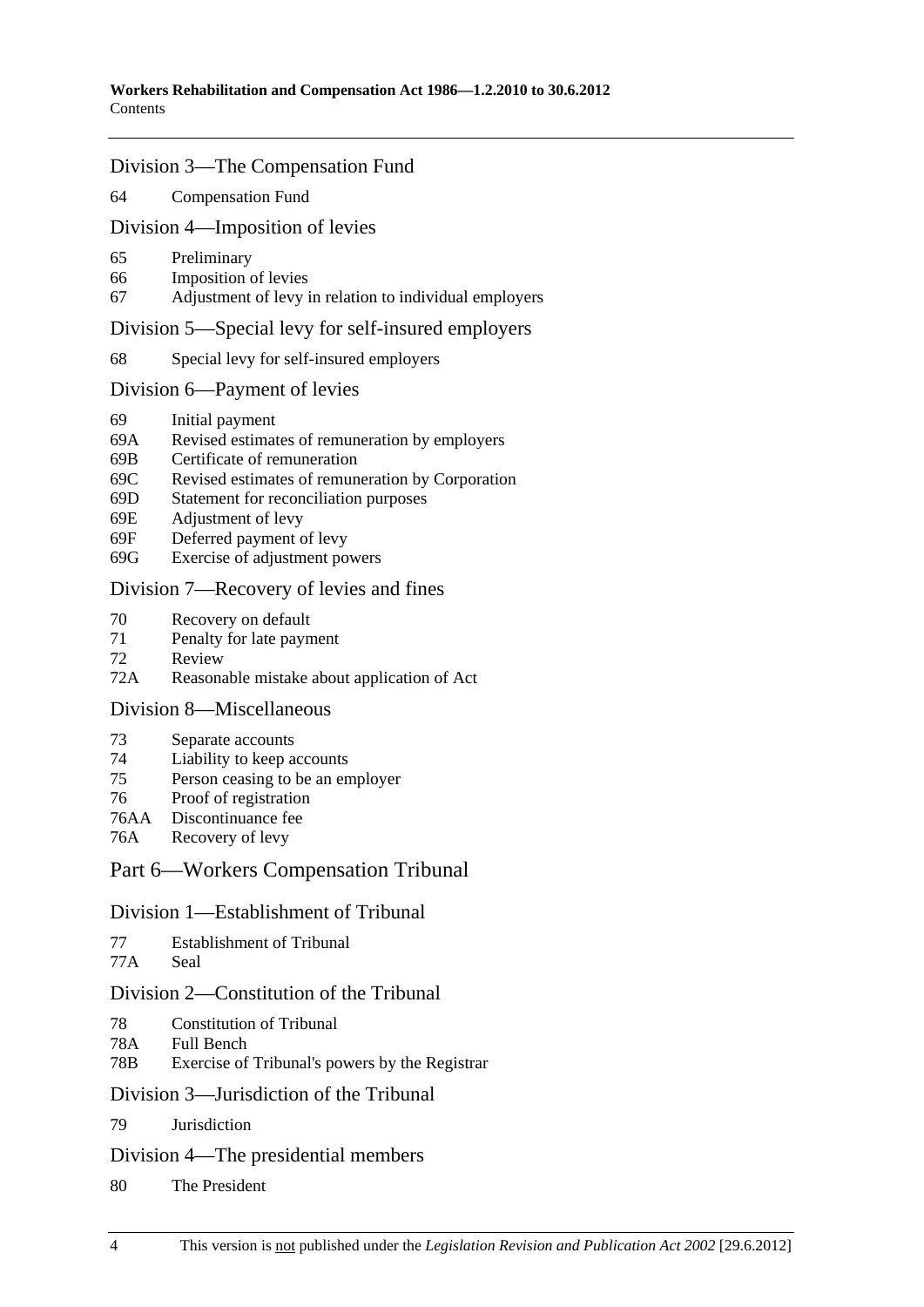## Division 3—The Compensation Fund

64 Compensation Fund

## Division 4—Imposition of levies

65 Preliminary
66 Imposition of levies
67 Adjustment of levy in relation to individual employers

## Division 5—Special levy for self-insured employers

68 Special levy for self-insured employers

## Division 6—Payment of levies

69 Initial payment
69A Revised estimates of remuneration by employers
69B Certificate of remuneration
69C Revised estimates of remuneration by Corporation
69D Statement for reconciliation purposes
69E Adjustment of levy
69F Deferred payment of levy
69G Exercise of adjustment powers

## Division 7—Recovery of levies and fines

70 Recovery on default
71 Penalty for late payment
72 Review
72A Reasonable mistake about application of Act

## Division 8—Miscellaneous

73 Separate accounts
74 Liability to keep accounts
75 Person ceasing to be an employer
76 Proof of registration
76AA Discontinuance fee
76A Recovery of levy

# Part 6—Workers Compensation Tribunal

## Division 1—Establishment of Tribunal

77 Establishment of Tribunal
77A Seal

## Division 2—Constitution of the Tribunal

78 Constitution of Tribunal
78A Full Bench
78B Exercise of Tribunal's powers by the Registrar

## Division 3—Jurisdiction of the Tribunal

79 Jurisdiction

## Division 4—The presidential members

80 The President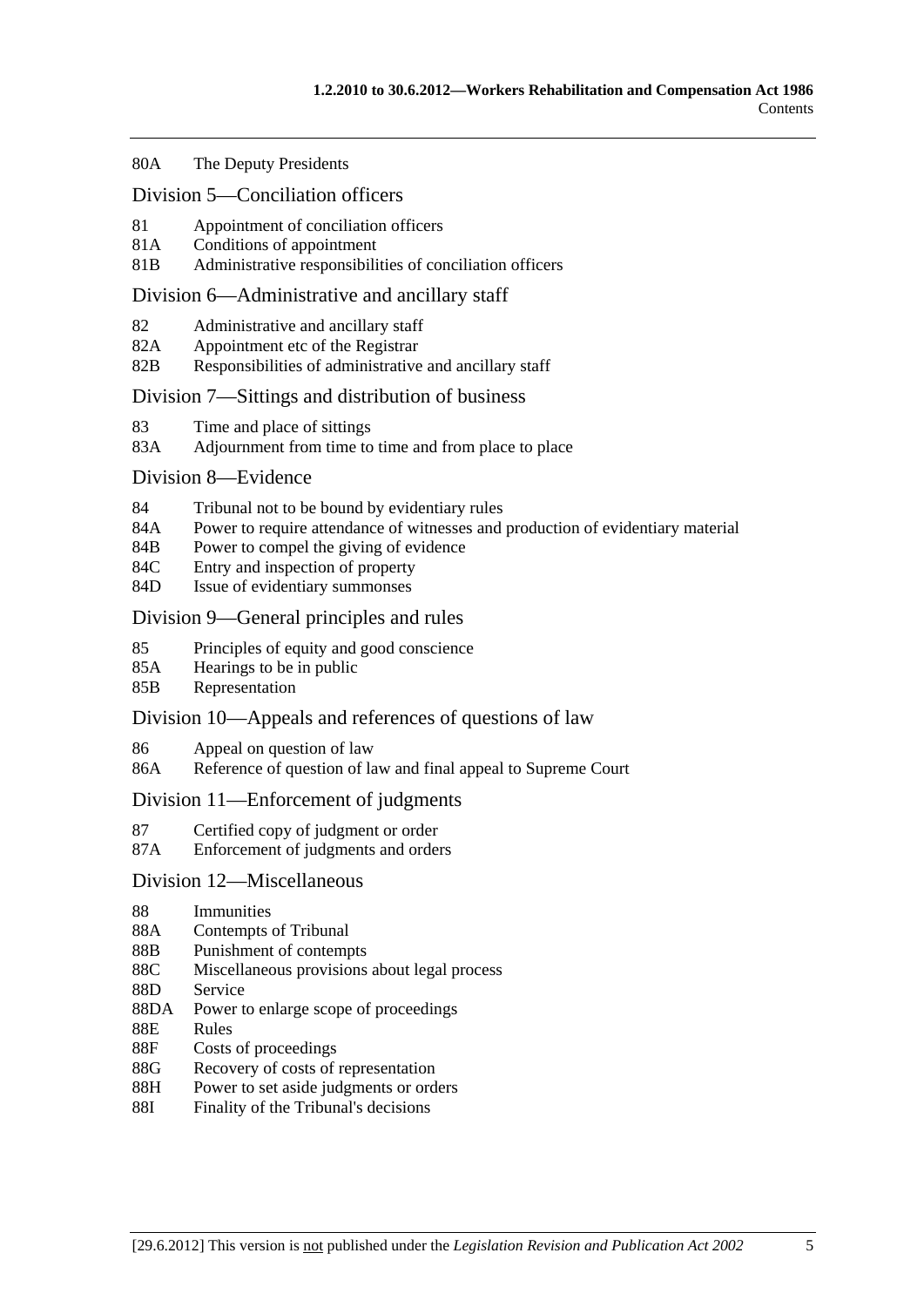80A The Deputy Presidents

## Division 5—Conciliation officers

81 Appointment of conciliation officers
81A Conditions of appointment
81B Administrative responsibilities of conciliation officers

## Division 6—Administrative and ancillary staff

82 Administrative and ancillary staff
82A Appointment etc of the Registrar
82B Responsibilities of administrative and ancillary staff

## Division 7—Sittings and distribution of business

83 Time and place of sittings
83A Adjournment from time to time and from place to place

## Division 8—Evidence

84 Tribunal not to be bound by evidentiary rules
84A Power to require attendance of witnesses and production of evidentiary material
84B Power to compel the giving of evidence
84C Entry and inspection of property
84D Issue of evidentiary summonses

## Division 9—General principles and rules

85 Principles of equity and good conscience
85A Hearings to be in public
85B Representation

## Division 10—Appeals and references of questions of law

86 Appeal on question of law
86A Reference of question of law and final appeal to Supreme Court

## Division 11—Enforcement of judgments

87 Certified copy of judgment or order
87A Enforcement of judgments and orders

## Division 12—Miscellaneous

88 Immunities
88A Contempts of Tribunal
88B Punishment of contempts
88C Miscellaneous provisions about legal process
88D Service
88DA Power to enlarge scope of proceedings
88E Rules
88F Costs of proceedings
88G Recovery of costs of representation
88H Power to set aside judgments or orders
88I Finality of the Tribunal's decisions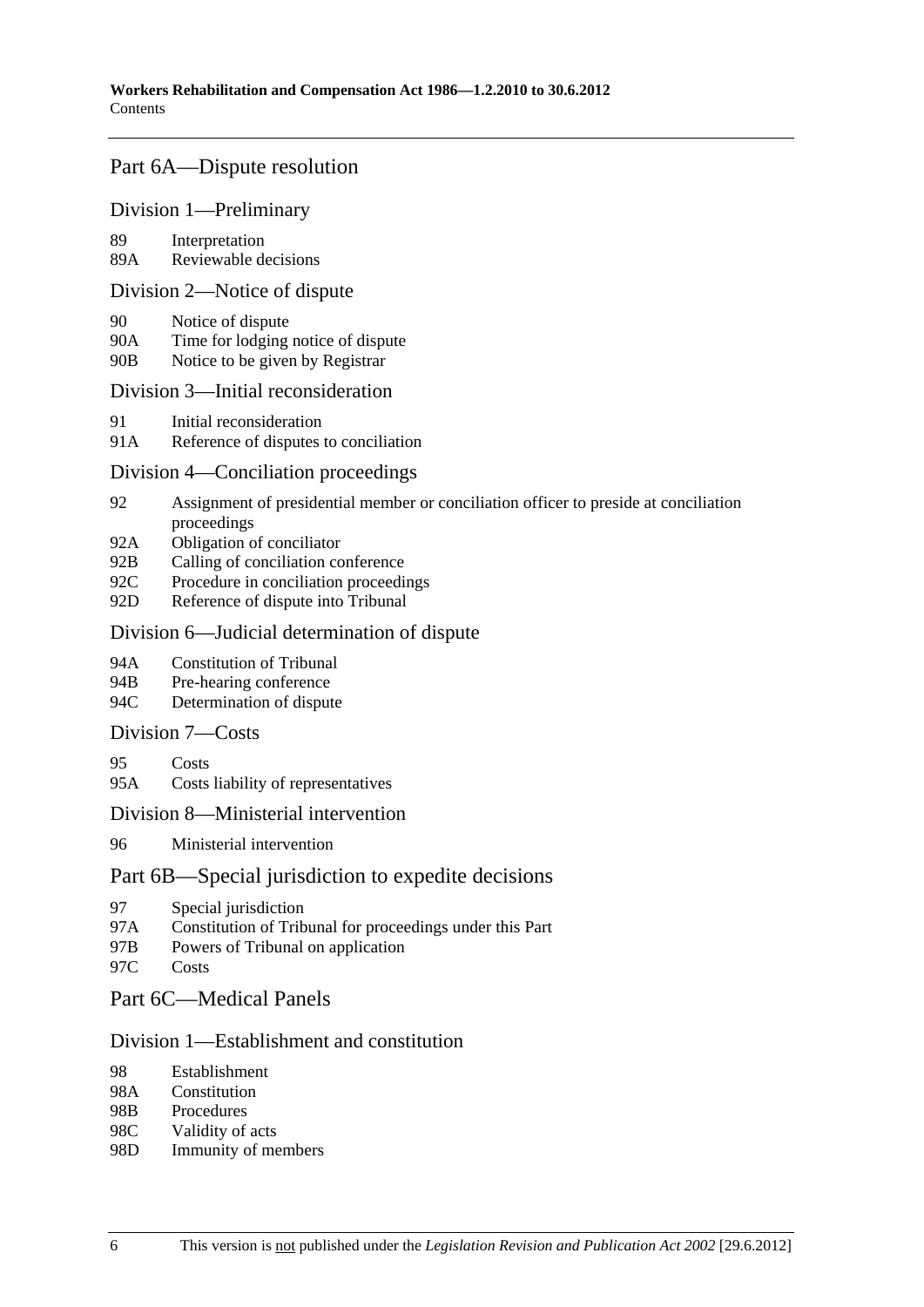## Part 6A—Dispute resolution

### Division 1—Preliminary

89 Interpretation
89A Reviewable decisions

### Division 2—Notice of dispute

90 Notice of dispute
90A Time for lodging notice of dispute
90B Notice to be given by Registrar

### Division 3—Initial reconsideration

91 Initial reconsideration
91A Reference of disputes to conciliation

### Division 4—Conciliation proceedings

92 Assignment of presidential member or conciliation officer to preside at conciliation proceedings
92A Obligation of conciliator
92B Calling of conciliation conference
92C Procedure in conciliation proceedings
92D Reference of dispute into Tribunal

### Division 6—Judicial determination of dispute

94A Constitution of Tribunal
94B Pre-hearing conference
94C Determination of dispute

### Division 7—Costs

95 Costs
95A Costs liability of representatives

### Division 8—Ministerial intervention

96 Ministerial intervention

## Part 6B—Special jurisdiction to expedite decisions

97 Special jurisdiction
97A Constitution of Tribunal for proceedings under this Part
97B Powers of Tribunal on application
97C Costs

## Part 6C—Medical Panels

### Division 1—Establishment and constitution

98 Establishment
98A Constitution
98B Procedures
98C Validity of acts
98D Immunity of members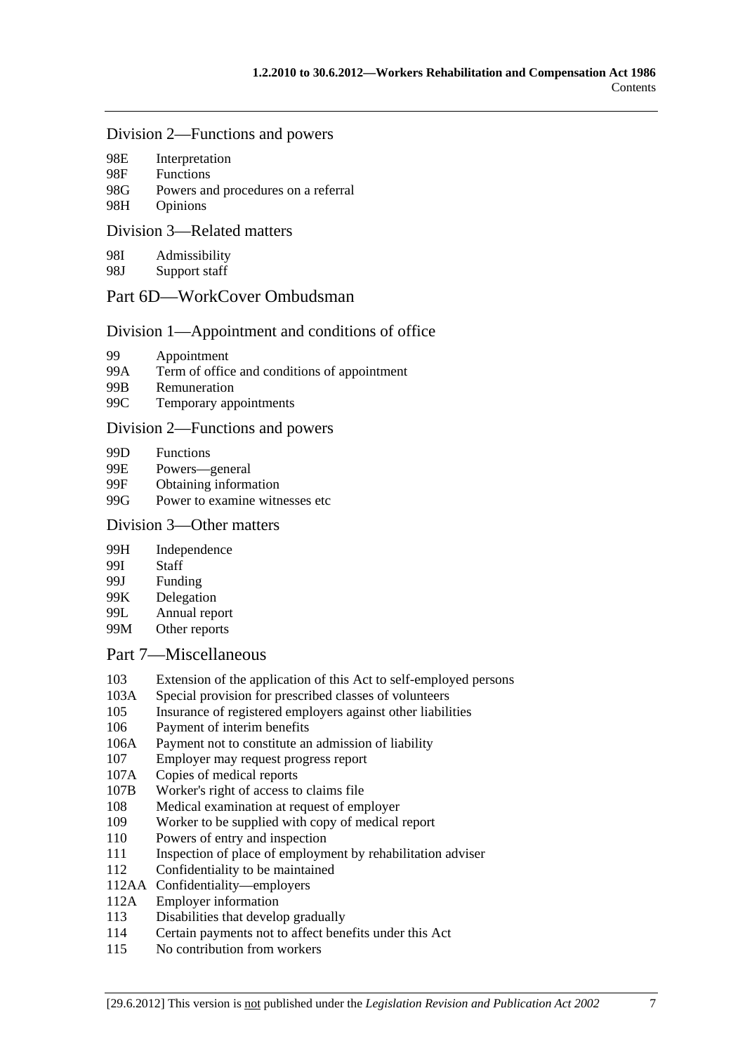## Division 2—Functions and powers

98E Interpretation
98F Functions
98G Powers and procedures on a referral
98H Opinions

## Division 3—Related matters

98I Admissibility
98J Support staff

# Part 6D—WorkCover Ombudsman

## Division 1—Appointment and conditions of office

99 Appointment
99A Term of office and conditions of appointment
99B Remuneration
99C Temporary appointments

## Division 2—Functions and powers

99D Functions
99E Powers—general
99F Obtaining information
99G Power to examine witnesses etc

## Division 3—Other matters

99H Independence
99I Staff
99J Funding
99K Delegation
99L Annual report
99M Other reports

# Part 7—Miscellaneous

103 Extension of the application of this Act to self-employed persons
103A Special provision for prescribed classes of volunteers
105 Insurance of registered employers against other liabilities
106 Payment of interim benefits
106A Payment not to constitute an admission of liability
107 Employer may request progress report
107A Copies of medical reports
107B Worker's right of access to claims file
108 Medical examination at request of employer
109 Worker to be supplied with copy of medical report
110 Powers of entry and inspection
111 Inspection of place of employment by rehabilitation adviser
112 Confidentiality to be maintained
112AA Confidentiality—employers
112A Employer information
113 Disabilities that develop gradually
114 Certain payments not to affect benefits under this Act
115 No contribution from workers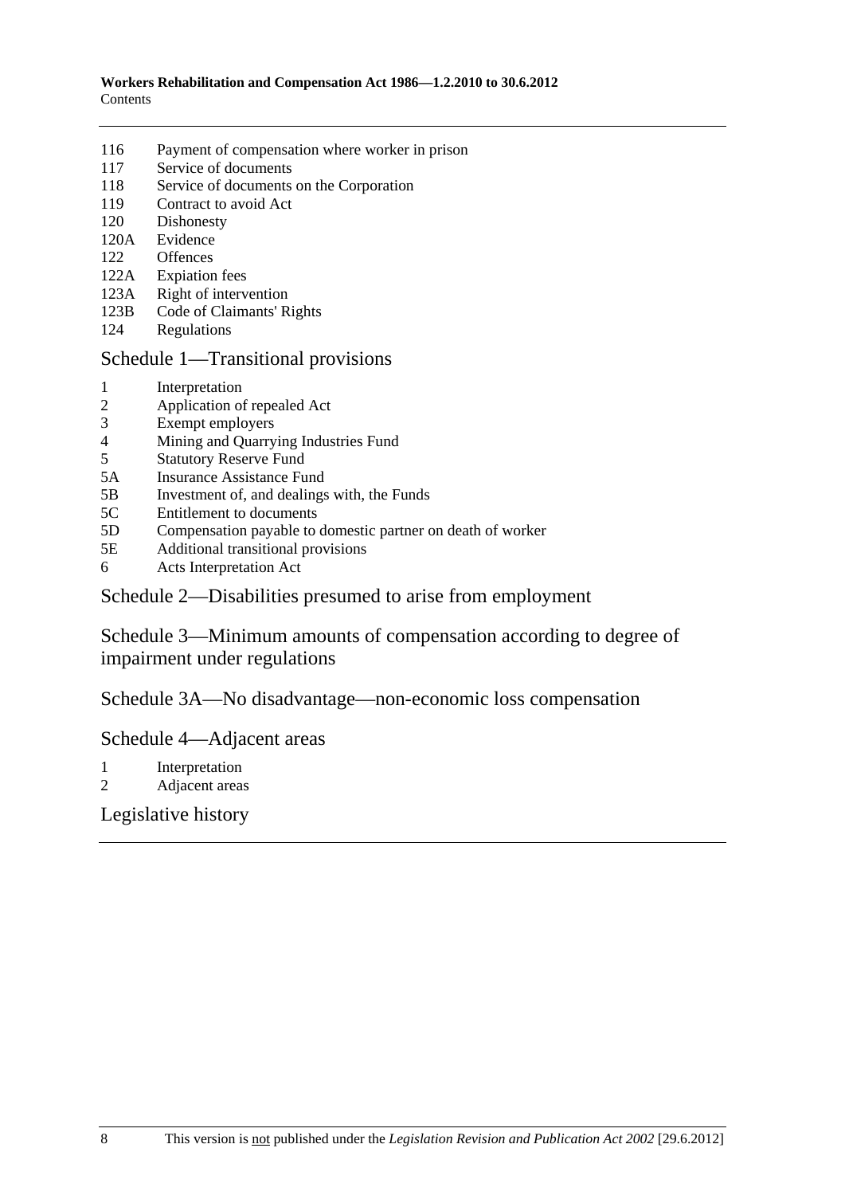116 Payment of compensation where worker in prison
117 Service of documents
118 Service of documents on the Corporation
119 Contract to avoid Act
120 Dishonesty
120A Evidence
122 Offences
122A Expiation fees
123A Right of intervention
123B Code of Claimants' Rights
124 Regulations

## Schedule 1—Transitional provisions

1 Interpretation
2 Application of repealed Act
3 Exempt employers
4 Mining and Quarrying Industries Fund
5 Statutory Reserve Fund
5A Insurance Assistance Fund
5B Investment of, and dealings with, the Funds
5C Entitlement to documents
5D Compensation payable to domestic partner on death of worker
5E Additional transitional provisions
6 Acts Interpretation Act

## Schedule 2—Disabilities presumed to arise from employment

## Schedule 3—Minimum amounts of compensation according to degree of impairment under regulations

## Schedule 3A—No disadvantage—non-economic loss compensation

## Schedule 4—Adjacent areas

1 Interpretation
2 Adjacent areas

## Legislative history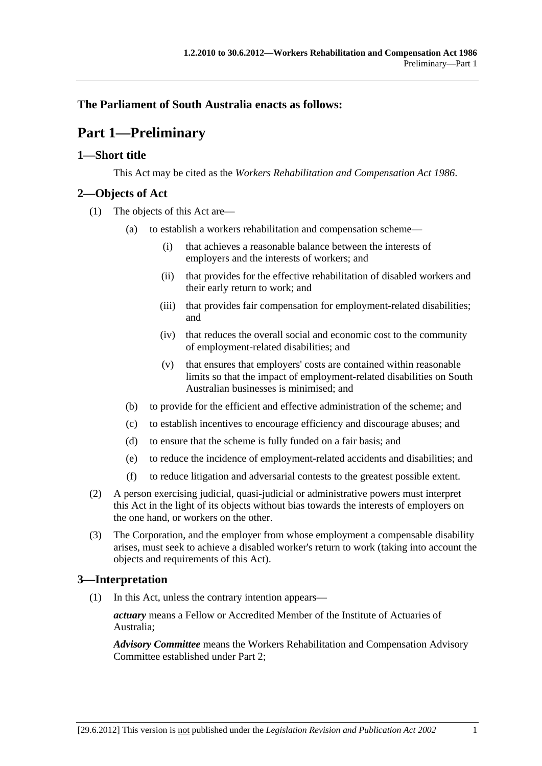**The Parliament of South Australia enacts as follows:**

# Part 1—Preliminary

## 1—Short title

This Act may be cited as the *Workers Rehabilitation and Compensation Act 1986*.

## 2—Objects of Act

(1) The objects of this Act are—

(a) to establish a workers rehabilitation and compensation scheme—

(i) that achieves a reasonable balance between the interests of employers and the interests of workers; and

(ii) that provides for the effective rehabilitation of disabled workers and their early return to work; and

(iii) that provides fair compensation for employment-related disabilities; and

(iv) that reduces the overall social and economic cost to the community of employment-related disabilities; and

(v) that ensures that employers' costs are contained within reasonable limits so that the impact of employment-related disabilities on South Australian businesses is minimised; and

(b) to provide for the efficient and effective administration of the scheme; and

(c) to establish incentives to encourage efficiency and discourage abuses; and

(d) to ensure that the scheme is fully funded on a fair basis; and

(e) to reduce the incidence of employment-related accidents and disabilities; and

(f) to reduce litigation and adversarial contests to the greatest possible extent.

(2) A person exercising judicial, quasi-judicial or administrative powers must interpret this Act in the light of its objects without bias towards the interests of employers on the one hand, or workers on the other.

(3) The Corporation, and the employer from whose employment a compensable disability arises, must seek to achieve a disabled worker's return to work (taking into account the objects and requirements of this Act).

## 3—Interpretation

(1) In this Act, unless the contrary intention appears—

***actuary*** means a Fellow or Accredited Member of the Institute of Actuaries of Australia;

***Advisory Committee*** means the Workers Rehabilitation and Compensation Advisory Committee established under Part 2;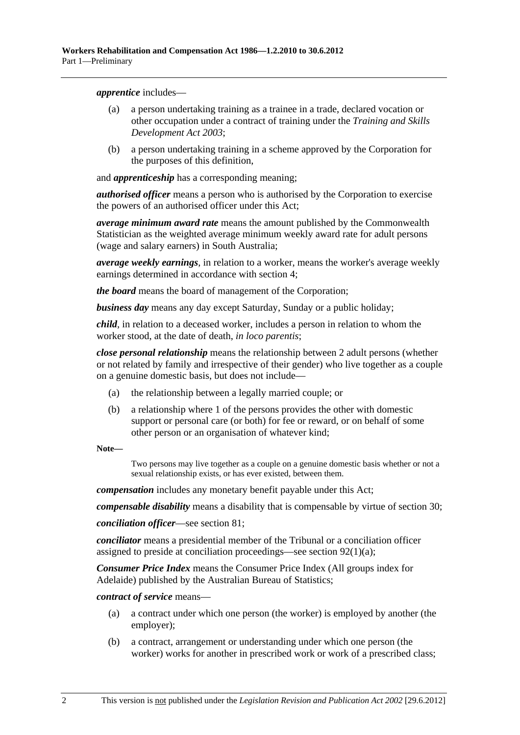***apprentice*** includes—

(a) a person undertaking training as a trainee in a trade, declared vocation or other occupation under a contract of training under the *Training and Skills Development Act 2003*;

(b) a person undertaking training in a scheme approved by the Corporation for the purposes of this definition,

and ***apprenticeship*** has a corresponding meaning;

***authorised officer*** means a person who is authorised by the Corporation to exercise the powers of an authorised officer under this Act;

***average minimum award rate*** means the amount published by the Commonwealth Statistician as the weighted average minimum weekly award rate for adult persons (wage and salary earners) in South Australia;

***average weekly earnings***, in relation to a worker, means the worker's average weekly earnings determined in accordance with section 4;

***the board*** means the board of management of the Corporation;

***business day*** means any day except Saturday, Sunday or a public holiday;

***child***, in relation to a deceased worker, includes a person in relation to whom the worker stood, at the date of death, *in loco parentis*;

***close personal relationship*** means the relationship between 2 adult persons (whether or not related by family and irrespective of their gender) who live together as a couple on a genuine domestic basis, but does not include—

(a) the relationship between a legally married couple; or

(b) a relationship where 1 of the persons provides the other with domestic support or personal care (or both) for fee or reward, or on behalf of some other person or an organisation of whatever kind;

**Note—**

Two persons may live together as a couple on a genuine domestic basis whether or not a sexual relationship exists, or has ever existed, between them.

***compensation*** includes any monetary benefit payable under this Act;

***compensable disability*** means a disability that is compensable by virtue of section 30;

***conciliation officer***—see section 81;

***conciliator*** means a presidential member of the Tribunal or a conciliation officer assigned to preside at conciliation proceedings—see section 92(1)(a);

***Consumer Price Index*** means the Consumer Price Index (All groups index for Adelaide) published by the Australian Bureau of Statistics;

***contract of service*** means—

(a) a contract under which one person (the worker) is employed by another (the employer);

(b) a contract, arrangement or understanding under which one person (the worker) works for another in prescribed work or work of a prescribed class;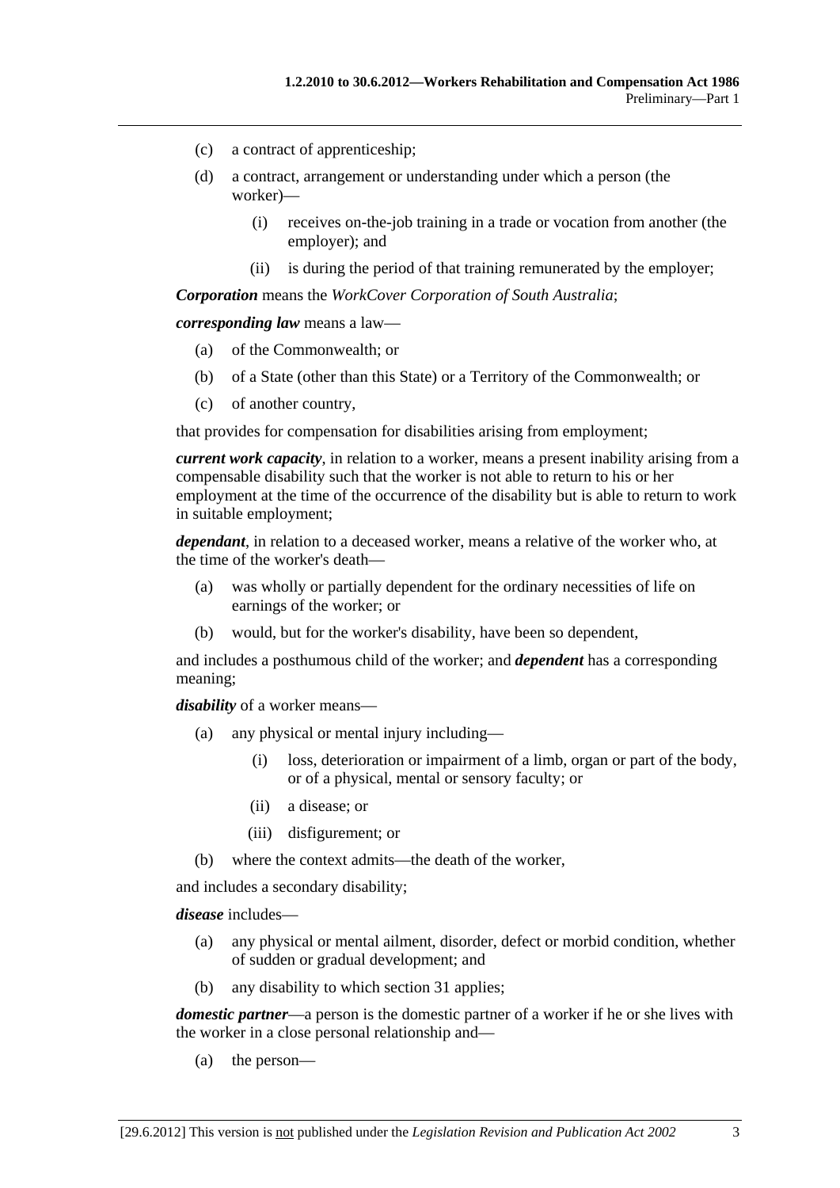(c) a contract of apprenticeship;

(d) a contract, arrangement or understanding under which a person (the worker)—

  (i) receives on-the-job training in a trade or vocation from another (the employer); and

  (ii) is during the period of that training remunerated by the employer;

***Corporation*** means the *WorkCover Corporation of South Australia*;

***corresponding law*** means a law—

(a) of the Commonwealth; or

(b) of a State (other than this State) or a Territory of the Commonwealth; or

(c) of another country,

that provides for compensation for disabilities arising from employment;

***current work capacity***, in relation to a worker, means a present inability arising from a compensable disability such that the worker is not able to return to his or her employment at the time of the occurrence of the disability but is able to return to work in suitable employment;

***dependant***, in relation to a deceased worker, means a relative of the worker who, at the time of the worker's death—

(a) was wholly or partially dependent for the ordinary necessities of life on earnings of the worker; or

(b) would, but for the worker's disability, have been so dependent,

and includes a posthumous child of the worker; and ***dependent*** has a corresponding meaning;

***disability*** of a worker means—

(a) any physical or mental injury including—

  (i) loss, deterioration or impairment of a limb, organ or part of the body, or of a physical, mental or sensory faculty; or

  (ii) a disease; or

  (iii) disfigurement; or

(b) where the context admits—the death of the worker,

and includes a secondary disability;

***disease*** includes—

(a) any physical or mental ailment, disorder, defect or morbid condition, whether of sudden or gradual development; and

(b) any disability to which section 31 applies;

***domestic partner***—a person is the domestic partner of a worker if he or she lives with the worker in a close personal relationship and—

(a) the person—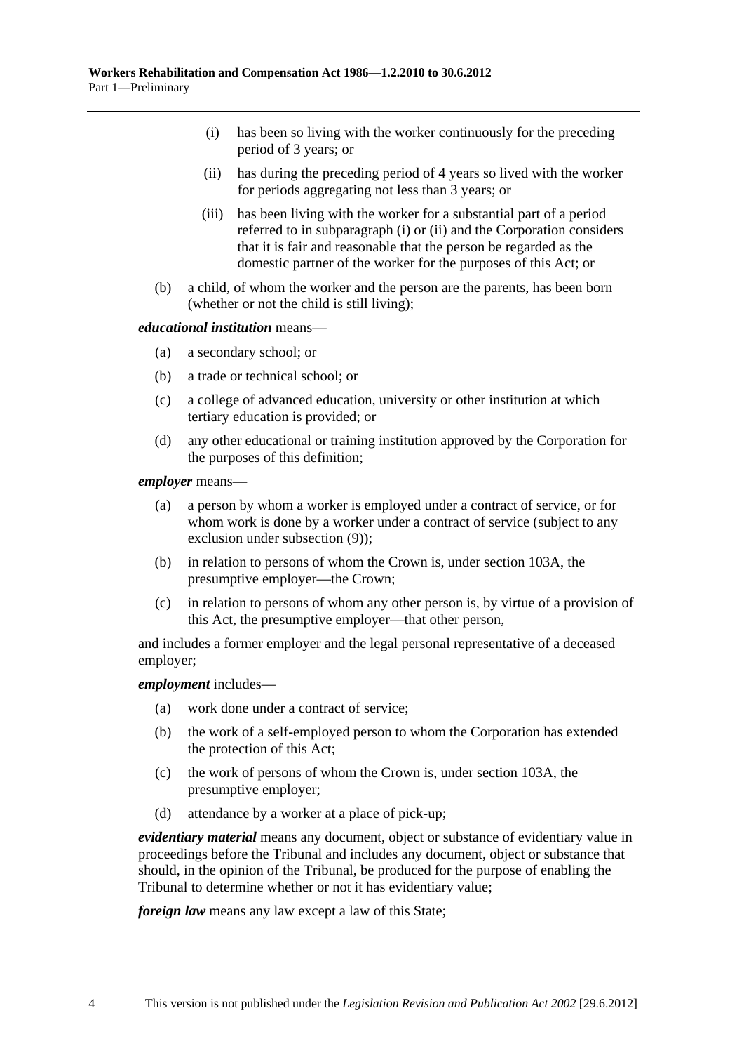(i) has been so living with the worker continuously for the preceding period of 3 years; or

(ii) has during the preceding period of 4 years so lived with the worker for periods aggregating not less than 3 years; or

(iii) has been living with the worker for a substantial part of a period referred to in subparagraph (i) or (ii) and the Corporation considers that it is fair and reasonable that the person be regarded as the domestic partner of the worker for the purposes of this Act; or

(b) a child, of whom the worker and the person are the parents, has been born (whether or not the child is still living);

***educational institution*** means—

(a) a secondary school; or

(b) a trade or technical school; or

(c) a college of advanced education, university or other institution at which tertiary education is provided; or

(d) any other educational or training institution approved by the Corporation for the purposes of this definition;

***employer*** means—

(a) a person by whom a worker is employed under a contract of service, or for whom work is done by a worker under a contract of service (subject to any exclusion under subsection (9));

(b) in relation to persons of whom the Crown is, under section 103A, the presumptive employer—the Crown;

(c) in relation to persons of whom any other person is, by virtue of a provision of this Act, the presumptive employer—that other person,

and includes a former employer and the legal personal representative of a deceased employer;

***employment*** includes—

(a) work done under a contract of service;

(b) the work of a self-employed person to whom the Corporation has extended the protection of this Act;

(c) the work of persons of whom the Crown is, under section 103A, the presumptive employer;

(d) attendance by a worker at a place of pick-up;

***evidentiary material*** means any document, object or substance of evidentiary value in proceedings before the Tribunal and includes any document, object or substance that should, in the opinion of the Tribunal, be produced for the purpose of enabling the Tribunal to determine whether or not it has evidentiary value;

***foreign law*** means any law except a law of this State;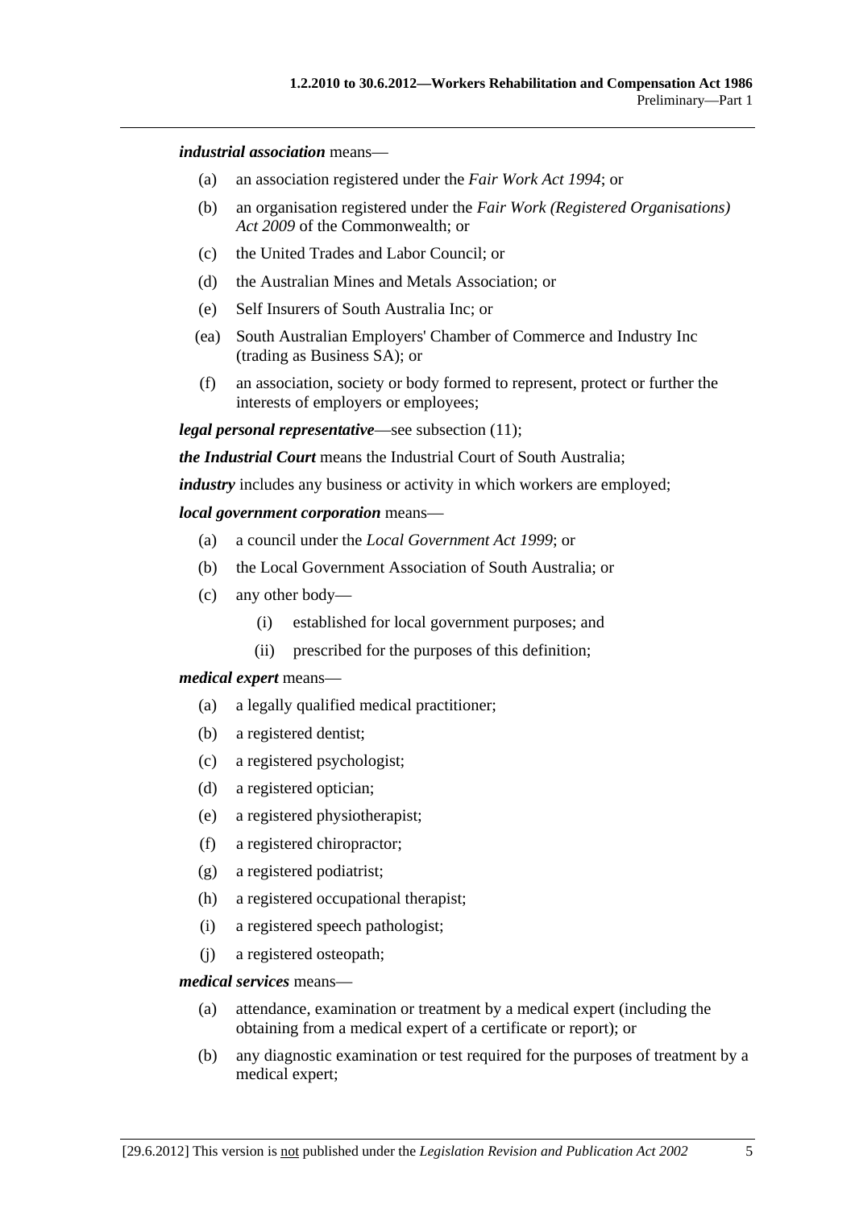***industrial association*** means—

- (a) an association registered under the *Fair Work Act 1994*; or
- (b) an organisation registered under the *Fair Work (Registered Organisations) Act 2009* of the Commonwealth; or
- (c) the United Trades and Labor Council; or
- (d) the Australian Mines and Metals Association; or
- (e) Self Insurers of South Australia Inc; or
- (ea) South Australian Employers' Chamber of Commerce and Industry Inc (trading as Business SA); or
- (f) an association, society or body formed to represent, protect or further the interests of employers or employees;

***legal personal representative***—see subsection (11);

***the Industrial Court*** means the Industrial Court of South Australia;

***industry*** includes any business or activity in which workers are employed;

***local government corporation*** means—

- (a) a council under the *Local Government Act 1999*; or
- (b) the Local Government Association of South Australia; or
- (c) any other body—
  - (i) established for local government purposes; and
  - (ii) prescribed for the purposes of this definition;

***medical expert*** means—

- (a) a legally qualified medical practitioner;
- (b) a registered dentist;
- (c) a registered psychologist;
- (d) a registered optician;
- (e) a registered physiotherapist;
- (f) a registered chiropractor;
- (g) a registered podiatrist;
- (h) a registered occupational therapist;
- (i) a registered speech pathologist;
- (j) a registered osteopath;

***medical services*** means—

- (a) attendance, examination or treatment by a medical expert (including the obtaining from a medical expert of a certificate or report); or
- (b) any diagnostic examination or test required for the purposes of treatment by a medical expert;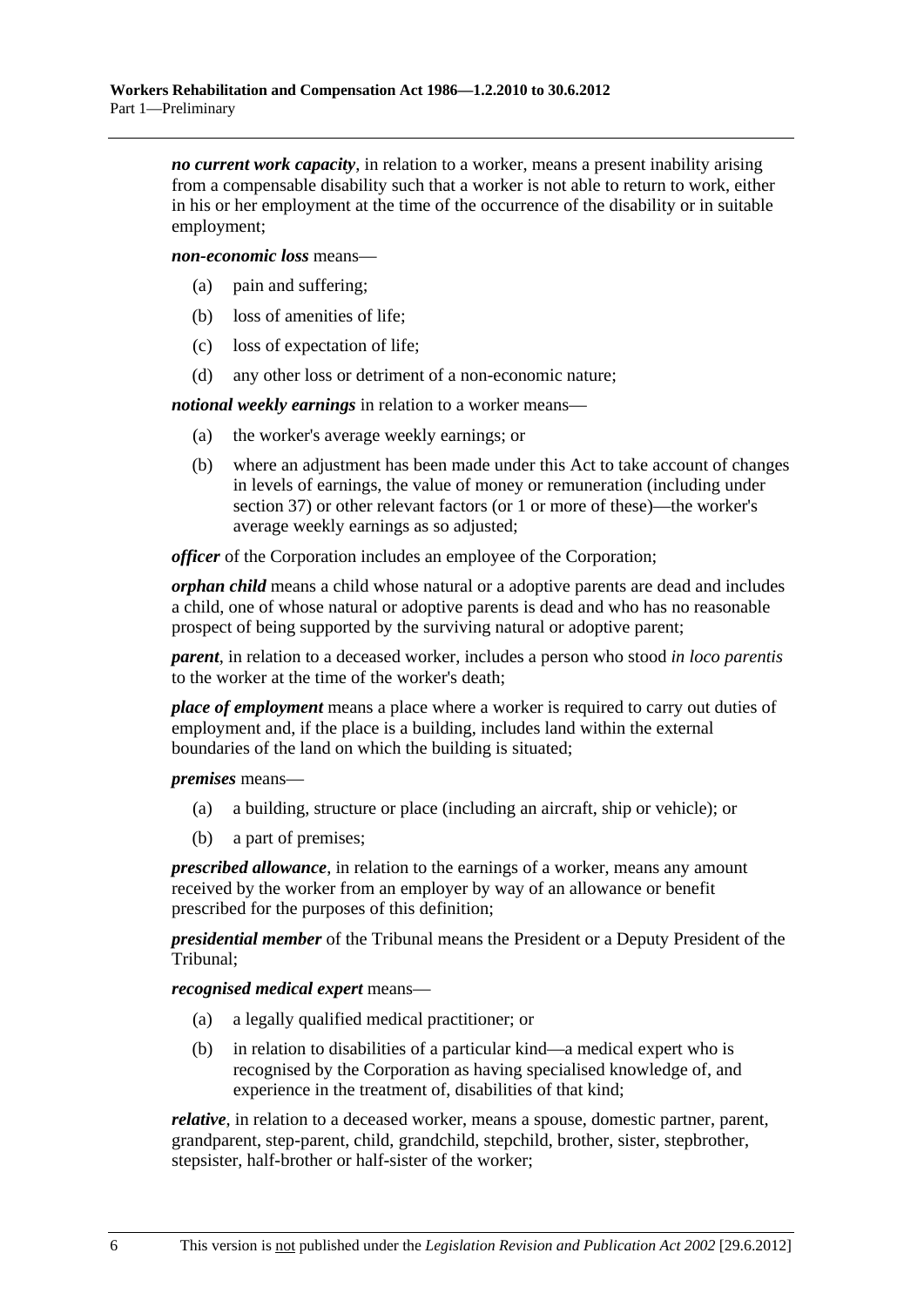***no current work capacity***, in relation to a worker, means a present inability arising from a compensable disability such that a worker is not able to return to work, either in his or her employment at the time of the occurrence of the disability or in suitable employment;

***non-economic loss*** means—

- (a) pain and suffering;
- (b) loss of amenities of life;
- (c) loss of expectation of life;
- (d) any other loss or detriment of a non-economic nature;

***notional weekly earnings*** in relation to a worker means—

- (a) the worker's average weekly earnings; or
- (b) where an adjustment has been made under this Act to take account of changes in levels of earnings, the value of money or remuneration (including under section 37) or other relevant factors (or 1 or more of these)—the worker's average weekly earnings as so adjusted;

***officer*** of the Corporation includes an employee of the Corporation;

***orphan child*** means a child whose natural or a adoptive parents are dead and includes a child, one of whose natural or adoptive parents is dead and who has no reasonable prospect of being supported by the surviving natural or adoptive parent;

***parent***, in relation to a deceased worker, includes a person who stood *in loco parentis* to the worker at the time of the worker's death;

***place of employment*** means a place where a worker is required to carry out duties of employment and, if the place is a building, includes land within the external boundaries of the land on which the building is situated;

***premises*** means—

- (a) a building, structure or place (including an aircraft, ship or vehicle); or
- (b) a part of premises;

***prescribed allowance***, in relation to the earnings of a worker, means any amount received by the worker from an employer by way of an allowance or benefit prescribed for the purposes of this definition;

***presidential member*** of the Tribunal means the President or a Deputy President of the Tribunal;

***recognised medical expert*** means—

- (a) a legally qualified medical practitioner; or
- (b) in relation to disabilities of a particular kind—a medical expert who is recognised by the Corporation as having specialised knowledge of, and experience in the treatment of, disabilities of that kind;

***relative***, in relation to a deceased worker, means a spouse, domestic partner, parent, grandparent, step-parent, child, grandchild, stepchild, brother, sister, stepbrother, stepsister, half-brother or half-sister of the worker;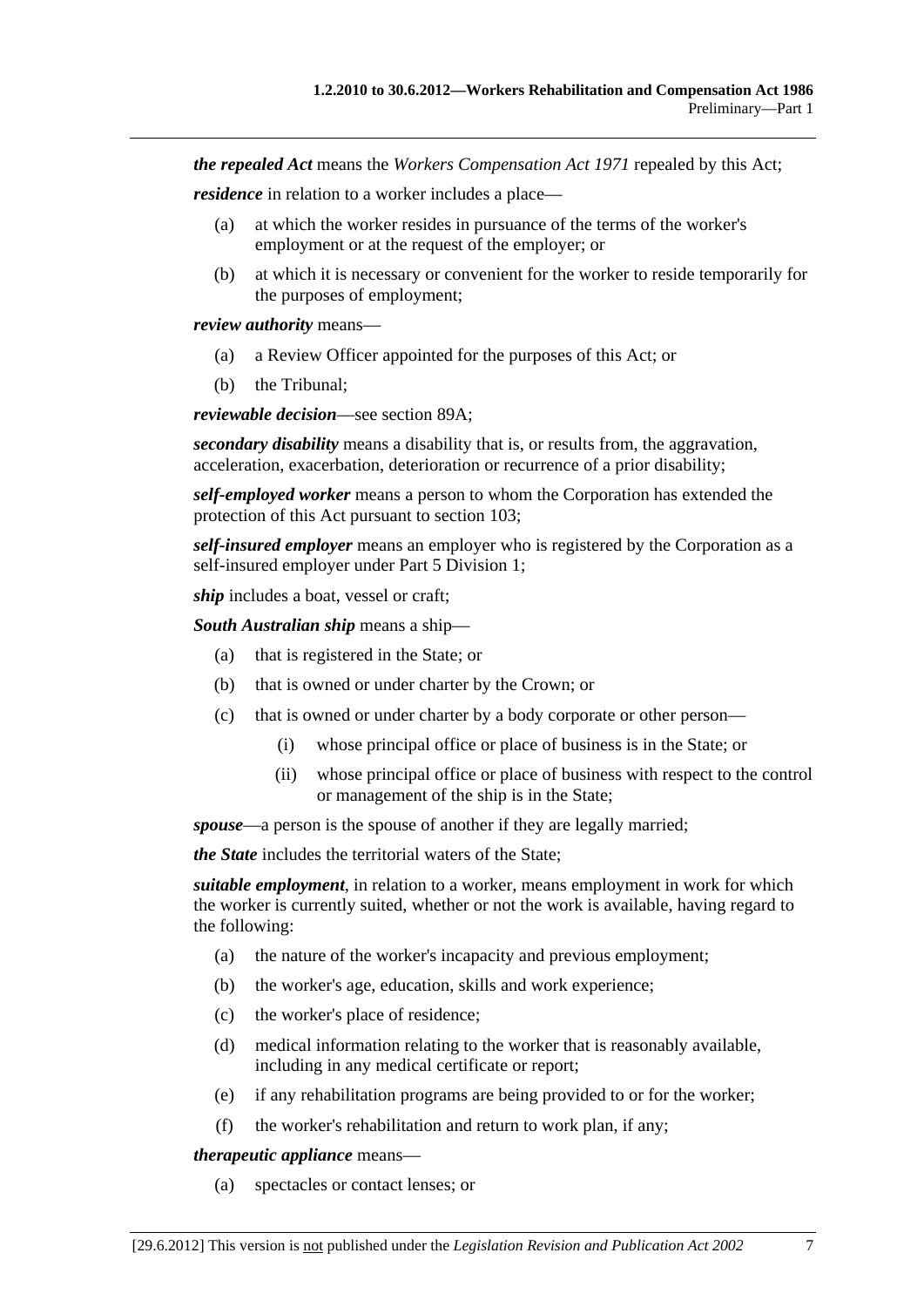***the repealed Act*** means the *Workers Compensation Act 1971* repealed by this Act;

***residence*** in relation to a worker includes a place—

- (a) at which the worker resides in pursuance of the terms of the worker's employment or at the request of the employer; or
- (b) at which it is necessary or convenient for the worker to reside temporarily for the purposes of employment;

***review authority*** means—

- (a) a Review Officer appointed for the purposes of this Act; or
- (b) the Tribunal;

***reviewable decision***—see section 89A;

***secondary disability*** means a disability that is, or results from, the aggravation, acceleration, exacerbation, deterioration or recurrence of a prior disability;

***self-employed worker*** means a person to whom the Corporation has extended the protection of this Act pursuant to section 103;

***self-insured employer*** means an employer who is registered by the Corporation as a self-insured employer under Part 5 Division 1;

***ship*** includes a boat, vessel or craft;

***South Australian ship*** means a ship—

- (a) that is registered in the State; or
- (b) that is owned or under charter by the Crown; or
- (c) that is owned or under charter by a body corporate or other person—
  - (i) whose principal office or place of business is in the State; or
  - (ii) whose principal office or place of business with respect to the control or management of the ship is in the State;

***spouse***—a person is the spouse of another if they are legally married;

***the State*** includes the territorial waters of the State;

***suitable employment***, in relation to a worker, means employment in work for which the worker is currently suited, whether or not the work is available, having regard to the following:

- (a) the nature of the worker's incapacity and previous employment;
- (b) the worker's age, education, skills and work experience;
- (c) the worker's place of residence;
- (d) medical information relating to the worker that is reasonably available, including in any medical certificate or report;
- (e) if any rehabilitation programs are being provided to or for the worker;
- (f) the worker's rehabilitation and return to work plan, if any;

***therapeutic appliance*** means—

- (a) spectacles or contact lenses; or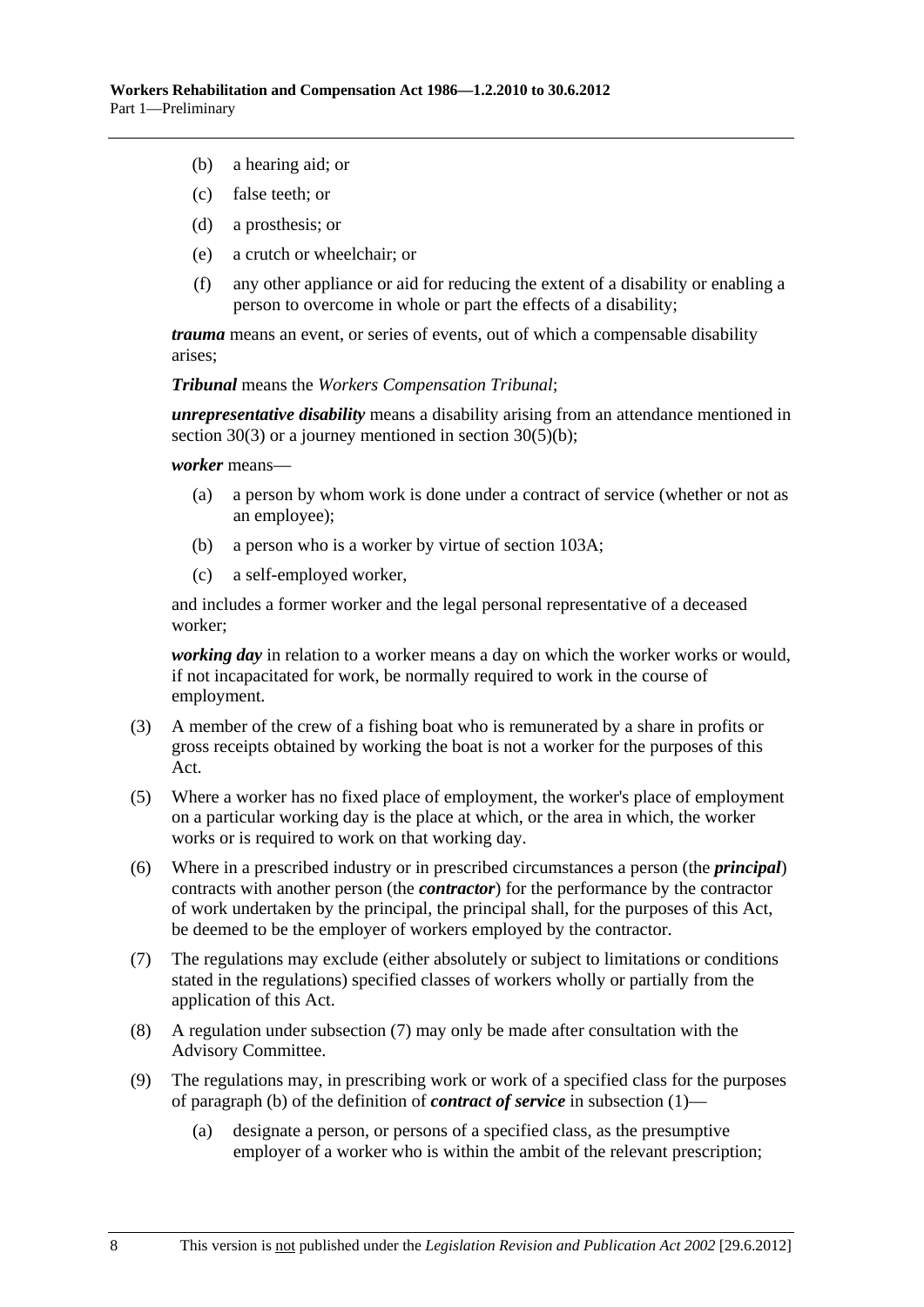(b) a hearing aid; or

(c) false teeth; or

(d) a prosthesis; or

(e) a crutch or wheelchair; or

(f) any other appliance or aid for reducing the extent of a disability or enabling a person to overcome in whole or part the effects of a disability;

***trauma*** means an event, or series of events, out of which a compensable disability arises;

***Tribunal*** means the *Workers Compensation Tribunal*;

***unrepresentative disability*** means a disability arising from an attendance mentioned in section 30(3) or a journey mentioned in section 30(5)(b);

***worker*** means—

(a) a person by whom work is done under a contract of service (whether or not as an employee);

(b) a person who is a worker by virtue of section 103A;

(c) a self-employed worker,

and includes a former worker and the legal personal representative of a deceased worker;

***working day*** in relation to a worker means a day on which the worker works or would, if not incapacitated for work, be normally required to work in the course of employment.

(3) A member of the crew of a fishing boat who is remunerated by a share in profits or gross receipts obtained by working the boat is not a worker for the purposes of this Act.

(5) Where a worker has no fixed place of employment, the worker's place of employment on a particular working day is the place at which, or the area in which, the worker works or is required to work on that working day.

(6) Where in a prescribed industry or in prescribed circumstances a person (the ***principal***) contracts with another person (the ***contractor***) for the performance by the contractor of work undertaken by the principal, the principal shall, for the purposes of this Act, be deemed to be the employer of workers employed by the contractor.

(7) The regulations may exclude (either absolutely or subject to limitations or conditions stated in the regulations) specified classes of workers wholly or partially from the application of this Act.

(8) A regulation under subsection (7) may only be made after consultation with the Advisory Committee.

(9) The regulations may, in prescribing work or work of a specified class for the purposes of paragraph (b) of the definition of ***contract of service*** in subsection (1)—

(a) designate a person, or persons of a specified class, as the presumptive employer of a worker who is within the ambit of the relevant prescription;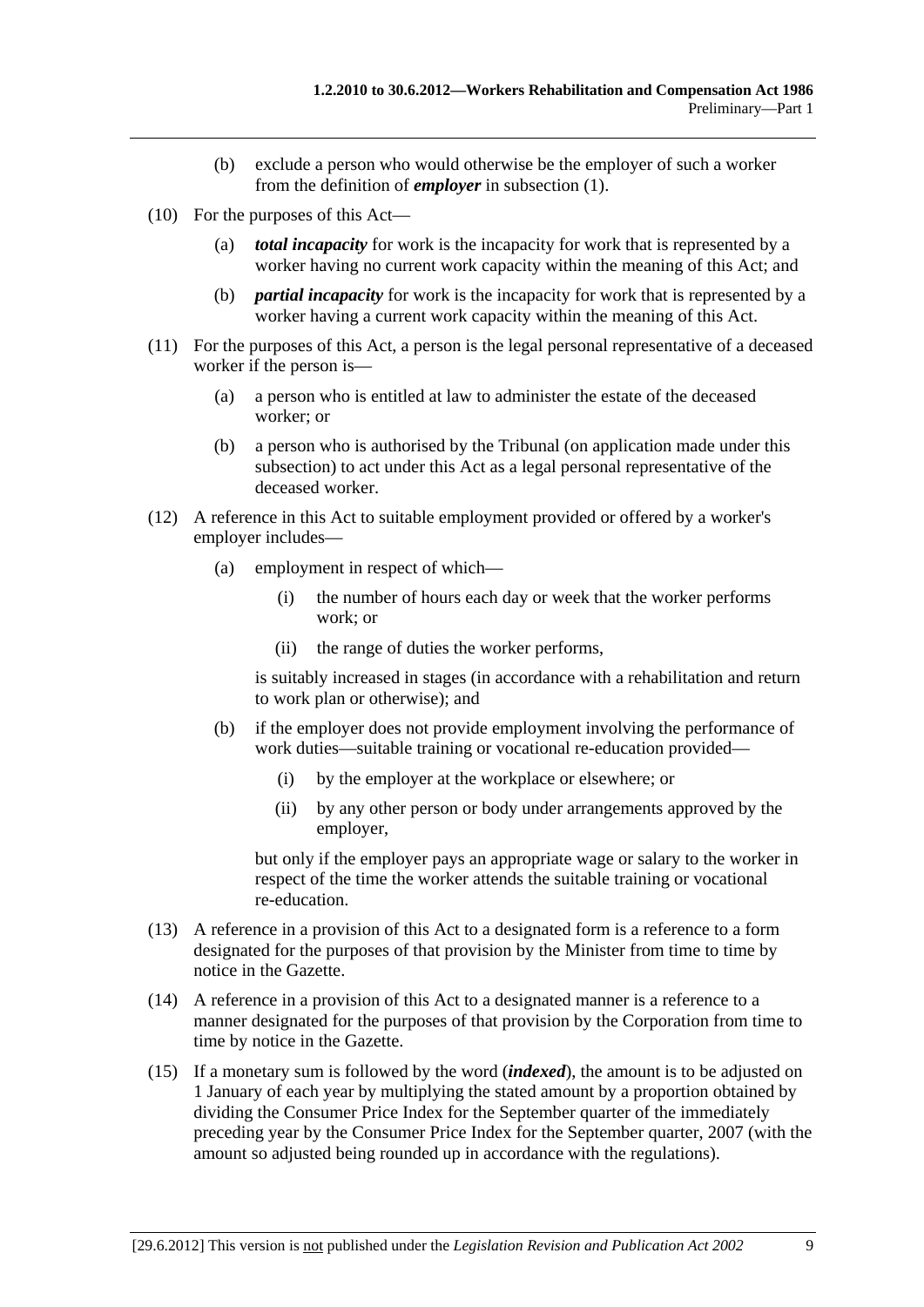(b) exclude a person who would otherwise be the employer of such a worker from the definition of ***employer*** in subsection (1).

(10) For the purposes of this Act—

(a) ***total incapacity*** for work is the incapacity for work that is represented by a worker having no current work capacity within the meaning of this Act; and

(b) ***partial incapacity*** for work is the incapacity for work that is represented by a worker having a current work capacity within the meaning of this Act.

(11) For the purposes of this Act, a person is the legal personal representative of a deceased worker if the person is—

(a) a person who is entitled at law to administer the estate of the deceased worker; or

(b) a person who is authorised by the Tribunal (on application made under this subsection) to act under this Act as a legal personal representative of the deceased worker.

(12) A reference in this Act to suitable employment provided or offered by a worker's employer includes—

(a) employment in respect of which—

(i) the number of hours each day or week that the worker performs work; or

(ii) the range of duties the worker performs,

is suitably increased in stages (in accordance with a rehabilitation and return to work plan or otherwise); and

(b) if the employer does not provide employment involving the performance of work duties—suitable training or vocational re-education provided—

(i) by the employer at the workplace or elsewhere; or

(ii) by any other person or body under arrangements approved by the employer,

but only if the employer pays an appropriate wage or salary to the worker in respect of the time the worker attends the suitable training or vocational re-education.

(13) A reference in a provision of this Act to a designated form is a reference to a form designated for the purposes of that provision by the Minister from time to time by notice in the Gazette.

(14) A reference in a provision of this Act to a designated manner is a reference to a manner designated for the purposes of that provision by the Corporation from time to time by notice in the Gazette.

(15) If a monetary sum is followed by the word (***indexed***), the amount is to be adjusted on 1 January of each year by multiplying the stated amount by a proportion obtained by dividing the Consumer Price Index for the September quarter of the immediately preceding year by the Consumer Price Index for the September quarter, 2007 (with the amount so adjusted being rounded up in accordance with the regulations).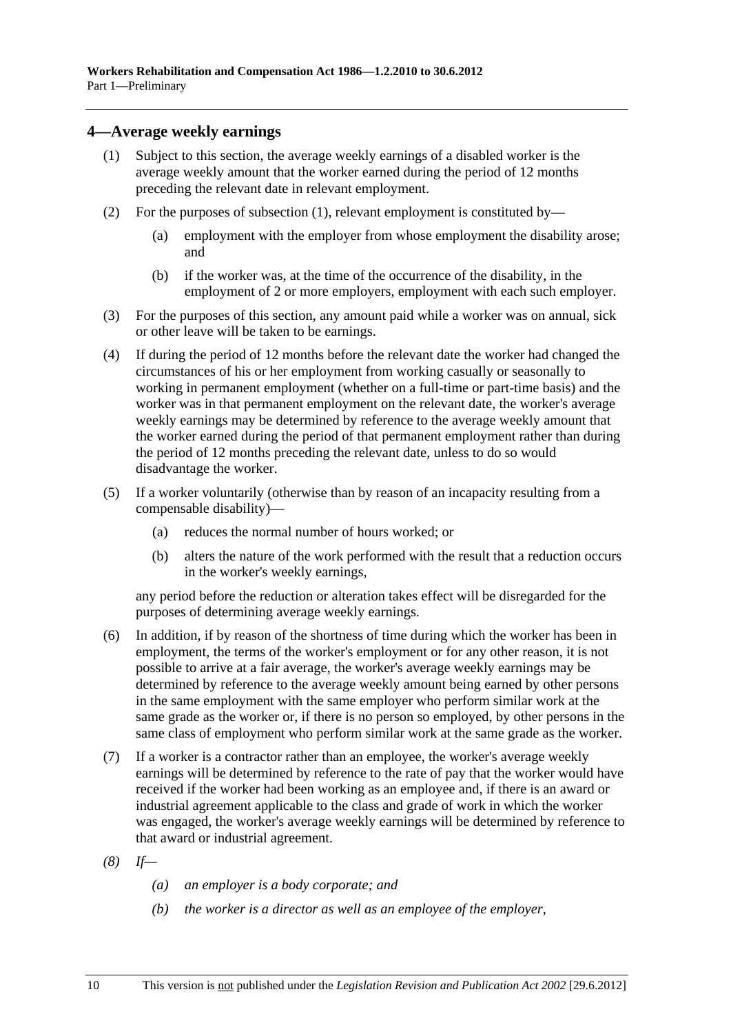## 4—Average weekly earnings

(1) Subject to this section, the average weekly earnings of a disabled worker is the average weekly amount that the worker earned during the period of 12 months preceding the relevant date in relevant employment.

(2) For the purposes of subsection (1), relevant employment is constituted by—

(a) employment with the employer from whose employment the disability arose; and

(b) if the worker was, at the time of the occurrence of the disability, in the employment of 2 or more employers, employment with each such employer.

(3) For the purposes of this section, any amount paid while a worker was on annual, sick or other leave will be taken to be earnings.

(4) If during the period of 12 months before the relevant date the worker had changed the circumstances of his or her employment from working casually or seasonally to working in permanent employment (whether on a full-time or part-time basis) and the worker was in that permanent employment on the relevant date, the worker's average weekly earnings may be determined by reference to the average weekly amount that the worker earned during the period of that permanent employment rather than during the period of 12 months preceding the relevant date, unless to do so would disadvantage the worker.

(5) If a worker voluntarily (otherwise than by reason of an incapacity resulting from a compensable disability)—

(a) reduces the normal number of hours worked; or

(b) alters the nature of the work performed with the result that a reduction occurs in the worker's weekly earnings,

any period before the reduction or alteration takes effect will be disregarded for the purposes of determining average weekly earnings.

(6) In addition, if by reason of the shortness of time during which the worker has been in employment, the terms of the worker's employment or for any other reason, it is not possible to arrive at a fair average, the worker's average weekly earnings may be determined by reference to the average weekly amount being earned by other persons in the same employment with the same employer who perform similar work at the same grade as the worker or, if there is no person so employed, by other persons in the same class of employment who perform similar work at the same grade as the worker.

(7) If a worker is a contractor rather than an employee, the worker's average weekly earnings will be determined by reference to the rate of pay that the worker would have received if the worker had been working as an employee and, if there is an award or industrial agreement applicable to the class and grade of work in which the worker was engaged, the worker's average weekly earnings will be determined by reference to that award or industrial agreement.

*(8) If—*

*(a) an employer is a body corporate; and*

*(b) the worker is a director as well as an employee of the employer,*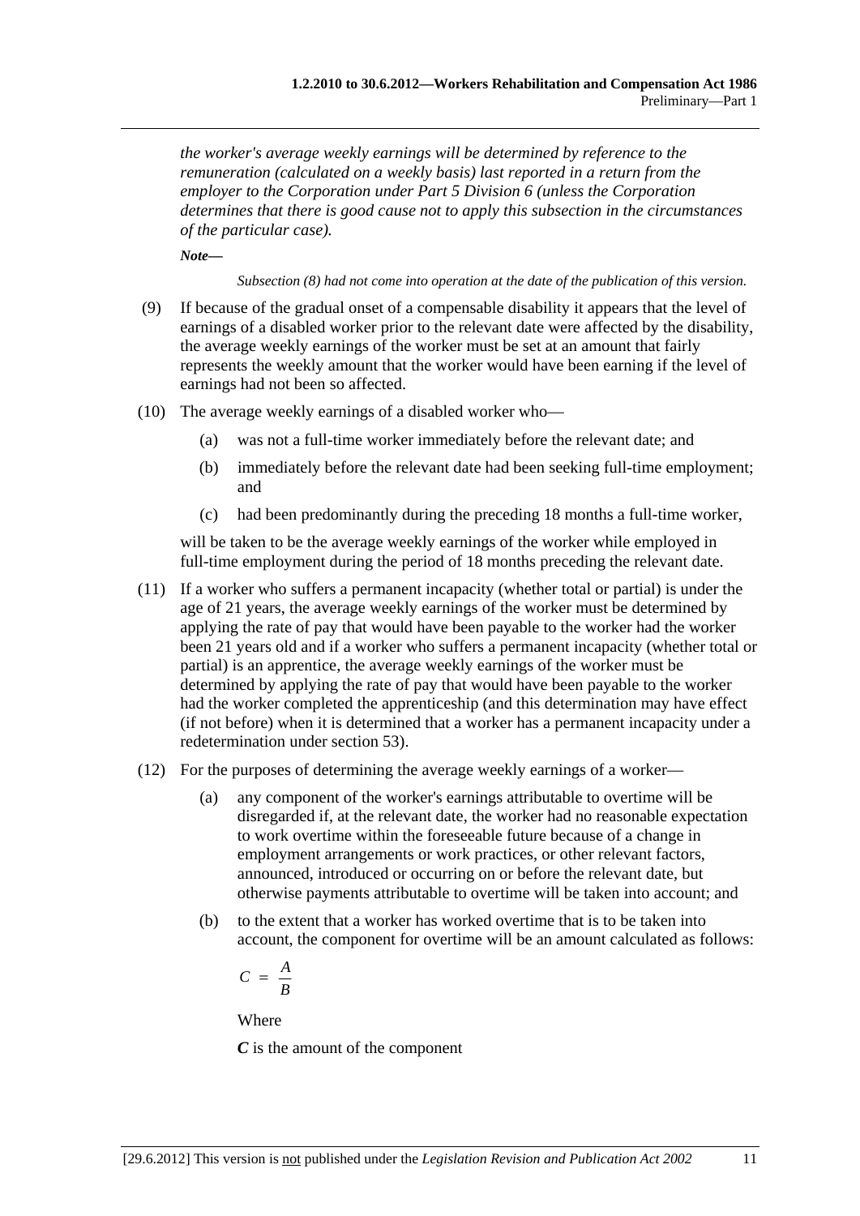*the worker's average weekly earnings will be determined by reference to the remuneration (calculated on a weekly basis) last reported in a return from the employer to the Corporation under Part 5 Division 6 (unless the Corporation determines that there is good cause not to apply this subsection in the circumstances of the particular case).*

***Note—***

*Subsection (8) had not come into operation at the date of the publication of this version.*

(9) If because of the gradual onset of a compensable disability it appears that the level of earnings of a disabled worker prior to the relevant date were affected by the disability, the average weekly earnings of the worker must be set at an amount that fairly represents the weekly amount that the worker would have been earning if the level of earnings had not been so affected.

(10) The average weekly earnings of a disabled worker who—

(a) was not a full-time worker immediately before the relevant date; and

(b) immediately before the relevant date had been seeking full-time employment; and

(c) had been predominantly during the preceding 18 months a full-time worker,

will be taken to be the average weekly earnings of the worker while employed in full-time employment during the period of 18 months preceding the relevant date.

(11) If a worker who suffers a permanent incapacity (whether total or partial) is under the age of 21 years, the average weekly earnings of the worker must be determined by applying the rate of pay that would have been payable to the worker had the worker been 21 years old and if a worker who suffers a permanent incapacity (whether total or partial) is an apprentice, the average weekly earnings of the worker must be determined by applying the rate of pay that would have been payable to the worker had the worker completed the apprenticeship (and this determination may have effect (if not before) when it is determined that a worker has a permanent incapacity under a redetermination under section 53).

(12) For the purposes of determining the average weekly earnings of a worker—

(a) any component of the worker's earnings attributable to overtime will be disregarded if, at the relevant date, the worker had no reasonable expectation to work overtime within the foreseeable future because of a change in employment arrangements or work practices, or other relevant factors, announced, introduced or occurring on or before the relevant date, but otherwise payments attributable to overtime will be taken into account; and

(b) to the extent that a worker has worked overtime that is to be taken into account, the component for overtime will be an amount calculated as follows:

$$C = \frac{A}{B}$$

Where

***C*** is the amount of the component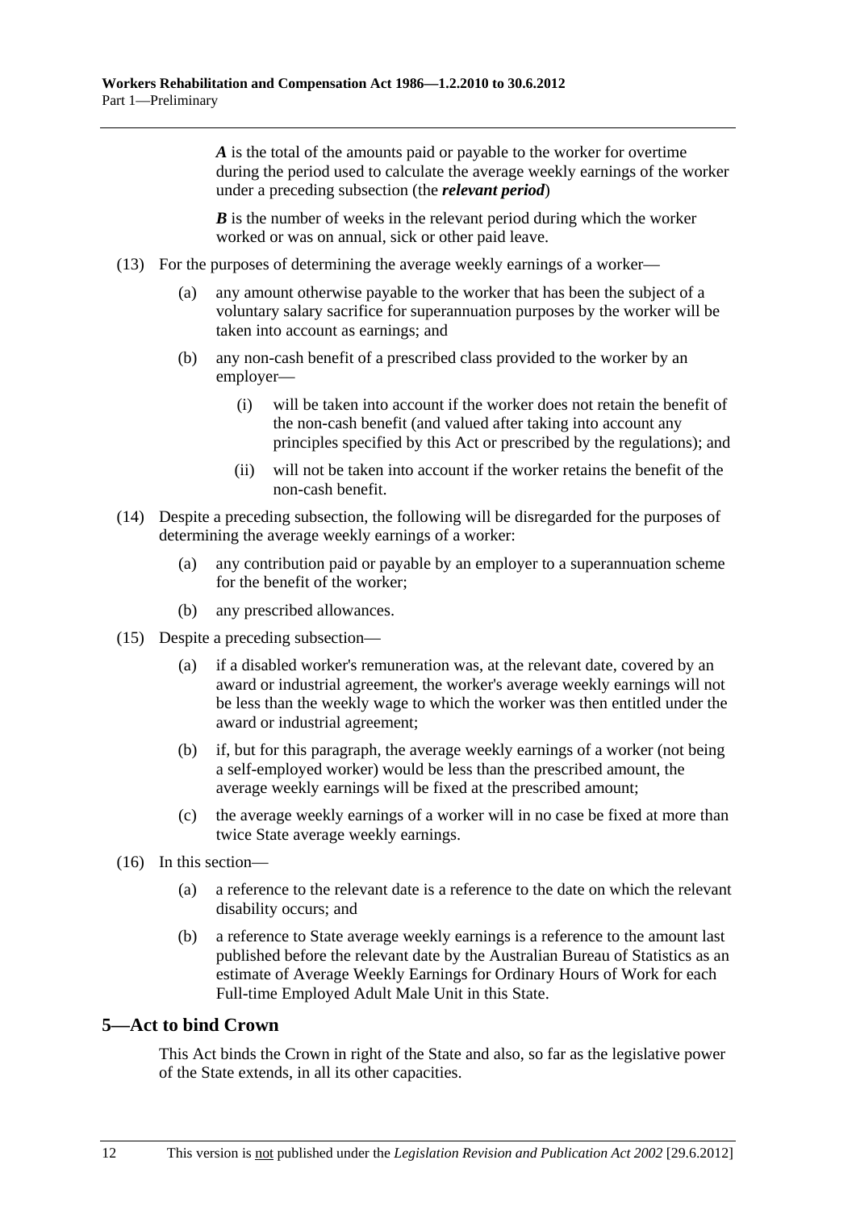*A* is the total of the amounts paid or payable to the worker for overtime during the period used to calculate the average weekly earnings of the worker under a preceding subsection (the ***relevant period***)

*B* is the number of weeks in the relevant period during which the worker worked or was on annual, sick or other paid leave.

(13) For the purposes of determining the average weekly earnings of a worker—

(a) any amount otherwise payable to the worker that has been the subject of a voluntary salary sacrifice for superannuation purposes by the worker will be taken into account as earnings; and

(b) any non-cash benefit of a prescribed class provided to the worker by an employer—

(i) will be taken into account if the worker does not retain the benefit of the non-cash benefit (and valued after taking into account any principles specified by this Act or prescribed by the regulations); and

(ii) will not be taken into account if the worker retains the benefit of the non-cash benefit.

(14) Despite a preceding subsection, the following will be disregarded for the purposes of determining the average weekly earnings of a worker:

(a) any contribution paid or payable by an employer to a superannuation scheme for the benefit of the worker;

(b) any prescribed allowances.

(15) Despite a preceding subsection—

(a) if a disabled worker's remuneration was, at the relevant date, covered by an award or industrial agreement, the worker's average weekly earnings will not be less than the weekly wage to which the worker was then entitled under the award or industrial agreement;

(b) if, but for this paragraph, the average weekly earnings of a worker (not being a self-employed worker) would be less than the prescribed amount, the average weekly earnings will be fixed at the prescribed amount;

(c) the average weekly earnings of a worker will in no case be fixed at more than twice State average weekly earnings.

(16) In this section—

(a) a reference to the relevant date is a reference to the date on which the relevant disability occurs; and

(b) a reference to State average weekly earnings is a reference to the amount last published before the relevant date by the Australian Bureau of Statistics as an estimate of Average Weekly Earnings for Ordinary Hours of Work for each Full-time Employed Adult Male Unit in this State.

## 5—Act to bind Crown

This Act binds the Crown in right of the State and also, so far as the legislative power of the State extends, in all its other capacities.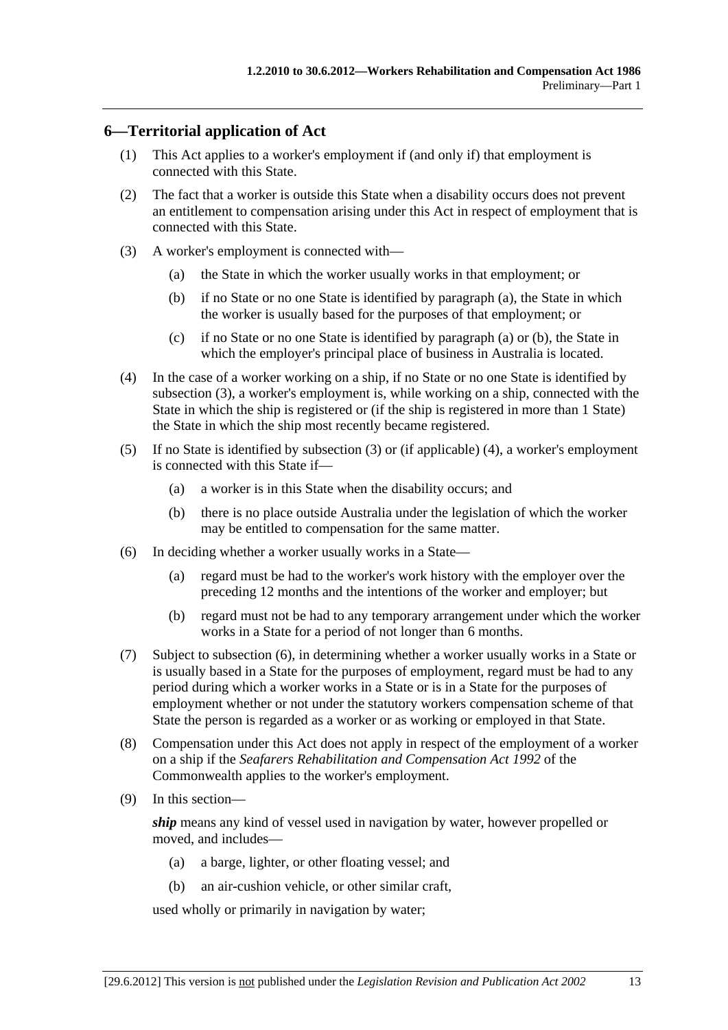## 6—Territorial application of Act

(1) This Act applies to a worker's employment if (and only if) that employment is connected with this State.

(2) The fact that a worker is outside this State when a disability occurs does not prevent an entitlement to compensation arising under this Act in respect of employment that is connected with this State.

(3) A worker's employment is connected with—

- (a) the State in which the worker usually works in that employment; or
- (b) if no State or no one State is identified by paragraph (a), the State in which the worker is usually based for the purposes of that employment; or
- (c) if no State or no one State is identified by paragraph (a) or (b), the State in which the employer's principal place of business in Australia is located.

(4) In the case of a worker working on a ship, if no State or no one State is identified by subsection (3), a worker's employment is, while working on a ship, connected with the State in which the ship is registered or (if the ship is registered in more than 1 State) the State in which the ship most recently became registered.

(5) If no State is identified by subsection (3) or (if applicable) (4), a worker's employment is connected with this State if—

- (a) a worker is in this State when the disability occurs; and
- (b) there is no place outside Australia under the legislation of which the worker may be entitled to compensation for the same matter.

(6) In deciding whether a worker usually works in a State—

- (a) regard must be had to the worker's work history with the employer over the preceding 12 months and the intentions of the worker and employer; but
- (b) regard must not be had to any temporary arrangement under which the worker works in a State for a period of not longer than 6 months.

(7) Subject to subsection (6), in determining whether a worker usually works in a State or is usually based in a State for the purposes of employment, regard must be had to any period during which a worker works in a State or is in a State for the purposes of employment whether or not under the statutory workers compensation scheme of that State the person is regarded as a worker or as working or employed in that State.

(8) Compensation under this Act does not apply in respect of the employment of a worker on a ship if the *Seafarers Rehabilitation and Compensation Act 1992* of the Commonwealth applies to the worker's employment.

(9) In this section—

***ship*** means any kind of vessel used in navigation by water, however propelled or moved, and includes—

- (a) a barge, lighter, or other floating vessel; and
- (b) an air-cushion vehicle, or other similar craft,

used wholly or primarily in navigation by water;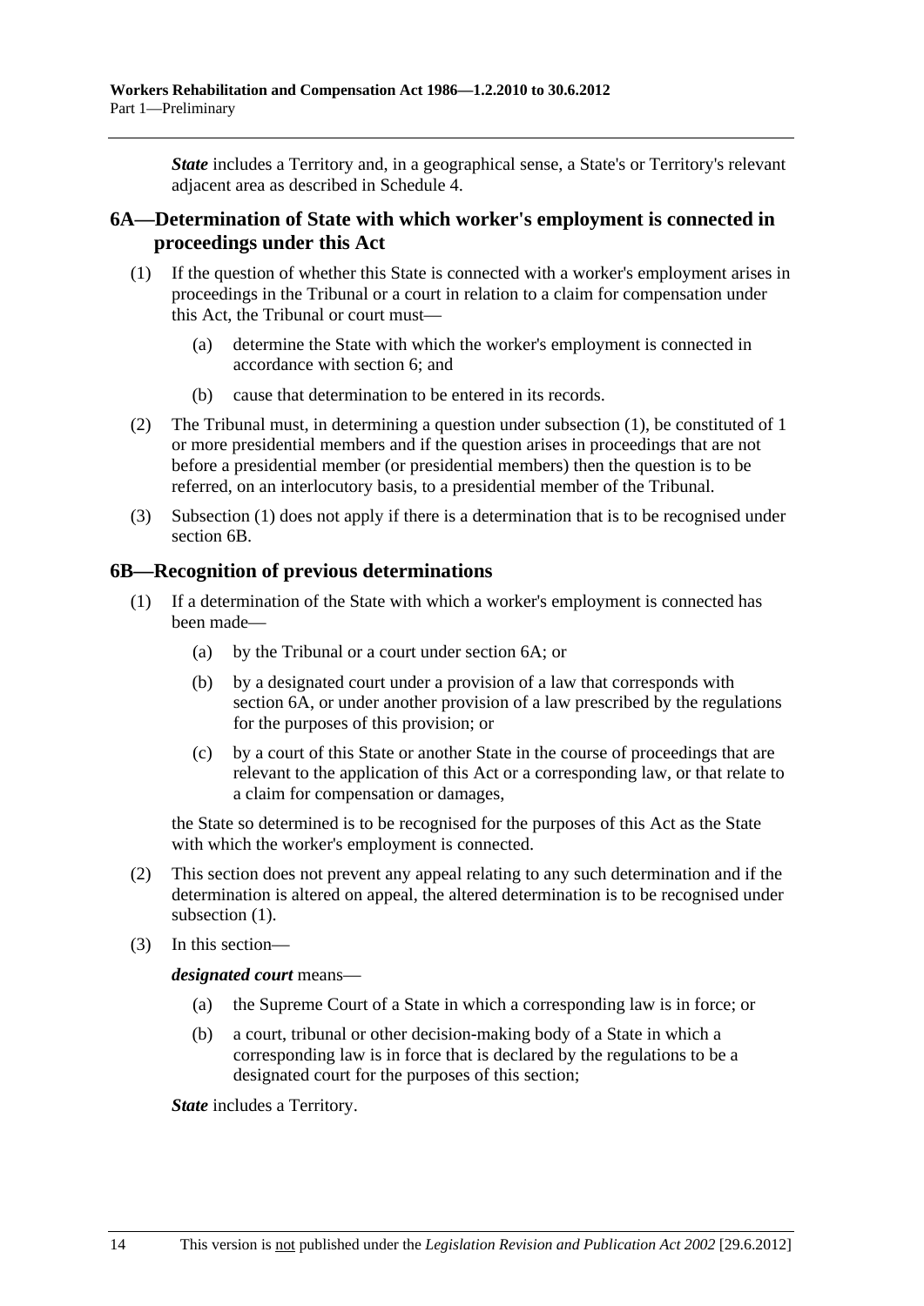***State*** includes a Territory and, in a geographical sense, a State's or Territory's relevant adjacent area as described in Schedule 4.

## 6A—Determination of State with which worker's employment is connected in proceedings under this Act

(1) If the question of whether this State is connected with a worker's employment arises in proceedings in the Tribunal or a court in relation to a claim for compensation under this Act, the Tribunal or court must—

(a) determine the State with which the worker's employment is connected in accordance with section 6; and

(b) cause that determination to be entered in its records.

(2) The Tribunal must, in determining a question under subsection (1), be constituted of 1 or more presidential members and if the question arises in proceedings that are not before a presidential member (or presidential members) then the question is to be referred, on an interlocutory basis, to a presidential member of the Tribunal.

(3) Subsection (1) does not apply if there is a determination that is to be recognised under section 6B.

## 6B—Recognition of previous determinations

(1) If a determination of the State with which a worker's employment is connected has been made—

(a) by the Tribunal or a court under section 6A; or

(b) by a designated court under a provision of a law that corresponds with section 6A, or under another provision of a law prescribed by the regulations for the purposes of this provision; or

(c) by a court of this State or another State in the course of proceedings that are relevant to the application of this Act or a corresponding law, or that relate to a claim for compensation or damages,

the State so determined is to be recognised for the purposes of this Act as the State with which the worker's employment is connected.

(2) This section does not prevent any appeal relating to any such determination and if the determination is altered on appeal, the altered determination is to be recognised under subsection (1).

(3) In this section—

***designated court*** means—

(a) the Supreme Court of a State in which a corresponding law is in force; or

(b) a court, tribunal or other decision-making body of a State in which a corresponding law is in force that is declared by the regulations to be a designated court for the purposes of this section;

***State*** includes a Territory.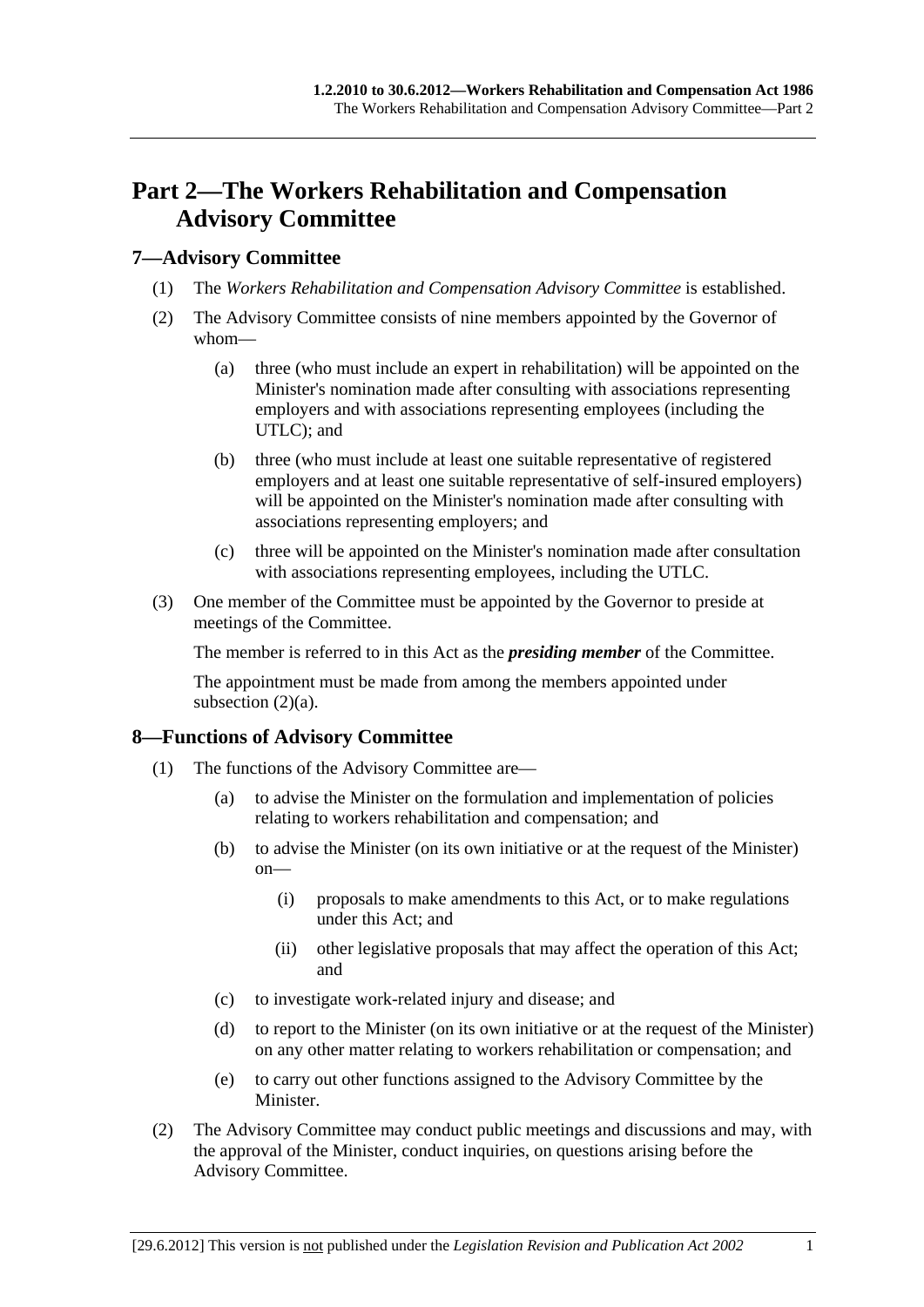# Part 2—The Workers Rehabilitation and Compensation Advisory Committee

## 7—Advisory Committee

(1) The *Workers Rehabilitation and Compensation Advisory Committee* is established.

(2) The Advisory Committee consists of nine members appointed by the Governor of whom—

  (a) three (who must include an expert in rehabilitation) will be appointed on the Minister's nomination made after consulting with associations representing employers and with associations representing employees (including the UTLC); and

  (b) three (who must include at least one suitable representative of registered employers and at least one suitable representative of self-insured employers) will be appointed on the Minister's nomination made after consulting with associations representing employers; and

  (c) three will be appointed on the Minister's nomination made after consultation with associations representing employees, including the UTLC.

(3) One member of the Committee must be appointed by the Governor to preside at meetings of the Committee.

The member is referred to in this Act as the ***presiding member*** of the Committee.

The appointment must be made from among the members appointed under subsection (2)(a).

## 8—Functions of Advisory Committee

(1) The functions of the Advisory Committee are—

  (a) to advise the Minister on the formulation and implementation of policies relating to workers rehabilitation and compensation; and

  (b) to advise the Minister (on its own initiative or at the request of the Minister) on—

    (i) proposals to make amendments to this Act, or to make regulations under this Act; and

    (ii) other legislative proposals that may affect the operation of this Act; and

  (c) to investigate work-related injury and disease; and

  (d) to report to the Minister (on its own initiative or at the request of the Minister) on any other matter relating to workers rehabilitation or compensation; and

  (e) to carry out other functions assigned to the Advisory Committee by the Minister.

(2) The Advisory Committee may conduct public meetings and discussions and may, with the approval of the Minister, conduct inquiries, on questions arising before the Advisory Committee.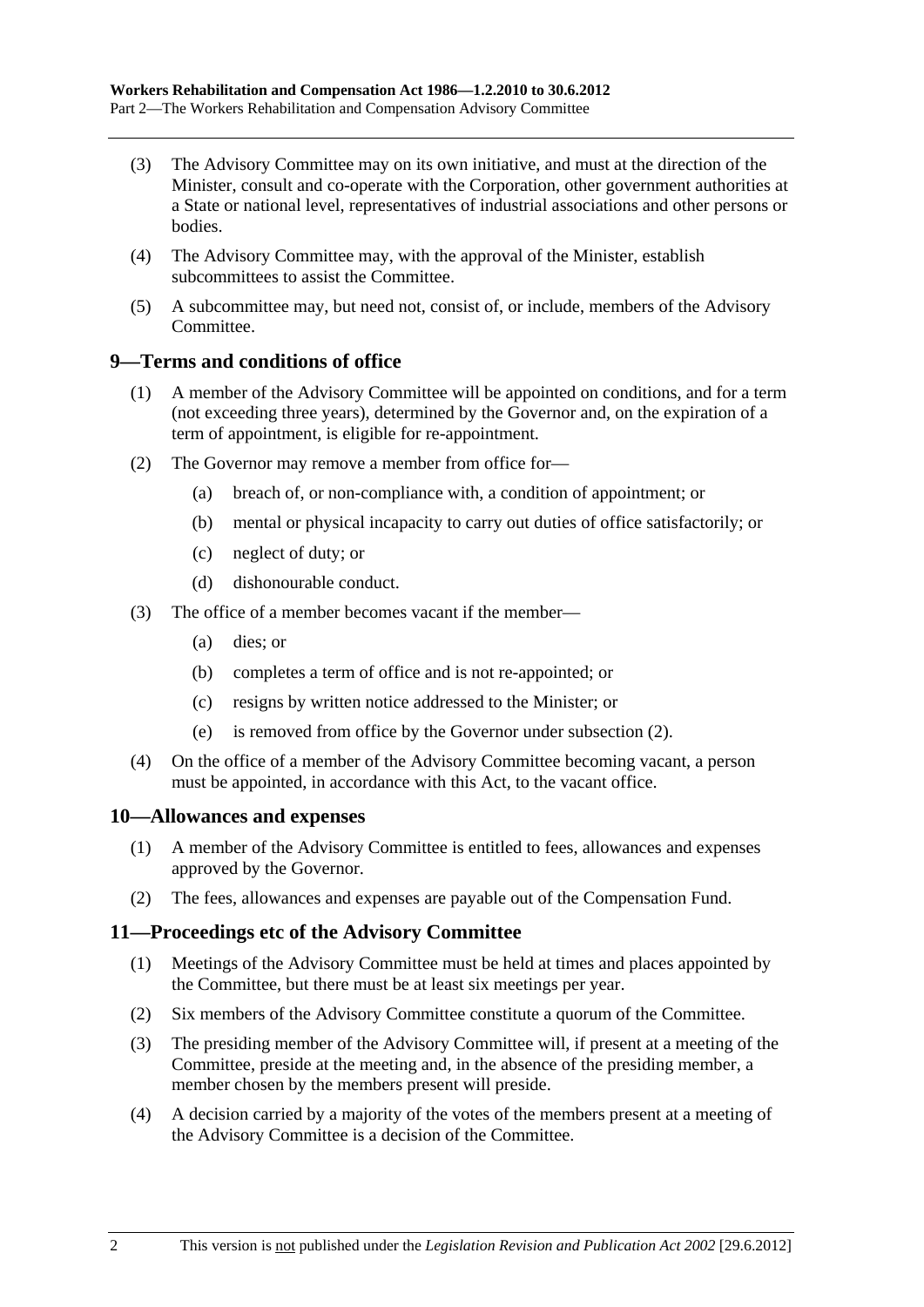(3) The Advisory Committee may on its own initiative, and must at the direction of the Minister, consult and co-operate with the Corporation, other government authorities at a State or national level, representatives of industrial associations and other persons or bodies.

(4) The Advisory Committee may, with the approval of the Minister, establish subcommittees to assist the Committee.

(5) A subcommittee may, but need not, consist of, or include, members of the Advisory Committee.

## 9—Terms and conditions of office

(1) A member of the Advisory Committee will be appointed on conditions, and for a term (not exceeding three years), determined by the Governor and, on the expiration of a term of appointment, is eligible for re-appointment.

(2) The Governor may remove a member from office for—

- (a) breach of, or non-compliance with, a condition of appointment; or
- (b) mental or physical incapacity to carry out duties of office satisfactorily; or
- (c) neglect of duty; or
- (d) dishonourable conduct.

(3) The office of a member becomes vacant if the member—

- (a) dies; or
- (b) completes a term of office and is not re-appointed; or
- (c) resigns by written notice addressed to the Minister; or
- (e) is removed from office by the Governor under subsection (2).

(4) On the office of a member of the Advisory Committee becoming vacant, a person must be appointed, in accordance with this Act, to the vacant office.

## 10—Allowances and expenses

(1) A member of the Advisory Committee is entitled to fees, allowances and expenses approved by the Governor.

(2) The fees, allowances and expenses are payable out of the Compensation Fund.

## 11—Proceedings etc of the Advisory Committee

(1) Meetings of the Advisory Committee must be held at times and places appointed by the Committee, but there must be at least six meetings per year.

(2) Six members of the Advisory Committee constitute a quorum of the Committee.

(3) The presiding member of the Advisory Committee will, if present at a meeting of the Committee, preside at the meeting and, in the absence of the presiding member, a member chosen by the members present will preside.

(4) A decision carried by a majority of the votes of the members present at a meeting of the Advisory Committee is a decision of the Committee.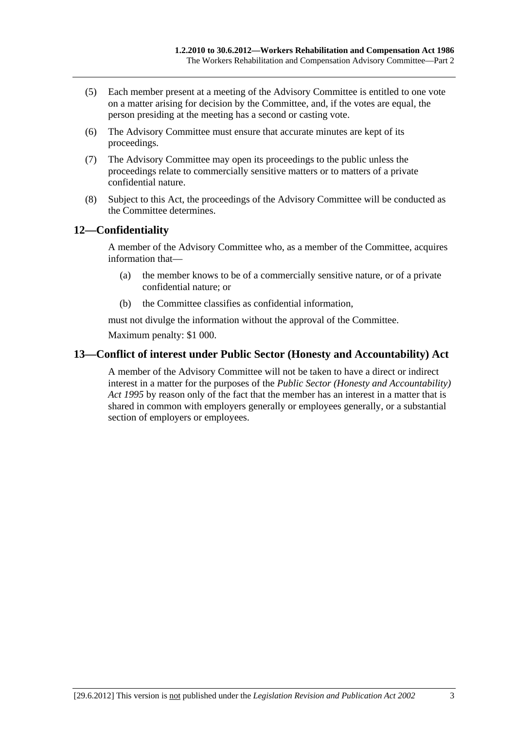(5) Each member present at a meeting of the Advisory Committee is entitled to one vote on a matter arising for decision by the Committee, and, if the votes are equal, the person presiding at the meeting has a second or casting vote.

(6) The Advisory Committee must ensure that accurate minutes are kept of its proceedings.

(7) The Advisory Committee may open its proceedings to the public unless the proceedings relate to commercially sensitive matters or to matters of a private confidential nature.

(8) Subject to this Act, the proceedings of the Advisory Committee will be conducted as the Committee determines.

## 12—Confidentiality

A member of the Advisory Committee who, as a member of the Committee, acquires information that—

(a) the member knows to be of a commercially sensitive nature, or of a private confidential nature; or

(b) the Committee classifies as confidential information,

must not divulge the information without the approval of the Committee.

Maximum penalty: $1 000.

## 13—Conflict of interest under Public Sector (Honesty and Accountability) Act

A member of the Advisory Committee will not be taken to have a direct or indirect interest in a matter for the purposes of the *Public Sector (Honesty and Accountability) Act 1995* by reason only of the fact that the member has an interest in a matter that is shared in common with employers generally or employees generally, or a substantial section of employers or employees.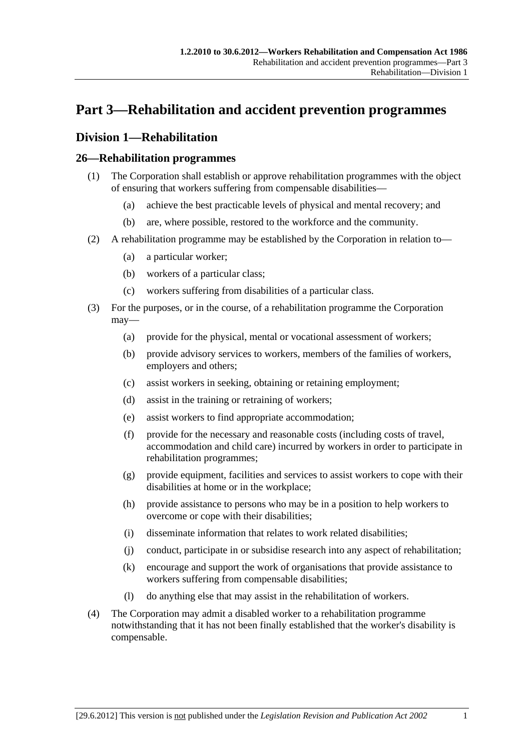# Part 3—Rehabilitation and accident prevention programmes

## Division 1—Rehabilitation

### 26—Rehabilitation programmes

(1) The Corporation shall establish or approve rehabilitation programmes with the object of ensuring that workers suffering from compensable disabilities—

(a) achieve the best practicable levels of physical and mental recovery; and

(b) are, where possible, restored to the workforce and the community.

(2) A rehabilitation programme may be established by the Corporation in relation to—

(a) a particular worker;

(b) workers of a particular class;

(c) workers suffering from disabilities of a particular class.

(3) For the purposes, or in the course, of a rehabilitation programme the Corporation may—

(a) provide for the physical, mental or vocational assessment of workers;

(b) provide advisory services to workers, members of the families of workers, employers and others;

(c) assist workers in seeking, obtaining or retaining employment;

(d) assist in the training or retraining of workers;

(e) assist workers to find appropriate accommodation;

(f) provide for the necessary and reasonable costs (including costs of travel, accommodation and child care) incurred by workers in order to participate in rehabilitation programmes;

(g) provide equipment, facilities and services to assist workers to cope with their disabilities at home or in the workplace;

(h) provide assistance to persons who may be in a position to help workers to overcome or cope with their disabilities;

(i) disseminate information that relates to work related disabilities;

(j) conduct, participate in or subsidise research into any aspect of rehabilitation;

(k) encourage and support the work of organisations that provide assistance to workers suffering from compensable disabilities;

(l) do anything else that may assist in the rehabilitation of workers.

(4) The Corporation may admit a disabled worker to a rehabilitation programme notwithstanding that it has not been finally established that the worker's disability is compensable.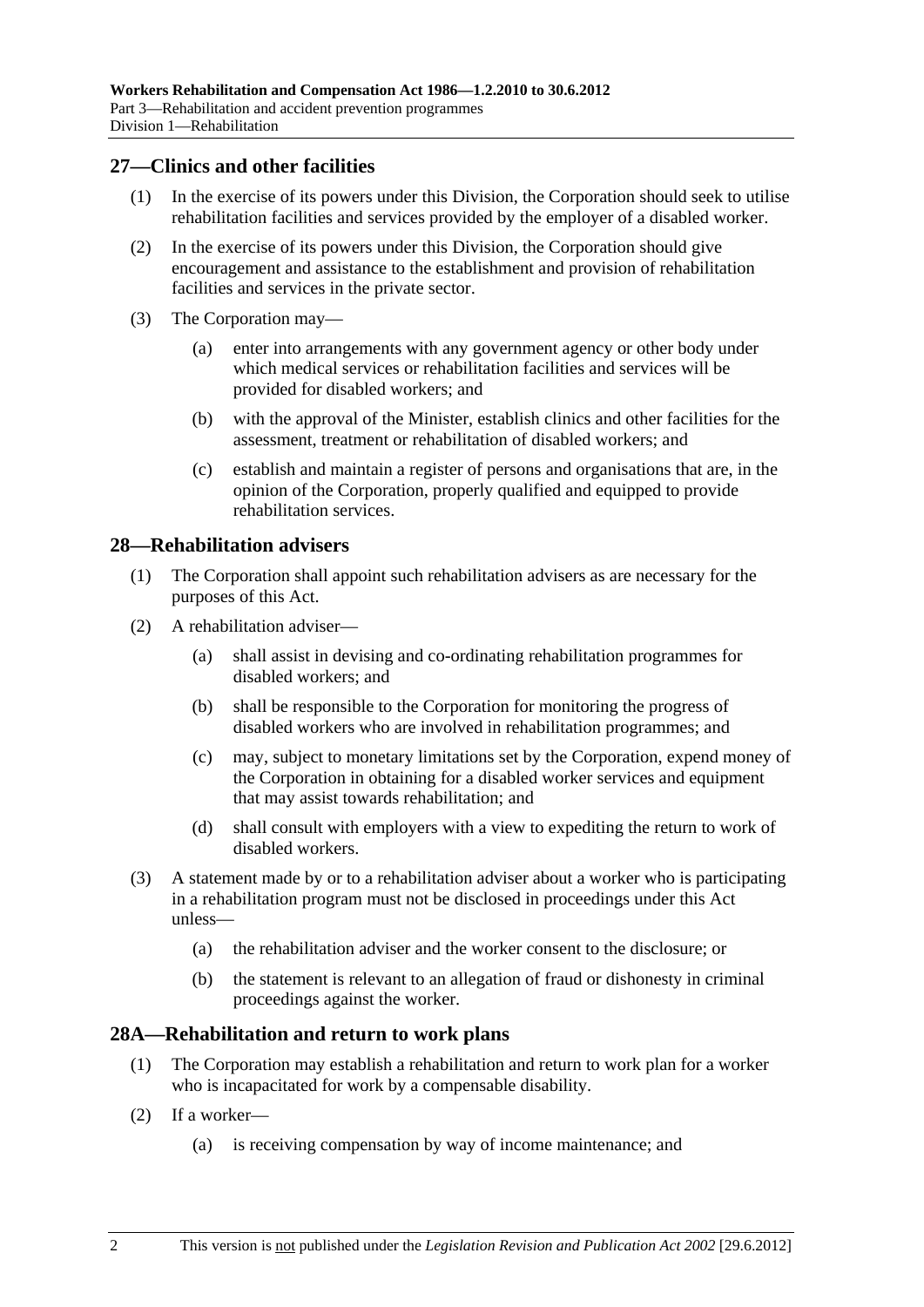## 27—Clinics and other facilities

(1) In the exercise of its powers under this Division, the Corporation should seek to utilise rehabilitation facilities and services provided by the employer of a disabled worker.

(2) In the exercise of its powers under this Division, the Corporation should give encouragement and assistance to the establishment and provision of rehabilitation facilities and services in the private sector.

(3) The Corporation may—

- (a) enter into arrangements with any government agency or other body under which medical services or rehabilitation facilities and services will be provided for disabled workers; and
- (b) with the approval of the Minister, establish clinics and other facilities for the assessment, treatment or rehabilitation of disabled workers; and
- (c) establish and maintain a register of persons and organisations that are, in the opinion of the Corporation, properly qualified and equipped to provide rehabilitation services.

## 28—Rehabilitation advisers

(1) The Corporation shall appoint such rehabilitation advisers as are necessary for the purposes of this Act.

(2) A rehabilitation adviser—

- (a) shall assist in devising and co-ordinating rehabilitation programmes for disabled workers; and
- (b) shall be responsible to the Corporation for monitoring the progress of disabled workers who are involved in rehabilitation programmes; and
- (c) may, subject to monetary limitations set by the Corporation, expend money of the Corporation in obtaining for a disabled worker services and equipment that may assist towards rehabilitation; and
- (d) shall consult with employers with a view to expediting the return to work of disabled workers.

(3) A statement made by or to a rehabilitation adviser about a worker who is participating in a rehabilitation program must not be disclosed in proceedings under this Act unless—

- (a) the rehabilitation adviser and the worker consent to the disclosure; or
- (b) the statement is relevant to an allegation of fraud or dishonesty in criminal proceedings against the worker.

## 28A—Rehabilitation and return to work plans

(1) The Corporation may establish a rehabilitation and return to work plan for a worker who is incapacitated for work by a compensable disability.

(2) If a worker—

- (a) is receiving compensation by way of income maintenance; and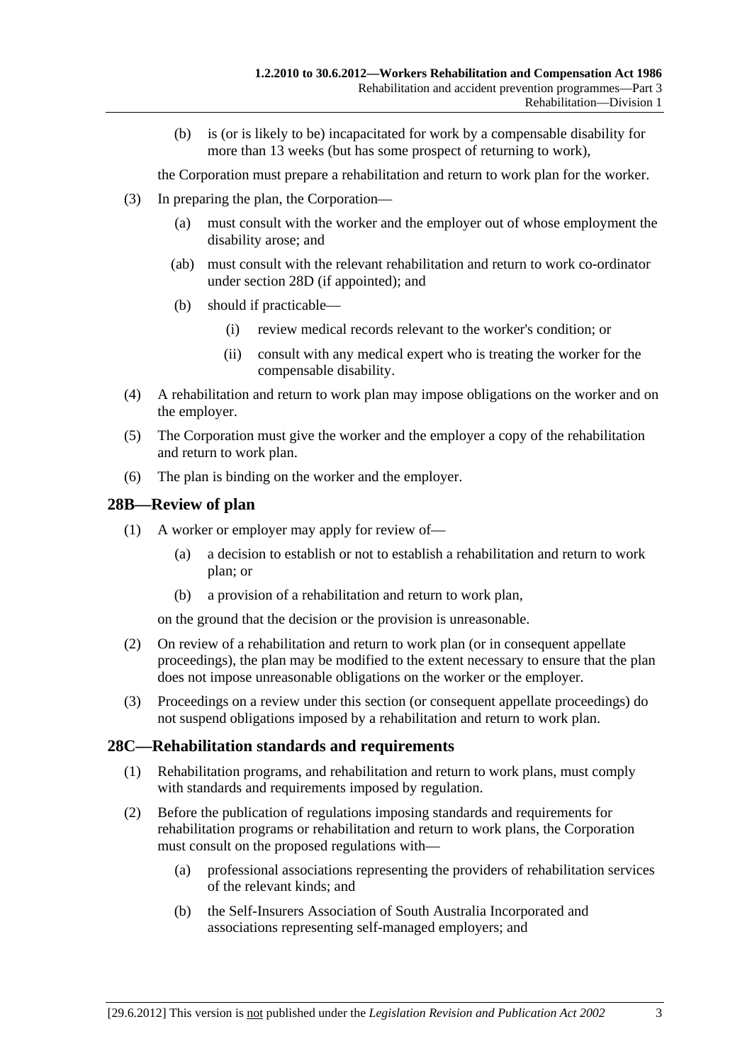(b) is (or is likely to be) incapacitated for work by a compensable disability for more than 13 weeks (but has some prospect of returning to work),

the Corporation must prepare a rehabilitation and return to work plan for the worker.

(3) In preparing the plan, the Corporation—

(a) must consult with the worker and the employer out of whose employment the disability arose; and

(ab) must consult with the relevant rehabilitation and return to work co-ordinator under section 28D (if appointed); and

(b) should if practicable—

(i) review medical records relevant to the worker's condition; or

(ii) consult with any medical expert who is treating the worker for the compensable disability.

(4) A rehabilitation and return to work plan may impose obligations on the worker and on the employer.

(5) The Corporation must give the worker and the employer a copy of the rehabilitation and return to work plan.

(6) The plan is binding on the worker and the employer.

## 28B—Review of plan

(1) A worker or employer may apply for review of—

(a) a decision to establish or not to establish a rehabilitation and return to work plan; or

(b) a provision of a rehabilitation and return to work plan,

on the ground that the decision or the provision is unreasonable.

(2) On review of a rehabilitation and return to work plan (or in consequent appellate proceedings), the plan may be modified to the extent necessary to ensure that the plan does not impose unreasonable obligations on the worker or the employer.

(3) Proceedings on a review under this section (or consequent appellate proceedings) do not suspend obligations imposed by a rehabilitation and return to work plan.

## 28C—Rehabilitation standards and requirements

(1) Rehabilitation programs, and rehabilitation and return to work plans, must comply with standards and requirements imposed by regulation.

(2) Before the publication of regulations imposing standards and requirements for rehabilitation programs or rehabilitation and return to work plans, the Corporation must consult on the proposed regulations with—

(a) professional associations representing the providers of rehabilitation services of the relevant kinds; and

(b) the Self-Insurers Association of South Australia Incorporated and associations representing self-managed employers; and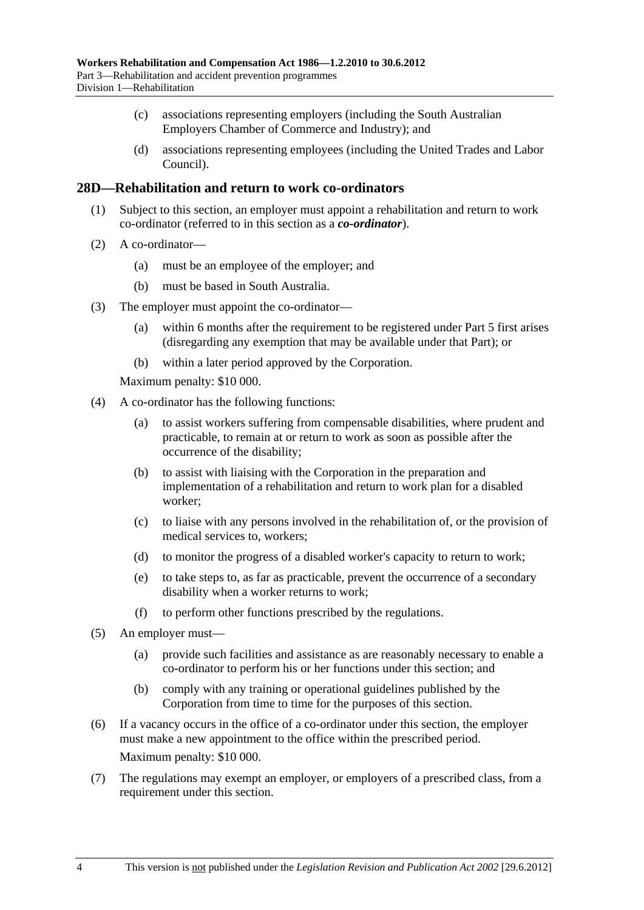(c) associations representing employers (including the South Australian Employers Chamber of Commerce and Industry); and

(d) associations representing employees (including the United Trades and Labor Council).

## 28D—Rehabilitation and return to work co-ordinators

(1) Subject to this section, an employer must appoint a rehabilitation and return to work co-ordinator (referred to in this section as a ***co-ordinator***).

(2) A co-ordinator—

(a) must be an employee of the employer; and

(b) must be based in South Australia.

(3) The employer must appoint the co-ordinator—

(a) within 6 months after the requirement to be registered under Part 5 first arises (disregarding any exemption that may be available under that Part); or

(b) within a later period approved by the Corporation.

Maximum penalty: $10 000.

(4) A co-ordinator has the following functions:

(a) to assist workers suffering from compensable disabilities, where prudent and practicable, to remain at or return to work as soon as possible after the occurrence of the disability;

(b) to assist with liaising with the Corporation in the preparation and implementation of a rehabilitation and return to work plan for a disabled worker;

(c) to liaise with any persons involved in the rehabilitation of, or the provision of medical services to, workers;

(d) to monitor the progress of a disabled worker's capacity to return to work;

(e) to take steps to, as far as practicable, prevent the occurrence of a secondary disability when a worker returns to work;

(f) to perform other functions prescribed by the regulations.

(5) An employer must—

(a) provide such facilities and assistance as are reasonably necessary to enable a co-ordinator to perform his or her functions under this section; and

(b) comply with any training or operational guidelines published by the Corporation from time to time for the purposes of this section.

(6) If a vacancy occurs in the office of a co-ordinator under this section, the employer must make a new appointment to the office within the prescribed period.

Maximum penalty: $10 000.

(7) The regulations may exempt an employer, or employers of a prescribed class, from a requirement under this section.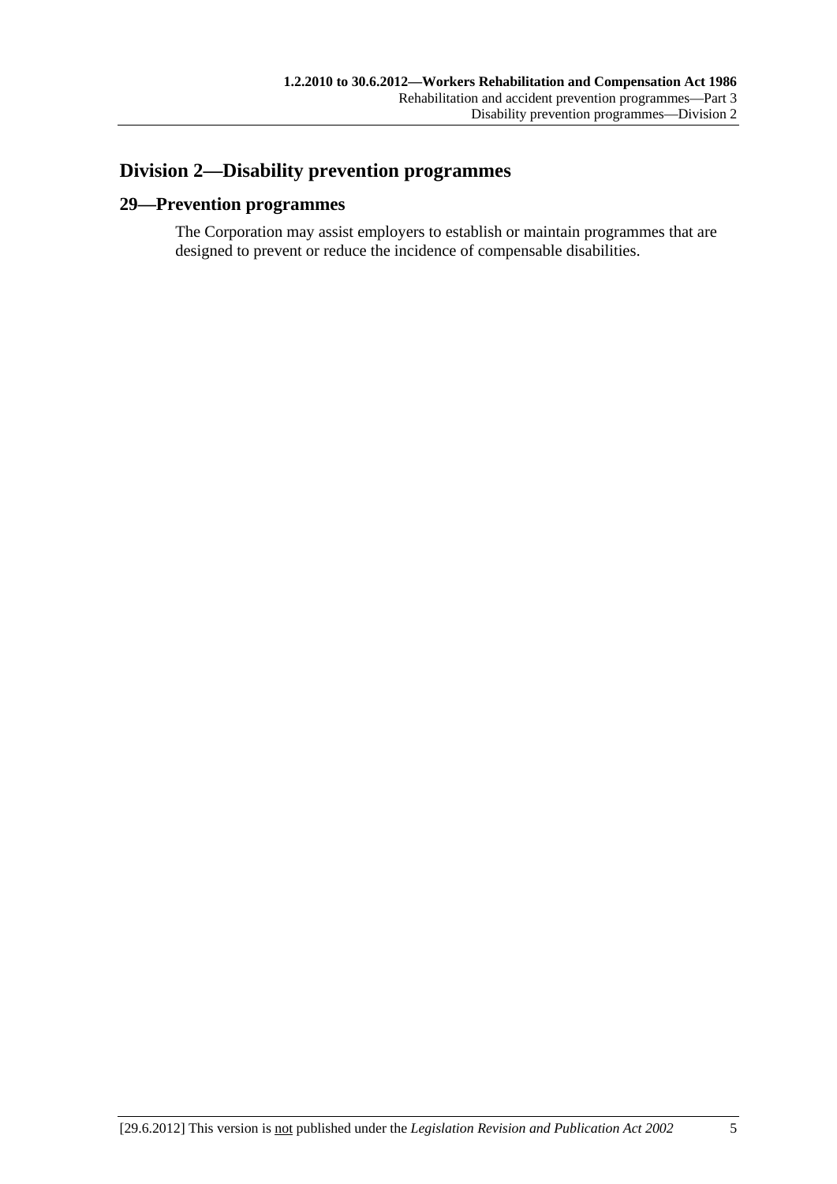## Division 2—Disability prevention programmes

### 29—Prevention programmes

The Corporation may assist employers to establish or maintain programmes that are designed to prevent or reduce the incidence of compensable disabilities.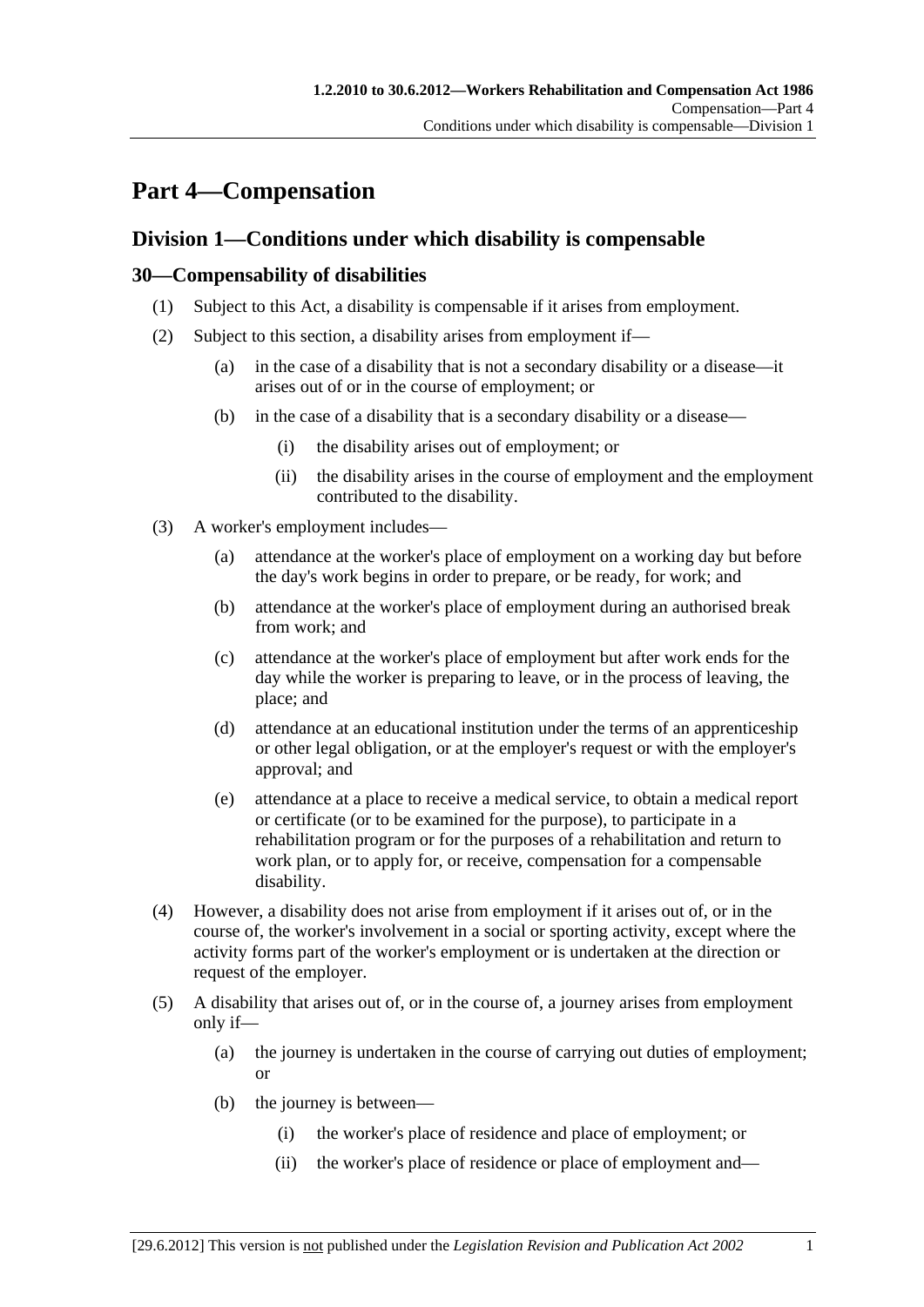# Part 4—Compensation

## Division 1—Conditions under which disability is compensable

### 30—Compensability of disabilities

(1) Subject to this Act, a disability is compensable if it arises from employment.

(2) Subject to this section, a disability arises from employment if—

- (a) in the case of a disability that is not a secondary disability or a disease—it arises out of or in the course of employment; or
- (b) in the case of a disability that is a secondary disability or a disease—
  - (i) the disability arises out of employment; or
  - (ii) the disability arises in the course of employment and the employment contributed to the disability.

(3) A worker's employment includes—

- (a) attendance at the worker's place of employment on a working day but before the day's work begins in order to prepare, or be ready, for work; and
- (b) attendance at the worker's place of employment during an authorised break from work; and
- (c) attendance at the worker's place of employment but after work ends for the day while the worker is preparing to leave, or in the process of leaving, the place; and
- (d) attendance at an educational institution under the terms of an apprenticeship or other legal obligation, or at the employer's request or with the employer's approval; and
- (e) attendance at a place to receive a medical service, to obtain a medical report or certificate (or to be examined for the purpose), to participate in a rehabilitation program or for the purposes of a rehabilitation and return to work plan, or to apply for, or receive, compensation for a compensable disability.

(4) However, a disability does not arise from employment if it arises out of, or in the course of, the worker's involvement in a social or sporting activity, except where the activity forms part of the worker's employment or is undertaken at the direction or request of the employer.

(5) A disability that arises out of, or in the course of, a journey arises from employment only if—

- (a) the journey is undertaken in the course of carrying out duties of employment; or
- (b) the journey is between—
  - (i) the worker's place of residence and place of employment; or
  - (ii) the worker's place of residence or place of employment and—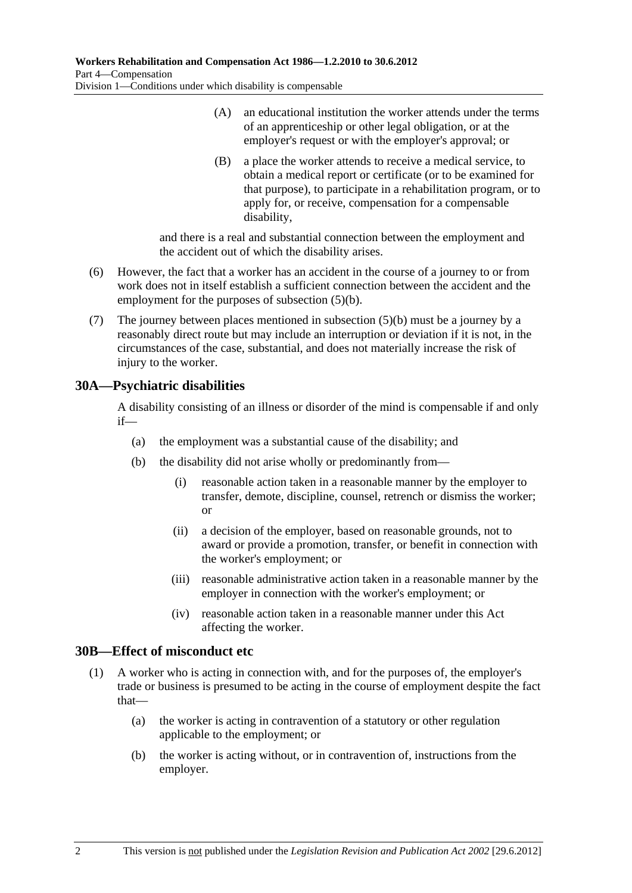(A) an educational institution the worker attends under the terms of an apprenticeship or other legal obligation, or at the employer's request or with the employer's approval; or

(B) a place the worker attends to receive a medical service, to obtain a medical report or certificate (or to be examined for that purpose), to participate in a rehabilitation program, or to apply for, or receive, compensation for a compensable disability,

and there is a real and substantial connection between the employment and the accident out of which the disability arises.

(6) However, the fact that a worker has an accident in the course of a journey to or from work does not in itself establish a sufficient connection between the accident and the employment for the purposes of subsection (5)(b).

(7) The journey between places mentioned in subsection (5)(b) must be a journey by a reasonably direct route but may include an interruption or deviation if it is not, in the circumstances of the case, substantial, and does not materially increase the risk of injury to the worker.

## 30A—Psychiatric disabilities

A disability consisting of an illness or disorder of the mind is compensable if and only if—

(a) the employment was a substantial cause of the disability; and

(b) the disability did not arise wholly or predominantly from—

(i) reasonable action taken in a reasonable manner by the employer to transfer, demote, discipline, counsel, retrench or dismiss the worker; or

(ii) a decision of the employer, based on reasonable grounds, not to award or provide a promotion, transfer, or benefit in connection with the worker's employment; or

(iii) reasonable administrative action taken in a reasonable manner by the employer in connection with the worker's employment; or

(iv) reasonable action taken in a reasonable manner under this Act affecting the worker.

## 30B—Effect of misconduct etc

(1) A worker who is acting in connection with, and for the purposes of, the employer's trade or business is presumed to be acting in the course of employment despite the fact that—

(a) the worker is acting in contravention of a statutory or other regulation applicable to the employment; or

(b) the worker is acting without, or in contravention of, instructions from the employer.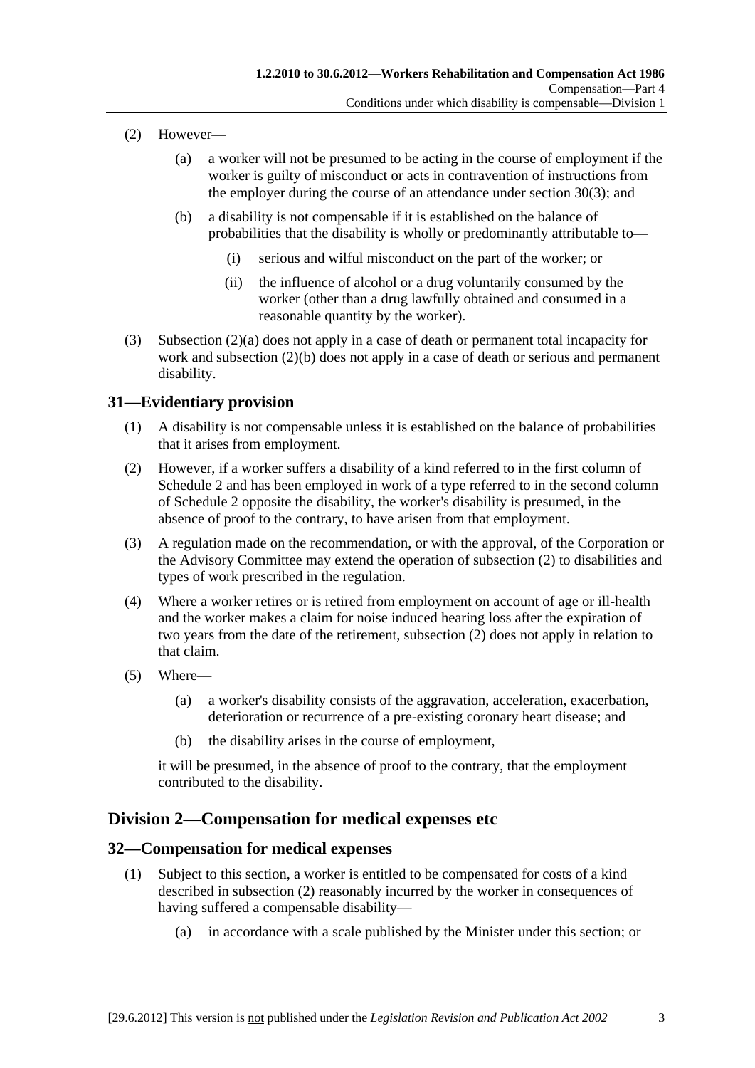(2) However—

(a) a worker will not be presumed to be acting in the course of employment if the worker is guilty of misconduct or acts in contravention of instructions from the employer during the course of an attendance under section 30(3); and

(b) a disability is not compensable if it is established on the balance of probabilities that the disability is wholly or predominantly attributable to—

(i) serious and wilful misconduct on the part of the worker; or

(ii) the influence of alcohol or a drug voluntarily consumed by the worker (other than a drug lawfully obtained and consumed in a reasonable quantity by the worker).

(3) Subsection (2)(a) does not apply in a case of death or permanent total incapacity for work and subsection (2)(b) does not apply in a case of death or serious and permanent disability.

## 31—Evidentiary provision

(1) A disability is not compensable unless it is established on the balance of probabilities that it arises from employment.

(2) However, if a worker suffers a disability of a kind referred to in the first column of Schedule 2 and has been employed in work of a type referred to in the second column of Schedule 2 opposite the disability, the worker's disability is presumed, in the absence of proof to the contrary, to have arisen from that employment.

(3) A regulation made on the recommendation, or with the approval, of the Corporation or the Advisory Committee may extend the operation of subsection (2) to disabilities and types of work prescribed in the regulation.

(4) Where a worker retires or is retired from employment on account of age or ill-health and the worker makes a claim for noise induced hearing loss after the expiration of two years from the date of the retirement, subsection (2) does not apply in relation to that claim.

(5) Where—

(a) a worker's disability consists of the aggravation, acceleration, exacerbation, deterioration or recurrence of a pre-existing coronary heart disease; and

(b) the disability arises in the course of employment,

it will be presumed, in the absence of proof to the contrary, that the employment contributed to the disability.

# Division 2—Compensation for medical expenses etc

## 32—Compensation for medical expenses

(1) Subject to this section, a worker is entitled to be compensated for costs of a kind described in subsection (2) reasonably incurred by the worker in consequences of having suffered a compensable disability—

(a) in accordance with a scale published by the Minister under this section; or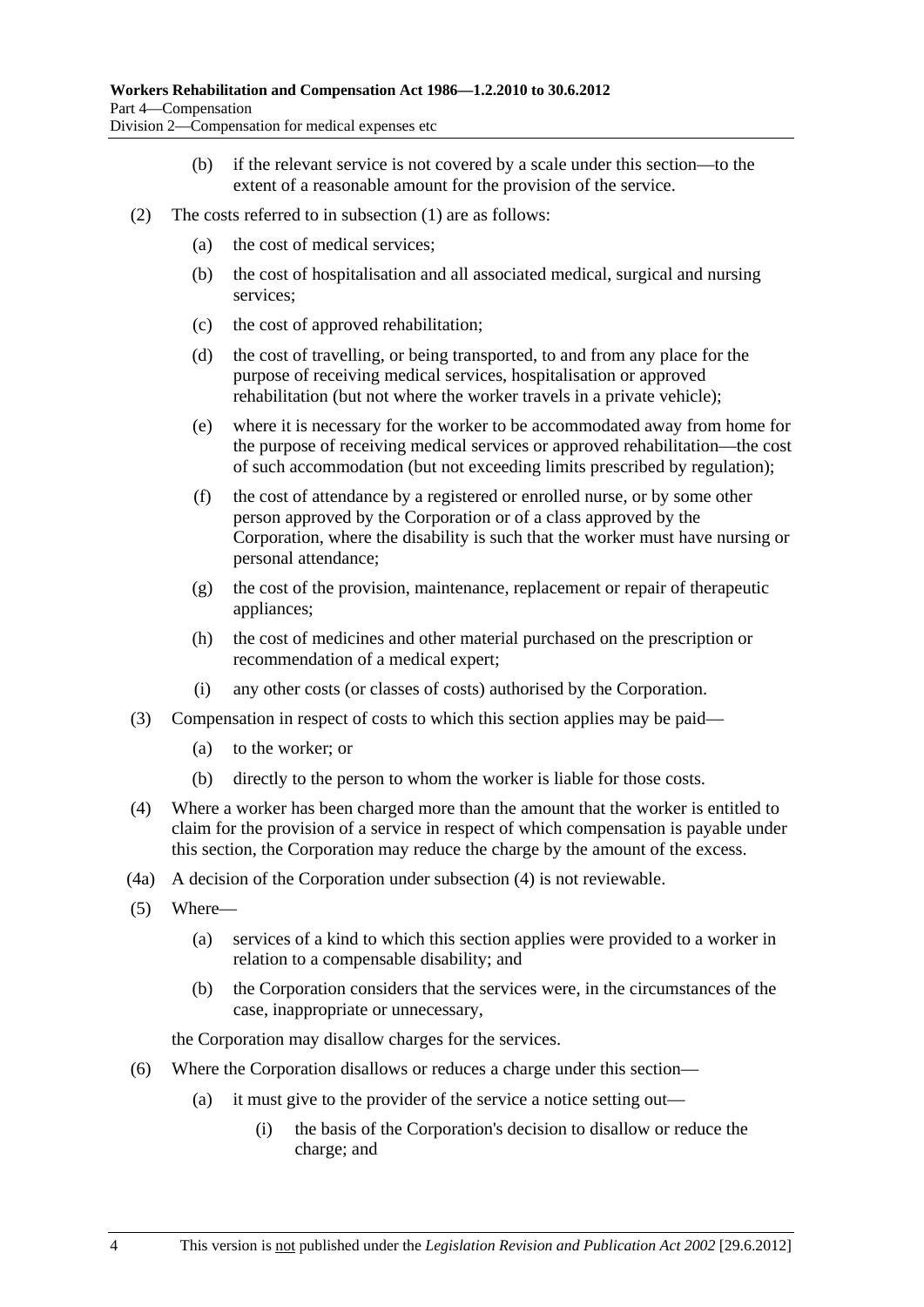(b) if the relevant service is not covered by a scale under this section—to the extent of a reasonable amount for the provision of the service.

(2) The costs referred to in subsection (1) are as follows:

(a) the cost of medical services;

(b) the cost of hospitalisation and all associated medical, surgical and nursing services;

(c) the cost of approved rehabilitation;

(d) the cost of travelling, or being transported, to and from any place for the purpose of receiving medical services, hospitalisation or approved rehabilitation (but not where the worker travels in a private vehicle);

(e) where it is necessary for the worker to be accommodated away from home for the purpose of receiving medical services or approved rehabilitation—the cost of such accommodation (but not exceeding limits prescribed by regulation);

(f) the cost of attendance by a registered or enrolled nurse, or by some other person approved by the Corporation or of a class approved by the Corporation, where the disability is such that the worker must have nursing or personal attendance;

(g) the cost of the provision, maintenance, replacement or repair of therapeutic appliances;

(h) the cost of medicines and other material purchased on the prescription or recommendation of a medical expert;

(i) any other costs (or classes of costs) authorised by the Corporation.

(3) Compensation in respect of costs to which this section applies may be paid—

(a) to the worker; or

(b) directly to the person to whom the worker is liable for those costs.

(4) Where a worker has been charged more than the amount that the worker is entitled to claim for the provision of a service in respect of which compensation is payable under this section, the Corporation may reduce the charge by the amount of the excess.

(4a) A decision of the Corporation under subsection (4) is not reviewable.

(5) Where—

(a) services of a kind to which this section applies were provided to a worker in relation to a compensable disability; and

(b) the Corporation considers that the services were, in the circumstances of the case, inappropriate or unnecessary,

the Corporation may disallow charges for the services.

(6) Where the Corporation disallows or reduces a charge under this section—

(a) it must give to the provider of the service a notice setting out—

(i) the basis of the Corporation's decision to disallow or reduce the charge; and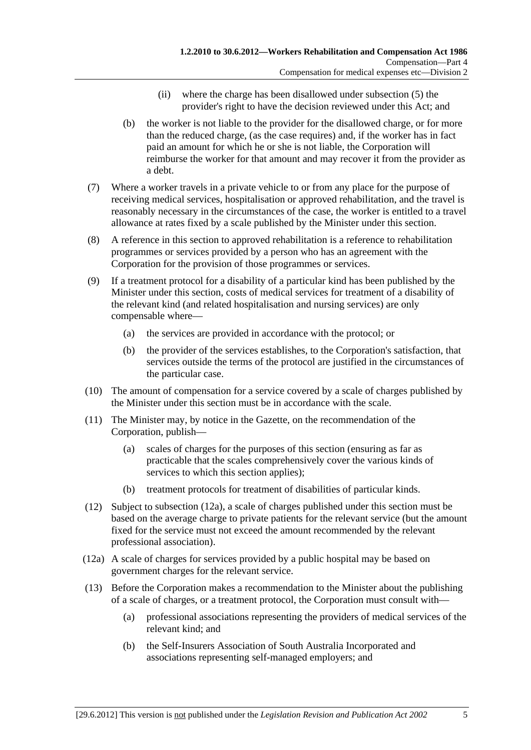(ii) where the charge has been disallowed under subsection (5) the provider's right to have the decision reviewed under this Act; and

(b) the worker is not liable to the provider for the disallowed charge, or for more than the reduced charge, (as the case requires) and, if the worker has in fact paid an amount for which he or she is not liable, the Corporation will reimburse the worker for that amount and may recover it from the provider as a debt.

(7) Where a worker travels in a private vehicle to or from any place for the purpose of receiving medical services, hospitalisation or approved rehabilitation, and the travel is reasonably necessary in the circumstances of the case, the worker is entitled to a travel allowance at rates fixed by a scale published by the Minister under this section.

(8) A reference in this section to approved rehabilitation is a reference to rehabilitation programmes or services provided by a person who has an agreement with the Corporation for the provision of those programmes or services.

(9) If a treatment protocol for a disability of a particular kind has been published by the Minister under this section, costs of medical services for treatment of a disability of the relevant kind (and related hospitalisation and nursing services) are only compensable where—

(a) the services are provided in accordance with the protocol; or

(b) the provider of the services establishes, to the Corporation's satisfaction, that services outside the terms of the protocol are justified in the circumstances of the particular case.

(10) The amount of compensation for a service covered by a scale of charges published by the Minister under this section must be in accordance with the scale.

(11) The Minister may, by notice in the Gazette, on the recommendation of the Corporation, publish—

(a) scales of charges for the purposes of this section (ensuring as far as practicable that the scales comprehensively cover the various kinds of services to which this section applies);

(b) treatment protocols for treatment of disabilities of particular kinds.

(12) Subject to subsection (12a), a scale of charges published under this section must be based on the average charge to private patients for the relevant service (but the amount fixed for the service must not exceed the amount recommended by the relevant professional association).

(12a) A scale of charges for services provided by a public hospital may be based on government charges for the relevant service.

(13) Before the Corporation makes a recommendation to the Minister about the publishing of a scale of charges, or a treatment protocol, the Corporation must consult with—

(a) professional associations representing the providers of medical services of the relevant kind; and

(b) the Self-Insurers Association of South Australia Incorporated and associations representing self-managed employers; and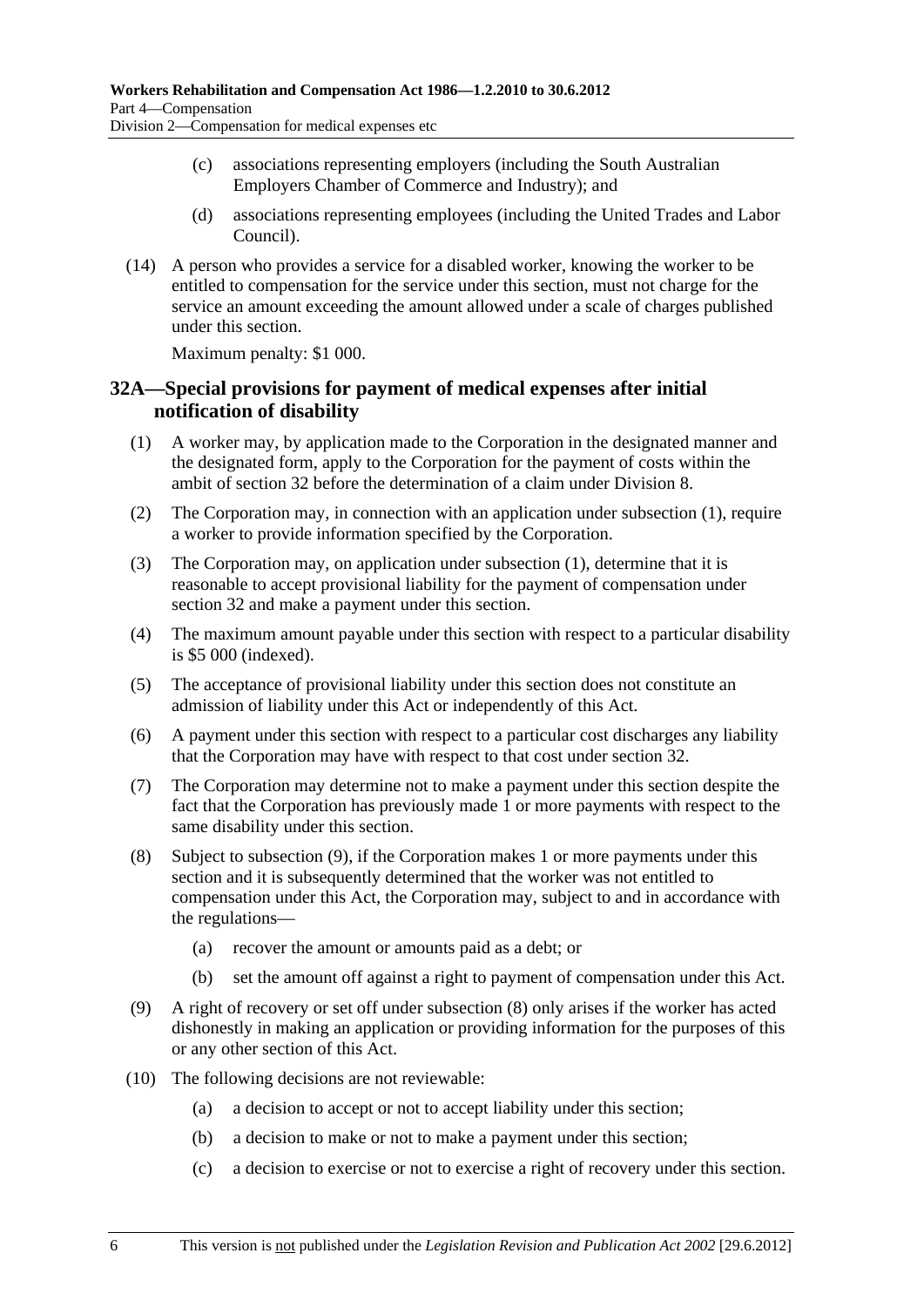(c) associations representing employers (including the South Australian Employers Chamber of Commerce and Industry); and

(d) associations representing employees (including the United Trades and Labor Council).

(14) A person who provides a service for a disabled worker, knowing the worker to be entitled to compensation for the service under this section, must not charge for the service an amount exceeding the amount allowed under a scale of charges published under this section.

Maximum penalty: $1 000.

## 32A—Special provisions for payment of medical expenses after initial notification of disability

(1) A worker may, by application made to the Corporation in the designated manner and the designated form, apply to the Corporation for the payment of costs within the ambit of section 32 before the determination of a claim under Division 8.

(2) The Corporation may, in connection with an application under subsection (1), require a worker to provide information specified by the Corporation.

(3) The Corporation may, on application under subsection (1), determine that it is reasonable to accept provisional liability for the payment of compensation under section 32 and make a payment under this section.

(4) The maximum amount payable under this section with respect to a particular disability is $5 000 (indexed).

(5) The acceptance of provisional liability under this section does not constitute an admission of liability under this Act or independently of this Act.

(6) A payment under this section with respect to a particular cost discharges any liability that the Corporation may have with respect to that cost under section 32.

(7) The Corporation may determine not to make a payment under this section despite the fact that the Corporation has previously made 1 or more payments with respect to the same disability under this section.

(8) Subject to subsection (9), if the Corporation makes 1 or more payments under this section and it is subsequently determined that the worker was not entitled to compensation under this Act, the Corporation may, subject to and in accordance with the regulations—

(a) recover the amount or amounts paid as a debt; or

(b) set the amount off against a right to payment of compensation under this Act.

(9) A right of recovery or set off under subsection (8) only arises if the worker has acted dishonestly in making an application or providing information for the purposes of this or any other section of this Act.

(10) The following decisions are not reviewable:

(a) a decision to accept or not to accept liability under this section;

(b) a decision to make or not to make a payment under this section;

(c) a decision to exercise or not to exercise a right of recovery under this section.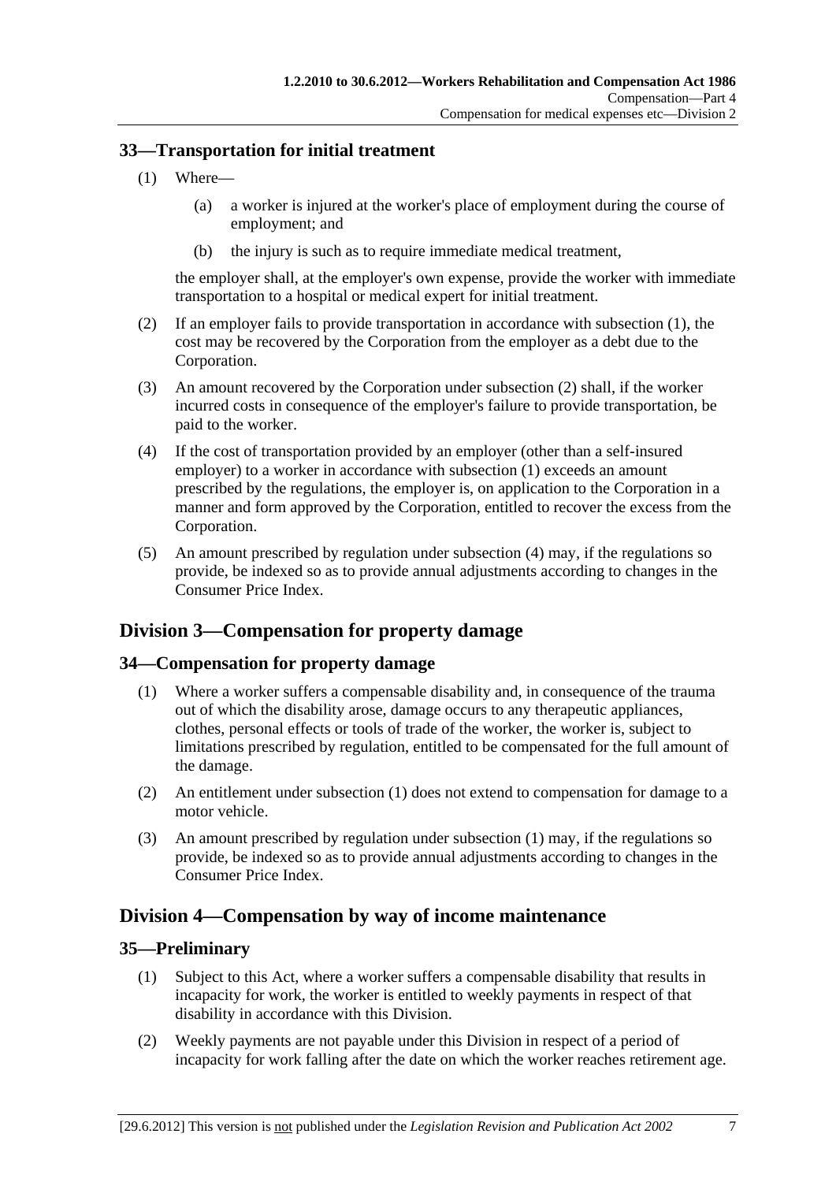## 33—Transportation for initial treatment

(1) Where—

(a) a worker is injured at the worker's place of employment during the course of employment; and

(b) the injury is such as to require immediate medical treatment,

the employer shall, at the employer's own expense, provide the worker with immediate transportation to a hospital or medical expert for initial treatment.

(2) If an employer fails to provide transportation in accordance with subsection (1), the cost may be recovered by the Corporation from the employer as a debt due to the Corporation.

(3) An amount recovered by the Corporation under subsection (2) shall, if the worker incurred costs in consequence of the employer's failure to provide transportation, be paid to the worker.

(4) If the cost of transportation provided by an employer (other than a self-insured employer) to a worker in accordance with subsection (1) exceeds an amount prescribed by the regulations, the employer is, on application to the Corporation in a manner and form approved by the Corporation, entitled to recover the excess from the Corporation.

(5) An amount prescribed by regulation under subsection (4) may, if the regulations so provide, be indexed so as to provide annual adjustments according to changes in the Consumer Price Index.

# Division 3—Compensation for property damage

## 34—Compensation for property damage

(1) Where a worker suffers a compensable disability and, in consequence of the trauma out of which the disability arose, damage occurs to any therapeutic appliances, clothes, personal effects or tools of trade of the worker, the worker is, subject to limitations prescribed by regulation, entitled to be compensated for the full amount of the damage.

(2) An entitlement under subsection (1) does not extend to compensation for damage to a motor vehicle.

(3) An amount prescribed by regulation under subsection (1) may, if the regulations so provide, be indexed so as to provide annual adjustments according to changes in the Consumer Price Index.

# Division 4—Compensation by way of income maintenance

## 35—Preliminary

(1) Subject to this Act, where a worker suffers a compensable disability that results in incapacity for work, the worker is entitled to weekly payments in respect of that disability in accordance with this Division.

(2) Weekly payments are not payable under this Division in respect of a period of incapacity for work falling after the date on which the worker reaches retirement age.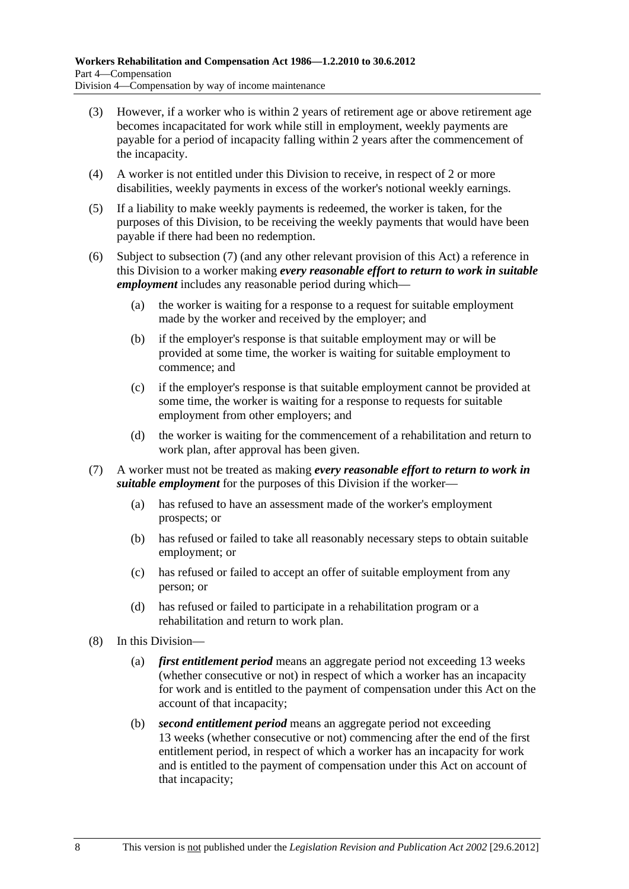(3) However, if a worker who is within 2 years of retirement age or above retirement age becomes incapacitated for work while still in employment, weekly payments are payable for a period of incapacity falling within 2 years after the commencement of the incapacity.

(4) A worker is not entitled under this Division to receive, in respect of 2 or more disabilities, weekly payments in excess of the worker's notional weekly earnings.

(5) If a liability to make weekly payments is redeemed, the worker is taken, for the purposes of this Division, to be receiving the weekly payments that would have been payable if there had been no redemption.

(6) Subject to subsection (7) (and any other relevant provision of this Act) a reference in this Division to a worker making ***every reasonable effort to return to work in suitable employment*** includes any reasonable period during which—

- (a) the worker is waiting for a response to a request for suitable employment made by the worker and received by the employer; and
- (b) if the employer's response is that suitable employment may or will be provided at some time, the worker is waiting for suitable employment to commence; and
- (c) if the employer's response is that suitable employment cannot be provided at some time, the worker is waiting for a response to requests for suitable employment from other employers; and
- (d) the worker is waiting for the commencement of a rehabilitation and return to work plan, after approval has been given.

(7) A worker must not be treated as making ***every reasonable effort to return to work in suitable employment*** for the purposes of this Division if the worker—

- (a) has refused to have an assessment made of the worker's employment prospects; or
- (b) has refused or failed to take all reasonably necessary steps to obtain suitable employment; or
- (c) has refused or failed to accept an offer of suitable employment from any person; or
- (d) has refused or failed to participate in a rehabilitation program or a rehabilitation and return to work plan.

(8) In this Division—

- (a) ***first entitlement period*** means an aggregate period not exceeding 13 weeks (whether consecutive or not) in respect of which a worker has an incapacity for work and is entitled to the payment of compensation under this Act on the account of that incapacity;
- (b) ***second entitlement period*** means an aggregate period not exceeding 13 weeks (whether consecutive or not) commencing after the end of the first entitlement period, in respect of which a worker has an incapacity for work and is entitled to the payment of compensation under this Act on account of that incapacity;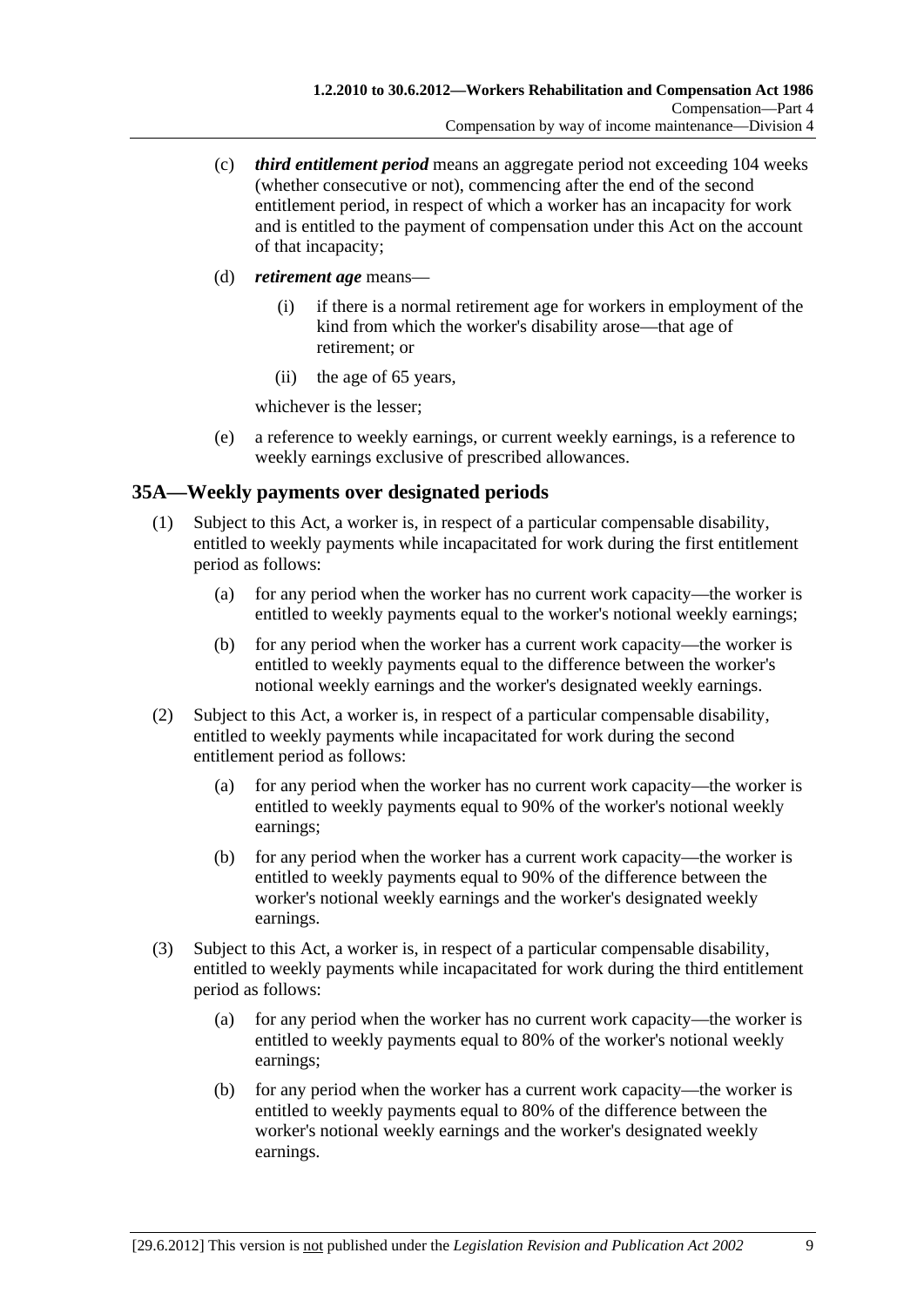(c) ***third entitlement period*** means an aggregate period not exceeding 104 weeks (whether consecutive or not), commencing after the end of the second entitlement period, in respect of which a worker has an incapacity for work and is entitled to the payment of compensation under this Act on the account of that incapacity;

(d) ***retirement age*** means—

(i) if there is a normal retirement age for workers in employment of the kind from which the worker's disability arose—that age of retirement; or

(ii) the age of 65 years,

whichever is the lesser;

(e) a reference to weekly earnings, or current weekly earnings, is a reference to weekly earnings exclusive of prescribed allowances.

## 35A—Weekly payments over designated periods

(1) Subject to this Act, a worker is, in respect of a particular compensable disability, entitled to weekly payments while incapacitated for work during the first entitlement period as follows:

(a) for any period when the worker has no current work capacity—the worker is entitled to weekly payments equal to the worker's notional weekly earnings;

(b) for any period when the worker has a current work capacity—the worker is entitled to weekly payments equal to the difference between the worker's notional weekly earnings and the worker's designated weekly earnings.

(2) Subject to this Act, a worker is, in respect of a particular compensable disability, entitled to weekly payments while incapacitated for work during the second entitlement period as follows:

(a) for any period when the worker has no current work capacity—the worker is entitled to weekly payments equal to 90% of the worker's notional weekly earnings;

(b) for any period when the worker has a current work capacity—the worker is entitled to weekly payments equal to 90% of the difference between the worker's notional weekly earnings and the worker's designated weekly earnings.

(3) Subject to this Act, a worker is, in respect of a particular compensable disability, entitled to weekly payments while incapacitated for work during the third entitlement period as follows:

(a) for any period when the worker has no current work capacity—the worker is entitled to weekly payments equal to 80% of the worker's notional weekly earnings;

(b) for any period when the worker has a current work capacity—the worker is entitled to weekly payments equal to 80% of the difference between the worker's notional weekly earnings and the worker's designated weekly earnings.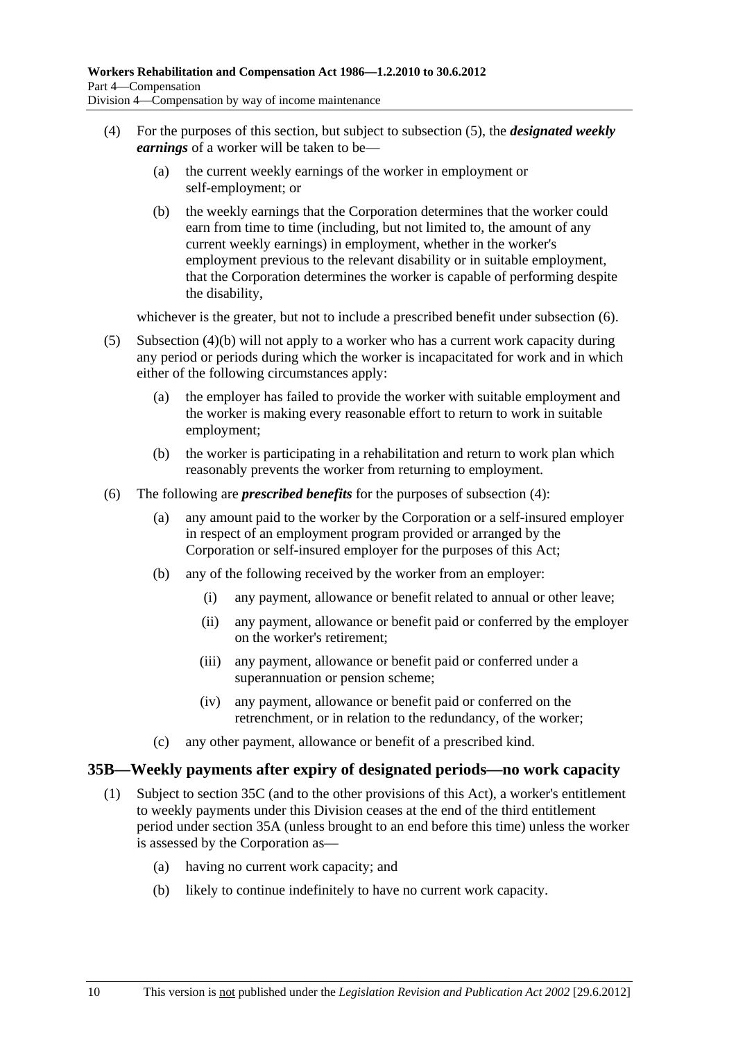(4) For the purposes of this section, but subject to subsection (5), the ***designated weekly earnings*** of a worker will be taken to be—

(a) the current weekly earnings of the worker in employment or self-employment; or

(b) the weekly earnings that the Corporation determines that the worker could earn from time to time (including, but not limited to, the amount of any current weekly earnings) in employment, whether in the worker's employment previous to the relevant disability or in suitable employment, that the Corporation determines the worker is capable of performing despite the disability,

whichever is the greater, but not to include a prescribed benefit under subsection (6).

(5) Subsection (4)(b) will not apply to a worker who has a current work capacity during any period or periods during which the worker is incapacitated for work and in which either of the following circumstances apply:

(a) the employer has failed to provide the worker with suitable employment and the worker is making every reasonable effort to return to work in suitable employment;

(b) the worker is participating in a rehabilitation and return to work plan which reasonably prevents the worker from returning to employment.

(6) The following are ***prescribed benefits*** for the purposes of subsection (4):

(a) any amount paid to the worker by the Corporation or a self-insured employer in respect of an employment program provided or arranged by the Corporation or self-insured employer for the purposes of this Act;

(b) any of the following received by the worker from an employer:

(i) any payment, allowance or benefit related to annual or other leave;

(ii) any payment, allowance or benefit paid or conferred by the employer on the worker's retirement;

(iii) any payment, allowance or benefit paid or conferred under a superannuation or pension scheme;

(iv) any payment, allowance or benefit paid or conferred on the retrenchment, or in relation to the redundancy, of the worker;

(c) any other payment, allowance or benefit of a prescribed kind.

## 35B—Weekly payments after expiry of designated periods—no work capacity

(1) Subject to section 35C (and to the other provisions of this Act), a worker's entitlement to weekly payments under this Division ceases at the end of the third entitlement period under section 35A (unless brought to an end before this time) unless the worker is assessed by the Corporation as—

(a) having no current work capacity; and

(b) likely to continue indefinitely to have no current work capacity.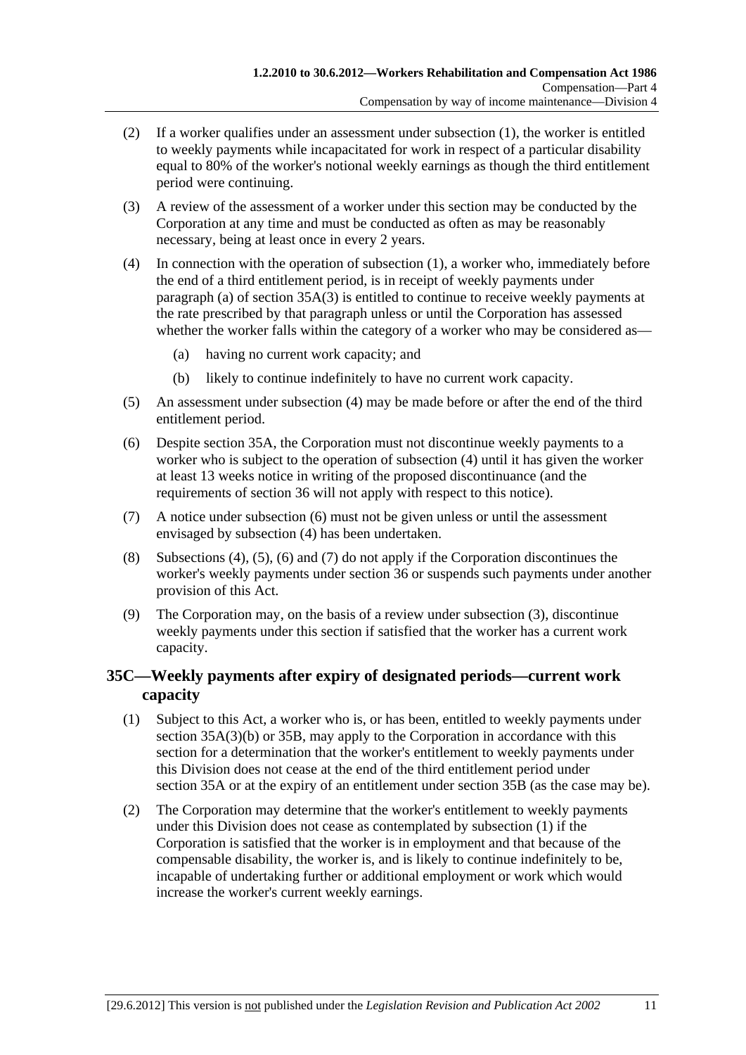(2) If a worker qualifies under an assessment under subsection (1), the worker is entitled to weekly payments while incapacitated for work in respect of a particular disability equal to 80% of the worker's notional weekly earnings as though the third entitlement period were continuing.

(3) A review of the assessment of a worker under this section may be conducted by the Corporation at any time and must be conducted as often as may be reasonably necessary, being at least once in every 2 years.

(4) In connection with the operation of subsection (1), a worker who, immediately before the end of a third entitlement period, is in receipt of weekly payments under paragraph (a) of section 35A(3) is entitled to continue to receive weekly payments at the rate prescribed by that paragraph unless or until the Corporation has assessed whether the worker falls within the category of a worker who may be considered as—

(a) having no current work capacity; and

(b) likely to continue indefinitely to have no current work capacity.

(5) An assessment under subsection (4) may be made before or after the end of the third entitlement period.

(6) Despite section 35A, the Corporation must not discontinue weekly payments to a worker who is subject to the operation of subsection (4) until it has given the worker at least 13 weeks notice in writing of the proposed discontinuance (and the requirements of section 36 will not apply with respect to this notice).

(7) A notice under subsection (6) must not be given unless or until the assessment envisaged by subsection (4) has been undertaken.

(8) Subsections (4), (5), (6) and (7) do not apply if the Corporation discontinues the worker's weekly payments under section 36 or suspends such payments under another provision of this Act.

(9) The Corporation may, on the basis of a review under subsection (3), discontinue weekly payments under this section if satisfied that the worker has a current work capacity.

## 35C—Weekly payments after expiry of designated periods—current work capacity

(1) Subject to this Act, a worker who is, or has been, entitled to weekly payments under section 35A(3)(b) or 35B, may apply to the Corporation in accordance with this section for a determination that the worker's entitlement to weekly payments under this Division does not cease at the end of the third entitlement period under section 35A or at the expiry of an entitlement under section 35B (as the case may be).

(2) The Corporation may determine that the worker's entitlement to weekly payments under this Division does not cease as contemplated by subsection (1) if the Corporation is satisfied that the worker is in employment and that because of the compensable disability, the worker is, and is likely to continue indefinitely to be, incapable of undertaking further or additional employment or work which would increase the worker's current weekly earnings.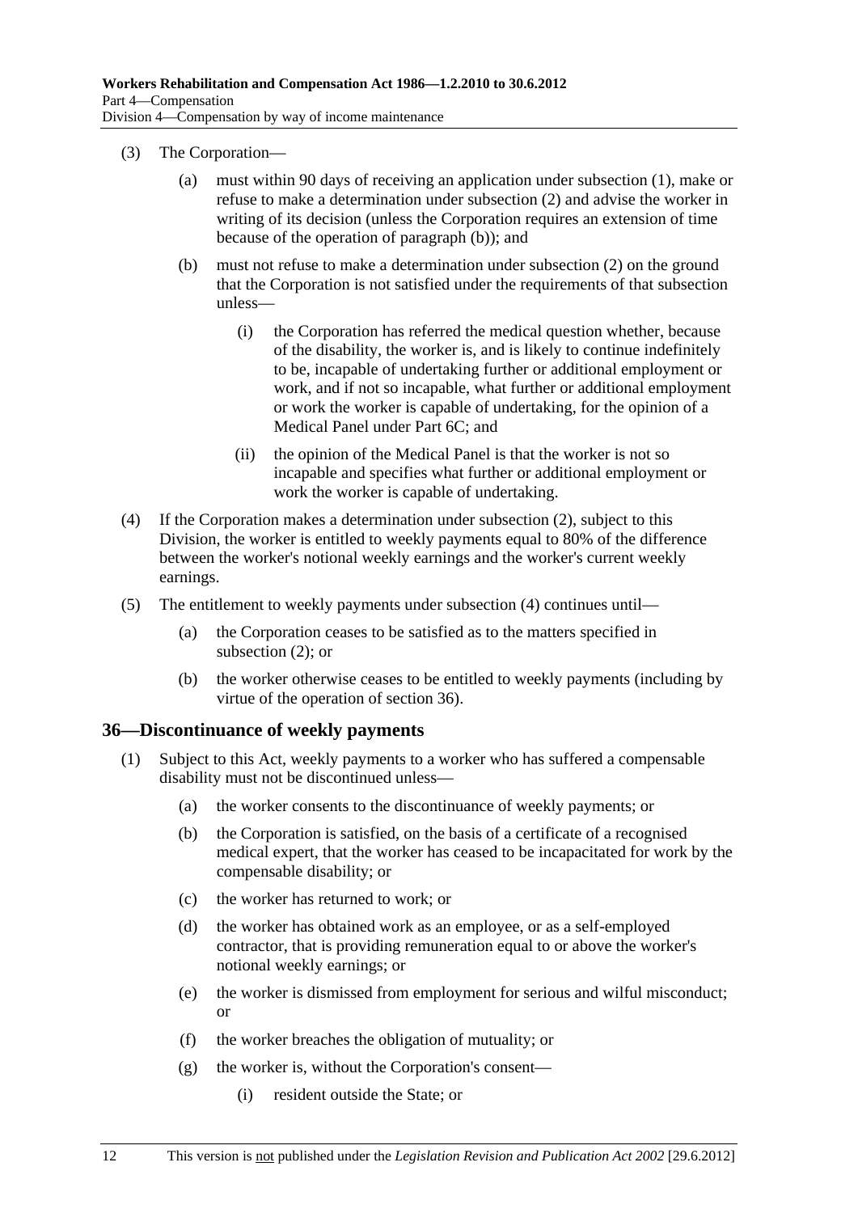(3) The Corporation—

(a) must within 90 days of receiving an application under subsection (1), make or refuse to make a determination under subsection (2) and advise the worker in writing of its decision (unless the Corporation requires an extension of time because of the operation of paragraph (b)); and

(b) must not refuse to make a determination under subsection (2) on the ground that the Corporation is not satisfied under the requirements of that subsection unless—

(i) the Corporation has referred the medical question whether, because of the disability, the worker is, and is likely to continue indefinitely to be, incapable of undertaking further or additional employment or work, and if not so incapable, what further or additional employment or work the worker is capable of undertaking, for the opinion of a Medical Panel under Part 6C; and

(ii) the opinion of the Medical Panel is that the worker is not so incapable and specifies what further or additional employment or work the worker is capable of undertaking.

(4) If the Corporation makes a determination under subsection (2), subject to this Division, the worker is entitled to weekly payments equal to 80% of the difference between the worker's notional weekly earnings and the worker's current weekly earnings.

(5) The entitlement to weekly payments under subsection (4) continues until—

(a) the Corporation ceases to be satisfied as to the matters specified in subsection (2); or

(b) the worker otherwise ceases to be entitled to weekly payments (including by virtue of the operation of section 36).

## 36—Discontinuance of weekly payments

(1) Subject to this Act, weekly payments to a worker who has suffered a compensable disability must not be discontinued unless—

(a) the worker consents to the discontinuance of weekly payments; or

(b) the Corporation is satisfied, on the basis of a certificate of a recognised medical expert, that the worker has ceased to be incapacitated for work by the compensable disability; or

(c) the worker has returned to work; or

(d) the worker has obtained work as an employee, or as a self-employed contractor, that is providing remuneration equal to or above the worker's notional weekly earnings; or

(e) the worker is dismissed from employment for serious and wilful misconduct; or

(f) the worker breaches the obligation of mutuality; or

(g) the worker is, without the Corporation's consent—

(i) resident outside the State; or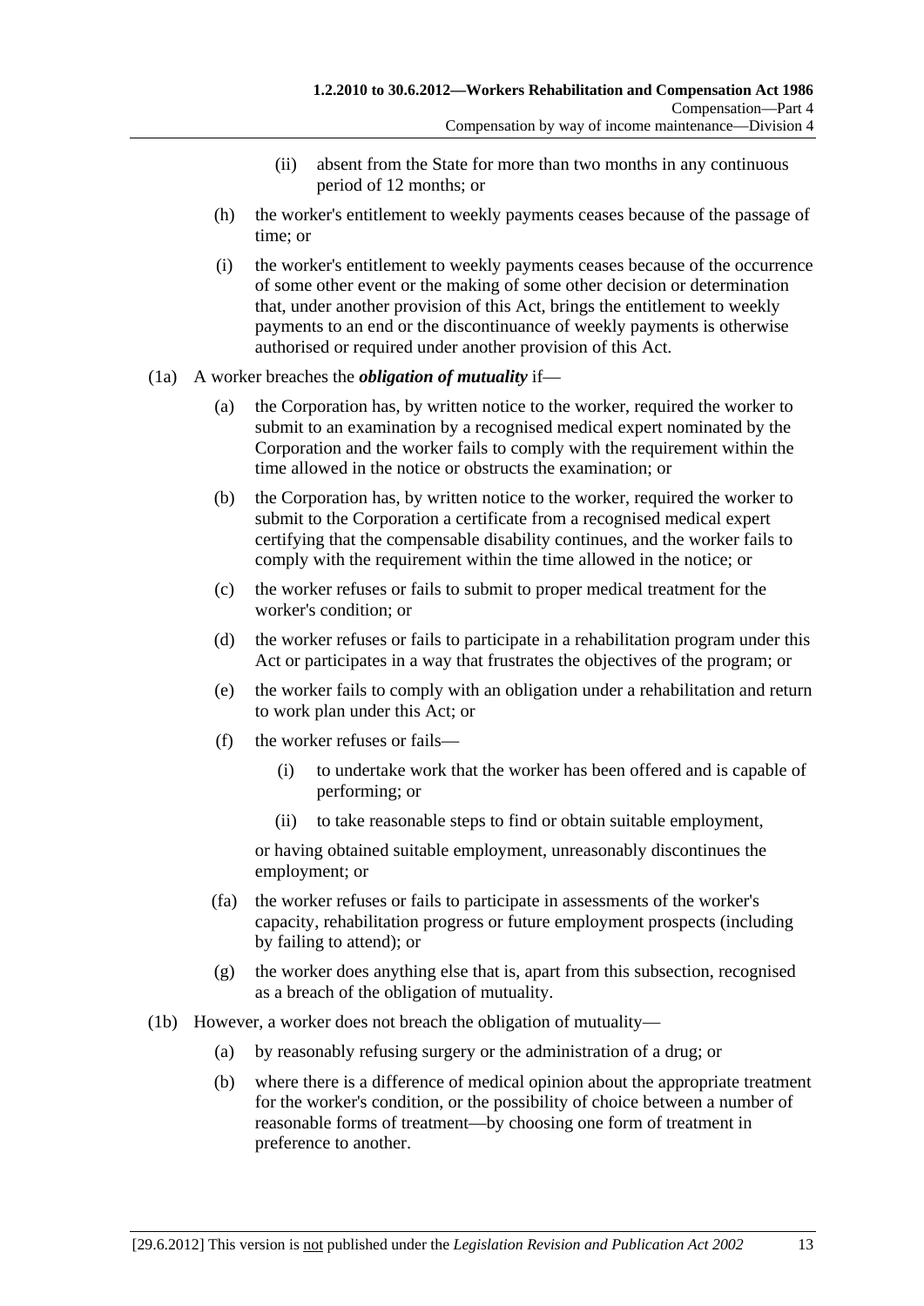(ii) absent from the State for more than two months in any continuous period of 12 months; or

(h) the worker's entitlement to weekly payments ceases because of the passage of time; or

(i) the worker's entitlement to weekly payments ceases because of the occurrence of some other event or the making of some other decision or determination that, under another provision of this Act, brings the entitlement to weekly payments to an end or the discontinuance of weekly payments is otherwise authorised or required under another provision of this Act.

(1a) A worker breaches the ***obligation of mutuality*** if—

(a) the Corporation has, by written notice to the worker, required the worker to submit to an examination by a recognised medical expert nominated by the Corporation and the worker fails to comply with the requirement within the time allowed in the notice or obstructs the examination; or

(b) the Corporation has, by written notice to the worker, required the worker to submit to the Corporation a certificate from a recognised medical expert certifying that the compensable disability continues, and the worker fails to comply with the requirement within the time allowed in the notice; or

(c) the worker refuses or fails to submit to proper medical treatment for the worker's condition; or

(d) the worker refuses or fails to participate in a rehabilitation program under this Act or participates in a way that frustrates the objectives of the program; or

(e) the worker fails to comply with an obligation under a rehabilitation and return to work plan under this Act; or

(f) the worker refuses or fails—

(i) to undertake work that the worker has been offered and is capable of performing; or

(ii) to take reasonable steps to find or obtain suitable employment,

or having obtained suitable employment, unreasonably discontinues the employment; or

(fa) the worker refuses or fails to participate in assessments of the worker's capacity, rehabilitation progress or future employment prospects (including by failing to attend); or

(g) the worker does anything else that is, apart from this subsection, recognised as a breach of the obligation of mutuality.

(1b) However, a worker does not breach the obligation of mutuality—

(a) by reasonably refusing surgery or the administration of a drug; or

(b) where there is a difference of medical opinion about the appropriate treatment for the worker's condition, or the possibility of choice between a number of reasonable forms of treatment—by choosing one form of treatment in preference to another.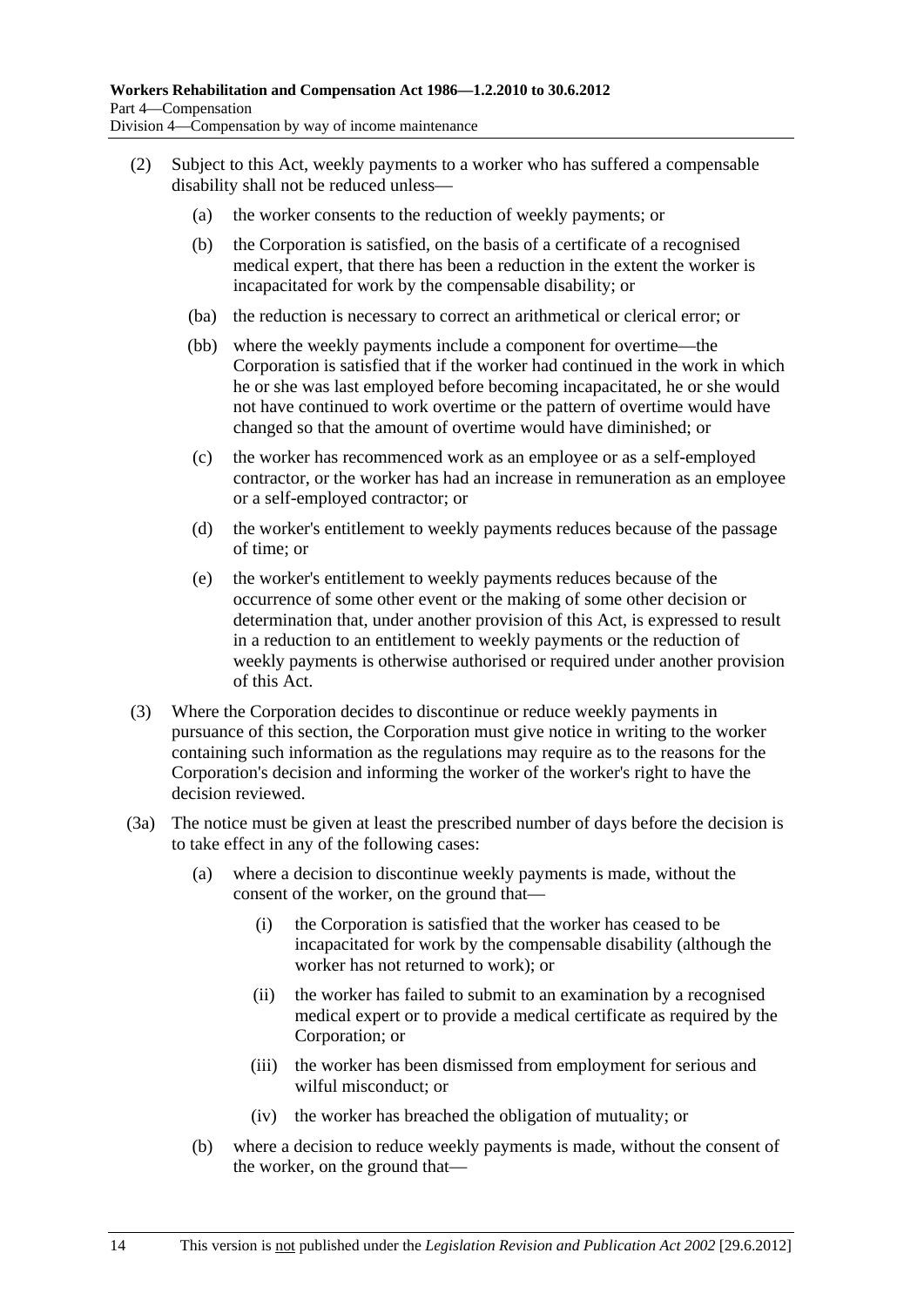(2) Subject to this Act, weekly payments to a worker who has suffered a compensable disability shall not be reduced unless—

(a) the worker consents to the reduction of weekly payments; or

(b) the Corporation is satisfied, on the basis of a certificate of a recognised medical expert, that there has been a reduction in the extent the worker is incapacitated for work by the compensable disability; or

(ba) the reduction is necessary to correct an arithmetical or clerical error; or

(bb) where the weekly payments include a component for overtime—the Corporation is satisfied that if the worker had continued in the work in which he or she was last employed before becoming incapacitated, he or she would not have continued to work overtime or the pattern of overtime would have changed so that the amount of overtime would have diminished; or

(c) the worker has recommenced work as an employee or as a self-employed contractor, or the worker has had an increase in remuneration as an employee or a self-employed contractor; or

(d) the worker's entitlement to weekly payments reduces because of the passage of time; or

(e) the worker's entitlement to weekly payments reduces because of the occurrence of some other event or the making of some other decision or determination that, under another provision of this Act, is expressed to result in a reduction to an entitlement to weekly payments or the reduction of weekly payments is otherwise authorised or required under another provision of this Act.

(3) Where the Corporation decides to discontinue or reduce weekly payments in pursuance of this section, the Corporation must give notice in writing to the worker containing such information as the regulations may require as to the reasons for the Corporation's decision and informing the worker of the worker's right to have the decision reviewed.

(3a) The notice must be given at least the prescribed number of days before the decision is to take effect in any of the following cases:

(a) where a decision to discontinue weekly payments is made, without the consent of the worker, on the ground that—

(i) the Corporation is satisfied that the worker has ceased to be incapacitated for work by the compensable disability (although the worker has not returned to work); or

(ii) the worker has failed to submit to an examination by a recognised medical expert or to provide a medical certificate as required by the Corporation; or

(iii) the worker has been dismissed from employment for serious and wilful misconduct; or

(iv) the worker has breached the obligation of mutuality; or

(b) where a decision to reduce weekly payments is made, without the consent of the worker, on the ground that—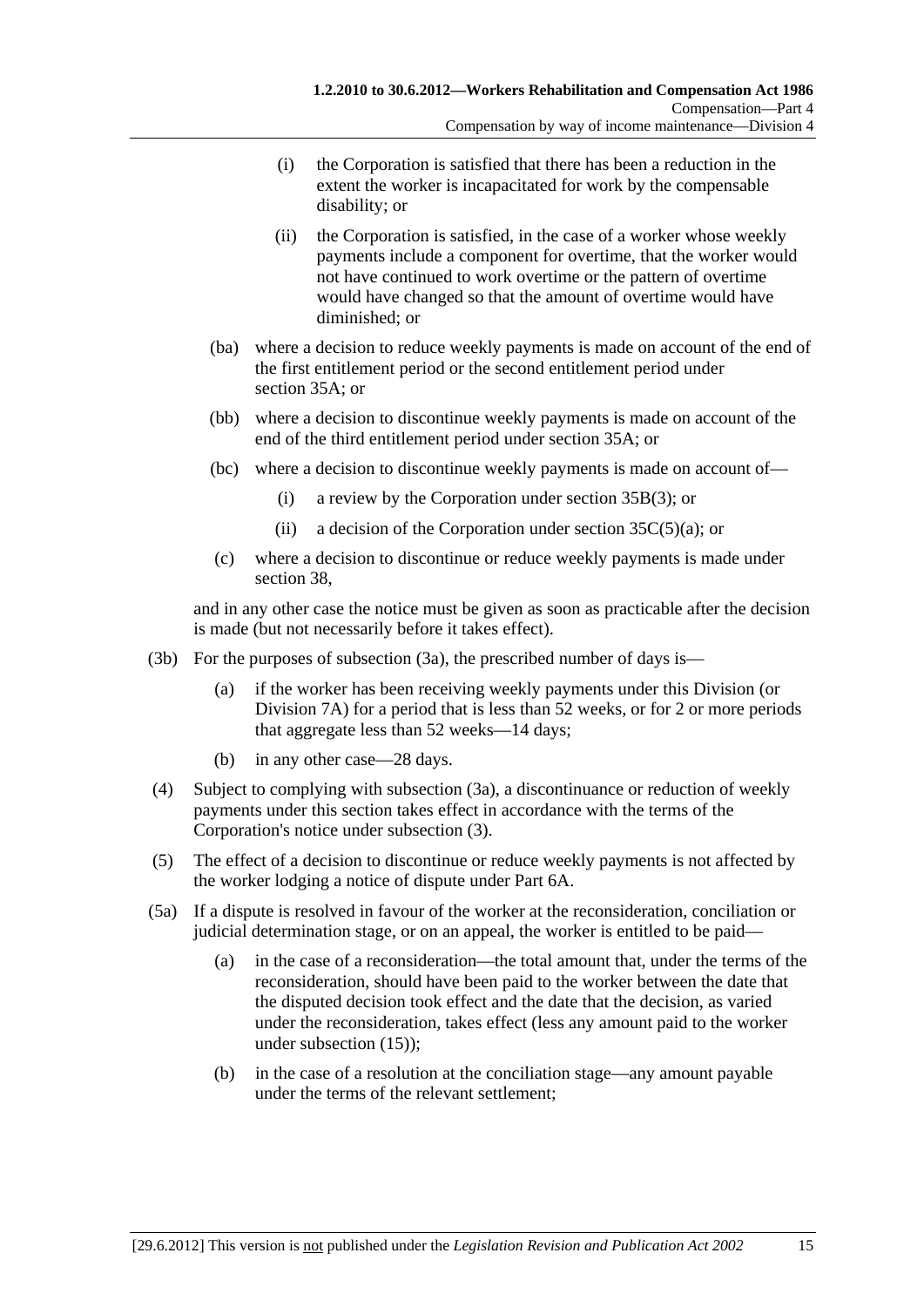(i) the Corporation is satisfied that there has been a reduction in the extent the worker is incapacitated for work by the compensable disability; or

(ii) the Corporation is satisfied, in the case of a worker whose weekly payments include a component for overtime, that the worker would not have continued to work overtime or the pattern of overtime would have changed so that the amount of overtime would have diminished; or

(ba) where a decision to reduce weekly payments is made on account of the end of the first entitlement period or the second entitlement period under section 35A; or

(bb) where a decision to discontinue weekly payments is made on account of the end of the third entitlement period under section 35A; or

(bc) where a decision to discontinue weekly payments is made on account of—

(i) a review by the Corporation under section 35B(3); or

(ii) a decision of the Corporation under section 35C(5)(a); or

(c) where a decision to discontinue or reduce weekly payments is made under section 38,

and in any other case the notice must be given as soon as practicable after the decision is made (but not necessarily before it takes effect).

(3b) For the purposes of subsection (3a), the prescribed number of days is—

(a) if the worker has been receiving weekly payments under this Division (or Division 7A) for a period that is less than 52 weeks, or for 2 or more periods that aggregate less than 52 weeks—14 days;

(b) in any other case—28 days.

(4) Subject to complying with subsection (3a), a discontinuance or reduction of weekly payments under this section takes effect in accordance with the terms of the Corporation's notice under subsection (3).

(5) The effect of a decision to discontinue or reduce weekly payments is not affected by the worker lodging a notice of dispute under Part 6A.

(5a) If a dispute is resolved in favour of the worker at the reconsideration, conciliation or judicial determination stage, or on an appeal, the worker is entitled to be paid—

(a) in the case of a reconsideration—the total amount that, under the terms of the reconsideration, should have been paid to the worker between the date that the disputed decision took effect and the date that the decision, as varied under the reconsideration, takes effect (less any amount paid to the worker under subsection (15));

(b) in the case of a resolution at the conciliation stage—any amount payable under the terms of the relevant settlement;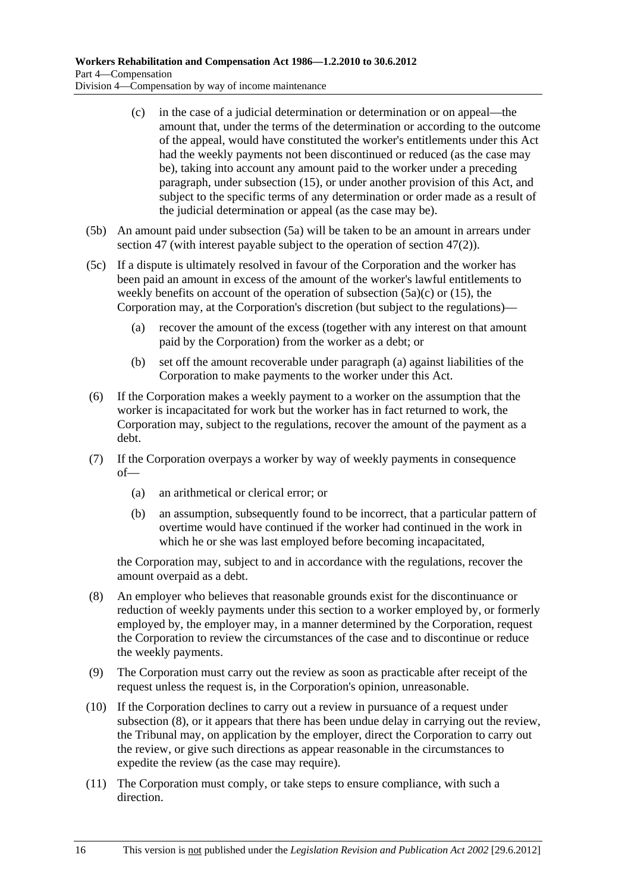(c) in the case of a judicial determination or determination or on appeal—the amount that, under the terms of the determination or according to the outcome of the appeal, would have constituted the worker's entitlements under this Act had the weekly payments not been discontinued or reduced (as the case may be), taking into account any amount paid to the worker under a preceding paragraph, under subsection (15), or under another provision of this Act, and subject to the specific terms of any determination or order made as a result of the judicial determination or appeal (as the case may be).

(5b) An amount paid under subsection (5a) will be taken to be an amount in arrears under section 47 (with interest payable subject to the operation of section 47(2)).

(5c) If a dispute is ultimately resolved in favour of the Corporation and the worker has been paid an amount in excess of the amount of the worker's lawful entitlements to weekly benefits on account of the operation of subsection (5a)(c) or (15), the Corporation may, at the Corporation's discretion (but subject to the regulations)—

(a) recover the amount of the excess (together with any interest on that amount paid by the Corporation) from the worker as a debt; or

(b) set off the amount recoverable under paragraph (a) against liabilities of the Corporation to make payments to the worker under this Act.

(6) If the Corporation makes a weekly payment to a worker on the assumption that the worker is incapacitated for work but the worker has in fact returned to work, the Corporation may, subject to the regulations, recover the amount of the payment as a debt.

(7) If the Corporation overpays a worker by way of weekly payments in consequence of—

(a) an arithmetical or clerical error; or

(b) an assumption, subsequently found to be incorrect, that a particular pattern of overtime would have continued if the worker had continued in the work in which he or she was last employed before becoming incapacitated,

the Corporation may, subject to and in accordance with the regulations, recover the amount overpaid as a debt.

(8) An employer who believes that reasonable grounds exist for the discontinuance or reduction of weekly payments under this section to a worker employed by, or formerly employed by, the employer may, in a manner determined by the Corporation, request the Corporation to review the circumstances of the case and to discontinue or reduce the weekly payments.

(9) The Corporation must carry out the review as soon as practicable after receipt of the request unless the request is, in the Corporation's opinion, unreasonable.

(10) If the Corporation declines to carry out a review in pursuance of a request under subsection (8), or it appears that there has been undue delay in carrying out the review, the Tribunal may, on application by the employer, direct the Corporation to carry out the review, or give such directions as appear reasonable in the circumstances to expedite the review (as the case may require).

(11) The Corporation must comply, or take steps to ensure compliance, with such a direction.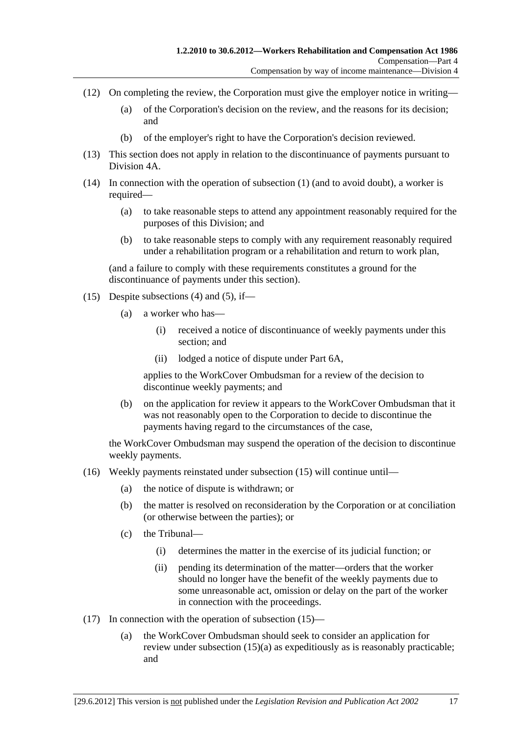(12) On completing the review, the Corporation must give the employer notice in writing—

  (a) of the Corporation's decision on the review, and the reasons for its decision; and

  (b) of the employer's right to have the Corporation's decision reviewed.

(13) This section does not apply in relation to the discontinuance of payments pursuant to Division 4A.

(14) In connection with the operation of subsection (1) (and to avoid doubt), a worker is required—

  (a) to take reasonable steps to attend any appointment reasonably required for the purposes of this Division; and

  (b) to take reasonable steps to comply with any requirement reasonably required under a rehabilitation program or a rehabilitation and return to work plan,

(and a failure to comply with these requirements constitutes a ground for the discontinuance of payments under this section).

(15) Despite subsections (4) and (5), if—

  (a) a worker who has—

    (i) received a notice of discontinuance of weekly payments under this section; and

    (ii) lodged a notice of dispute under Part 6A,

  applies to the WorkCover Ombudsman for a review of the decision to discontinue weekly payments; and

  (b) on the application for review it appears to the WorkCover Ombudsman that it was not reasonably open to the Corporation to decide to discontinue the payments having regard to the circumstances of the case,

the WorkCover Ombudsman may suspend the operation of the decision to discontinue weekly payments.

(16) Weekly payments reinstated under subsection (15) will continue until—

  (a) the notice of dispute is withdrawn; or

  (b) the matter is resolved on reconsideration by the Corporation or at conciliation (or otherwise between the parties); or

  (c) the Tribunal—

    (i) determines the matter in the exercise of its judicial function; or

    (ii) pending its determination of the matter—orders that the worker should no longer have the benefit of the weekly payments due to some unreasonable act, omission or delay on the part of the worker in connection with the proceedings.

(17) In connection with the operation of subsection (15)—

  (a) the WorkCover Ombudsman should seek to consider an application for review under subsection (15)(a) as expeditiously as is reasonably practicable; and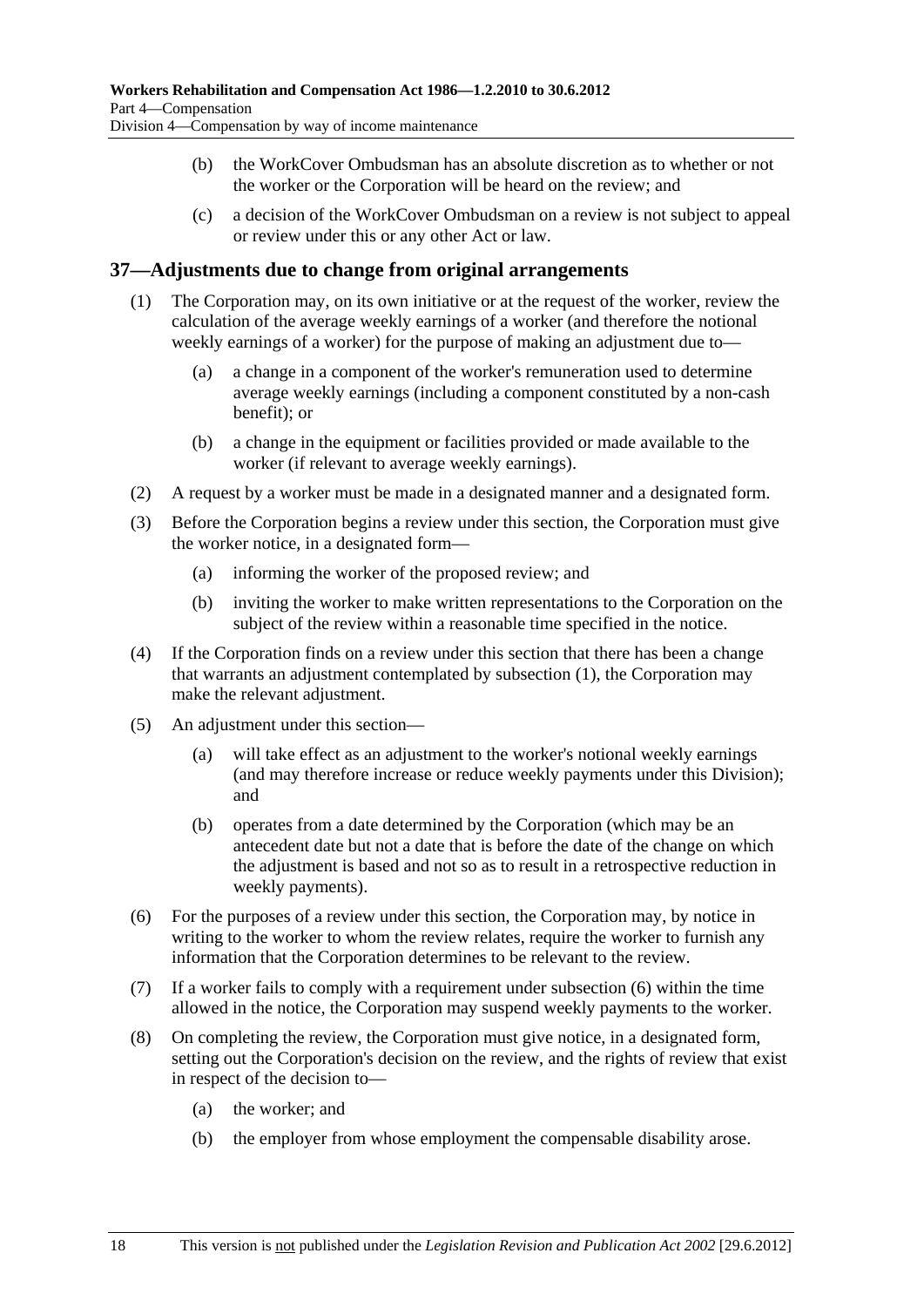(b) the WorkCover Ombudsman has an absolute discretion as to whether or not the worker or the Corporation will be heard on the review; and

(c) a decision of the WorkCover Ombudsman on a review is not subject to appeal or review under this or any other Act or law.

## 37—Adjustments due to change from original arrangements

(1) The Corporation may, on its own initiative or at the request of the worker, review the calculation of the average weekly earnings of a worker (and therefore the notional weekly earnings of a worker) for the purpose of making an adjustment due to—

(a) a change in a component of the worker's remuneration used to determine average weekly earnings (including a component constituted by a non-cash benefit); or

(b) a change in the equipment or facilities provided or made available to the worker (if relevant to average weekly earnings).

(2) A request by a worker must be made in a designated manner and a designated form.

(3) Before the Corporation begins a review under this section, the Corporation must give the worker notice, in a designated form—

(a) informing the worker of the proposed review; and

(b) inviting the worker to make written representations to the Corporation on the subject of the review within a reasonable time specified in the notice.

(4) If the Corporation finds on a review under this section that there has been a change that warrants an adjustment contemplated by subsection (1), the Corporation may make the relevant adjustment.

(5) An adjustment under this section—

(a) will take effect as an adjustment to the worker's notional weekly earnings (and may therefore increase or reduce weekly payments under this Division); and

(b) operates from a date determined by the Corporation (which may be an antecedent date but not a date that is before the date of the change on which the adjustment is based and not so as to result in a retrospective reduction in weekly payments).

(6) For the purposes of a review under this section, the Corporation may, by notice in writing to the worker to whom the review relates, require the worker to furnish any information that the Corporation determines to be relevant to the review.

(7) If a worker fails to comply with a requirement under subsection (6) within the time allowed in the notice, the Corporation may suspend weekly payments to the worker.

(8) On completing the review, the Corporation must give notice, in a designated form, setting out the Corporation's decision on the review, and the rights of review that exist in respect of the decision to—

(a) the worker; and

(b) the employer from whose employment the compensable disability arose.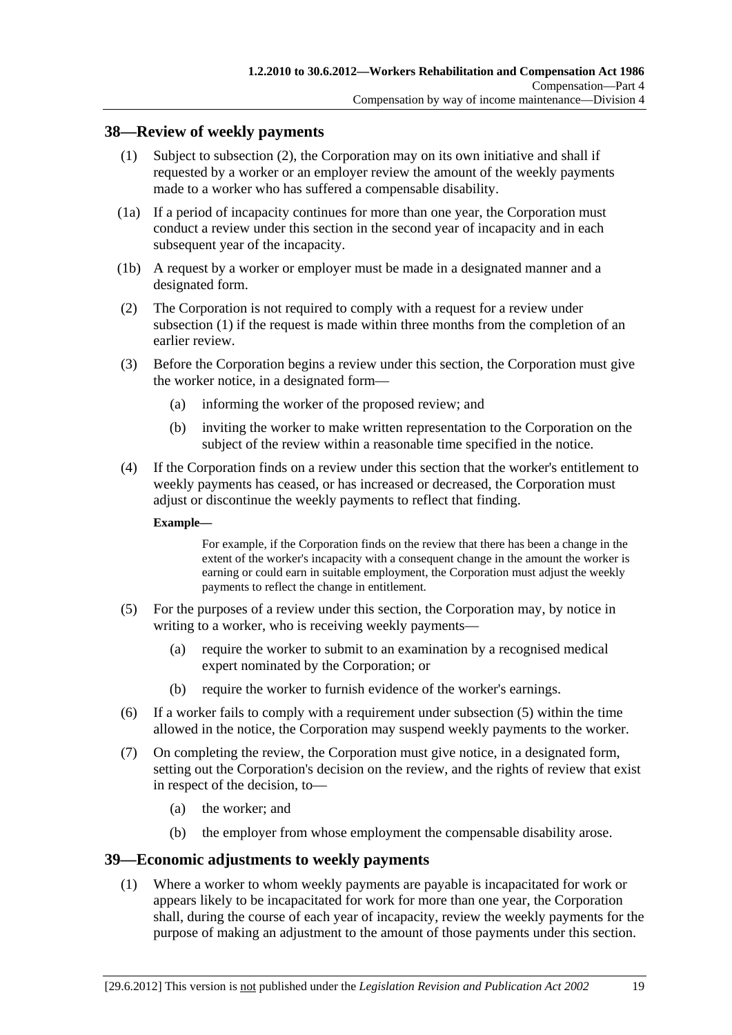## 38—Review of weekly payments

(1) Subject to subsection (2), the Corporation may on its own initiative and shall if requested by a worker or an employer review the amount of the weekly payments made to a worker who has suffered a compensable disability.

(1a) If a period of incapacity continues for more than one year, the Corporation must conduct a review under this section in the second year of incapacity and in each subsequent year of the incapacity.

(1b) A request by a worker or employer must be made in a designated manner and a designated form.

(2) The Corporation is not required to comply with a request for a review under subsection (1) if the request is made within three months from the completion of an earlier review.

(3) Before the Corporation begins a review under this section, the Corporation must give the worker notice, in a designated form—

(a) informing the worker of the proposed review; and

(b) inviting the worker to make written representation to the Corporation on the subject of the review within a reasonable time specified in the notice.

(4) If the Corporation finds on a review under this section that the worker's entitlement to weekly payments has ceased, or has increased or decreased, the Corporation must adjust or discontinue the weekly payments to reflect that finding.

**Example—**

For example, if the Corporation finds on the review that there has been a change in the extent of the worker's incapacity with a consequent change in the amount the worker is earning or could earn in suitable employment, the Corporation must adjust the weekly payments to reflect the change in entitlement.

(5) For the purposes of a review under this section, the Corporation may, by notice in writing to a worker, who is receiving weekly payments—

(a) require the worker to submit to an examination by a recognised medical expert nominated by the Corporation; or

(b) require the worker to furnish evidence of the worker's earnings.

(6) If a worker fails to comply with a requirement under subsection (5) within the time allowed in the notice, the Corporation may suspend weekly payments to the worker.

(7) On completing the review, the Corporation must give notice, in a designated form, setting out the Corporation's decision on the review, and the rights of review that exist in respect of the decision, to—

(a) the worker; and

(b) the employer from whose employment the compensable disability arose.

## 39—Economic adjustments to weekly payments

(1) Where a worker to whom weekly payments are payable is incapacitated for work or appears likely to be incapacitated for work for more than one year, the Corporation shall, during the course of each year of incapacity, review the weekly payments for the purpose of making an adjustment to the amount of those payments under this section.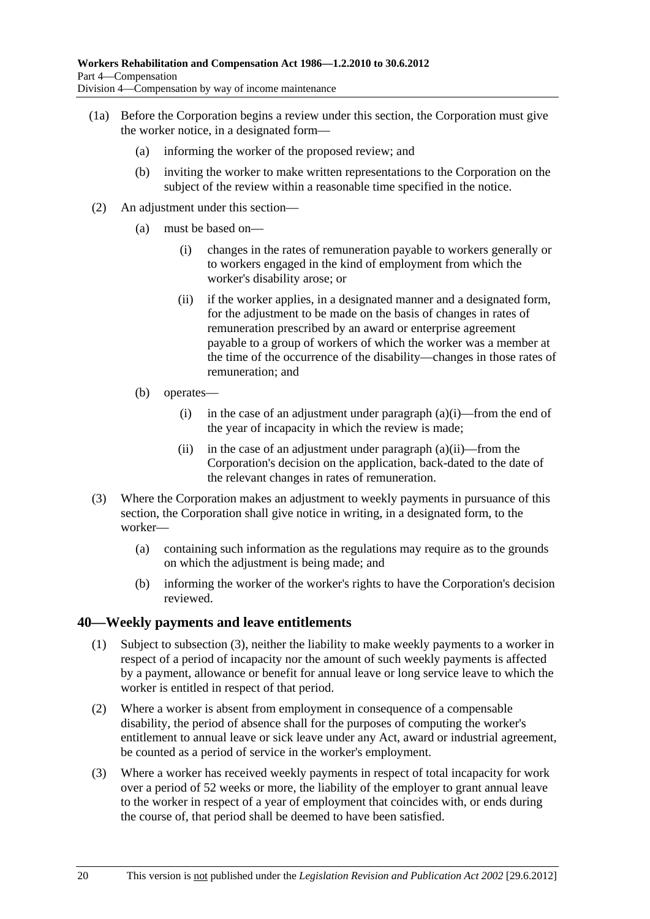(1a) Before the Corporation begins a review under this section, the Corporation must give the worker notice, in a designated form—

(a) informing the worker of the proposed review; and

(b) inviting the worker to make written representations to the Corporation on the subject of the review within a reasonable time specified in the notice.

(2) An adjustment under this section—

(a) must be based on—

(i) changes in the rates of remuneration payable to workers generally or to workers engaged in the kind of employment from which the worker's disability arose; or

(ii) if the worker applies, in a designated manner and a designated form, for the adjustment to be made on the basis of changes in rates of remuneration prescribed by an award or enterprise agreement payable to a group of workers of which the worker was a member at the time of the occurrence of the disability—changes in those rates of remuneration; and

(b) operates—

(i) in the case of an adjustment under paragraph (a)(i)—from the end of the year of incapacity in which the review is made;

(ii) in the case of an adjustment under paragraph (a)(ii)—from the Corporation's decision on the application, back-dated to the date of the relevant changes in rates of remuneration.

(3) Where the Corporation makes an adjustment to weekly payments in pursuance of this section, the Corporation shall give notice in writing, in a designated form, to the worker—

(a) containing such information as the regulations may require as to the grounds on which the adjustment is being made; and

(b) informing the worker of the worker's rights to have the Corporation's decision reviewed.

## 40—Weekly payments and leave entitlements

(1) Subject to subsection (3), neither the liability to make weekly payments to a worker in respect of a period of incapacity nor the amount of such weekly payments is affected by a payment, allowance or benefit for annual leave or long service leave to which the worker is entitled in respect of that period.

(2) Where a worker is absent from employment in consequence of a compensable disability, the period of absence shall for the purposes of computing the worker's entitlement to annual leave or sick leave under any Act, award or industrial agreement, be counted as a period of service in the worker's employment.

(3) Where a worker has received weekly payments in respect of total incapacity for work over a period of 52 weeks or more, the liability of the employer to grant annual leave to the worker in respect of a year of employment that coincides with, or ends during the course of, that period shall be deemed to have been satisfied.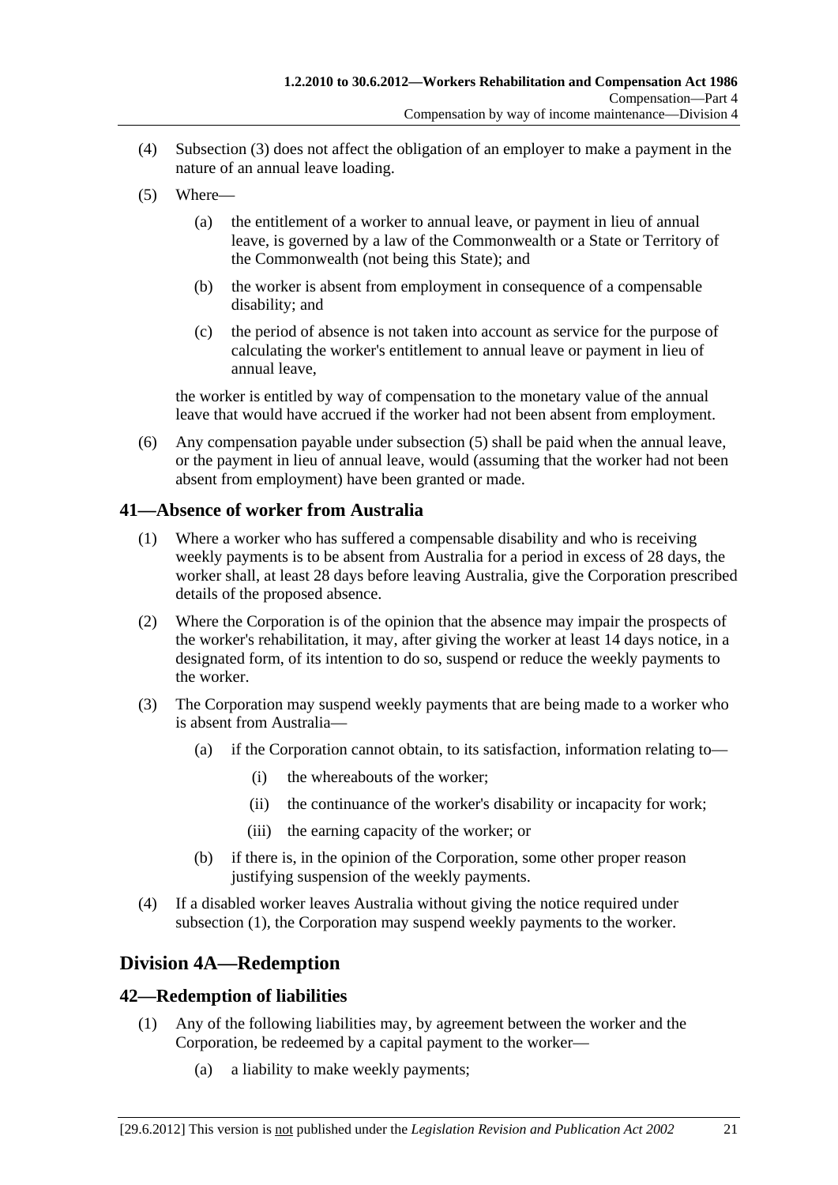(4) Subsection (3) does not affect the obligation of an employer to make a payment in the nature of an annual leave loading.

(5) Where—

(a) the entitlement of a worker to annual leave, or payment in lieu of annual leave, is governed by a law of the Commonwealth or a State or Territory of the Commonwealth (not being this State); and

(b) the worker is absent from employment in consequence of a compensable disability; and

(c) the period of absence is not taken into account as service for the purpose of calculating the worker's entitlement to annual leave or payment in lieu of annual leave,

the worker is entitled by way of compensation to the monetary value of the annual leave that would have accrued if the worker had not been absent from employment.

(6) Any compensation payable under subsection (5) shall be paid when the annual leave, or the payment in lieu of annual leave, would (assuming that the worker had not been absent from employment) have been granted or made.

## 41—Absence of worker from Australia

(1) Where a worker who has suffered a compensable disability and who is receiving weekly payments is to be absent from Australia for a period in excess of 28 days, the worker shall, at least 28 days before leaving Australia, give the Corporation prescribed details of the proposed absence.

(2) Where the Corporation is of the opinion that the absence may impair the prospects of the worker's rehabilitation, it may, after giving the worker at least 14 days notice, in a designated form, of its intention to do so, suspend or reduce the weekly payments to the worker.

(3) The Corporation may suspend weekly payments that are being made to a worker who is absent from Australia—

(a) if the Corporation cannot obtain, to its satisfaction, information relating to—

(i) the whereabouts of the worker;

(ii) the continuance of the worker's disability or incapacity for work;

(iii) the earning capacity of the worker; or

(b) if there is, in the opinion of the Corporation, some other proper reason justifying suspension of the weekly payments.

(4) If a disabled worker leaves Australia without giving the notice required under subsection (1), the Corporation may suspend weekly payments to the worker.

# Division 4A—Redemption

## 42—Redemption of liabilities

(1) Any of the following liabilities may, by agreement between the worker and the Corporation, be redeemed by a capital payment to the worker—

(a) a liability to make weekly payments;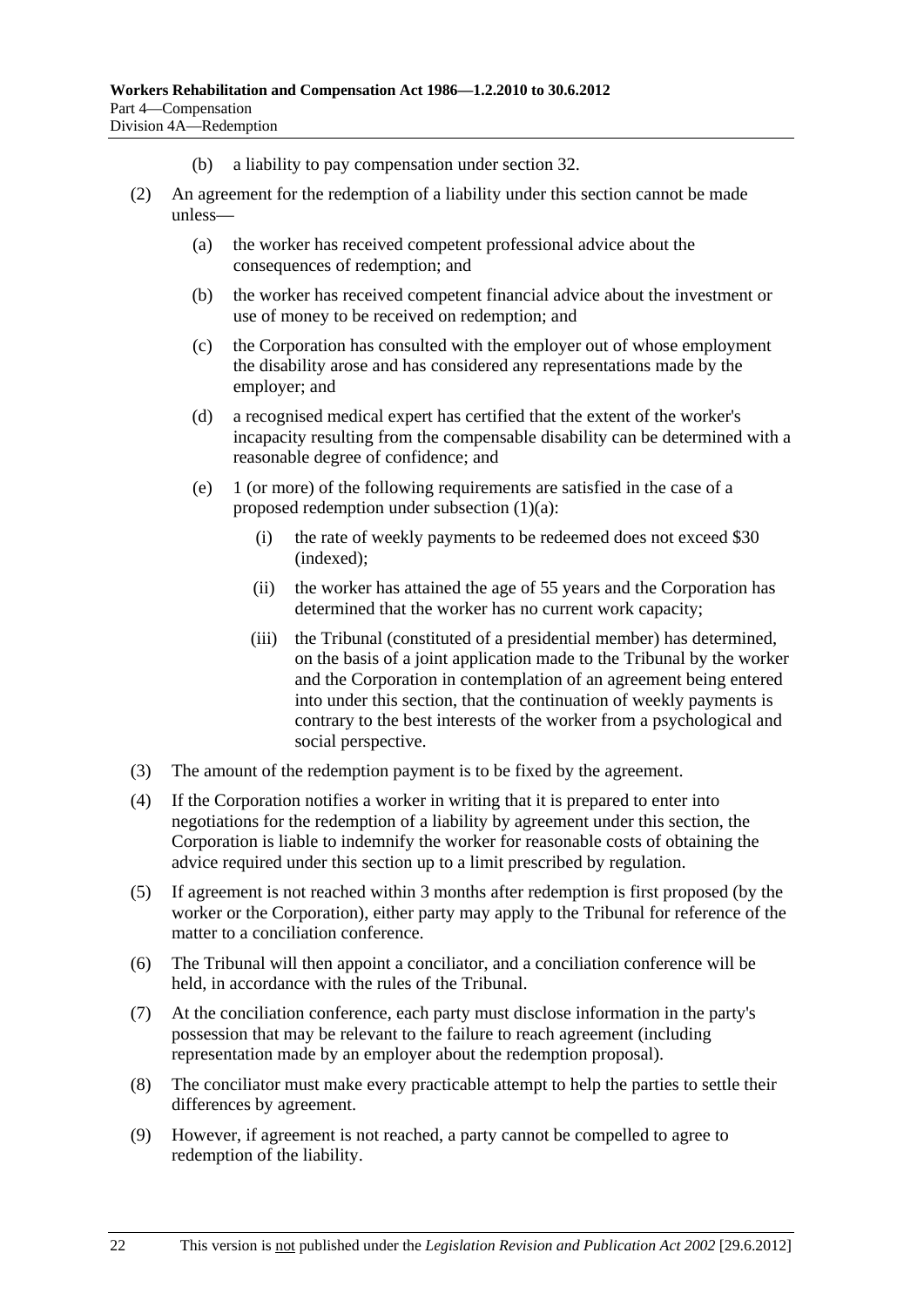(b) a liability to pay compensation under section 32.

(2) An agreement for the redemption of a liability under this section cannot be made unless—

(a) the worker has received competent professional advice about the consequences of redemption; and

(b) the worker has received competent financial advice about the investment or use of money to be received on redemption; and

(c) the Corporation has consulted with the employer out of whose employment the disability arose and has considered any representations made by the employer; and

(d) a recognised medical expert has certified that the extent of the worker's incapacity resulting from the compensable disability can be determined with a reasonable degree of confidence; and

(e) 1 (or more) of the following requirements are satisfied in the case of a proposed redemption under subsection (1)(a):

(i) the rate of weekly payments to be redeemed does not exceed $30 (indexed);

(ii) the worker has attained the age of 55 years and the Corporation has determined that the worker has no current work capacity;

(iii) the Tribunal (constituted of a presidential member) has determined, on the basis of a joint application made to the Tribunal by the worker and the Corporation in contemplation of an agreement being entered into under this section, that the continuation of weekly payments is contrary to the best interests of the worker from a psychological and social perspective.

(3) The amount of the redemption payment is to be fixed by the agreement.

(4) If the Corporation notifies a worker in writing that it is prepared to enter into negotiations for the redemption of a liability by agreement under this section, the Corporation is liable to indemnify the worker for reasonable costs of obtaining the advice required under this section up to a limit prescribed by regulation.

(5) If agreement is not reached within 3 months after redemption is first proposed (by the worker or the Corporation), either party may apply to the Tribunal for reference of the matter to a conciliation conference.

(6) The Tribunal will then appoint a conciliator, and a conciliation conference will be held, in accordance with the rules of the Tribunal.

(7) At the conciliation conference, each party must disclose information in the party's possession that may be relevant to the failure to reach agreement (including representation made by an employer about the redemption proposal).

(8) The conciliator must make every practicable attempt to help the parties to settle their differences by agreement.

(9) However, if agreement is not reached, a party cannot be compelled to agree to redemption of the liability.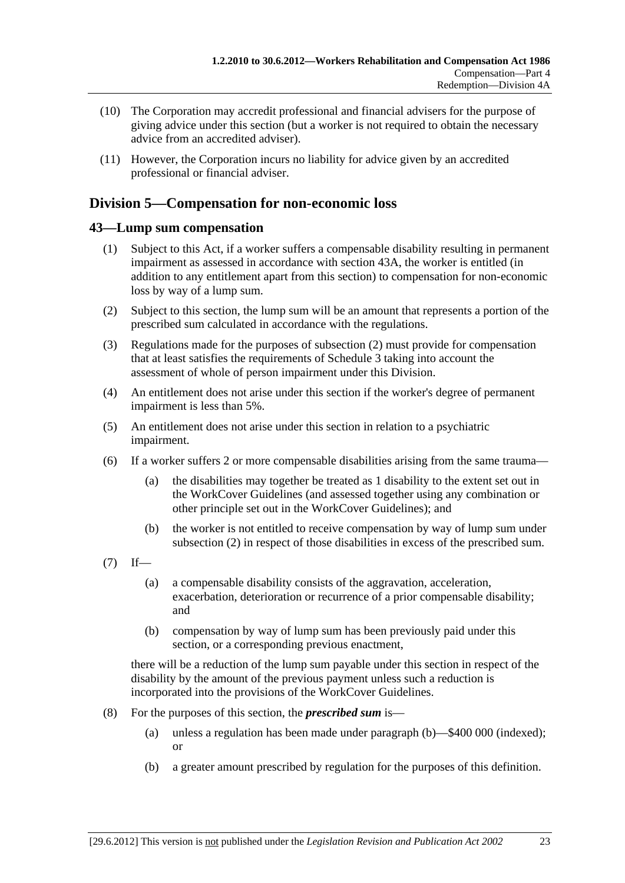(10) The Corporation may accredit professional and financial advisers for the purpose of giving advice under this section (but a worker is not required to obtain the necessary advice from an accredited adviser).

(11) However, the Corporation incurs no liability for advice given by an accredited professional or financial adviser.

## Division 5—Compensation for non-economic loss

### 43—Lump sum compensation

(1) Subject to this Act, if a worker suffers a compensable disability resulting in permanent impairment as assessed in accordance with section 43A, the worker is entitled (in addition to any entitlement apart from this section) to compensation for non-economic loss by way of a lump sum.

(2) Subject to this section, the lump sum will be an amount that represents a portion of the prescribed sum calculated in accordance with the regulations.

(3) Regulations made for the purposes of subsection (2) must provide for compensation that at least satisfies the requirements of Schedule 3 taking into account the assessment of whole of person impairment under this Division.

(4) An entitlement does not arise under this section if the worker's degree of permanent impairment is less than 5%.

(5) An entitlement does not arise under this section in relation to a psychiatric impairment.

(6) If a worker suffers 2 or more compensable disabilities arising from the same trauma—

(a) the disabilities may together be treated as 1 disability to the extent set out in the WorkCover Guidelines (and assessed together using any combination or other principle set out in the WorkCover Guidelines); and

(b) the worker is not entitled to receive compensation by way of lump sum under subsection (2) in respect of those disabilities in excess of the prescribed sum.

(7) If—

(a) a compensable disability consists of the aggravation, acceleration, exacerbation, deterioration or recurrence of a prior compensable disability; and

(b) compensation by way of lump sum has been previously paid under this section, or a corresponding previous enactment,

there will be a reduction of the lump sum payable under this section in respect of the disability by the amount of the previous payment unless such a reduction is incorporated into the provisions of the WorkCover Guidelines.

(8) For the purposes of this section, the ***prescribed sum*** is—

(a) unless a regulation has been made under paragraph (b)—$400 000 (indexed); or

(b) a greater amount prescribed by regulation for the purposes of this definition.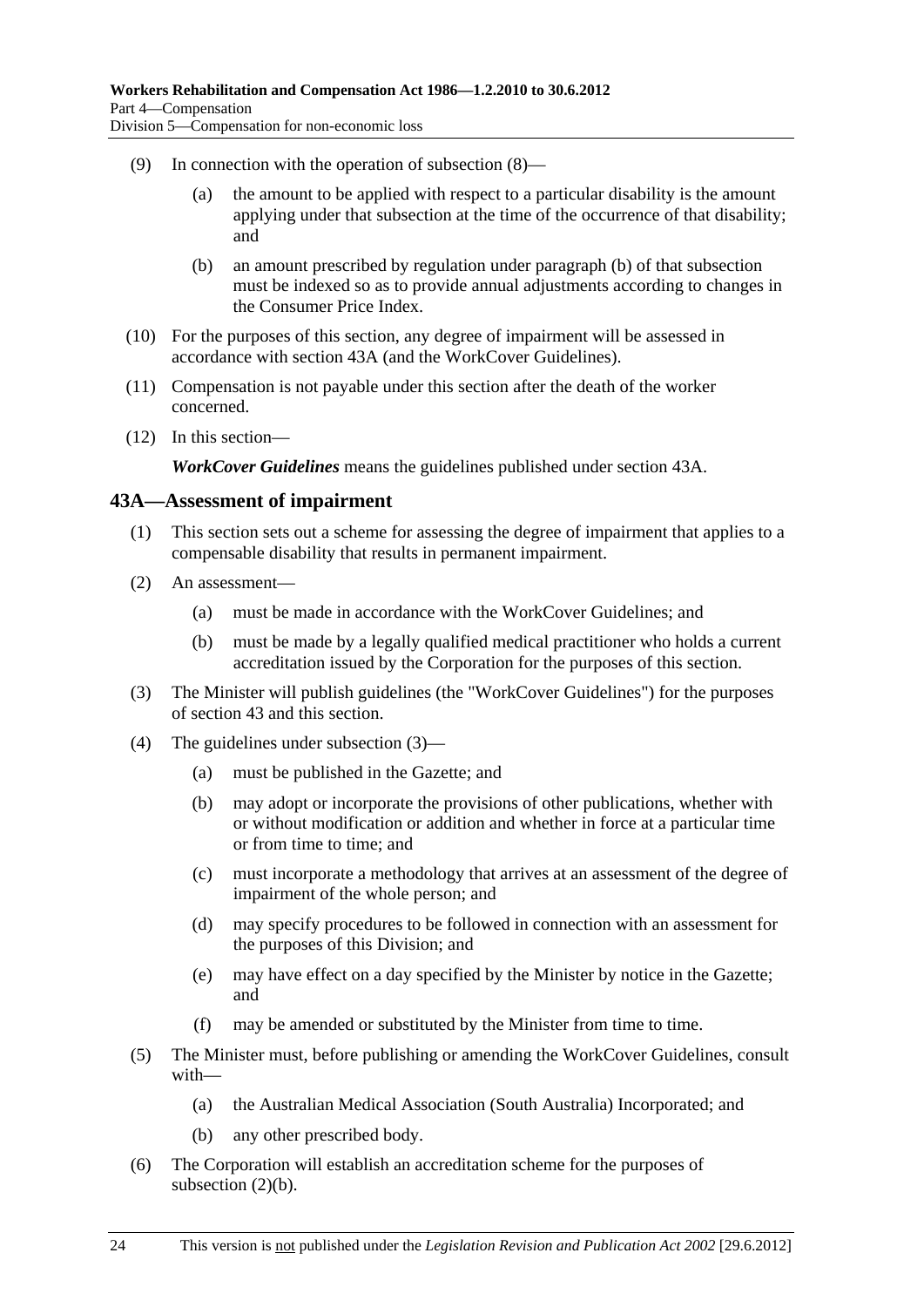(9) In connection with the operation of subsection (8)—

(a) the amount to be applied with respect to a particular disability is the amount applying under that subsection at the time of the occurrence of that disability; and

(b) an amount prescribed by regulation under paragraph (b) of that subsection must be indexed so as to provide annual adjustments according to changes in the Consumer Price Index.

(10) For the purposes of this section, any degree of impairment will be assessed in accordance with section 43A (and the WorkCover Guidelines).

(11) Compensation is not payable under this section after the death of the worker concerned.

(12) In this section—

***WorkCover Guidelines*** means the guidelines published under section 43A.

## 43A—Assessment of impairment

(1) This section sets out a scheme for assessing the degree of impairment that applies to a compensable disability that results in permanent impairment.

(2) An assessment—

(a) must be made in accordance with the WorkCover Guidelines; and

(b) must be made by a legally qualified medical practitioner who holds a current accreditation issued by the Corporation for the purposes of this section.

(3) The Minister will publish guidelines (the "WorkCover Guidelines") for the purposes of section 43 and this section.

(4) The guidelines under subsection (3)—

(a) must be published in the Gazette; and

(b) may adopt or incorporate the provisions of other publications, whether with or without modification or addition and whether in force at a particular time or from time to time; and

(c) must incorporate a methodology that arrives at an assessment of the degree of impairment of the whole person; and

(d) may specify procedures to be followed in connection with an assessment for the purposes of this Division; and

(e) may have effect on a day specified by the Minister by notice in the Gazette; and

(f) may be amended or substituted by the Minister from time to time.

(5) The Minister must, before publishing or amending the WorkCover Guidelines, consult with—

(a) the Australian Medical Association (South Australia) Incorporated; and

(b) any other prescribed body.

(6) The Corporation will establish an accreditation scheme for the purposes of subsection (2)(b).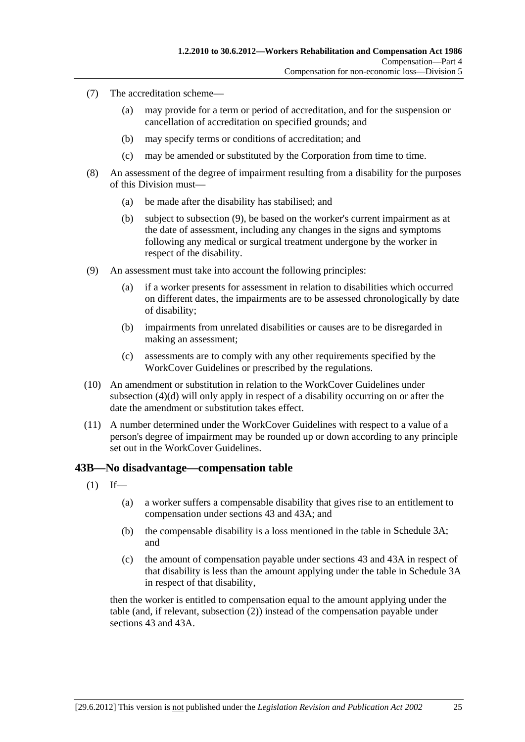(7) The accreditation scheme—

(a) may provide for a term or period of accreditation, and for the suspension or cancellation of accreditation on specified grounds; and

(b) may specify terms or conditions of accreditation; and

(c) may be amended or substituted by the Corporation from time to time.

(8) An assessment of the degree of impairment resulting from a disability for the purposes of this Division must—

(a) be made after the disability has stabilised; and

(b) subject to subsection (9), be based on the worker's current impairment as at the date of assessment, including any changes in the signs and symptoms following any medical or surgical treatment undergone by the worker in respect of the disability.

(9) An assessment must take into account the following principles:

(a) if a worker presents for assessment in relation to disabilities which occurred on different dates, the impairments are to be assessed chronologically by date of disability;

(b) impairments from unrelated disabilities or causes are to be disregarded in making an assessment;

(c) assessments are to comply with any other requirements specified by the WorkCover Guidelines or prescribed by the regulations.

(10) An amendment or substitution in relation to the WorkCover Guidelines under subsection (4)(d) will only apply in respect of a disability occurring on or after the date the amendment or substitution takes effect.

(11) A number determined under the WorkCover Guidelines with respect to a value of a person's degree of impairment may be rounded up or down according to any principle set out in the WorkCover Guidelines.

## 43B—No disadvantage—compensation table

(1) If—

(a) a worker suffers a compensable disability that gives rise to an entitlement to compensation under sections 43 and 43A; and

(b) the compensable disability is a loss mentioned in the table in Schedule 3A; and

(c) the amount of compensation payable under sections 43 and 43A in respect of that disability is less than the amount applying under the table in Schedule 3A in respect of that disability,

then the worker is entitled to compensation equal to the amount applying under the table (and, if relevant, subsection (2)) instead of the compensation payable under sections 43 and 43A.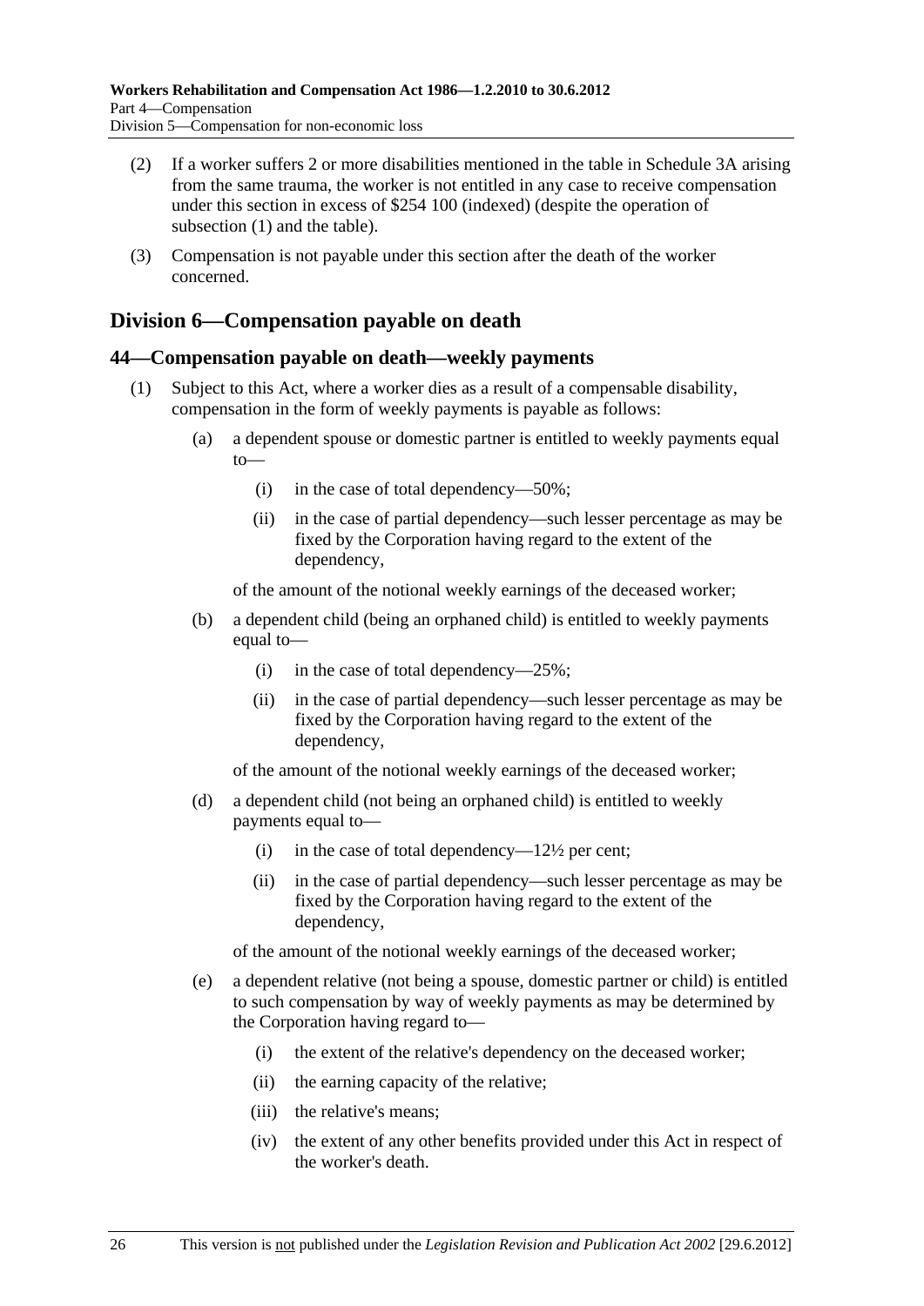(2) If a worker suffers 2 or more disabilities mentioned in the table in Schedule 3A arising from the same trauma, the worker is not entitled in any case to receive compensation under this section in excess of $254 100 (indexed) (despite the operation of subsection (1) and the table).

(3) Compensation is not payable under this section after the death of the worker concerned.

## Division 6—Compensation payable on death

### 44—Compensation payable on death—weekly payments

(1) Subject to this Act, where a worker dies as a result of a compensable disability, compensation in the form of weekly payments is payable as follows:

(a) a dependent spouse or domestic partner is entitled to weekly payments equal to—

(i) in the case of total dependency—50%;

(ii) in the case of partial dependency—such lesser percentage as may be fixed by the Corporation having regard to the extent of the dependency,

of the amount of the notional weekly earnings of the deceased worker;

(b) a dependent child (being an orphaned child) is entitled to weekly payments equal to—

(i) in the case of total dependency—25%;

(ii) in the case of partial dependency—such lesser percentage as may be fixed by the Corporation having regard to the extent of the dependency,

of the amount of the notional weekly earnings of the deceased worker;

(d) a dependent child (not being an orphaned child) is entitled to weekly payments equal to—

(i) in the case of total dependency—12½ per cent;

(ii) in the case of partial dependency—such lesser percentage as may be fixed by the Corporation having regard to the extent of the dependency,

of the amount of the notional weekly earnings of the deceased worker;

(e) a dependent relative (not being a spouse, domestic partner or child) is entitled to such compensation by way of weekly payments as may be determined by the Corporation having regard to—

(i) the extent of the relative's dependency on the deceased worker;

(ii) the earning capacity of the relative;

(iii) the relative's means;

(iv) the extent of any other benefits provided under this Act in respect of the worker's death.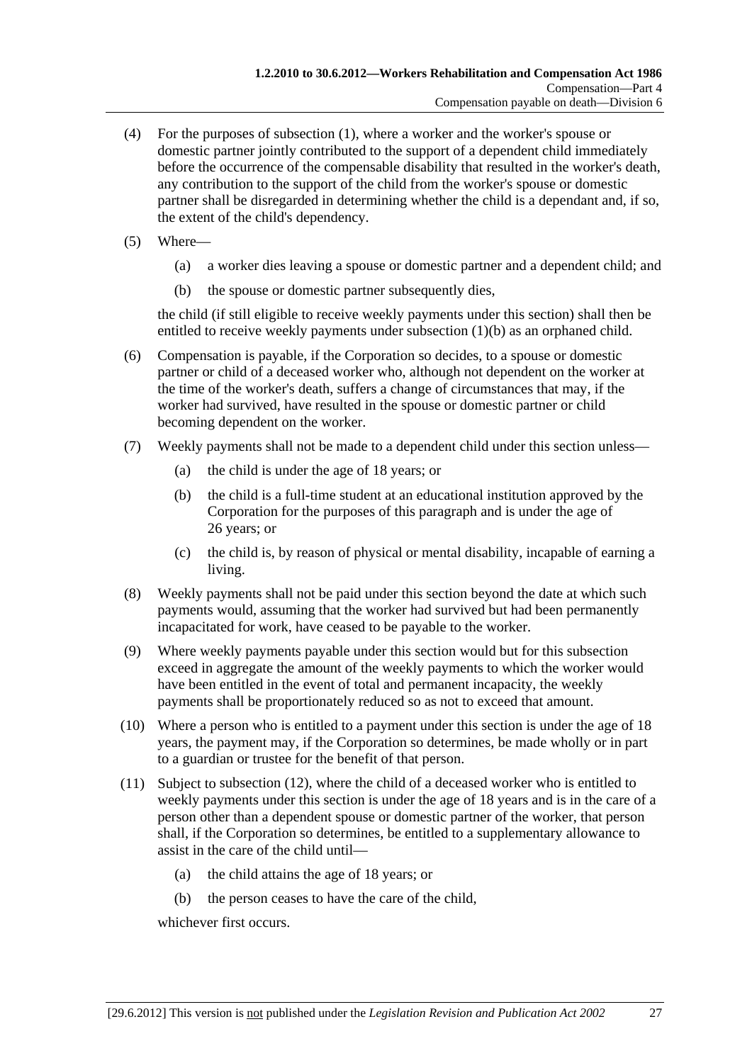(4) For the purposes of subsection (1), where a worker and the worker's spouse or domestic partner jointly contributed to the support of a dependent child immediately before the occurrence of the compensable disability that resulted in the worker's death, any contribution to the support of the child from the worker's spouse or domestic partner shall be disregarded in determining whether the child is a dependant and, if so, the extent of the child's dependency.

(5) Where—

(a) a worker dies leaving a spouse or domestic partner and a dependent child; and

(b) the spouse or domestic partner subsequently dies,

the child (if still eligible to receive weekly payments under this section) shall then be entitled to receive weekly payments under subsection (1)(b) as an orphaned child.

(6) Compensation is payable, if the Corporation so decides, to a spouse or domestic partner or child of a deceased worker who, although not dependent on the worker at the time of the worker's death, suffers a change of circumstances that may, if the worker had survived, have resulted in the spouse or domestic partner or child becoming dependent on the worker.

(7) Weekly payments shall not be made to a dependent child under this section unless—

(a) the child is under the age of 18 years; or

(b) the child is a full-time student at an educational institution approved by the Corporation for the purposes of this paragraph and is under the age of 26 years; or

(c) the child is, by reason of physical or mental disability, incapable of earning a living.

(8) Weekly payments shall not be paid under this section beyond the date at which such payments would, assuming that the worker had survived but had been permanently incapacitated for work, have ceased to be payable to the worker.

(9) Where weekly payments payable under this section would but for this subsection exceed in aggregate the amount of the weekly payments to which the worker would have been entitled in the event of total and permanent incapacity, the weekly payments shall be proportionately reduced so as not to exceed that amount.

(10) Where a person who is entitled to a payment under this section is under the age of 18 years, the payment may, if the Corporation so determines, be made wholly or in part to a guardian or trustee for the benefit of that person.

(11) Subject to subsection (12), where the child of a deceased worker who is entitled to weekly payments under this section is under the age of 18 years and is in the care of a person other than a dependent spouse or domestic partner of the worker, that person shall, if the Corporation so determines, be entitled to a supplementary allowance to assist in the care of the child until—

(a) the child attains the age of 18 years; or

(b) the person ceases to have the care of the child,

whichever first occurs.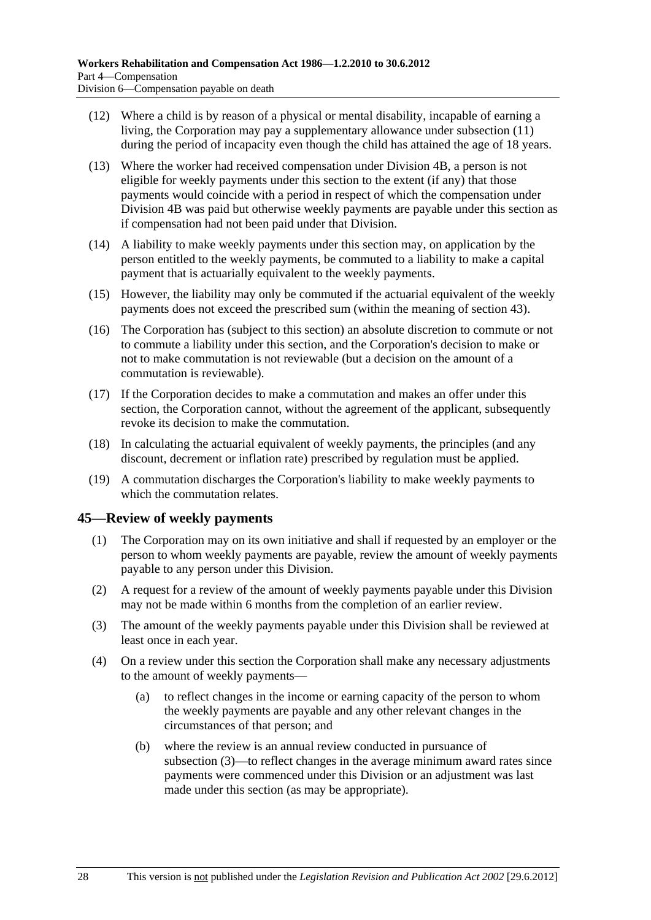(12) Where a child is by reason of a physical or mental disability, incapable of earning a living, the Corporation may pay a supplementary allowance under subsection (11) during the period of incapacity even though the child has attained the age of 18 years.

(13) Where the worker had received compensation under Division 4B, a person is not eligible for weekly payments under this section to the extent (if any) that those payments would coincide with a period in respect of which the compensation under Division 4B was paid but otherwise weekly payments are payable under this section as if compensation had not been paid under that Division.

(14) A liability to make weekly payments under this section may, on application by the person entitled to the weekly payments, be commuted to a liability to make a capital payment that is actuarially equivalent to the weekly payments.

(15) However, the liability may only be commuted if the actuarial equivalent of the weekly payments does not exceed the prescribed sum (within the meaning of section 43).

(16) The Corporation has (subject to this section) an absolute discretion to commute or not to commute a liability under this section, and the Corporation's decision to make or not to make commutation is not reviewable (but a decision on the amount of a commutation is reviewable).

(17) If the Corporation decides to make a commutation and makes an offer under this section, the Corporation cannot, without the agreement of the applicant, subsequently revoke its decision to make the commutation.

(18) In calculating the actuarial equivalent of weekly payments, the principles (and any discount, decrement or inflation rate) prescribed by regulation must be applied.

(19) A commutation discharges the Corporation's liability to make weekly payments to which the commutation relates.

## 45—Review of weekly payments

(1) The Corporation may on its own initiative and shall if requested by an employer or the person to whom weekly payments are payable, review the amount of weekly payments payable to any person under this Division.

(2) A request for a review of the amount of weekly payments payable under this Division may not be made within 6 months from the completion of an earlier review.

(3) The amount of the weekly payments payable under this Division shall be reviewed at least once in each year.

(4) On a review under this section the Corporation shall make any necessary adjustments to the amount of weekly payments—

  (a) to reflect changes in the income or earning capacity of the person to whom the weekly payments are payable and any other relevant changes in the circumstances of that person; and

  (b) where the review is an annual review conducted in pursuance of subsection (3)—to reflect changes in the average minimum award rates since payments were commenced under this Division or an adjustment was last made under this section (as may be appropriate).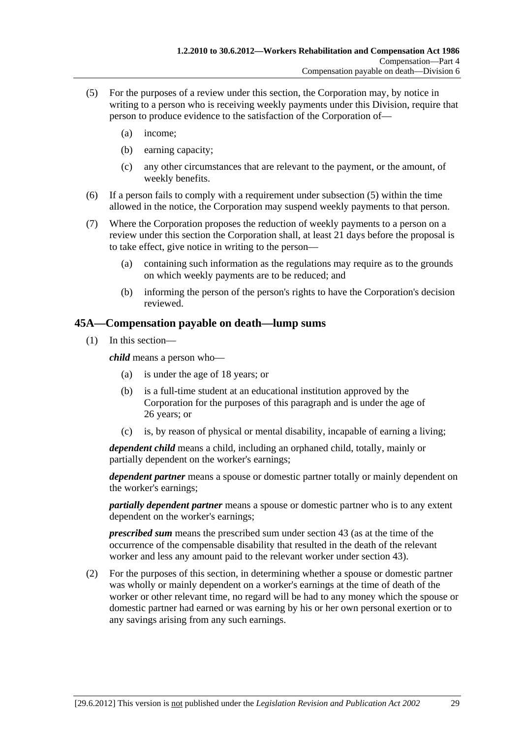(5) For the purposes of a review under this section, the Corporation may, by notice in writing to a person who is receiving weekly payments under this Division, require that person to produce evidence to the satisfaction of the Corporation of—

  (a) income;

  (b) earning capacity;

  (c) any other circumstances that are relevant to the payment, or the amount, of weekly benefits.

(6) If a person fails to comply with a requirement under subsection (5) within the time allowed in the notice, the Corporation may suspend weekly payments to that person.

(7) Where the Corporation proposes the reduction of weekly payments to a person on a review under this section the Corporation shall, at least 21 days before the proposal is to take effect, give notice in writing to the person—

  (a) containing such information as the regulations may require as to the grounds on which weekly payments are to be reduced; and

  (b) informing the person of the person's rights to have the Corporation's decision reviewed.

## 45A—Compensation payable on death—lump sums

(1) In this section—

***child*** means a person who—

  (a) is under the age of 18 years; or

  (b) is a full-time student at an educational institution approved by the Corporation for the purposes of this paragraph and is under the age of 26 years; or

  (c) is, by reason of physical or mental disability, incapable of earning a living;

***dependent child*** means a child, including an orphaned child, totally, mainly or partially dependent on the worker's earnings;

***dependent partner*** means a spouse or domestic partner totally or mainly dependent on the worker's earnings;

***partially dependent partner*** means a spouse or domestic partner who is to any extent dependent on the worker's earnings;

***prescribed sum*** means the prescribed sum under section 43 (as at the time of the occurrence of the compensable disability that resulted in the death of the relevant worker and less any amount paid to the relevant worker under section 43).

(2) For the purposes of this section, in determining whether a spouse or domestic partner was wholly or mainly dependent on a worker's earnings at the time of death of the worker or other relevant time, no regard will be had to any money which the spouse or domestic partner had earned or was earning by his or her own personal exertion or to any savings arising from any such earnings.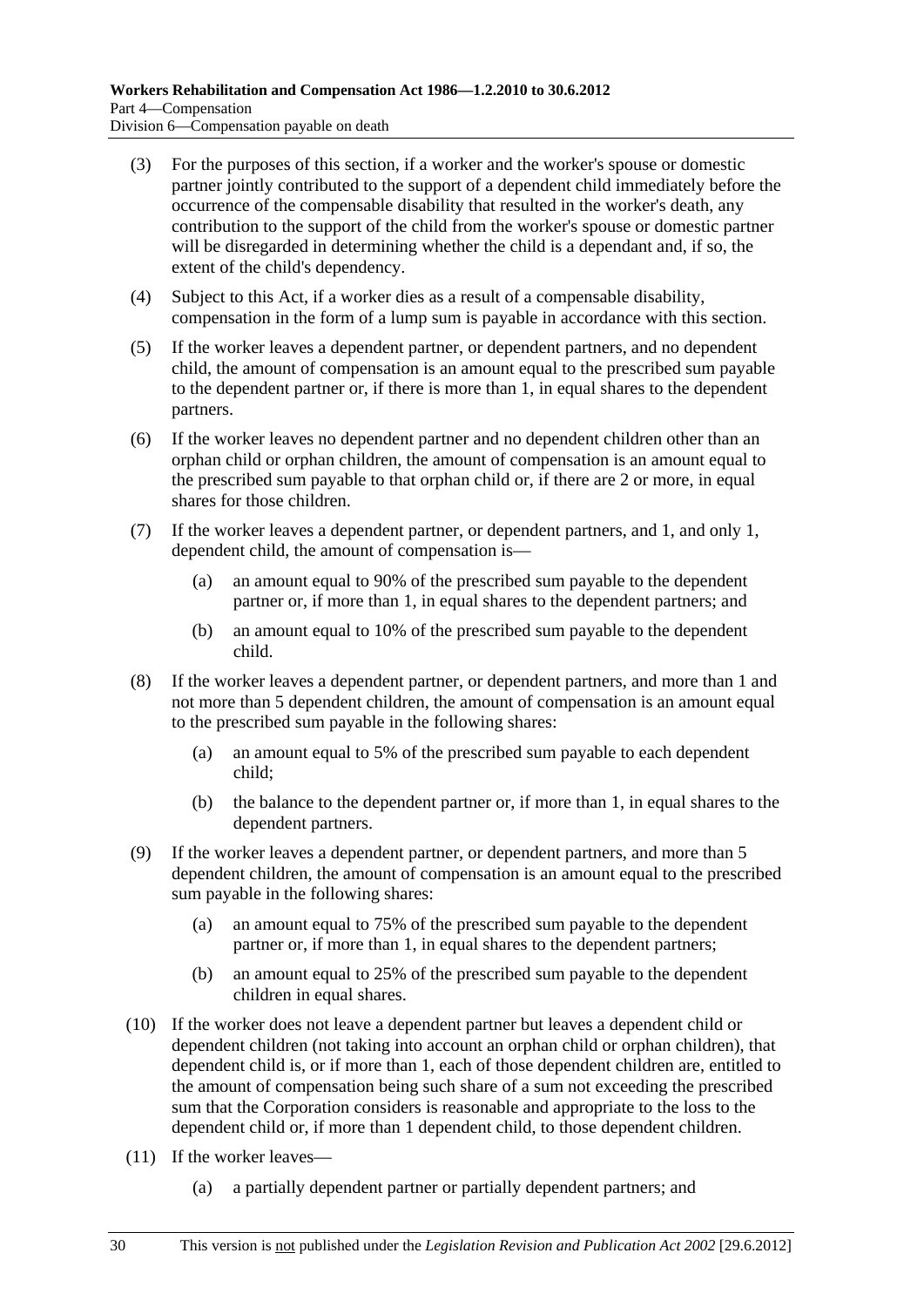(3) For the purposes of this section, if a worker and the worker's spouse or domestic partner jointly contributed to the support of a dependent child immediately before the occurrence of the compensable disability that resulted in the worker's death, any contribution to the support of the child from the worker's spouse or domestic partner will be disregarded in determining whether the child is a dependant and, if so, the extent of the child's dependency.

(4) Subject to this Act, if a worker dies as a result of a compensable disability, compensation in the form of a lump sum is payable in accordance with this section.

(5) If the worker leaves a dependent partner, or dependent partners, and no dependent child, the amount of compensation is an amount equal to the prescribed sum payable to the dependent partner or, if there is more than 1, in equal shares to the dependent partners.

(6) If the worker leaves no dependent partner and no dependent children other than an orphan child or orphan children, the amount of compensation is an amount equal to the prescribed sum payable to that orphan child or, if there are 2 or more, in equal shares for those children.

(7) If the worker leaves a dependent partner, or dependent partners, and 1, and only 1, dependent child, the amount of compensation is—

(a) an amount equal to 90% of the prescribed sum payable to the dependent partner or, if more than 1, in equal shares to the dependent partners; and

(b) an amount equal to 10% of the prescribed sum payable to the dependent child.

(8) If the worker leaves a dependent partner, or dependent partners, and more than 1 and not more than 5 dependent children, the amount of compensation is an amount equal to the prescribed sum payable in the following shares:

(a) an amount equal to 5% of the prescribed sum payable to each dependent child;

(b) the balance to the dependent partner or, if more than 1, in equal shares to the dependent partners.

(9) If the worker leaves a dependent partner, or dependent partners, and more than 5 dependent children, the amount of compensation is an amount equal to the prescribed sum payable in the following shares:

(a) an amount equal to 75% of the prescribed sum payable to the dependent partner or, if more than 1, in equal shares to the dependent partners;

(b) an amount equal to 25% of the prescribed sum payable to the dependent children in equal shares.

(10) If the worker does not leave a dependent partner but leaves a dependent child or dependent children (not taking into account an orphan child or orphan children), that dependent child is, or if more than 1, each of those dependent children are, entitled to the amount of compensation being such share of a sum not exceeding the prescribed sum that the Corporation considers is reasonable and appropriate to the loss to the dependent child or, if more than 1 dependent child, to those dependent children.

(11) If the worker leaves—

(a) a partially dependent partner or partially dependent partners; and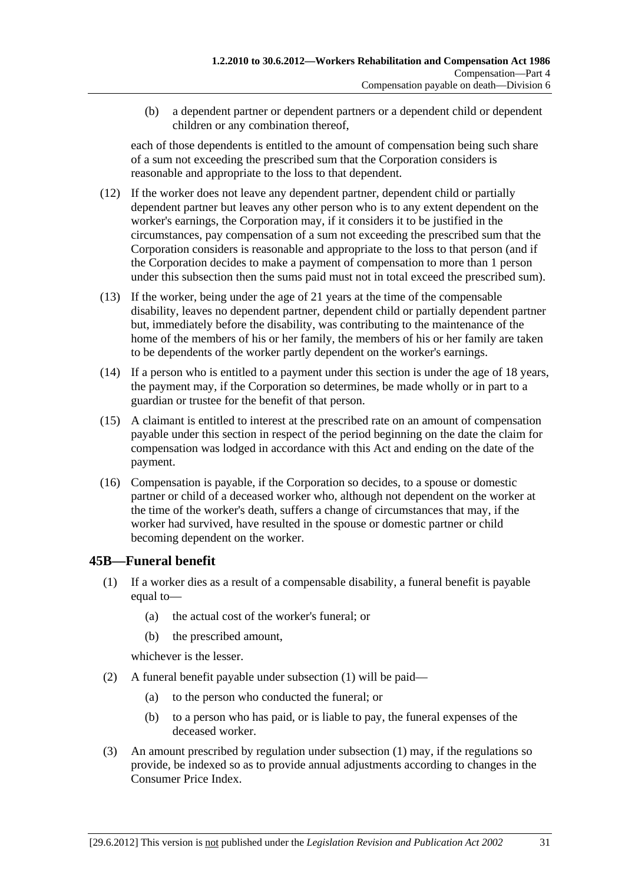(b) a dependent partner or dependent partners or a dependent child or dependent children or any combination thereof,

each of those dependents is entitled to the amount of compensation being such share of a sum not exceeding the prescribed sum that the Corporation considers is reasonable and appropriate to the loss to that dependent.

(12) If the worker does not leave any dependent partner, dependent child or partially dependent partner but leaves any other person who is to any extent dependent on the worker's earnings, the Corporation may, if it considers it to be justified in the circumstances, pay compensation of a sum not exceeding the prescribed sum that the Corporation considers is reasonable and appropriate to the loss to that person (and if the Corporation decides to make a payment of compensation to more than 1 person under this subsection then the sums paid must not in total exceed the prescribed sum).

(13) If the worker, being under the age of 21 years at the time of the compensable disability, leaves no dependent partner, dependent child or partially dependent partner but, immediately before the disability, was contributing to the maintenance of the home of the members of his or her family, the members of his or her family are taken to be dependents of the worker partly dependent on the worker's earnings.

(14) If a person who is entitled to a payment under this section is under the age of 18 years, the payment may, if the Corporation so determines, be made wholly or in part to a guardian or trustee for the benefit of that person.

(15) A claimant is entitled to interest at the prescribed rate on an amount of compensation payable under this section in respect of the period beginning on the date the claim for compensation was lodged in accordance with this Act and ending on the date of the payment.

(16) Compensation is payable, if the Corporation so decides, to a spouse or domestic partner or child of a deceased worker who, although not dependent on the worker at the time of the worker's death, suffers a change of circumstances that may, if the worker had survived, have resulted in the spouse or domestic partner or child becoming dependent on the worker.

## 45B—Funeral benefit

(1) If a worker dies as a result of a compensable disability, a funeral benefit is payable equal to—

(a) the actual cost of the worker's funeral; or

(b) the prescribed amount,

whichever is the lesser.

(2) A funeral benefit payable under subsection (1) will be paid—

(a) to the person who conducted the funeral; or

(b) to a person who has paid, or is liable to pay, the funeral expenses of the deceased worker.

(3) An amount prescribed by regulation under subsection (1) may, if the regulations so provide, be indexed so as to provide annual adjustments according to changes in the Consumer Price Index.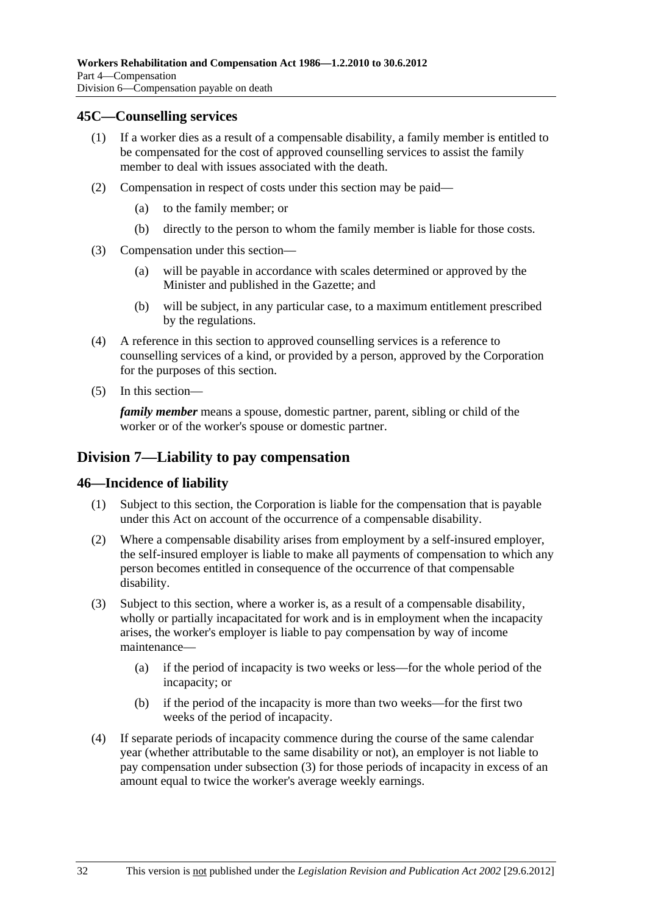### 45C—Counselling services

(1) If a worker dies as a result of a compensable disability, a family member is entitled to be compensated for the cost of approved counselling services to assist the family member to deal with issues associated with the death.

(2) Compensation in respect of costs under this section may be paid—

(a) to the family member; or

(b) directly to the person to whom the family member is liable for those costs.

(3) Compensation under this section—

(a) will be payable in accordance with scales determined or approved by the Minister and published in the Gazette; and

(b) will be subject, in any particular case, to a maximum entitlement prescribed by the regulations.

(4) A reference in this section to approved counselling services is a reference to counselling services of a kind, or provided by a person, approved by the Corporation for the purposes of this section.

(5) In this section—

***family member*** means a spouse, domestic partner, parent, sibling or child of the worker or of the worker's spouse or domestic partner.

## Division 7—Liability to pay compensation

### 46—Incidence of liability

(1) Subject to this section, the Corporation is liable for the compensation that is payable under this Act on account of the occurrence of a compensable disability.

(2) Where a compensable disability arises from employment by a self-insured employer, the self-insured employer is liable to make all payments of compensation to which any person becomes entitled in consequence of the occurrence of that compensable disability.

(3) Subject to this section, where a worker is, as a result of a compensable disability, wholly or partially incapacitated for work and is in employment when the incapacity arises, the worker's employer is liable to pay compensation by way of income maintenance—

(a) if the period of incapacity is two weeks or less—for the whole period of the incapacity; or

(b) if the period of the incapacity is more than two weeks—for the first two weeks of the period of incapacity.

(4) If separate periods of incapacity commence during the course of the same calendar year (whether attributable to the same disability or not), an employer is not liable to pay compensation under subsection (3) for those periods of incapacity in excess of an amount equal to twice the worker's average weekly earnings.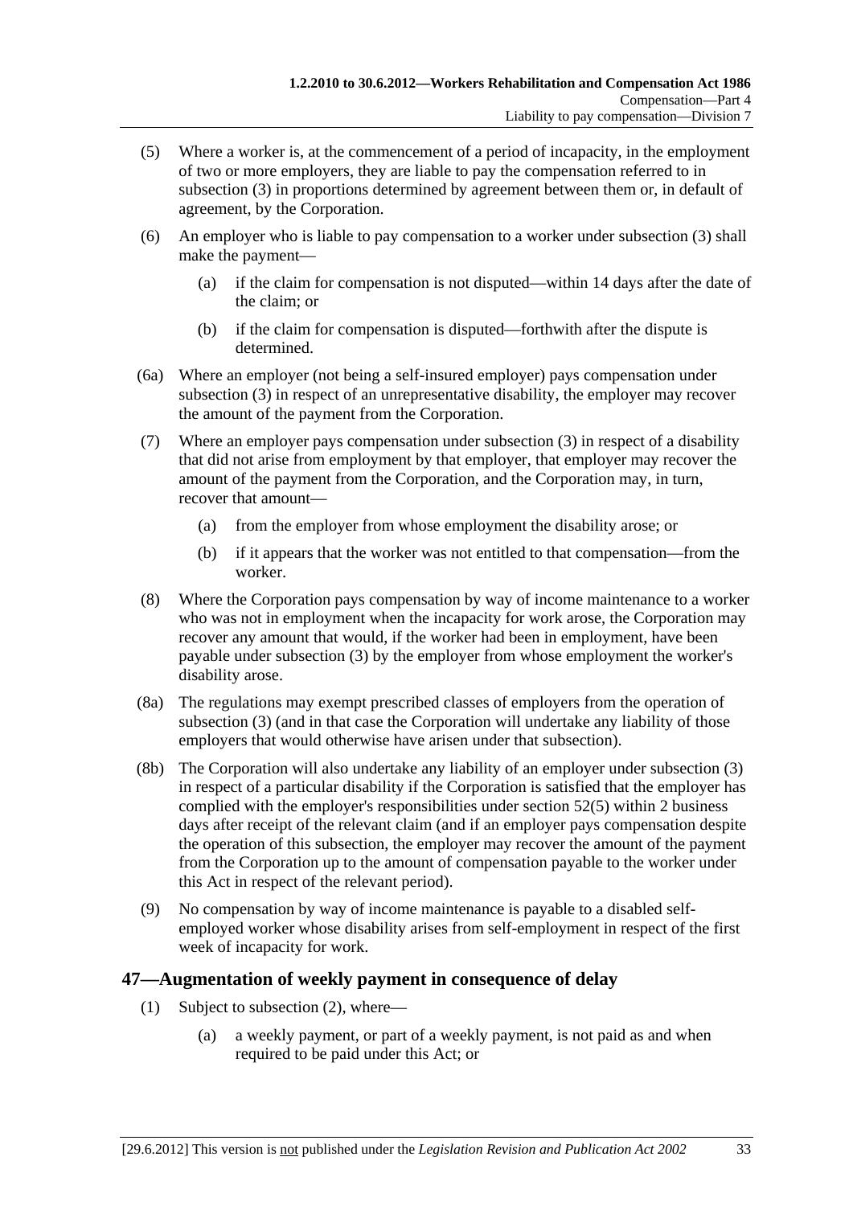(5) Where a worker is, at the commencement of a period of incapacity, in the employment of two or more employers, they are liable to pay the compensation referred to in subsection (3) in proportions determined by agreement between them or, in default of agreement, by the Corporation.

(6) An employer who is liable to pay compensation to a worker under subsection (3) shall make the payment—

(a) if the claim for compensation is not disputed—within 14 days after the date of the claim; or

(b) if the claim for compensation is disputed—forthwith after the dispute is determined.

(6a) Where an employer (not being a self-insured employer) pays compensation under subsection (3) in respect of an unrepresentative disability, the employer may recover the amount of the payment from the Corporation.

(7) Where an employer pays compensation under subsection (3) in respect of a disability that did not arise from employment by that employer, that employer may recover the amount of the payment from the Corporation, and the Corporation may, in turn, recover that amount—

(a) from the employer from whose employment the disability arose; or

(b) if it appears that the worker was not entitled to that compensation—from the worker.

(8) Where the Corporation pays compensation by way of income maintenance to a worker who was not in employment when the incapacity for work arose, the Corporation may recover any amount that would, if the worker had been in employment, have been payable under subsection (3) by the employer from whose employment the worker's disability arose.

(8a) The regulations may exempt prescribed classes of employers from the operation of subsection (3) (and in that case the Corporation will undertake any liability of those employers that would otherwise have arisen under that subsection).

(8b) The Corporation will also undertake any liability of an employer under subsection (3) in respect of a particular disability if the Corporation is satisfied that the employer has complied with the employer's responsibilities under section 52(5) within 2 business days after receipt of the relevant claim (and if an employer pays compensation despite the operation of this subsection, the employer may recover the amount of the payment from the Corporation up to the amount of compensation payable to the worker under this Act in respect of the relevant period).

(9) No compensation by way of income maintenance is payable to a disabled self-employed worker whose disability arises from self-employment in respect of the first week of incapacity for work.

## 47—Augmentation of weekly payment in consequence of delay

(1) Subject to subsection (2), where—

(a) a weekly payment, or part of a weekly payment, is not paid as and when required to be paid under this Act; or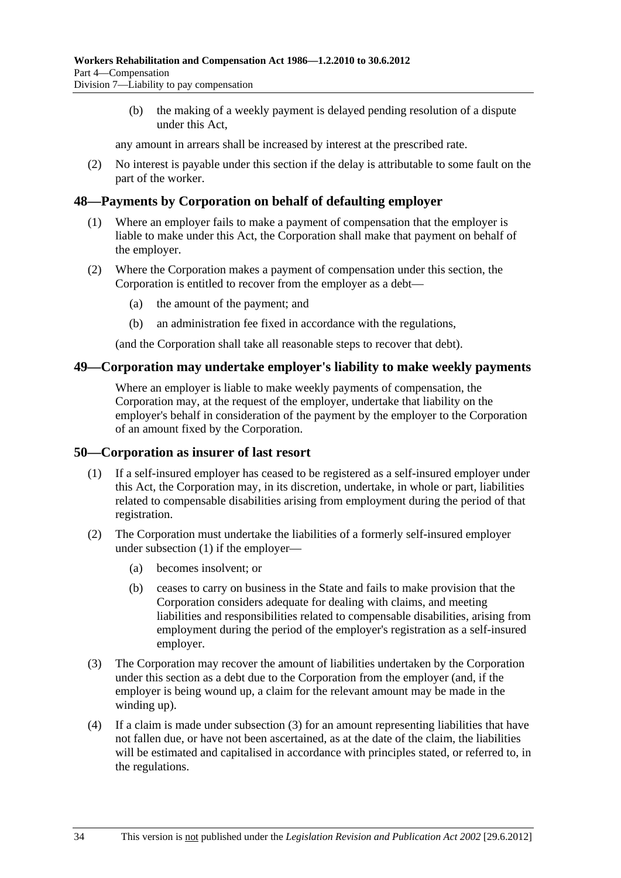(b) the making of a weekly payment is delayed pending resolution of a dispute under this Act,

any amount in arrears shall be increased by interest at the prescribed rate.

(2) No interest is payable under this section if the delay is attributable to some fault on the part of the worker.

## 48—Payments by Corporation on behalf of defaulting employer

(1) Where an employer fails to make a payment of compensation that the employer is liable to make under this Act, the Corporation shall make that payment on behalf of the employer.

(2) Where the Corporation makes a payment of compensation under this section, the Corporation is entitled to recover from the employer as a debt—

(a) the amount of the payment; and

(b) an administration fee fixed in accordance with the regulations,

(and the Corporation shall take all reasonable steps to recover that debt).

## 49—Corporation may undertake employer's liability to make weekly payments

Where an employer is liable to make weekly payments of compensation, the Corporation may, at the request of the employer, undertake that liability on the employer's behalf in consideration of the payment by the employer to the Corporation of an amount fixed by the Corporation.

## 50—Corporation as insurer of last resort

(1) If a self-insured employer has ceased to be registered as a self-insured employer under this Act, the Corporation may, in its discretion, undertake, in whole or part, liabilities related to compensable disabilities arising from employment during the period of that registration.

(2) The Corporation must undertake the liabilities of a formerly self-insured employer under subsection (1) if the employer—

(a) becomes insolvent; or

(b) ceases to carry on business in the State and fails to make provision that the Corporation considers adequate for dealing with claims, and meeting liabilities and responsibilities related to compensable disabilities, arising from employment during the period of the employer's registration as a self-insured employer.

(3) The Corporation may recover the amount of liabilities undertaken by the Corporation under this section as a debt due to the Corporation from the employer (and, if the employer is being wound up, a claim for the relevant amount may be made in the winding up).

(4) If a claim is made under subsection (3) for an amount representing liabilities that have not fallen due, or have not been ascertained, as at the date of the claim, the liabilities will be estimated and capitalised in accordance with principles stated, or referred to, in the regulations.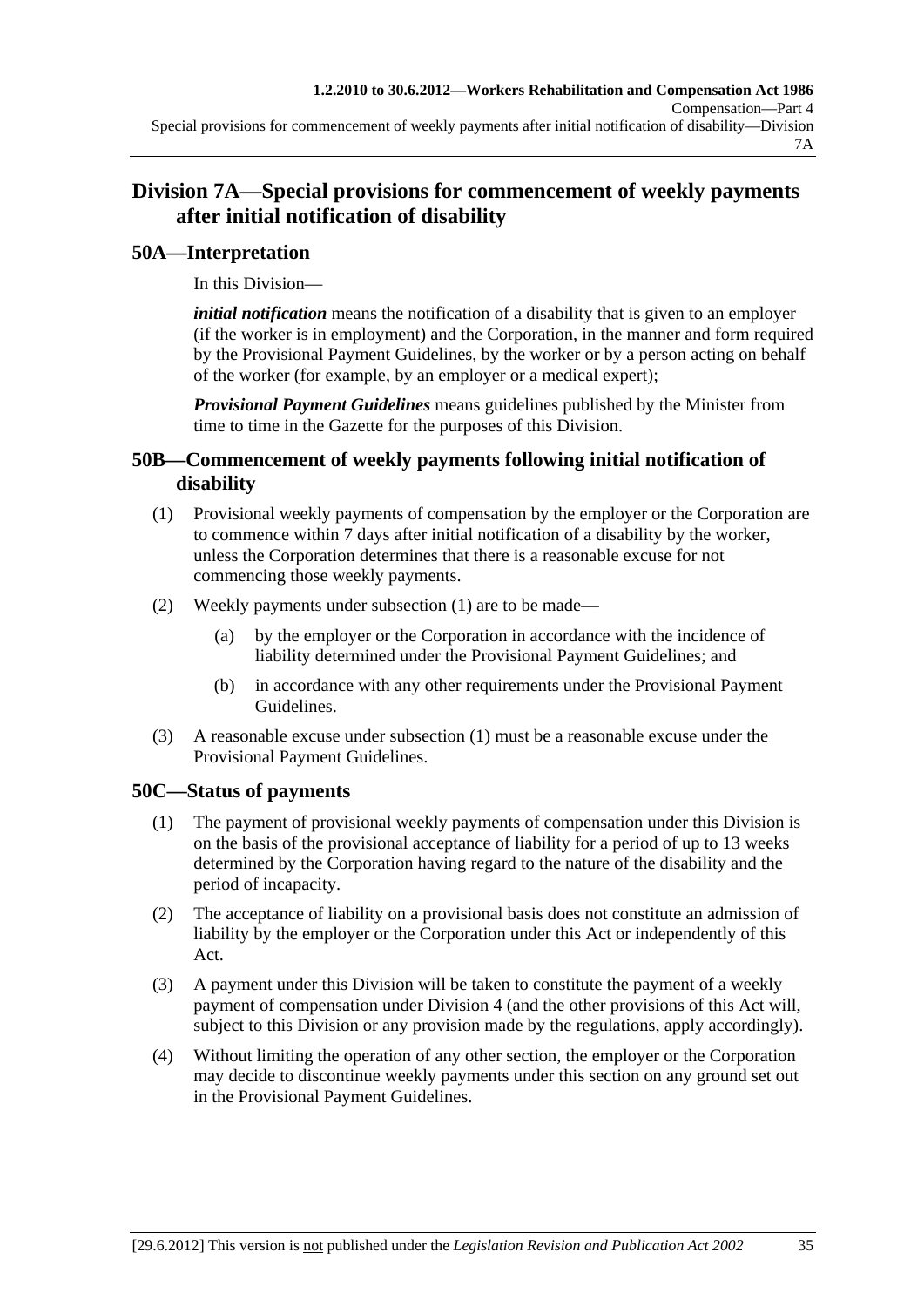## Division 7A—Special provisions for commencement of weekly payments after initial notification of disability

### 50A—Interpretation

In this Division—

***initial notification*** means the notification of a disability that is given to an employer (if the worker is in employment) and the Corporation, in the manner and form required by the Provisional Payment Guidelines, by the worker or by a person acting on behalf of the worker (for example, by an employer or a medical expert);

***Provisional Payment Guidelines*** means guidelines published by the Minister from time to time in the Gazette for the purposes of this Division.

### 50B—Commencement of weekly payments following initial notification of disability

(1) Provisional weekly payments of compensation by the employer or the Corporation are to commence within 7 days after initial notification of a disability by the worker, unless the Corporation determines that there is a reasonable excuse for not commencing those weekly payments.

(2) Weekly payments under subsection (1) are to be made—

- (a) by the employer or the Corporation in accordance with the incidence of liability determined under the Provisional Payment Guidelines; and
- (b) in accordance with any other requirements under the Provisional Payment Guidelines.

(3) A reasonable excuse under subsection (1) must be a reasonable excuse under the Provisional Payment Guidelines.

### 50C—Status of payments

(1) The payment of provisional weekly payments of compensation under this Division is on the basis of the provisional acceptance of liability for a period of up to 13 weeks determined by the Corporation having regard to the nature of the disability and the period of incapacity.

(2) The acceptance of liability on a provisional basis does not constitute an admission of liability by the employer or the Corporation under this Act or independently of this Act.

(3) A payment under this Division will be taken to constitute the payment of a weekly payment of compensation under Division 4 (and the other provisions of this Act will, subject to this Division or any provision made by the regulations, apply accordingly).

(4) Without limiting the operation of any other section, the employer or the Corporation may decide to discontinue weekly payments under this section on any ground set out in the Provisional Payment Guidelines.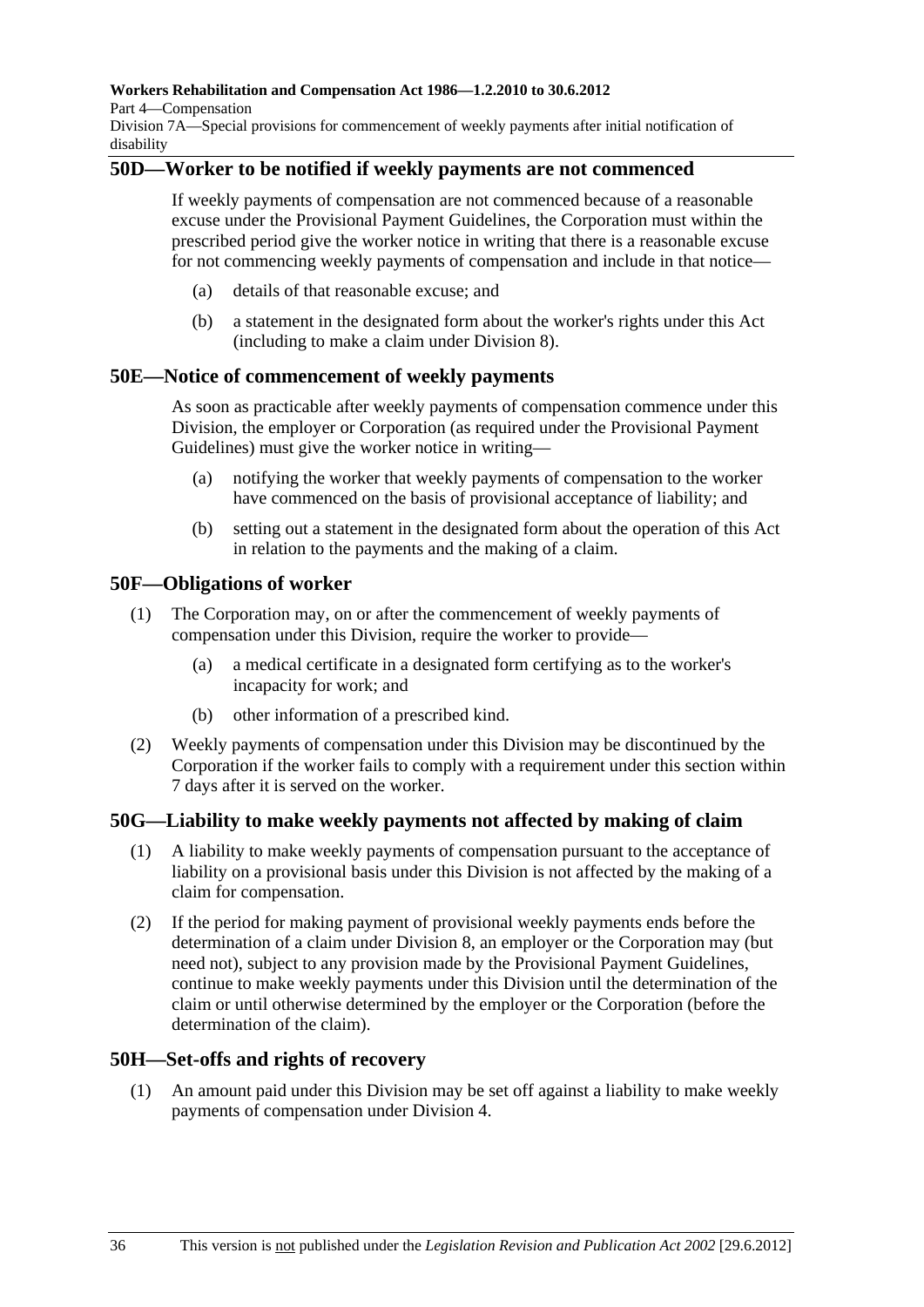## 50D—Worker to be notified if weekly payments are not commenced

If weekly payments of compensation are not commenced because of a reasonable excuse under the Provisional Payment Guidelines, the Corporation must within the prescribed period give the worker notice in writing that there is a reasonable excuse for not commencing weekly payments of compensation and include in that notice—

(a) details of that reasonable excuse; and

(b) a statement in the designated form about the worker's rights under this Act (including to make a claim under Division 8).

## 50E—Notice of commencement of weekly payments

As soon as practicable after weekly payments of compensation commence under this Division, the employer or Corporation (as required under the Provisional Payment Guidelines) must give the worker notice in writing—

(a) notifying the worker that weekly payments of compensation to the worker have commenced on the basis of provisional acceptance of liability; and

(b) setting out a statement in the designated form about the operation of this Act in relation to the payments and the making of a claim.

## 50F—Obligations of worker

(1) The Corporation may, on or after the commencement of weekly payments of compensation under this Division, require the worker to provide—

(a) a medical certificate in a designated form certifying as to the worker's incapacity for work; and

(b) other information of a prescribed kind.

(2) Weekly payments of compensation under this Division may be discontinued by the Corporation if the worker fails to comply with a requirement under this section within 7 days after it is served on the worker.

## 50G—Liability to make weekly payments not affected by making of claim

(1) A liability to make weekly payments of compensation pursuant to the acceptance of liability on a provisional basis under this Division is not affected by the making of a claim for compensation.

(2) If the period for making payment of provisional weekly payments ends before the determination of a claim under Division 8, an employer or the Corporation may (but need not), subject to any provision made by the Provisional Payment Guidelines, continue to make weekly payments under this Division until the determination of the claim or until otherwise determined by the employer or the Corporation (before the determination of the claim).

## 50H—Set-offs and rights of recovery

(1) An amount paid under this Division may be set off against a liability to make weekly payments of compensation under Division 4.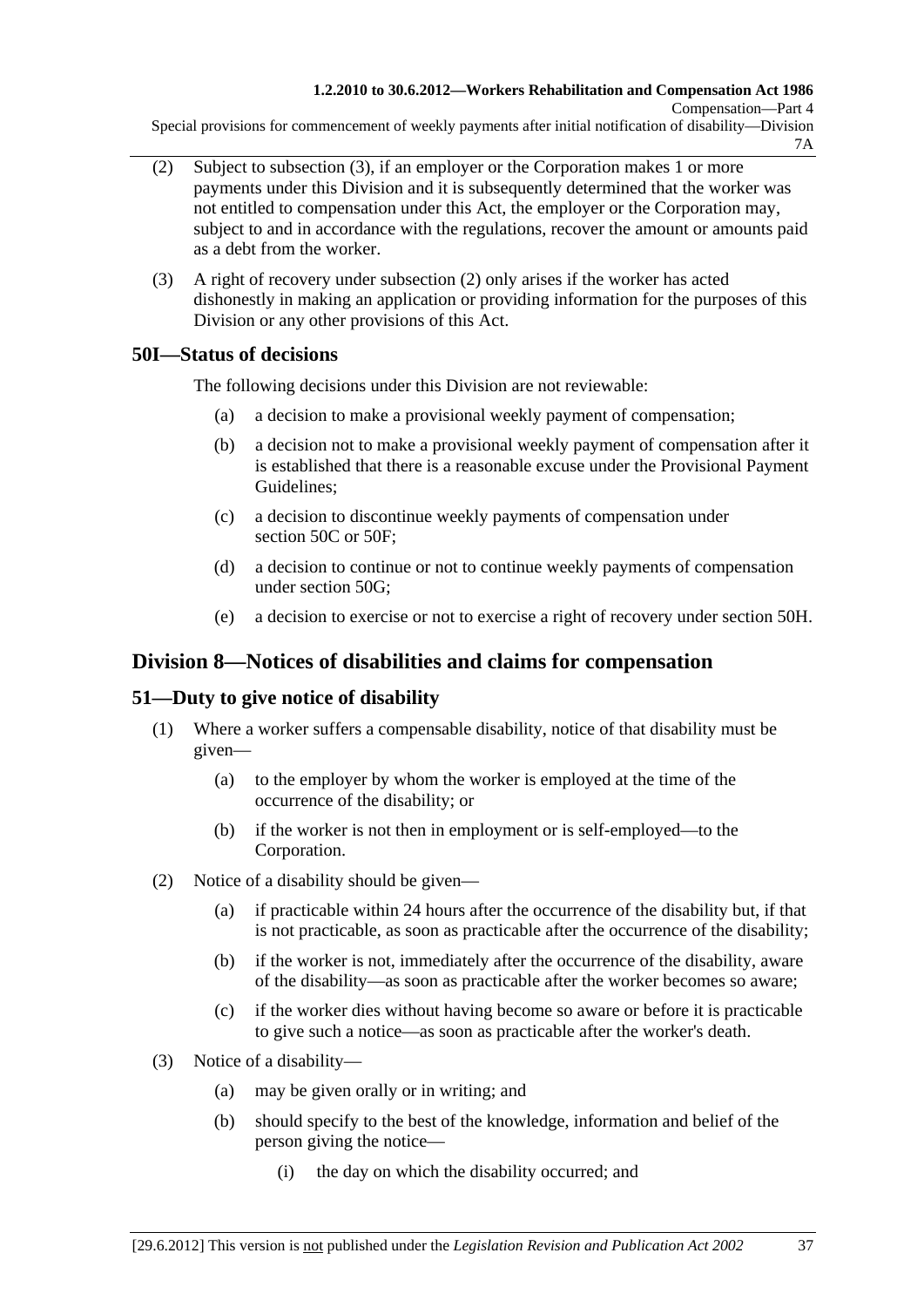(2) Subject to subsection (3), if an employer or the Corporation makes 1 or more payments under this Division and it is subsequently determined that the worker was not entitled to compensation under this Act, the employer or the Corporation may, subject to and in accordance with the regulations, recover the amount or amounts paid as a debt from the worker.

(3) A right of recovery under subsection (2) only arises if the worker has acted dishonestly in making an application or providing information for the purposes of this Division or any other provisions of this Act.

### 50I—Status of decisions

The following decisions under this Division are not reviewable:

(a) a decision to make a provisional weekly payment of compensation;

(b) a decision not to make a provisional weekly payment of compensation after it is established that there is a reasonable excuse under the Provisional Payment Guidelines;

(c) a decision to discontinue weekly payments of compensation under section 50C or 50F;

(d) a decision to continue or not to continue weekly payments of compensation under section 50G;

(e) a decision to exercise or not to exercise a right of recovery under section 50H.

## Division 8—Notices of disabilities and claims for compensation

### 51—Duty to give notice of disability

(1) Where a worker suffers a compensable disability, notice of that disability must be given—

(a) to the employer by whom the worker is employed at the time of the occurrence of the disability; or

(b) if the worker is not then in employment or is self-employed—to the Corporation.

(2) Notice of a disability should be given—

(a) if practicable within 24 hours after the occurrence of the disability but, if that is not practicable, as soon as practicable after the occurrence of the disability;

(b) if the worker is not, immediately after the occurrence of the disability, aware of the disability—as soon as practicable after the worker becomes so aware;

(c) if the worker dies without having become so aware or before it is practicable to give such a notice—as soon as practicable after the worker's death.

(3) Notice of a disability—

(a) may be given orally or in writing; and

(b) should specify to the best of the knowledge, information and belief of the person giving the notice—

(i) the day on which the disability occurred; and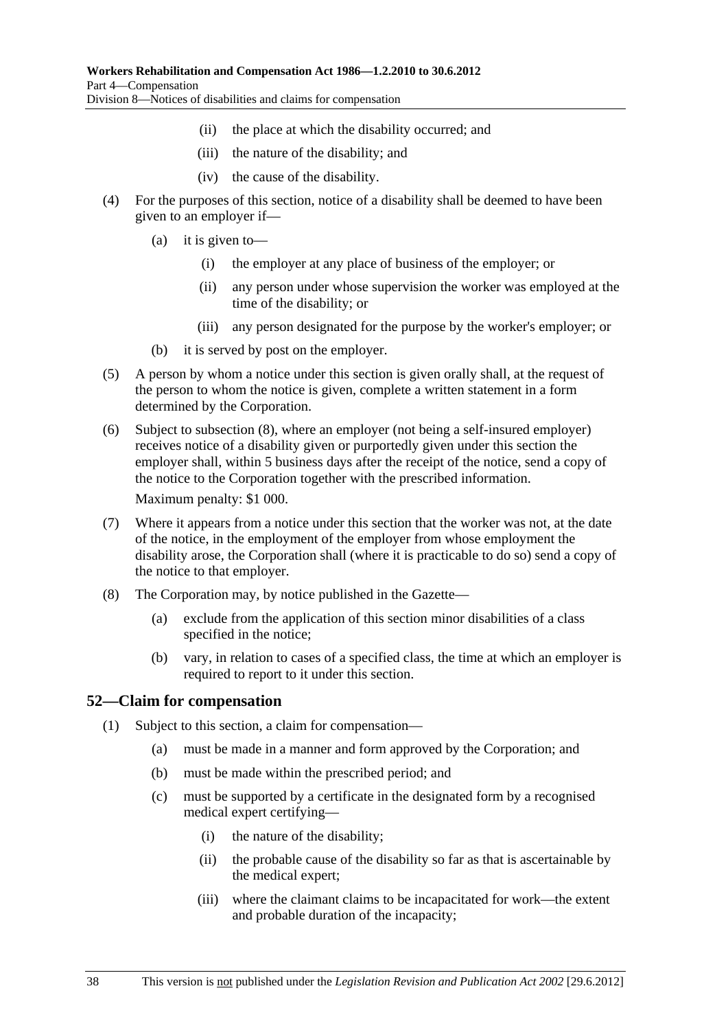(ii) the place at which the disability occurred; and

(iii) the nature of the disability; and

(iv) the cause of the disability.

(4) For the purposes of this section, notice of a disability shall be deemed to have been given to an employer if—

(a) it is given to—

(i) the employer at any place of business of the employer; or

(ii) any person under whose supervision the worker was employed at the time of the disability; or

(iii) any person designated for the purpose by the worker's employer; or

(b) it is served by post on the employer.

(5) A person by whom a notice under this section is given orally shall, at the request of the person to whom the notice is given, complete a written statement in a form determined by the Corporation.

(6) Subject to subsection (8), where an employer (not being a self-insured employer) receives notice of a disability given or purportedly given under this section the employer shall, within 5 business days after the receipt of the notice, send a copy of the notice to the Corporation together with the prescribed information.

Maximum penalty: $1 000.

(7) Where it appears from a notice under this section that the worker was not, at the date of the notice, in the employment of the employer from whose employment the disability arose, the Corporation shall (where it is practicable to do so) send a copy of the notice to that employer.

(8) The Corporation may, by notice published in the Gazette—

(a) exclude from the application of this section minor disabilities of a class specified in the notice;

(b) vary, in relation to cases of a specified class, the time at which an employer is required to report to it under this section.

## 52—Claim for compensation

(1) Subject to this section, a claim for compensation—

(a) must be made in a manner and form approved by the Corporation; and

(b) must be made within the prescribed period; and

(c) must be supported by a certificate in the designated form by a recognised medical expert certifying—

(i) the nature of the disability;

(ii) the probable cause of the disability so far as that is ascertainable by the medical expert;

(iii) where the claimant claims to be incapacitated for work—the extent and probable duration of the incapacity;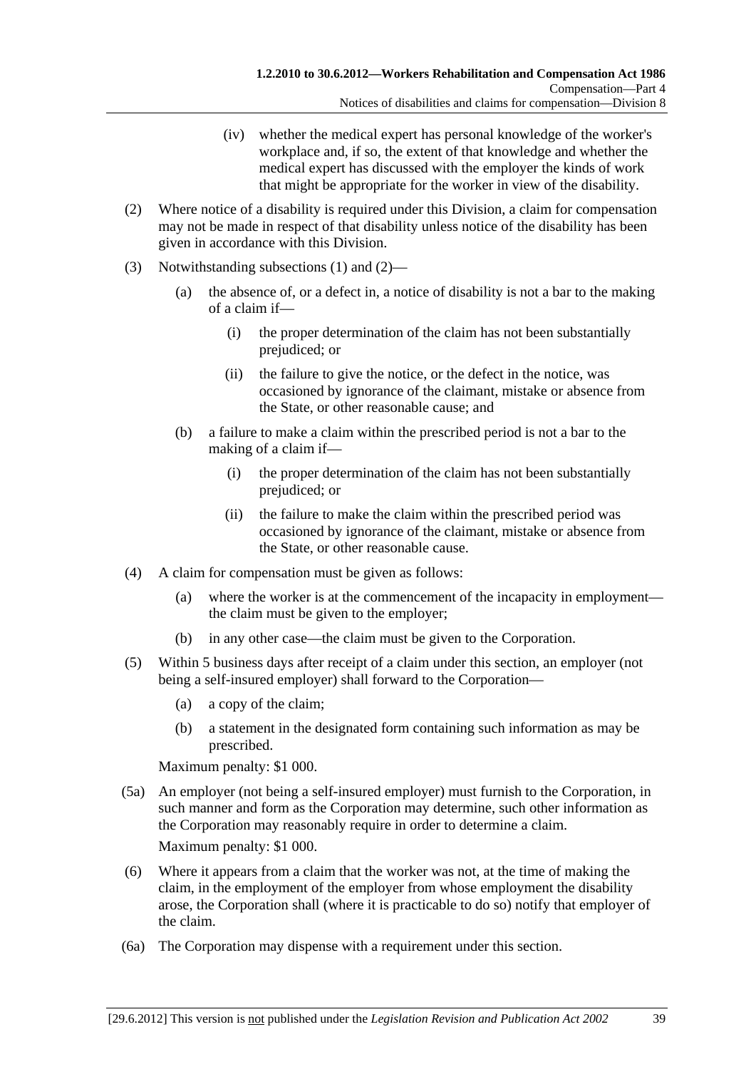(iv) whether the medical expert has personal knowledge of the worker's workplace and, if so, the extent of that knowledge and whether the medical expert has discussed with the employer the kinds of work that might be appropriate for the worker in view of the disability.

(2) Where notice of a disability is required under this Division, a claim for compensation may not be made in respect of that disability unless notice of the disability has been given in accordance with this Division.

(3) Notwithstanding subsections (1) and (2)—

(a) the absence of, or a defect in, a notice of disability is not a bar to the making of a claim if—

(i) the proper determination of the claim has not been substantially prejudiced; or

(ii) the failure to give the notice, or the defect in the notice, was occasioned by ignorance of the claimant, mistake or absence from the State, or other reasonable cause; and

(b) a failure to make a claim within the prescribed period is not a bar to the making of a claim if—

(i) the proper determination of the claim has not been substantially prejudiced; or

(ii) the failure to make the claim within the prescribed period was occasioned by ignorance of the claimant, mistake or absence from the State, or other reasonable cause.

(4) A claim for compensation must be given as follows:

(a) where the worker is at the commencement of the incapacity in employment—the claim must be given to the employer;

(b) in any other case—the claim must be given to the Corporation.

(5) Within 5 business days after receipt of a claim under this section, an employer (not being a self-insured employer) shall forward to the Corporation—

(a) a copy of the claim;

(b) a statement in the designated form containing such information as may be prescribed.

Maximum penalty: $1 000.

(5a) An employer (not being a self-insured employer) must furnish to the Corporation, in such manner and form as the Corporation may determine, such other information as the Corporation may reasonably require in order to determine a claim.

Maximum penalty: $1 000.

(6) Where it appears from a claim that the worker was not, at the time of making the claim, in the employment of the employer from whose employment the disability arose, the Corporation shall (where it is practicable to do so) notify that employer of the claim.

(6a) The Corporation may dispense with a requirement under this section.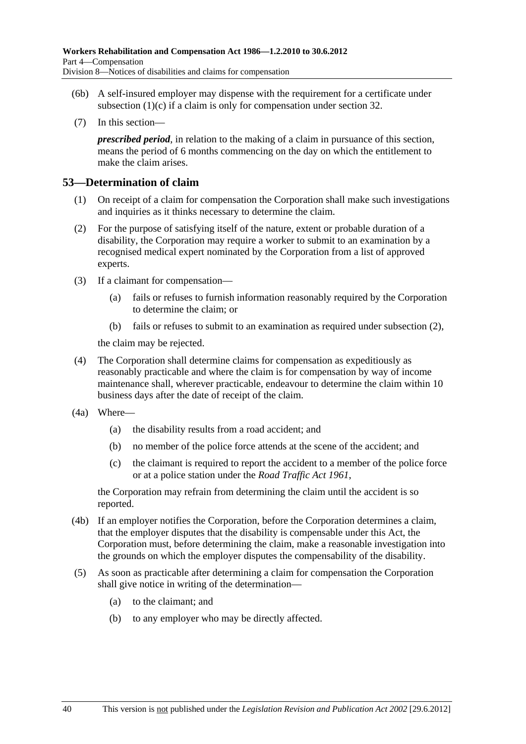(6b) A self-insured employer may dispense with the requirement for a certificate under subsection (1)(c) if a claim is only for compensation under section 32.

(7) In this section—

***prescribed period***, in relation to the making of a claim in pursuance of this section, means the period of 6 months commencing on the day on which the entitlement to make the claim arises.

## 53—Determination of claim

(1) On receipt of a claim for compensation the Corporation shall make such investigations and inquiries as it thinks necessary to determine the claim.

(2) For the purpose of satisfying itself of the nature, extent or probable duration of a disability, the Corporation may require a worker to submit to an examination by a recognised medical expert nominated by the Corporation from a list of approved experts.

(3) If a claimant for compensation—

  (a) fails or refuses to furnish information reasonably required by the Corporation to determine the claim; or

  (b) fails or refuses to submit to an examination as required under subsection (2),

the claim may be rejected.

(4) The Corporation shall determine claims for compensation as expeditiously as reasonably practicable and where the claim is for compensation by way of income maintenance shall, wherever practicable, endeavour to determine the claim within 10 business days after the date of receipt of the claim.

(4a) Where—

  (a) the disability results from a road accident; and

  (b) no member of the police force attends at the scene of the accident; and

  (c) the claimant is required to report the accident to a member of the police force or at a police station under the *Road Traffic Act 1961*,

the Corporation may refrain from determining the claim until the accident is so reported.

(4b) If an employer notifies the Corporation, before the Corporation determines a claim, that the employer disputes that the disability is compensable under this Act, the Corporation must, before determining the claim, make a reasonable investigation into the grounds on which the employer disputes the compensability of the disability.

(5) As soon as practicable after determining a claim for compensation the Corporation shall give notice in writing of the determination—

  (a) to the claimant; and

  (b) to any employer who may be directly affected.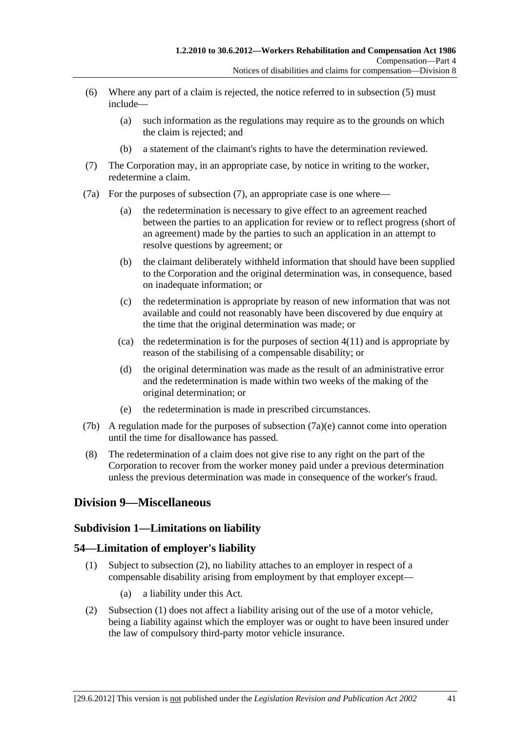(6) Where any part of a claim is rejected, the notice referred to in subsection (5) must include—

(a) such information as the regulations may require as to the grounds on which the claim is rejected; and

(b) a statement of the claimant's rights to have the determination reviewed.

(7) The Corporation may, in an appropriate case, by notice in writing to the worker, redetermine a claim.

(7a) For the purposes of subsection (7), an appropriate case is one where—

(a) the redetermination is necessary to give effect to an agreement reached between the parties to an application for review or to reflect progress (short of an agreement) made by the parties to such an application in an attempt to resolve questions by agreement; or

(b) the claimant deliberately withheld information that should have been supplied to the Corporation and the original determination was, in consequence, based on inadequate information; or

(c) the redetermination is appropriate by reason of new information that was not available and could not reasonably have been discovered by due enquiry at the time that the original determination was made; or

(ca) the redetermination is for the purposes of section 4(11) and is appropriate by reason of the stabilising of a compensable disability; or

(d) the original determination was made as the result of an administrative error and the redetermination is made within two weeks of the making of the original determination; or

(e) the redetermination is made in prescribed circumstances.

(7b) A regulation made for the purposes of subsection (7a)(e) cannot come into operation until the time for disallowance has passed.

(8) The redetermination of a claim does not give rise to any right on the part of the Corporation to recover from the worker money paid under a previous determination unless the previous determination was made in consequence of the worker's fraud.

## Division 9—Miscellaneous

### Subdivision 1—Limitations on liability

### 54—Limitation of employer's liability

(1) Subject to subsection (2), no liability attaches to an employer in respect of a compensable disability arising from employment by that employer except—

(a) a liability under this Act.

(2) Subsection (1) does not affect a liability arising out of the use of a motor vehicle, being a liability against which the employer was or ought to have been insured under the law of compulsory third-party motor vehicle insurance.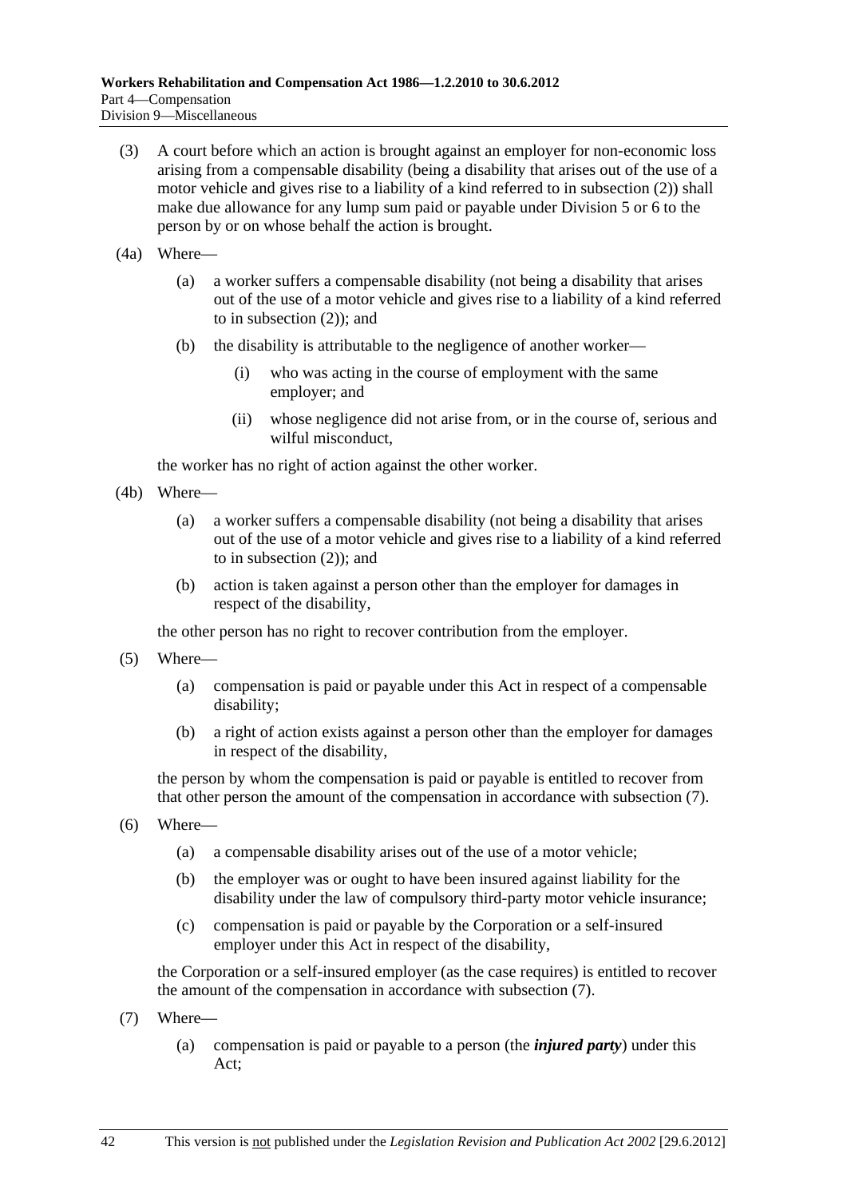(3) A court before which an action is brought against an employer for non-economic loss arising from a compensable disability (being a disability that arises out of the use of a motor vehicle and gives rise to a liability of a kind referred to in subsection (2)) shall make due allowance for any lump sum paid or payable under Division 5 or 6 to the person by or on whose behalf the action is brought.

(4a) Where—

  (a) a worker suffers a compensable disability (not being a disability that arises out of the use of a motor vehicle and gives rise to a liability of a kind referred to in subsection (2)); and

  (b) the disability is attributable to the negligence of another worker—

    (i) who was acting in the course of employment with the same employer; and

    (ii) whose negligence did not arise from, or in the course of, serious and wilful misconduct,

the worker has no right of action against the other worker.

(4b) Where—

  (a) a worker suffers a compensable disability (not being a disability that arises out of the use of a motor vehicle and gives rise to a liability of a kind referred to in subsection (2)); and

  (b) action is taken against a person other than the employer for damages in respect of the disability,

the other person has no right to recover contribution from the employer.

(5) Where—

  (a) compensation is paid or payable under this Act in respect of a compensable disability;

  (b) a right of action exists against a person other than the employer for damages in respect of the disability,

the person by whom the compensation is paid or payable is entitled to recover from that other person the amount of the compensation in accordance with subsection (7).

(6) Where—

  (a) a compensable disability arises out of the use of a motor vehicle;

  (b) the employer was or ought to have been insured against liability for the disability under the law of compulsory third-party motor vehicle insurance;

  (c) compensation is paid or payable by the Corporation or a self-insured employer under this Act in respect of the disability,

the Corporation or a self-insured employer (as the case requires) is entitled to recover the amount of the compensation in accordance with subsection (7).

(7) Where—

  (a) compensation is paid or payable to a person (the ***injured party***) under this Act;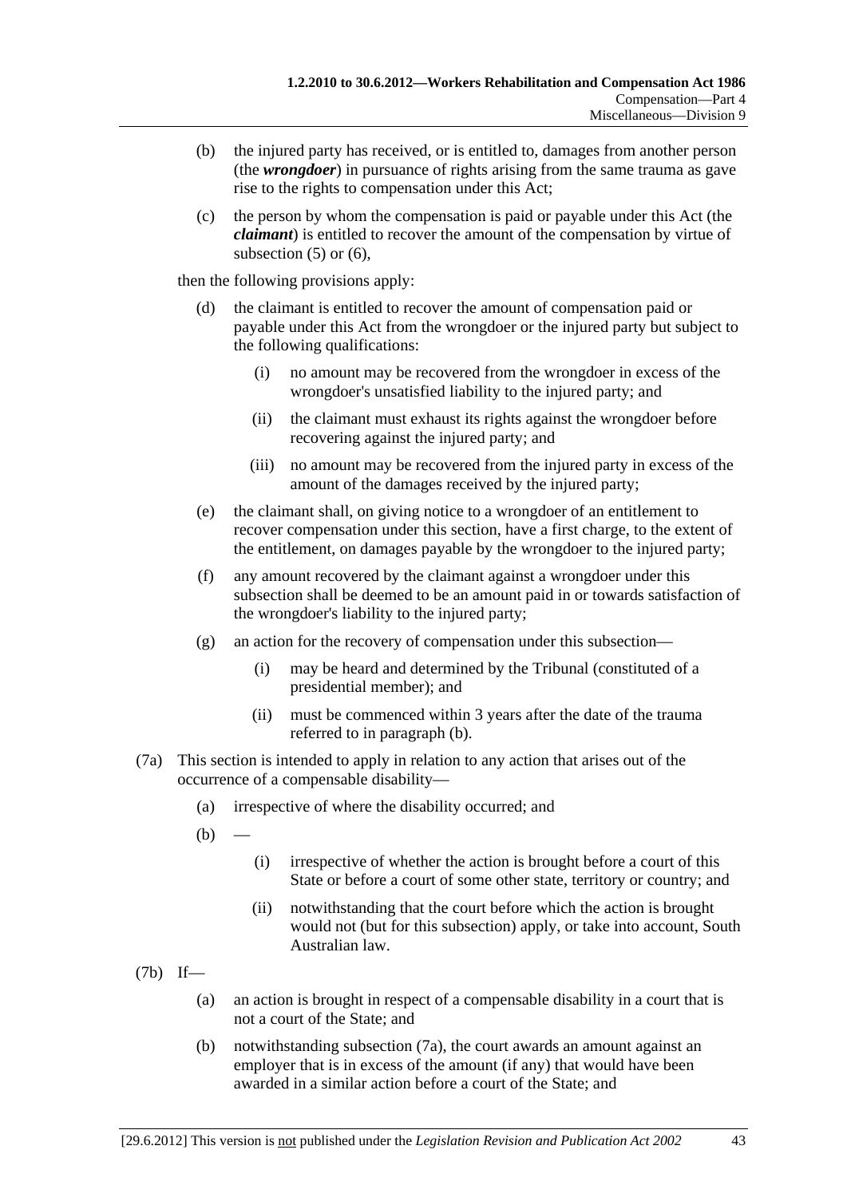(b) the injured party has received, or is entitled to, damages from another person (the ***wrongdoer***) in pursuance of rights arising from the same trauma as gave rise to the rights to compensation under this Act;

(c) the person by whom the compensation is paid or payable under this Act (the ***claimant***) is entitled to recover the amount of the compensation by virtue of subsection (5) or (6),

then the following provisions apply:

(d) the claimant is entitled to recover the amount of compensation paid or payable under this Act from the wrongdoer or the injured party but subject to the following qualifications:

(i) no amount may be recovered from the wrongdoer in excess of the wrongdoer's unsatisfied liability to the injured party; and

(ii) the claimant must exhaust its rights against the wrongdoer before recovering against the injured party; and

(iii) no amount may be recovered from the injured party in excess of the amount of the damages received by the injured party;

(e) the claimant shall, on giving notice to a wrongdoer of an entitlement to recover compensation under this section, have a first charge, to the extent of the entitlement, on damages payable by the wrongdoer to the injured party;

(f) any amount recovered by the claimant against a wrongdoer under this subsection shall be deemed to be an amount paid in or towards satisfaction of the wrongdoer's liability to the injured party;

(g) an action for the recovery of compensation under this subsection—

(i) may be heard and determined by the Tribunal (constituted of a presidential member); and

(ii) must be commenced within 3 years after the date of the trauma referred to in paragraph (b).

(7a) This section is intended to apply in relation to any action that arises out of the occurrence of a compensable disability—

(a) irrespective of where the disability occurred; and

(b) —

(i) irrespective of whether the action is brought before a court of this State or before a court of some other state, territory or country; and

(ii) notwithstanding that the court before which the action is brought would not (but for this subsection) apply, or take into account, South Australian law.

(7b) If—

(a) an action is brought in respect of a compensable disability in a court that is not a court of the State; and

(b) notwithstanding subsection (7a), the court awards an amount against an employer that is in excess of the amount (if any) that would have been awarded in a similar action before a court of the State; and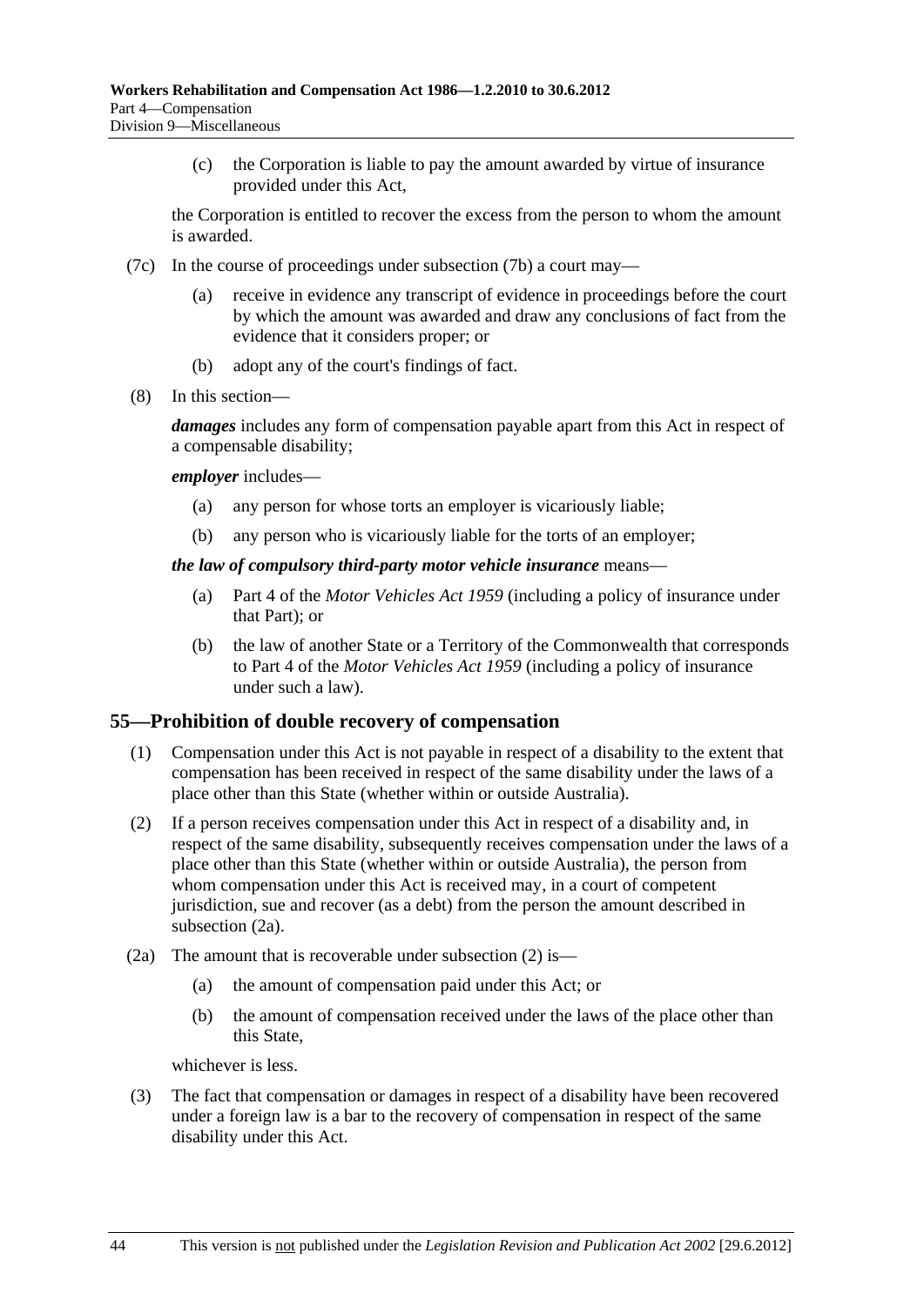(c) the Corporation is liable to pay the amount awarded by virtue of insurance provided under this Act,

the Corporation is entitled to recover the excess from the person to whom the amount is awarded.

(7c) In the course of proceedings under subsection (7b) a court may—

(a) receive in evidence any transcript of evidence in proceedings before the court by which the amount was awarded and draw any conclusions of fact from the evidence that it considers proper; or

(b) adopt any of the court's findings of fact.

(8) In this section—

***damages*** includes any form of compensation payable apart from this Act in respect of a compensable disability;

***employer*** includes—

(a) any person for whose torts an employer is vicariously liable;

(b) any person who is vicariously liable for the torts of an employer;

***the law of compulsory third-party motor vehicle insurance*** means—

(a) Part 4 of the *Motor Vehicles Act 1959* (including a policy of insurance under that Part); or

(b) the law of another State or a Territory of the Commonwealth that corresponds to Part 4 of the *Motor Vehicles Act 1959* (including a policy of insurance under such a law).

## 55—Prohibition of double recovery of compensation

(1) Compensation under this Act is not payable in respect of a disability to the extent that compensation has been received in respect of the same disability under the laws of a place other than this State (whether within or outside Australia).

(2) If a person receives compensation under this Act in respect of a disability and, in respect of the same disability, subsequently receives compensation under the laws of a place other than this State (whether within or outside Australia), the person from whom compensation under this Act is received may, in a court of competent jurisdiction, sue and recover (as a debt) from the person the amount described in subsection (2a).

(2a) The amount that is recoverable under subsection (2) is—

(a) the amount of compensation paid under this Act; or

(b) the amount of compensation received under the laws of the place other than this State,

whichever is less.

(3) The fact that compensation or damages in respect of a disability have been recovered under a foreign law is a bar to the recovery of compensation in respect of the same disability under this Act.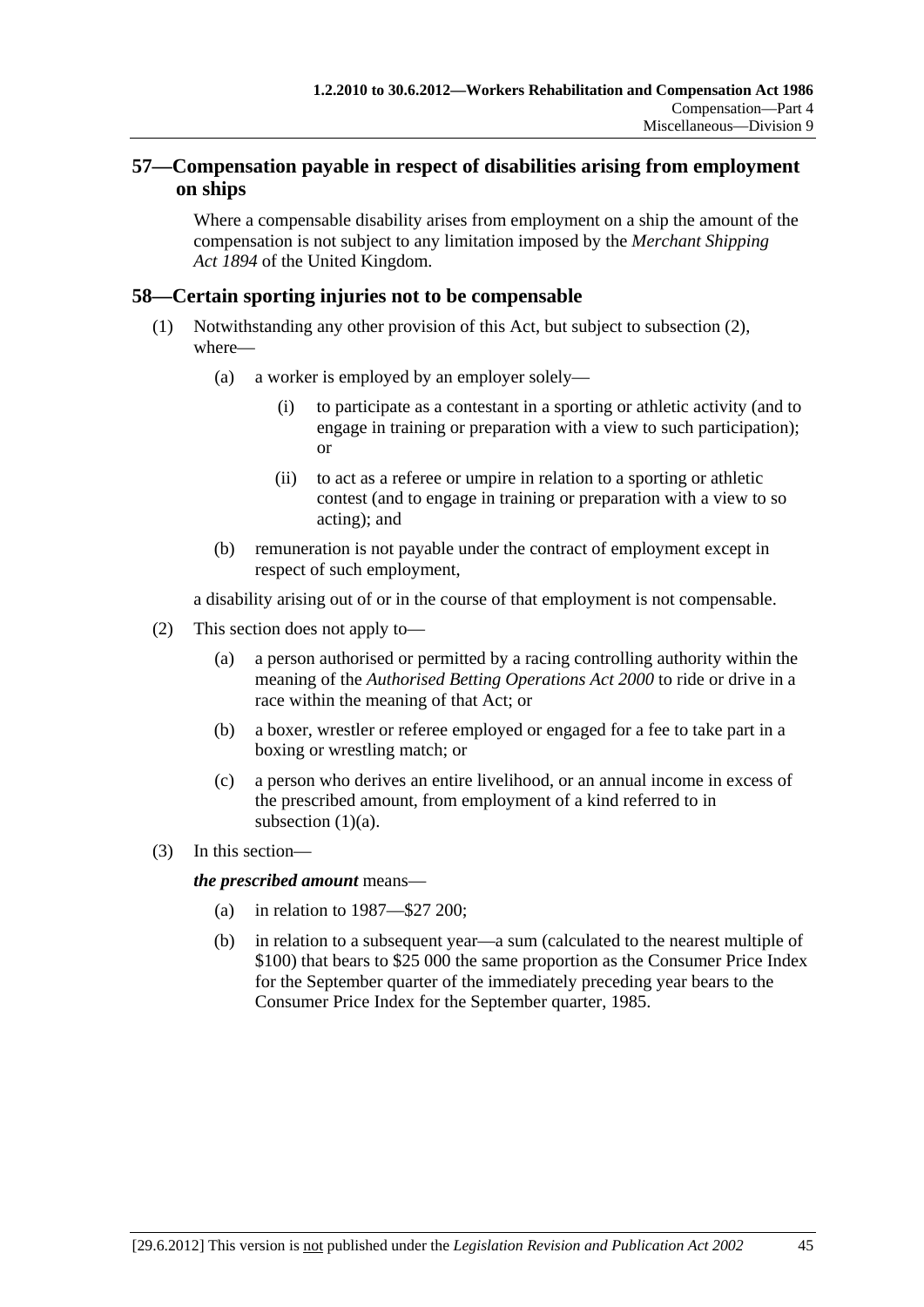## 57—Compensation payable in respect of disabilities arising from employment on ships

Where a compensable disability arises from employment on a ship the amount of the compensation is not subject to any limitation imposed by the *Merchant Shipping Act 1894* of the United Kingdom.

## 58—Certain sporting injuries not to be compensable

(1) Notwithstanding any other provision of this Act, but subject to subsection (2), where—

(a) a worker is employed by an employer solely—

(i) to participate as a contestant in a sporting or athletic activity (and to engage in training or preparation with a view to such participation); or

(ii) to act as a referee or umpire in relation to a sporting or athletic contest (and to engage in training or preparation with a view to so acting); and

(b) remuneration is not payable under the contract of employment except in respect of such employment,

a disability arising out of or in the course of that employment is not compensable.

(2) This section does not apply to—

(a) a person authorised or permitted by a racing controlling authority within the meaning of the *Authorised Betting Operations Act 2000* to ride or drive in a race within the meaning of that Act; or

(b) a boxer, wrestler or referee employed or engaged for a fee to take part in a boxing or wrestling match; or

(c) a person who derives an entire livelihood, or an annual income in excess of the prescribed amount, from employment of a kind referred to in subsection (1)(a).

(3) In this section—

***the prescribed amount*** means—

(a) in relation to 1987—$27 200;

(b) in relation to a subsequent year—a sum (calculated to the nearest multiple of $100) that bears to $25 000 the same proportion as the Consumer Price Index for the September quarter of the immediately preceding year bears to the Consumer Price Index for the September quarter, 1985.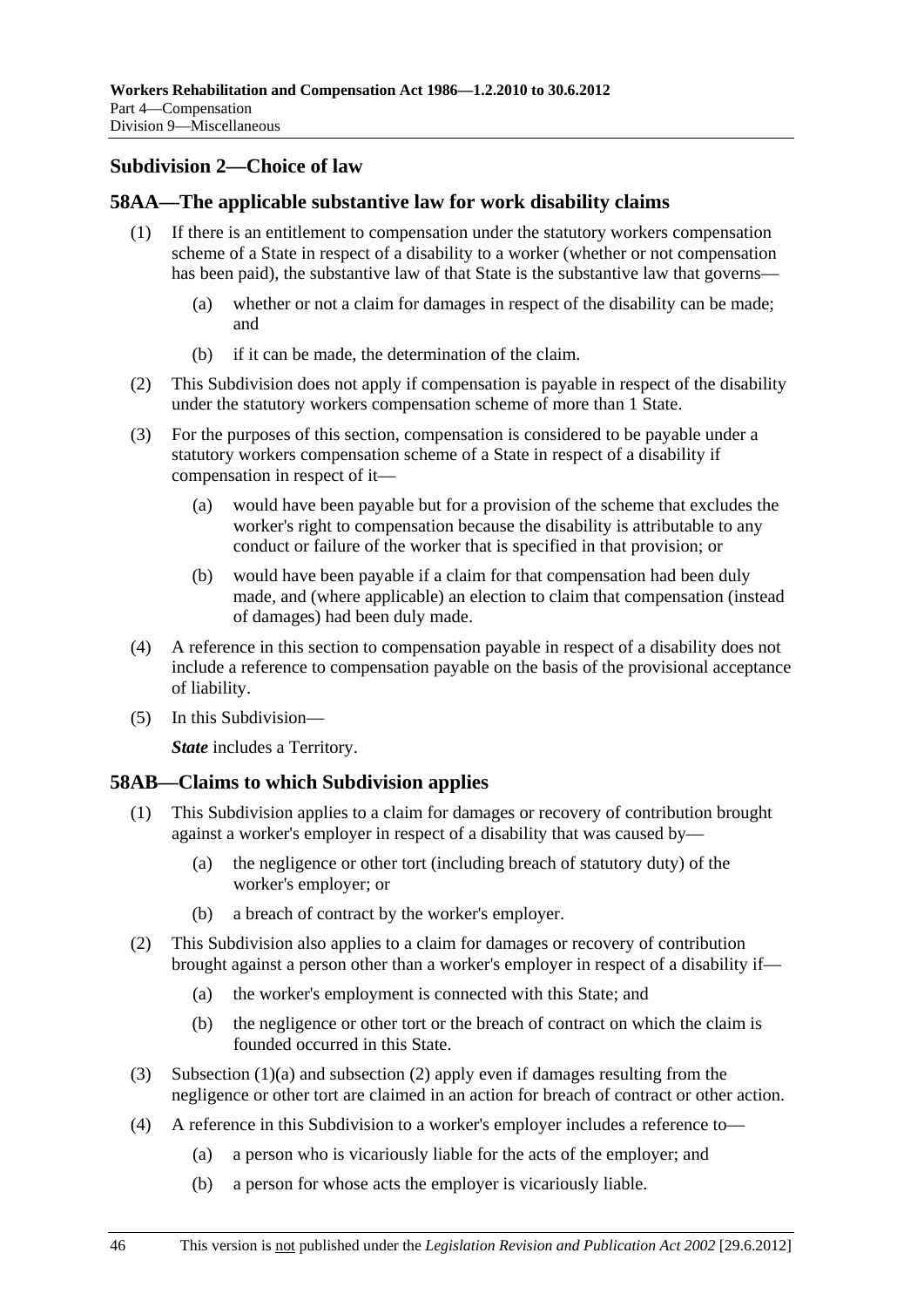## Subdivision 2—Choice of law

### 58AA—The applicable substantive law for work disability claims

(1) If there is an entitlement to compensation under the statutory workers compensation scheme of a State in respect of a disability to a worker (whether or not compensation has been paid), the substantive law of that State is the substantive law that governs—

(a) whether or not a claim for damages in respect of the disability can be made; and

(b) if it can be made, the determination of the claim.

(2) This Subdivision does not apply if compensation is payable in respect of the disability under the statutory workers compensation scheme of more than 1 State.

(3) For the purposes of this section, compensation is considered to be payable under a statutory workers compensation scheme of a State in respect of a disability if compensation in respect of it—

(a) would have been payable but for a provision of the scheme that excludes the worker's right to compensation because the disability is attributable to any conduct or failure of the worker that is specified in that provision; or

(b) would have been payable if a claim for that compensation had been duly made, and (where applicable) an election to claim that compensation (instead of damages) had been duly made.

(4) A reference in this section to compensation payable in respect of a disability does not include a reference to compensation payable on the basis of the provisional acceptance of liability.

(5) In this Subdivision—

***State*** includes a Territory.

### 58AB—Claims to which Subdivision applies

(1) This Subdivision applies to a claim for damages or recovery of contribution brought against a worker's employer in respect of a disability that was caused by—

(a) the negligence or other tort (including breach of statutory duty) of the worker's employer; or

(b) a breach of contract by the worker's employer.

(2) This Subdivision also applies to a claim for damages or recovery of contribution brought against a person other than a worker's employer in respect of a disability if—

(a) the worker's employment is connected with this State; and

(b) the negligence or other tort or the breach of contract on which the claim is founded occurred in this State.

(3) Subsection (1)(a) and subsection (2) apply even if damages resulting from the negligence or other tort are claimed in an action for breach of contract or other action.

(4) A reference in this Subdivision to a worker's employer includes a reference to—

(a) a person who is vicariously liable for the acts of the employer; and

(b) a person for whose acts the employer is vicariously liable.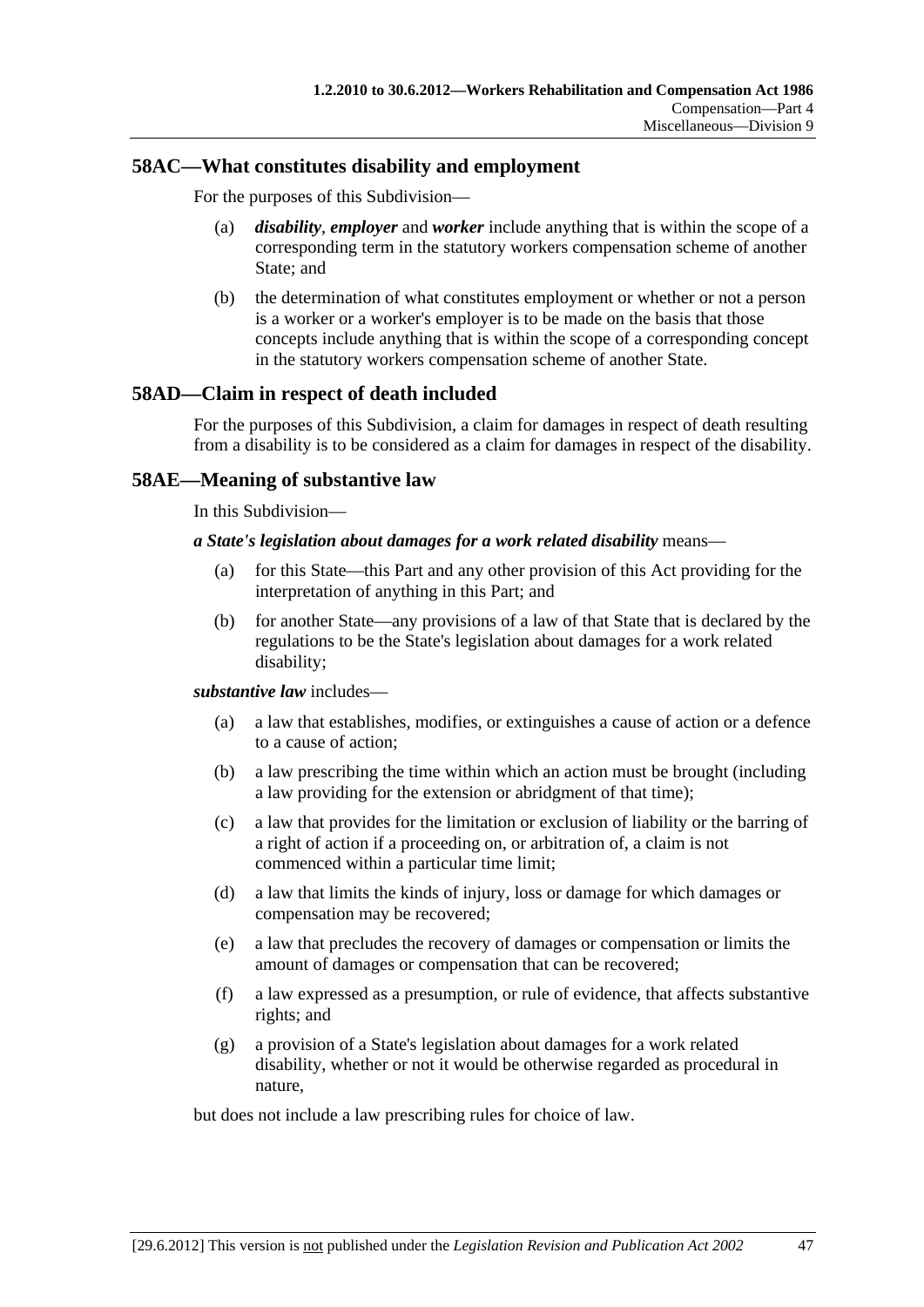## 58AC—What constitutes disability and employment

For the purposes of this Subdivision—

(a) ***disability***, ***employer*** and ***worker*** include anything that is within the scope of a corresponding term in the statutory workers compensation scheme of another State; and

(b) the determination of what constitutes employment or whether or not a person is a worker or a worker's employer is to be made on the basis that those concepts include anything that is within the scope of a corresponding concept in the statutory workers compensation scheme of another State.

## 58AD—Claim in respect of death included

For the purposes of this Subdivision, a claim for damages in respect of death resulting from a disability is to be considered as a claim for damages in respect of the disability.

## 58AE—Meaning of substantive law

In this Subdivision—

***a State's legislation about damages for a work related disability*** means—

(a) for this State—this Part and any other provision of this Act providing for the interpretation of anything in this Part; and

(b) for another State—any provisions of a law of that State that is declared by the regulations to be the State's legislation about damages for a work related disability;

***substantive law*** includes—

(a) a law that establishes, modifies, or extinguishes a cause of action or a defence to a cause of action;

(b) a law prescribing the time within which an action must be brought (including a law providing for the extension or abridgment of that time);

(c) a law that provides for the limitation or exclusion of liability or the barring of a right of action if a proceeding on, or arbitration of, a claim is not commenced within a particular time limit;

(d) a law that limits the kinds of injury, loss or damage for which damages or compensation may be recovered;

(e) a law that precludes the recovery of damages or compensation or limits the amount of damages or compensation that can be recovered;

(f) a law expressed as a presumption, or rule of evidence, that affects substantive rights; and

(g) a provision of a State's legislation about damages for a work related disability, whether or not it would be otherwise regarded as procedural in nature,

but does not include a law prescribing rules for choice of law.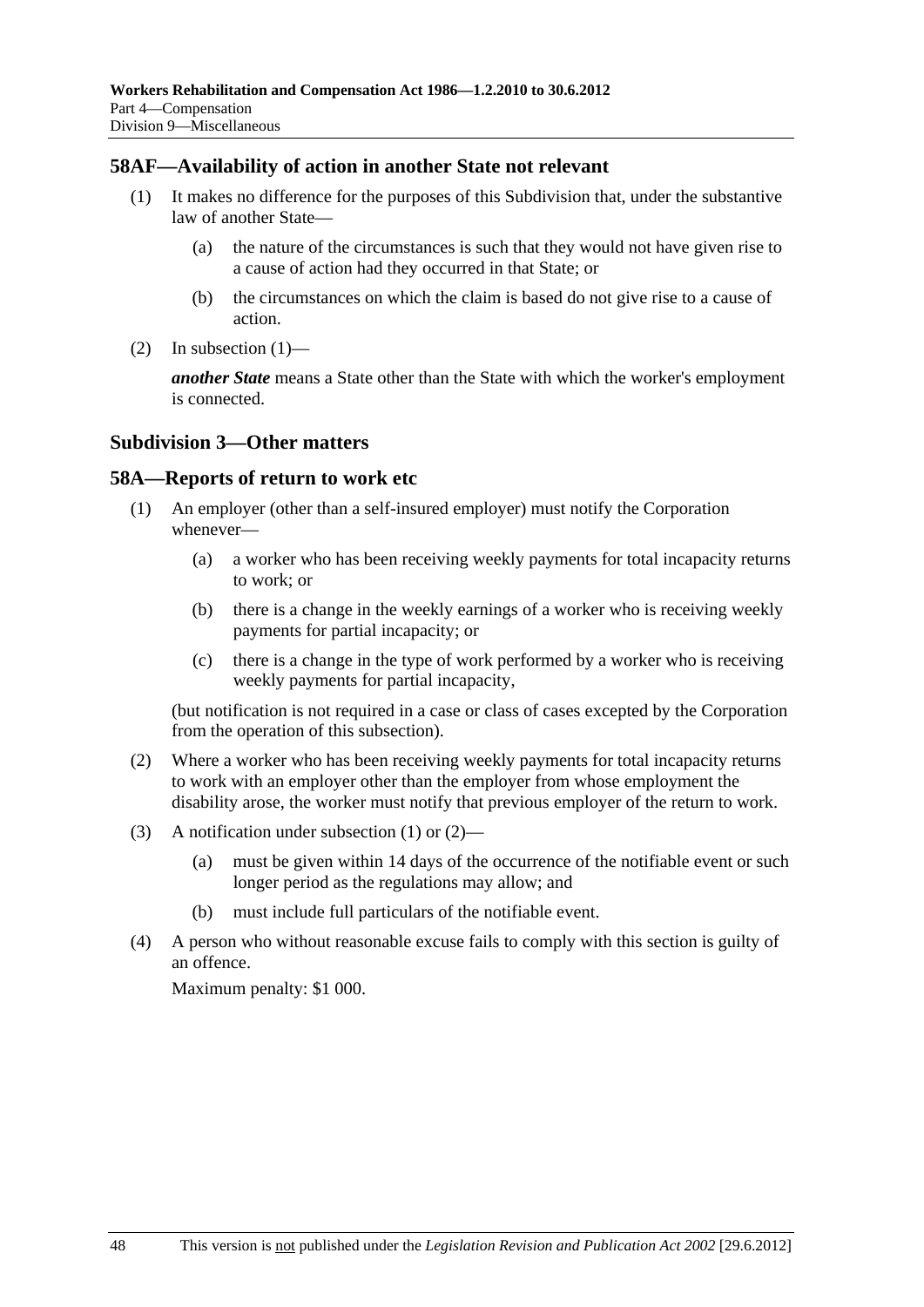## 58AF—Availability of action in another State not relevant

(1) It makes no difference for the purposes of this Subdivision that, under the substantive law of another State—

  (a) the nature of the circumstances is such that they would not have given rise to a cause of action had they occurred in that State; or

  (b) the circumstances on which the claim is based do not give rise to a cause of action.

(2) In subsection (1)—

***another State*** means a State other than the State with which the worker's employment is connected.

### Subdivision 3—Other matters

## 58A—Reports of return to work etc

(1) An employer (other than a self-insured employer) must notify the Corporation whenever—

  (a) a worker who has been receiving weekly payments for total incapacity returns to work; or

  (b) there is a change in the weekly earnings of a worker who is receiving weekly payments for partial incapacity; or

  (c) there is a change in the type of work performed by a worker who is receiving weekly payments for partial incapacity,

(but notification is not required in a case or class of cases excepted by the Corporation from the operation of this subsection).

(2) Where a worker who has been receiving weekly payments for total incapacity returns to work with an employer other than the employer from whose employment the disability arose, the worker must notify that previous employer of the return to work.

(3) A notification under subsection (1) or (2)—

  (a) must be given within 14 days of the occurrence of the notifiable event or such longer period as the regulations may allow; and

  (b) must include full particulars of the notifiable event.

(4) A person who without reasonable excuse fails to comply with this section is guilty of an offence.

Maximum penalty: $1 000.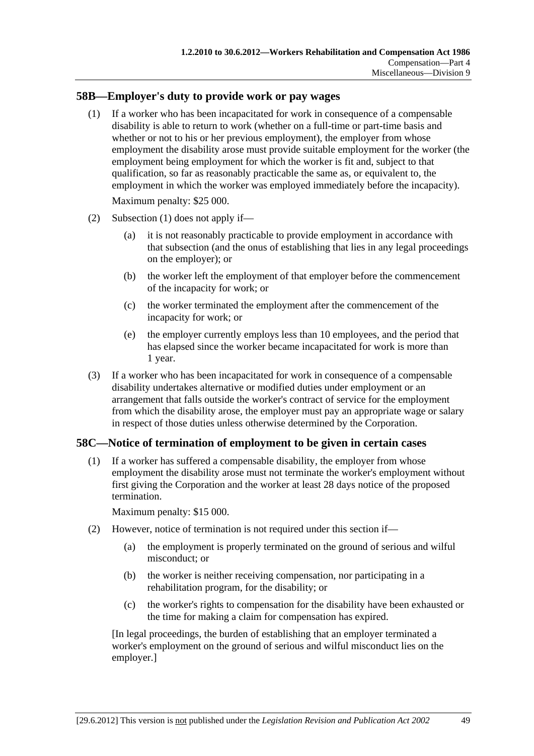## 58B—Employer's duty to provide work or pay wages

(1) If a worker who has been incapacitated for work in consequence of a compensable disability is able to return to work (whether on a full-time or part-time basis and whether or not to his or her previous employment), the employer from whose employment the disability arose must provide suitable employment for the worker (the employment being employment for which the worker is fit and, subject to that qualification, so far as reasonably practicable the same as, or equivalent to, the employment in which the worker was employed immediately before the incapacity).

Maximum penalty: $25 000.

(2) Subsection (1) does not apply if—

(a) it is not reasonably practicable to provide employment in accordance with that subsection (and the onus of establishing that lies in any legal proceedings on the employer); or

(b) the worker left the employment of that employer before the commencement of the incapacity for work; or

(c) the worker terminated the employment after the commencement of the incapacity for work; or

(e) the employer currently employs less than 10 employees, and the period that has elapsed since the worker became incapacitated for work is more than 1 year.

(3) If a worker who has been incapacitated for work in consequence of a compensable disability undertakes alternative or modified duties under employment or an arrangement that falls outside the worker's contract of service for the employment from which the disability arose, the employer must pay an appropriate wage or salary in respect of those duties unless otherwise determined by the Corporation.

## 58C—Notice of termination of employment to be given in certain cases

(1) If a worker has suffered a compensable disability, the employer from whose employment the disability arose must not terminate the worker's employment without first giving the Corporation and the worker at least 28 days notice of the proposed termination.

Maximum penalty: $15 000.

(2) However, notice of termination is not required under this section if—

(a) the employment is properly terminated on the ground of serious and wilful misconduct; or

(b) the worker is neither receiving compensation, nor participating in a rehabilitation program, for the disability; or

(c) the worker's rights to compensation for the disability have been exhausted or the time for making a claim for compensation has expired.

[In legal proceedings, the burden of establishing that an employer terminated a worker's employment on the ground of serious and wilful misconduct lies on the employer.]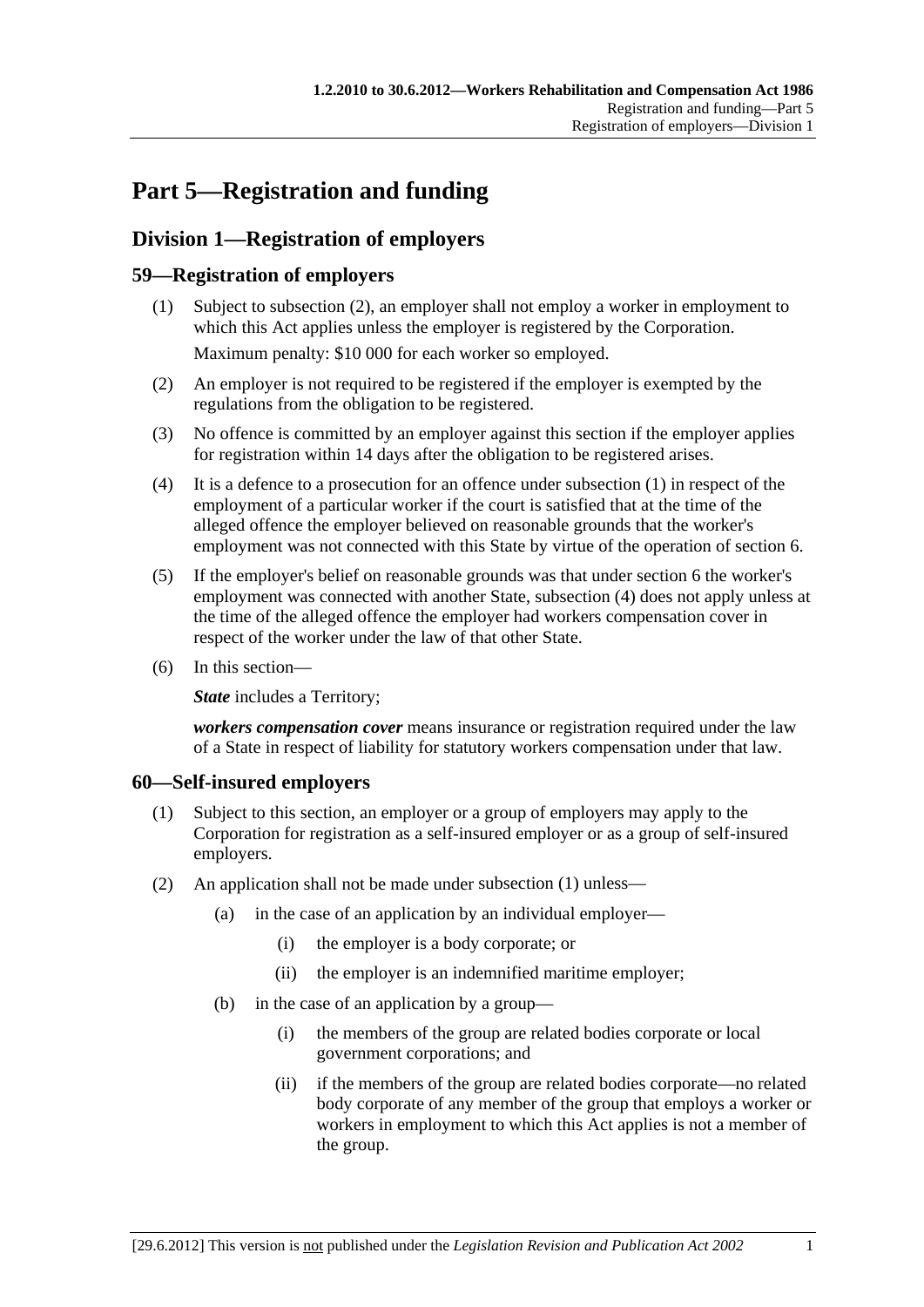# Part 5—Registration and funding

## Division 1—Registration of employers

### 59—Registration of employers

(1) Subject to subsection (2), an employer shall not employ a worker in employment to which this Act applies unless the employer is registered by the Corporation.

Maximum penalty: $10 000 for each worker so employed.

(2) An employer is not required to be registered if the employer is exempted by the regulations from the obligation to be registered.

(3) No offence is committed by an employer against this section if the employer applies for registration within 14 days after the obligation to be registered arises.

(4) It is a defence to a prosecution for an offence under subsection (1) in respect of the employment of a particular worker if the court is satisfied that at the time of the alleged offence the employer believed on reasonable grounds that the worker's employment was not connected with this State by virtue of the operation of section 6.

(5) If the employer's belief on reasonable grounds was that under section 6 the worker's employment was connected with another State, subsection (4) does not apply unless at the time of the alleged offence the employer had workers compensation cover in respect of the worker under the law of that other State.

(6) In this section—

***State*** includes a Territory;

***workers compensation cover*** means insurance or registration required under the law of a State in respect of liability for statutory workers compensation under that law.

### 60—Self-insured employers

(1) Subject to this section, an employer or a group of employers may apply to the Corporation for registration as a self-insured employer or as a group of self-insured employers.

(2) An application shall not be made under subsection (1) unless—

- (a) in the case of an application by an individual employer—
  - (i) the employer is a body corporate; or
  - (ii) the employer is an indemnified maritime employer;
- (b) in the case of an application by a group—
  - (i) the members of the group are related bodies corporate or local government corporations; and
  - (ii) if the members of the group are related bodies corporate—no related body corporate of any member of the group that employs a worker or workers in employment to which this Act applies is not a member of the group.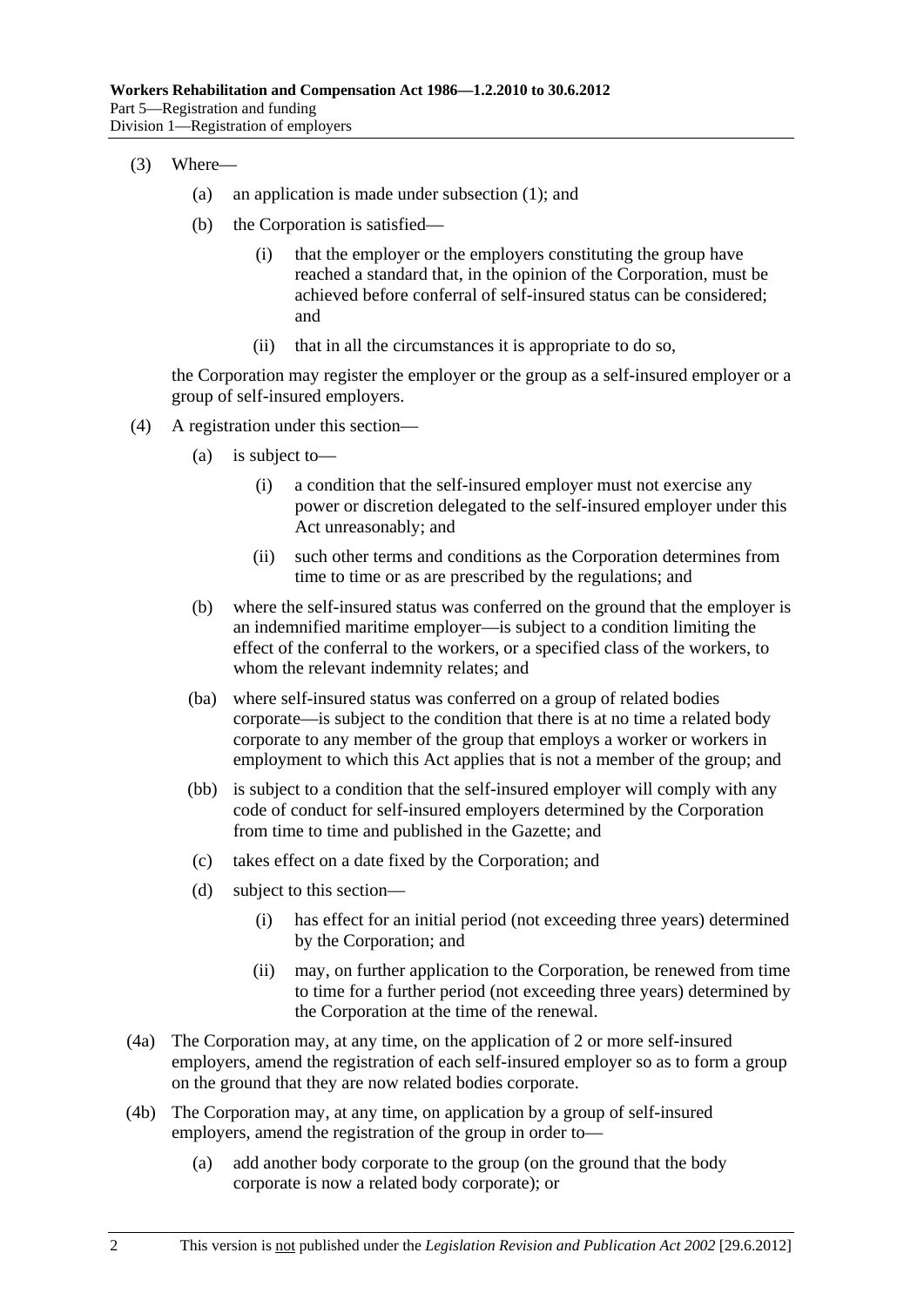(3) Where—

(a) an application is made under subsection (1); and

(b) the Corporation is satisfied—

(i) that the employer or the employers constituting the group have reached a standard that, in the opinion of the Corporation, must be achieved before conferral of self-insured status can be considered; and

(ii) that in all the circumstances it is appropriate to do so,

the Corporation may register the employer or the group as a self-insured employer or a group of self-insured employers.

(4) A registration under this section—

(a) is subject to—

(i) a condition that the self-insured employer must not exercise any power or discretion delegated to the self-insured employer under this Act unreasonably; and

(ii) such other terms and conditions as the Corporation determines from time to time or as are prescribed by the regulations; and

(b) where the self-insured status was conferred on the ground that the employer is an indemnified maritime employer—is subject to a condition limiting the effect of the conferral to the workers, or a specified class of the workers, to whom the relevant indemnity relates; and

(ba) where self-insured status was conferred on a group of related bodies corporate—is subject to the condition that there is at no time a related body corporate to any member of the group that employs a worker or workers in employment to which this Act applies that is not a member of the group; and

(bb) is subject to a condition that the self-insured employer will comply with any code of conduct for self-insured employers determined by the Corporation from time to time and published in the Gazette; and

(c) takes effect on a date fixed by the Corporation; and

(d) subject to this section—

(i) has effect for an initial period (not exceeding three years) determined by the Corporation; and

(ii) may, on further application to the Corporation, be renewed from time to time for a further period (not exceeding three years) determined by the Corporation at the time of the renewal.

(4a) The Corporation may, at any time, on the application of 2 or more self-insured employers, amend the registration of each self-insured employer so as to form a group on the ground that they are now related bodies corporate.

(4b) The Corporation may, at any time, on application by a group of self-insured employers, amend the registration of the group in order to—

(a) add another body corporate to the group (on the ground that the body corporate is now a related body corporate); or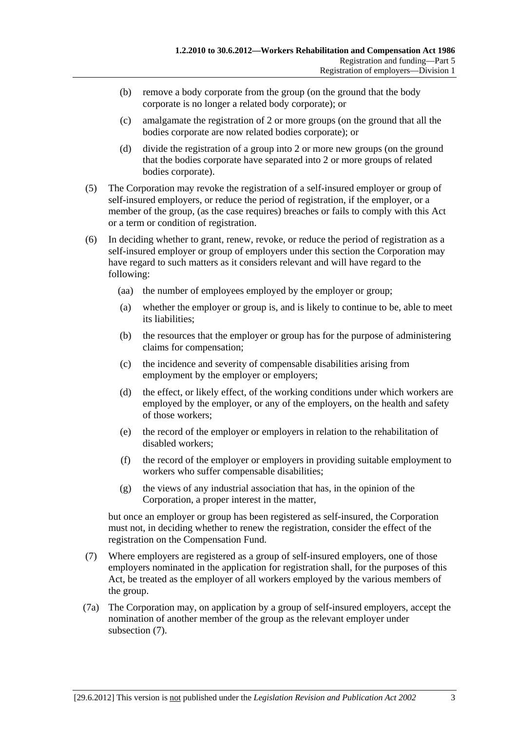(b) remove a body corporate from the group (on the ground that the body corporate is no longer a related body corporate); or

(c) amalgamate the registration of 2 or more groups (on the ground that all the bodies corporate are now related bodies corporate); or

(d) divide the registration of a group into 2 or more new groups (on the ground that the bodies corporate have separated into 2 or more groups of related bodies corporate).

(5) The Corporation may revoke the registration of a self-insured employer or group of self-insured employers, or reduce the period of registration, if the employer, or a member of the group, (as the case requires) breaches or fails to comply with this Act or a term or condition of registration.

(6) In deciding whether to grant, renew, revoke, or reduce the period of registration as a self-insured employer or group of employers under this section the Corporation may have regard to such matters as it considers relevant and will have regard to the following:

(aa) the number of employees employed by the employer or group;

(a) whether the employer or group is, and is likely to continue to be, able to meet its liabilities;

(b) the resources that the employer or group has for the purpose of administering claims for compensation;

(c) the incidence and severity of compensable disabilities arising from employment by the employer or employers;

(d) the effect, or likely effect, of the working conditions under which workers are employed by the employer, or any of the employers, on the health and safety of those workers;

(e) the record of the employer or employers in relation to the rehabilitation of disabled workers;

(f) the record of the employer or employers in providing suitable employment to workers who suffer compensable disabilities;

(g) the views of any industrial association that has, in the opinion of the Corporation, a proper interest in the matter,

but once an employer or group has been registered as self-insured, the Corporation must not, in deciding whether to renew the registration, consider the effect of the registration on the Compensation Fund.

(7) Where employers are registered as a group of self-insured employers, one of those employers nominated in the application for registration shall, for the purposes of this Act, be treated as the employer of all workers employed by the various members of the group.

(7a) The Corporation may, on application by a group of self-insured employers, accept the nomination of another member of the group as the relevant employer under subsection (7).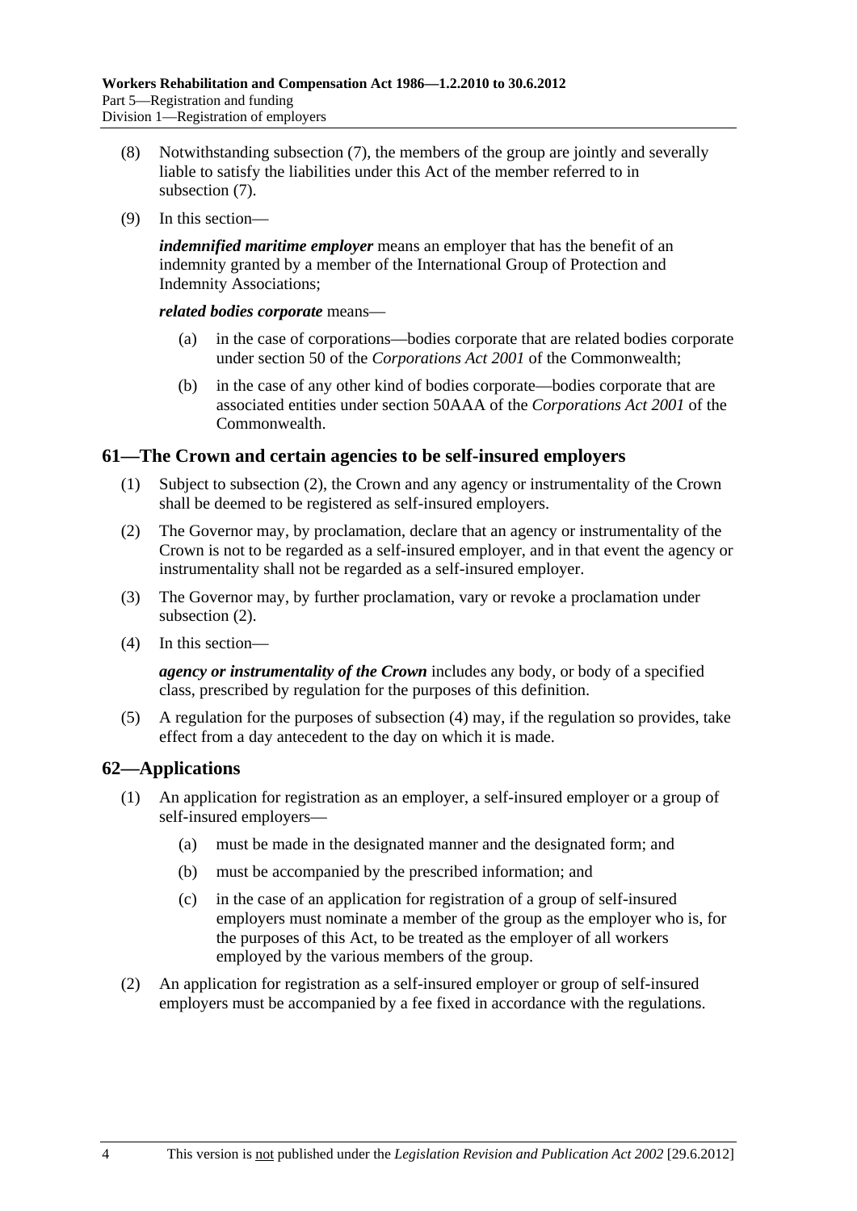(8) Notwithstanding subsection (7), the members of the group are jointly and severally liable to satisfy the liabilities under this Act of the member referred to in subsection (7).

(9) In this section—

***indemnified maritime employer*** means an employer that has the benefit of an indemnity granted by a member of the International Group of Protection and Indemnity Associations;

***related bodies corporate*** means—

(a) in the case of corporations—bodies corporate that are related bodies corporate under section 50 of the *Corporations Act 2001* of the Commonwealth;

(b) in the case of any other kind of bodies corporate—bodies corporate that are associated entities under section 50AAA of the *Corporations Act 2001* of the Commonwealth.

## 61—The Crown and certain agencies to be self-insured employers

(1) Subject to subsection (2), the Crown and any agency or instrumentality of the Crown shall be deemed to be registered as self-insured employers.

(2) The Governor may, by proclamation, declare that an agency or instrumentality of the Crown is not to be regarded as a self-insured employer, and in that event the agency or instrumentality shall not be regarded as a self-insured employer.

(3) The Governor may, by further proclamation, vary or revoke a proclamation under subsection (2).

(4) In this section—

***agency or instrumentality of the Crown*** includes any body, or body of a specified class, prescribed by regulation for the purposes of this definition.

(5) A regulation for the purposes of subsection (4) may, if the regulation so provides, take effect from a day antecedent to the day on which it is made.

## 62—Applications

(1) An application for registration as an employer, a self-insured employer or a group of self-insured employers—

(a) must be made in the designated manner and the designated form; and

(b) must be accompanied by the prescribed information; and

(c) in the case of an application for registration of a group of self-insured employers must nominate a member of the group as the employer who is, for the purposes of this Act, to be treated as the employer of all workers employed by the various members of the group.

(2) An application for registration as a self-insured employer or group of self-insured employers must be accompanied by a fee fixed in accordance with the regulations.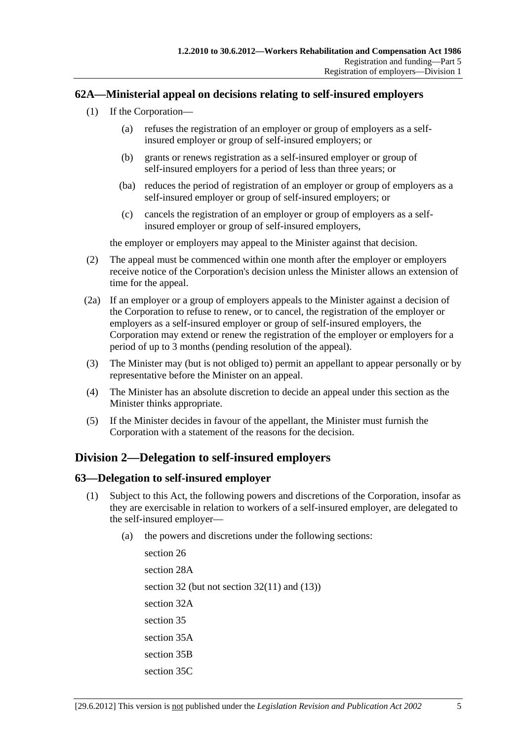### 62A—Ministerial appeal on decisions relating to self-insured employers

(1) If the Corporation—

(a) refuses the registration of an employer or group of employers as a self-insured employer or group of self-insured employers; or

(b) grants or renews registration as a self-insured employer or group of self-insured employers for a period of less than three years; or

(ba) reduces the period of registration of an employer or group of employers as a self-insured employer or group of self-insured employers; or

(c) cancels the registration of an employer or group of employers as a self-insured employer or group of self-insured employers,

the employer or employers may appeal to the Minister against that decision.

(2) The appeal must be commenced within one month after the employer or employers receive notice of the Corporation's decision unless the Minister allows an extension of time for the appeal.

(2a) If an employer or a group of employers appeals to the Minister against a decision of the Corporation to refuse to renew, or to cancel, the registration of the employer or employers as a self-insured employer or group of self-insured employers, the Corporation may extend or renew the registration of the employer or employers for a period of up to 3 months (pending resolution of the appeal).

(3) The Minister may (but is not obliged to) permit an appellant to appear personally or by representative before the Minister on an appeal.

(4) The Minister has an absolute discretion to decide an appeal under this section as the Minister thinks appropriate.

(5) If the Minister decides in favour of the appellant, the Minister must furnish the Corporation with a statement of the reasons for the decision.

## Division 2—Delegation to self-insured employers

### 63—Delegation to self-insured employer

(1) Subject to this Act, the following powers and discretions of the Corporation, insofar as they are exercisable in relation to workers of a self-insured employer, are delegated to the self-insured employer—

(a) the powers and discretions under the following sections:

section 26

section 28A

section 32 (but not section 32(11) and (13))

section 32A

section 35

section 35A

section 35B

section 35C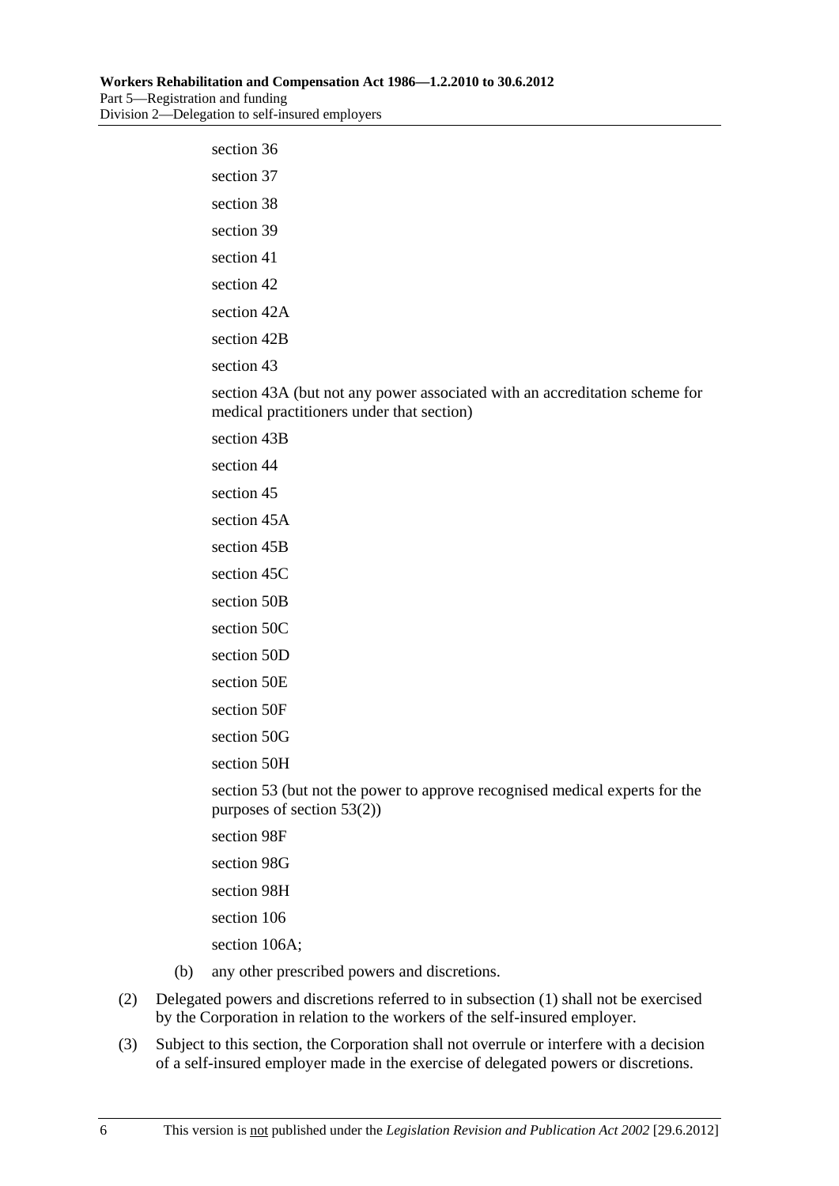section 36

section 37

section 38

section 39

section 41

section 42

section 42A

section 42B

section 43

section 43A (but not any power associated with an accreditation scheme for medical practitioners under that section)

section 43B

section 44

section 45

section 45A

section 45B

section 45C

section 50B

section 50C

section 50D

section 50E

section 50F

section 50G

section 50H

section 53 (but not the power to approve recognised medical experts for the purposes of section 53(2))

section 98F

section 98G

section 98H

section 106

section 106A;

(b) any other prescribed powers and discretions.

(2) Delegated powers and discretions referred to in subsection (1) shall not be exercised by the Corporation in relation to the workers of the self-insured employer.

(3) Subject to this section, the Corporation shall not overrule or interfere with a decision of a self-insured employer made in the exercise of delegated powers or discretions.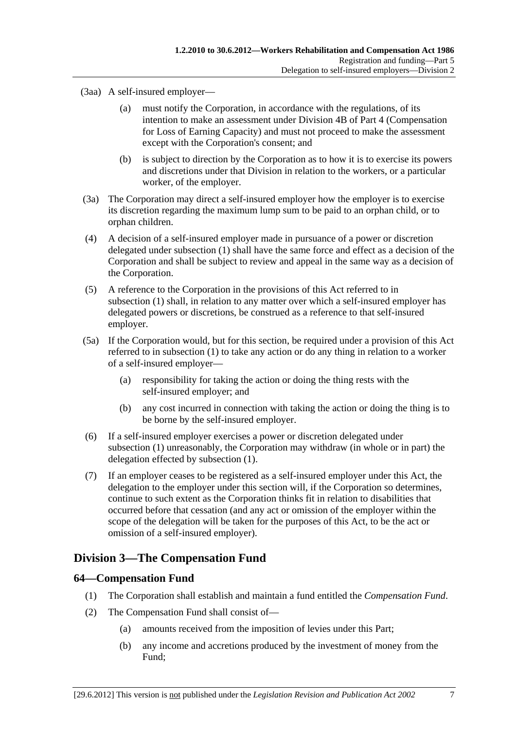(3aa) A self-insured employer—

(a) must notify the Corporation, in accordance with the regulations, of its intention to make an assessment under Division 4B of Part 4 (Compensation for Loss of Earning Capacity) and must not proceed to make the assessment except with the Corporation's consent; and

(b) is subject to direction by the Corporation as to how it is to exercise its powers and discretions under that Division in relation to the workers, or a particular worker, of the employer.

(3a) The Corporation may direct a self-insured employer how the employer is to exercise its discretion regarding the maximum lump sum to be paid to an orphan child, or to orphan children.

(4) A decision of a self-insured employer made in pursuance of a power or discretion delegated under subsection (1) shall have the same force and effect as a decision of the Corporation and shall be subject to review and appeal in the same way as a decision of the Corporation.

(5) A reference to the Corporation in the provisions of this Act referred to in subsection (1) shall, in relation to any matter over which a self-insured employer has delegated powers or discretions, be construed as a reference to that self-insured employer.

(5a) If the Corporation would, but for this section, be required under a provision of this Act referred to in subsection (1) to take any action or do any thing in relation to a worker of a self-insured employer—

(a) responsibility for taking the action or doing the thing rests with the self-insured employer; and

(b) any cost incurred in connection with taking the action or doing the thing is to be borne by the self-insured employer.

(6) If a self-insured employer exercises a power or discretion delegated under subsection (1) unreasonably, the Corporation may withdraw (in whole or in part) the delegation effected by subsection (1).

(7) If an employer ceases to be registered as a self-insured employer under this Act, the delegation to the employer under this section will, if the Corporation so determines, continue to such extent as the Corporation thinks fit in relation to disabilities that occurred before that cessation (and any act or omission of the employer within the scope of the delegation will be taken for the purposes of this Act, to be the act or omission of a self-insured employer).

## Division 3—The Compensation Fund

### 64—Compensation Fund

(1) The Corporation shall establish and maintain a fund entitled the *Compensation Fund*.

(2) The Compensation Fund shall consist of—

(a) amounts received from the imposition of levies under this Part;

(b) any income and accretions produced by the investment of money from the Fund;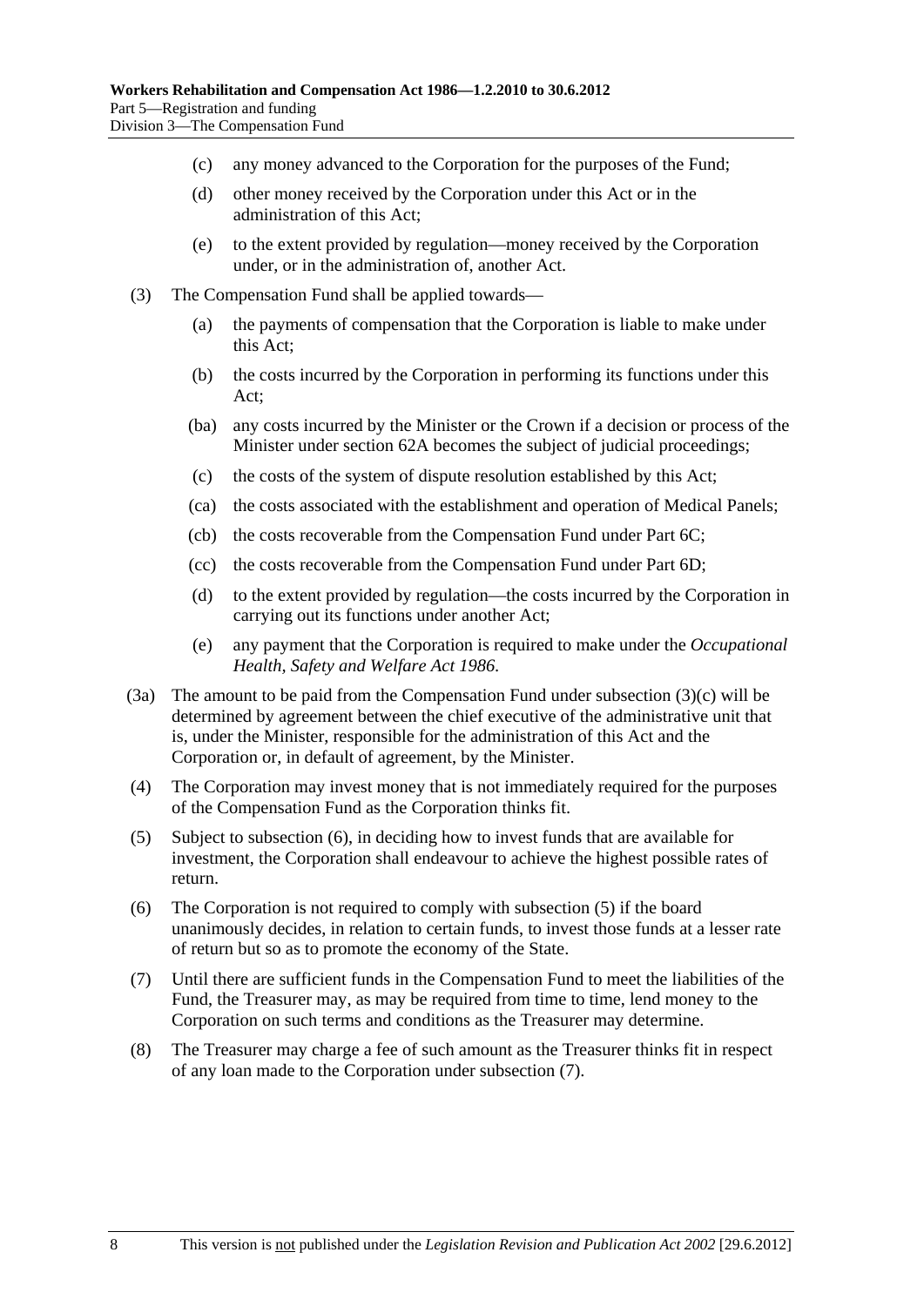(c) any money advanced to the Corporation for the purposes of the Fund;

(d) other money received by the Corporation under this Act or in the administration of this Act;

(e) to the extent provided by regulation—money received by the Corporation under, or in the administration of, another Act.

(3) The Compensation Fund shall be applied towards—

(a) the payments of compensation that the Corporation is liable to make under this Act;

(b) the costs incurred by the Corporation in performing its functions under this Act;

(ba) any costs incurred by the Minister or the Crown if a decision or process of the Minister under section 62A becomes the subject of judicial proceedings;

(c) the costs of the system of dispute resolution established by this Act;

(ca) the costs associated with the establishment and operation of Medical Panels;

(cb) the costs recoverable from the Compensation Fund under Part 6C;

(cc) the costs recoverable from the Compensation Fund under Part 6D;

(d) to the extent provided by regulation—the costs incurred by the Corporation in carrying out its functions under another Act;

(e) any payment that the Corporation is required to make under the *Occupational Health, Safety and Welfare Act 1986*.

(3a) The amount to be paid from the Compensation Fund under subsection (3)(c) will be determined by agreement between the chief executive of the administrative unit that is, under the Minister, responsible for the administration of this Act and the Corporation or, in default of agreement, by the Minister.

(4) The Corporation may invest money that is not immediately required for the purposes of the Compensation Fund as the Corporation thinks fit.

(5) Subject to subsection (6), in deciding how to invest funds that are available for investment, the Corporation shall endeavour to achieve the highest possible rates of return.

(6) The Corporation is not required to comply with subsection (5) if the board unanimously decides, in relation to certain funds, to invest those funds at a lesser rate of return but so as to promote the economy of the State.

(7) Until there are sufficient funds in the Compensation Fund to meet the liabilities of the Fund, the Treasurer may, as may be required from time to time, lend money to the Corporation on such terms and conditions as the Treasurer may determine.

(8) The Treasurer may charge a fee of such amount as the Treasurer thinks fit in respect of any loan made to the Corporation under subsection (7).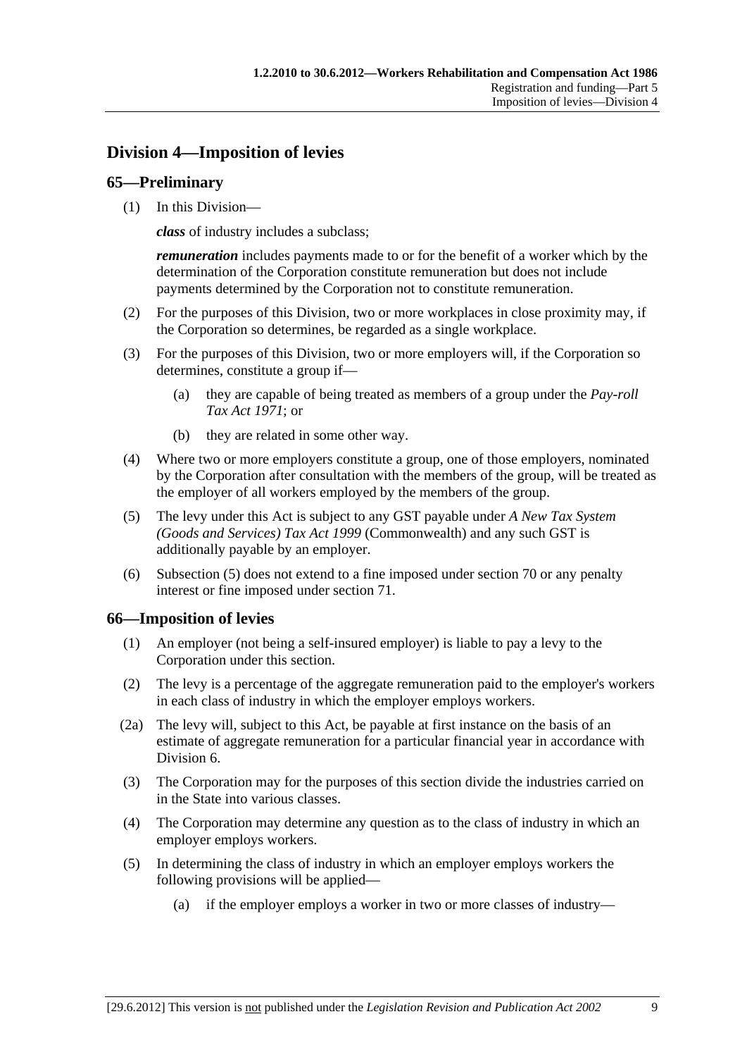## Division 4—Imposition of levies

### 65—Preliminary

(1) In this Division—

***class*** of industry includes a subclass;

***remuneration*** includes payments made to or for the benefit of a worker which by the determination of the Corporation constitute remuneration but does not include payments determined by the Corporation not to constitute remuneration.

(2) For the purposes of this Division, two or more workplaces in close proximity may, if the Corporation so determines, be regarded as a single workplace.

(3) For the purposes of this Division, two or more employers will, if the Corporation so determines, constitute a group if—

  (a) they are capable of being treated as members of a group under the *Pay-roll Tax Act 1971*; or

  (b) they are related in some other way.

(4) Where two or more employers constitute a group, one of those employers, nominated by the Corporation after consultation with the members of the group, will be treated as the employer of all workers employed by the members of the group.

(5) The levy under this Act is subject to any GST payable under *A New Tax System (Goods and Services) Tax Act 1999* (Commonwealth) and any such GST is additionally payable by an employer.

(6) Subsection (5) does not extend to a fine imposed under section 70 or any penalty interest or fine imposed under section 71.

### 66—Imposition of levies

(1) An employer (not being a self-insured employer) is liable to pay a levy to the Corporation under this section.

(2) The levy is a percentage of the aggregate remuneration paid to the employer's workers in each class of industry in which the employer employs workers.

(2a) The levy will, subject to this Act, be payable at first instance on the basis of an estimate of aggregate remuneration for a particular financial year in accordance with Division 6.

(3) The Corporation may for the purposes of this section divide the industries carried on in the State into various classes.

(4) The Corporation may determine any question as to the class of industry in which an employer employs workers.

(5) In determining the class of industry in which an employer employs workers the following provisions will be applied—

  (a) if the employer employs a worker in two or more classes of industry—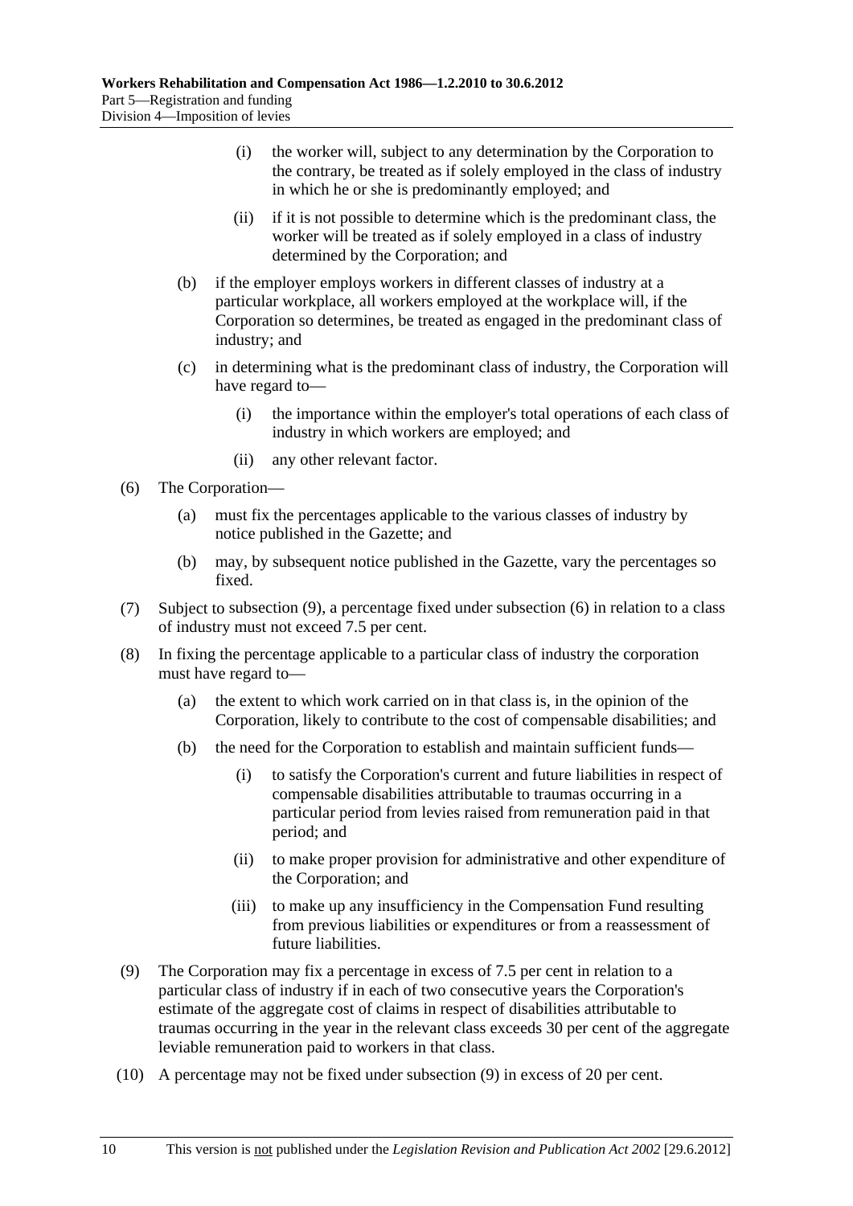(i) the worker will, subject to any determination by the Corporation to the contrary, be treated as if solely employed in the class of industry in which he or she is predominantly employed; and

(ii) if it is not possible to determine which is the predominant class, the worker will be treated as if solely employed in a class of industry determined by the Corporation; and

(b) if the employer employs workers in different classes of industry at a particular workplace, all workers employed at the workplace will, if the Corporation so determines, be treated as engaged in the predominant class of industry; and

(c) in determining what is the predominant class of industry, the Corporation will have regard to—

(i) the importance within the employer's total operations of each class of industry in which workers are employed; and

(ii) any other relevant factor.

(6) The Corporation—

(a) must fix the percentages applicable to the various classes of industry by notice published in the Gazette; and

(b) may, by subsequent notice published in the Gazette, vary the percentages so fixed.

(7) Subject to subsection (9), a percentage fixed under subsection (6) in relation to a class of industry must not exceed 7.5 per cent.

(8) In fixing the percentage applicable to a particular class of industry the corporation must have regard to—

(a) the extent to which work carried on in that class is, in the opinion of the Corporation, likely to contribute to the cost of compensable disabilities; and

(b) the need for the Corporation to establish and maintain sufficient funds—

(i) to satisfy the Corporation's current and future liabilities in respect of compensable disabilities attributable to traumas occurring in a particular period from levies raised from remuneration paid in that period; and

(ii) to make proper provision for administrative and other expenditure of the Corporation; and

(iii) to make up any insufficiency in the Compensation Fund resulting from previous liabilities or expenditures or from a reassessment of future liabilities.

(9) The Corporation may fix a percentage in excess of 7.5 per cent in relation to a particular class of industry if in each of two consecutive years the Corporation's estimate of the aggregate cost of claims in respect of disabilities attributable to traumas occurring in the year in the relevant class exceeds 30 per cent of the aggregate leviable remuneration paid to workers in that class.

(10) A percentage may not be fixed under subsection (9) in excess of 20 per cent.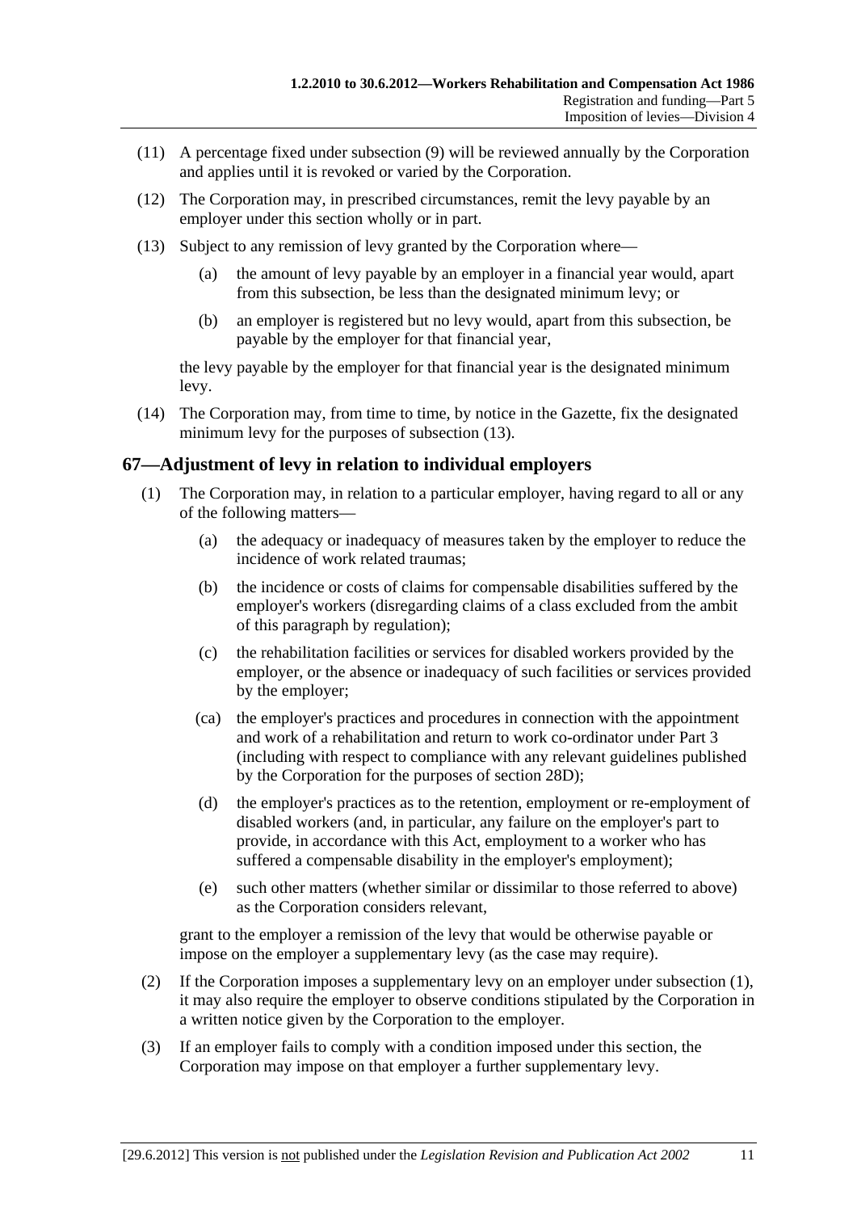(11) A percentage fixed under subsection (9) will be reviewed annually by the Corporation and applies until it is revoked or varied by the Corporation.

(12) The Corporation may, in prescribed circumstances, remit the levy payable by an employer under this section wholly or in part.

(13) Subject to any remission of levy granted by the Corporation where—

(a) the amount of levy payable by an employer in a financial year would, apart from this subsection, be less than the designated minimum levy; or

(b) an employer is registered but no levy would, apart from this subsection, be payable by the employer for that financial year,

the levy payable by the employer for that financial year is the designated minimum levy.

(14) The Corporation may, from time to time, by notice in the Gazette, fix the designated minimum levy for the purposes of subsection (13).

## 67—Adjustment of levy in relation to individual employers

(1) The Corporation may, in relation to a particular employer, having regard to all or any of the following matters—

(a) the adequacy or inadequacy of measures taken by the employer to reduce the incidence of work related traumas;

(b) the incidence or costs of claims for compensable disabilities suffered by the employer's workers (disregarding claims of a class excluded from the ambit of this paragraph by regulation);

(c) the rehabilitation facilities or services for disabled workers provided by the employer, or the absence or inadequacy of such facilities or services provided by the employer;

(ca) the employer's practices and procedures in connection with the appointment and work of a rehabilitation and return to work co-ordinator under Part 3 (including with respect to compliance with any relevant guidelines published by the Corporation for the purposes of section 28D);

(d) the employer's practices as to the retention, employment or re-employment of disabled workers (and, in particular, any failure on the employer's part to provide, in accordance with this Act, employment to a worker who has suffered a compensable disability in the employer's employment);

(e) such other matters (whether similar or dissimilar to those referred to above) as the Corporation considers relevant,

grant to the employer a remission of the levy that would be otherwise payable or impose on the employer a supplementary levy (as the case may require).

(2) If the Corporation imposes a supplementary levy on an employer under subsection (1), it may also require the employer to observe conditions stipulated by the Corporation in a written notice given by the Corporation to the employer.

(3) If an employer fails to comply with a condition imposed under this section, the Corporation may impose on that employer a further supplementary levy.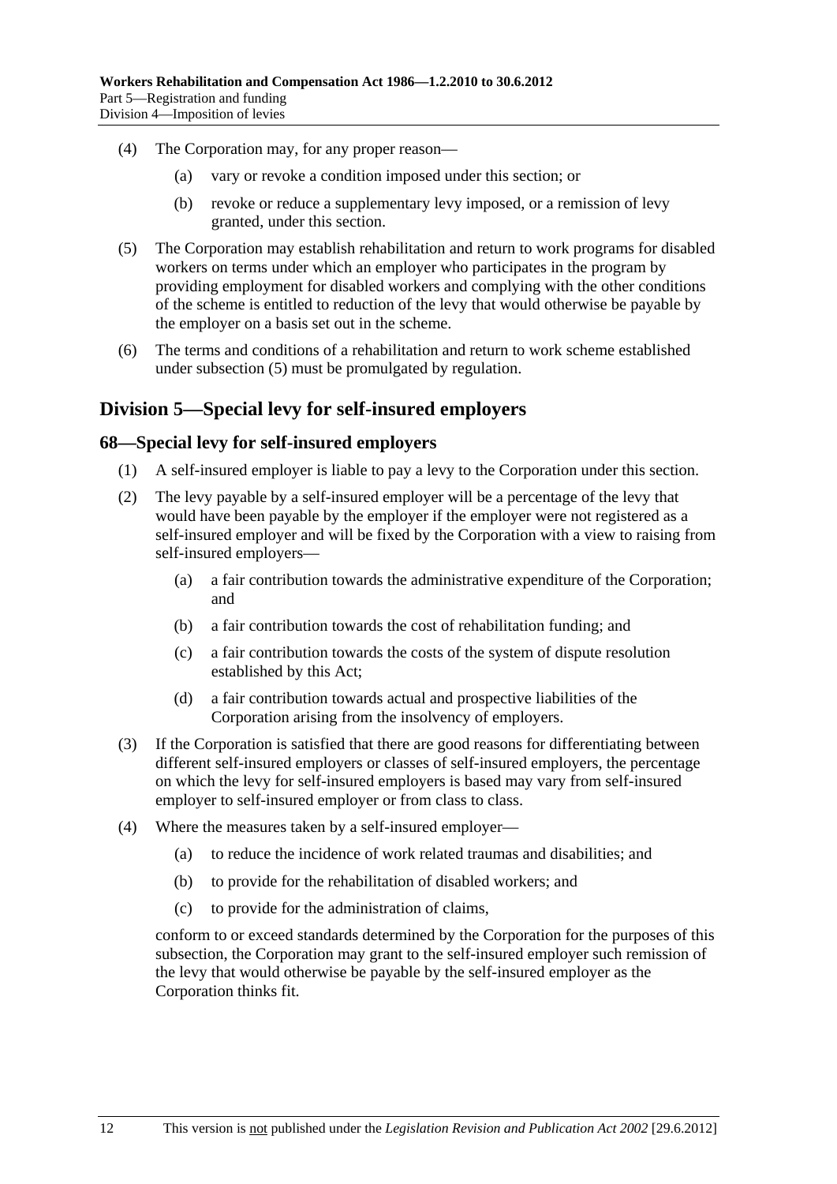(4) The Corporation may, for any proper reason—

(a) vary or revoke a condition imposed under this section; or

(b) revoke or reduce a supplementary levy imposed, or a remission of levy granted, under this section.

(5) The Corporation may establish rehabilitation and return to work programs for disabled workers on terms under which an employer who participates in the program by providing employment for disabled workers and complying with the other conditions of the scheme is entitled to reduction of the levy that would otherwise be payable by the employer on a basis set out in the scheme.

(6) The terms and conditions of a rehabilitation and return to work scheme established under subsection (5) must be promulgated by regulation.

## Division 5—Special levy for self-insured employers

### 68—Special levy for self-insured employers

(1) A self-insured employer is liable to pay a levy to the Corporation under this section.

(2) The levy payable by a self-insured employer will be a percentage of the levy that would have been payable by the employer if the employer were not registered as a self-insured employer and will be fixed by the Corporation with a view to raising from self-insured employers—

(a) a fair contribution towards the administrative expenditure of the Corporation; and

(b) a fair contribution towards the cost of rehabilitation funding; and

(c) a fair contribution towards the costs of the system of dispute resolution established by this Act;

(d) a fair contribution towards actual and prospective liabilities of the Corporation arising from the insolvency of employers.

(3) If the Corporation is satisfied that there are good reasons for differentiating between different self-insured employers or classes of self-insured employers, the percentage on which the levy for self-insured employers is based may vary from self-insured employer to self-insured employer or from class to class.

(4) Where the measures taken by a self-insured employer—

(a) to reduce the incidence of work related traumas and disabilities; and

(b) to provide for the rehabilitation of disabled workers; and

(c) to provide for the administration of claims,

conform to or exceed standards determined by the Corporation for the purposes of this subsection, the Corporation may grant to the self-insured employer such remission of the levy that would otherwise be payable by the self-insured employer as the Corporation thinks fit.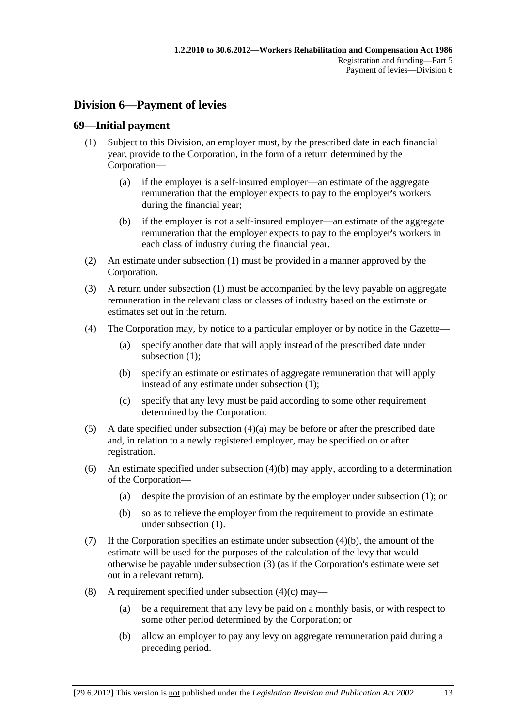## Division 6—Payment of levies

### 69—Initial payment

(1) Subject to this Division, an employer must, by the prescribed date in each financial year, provide to the Corporation, in the form of a return determined by the Corporation—

(a) if the employer is a self-insured employer—an estimate of the aggregate remuneration that the employer expects to pay to the employer's workers during the financial year;

(b) if the employer is not a self-insured employer—an estimate of the aggregate remuneration that the employer expects to pay to the employer's workers in each class of industry during the financial year.

(2) An estimate under subsection (1) must be provided in a manner approved by the Corporation.

(3) A return under subsection (1) must be accompanied by the levy payable on aggregate remuneration in the relevant class or classes of industry based on the estimate or estimates set out in the return.

(4) The Corporation may, by notice to a particular employer or by notice in the Gazette—

(a) specify another date that will apply instead of the prescribed date under subsection (1);

(b) specify an estimate or estimates of aggregate remuneration that will apply instead of any estimate under subsection (1);

(c) specify that any levy must be paid according to some other requirement determined by the Corporation.

(5) A date specified under subsection (4)(a) may be before or after the prescribed date and, in relation to a newly registered employer, may be specified on or after registration.

(6) An estimate specified under subsection (4)(b) may apply, according to a determination of the Corporation—

(a) despite the provision of an estimate by the employer under subsection (1); or

(b) so as to relieve the employer from the requirement to provide an estimate under subsection (1).

(7) If the Corporation specifies an estimate under subsection (4)(b), the amount of the estimate will be used for the purposes of the calculation of the levy that would otherwise be payable under subsection (3) (as if the Corporation's estimate were set out in a relevant return).

(8) A requirement specified under subsection (4)(c) may—

(a) be a requirement that any levy be paid on a monthly basis, or with respect to some other period determined by the Corporation; or

(b) allow an employer to pay any levy on aggregate remuneration paid during a preceding period.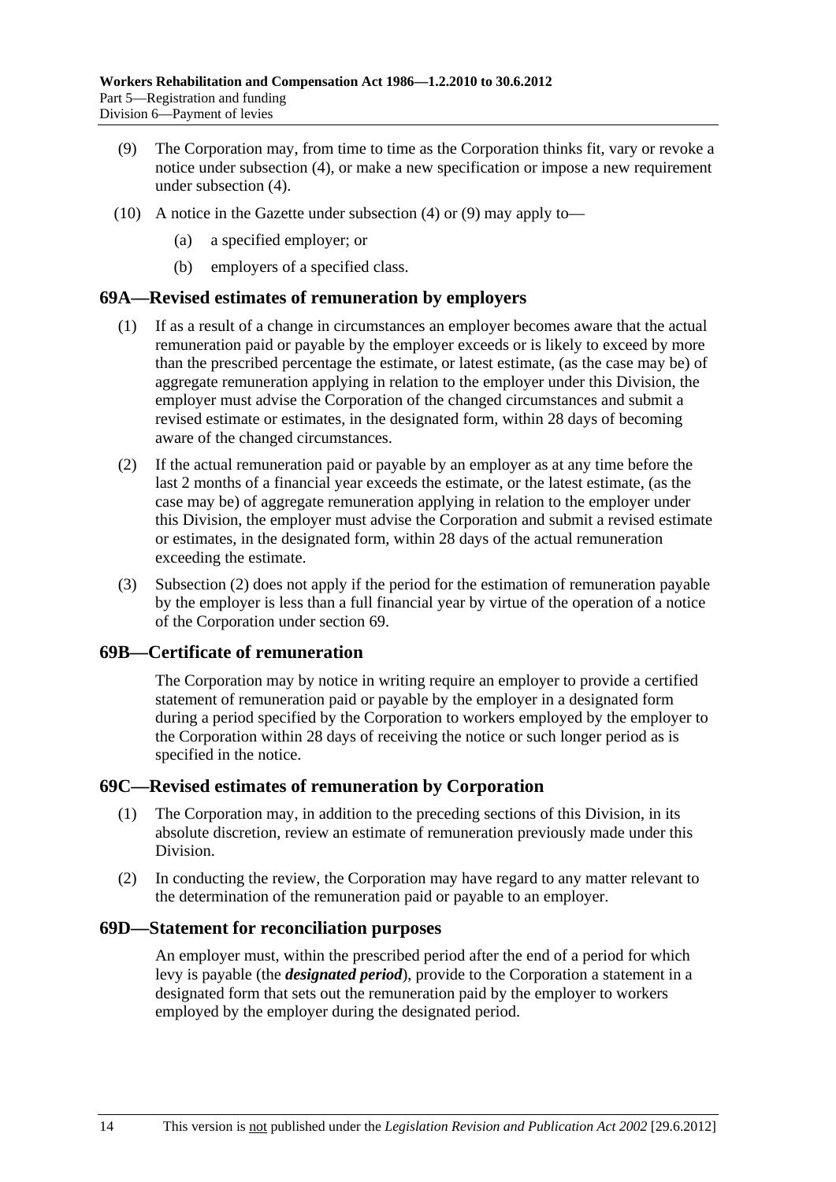(9) The Corporation may, from time to time as the Corporation thinks fit, vary or revoke a notice under subsection (4), or make a new specification or impose a new requirement under subsection (4).

(10) A notice in the Gazette under subsection (4) or (9) may apply to—

(a) a specified employer; or

(b) employers of a specified class.

## 69A—Revised estimates of remuneration by employers

(1) If as a result of a change in circumstances an employer becomes aware that the actual remuneration paid or payable by the employer exceeds or is likely to exceed by more than the prescribed percentage the estimate, or latest estimate, (as the case may be) of aggregate remuneration applying in relation to the employer under this Division, the employer must advise the Corporation of the changed circumstances and submit a revised estimate or estimates, in the designated form, within 28 days of becoming aware of the changed circumstances.

(2) If the actual remuneration paid or payable by an employer as at any time before the last 2 months of a financial year exceeds the estimate, or the latest estimate, (as the case may be) of aggregate remuneration applying in relation to the employer under this Division, the employer must advise the Corporation and submit a revised estimate or estimates, in the designated form, within 28 days of the actual remuneration exceeding the estimate.

(3) Subsection (2) does not apply if the period for the estimation of remuneration payable by the employer is less than a full financial year by virtue of the operation of a notice of the Corporation under section 69.

## 69B—Certificate of remuneration

The Corporation may by notice in writing require an employer to provide a certified statement of remuneration paid or payable by the employer in a designated form during a period specified by the Corporation to workers employed by the employer to the Corporation within 28 days of receiving the notice or such longer period as is specified in the notice.

## 69C—Revised estimates of remuneration by Corporation

(1) The Corporation may, in addition to the preceding sections of this Division, in its absolute discretion, review an estimate of remuneration previously made under this Division.

(2) In conducting the review, the Corporation may have regard to any matter relevant to the determination of the remuneration paid or payable to an employer.

## 69D—Statement for reconciliation purposes

An employer must, within the prescribed period after the end of a period for which levy is payable (the ***designated period***), provide to the Corporation a statement in a designated form that sets out the remuneration paid by the employer to workers employed by the employer during the designated period.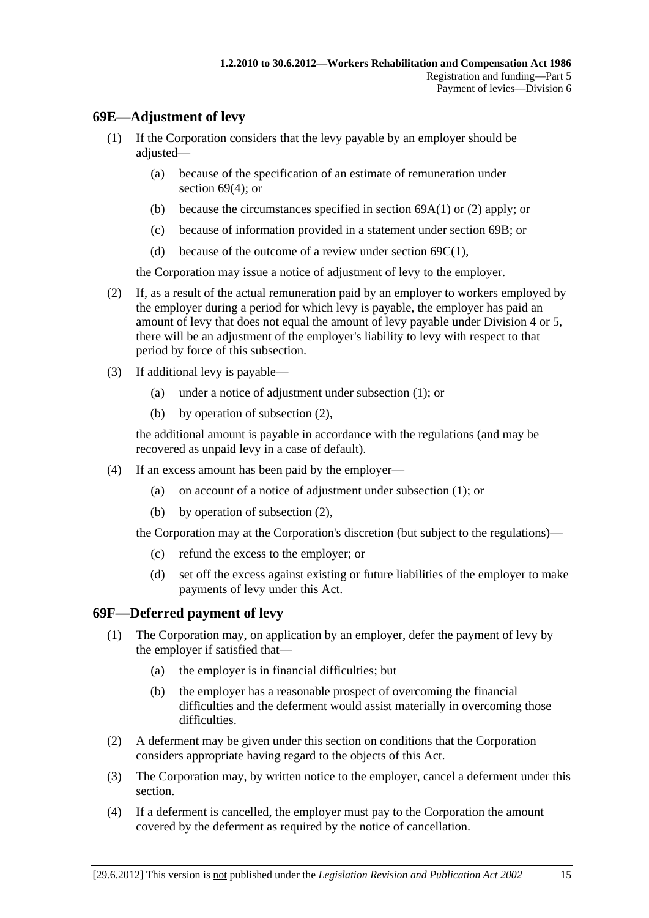## 69E—Adjustment of levy

(1) If the Corporation considers that the levy payable by an employer should be adjusted—

(a) because of the specification of an estimate of remuneration under section 69(4); or

(b) because the circumstances specified in section 69A(1) or (2) apply; or

(c) because of information provided in a statement under section 69B; or

(d) because of the outcome of a review under section 69C(1),

the Corporation may issue a notice of adjustment of levy to the employer.

(2) If, as a result of the actual remuneration paid by an employer to workers employed by the employer during a period for which levy is payable, the employer has paid an amount of levy that does not equal the amount of levy payable under Division 4 or 5, there will be an adjustment of the employer's liability to levy with respect to that period by force of this subsection.

(3) If additional levy is payable—

(a) under a notice of adjustment under subsection (1); or

(b) by operation of subsection (2),

the additional amount is payable in accordance with the regulations (and may be recovered as unpaid levy in a case of default).

(4) If an excess amount has been paid by the employer—

(a) on account of a notice of adjustment under subsection (1); or

(b) by operation of subsection (2),

the Corporation may at the Corporation's discretion (but subject to the regulations)—

(c) refund the excess to the employer; or

(d) set off the excess against existing or future liabilities of the employer to make payments of levy under this Act.

## 69F—Deferred payment of levy

(1) The Corporation may, on application by an employer, defer the payment of levy by the employer if satisfied that—

(a) the employer is in financial difficulties; but

(b) the employer has a reasonable prospect of overcoming the financial difficulties and the deferment would assist materially in overcoming those difficulties.

(2) A deferment may be given under this section on conditions that the Corporation considers appropriate having regard to the objects of this Act.

(3) The Corporation may, by written notice to the employer, cancel a deferment under this section.

(4) If a deferment is cancelled, the employer must pay to the Corporation the amount covered by the deferment as required by the notice of cancellation.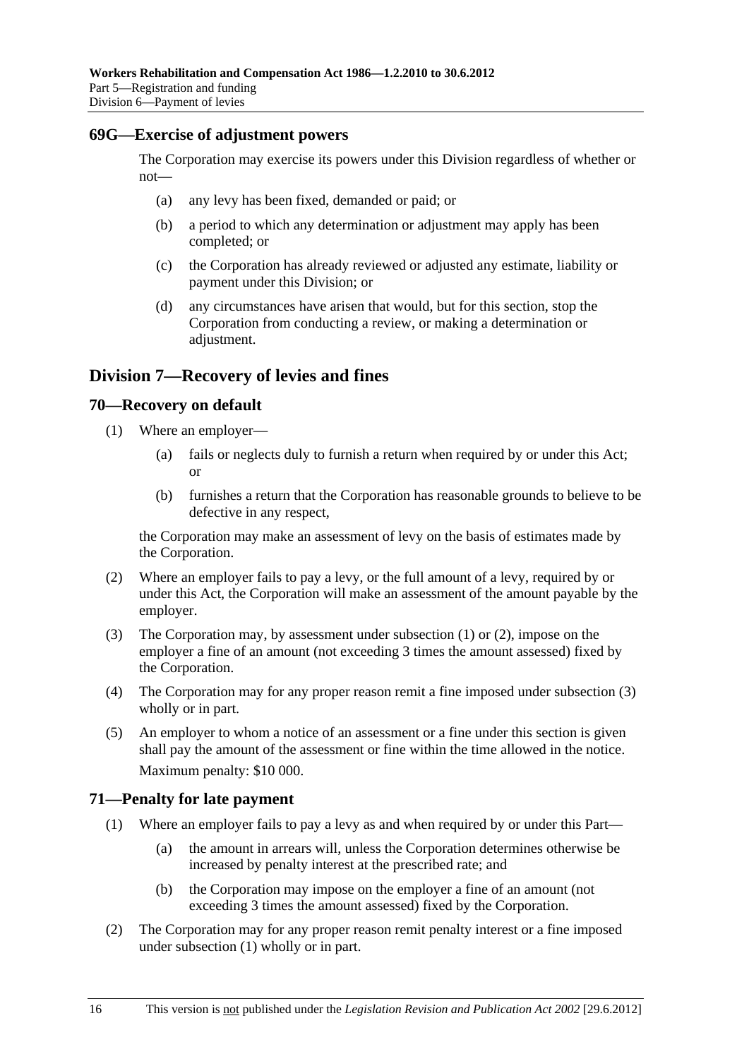### 69G—Exercise of adjustment powers

The Corporation may exercise its powers under this Division regardless of whether or not—

- (a) any levy has been fixed, demanded or paid; or
- (b) a period to which any determination or adjustment may apply has been completed; or
- (c) the Corporation has already reviewed or adjusted any estimate, liability or payment under this Division; or
- (d) any circumstances have arisen that would, but for this section, stop the Corporation from conducting a review, or making a determination or adjustment.

## Division 7—Recovery of levies and fines

### 70—Recovery on default

(1) Where an employer—

- (a) fails or neglects duly to furnish a return when required by or under this Act; or
- (b) furnishes a return that the Corporation has reasonable grounds to believe to be defective in any respect,

the Corporation may make an assessment of levy on the basis of estimates made by the Corporation.

(2) Where an employer fails to pay a levy, or the full amount of a levy, required by or under this Act, the Corporation will make an assessment of the amount payable by the employer.

(3) The Corporation may, by assessment under subsection (1) or (2), impose on the employer a fine of an amount (not exceeding 3 times the amount assessed) fixed by the Corporation.

(4) The Corporation may for any proper reason remit a fine imposed under subsection (3) wholly or in part.

(5) An employer to whom a notice of an assessment or a fine under this section is given shall pay the amount of the assessment or fine within the time allowed in the notice.

Maximum penalty: $10 000.

### 71—Penalty for late payment

(1) Where an employer fails to pay a levy as and when required by or under this Part—

- (a) the amount in arrears will, unless the Corporation determines otherwise be increased by penalty interest at the prescribed rate; and
- (b) the Corporation may impose on the employer a fine of an amount (not exceeding 3 times the amount assessed) fixed by the Corporation.

(2) The Corporation may for any proper reason remit penalty interest or a fine imposed under subsection (1) wholly or in part.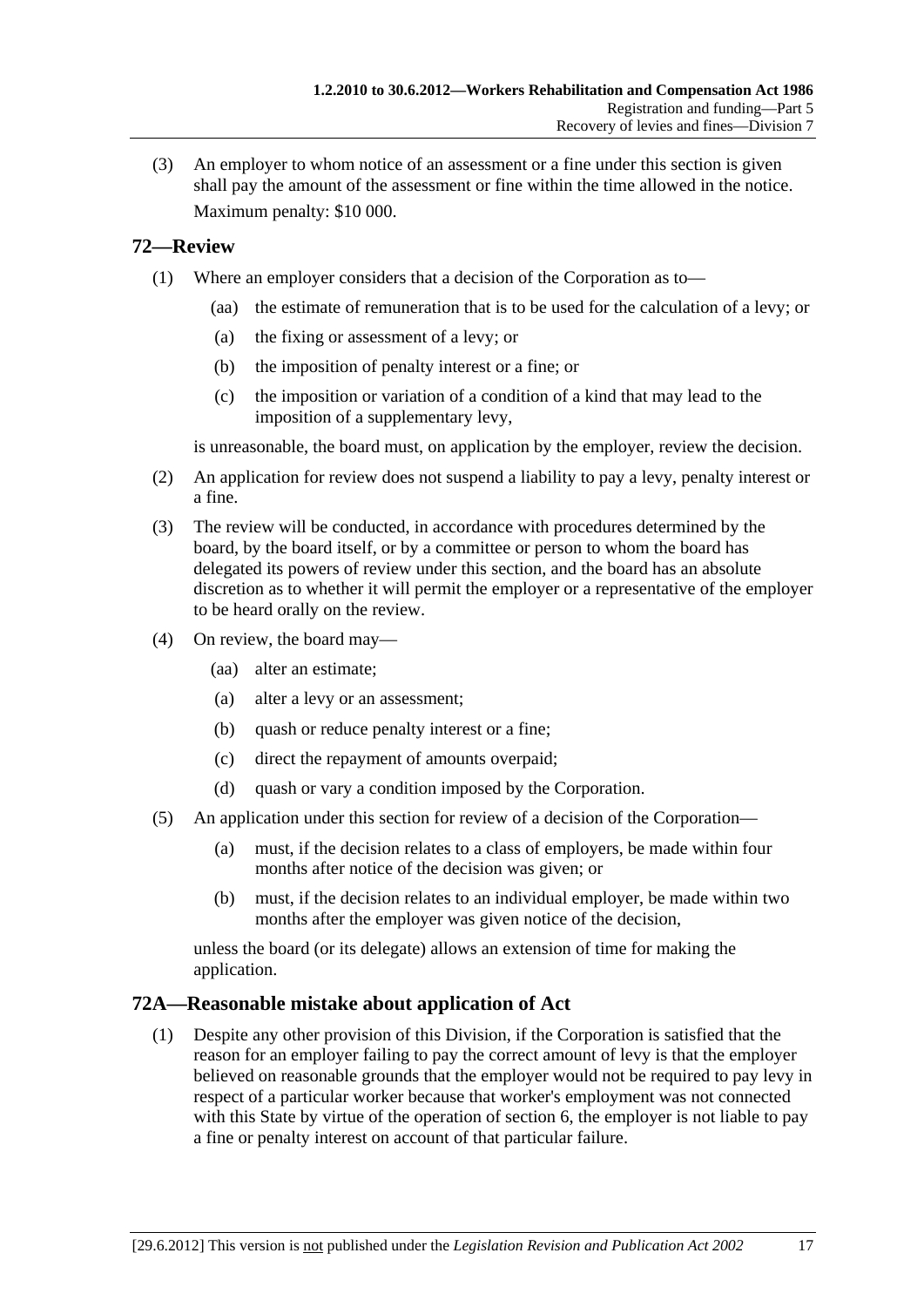(3) An employer to whom notice of an assessment or a fine under this section is given shall pay the amount of the assessment or fine within the time allowed in the notice.

Maximum penalty: $10 000.

## 72—Review

(1) Where an employer considers that a decision of the Corporation as to—

(aa) the estimate of remuneration that is to be used for the calculation of a levy; or

(a) the fixing or assessment of a levy; or

(b) the imposition of penalty interest or a fine; or

(c) the imposition or variation of a condition of a kind that may lead to the imposition of a supplementary levy,

is unreasonable, the board must, on application by the employer, review the decision.

(2) An application for review does not suspend a liability to pay a levy, penalty interest or a fine.

(3) The review will be conducted, in accordance with procedures determined by the board, by the board itself, or by a committee or person to whom the board has delegated its powers of review under this section, and the board has an absolute discretion as to whether it will permit the employer or a representative of the employer to be heard orally on the review.

(4) On review, the board may—

(aa) alter an estimate;

(a) alter a levy or an assessment;

(b) quash or reduce penalty interest or a fine;

(c) direct the repayment of amounts overpaid;

(d) quash or vary a condition imposed by the Corporation.

(5) An application under this section for review of a decision of the Corporation—

(a) must, if the decision relates to a class of employers, be made within four months after notice of the decision was given; or

(b) must, if the decision relates to an individual employer, be made within two months after the employer was given notice of the decision,

unless the board (or its delegate) allows an extension of time for making the application.

## 72A—Reasonable mistake about application of Act

(1) Despite any other provision of this Division, if the Corporation is satisfied that the reason for an employer failing to pay the correct amount of levy is that the employer believed on reasonable grounds that the employer would not be required to pay levy in respect of a particular worker because that worker's employment was not connected with this State by virtue of the operation of section 6, the employer is not liable to pay a fine or penalty interest on account of that particular failure.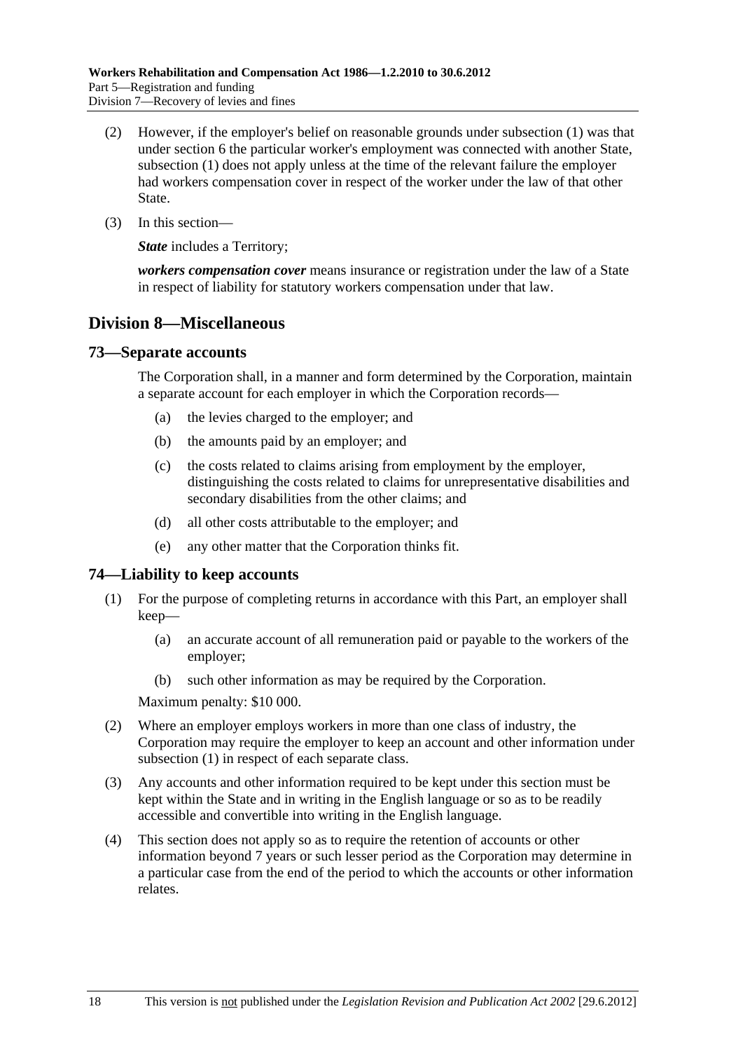(2) However, if the employer's belief on reasonable grounds under subsection (1) was that under section 6 the particular worker's employment was connected with another State, subsection (1) does not apply unless at the time of the relevant failure the employer had workers compensation cover in respect of the worker under the law of that other State.

(3) In this section—

***State*** includes a Territory;

***workers compensation cover*** means insurance or registration under the law of a State in respect of liability for statutory workers compensation under that law.

## Division 8—Miscellaneous

### 73—Separate accounts

The Corporation shall, in a manner and form determined by the Corporation, maintain a separate account for each employer in which the Corporation records—

(a) the levies charged to the employer; and

(b) the amounts paid by an employer; and

(c) the costs related to claims arising from employment by the employer, distinguishing the costs related to claims for unrepresentative disabilities and secondary disabilities from the other claims; and

(d) all other costs attributable to the employer; and

(e) any other matter that the Corporation thinks fit.

### 74—Liability to keep accounts

(1) For the purpose of completing returns in accordance with this Part, an employer shall keep—

(a) an accurate account of all remuneration paid or payable to the workers of the employer;

(b) such other information as may be required by the Corporation.

Maximum penalty: $10 000.

(2) Where an employer employs workers in more than one class of industry, the Corporation may require the employer to keep an account and other information under subsection (1) in respect of each separate class.

(3) Any accounts and other information required to be kept under this section must be kept within the State and in writing in the English language or so as to be readily accessible and convertible into writing in the English language.

(4) This section does not apply so as to require the retention of accounts or other information beyond 7 years or such lesser period as the Corporation may determine in a particular case from the end of the period to which the accounts or other information relates.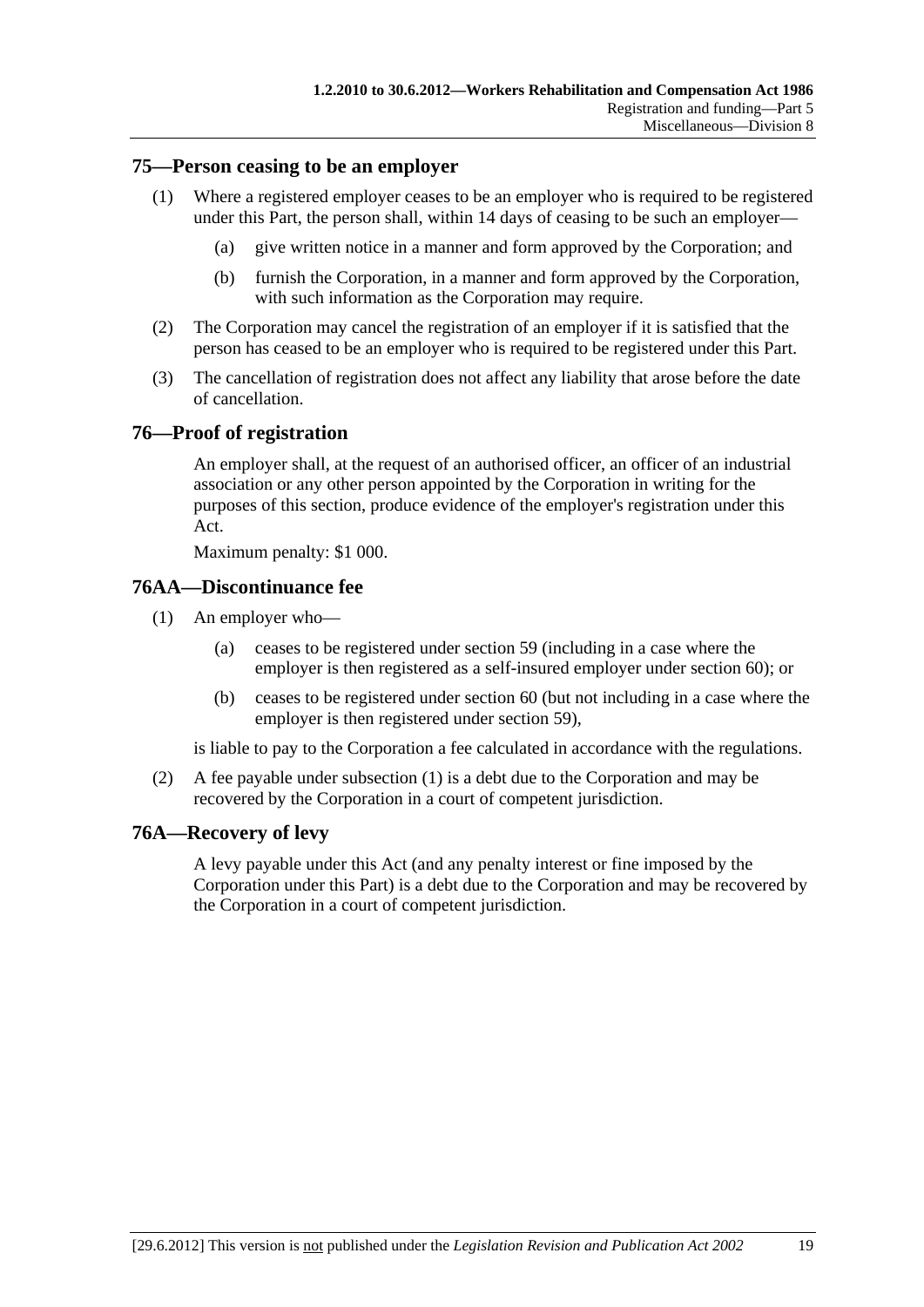## 75—Person ceasing to be an employer

(1) Where a registered employer ceases to be an employer who is required to be registered under this Part, the person shall, within 14 days of ceasing to be such an employer—

(a) give written notice in a manner and form approved by the Corporation; and

(b) furnish the Corporation, in a manner and form approved by the Corporation, with such information as the Corporation may require.

(2) The Corporation may cancel the registration of an employer if it is satisfied that the person has ceased to be an employer who is required to be registered under this Part.

(3) The cancellation of registration does not affect any liability that arose before the date of cancellation.

## 76—Proof of registration

An employer shall, at the request of an authorised officer, an officer of an industrial association or any other person appointed by the Corporation in writing for the purposes of this section, produce evidence of the employer's registration under this Act.

Maximum penalty: $1 000.

## 76AA—Discontinuance fee

(1) An employer who—

(a) ceases to be registered under section 59 (including in a case where the employer is then registered as a self-insured employer under section 60); or

(b) ceases to be registered under section 60 (but not including in a case where the employer is then registered under section 59),

is liable to pay to the Corporation a fee calculated in accordance with the regulations.

(2) A fee payable under subsection (1) is a debt due to the Corporation and may be recovered by the Corporation in a court of competent jurisdiction.

## 76A—Recovery of levy

A levy payable under this Act (and any penalty interest or fine imposed by the Corporation under this Part) is a debt due to the Corporation and may be recovered by the Corporation in a court of competent jurisdiction.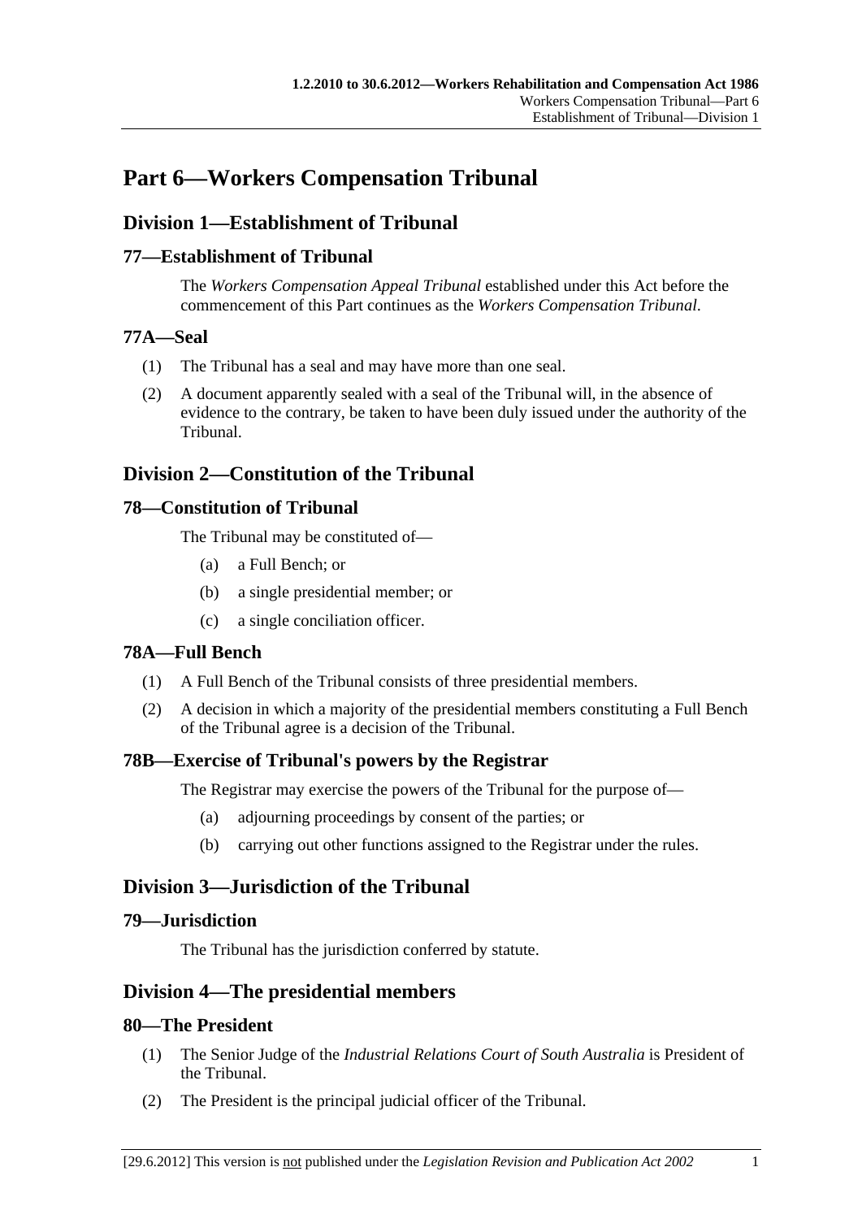# Part 6—Workers Compensation Tribunal

## Division 1—Establishment of Tribunal

### 77—Establishment of Tribunal

The *Workers Compensation Appeal Tribunal* established under this Act before the commencement of this Part continues as the *Workers Compensation Tribunal*.

### 77A—Seal

(1) The Tribunal has a seal and may have more than one seal.

(2) A document apparently sealed with a seal of the Tribunal will, in the absence of evidence to the contrary, be taken to have been duly issued under the authority of the Tribunal.

## Division 2—Constitution of the Tribunal

### 78—Constitution of Tribunal

The Tribunal may be constituted of—

(a) a Full Bench; or

(b) a single presidential member; or

(c) a single conciliation officer.

### 78A—Full Bench

(1) A Full Bench of the Tribunal consists of three presidential members.

(2) A decision in which a majority of the presidential members constituting a Full Bench of the Tribunal agree is a decision of the Tribunal.

### 78B—Exercise of Tribunal's powers by the Registrar

The Registrar may exercise the powers of the Tribunal for the purpose of—

(a) adjourning proceedings by consent of the parties; or

(b) carrying out other functions assigned to the Registrar under the rules.

## Division 3—Jurisdiction of the Tribunal

### 79—Jurisdiction

The Tribunal has the jurisdiction conferred by statute.

## Division 4—The presidential members

### 80—The President

(1) The Senior Judge of the *Industrial Relations Court of South Australia* is President of the Tribunal.

(2) The President is the principal judicial officer of the Tribunal.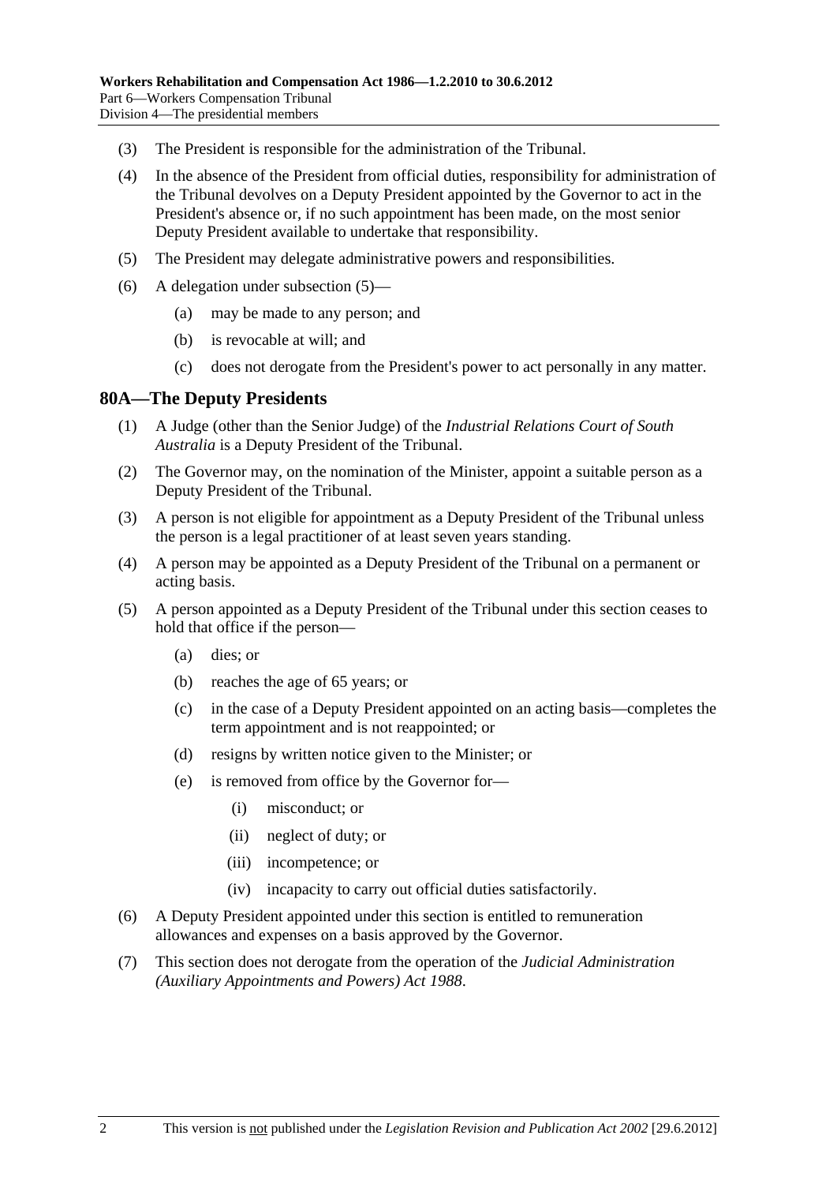(3) The President is responsible for the administration of the Tribunal.

(4) In the absence of the President from official duties, responsibility for administration of the Tribunal devolves on a Deputy President appointed by the Governor to act in the President's absence or, if no such appointment has been made, on the most senior Deputy President available to undertake that responsibility.

(5) The President may delegate administrative powers and responsibilities.

(6) A delegation under subsection (5)—

(a) may be made to any person; and

(b) is revocable at will; and

(c) does not derogate from the President's power to act personally in any matter.

## 80A—The Deputy Presidents

(1) A Judge (other than the Senior Judge) of the *Industrial Relations Court of South Australia* is a Deputy President of the Tribunal.

(2) The Governor may, on the nomination of the Minister, appoint a suitable person as a Deputy President of the Tribunal.

(3) A person is not eligible for appointment as a Deputy President of the Tribunal unless the person is a legal practitioner of at least seven years standing.

(4) A person may be appointed as a Deputy President of the Tribunal on a permanent or acting basis.

(5) A person appointed as a Deputy President of the Tribunal under this section ceases to hold that office if the person—

(a) dies; or

(b) reaches the age of 65 years; or

(c) in the case of a Deputy President appointed on an acting basis—completes the term appointment and is not reappointed; or

(d) resigns by written notice given to the Minister; or

(e) is removed from office by the Governor for—

(i) misconduct; or

(ii) neglect of duty; or

(iii) incompetence; or

(iv) incapacity to carry out official duties satisfactorily.

(6) A Deputy President appointed under this section is entitled to remuneration allowances and expenses on a basis approved by the Governor.

(7) This section does not derogate from the operation of the *Judicial Administration (Auxiliary Appointments and Powers) Act 1988*.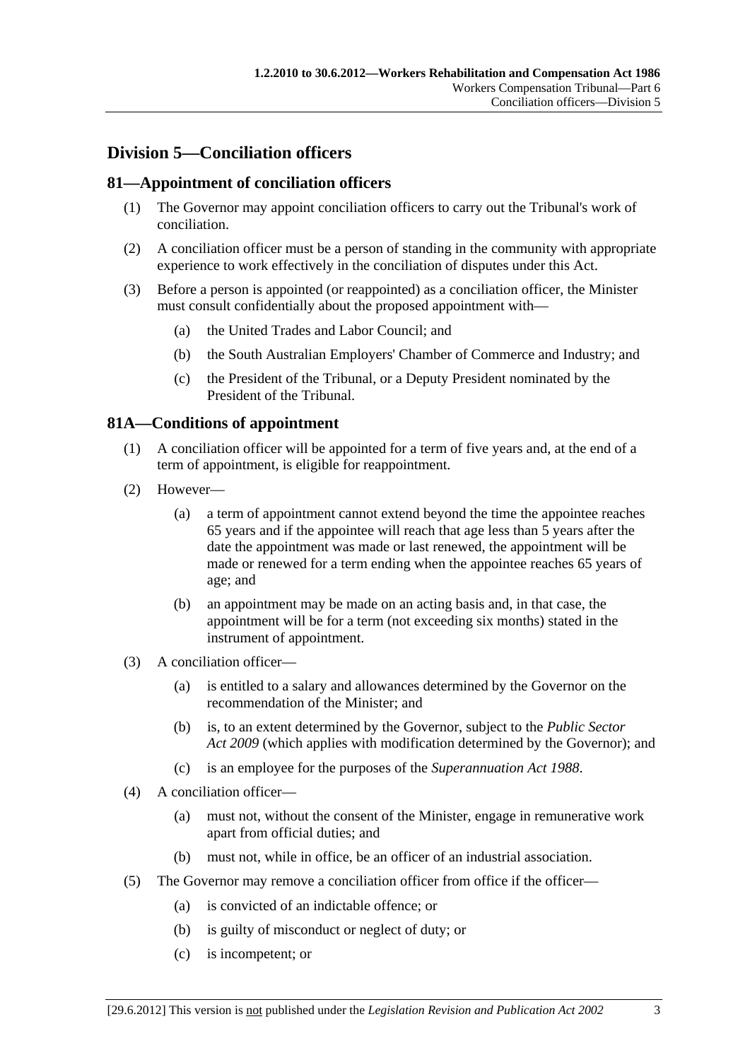## Division 5—Conciliation officers

### 81—Appointment of conciliation officers

(1) The Governor may appoint conciliation officers to carry out the Tribunal's work of conciliation.

(2) A conciliation officer must be a person of standing in the community with appropriate experience to work effectively in the conciliation of disputes under this Act.

(3) Before a person is appointed (or reappointed) as a conciliation officer, the Minister must consult confidentially about the proposed appointment with—

(a) the United Trades and Labor Council; and

(b) the South Australian Employers' Chamber of Commerce and Industry; and

(c) the President of the Tribunal, or a Deputy President nominated by the President of the Tribunal.

### 81A—Conditions of appointment

(1) A conciliation officer will be appointed for a term of five years and, at the end of a term of appointment, is eligible for reappointment.

(2) However—

(a) a term of appointment cannot extend beyond the time the appointee reaches 65 years and if the appointee will reach that age less than 5 years after the date the appointment was made or last renewed, the appointment will be made or renewed for a term ending when the appointee reaches 65 years of age; and

(b) an appointment may be made on an acting basis and, in that case, the appointment will be for a term (not exceeding six months) stated in the instrument of appointment.

(3) A conciliation officer—

(a) is entitled to a salary and allowances determined by the Governor on the recommendation of the Minister; and

(b) is, to an extent determined by the Governor, subject to the *Public Sector Act 2009* (which applies with modification determined by the Governor); and

(c) is an employee for the purposes of the *Superannuation Act 1988*.

(4) A conciliation officer—

(a) must not, without the consent of the Minister, engage in remunerative work apart from official duties; and

(b) must not, while in office, be an officer of an industrial association.

(5) The Governor may remove a conciliation officer from office if the officer—

(a) is convicted of an indictable offence; or

(b) is guilty of misconduct or neglect of duty; or

(c) is incompetent; or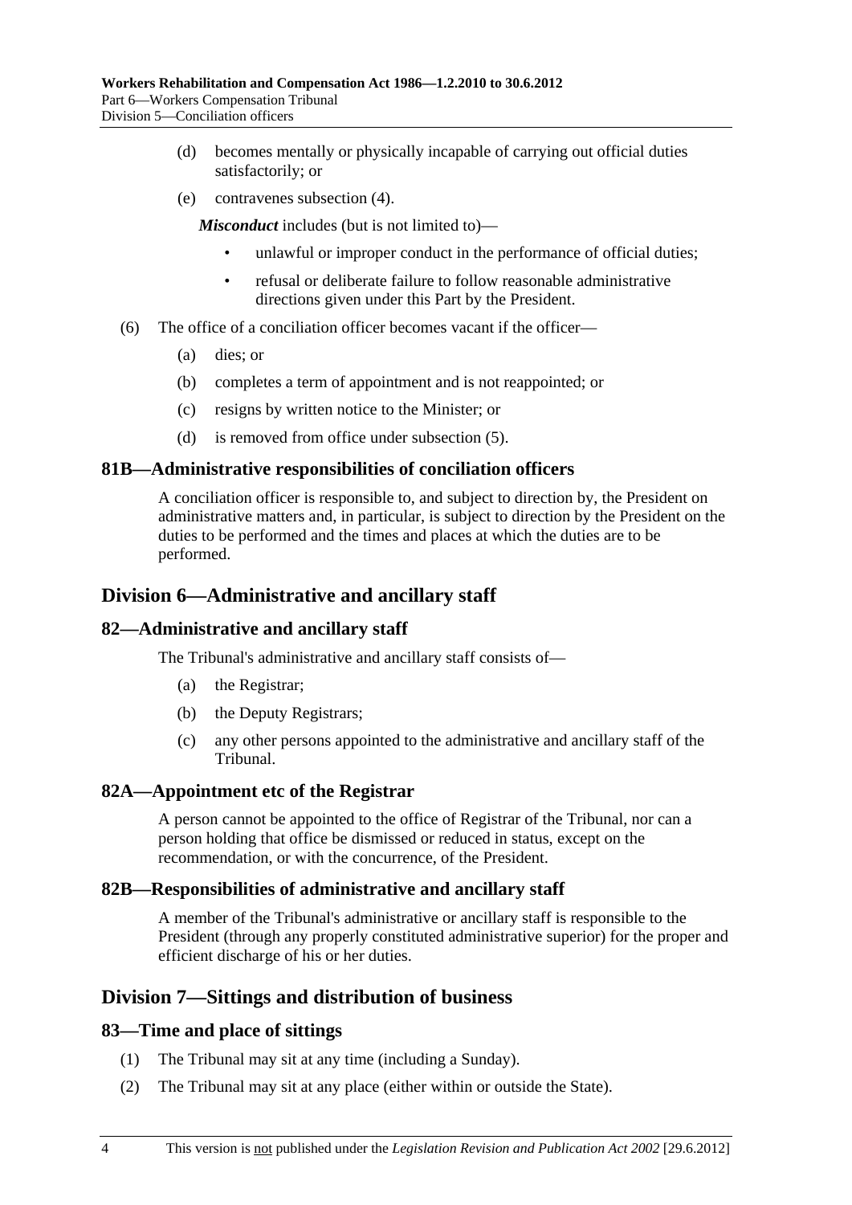(d) becomes mentally or physically incapable of carrying out official duties satisfactorily; or

(e) contravenes subsection (4).

***Misconduct*** includes (but is not limited to)—

- unlawful or improper conduct in the performance of official duties;
- refusal or deliberate failure to follow reasonable administrative directions given under this Part by the President.

(6) The office of a conciliation officer becomes vacant if the officer—

(a) dies; or

(b) completes a term of appointment and is not reappointed; or

(c) resigns by written notice to the Minister; or

(d) is removed from office under subsection (5).

### 81B—Administrative responsibilities of conciliation officers

A conciliation officer is responsible to, and subject to direction by, the President on administrative matters and, in particular, is subject to direction by the President on the duties to be performed and the times and places at which the duties are to be performed.

## Division 6—Administrative and ancillary staff

### 82—Administrative and ancillary staff

The Tribunal's administrative and ancillary staff consists of—

(a) the Registrar;

(b) the Deputy Registrars;

(c) any other persons appointed to the administrative and ancillary staff of the Tribunal.

### 82A—Appointment etc of the Registrar

A person cannot be appointed to the office of Registrar of the Tribunal, nor can a person holding that office be dismissed or reduced in status, except on the recommendation, or with the concurrence, of the President.

### 82B—Responsibilities of administrative and ancillary staff

A member of the Tribunal's administrative or ancillary staff is responsible to the President (through any properly constituted administrative superior) for the proper and efficient discharge of his or her duties.

## Division 7—Sittings and distribution of business

### 83—Time and place of sittings

(1) The Tribunal may sit at any time (including a Sunday).

(2) The Tribunal may sit at any place (either within or outside the State).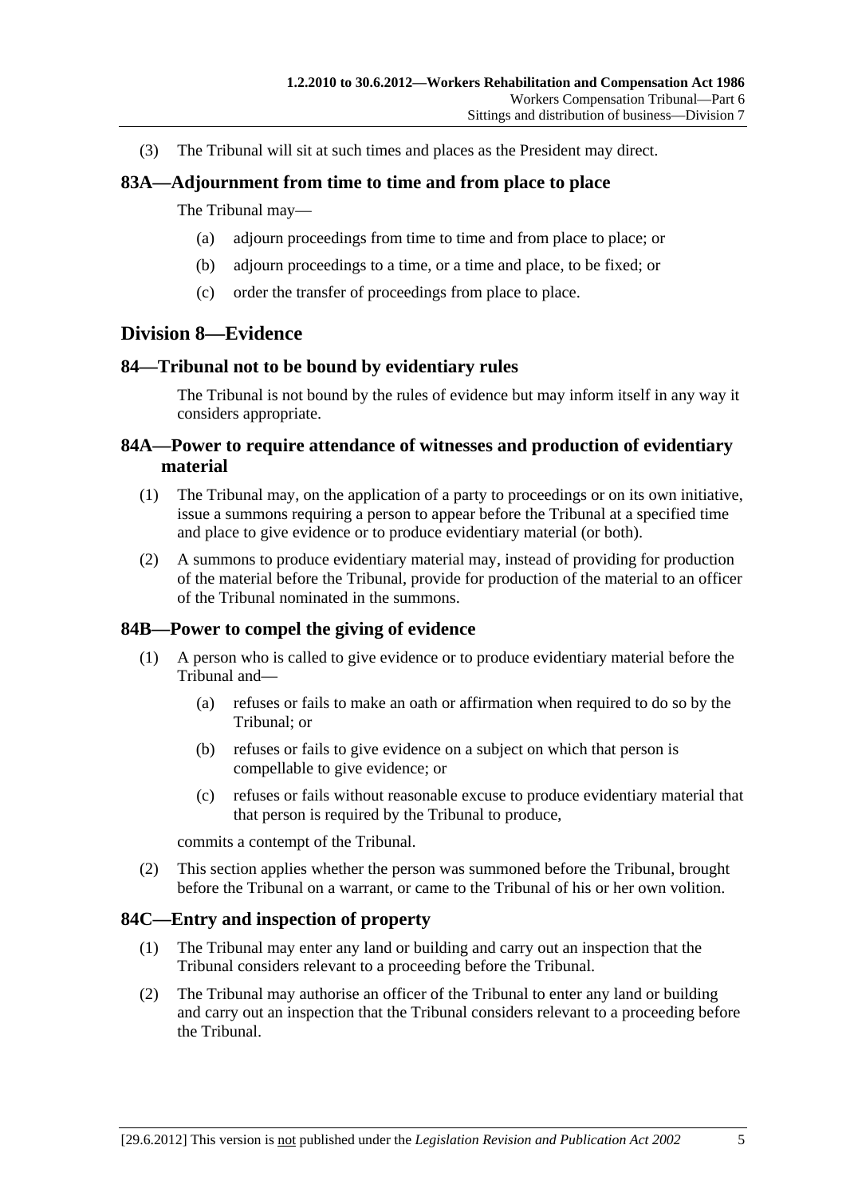(3) The Tribunal will sit at such times and places as the President may direct.

### 83A—Adjournment from time to time and from place to place

The Tribunal may—

(a) adjourn proceedings from time to time and from place to place; or

(b) adjourn proceedings to a time, or a time and place, to be fixed; or

(c) order the transfer of proceedings from place to place.

## Division 8—Evidence

### 84—Tribunal not to be bound by evidentiary rules

The Tribunal is not bound by the rules of evidence but may inform itself in any way it considers appropriate.

### 84A—Power to require attendance of witnesses and production of evidentiary material

(1) The Tribunal may, on the application of a party to proceedings or on its own initiative, issue a summons requiring a person to appear before the Tribunal at a specified time and place to give evidence or to produce evidentiary material (or both).

(2) A summons to produce evidentiary material may, instead of providing for production of the material before the Tribunal, provide for production of the material to an officer of the Tribunal nominated in the summons.

### 84B—Power to compel the giving of evidence

(1) A person who is called to give evidence or to produce evidentiary material before the Tribunal and—

(a) refuses or fails to make an oath or affirmation when required to do so by the Tribunal; or

(b) refuses or fails to give evidence on a subject on which that person is compellable to give evidence; or

(c) refuses or fails without reasonable excuse to produce evidentiary material that that person is required by the Tribunal to produce,

commits a contempt of the Tribunal.

(2) This section applies whether the person was summoned before the Tribunal, brought before the Tribunal on a warrant, or came to the Tribunal of his or her own volition.

### 84C—Entry and inspection of property

(1) The Tribunal may enter any land or building and carry out an inspection that the Tribunal considers relevant to a proceeding before the Tribunal.

(2) The Tribunal may authorise an officer of the Tribunal to enter any land or building and carry out an inspection that the Tribunal considers relevant to a proceeding before the Tribunal.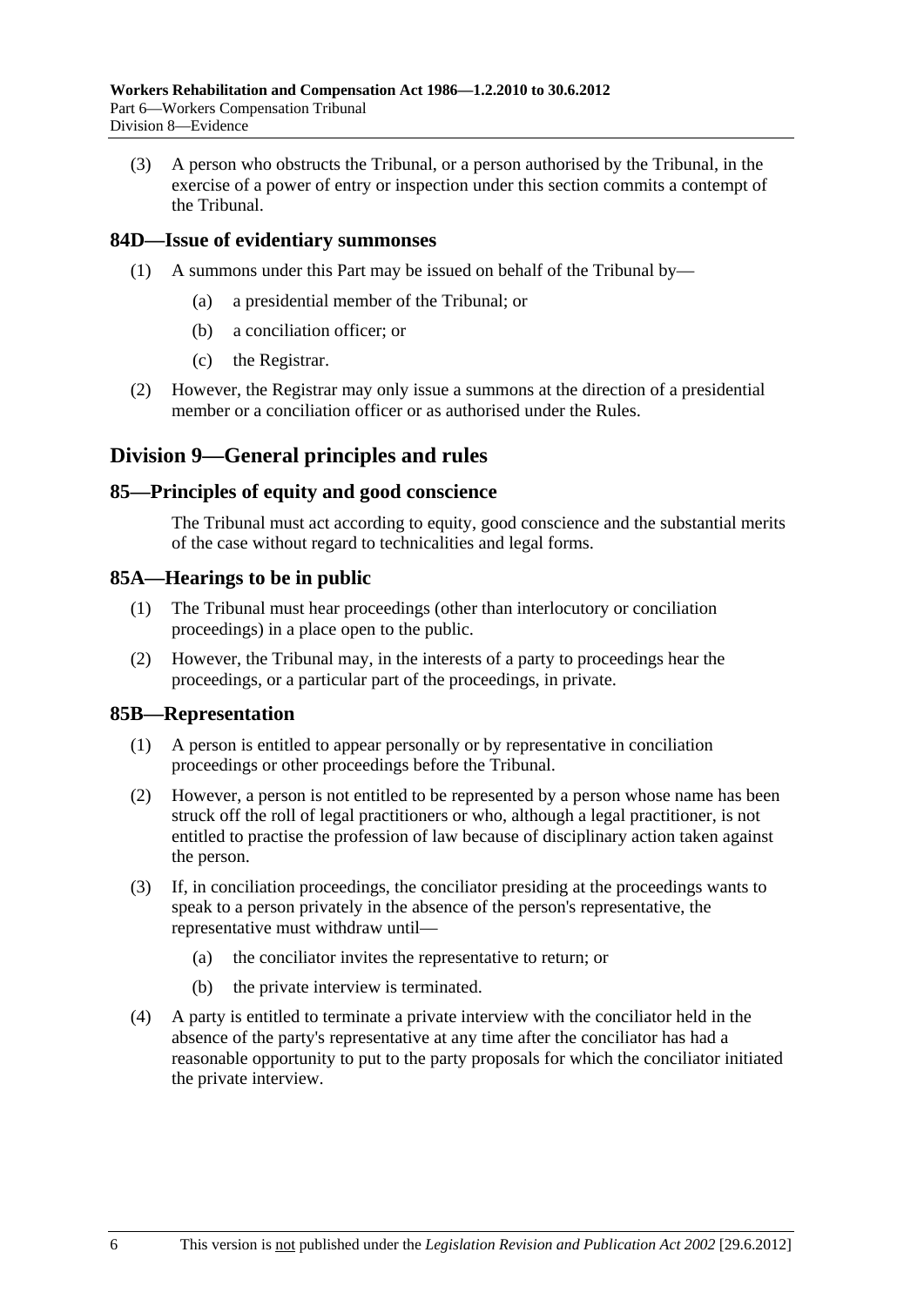(3) A person who obstructs the Tribunal, or a person authorised by the Tribunal, in the exercise of a power of entry or inspection under this section commits a contempt of the Tribunal.

### 84D—Issue of evidentiary summonses

(1) A summons under this Part may be issued on behalf of the Tribunal by—

(a) a presidential member of the Tribunal; or

(b) a conciliation officer; or

(c) the Registrar.

(2) However, the Registrar may only issue a summons at the direction of a presidential member or a conciliation officer or as authorised under the Rules.

## Division 9—General principles and rules

### 85—Principles of equity and good conscience

The Tribunal must act according to equity, good conscience and the substantial merits of the case without regard to technicalities and legal forms.

### 85A—Hearings to be in public

(1) The Tribunal must hear proceedings (other than interlocutory or conciliation proceedings) in a place open to the public.

(2) However, the Tribunal may, in the interests of a party to proceedings hear the proceedings, or a particular part of the proceedings, in private.

### 85B—Representation

(1) A person is entitled to appear personally or by representative in conciliation proceedings or other proceedings before the Tribunal.

(2) However, a person is not entitled to be represented by a person whose name has been struck off the roll of legal practitioners or who, although a legal practitioner, is not entitled to practise the profession of law because of disciplinary action taken against the person.

(3) If, in conciliation proceedings, the conciliator presiding at the proceedings wants to speak to a person privately in the absence of the person's representative, the representative must withdraw until—

(a) the conciliator invites the representative to return; or

(b) the private interview is terminated.

(4) A party is entitled to terminate a private interview with the conciliator held in the absence of the party's representative at any time after the conciliator has had a reasonable opportunity to put to the party proposals for which the conciliator initiated the private interview.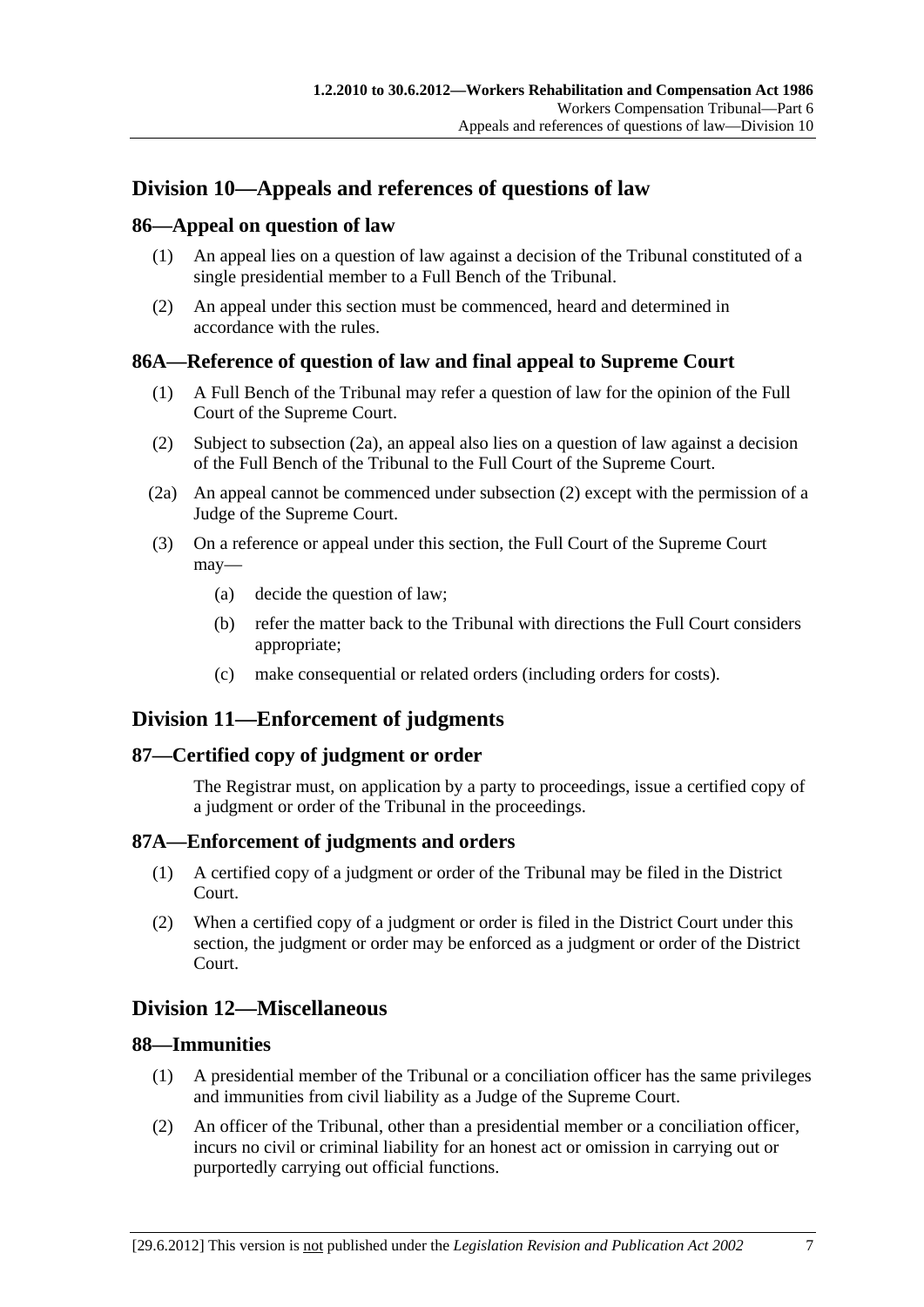## Division 10—Appeals and references of questions of law

### 86—Appeal on question of law

(1) An appeal lies on a question of law against a decision of the Tribunal constituted of a single presidential member to a Full Bench of the Tribunal.

(2) An appeal under this section must be commenced, heard and determined in accordance with the rules.

### 86A—Reference of question of law and final appeal to Supreme Court

(1) A Full Bench of the Tribunal may refer a question of law for the opinion of the Full Court of the Supreme Court.

(2) Subject to subsection (2a), an appeal also lies on a question of law against a decision of the Full Bench of the Tribunal to the Full Court of the Supreme Court.

(2a) An appeal cannot be commenced under subsection (2) except with the permission of a Judge of the Supreme Court.

(3) On a reference or appeal under this section, the Full Court of the Supreme Court may—

(a) decide the question of law;

(b) refer the matter back to the Tribunal with directions the Full Court considers appropriate;

(c) make consequential or related orders (including orders for costs).

## Division 11—Enforcement of judgments

### 87—Certified copy of judgment or order

The Registrar must, on application by a party to proceedings, issue a certified copy of a judgment or order of the Tribunal in the proceedings.

### 87A—Enforcement of judgments and orders

(1) A certified copy of a judgment or order of the Tribunal may be filed in the District Court.

(2) When a certified copy of a judgment or order is filed in the District Court under this section, the judgment or order may be enforced as a judgment or order of the District Court.

## Division 12—Miscellaneous

### 88—Immunities

(1) A presidential member of the Tribunal or a conciliation officer has the same privileges and immunities from civil liability as a Judge of the Supreme Court.

(2) An officer of the Tribunal, other than a presidential member or a conciliation officer, incurs no civil or criminal liability for an honest act or omission in carrying out or purportedly carrying out official functions.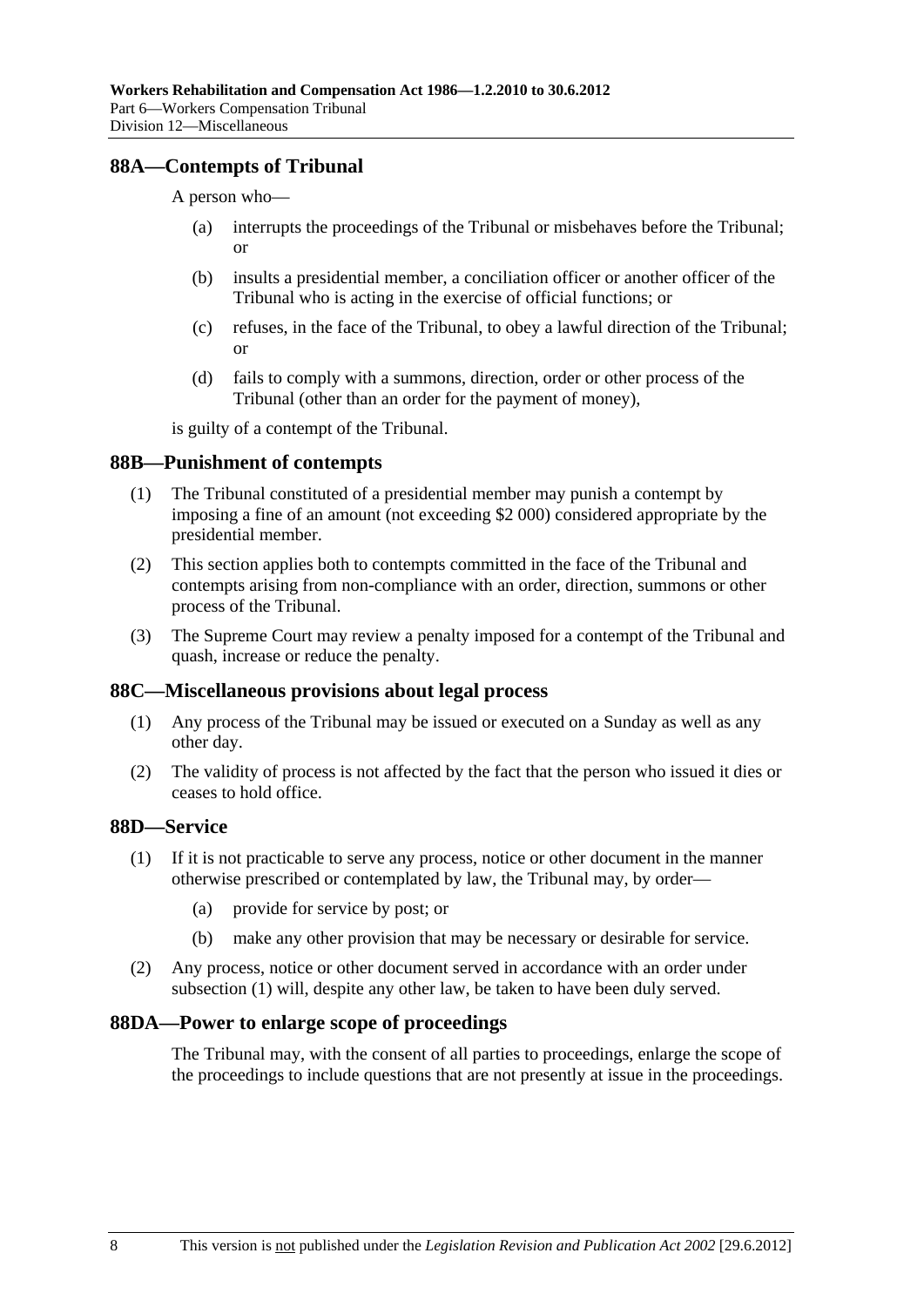## 88A—Contempts of Tribunal

A person who—

(a) interrupts the proceedings of the Tribunal or misbehaves before the Tribunal; or

(b) insults a presidential member, a conciliation officer or another officer of the Tribunal who is acting in the exercise of official functions; or

(c) refuses, in the face of the Tribunal, to obey a lawful direction of the Tribunal; or

(d) fails to comply with a summons, direction, order or other process of the Tribunal (other than an order for the payment of money),

is guilty of a contempt of the Tribunal.

## 88B—Punishment of contempts

(1) The Tribunal constituted of a presidential member may punish a contempt by imposing a fine of an amount (not exceeding $2 000) considered appropriate by the presidential member.

(2) This section applies both to contempts committed in the face of the Tribunal and contempts arising from non-compliance with an order, direction, summons or other process of the Tribunal.

(3) The Supreme Court may review a penalty imposed for a contempt of the Tribunal and quash, increase or reduce the penalty.

## 88C—Miscellaneous provisions about legal process

(1) Any process of the Tribunal may be issued or executed on a Sunday as well as any other day.

(2) The validity of process is not affected by the fact that the person who issued it dies or ceases to hold office.

## 88D—Service

(1) If it is not practicable to serve any process, notice or other document in the manner otherwise prescribed or contemplated by law, the Tribunal may, by order—

(a) provide for service by post; or

(b) make any other provision that may be necessary or desirable for service.

(2) Any process, notice or other document served in accordance with an order under subsection (1) will, despite any other law, be taken to have been duly served.

## 88DA—Power to enlarge scope of proceedings

The Tribunal may, with the consent of all parties to proceedings, enlarge the scope of the proceedings to include questions that are not presently at issue in the proceedings.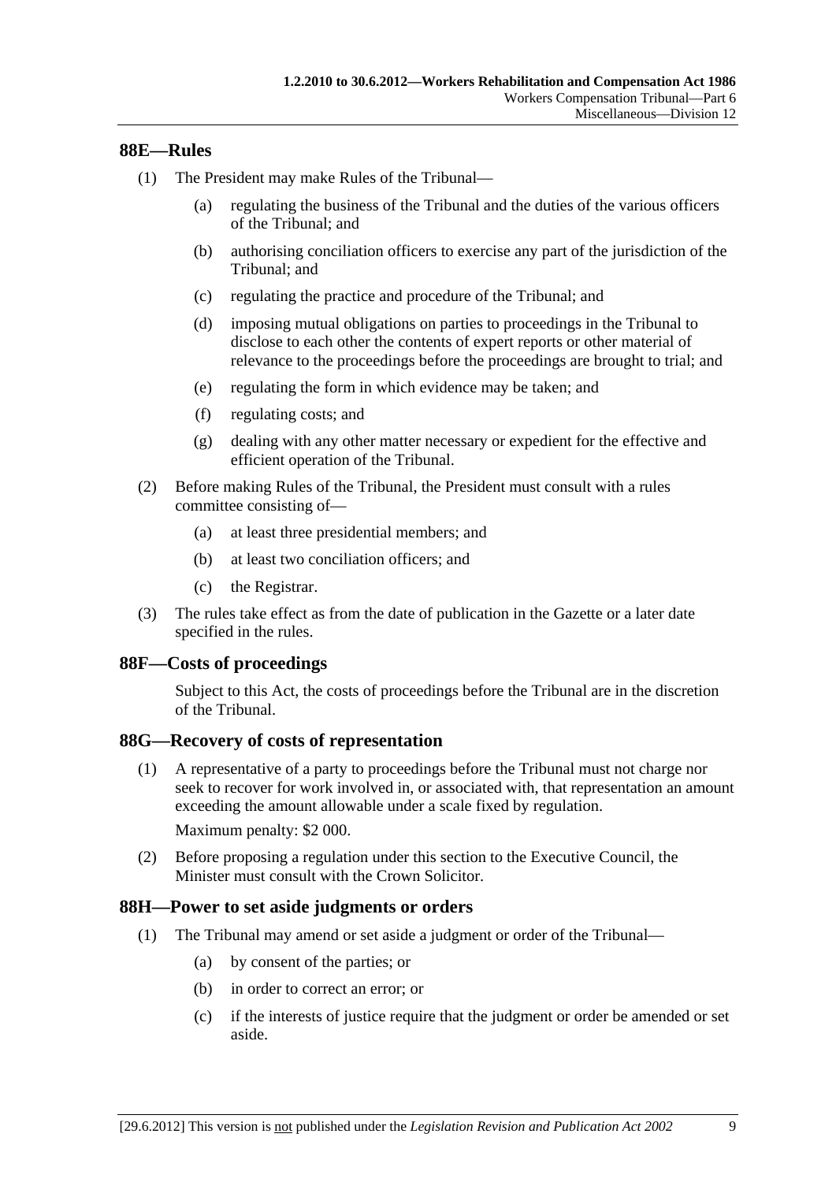## 88E—Rules

(1) The President may make Rules of the Tribunal—

(a) regulating the business of the Tribunal and the duties of the various officers of the Tribunal; and

(b) authorising conciliation officers to exercise any part of the jurisdiction of the Tribunal; and

(c) regulating the practice and procedure of the Tribunal; and

(d) imposing mutual obligations on parties to proceedings in the Tribunal to disclose to each other the contents of expert reports or other material of relevance to the proceedings before the proceedings are brought to trial; and

(e) regulating the form in which evidence may be taken; and

(f) regulating costs; and

(g) dealing with any other matter necessary or expedient for the effective and efficient operation of the Tribunal.

(2) Before making Rules of the Tribunal, the President must consult with a rules committee consisting of—

(a) at least three presidential members; and

(b) at least two conciliation officers; and

(c) the Registrar.

(3) The rules take effect as from the date of publication in the Gazette or a later date specified in the rules.

## 88F—Costs of proceedings

Subject to this Act, the costs of proceedings before the Tribunal are in the discretion of the Tribunal.

## 88G—Recovery of costs of representation

(1) A representative of a party to proceedings before the Tribunal must not charge nor seek to recover for work involved in, or associated with, that representation an amount exceeding the amount allowable under a scale fixed by regulation.

Maximum penalty: $2 000.

(2) Before proposing a regulation under this section to the Executive Council, the Minister must consult with the Crown Solicitor.

## 88H—Power to set aside judgments or orders

(1) The Tribunal may amend or set aside a judgment or order of the Tribunal—

(a) by consent of the parties; or

(b) in order to correct an error; or

(c) if the interests of justice require that the judgment or order be amended or set aside.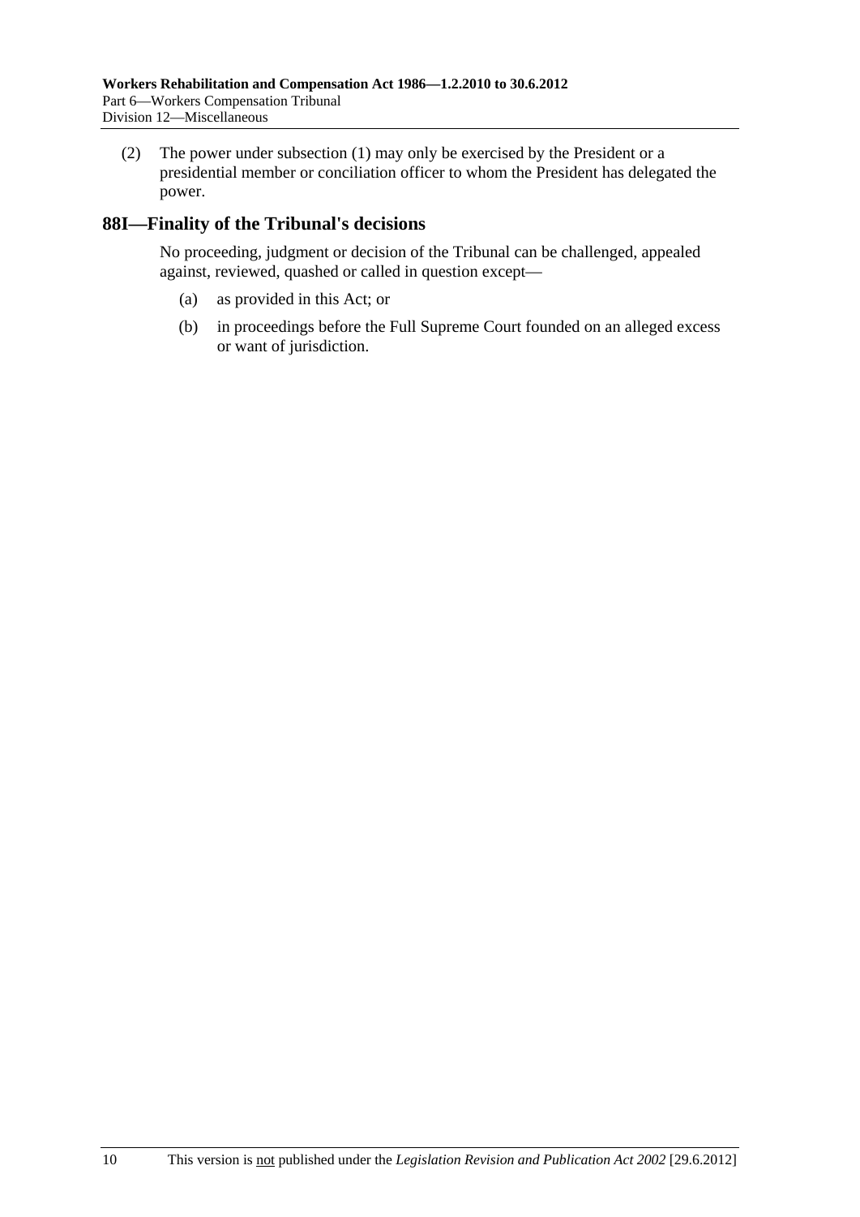(2) The power under subsection (1) may only be exercised by the President or a presidential member or conciliation officer to whom the President has delegated the power.

## 88I—Finality of the Tribunal's decisions

No proceeding, judgment or decision of the Tribunal can be challenged, appealed against, reviewed, quashed or called in question except—

(a) as provided in this Act; or

(b) in proceedings before the Full Supreme Court founded on an alleged excess or want of jurisdiction.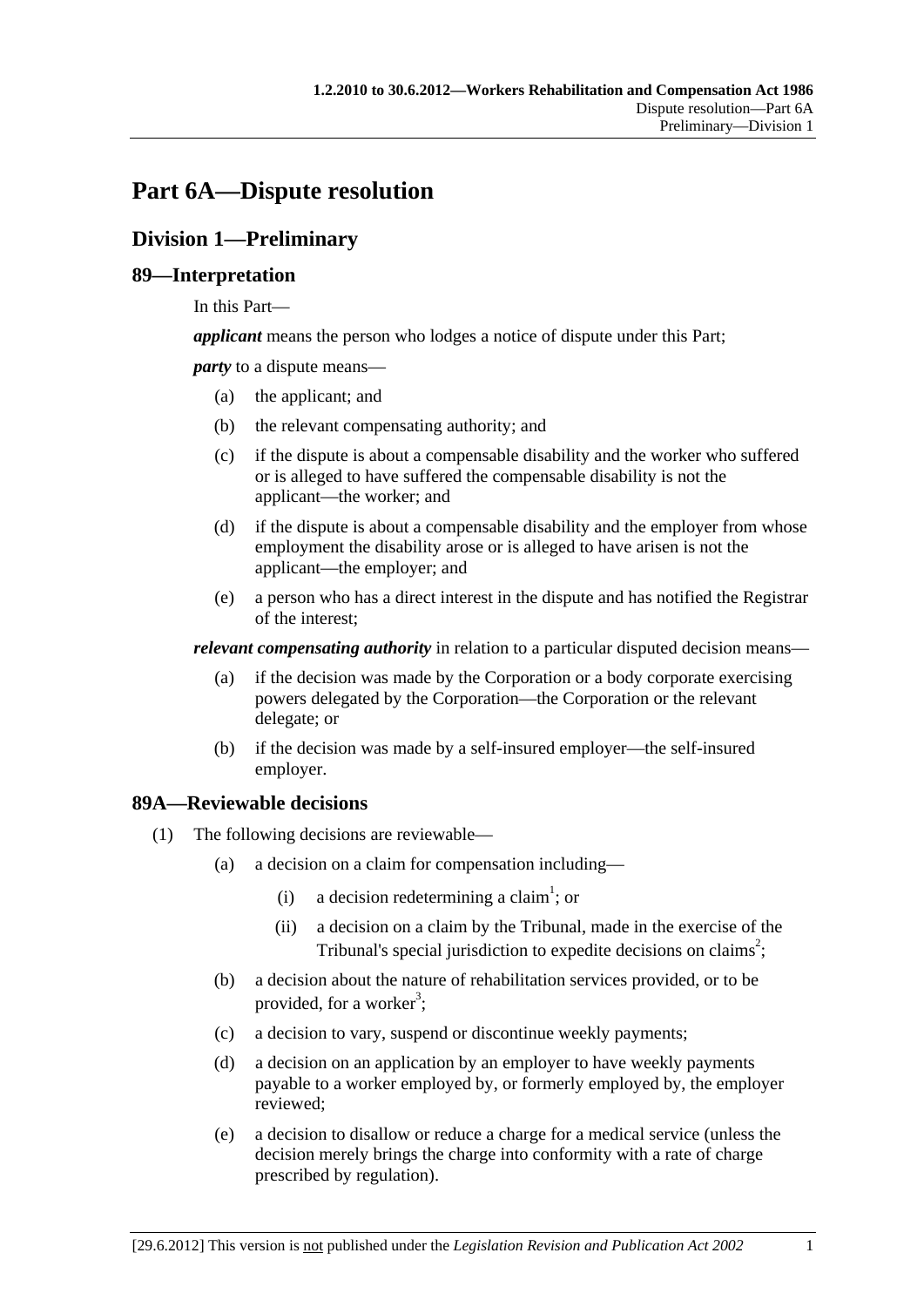# Part 6A—Dispute resolution

## Division 1—Preliminary

### 89—Interpretation

In this Part—

***applicant*** means the person who lodges a notice of dispute under this Part;

***party*** to a dispute means—

(a) the applicant; and

(b) the relevant compensating authority; and

(c) if the dispute is about a compensable disability and the worker who suffered or is alleged to have suffered the compensable disability is not the applicant—the worker; and

(d) if the dispute is about a compensable disability and the employer from whose employment the disability arose or is alleged to have arisen is not the applicant—the employer; and

(e) a person who has a direct interest in the dispute and has notified the Registrar of the interest;

***relevant compensating authority*** in relation to a particular disputed decision means—

(a) if the decision was made by the Corporation or a body corporate exercising powers delegated by the Corporation—the Corporation or the relevant delegate; or

(b) if the decision was made by a self-insured employer—the self-insured employer.

### 89A—Reviewable decisions

(1) The following decisions are reviewable—

(a) a decision on a claim for compensation including—

(i) a decision redetermining a claim[1]; or

(ii) a decision on a claim by the Tribunal, made in the exercise of the Tribunal's special jurisdiction to expedite decisions on claims[2];

(b) a decision about the nature of rehabilitation services provided, or to be provided, for a worker[3];

(c) a decision to vary, suspend or discontinue weekly payments;

(d) a decision on an application by an employer to have weekly payments payable to a worker employed by, or formerly employed by, the employer reviewed;

(e) a decision to disallow or reduce a charge for a medical service (unless the decision merely brings the charge into conformity with a rate of charge prescribed by regulation).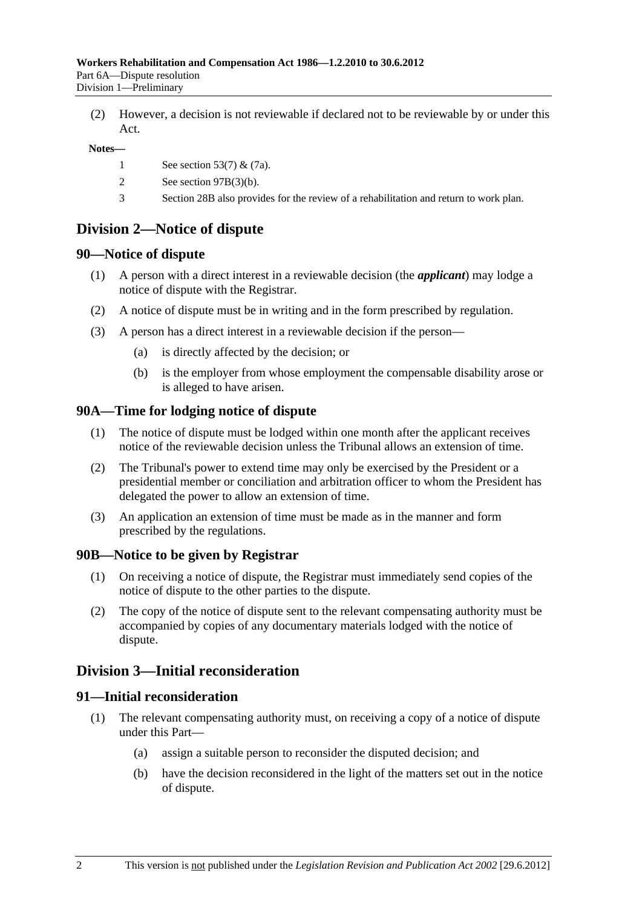(2) However, a decision is not reviewable if declared not to be reviewable by or under this Act.

**Notes—**

1 See section 53(7) & (7a).

2 See section 97B(3)(b).

3 Section 28B also provides for the review of a rehabilitation and return to work plan.

## Division 2—Notice of dispute

### 90—Notice of dispute

(1) A person with a direct interest in a reviewable decision (the ***applicant***) may lodge a notice of dispute with the Registrar.

(2) A notice of dispute must be in writing and in the form prescribed by regulation.

(3) A person has a direct interest in a reviewable decision if the person—

(a) is directly affected by the decision; or

(b) is the employer from whose employment the compensable disability arose or is alleged to have arisen.

### 90A—Time for lodging notice of dispute

(1) The notice of dispute must be lodged within one month after the applicant receives notice of the reviewable decision unless the Tribunal allows an extension of time.

(2) The Tribunal's power to extend time may only be exercised by the President or a presidential member or conciliation and arbitration officer to whom the President has delegated the power to allow an extension of time.

(3) An application an extension of time must be made as in the manner and form prescribed by the regulations.

### 90B—Notice to be given by Registrar

(1) On receiving a notice of dispute, the Registrar must immediately send copies of the notice of dispute to the other parties to the dispute.

(2) The copy of the notice of dispute sent to the relevant compensating authority must be accompanied by copies of any documentary materials lodged with the notice of dispute.

## Division 3—Initial reconsideration

### 91—Initial reconsideration

(1) The relevant compensating authority must, on receiving a copy of a notice of dispute under this Part—

(a) assign a suitable person to reconsider the disputed decision; and

(b) have the decision reconsidered in the light of the matters set out in the notice of dispute.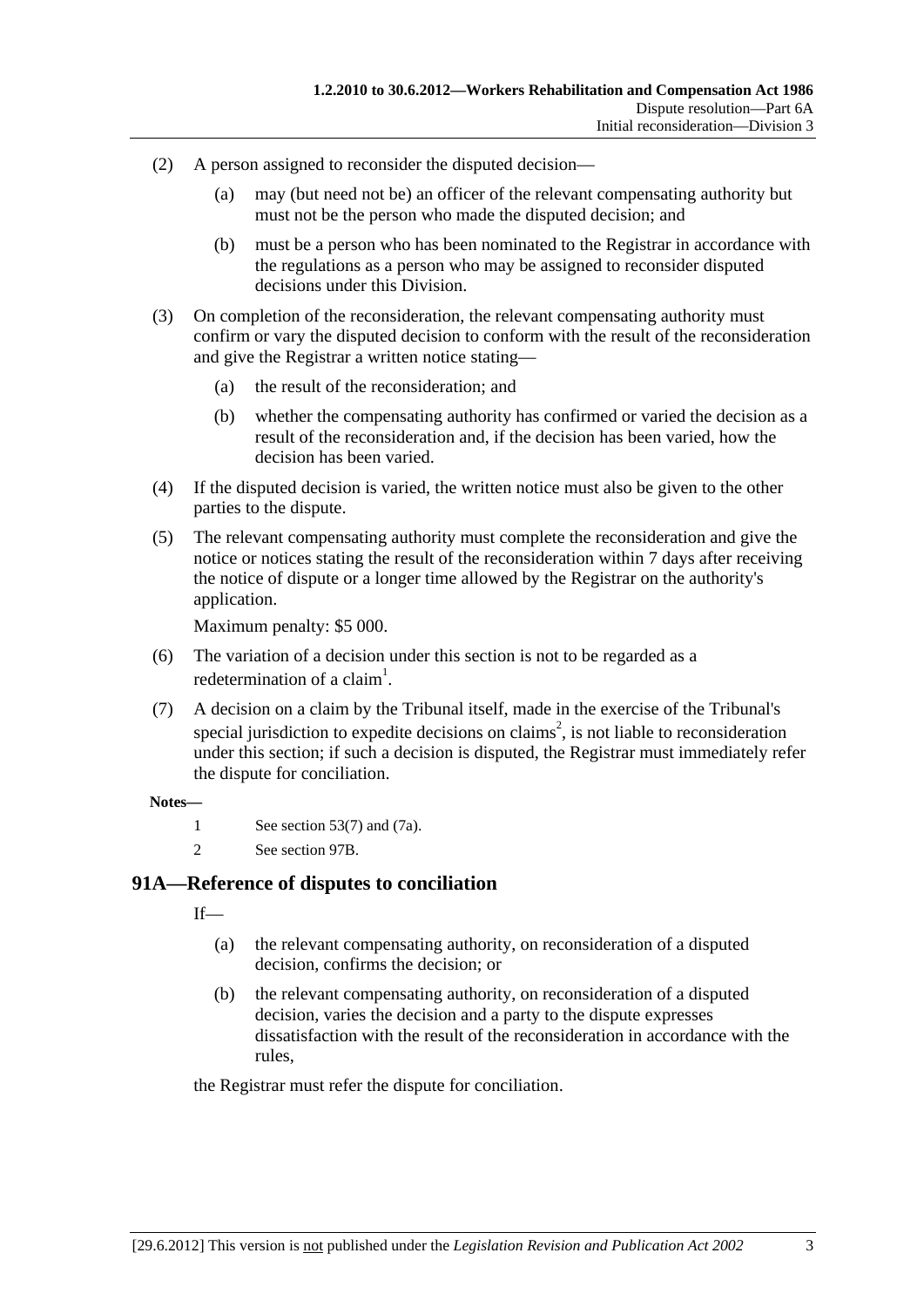(2) A person assigned to reconsider the disputed decision—

(a) may (but need not be) an officer of the relevant compensating authority but must not be the person who made the disputed decision; and

(b) must be a person who has been nominated to the Registrar in accordance with the regulations as a person who may be assigned to reconsider disputed decisions under this Division.

(3) On completion of the reconsideration, the relevant compensating authority must confirm or vary the disputed decision to conform with the result of the reconsideration and give the Registrar a written notice stating—

(a) the result of the reconsideration; and

(b) whether the compensating authority has confirmed or varied the decision as a result of the reconsideration and, if the decision has been varied, how the decision has been varied.

(4) If the disputed decision is varied, the written notice must also be given to the other parties to the dispute.

(5) The relevant compensating authority must complete the reconsideration and give the notice or notices stating the result of the reconsideration within 7 days after receiving the notice of dispute or a longer time allowed by the Registrar on the authority's application.

Maximum penalty: $5 000.

(6) The variation of a decision under this section is not to be regarded as a redetermination of a claim[1].

(7) A decision on a claim by the Tribunal itself, made in the exercise of the Tribunal's special jurisdiction to expedite decisions on claims[2], is not liable to reconsideration under this section; if such a decision is disputed, the Registrar must immediately refer the dispute for conciliation.

**Notes—**

1 See section 53(7) and (7a).

2 See section 97B.

## 91A—Reference of disputes to conciliation

If—

(a) the relevant compensating authority, on reconsideration of a disputed decision, confirms the decision; or

(b) the relevant compensating authority, on reconsideration of a disputed decision, varies the decision and a party to the dispute expresses dissatisfaction with the result of the reconsideration in accordance with the rules,

the Registrar must refer the dispute for conciliation.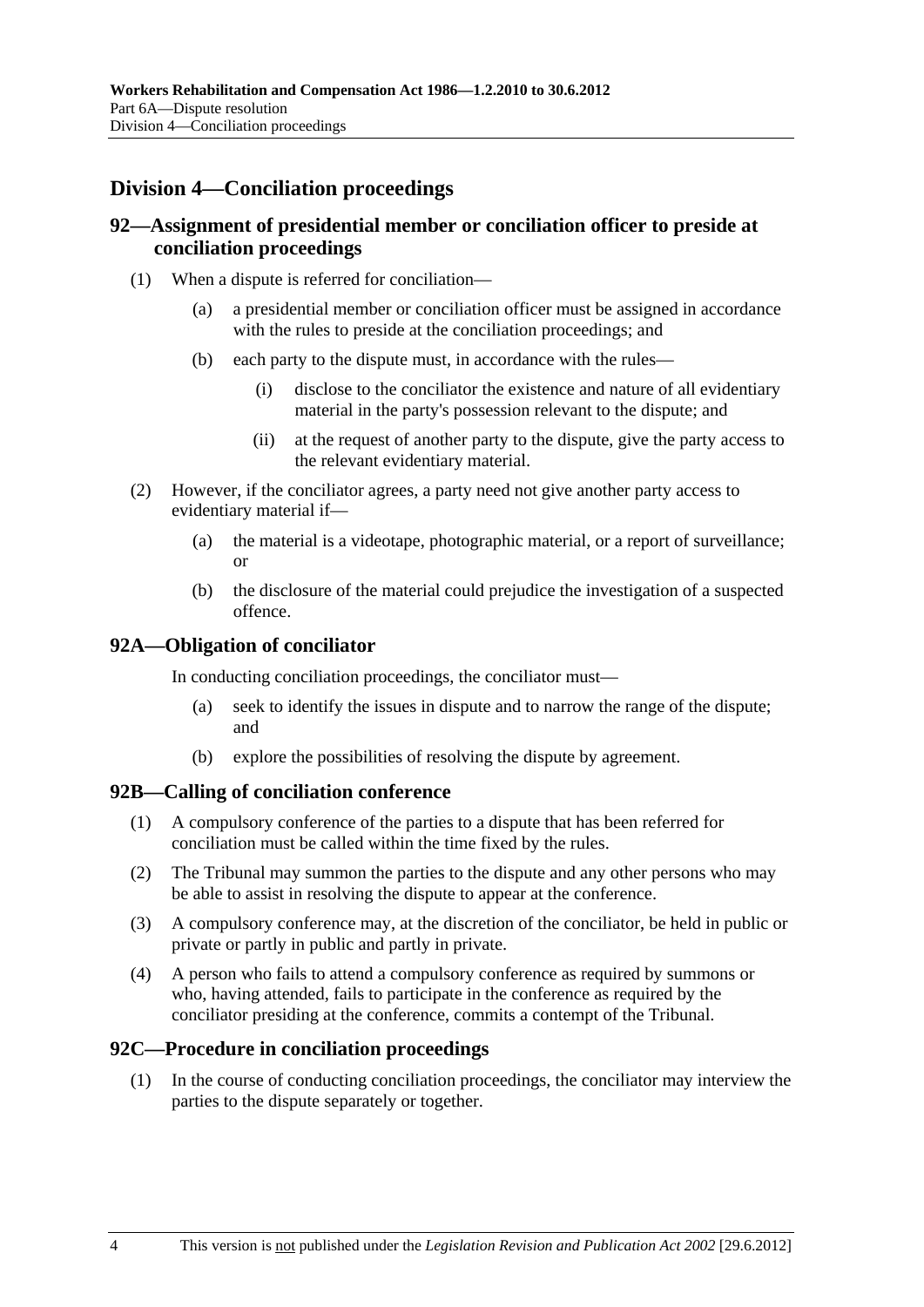## Division 4—Conciliation proceedings

### 92—Assignment of presidential member or conciliation officer to preside at conciliation proceedings

(1) When a dispute is referred for conciliation—

(a) a presidential member or conciliation officer must be assigned in accordance with the rules to preside at the conciliation proceedings; and

(b) each party to the dispute must, in accordance with the rules—

(i) disclose to the conciliator the existence and nature of all evidentiary material in the party's possession relevant to the dispute; and

(ii) at the request of another party to the dispute, give the party access to the relevant evidentiary material.

(2) However, if the conciliator agrees, a party need not give another party access to evidentiary material if—

(a) the material is a videotape, photographic material, or a report of surveillance; or

(b) the disclosure of the material could prejudice the investigation of a suspected offence.

### 92A—Obligation of conciliator

In conducting conciliation proceedings, the conciliator must—

(a) seek to identify the issues in dispute and to narrow the range of the dispute; and

(b) explore the possibilities of resolving the dispute by agreement.

### 92B—Calling of conciliation conference

(1) A compulsory conference of the parties to a dispute that has been referred for conciliation must be called within the time fixed by the rules.

(2) The Tribunal may summon the parties to the dispute and any other persons who may be able to assist in resolving the dispute to appear at the conference.

(3) A compulsory conference may, at the discretion of the conciliator, be held in public or private or partly in public and partly in private.

(4) A person who fails to attend a compulsory conference as required by summons or who, having attended, fails to participate in the conference as required by the conciliator presiding at the conference, commits a contempt of the Tribunal.

### 92C—Procedure in conciliation proceedings

(1) In the course of conducting conciliation proceedings, the conciliator may interview the parties to the dispute separately or together.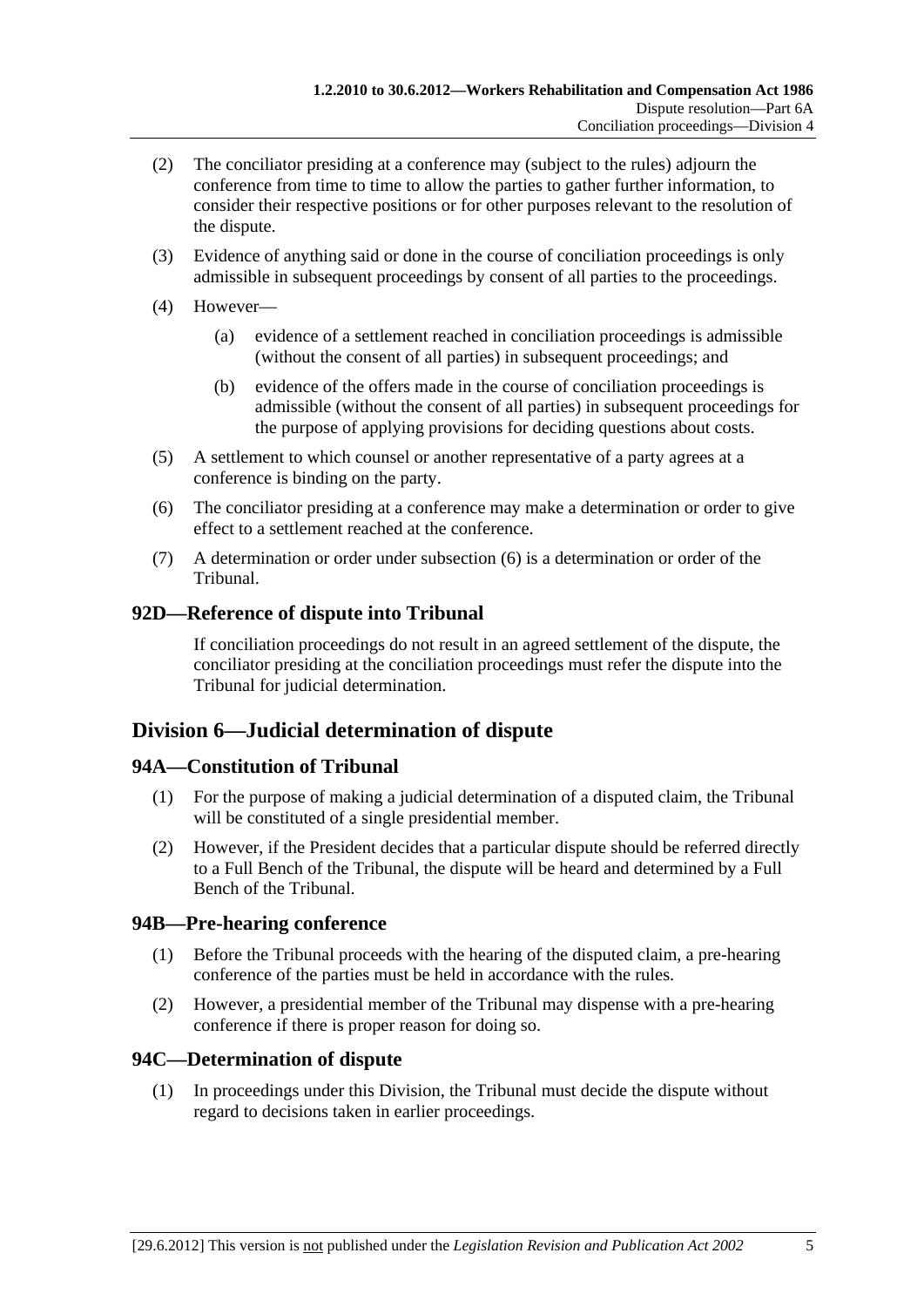(2) The conciliator presiding at a conference may (subject to the rules) adjourn the conference from time to time to allow the parties to gather further information, to consider their respective positions or for other purposes relevant to the resolution of the dispute.

(3) Evidence of anything said or done in the course of conciliation proceedings is only admissible in subsequent proceedings by consent of all parties to the proceedings.

(4) However—

(a) evidence of a settlement reached in conciliation proceedings is admissible (without the consent of all parties) in subsequent proceedings; and

(b) evidence of the offers made in the course of conciliation proceedings is admissible (without the consent of all parties) in subsequent proceedings for the purpose of applying provisions for deciding questions about costs.

(5) A settlement to which counsel or another representative of a party agrees at a conference is binding on the party.

(6) The conciliator presiding at a conference may make a determination or order to give effect to a settlement reached at the conference.

(7) A determination or order under subsection (6) is a determination or order of the Tribunal.

### 92D—Reference of dispute into Tribunal

If conciliation proceedings do not result in an agreed settlement of the dispute, the conciliator presiding at the conciliation proceedings must refer the dispute into the Tribunal for judicial determination.

## Division 6—Judicial determination of dispute

### 94A—Constitution of Tribunal

(1) For the purpose of making a judicial determination of a disputed claim, the Tribunal will be constituted of a single presidential member.

(2) However, if the President decides that a particular dispute should be referred directly to a Full Bench of the Tribunal, the dispute will be heard and determined by a Full Bench of the Tribunal.

### 94B—Pre-hearing conference

(1) Before the Tribunal proceeds with the hearing of the disputed claim, a pre-hearing conference of the parties must be held in accordance with the rules.

(2) However, a presidential member of the Tribunal may dispense with a pre-hearing conference if there is proper reason for doing so.

### 94C—Determination of dispute

(1) In proceedings under this Division, the Tribunal must decide the dispute without regard to decisions taken in earlier proceedings.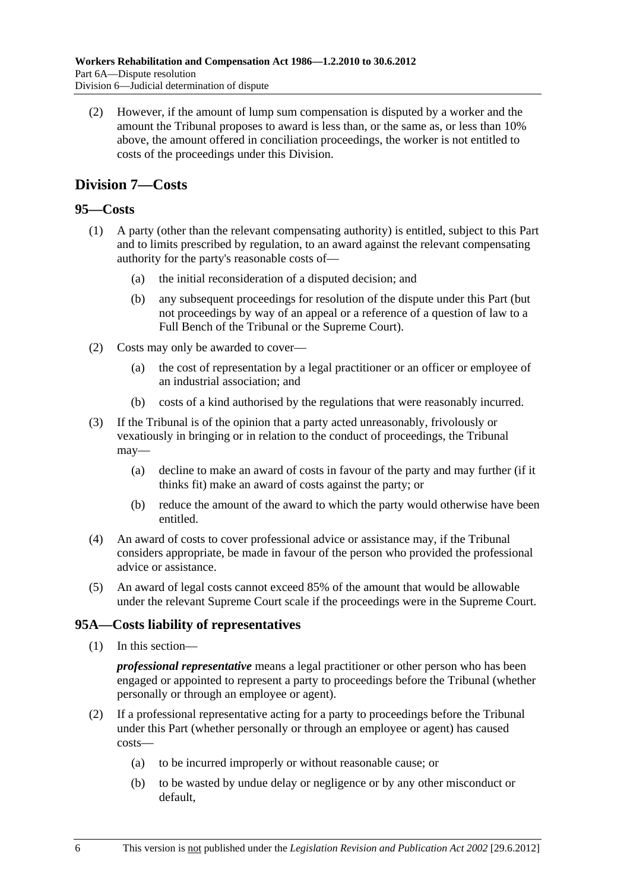(2) However, if the amount of lump sum compensation is disputed by a worker and the amount the Tribunal proposes to award is less than, or the same as, or less than 10% above, the amount offered in conciliation proceedings, the worker is not entitled to costs of the proceedings under this Division.

## Division 7—Costs

### 95—Costs

(1) A party (other than the relevant compensating authority) is entitled, subject to this Part and to limits prescribed by regulation, to an award against the relevant compensating authority for the party's reasonable costs of—

(a) the initial reconsideration of a disputed decision; and

(b) any subsequent proceedings for resolution of the dispute under this Part (but not proceedings by way of an appeal or a reference of a question of law to a Full Bench of the Tribunal or the Supreme Court).

(2) Costs may only be awarded to cover—

(a) the cost of representation by a legal practitioner or an officer or employee of an industrial association; and

(b) costs of a kind authorised by the regulations that were reasonably incurred.

(3) If the Tribunal is of the opinion that a party acted unreasonably, frivolously or vexatiously in bringing or in relation to the conduct of proceedings, the Tribunal may—

(a) decline to make an award of costs in favour of the party and may further (if it thinks fit) make an award of costs against the party; or

(b) reduce the amount of the award to which the party would otherwise have been entitled.

(4) An award of costs to cover professional advice or assistance may, if the Tribunal considers appropriate, be made in favour of the person who provided the professional advice or assistance.

(5) An award of legal costs cannot exceed 85% of the amount that would be allowable under the relevant Supreme Court scale if the proceedings were in the Supreme Court.

### 95A—Costs liability of representatives

(1) In this section—

***professional representative*** means a legal practitioner or other person who has been engaged or appointed to represent a party to proceedings before the Tribunal (whether personally or through an employee or agent).

(2) If a professional representative acting for a party to proceedings before the Tribunal under this Part (whether personally or through an employee or agent) has caused costs—

(a) to be incurred improperly or without reasonable cause; or

(b) to be wasted by undue delay or negligence or by any other misconduct or default,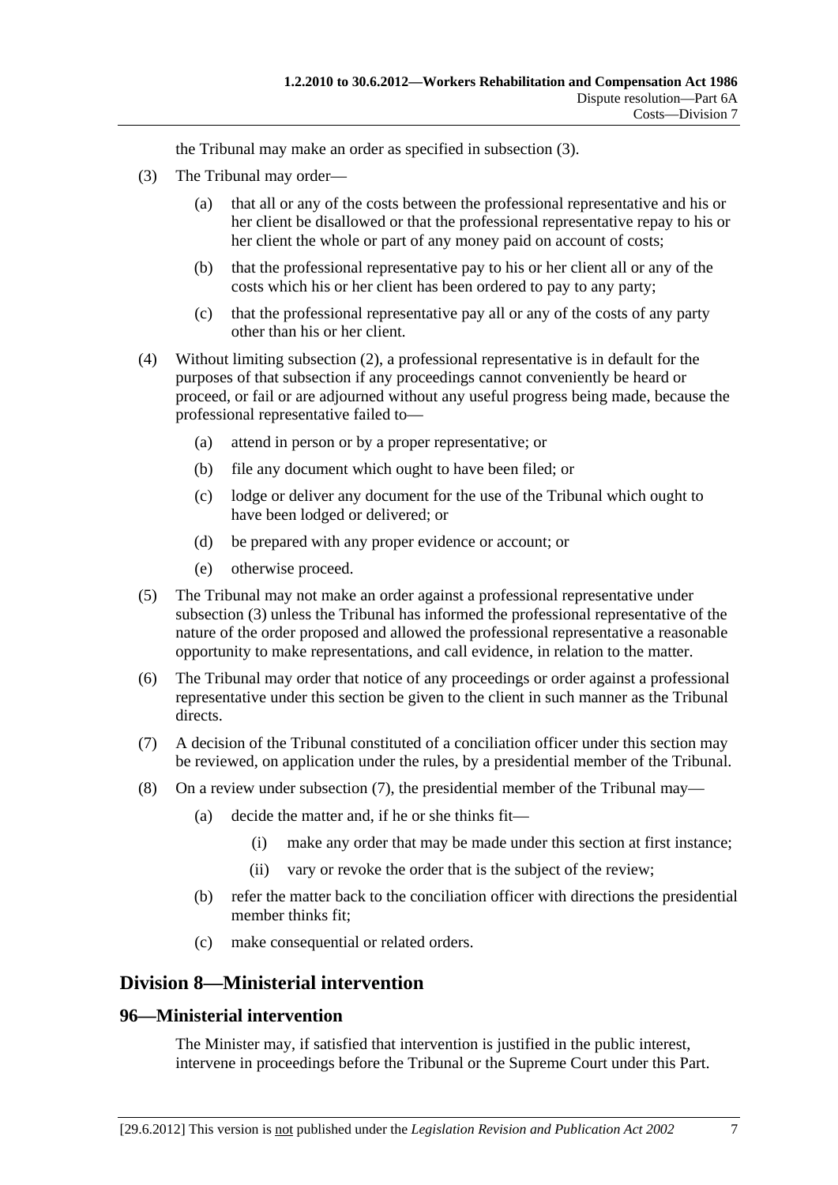the Tribunal may make an order as specified in subsection (3).

(3) The Tribunal may order—

(a) that all or any of the costs between the professional representative and his or her client be disallowed or that the professional representative repay to his or her client the whole or part of any money paid on account of costs;

(b) that the professional representative pay to his or her client all or any of the costs which his or her client has been ordered to pay to any party;

(c) that the professional representative pay all or any of the costs of any party other than his or her client.

(4) Without limiting subsection (2), a professional representative is in default for the purposes of that subsection if any proceedings cannot conveniently be heard or proceed, or fail or are adjourned without any useful progress being made, because the professional representative failed to—

(a) attend in person or by a proper representative; or

(b) file any document which ought to have been filed; or

(c) lodge or deliver any document for the use of the Tribunal which ought to have been lodged or delivered; or

(d) be prepared with any proper evidence or account; or

(e) otherwise proceed.

(5) The Tribunal may not make an order against a professional representative under subsection (3) unless the Tribunal has informed the professional representative of the nature of the order proposed and allowed the professional representative a reasonable opportunity to make representations, and call evidence, in relation to the matter.

(6) The Tribunal may order that notice of any proceedings or order against a professional representative under this section be given to the client in such manner as the Tribunal directs.

(7) A decision of the Tribunal constituted of a conciliation officer under this section may be reviewed, on application under the rules, by a presidential member of the Tribunal.

(8) On a review under subsection (7), the presidential member of the Tribunal may—

(a) decide the matter and, if he or she thinks fit—

(i) make any order that may be made under this section at first instance;

(ii) vary or revoke the order that is the subject of the review;

(b) refer the matter back to the conciliation officer with directions the presidential member thinks fit;

(c) make consequential or related orders.

## Division 8—Ministerial intervention

### 96—Ministerial intervention

The Minister may, if satisfied that intervention is justified in the public interest, intervene in proceedings before the Tribunal or the Supreme Court under this Part.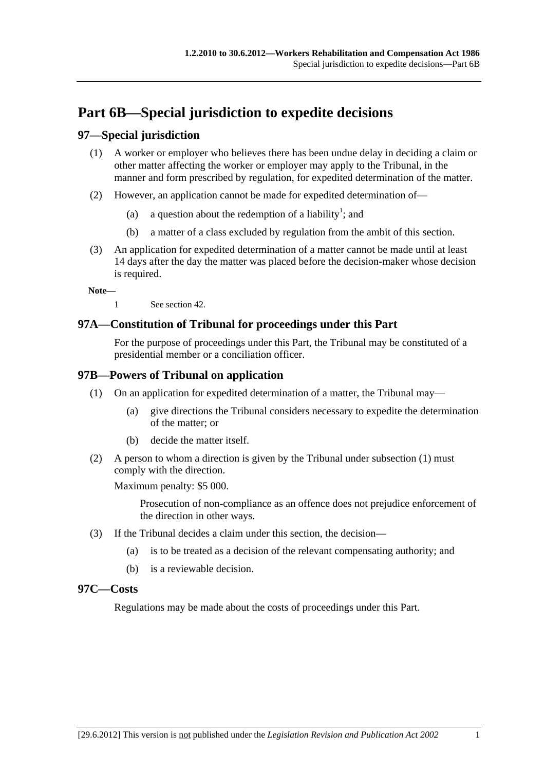# Part 6B—Special jurisdiction to expedite decisions

## 97—Special jurisdiction

(1) A worker or employer who believes there has been undue delay in deciding a claim or other matter affecting the worker or employer may apply to the Tribunal, in the manner and form prescribed by regulation, for expedited determination of the matter.

(2) However, an application cannot be made for expedited determination of—

  (a) a question about the redemption of a liability[1]; and

  (b) a matter of a class excluded by regulation from the ambit of this section.

(3) An application for expedited determination of a matter cannot be made until at least 14 days after the day the matter was placed before the decision-maker whose decision is required.

**Note—**

1 See section 42.

## 97A—Constitution of Tribunal for proceedings under this Part

For the purpose of proceedings under this Part, the Tribunal may be constituted of a presidential member or a conciliation officer.

## 97B—Powers of Tribunal on application

(1) On an application for expedited determination of a matter, the Tribunal may—

  (a) give directions the Tribunal considers necessary to expedite the determination of the matter; or

  (b) decide the matter itself.

(2) A person to whom a direction is given by the Tribunal under subsection (1) must comply with the direction.

Maximum penalty: $5 000.

Prosecution of non-compliance as an offence does not prejudice enforcement of the direction in other ways.

(3) If the Tribunal decides a claim under this section, the decision—

  (a) is to be treated as a decision of the relevant compensating authority; and

  (b) is a reviewable decision.

## 97C—Costs

Regulations may be made about the costs of proceedings under this Part.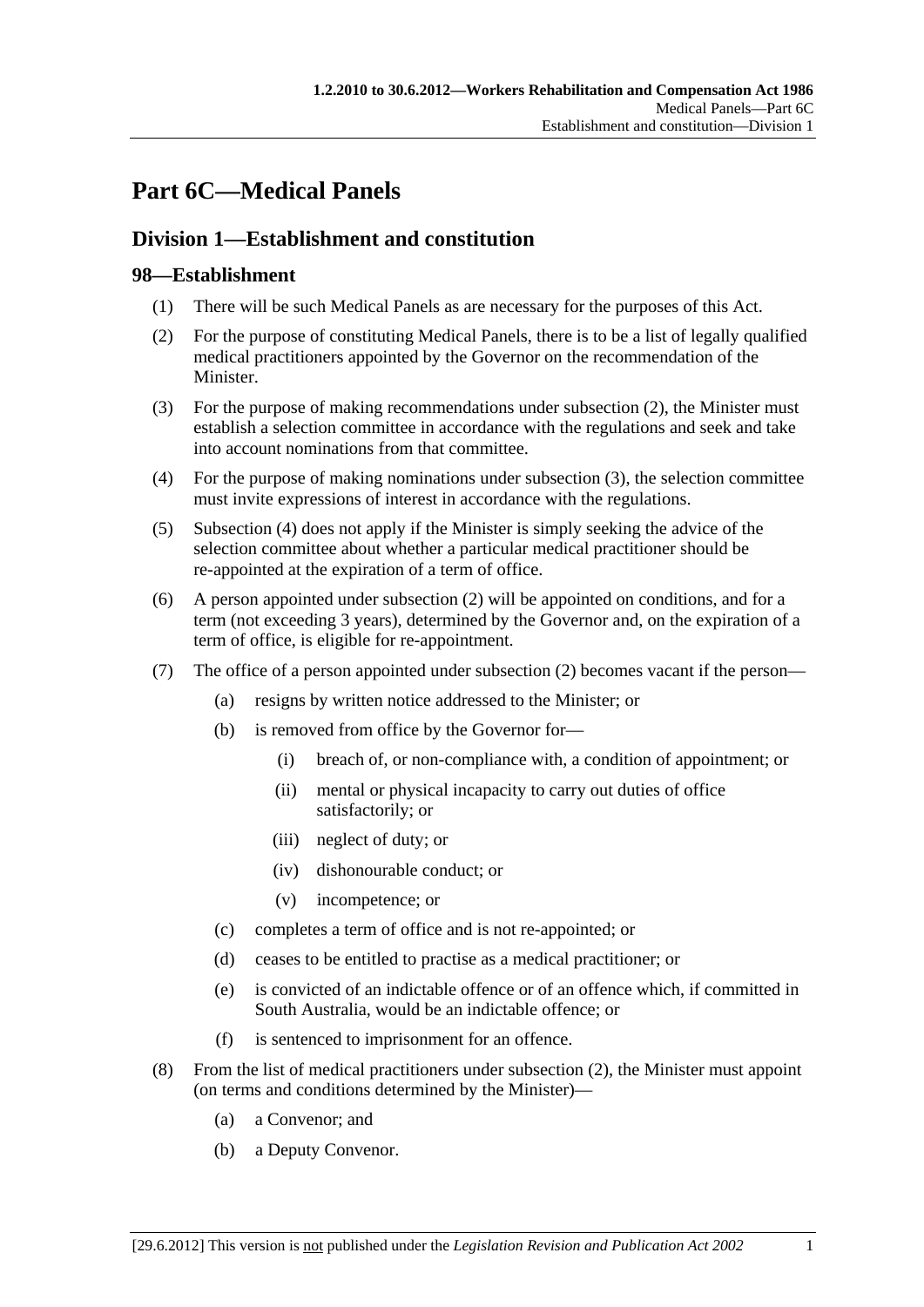# Part 6C—Medical Panels

## Division 1—Establishment and constitution

### 98—Establishment

(1) There will be such Medical Panels as are necessary for the purposes of this Act.

(2) For the purpose of constituting Medical Panels, there is to be a list of legally qualified medical practitioners appointed by the Governor on the recommendation of the Minister.

(3) For the purpose of making recommendations under subsection (2), the Minister must establish a selection committee in accordance with the regulations and seek and take into account nominations from that committee.

(4) For the purpose of making nominations under subsection (3), the selection committee must invite expressions of interest in accordance with the regulations.

(5) Subsection (4) does not apply if the Minister is simply seeking the advice of the selection committee about whether a particular medical practitioner should be re-appointed at the expiration of a term of office.

(6) A person appointed under subsection (2) will be appointed on conditions, and for a term (not exceeding 3 years), determined by the Governor and, on the expiration of a term of office, is eligible for re-appointment.

(7) The office of a person appointed under subsection (2) becomes vacant if the person—

- (a) resigns by written notice addressed to the Minister; or
- (b) is removed from office by the Governor for—
  - (i) breach of, or non-compliance with, a condition of appointment; or
  - (ii) mental or physical incapacity to carry out duties of office satisfactorily; or
  - (iii) neglect of duty; or
  - (iv) dishonourable conduct; or
  - (v) incompetence; or
- (c) completes a term of office and is not re-appointed; or
- (d) ceases to be entitled to practise as a medical practitioner; or
- (e) is convicted of an indictable offence or of an offence which, if committed in South Australia, would be an indictable offence; or
- (f) is sentenced to imprisonment for an offence.

(8) From the list of medical practitioners under subsection (2), the Minister must appoint (on terms and conditions determined by the Minister)—

- (a) a Convenor; and
- (b) a Deputy Convenor.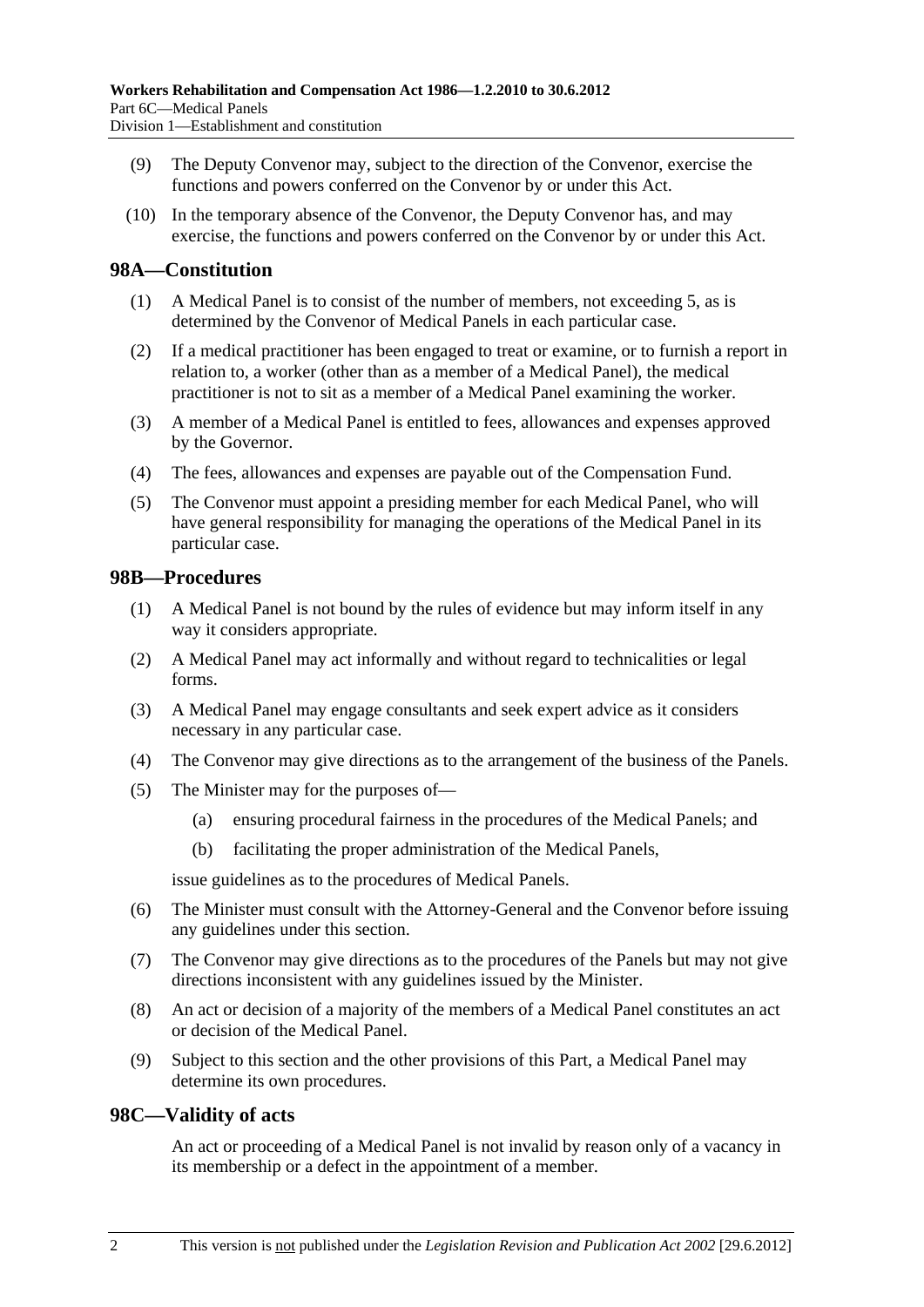(9) The Deputy Convenor may, subject to the direction of the Convenor, exercise the functions and powers conferred on the Convenor by or under this Act.

(10) In the temporary absence of the Convenor, the Deputy Convenor has, and may exercise, the functions and powers conferred on the Convenor by or under this Act.

## 98A—Constitution

(1) A Medical Panel is to consist of the number of members, not exceeding 5, as is determined by the Convenor of Medical Panels in each particular case.

(2) If a medical practitioner has been engaged to treat or examine, or to furnish a report in relation to, a worker (other than as a member of a Medical Panel), the medical practitioner is not to sit as a member of a Medical Panel examining the worker.

(3) A member of a Medical Panel is entitled to fees, allowances and expenses approved by the Governor.

(4) The fees, allowances and expenses are payable out of the Compensation Fund.

(5) The Convenor must appoint a presiding member for each Medical Panel, who will have general responsibility for managing the operations of the Medical Panel in its particular case.

## 98B—Procedures

(1) A Medical Panel is not bound by the rules of evidence but may inform itself in any way it considers appropriate.

(2) A Medical Panel may act informally and without regard to technicalities or legal forms.

(3) A Medical Panel may engage consultants and seek expert advice as it considers necessary in any particular case.

(4) The Convenor may give directions as to the arrangement of the business of the Panels.

(5) The Minister may for the purposes of—

- (a) ensuring procedural fairness in the procedures of the Medical Panels; and
- (b) facilitating the proper administration of the Medical Panels,

issue guidelines as to the procedures of Medical Panels.

(6) The Minister must consult with the Attorney-General and the Convenor before issuing any guidelines under this section.

(7) The Convenor may give directions as to the procedures of the Panels but may not give directions inconsistent with any guidelines issued by the Minister.

(8) An act or decision of a majority of the members of a Medical Panel constitutes an act or decision of the Medical Panel.

(9) Subject to this section and the other provisions of this Part, a Medical Panel may determine its own procedures.

## 98C—Validity of acts

An act or proceeding of a Medical Panel is not invalid by reason only of a vacancy in its membership or a defect in the appointment of a member.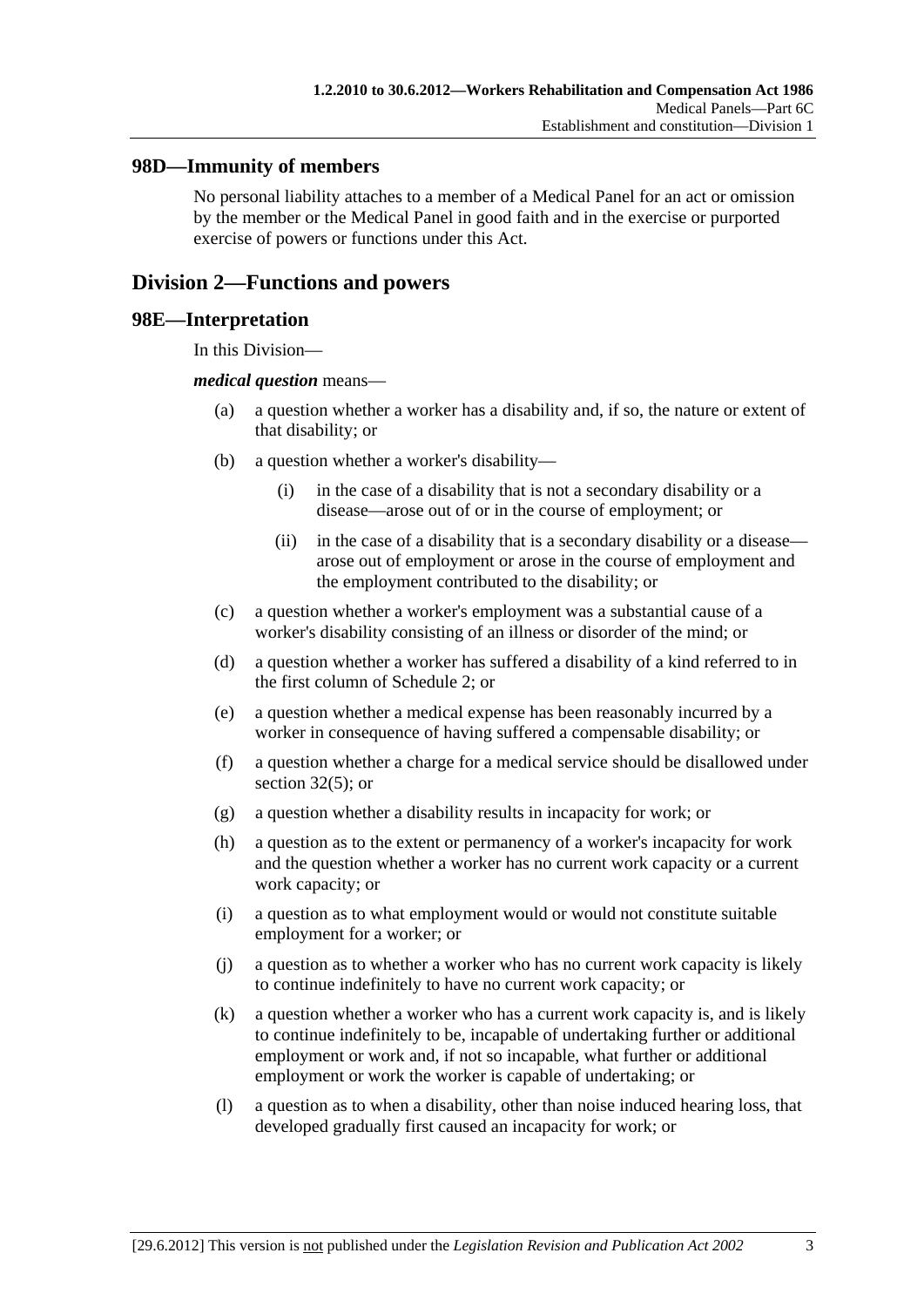### 98D—Immunity of members

No personal liability attaches to a member of a Medical Panel for an act or omission by the member or the Medical Panel in good faith and in the exercise or purported exercise of powers or functions under this Act.

## Division 2—Functions and powers

### 98E—Interpretation

In this Division—

***medical question*** means—

(a) a question whether a worker has a disability and, if so, the nature or extent of that disability; or

(b) a question whether a worker's disability—

(i) in the case of a disability that is not a secondary disability or a disease—arose out of or in the course of employment; or

(ii) in the case of a disability that is a secondary disability or a disease—arose out of employment or arose in the course of employment and the employment contributed to the disability; or

(c) a question whether a worker's employment was a substantial cause of a worker's disability consisting of an illness or disorder of the mind; or

(d) a question whether a worker has suffered a disability of a kind referred to in the first column of Schedule 2; or

(e) a question whether a medical expense has been reasonably incurred by a worker in consequence of having suffered a compensable disability; or

(f) a question whether a charge for a medical service should be disallowed under section 32(5); or

(g) a question whether a disability results in incapacity for work; or

(h) a question as to the extent or permanency of a worker's incapacity for work and the question whether a worker has no current work capacity or a current work capacity; or

(i) a question as to what employment would or would not constitute suitable employment for a worker; or

(j) a question as to whether a worker who has no current work capacity is likely to continue indefinitely to have no current work capacity; or

(k) a question whether a worker who has a current work capacity is, and is likely to continue indefinitely to be, incapable of undertaking further or additional employment or work and, if not so incapable, what further or additional employment or work the worker is capable of undertaking; or

(l) a question as to when a disability, other than noise induced hearing loss, that developed gradually first caused an incapacity for work; or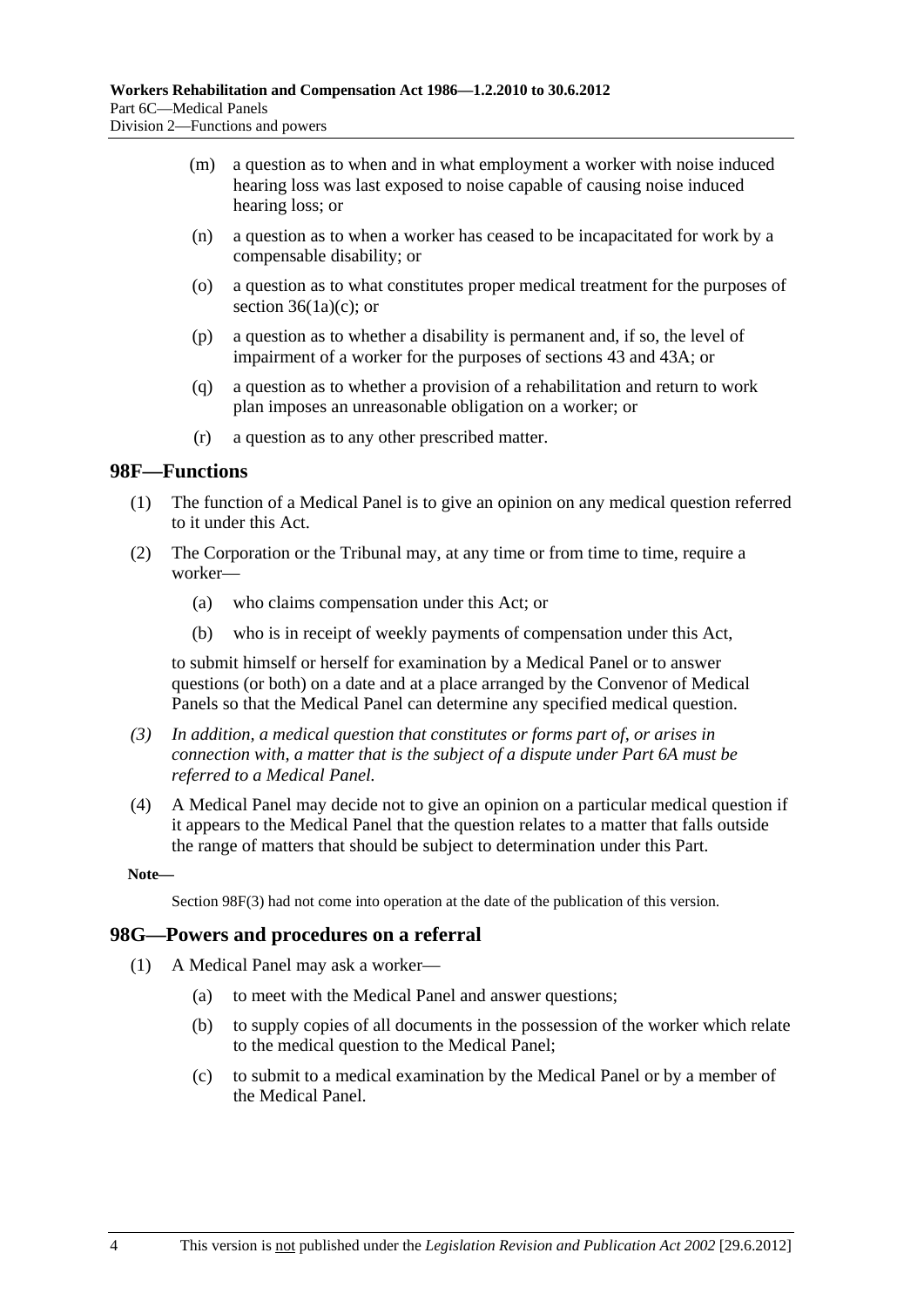(m) a question as to when and in what employment a worker with noise induced hearing loss was last exposed to noise capable of causing noise induced hearing loss; or

(n) a question as to when a worker has ceased to be incapacitated for work by a compensable disability; or

(o) a question as to what constitutes proper medical treatment for the purposes of section 36(1a)(c); or

(p) a question as to whether a disability is permanent and, if so, the level of impairment of a worker for the purposes of sections 43 and 43A; or

(q) a question as to whether a provision of a rehabilitation and return to work plan imposes an unreasonable obligation on a worker; or

(r) a question as to any other prescribed matter.

## 98F—Functions

(1) The function of a Medical Panel is to give an opinion on any medical question referred to it under this Act.

(2) The Corporation or the Tribunal may, at any time or from time to time, require a worker—

(a) who claims compensation under this Act; or

(b) who is in receipt of weekly payments of compensation under this Act,

to submit himself or herself for examination by a Medical Panel or to answer questions (or both) on a date and at a place arranged by the Convenor of Medical Panels so that the Medical Panel can determine any specified medical question.

*(3) In addition, a medical question that constitutes or forms part of, or arises in connection with, a matter that is the subject of a dispute under Part 6A must be referred to a Medical Panel.*

(4) A Medical Panel may decide not to give an opinion on a particular medical question if it appears to the Medical Panel that the question relates to a matter that falls outside the range of matters that should be subject to determination under this Part.

**Note—**

Section 98F(3) had not come into operation at the date of the publication of this version.

## 98G—Powers and procedures on a referral

(1) A Medical Panel may ask a worker—

(a) to meet with the Medical Panel and answer questions;

(b) to supply copies of all documents in the possession of the worker which relate to the medical question to the Medical Panel;

(c) to submit to a medical examination by the Medical Panel or by a member of the Medical Panel.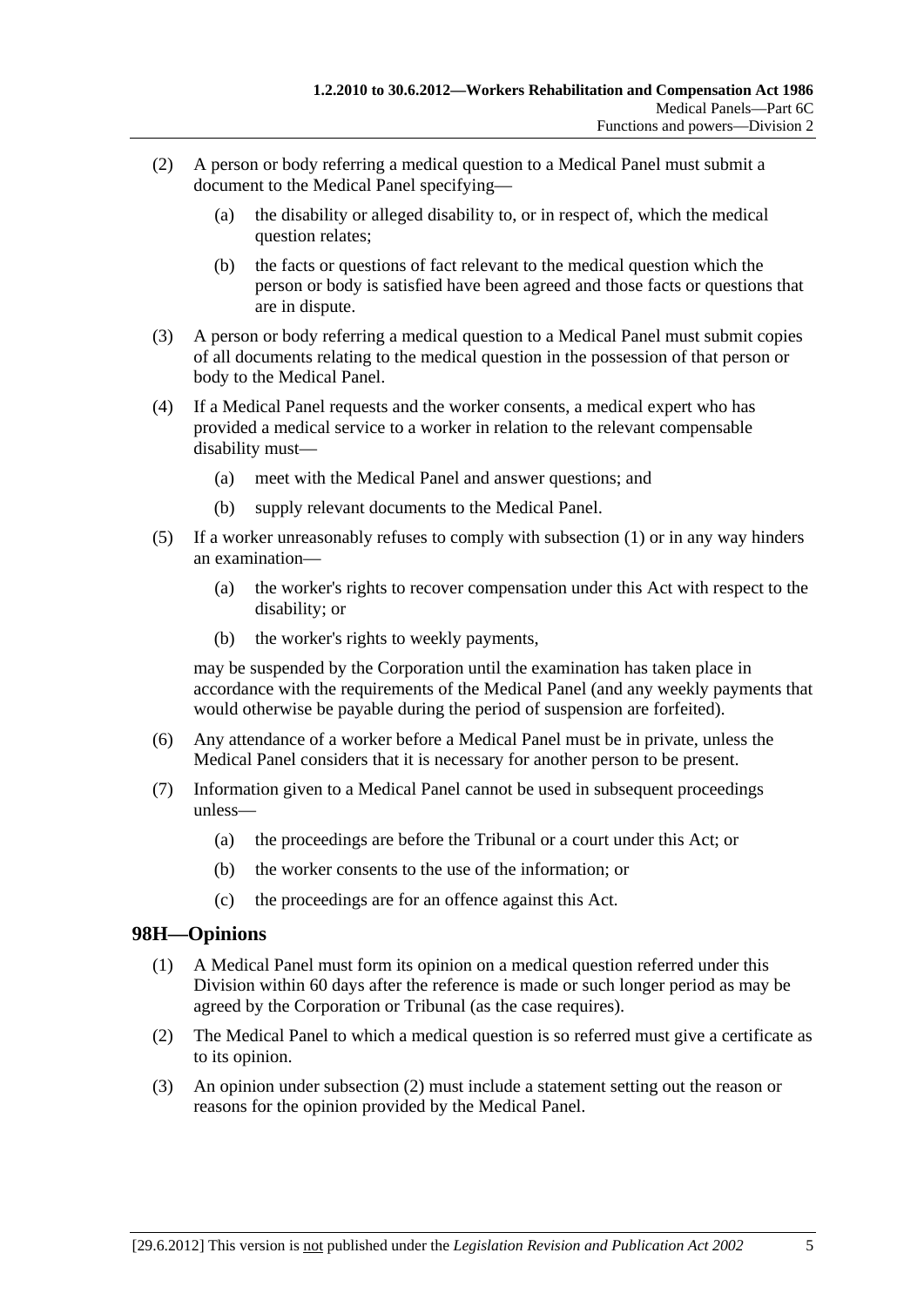(2) A person or body referring a medical question to a Medical Panel must submit a document to the Medical Panel specifying—

(a) the disability or alleged disability to, or in respect of, which the medical question relates;

(b) the facts or questions of fact relevant to the medical question which the person or body is satisfied have been agreed and those facts or questions that are in dispute.

(3) A person or body referring a medical question to a Medical Panel must submit copies of all documents relating to the medical question in the possession of that person or body to the Medical Panel.

(4) If a Medical Panel requests and the worker consents, a medical expert who has provided a medical service to a worker in relation to the relevant compensable disability must—

(a) meet with the Medical Panel and answer questions; and

(b) supply relevant documents to the Medical Panel.

(5) If a worker unreasonably refuses to comply with subsection (1) or in any way hinders an examination—

(a) the worker's rights to recover compensation under this Act with respect to the disability; or

(b) the worker's rights to weekly payments,

may be suspended by the Corporation until the examination has taken place in accordance with the requirements of the Medical Panel (and any weekly payments that would otherwise be payable during the period of suspension are forfeited).

(6) Any attendance of a worker before a Medical Panel must be in private, unless the Medical Panel considers that it is necessary for another person to be present.

(7) Information given to a Medical Panel cannot be used in subsequent proceedings unless—

(a) the proceedings are before the Tribunal or a court under this Act; or

(b) the worker consents to the use of the information; or

(c) the proceedings are for an offence against this Act.

## 98H—Opinions

(1) A Medical Panel must form its opinion on a medical question referred under this Division within 60 days after the reference is made or such longer period as may be agreed by the Corporation or Tribunal (as the case requires).

(2) The Medical Panel to which a medical question is so referred must give a certificate as to its opinion.

(3) An opinion under subsection (2) must include a statement setting out the reason or reasons for the opinion provided by the Medical Panel.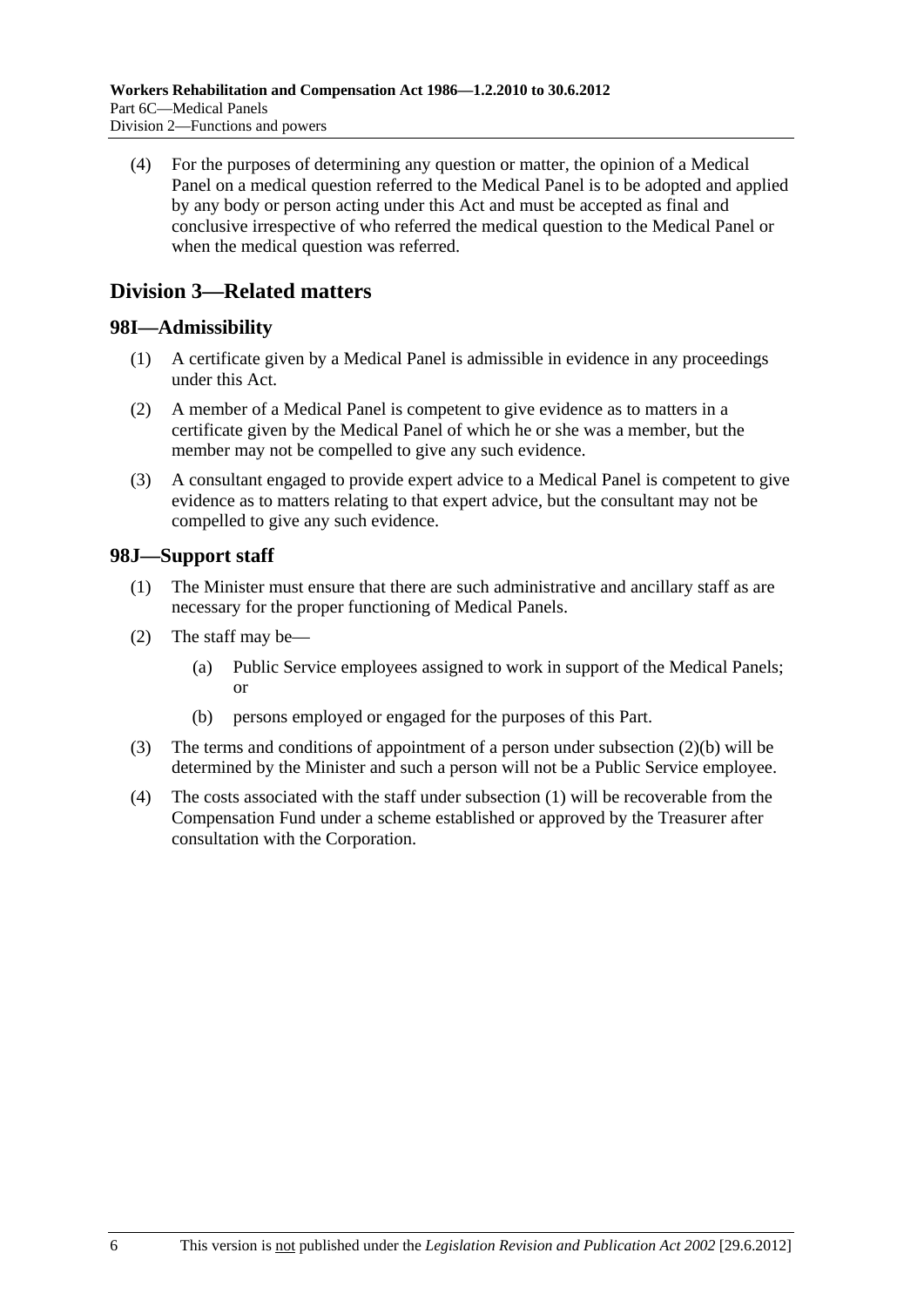(4) For the purposes of determining any question or matter, the opinion of a Medical Panel on a medical question referred to the Medical Panel is to be adopted and applied by any body or person acting under this Act and must be accepted as final and conclusive irrespective of who referred the medical question to the Medical Panel or when the medical question was referred.

## Division 3—Related matters

### 98I—Admissibility

(1) A certificate given by a Medical Panel is admissible in evidence in any proceedings under this Act.

(2) A member of a Medical Panel is competent to give evidence as to matters in a certificate given by the Medical Panel of which he or she was a member, but the member may not be compelled to give any such evidence.

(3) A consultant engaged to provide expert advice to a Medical Panel is competent to give evidence as to matters relating to that expert advice, but the consultant may not be compelled to give any such evidence.

### 98J—Support staff

(1) The Minister must ensure that there are such administrative and ancillary staff as are necessary for the proper functioning of Medical Panels.

(2) The staff may be—

(a) Public Service employees assigned to work in support of the Medical Panels; or

(b) persons employed or engaged for the purposes of this Part.

(3) The terms and conditions of appointment of a person under subsection (2)(b) will be determined by the Minister and such a person will not be a Public Service employee.

(4) The costs associated with the staff under subsection (1) will be recoverable from the Compensation Fund under a scheme established or approved by the Treasurer after consultation with the Corporation.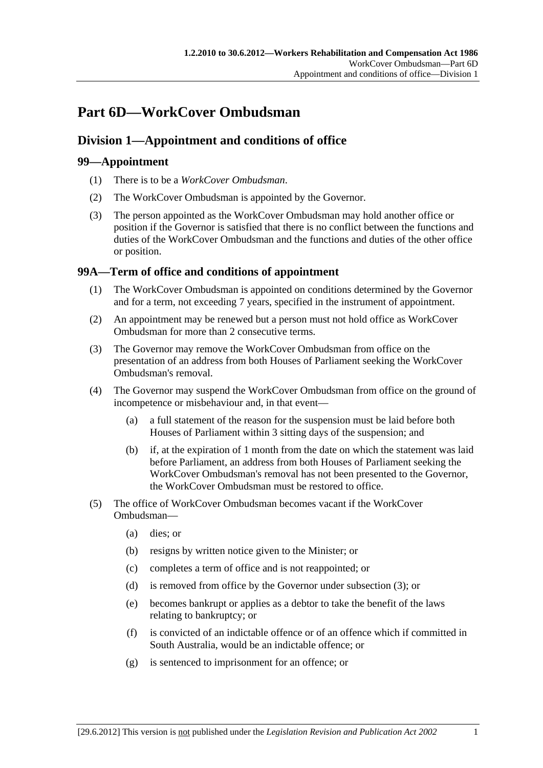# Part 6D—WorkCover Ombudsman

## Division 1—Appointment and conditions of office

### 99—Appointment

(1) There is to be a *WorkCover Ombudsman*.

(2) The WorkCover Ombudsman is appointed by the Governor.

(3) The person appointed as the WorkCover Ombudsman may hold another office or position if the Governor is satisfied that there is no conflict between the functions and duties of the WorkCover Ombudsman and the functions and duties of the other office or position.

### 99A—Term of office and conditions of appointment

(1) The WorkCover Ombudsman is appointed on conditions determined by the Governor and for a term, not exceeding 7 years, specified in the instrument of appointment.

(2) An appointment may be renewed but a person must not hold office as WorkCover Ombudsman for more than 2 consecutive terms.

(3) The Governor may remove the WorkCover Ombudsman from office on the presentation of an address from both Houses of Parliament seeking the WorkCover Ombudsman's removal.

(4) The Governor may suspend the WorkCover Ombudsman from office on the ground of incompetence or misbehaviour and, in that event—

- (a) a full statement of the reason for the suspension must be laid before both Houses of Parliament within 3 sitting days of the suspension; and
- (b) if, at the expiration of 1 month from the date on which the statement was laid before Parliament, an address from both Houses of Parliament seeking the WorkCover Ombudsman's removal has not been presented to the Governor, the WorkCover Ombudsman must be restored to office.

(5) The office of WorkCover Ombudsman becomes vacant if the WorkCover Ombudsman—

- (a) dies; or
- (b) resigns by written notice given to the Minister; or
- (c) completes a term of office and is not reappointed; or
- (d) is removed from office by the Governor under subsection (3); or
- (e) becomes bankrupt or applies as a debtor to take the benefit of the laws relating to bankruptcy; or
- (f) is convicted of an indictable offence or of an offence which if committed in South Australia, would be an indictable offence; or
- (g) is sentenced to imprisonment for an offence; or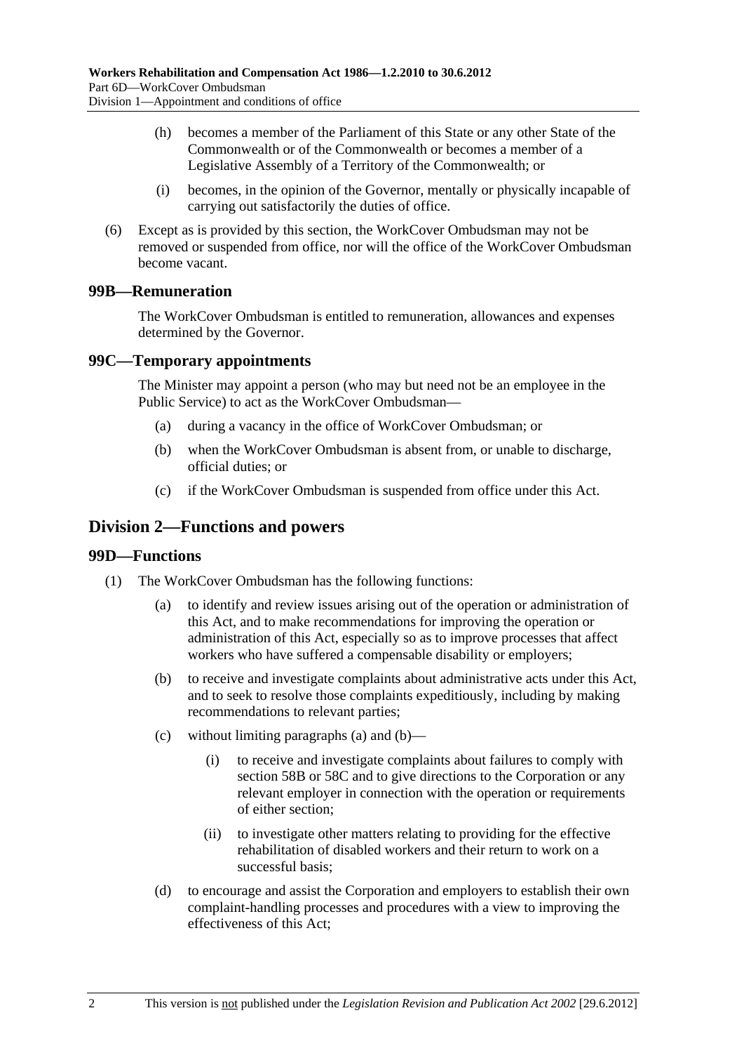(h) becomes a member of the Parliament of this State or any other State of the Commonwealth or of the Commonwealth or becomes a member of a Legislative Assembly of a Territory of the Commonwealth; or

(i) becomes, in the opinion of the Governor, mentally or physically incapable of carrying out satisfactorily the duties of office.

(6) Except as is provided by this section, the WorkCover Ombudsman may not be removed or suspended from office, nor will the office of the WorkCover Ombudsman become vacant.

### 99B—Remuneration

The WorkCover Ombudsman is entitled to remuneration, allowances and expenses determined by the Governor.

### 99C—Temporary appointments

The Minister may appoint a person (who may but need not be an employee in the Public Service) to act as the WorkCover Ombudsman—

(a) during a vacancy in the office of WorkCover Ombudsman; or

(b) when the WorkCover Ombudsman is absent from, or unable to discharge, official duties; or

(c) if the WorkCover Ombudsman is suspended from office under this Act.

## Division 2—Functions and powers

### 99D—Functions

(1) The WorkCover Ombudsman has the following functions:

(a) to identify and review issues arising out of the operation or administration of this Act, and to make recommendations for improving the operation or administration of this Act, especially so as to improve processes that affect workers who have suffered a compensable disability or employers;

(b) to receive and investigate complaints about administrative acts under this Act, and to seek to resolve those complaints expeditiously, including by making recommendations to relevant parties;

(c) without limiting paragraphs (a) and (b)—

(i) to receive and investigate complaints about failures to comply with section 58B or 58C and to give directions to the Corporation or any relevant employer in connection with the operation or requirements of either section;

(ii) to investigate other matters relating to providing for the effective rehabilitation of disabled workers and their return to work on a successful basis;

(d) to encourage and assist the Corporation and employers to establish their own complaint-handling processes and procedures with a view to improving the effectiveness of this Act;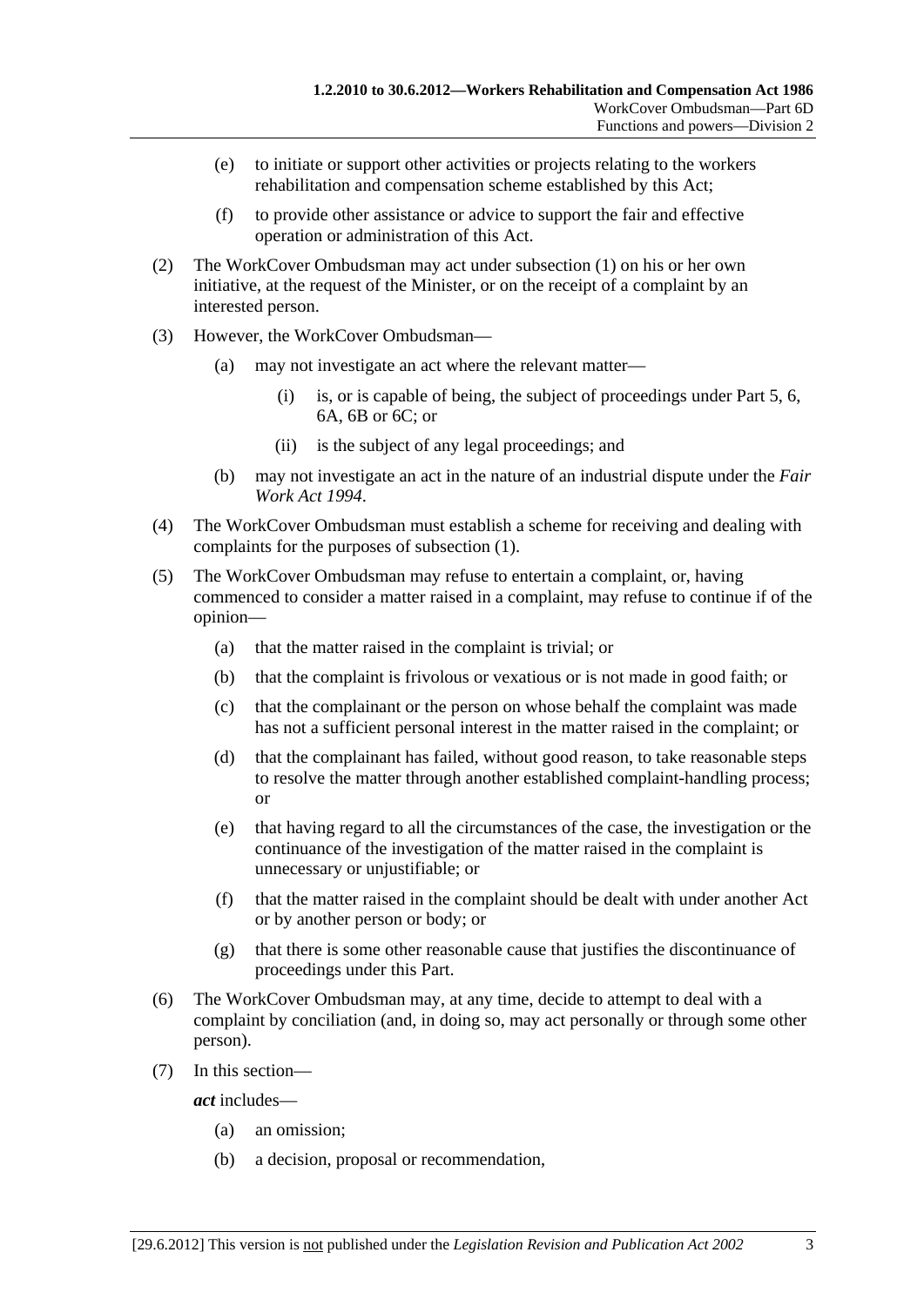(e) to initiate or support other activities or projects relating to the workers rehabilitation and compensation scheme established by this Act;

(f) to provide other assistance or advice to support the fair and effective operation or administration of this Act.

(2) The WorkCover Ombudsman may act under subsection (1) on his or her own initiative, at the request of the Minister, or on the receipt of a complaint by an interested person.

(3) However, the WorkCover Ombudsman—

(a) may not investigate an act where the relevant matter—

(i) is, or is capable of being, the subject of proceedings under Part 5, 6, 6A, 6B or 6C; or

(ii) is the subject of any legal proceedings; and

(b) may not investigate an act in the nature of an industrial dispute under the *Fair Work Act 1994*.

(4) The WorkCover Ombudsman must establish a scheme for receiving and dealing with complaints for the purposes of subsection (1).

(5) The WorkCover Ombudsman may refuse to entertain a complaint, or, having commenced to consider a matter raised in a complaint, may refuse to continue if of the opinion—

(a) that the matter raised in the complaint is trivial; or

(b) that the complaint is frivolous or vexatious or is not made in good faith; or

(c) that the complainant or the person on whose behalf the complaint was made has not a sufficient personal interest in the matter raised in the complaint; or

(d) that the complainant has failed, without good reason, to take reasonable steps to resolve the matter through another established complaint-handling process; or

(e) that having regard to all the circumstances of the case, the investigation or the continuance of the investigation of the matter raised in the complaint is unnecessary or unjustifiable; or

(f) that the matter raised in the complaint should be dealt with under another Act or by another person or body; or

(g) that there is some other reasonable cause that justifies the discontinuance of proceedings under this Part.

(6) The WorkCover Ombudsman may, at any time, decide to attempt to deal with a complaint by conciliation (and, in doing so, may act personally or through some other person).

(7) In this section—

***act*** includes—

(a) an omission;

(b) a decision, proposal or recommendation,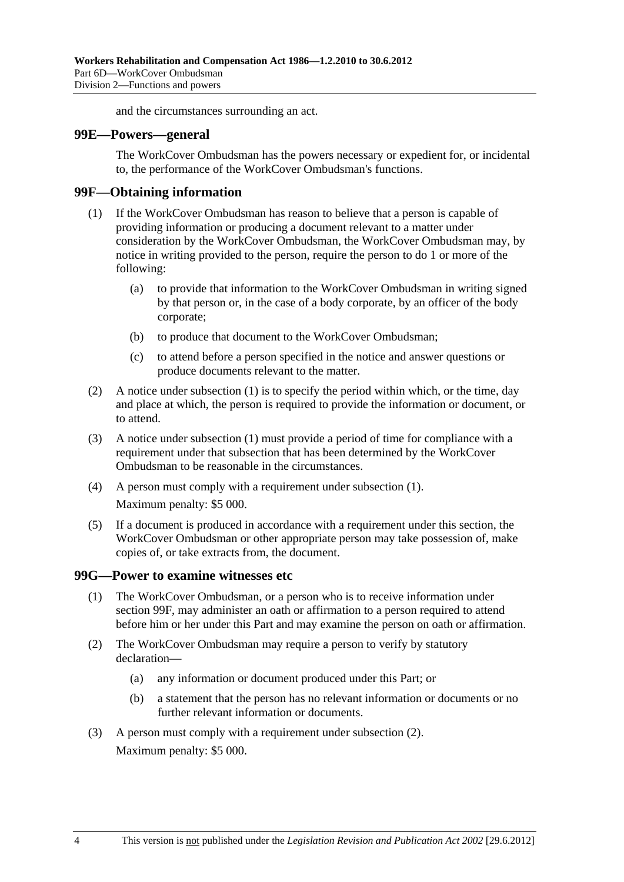and the circumstances surrounding an act.

## 99E—Powers—general

The WorkCover Ombudsman has the powers necessary or expedient for, or incidental to, the performance of the WorkCover Ombudsman's functions.

## 99F—Obtaining information

(1) If the WorkCover Ombudsman has reason to believe that a person is capable of providing information or producing a document relevant to a matter under consideration by the WorkCover Ombudsman, the WorkCover Ombudsman may, by notice in writing provided to the person, require the person to do 1 or more of the following:

- (a) to provide that information to the WorkCover Ombudsman in writing signed by that person or, in the case of a body corporate, by an officer of the body corporate;
- (b) to produce that document to the WorkCover Ombudsman;
- (c) to attend before a person specified in the notice and answer questions or produce documents relevant to the matter.

(2) A notice under subsection (1) is to specify the period within which, or the time, day and place at which, the person is required to provide the information or document, or to attend.

(3) A notice under subsection (1) must provide a period of time for compliance with a requirement under that subsection that has been determined by the WorkCover Ombudsman to be reasonable in the circumstances.

(4) A person must comply with a requirement under subsection (1).

Maximum penalty: $5 000.

(5) If a document is produced in accordance with a requirement under this section, the WorkCover Ombudsman or other appropriate person may take possession of, make copies of, or take extracts from, the document.

## 99G—Power to examine witnesses etc

(1) The WorkCover Ombudsman, or a person who is to receive information under section 99F, may administer an oath or affirmation to a person required to attend before him or her under this Part and may examine the person on oath or affirmation.

(2) The WorkCover Ombudsman may require a person to verify by statutory declaration—

- (a) any information or document produced under this Part; or
- (b) a statement that the person has no relevant information or documents or no further relevant information or documents.

(3) A person must comply with a requirement under subsection (2).

Maximum penalty: $5 000.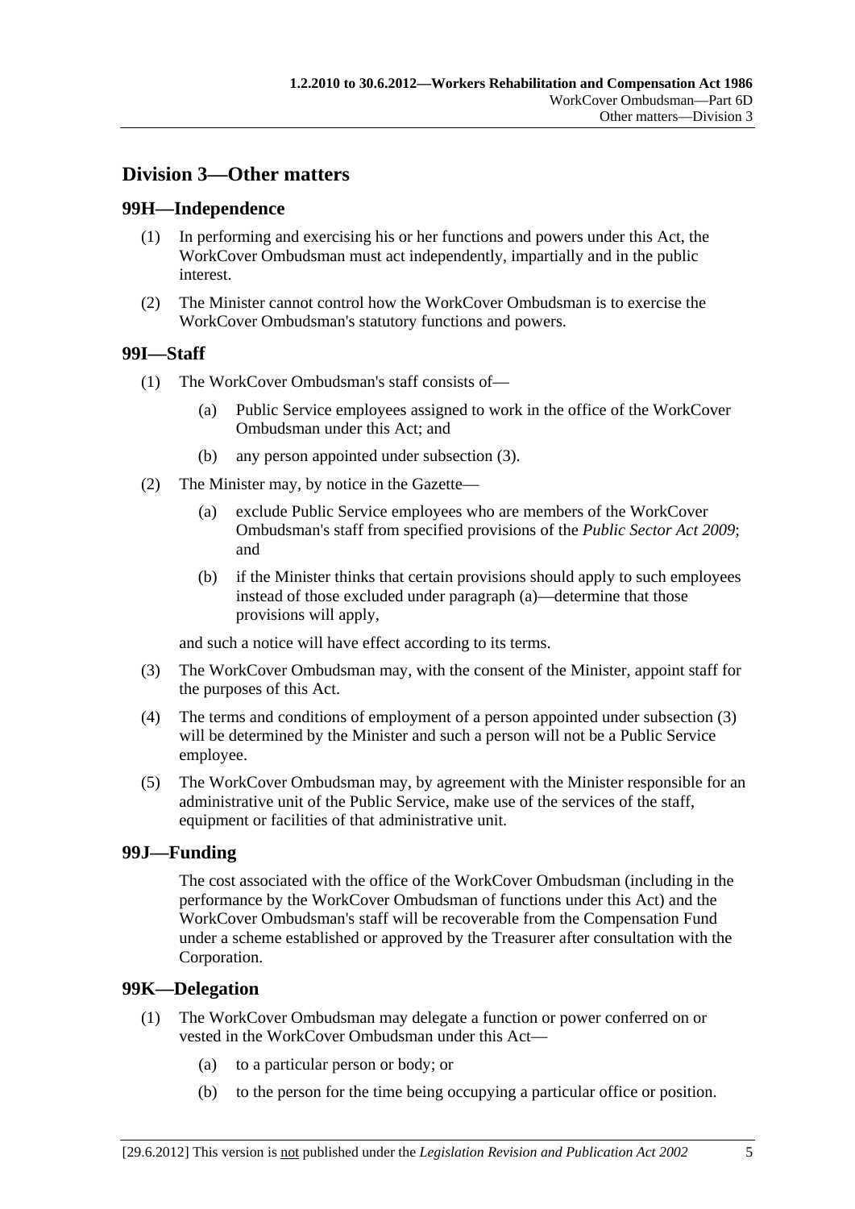## Division 3—Other matters

### 99H—Independence

(1) In performing and exercising his or her functions and powers under this Act, the WorkCover Ombudsman must act independently, impartially and in the public interest.

(2) The Minister cannot control how the WorkCover Ombudsman is to exercise the WorkCover Ombudsman's statutory functions and powers.

### 99I—Staff

(1) The WorkCover Ombudsman's staff consists of—

(a) Public Service employees assigned to work in the office of the WorkCover Ombudsman under this Act; and

(b) any person appointed under subsection (3).

(2) The Minister may, by notice in the Gazette—

(a) exclude Public Service employees who are members of the WorkCover Ombudsman's staff from specified provisions of the *Public Sector Act 2009*; and

(b) if the Minister thinks that certain provisions should apply to such employees instead of those excluded under paragraph (a)—determine that those provisions will apply,

and such a notice will have effect according to its terms.

(3) The WorkCover Ombudsman may, with the consent of the Minister, appoint staff for the purposes of this Act.

(4) The terms and conditions of employment of a person appointed under subsection (3) will be determined by the Minister and such a person will not be a Public Service employee.

(5) The WorkCover Ombudsman may, by agreement with the Minister responsible for an administrative unit of the Public Service, make use of the services of the staff, equipment or facilities of that administrative unit.

### 99J—Funding

The cost associated with the office of the WorkCover Ombudsman (including in the performance by the WorkCover Ombudsman of functions under this Act) and the WorkCover Ombudsman's staff will be recoverable from the Compensation Fund under a scheme established or approved by the Treasurer after consultation with the Corporation.

### 99K—Delegation

(1) The WorkCover Ombudsman may delegate a function or power conferred on or vested in the WorkCover Ombudsman under this Act—

(a) to a particular person or body; or

(b) to the person for the time being occupying a particular office or position.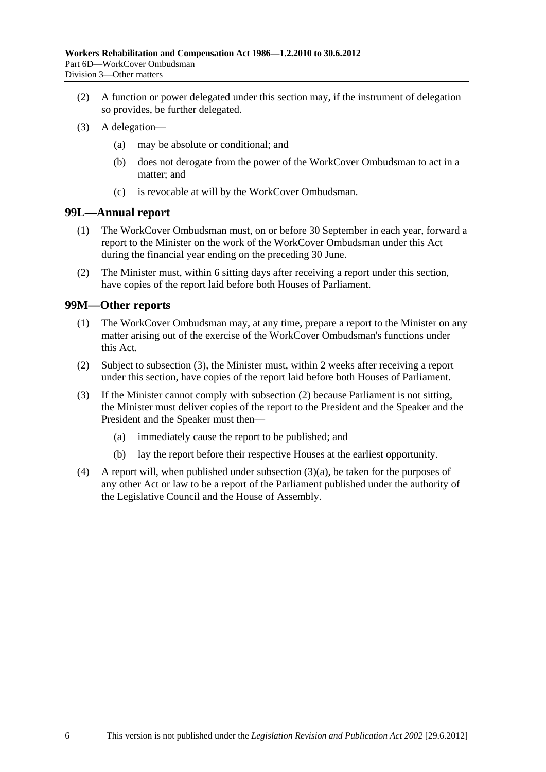(2) A function or power delegated under this section may, if the instrument of delegation so provides, be further delegated.

(3) A delegation—

(a) may be absolute or conditional; and

(b) does not derogate from the power of the WorkCover Ombudsman to act in a matter; and

(c) is revocable at will by the WorkCover Ombudsman.

## 99L—Annual report

(1) The WorkCover Ombudsman must, on or before 30 September in each year, forward a report to the Minister on the work of the WorkCover Ombudsman under this Act during the financial year ending on the preceding 30 June.

(2) The Minister must, within 6 sitting days after receiving a report under this section, have copies of the report laid before both Houses of Parliament.

## 99M—Other reports

(1) The WorkCover Ombudsman may, at any time, prepare a report to the Minister on any matter arising out of the exercise of the WorkCover Ombudsman's functions under this Act.

(2) Subject to subsection (3), the Minister must, within 2 weeks after receiving a report under this section, have copies of the report laid before both Houses of Parliament.

(3) If the Minister cannot comply with subsection (2) because Parliament is not sitting, the Minister must deliver copies of the report to the President and the Speaker and the President and the Speaker must then—

(a) immediately cause the report to be published; and

(b) lay the report before their respective Houses at the earliest opportunity.

(4) A report will, when published under subsection (3)(a), be taken for the purposes of any other Act or law to be a report of the Parliament published under the authority of the Legislative Council and the House of Assembly.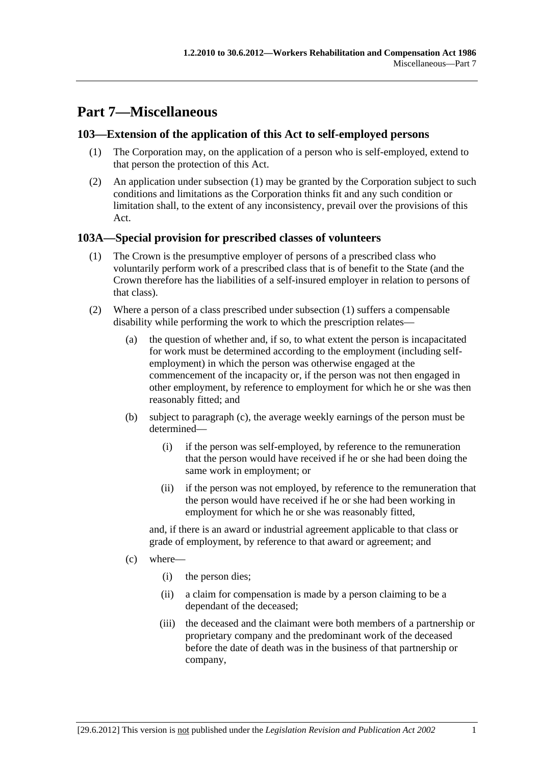# Part 7—Miscellaneous

## 103—Extension of the application of this Act to self-employed persons

(1) The Corporation may, on the application of a person who is self-employed, extend to that person the protection of this Act.

(2) An application under subsection (1) may be granted by the Corporation subject to such conditions and limitations as the Corporation thinks fit and any such condition or limitation shall, to the extent of any inconsistency, prevail over the provisions of this Act.

## 103A—Special provision for prescribed classes of volunteers

(1) The Crown is the presumptive employer of persons of a prescribed class who voluntarily perform work of a prescribed class that is of benefit to the State (and the Crown therefore has the liabilities of a self-insured employer in relation to persons of that class).

(2) Where a person of a class prescribed under subsection (1) suffers a compensable disability while performing the work to which the prescription relates—

(a) the question of whether and, if so, to what extent the person is incapacitated for work must be determined according to the employment (including self-employment) in which the person was otherwise engaged at the commencement of the incapacity or, if the person was not then engaged in other employment, by reference to employment for which he or she was then reasonably fitted; and

(b) subject to paragraph (c), the average weekly earnings of the person must be determined—

(i) if the person was self-employed, by reference to the remuneration that the person would have received if he or she had been doing the same work in employment; or

(ii) if the person was not employed, by reference to the remuneration that the person would have received if he or she had been working in employment for which he or she was reasonably fitted,

and, if there is an award or industrial agreement applicable to that class or grade of employment, by reference to that award or agreement; and

(c) where—

(i) the person dies;

(ii) a claim for compensation is made by a person claiming to be a dependant of the deceased;

(iii) the deceased and the claimant were both members of a partnership or proprietary company and the predominant work of the deceased before the date of death was in the business of that partnership or company,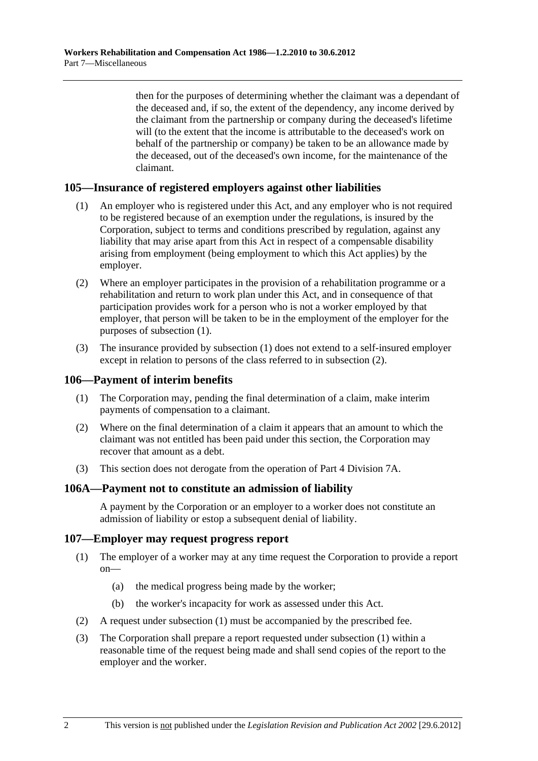then for the purposes of determining whether the claimant was a dependant of the deceased and, if so, the extent of the dependency, any income derived by the claimant from the partnership or company during the deceased's lifetime will (to the extent that the income is attributable to the deceased's work on behalf of the partnership or company) be taken to be an allowance made by the deceased, out of the deceased's own income, for the maintenance of the claimant.

## 105—Insurance of registered employers against other liabilities

(1) An employer who is registered under this Act, and any employer who is not required to be registered because of an exemption under the regulations, is insured by the Corporation, subject to terms and conditions prescribed by regulation, against any liability that may arise apart from this Act in respect of a compensable disability arising from employment (being employment to which this Act applies) by the employer.

(2) Where an employer participates in the provision of a rehabilitation programme or a rehabilitation and return to work plan under this Act, and in consequence of that participation provides work for a person who is not a worker employed by that employer, that person will be taken to be in the employment of the employer for the purposes of subsection (1).

(3) The insurance provided by subsection (1) does not extend to a self-insured employer except in relation to persons of the class referred to in subsection (2).

## 106—Payment of interim benefits

(1) The Corporation may, pending the final determination of a claim, make interim payments of compensation to a claimant.

(2) Where on the final determination of a claim it appears that an amount to which the claimant was not entitled has been paid under this section, the Corporation may recover that amount as a debt.

(3) This section does not derogate from the operation of Part 4 Division 7A.

## 106A—Payment not to constitute an admission of liability

A payment by the Corporation or an employer to a worker does not constitute an admission of liability or estop a subsequent denial of liability.

## 107—Employer may request progress report

(1) The employer of a worker may at any time request the Corporation to provide a report on—

(a) the medical progress being made by the worker;

(b) the worker's incapacity for work as assessed under this Act.

(2) A request under subsection (1) must be accompanied by the prescribed fee.

(3) The Corporation shall prepare a report requested under subsection (1) within a reasonable time of the request being made and shall send copies of the report to the employer and the worker.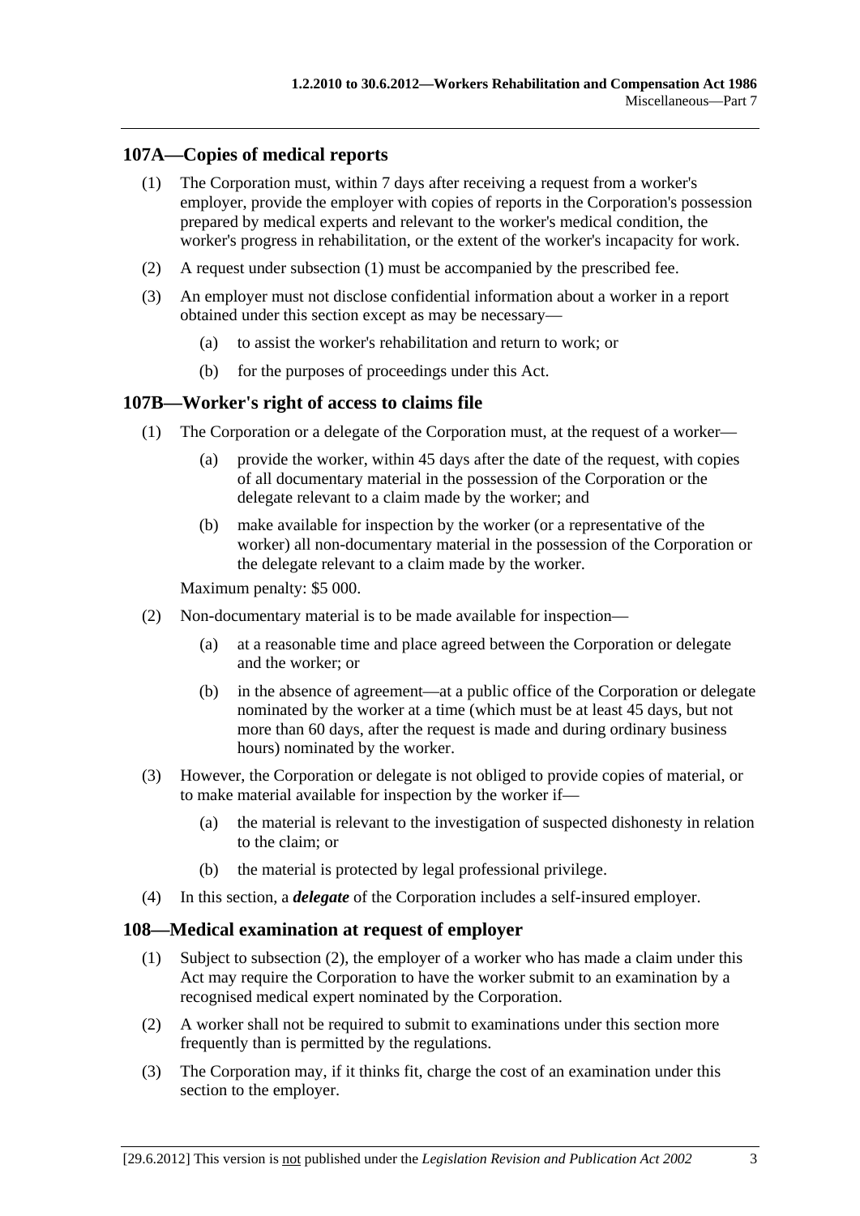## 107A—Copies of medical reports

(1) The Corporation must, within 7 days after receiving a request from a worker's employer, provide the employer with copies of reports in the Corporation's possession prepared by medical experts and relevant to the worker's medical condition, the worker's progress in rehabilitation, or the extent of the worker's incapacity for work.

(2) A request under subsection (1) must be accompanied by the prescribed fee.

(3) An employer must not disclose confidential information about a worker in a report obtained under this section except as may be necessary—

(a) to assist the worker's rehabilitation and return to work; or

(b) for the purposes of proceedings under this Act.

## 107B—Worker's right of access to claims file

(1) The Corporation or a delegate of the Corporation must, at the request of a worker—

(a) provide the worker, within 45 days after the date of the request, with copies of all documentary material in the possession of the Corporation or the delegate relevant to a claim made by the worker; and

(b) make available for inspection by the worker (or a representative of the worker) all non-documentary material in the possession of the Corporation or the delegate relevant to a claim made by the worker.

Maximum penalty: $5 000.

(2) Non-documentary material is to be made available for inspection—

(a) at a reasonable time and place agreed between the Corporation or delegate and the worker; or

(b) in the absence of agreement—at a public office of the Corporation or delegate nominated by the worker at a time (which must be at least 45 days, but not more than 60 days, after the request is made and during ordinary business hours) nominated by the worker.

(3) However, the Corporation or delegate is not obliged to provide copies of material, or to make material available for inspection by the worker if—

(a) the material is relevant to the investigation of suspected dishonesty in relation to the claim; or

(b) the material is protected by legal professional privilege.

(4) In this section, a ***delegate*** of the Corporation includes a self-insured employer.

## 108—Medical examination at request of employer

(1) Subject to subsection (2), the employer of a worker who has made a claim under this Act may require the Corporation to have the worker submit to an examination by a recognised medical expert nominated by the Corporation.

(2) A worker shall not be required to submit to examinations under this section more frequently than is permitted by the regulations.

(3) The Corporation may, if it thinks fit, charge the cost of an examination under this section to the employer.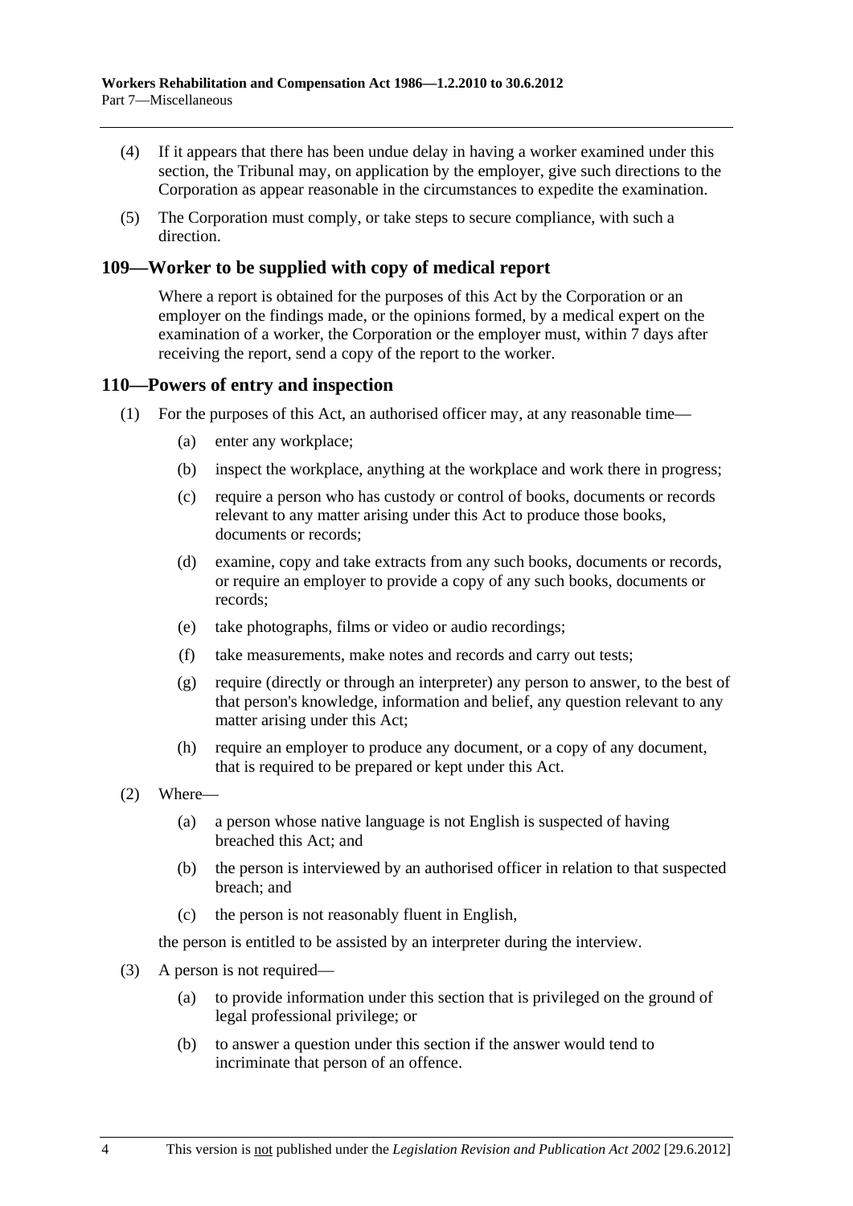(4) If it appears that there has been undue delay in having a worker examined under this section, the Tribunal may, on application by the employer, give such directions to the Corporation as appear reasonable in the circumstances to expedite the examination.

(5) The Corporation must comply, or take steps to secure compliance, with such a direction.

## 109—Worker to be supplied with copy of medical report

Where a report is obtained for the purposes of this Act by the Corporation or an employer on the findings made, or the opinions formed, by a medical expert on the examination of a worker, the Corporation or the employer must, within 7 days after receiving the report, send a copy of the report to the worker.

## 110—Powers of entry and inspection

(1) For the purposes of this Act, an authorised officer may, at any reasonable time—

(a) enter any workplace;

(b) inspect the workplace, anything at the workplace and work there in progress;

(c) require a person who has custody or control of books, documents or records relevant to any matter arising under this Act to produce those books, documents or records;

(d) examine, copy and take extracts from any such books, documents or records, or require an employer to provide a copy of any such books, documents or records;

(e) take photographs, films or video or audio recordings;

(f) take measurements, make notes and records and carry out tests;

(g) require (directly or through an interpreter) any person to answer, to the best of that person's knowledge, information and belief, any question relevant to any matter arising under this Act;

(h) require an employer to produce any document, or a copy of any document, that is required to be prepared or kept under this Act.

(2) Where—

(a) a person whose native language is not English is suspected of having breached this Act; and

(b) the person is interviewed by an authorised officer in relation to that suspected breach; and

(c) the person is not reasonably fluent in English,

the person is entitled to be assisted by an interpreter during the interview.

(3) A person is not required—

(a) to provide information under this section that is privileged on the ground of legal professional privilege; or

(b) to answer a question under this section if the answer would tend to incriminate that person of an offence.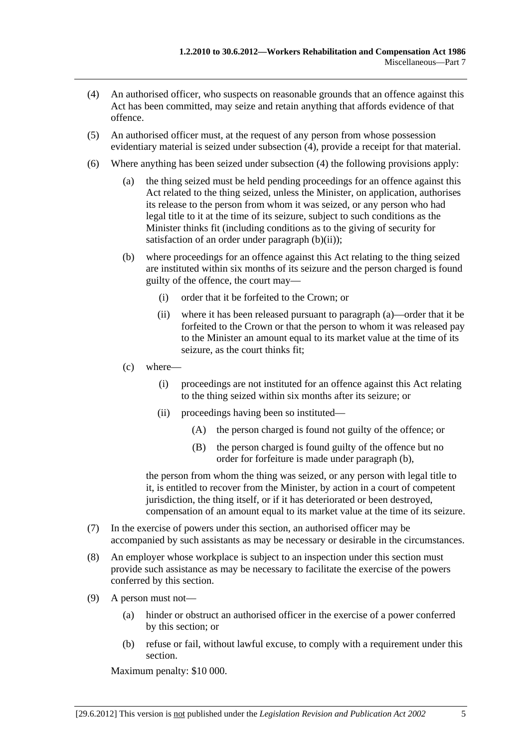(4) An authorised officer, who suspects on reasonable grounds that an offence against this Act has been committed, may seize and retain anything that affords evidence of that offence.

(5) An authorised officer must, at the request of any person from whose possession evidentiary material is seized under subsection (4), provide a receipt for that material.

(6) Where anything has been seized under subsection (4) the following provisions apply:

(a) the thing seized must be held pending proceedings for an offence against this Act related to the thing seized, unless the Minister, on application, authorises its release to the person from whom it was seized, or any person who had legal title to it at the time of its seizure, subject to such conditions as the Minister thinks fit (including conditions as to the giving of security for satisfaction of an order under paragraph (b)(ii));

(b) where proceedings for an offence against this Act relating to the thing seized are instituted within six months of its seizure and the person charged is found guilty of the offence, the court may—

(i) order that it be forfeited to the Crown; or

(ii) where it has been released pursuant to paragraph (a)—order that it be forfeited to the Crown or that the person to whom it was released pay to the Minister an amount equal to its market value at the time of its seizure, as the court thinks fit;

(c) where—

(i) proceedings are not instituted for an offence against this Act relating to the thing seized within six months after its seizure; or

(ii) proceedings having been so instituted—

(A) the person charged is found not guilty of the offence; or

(B) the person charged is found guilty of the offence but no order for forfeiture is made under paragraph (b),

the person from whom the thing was seized, or any person with legal title to it, is entitled to recover from the Minister, by action in a court of competent jurisdiction, the thing itself, or if it has deteriorated or been destroyed, compensation of an amount equal to its market value at the time of its seizure.

(7) In the exercise of powers under this section, an authorised officer may be accompanied by such assistants as may be necessary or desirable in the circumstances.

(8) An employer whose workplace is subject to an inspection under this section must provide such assistance as may be necessary to facilitate the exercise of the powers conferred by this section.

(9) A person must not—

(a) hinder or obstruct an authorised officer in the exercise of a power conferred by this section; or

(b) refuse or fail, without lawful excuse, to comply with a requirement under this section.

Maximum penalty: $10 000.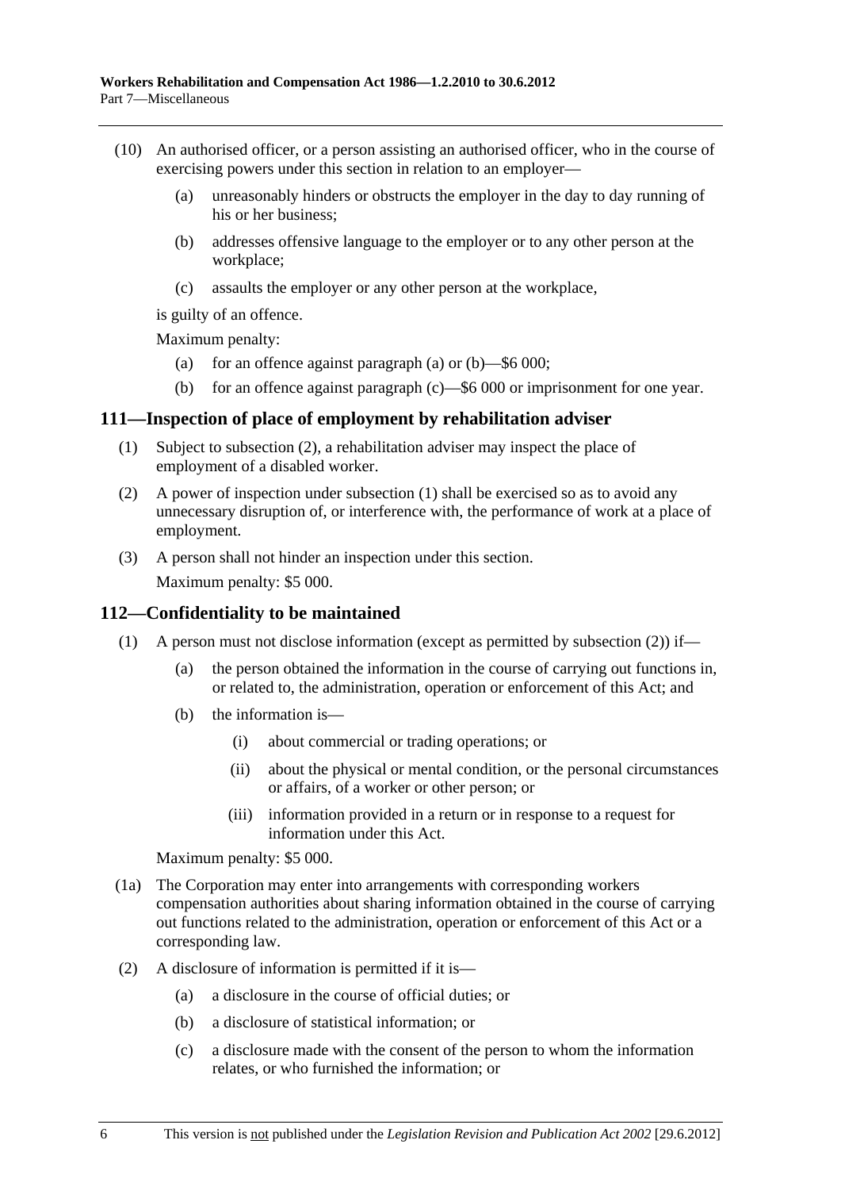(10) An authorised officer, or a person assisting an authorised officer, who in the course of exercising powers under this section in relation to an employer—

(a) unreasonably hinders or obstructs the employer in the day to day running of his or her business;

(b) addresses offensive language to the employer or to any other person at the workplace;

(c) assaults the employer or any other person at the workplace,

is guilty of an offence.

Maximum penalty:

(a) for an offence against paragraph (a) or (b)—$6 000;

(b) for an offence against paragraph (c)—$6 000 or imprisonment for one year.

## 111—Inspection of place of employment by rehabilitation adviser

(1) Subject to subsection (2), a rehabilitation adviser may inspect the place of employment of a disabled worker.

(2) A power of inspection under subsection (1) shall be exercised so as to avoid any unnecessary disruption of, or interference with, the performance of work at a place of employment.

(3) A person shall not hinder an inspection under this section.

Maximum penalty: $5 000.

## 112—Confidentiality to be maintained

(1) A person must not disclose information (except as permitted by subsection (2)) if—

(a) the person obtained the information in the course of carrying out functions in, or related to, the administration, operation or enforcement of this Act; and

(b) the information is—

(i) about commercial or trading operations; or

(ii) about the physical or mental condition, or the personal circumstances or affairs, of a worker or other person; or

(iii) information provided in a return or in response to a request for information under this Act.

Maximum penalty: $5 000.

(1a) The Corporation may enter into arrangements with corresponding workers compensation authorities about sharing information obtained in the course of carrying out functions related to the administration, operation or enforcement of this Act or a corresponding law.

(2) A disclosure of information is permitted if it is—

(a) a disclosure in the course of official duties; or

(b) a disclosure of statistical information; or

(c) a disclosure made with the consent of the person to whom the information relates, or who furnished the information; or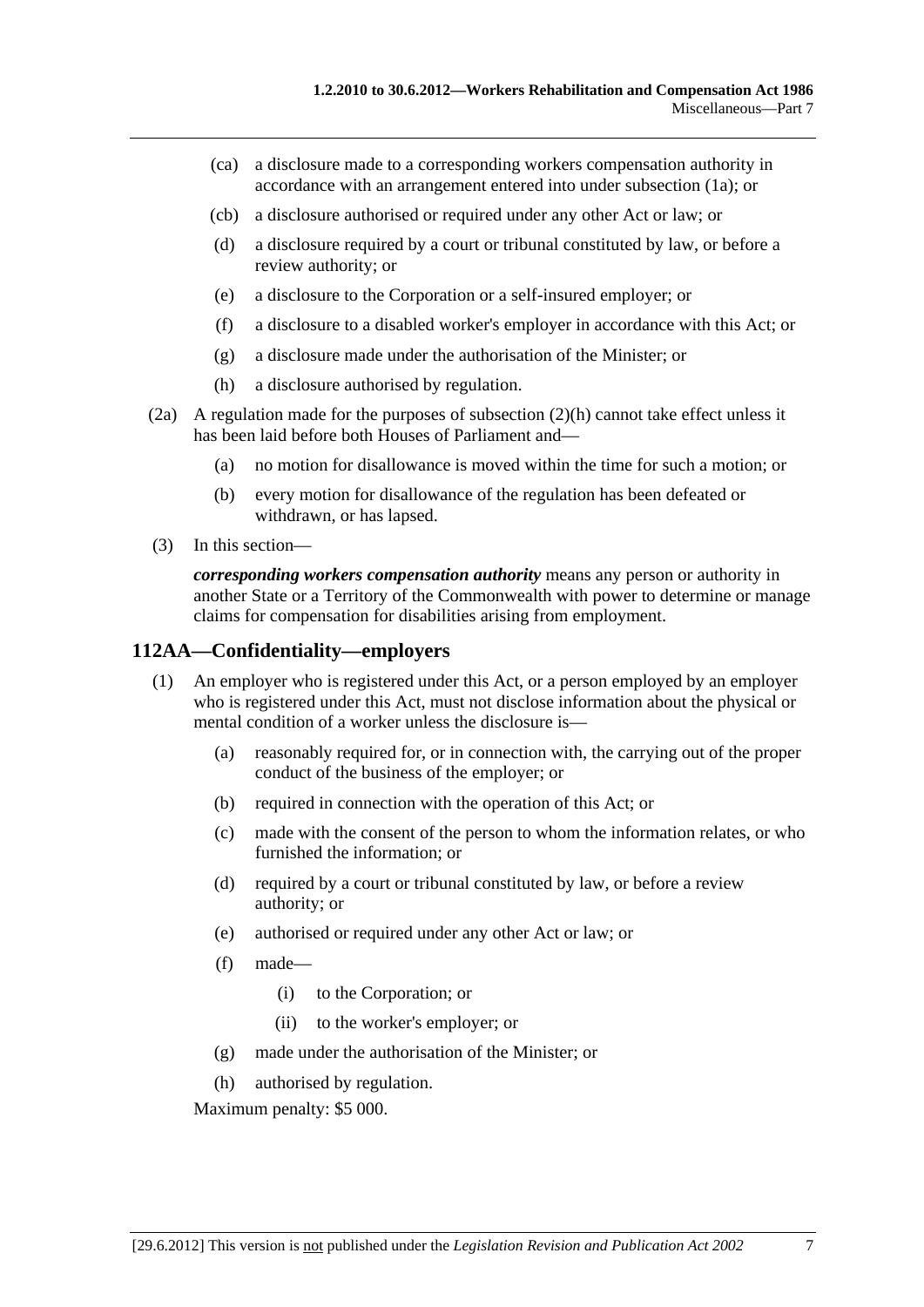(ca) a disclosure made to a corresponding workers compensation authority in accordance with an arrangement entered into under subsection (1a); or

(cb) a disclosure authorised or required under any other Act or law; or

(d) a disclosure required by a court or tribunal constituted by law, or before a review authority; or

(e) a disclosure to the Corporation or a self-insured employer; or

(f) a disclosure to a disabled worker's employer in accordance with this Act; or

(g) a disclosure made under the authorisation of the Minister; or

(h) a disclosure authorised by regulation.

(2a) A regulation made for the purposes of subsection (2)(h) cannot take effect unless it has been laid before both Houses of Parliament and—

(a) no motion for disallowance is moved within the time for such a motion; or

(b) every motion for disallowance of the regulation has been defeated or withdrawn, or has lapsed.

(3) In this section—

***corresponding workers compensation authority*** means any person or authority in another State or a Territory of the Commonwealth with power to determine or manage claims for compensation for disabilities arising from employment.

## 112AA—Confidentiality—employers

(1) An employer who is registered under this Act, or a person employed by an employer who is registered under this Act, must not disclose information about the physical or mental condition of a worker unless the disclosure is—

(a) reasonably required for, or in connection with, the carrying out of the proper conduct of the business of the employer; or

(b) required in connection with the operation of this Act; or

(c) made with the consent of the person to whom the information relates, or who furnished the information; or

(d) required by a court or tribunal constituted by law, or before a review authority; or

(e) authorised or required under any other Act or law; or

(f) made—

(i) to the Corporation; or

(ii) to the worker's employer; or

(g) made under the authorisation of the Minister; or

(h) authorised by regulation.

Maximum penalty: $5 000.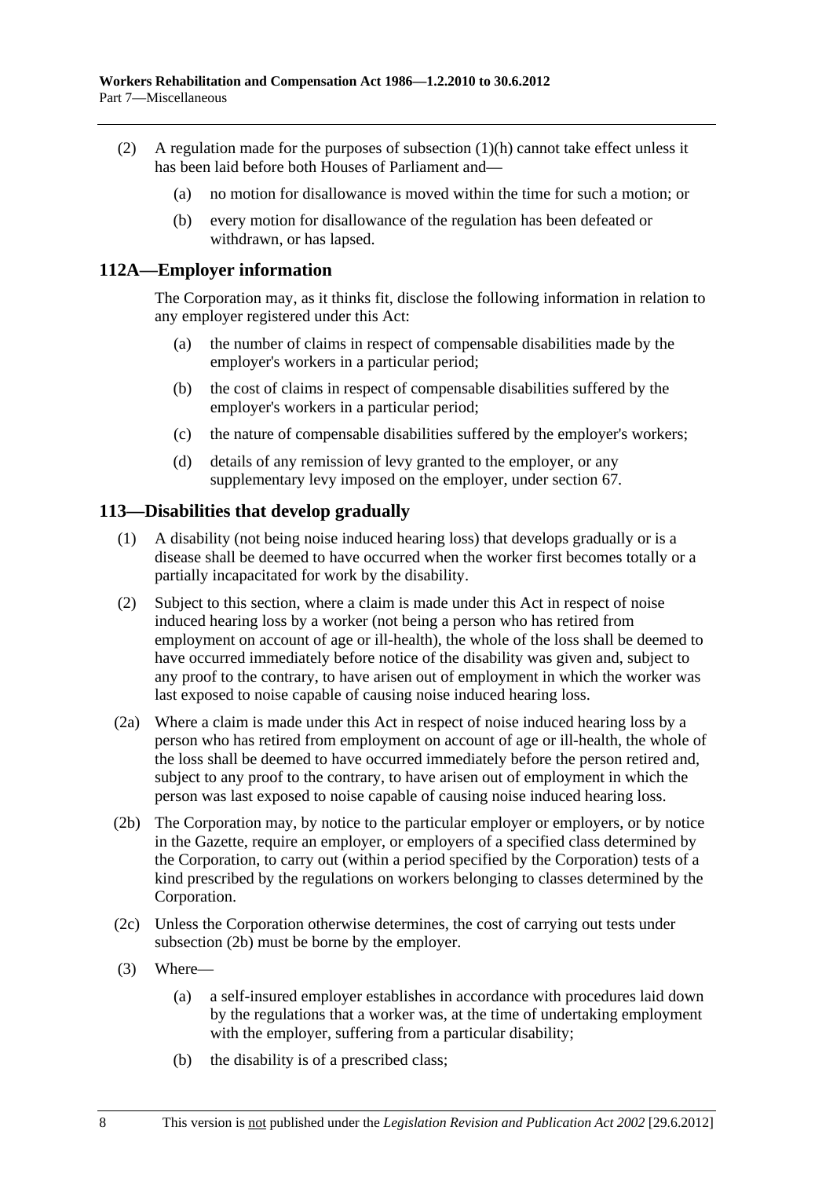(2) A regulation made for the purposes of subsection (1)(h) cannot take effect unless it has been laid before both Houses of Parliament and—

(a) no motion for disallowance is moved within the time for such a motion; or

(b) every motion for disallowance of the regulation has been defeated or withdrawn, or has lapsed.

## 112A—Employer information

The Corporation may, as it thinks fit, disclose the following information in relation to any employer registered under this Act:

(a) the number of claims in respect of compensable disabilities made by the employer's workers in a particular period;

(b) the cost of claims in respect of compensable disabilities suffered by the employer's workers in a particular period;

(c) the nature of compensable disabilities suffered by the employer's workers;

(d) details of any remission of levy granted to the employer, or any supplementary levy imposed on the employer, under section 67.

## 113—Disabilities that develop gradually

(1) A disability (not being noise induced hearing loss) that develops gradually or is a disease shall be deemed to have occurred when the worker first becomes totally or a partially incapacitated for work by the disability.

(2) Subject to this section, where a claim is made under this Act in respect of noise induced hearing loss by a worker (not being a person who has retired from employment on account of age or ill-health), the whole of the loss shall be deemed to have occurred immediately before notice of the disability was given and, subject to any proof to the contrary, to have arisen out of employment in which the worker was last exposed to noise capable of causing noise induced hearing loss.

(2a) Where a claim is made under this Act in respect of noise induced hearing loss by a person who has retired from employment on account of age or ill-health, the whole of the loss shall be deemed to have occurred immediately before the person retired and, subject to any proof to the contrary, to have arisen out of employment in which the person was last exposed to noise capable of causing noise induced hearing loss.

(2b) The Corporation may, by notice to the particular employer or employers, or by notice in the Gazette, require an employer, or employers of a specified class determined by the Corporation, to carry out (within a period specified by the Corporation) tests of a kind prescribed by the regulations on workers belonging to classes determined by the Corporation.

(2c) Unless the Corporation otherwise determines, the cost of carrying out tests under subsection (2b) must be borne by the employer.

(3) Where—

(a) a self-insured employer establishes in accordance with procedures laid down by the regulations that a worker was, at the time of undertaking employment with the employer, suffering from a particular disability;

(b) the disability is of a prescribed class;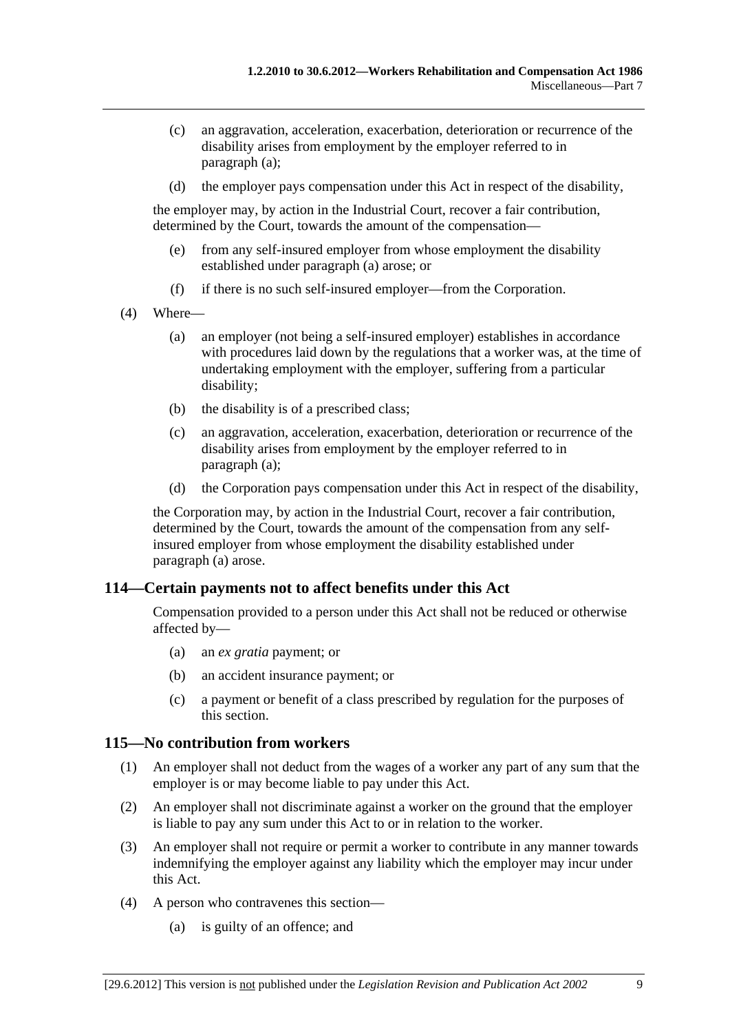(c) an aggravation, acceleration, exacerbation, deterioration or recurrence of the disability arises from employment by the employer referred to in paragraph (a);

(d) the employer pays compensation under this Act in respect of the disability,

the employer may, by action in the Industrial Court, recover a fair contribution, determined by the Court, towards the amount of the compensation—

(e) from any self-insured employer from whose employment the disability established under paragraph (a) arose; or

(f) if there is no such self-insured employer—from the Corporation.

(4) Where—

(a) an employer (not being a self-insured employer) establishes in accordance with procedures laid down by the regulations that a worker was, at the time of undertaking employment with the employer, suffering from a particular disability;

(b) the disability is of a prescribed class;

(c) an aggravation, acceleration, exacerbation, deterioration or recurrence of the disability arises from employment by the employer referred to in paragraph (a);

(d) the Corporation pays compensation under this Act in respect of the disability,

the Corporation may, by action in the Industrial Court, recover a fair contribution, determined by the Court, towards the amount of the compensation from any self-insured employer from whose employment the disability established under paragraph (a) arose.

## 114—Certain payments not to affect benefits under this Act

Compensation provided to a person under this Act shall not be reduced or otherwise affected by—

(a) an *ex gratia* payment; or

(b) an accident insurance payment; or

(c) a payment or benefit of a class prescribed by regulation for the purposes of this section.

## 115—No contribution from workers

(1) An employer shall not deduct from the wages of a worker any part of any sum that the employer is or may become liable to pay under this Act.

(2) An employer shall not discriminate against a worker on the ground that the employer is liable to pay any sum under this Act to or in relation to the worker.

(3) An employer shall not require or permit a worker to contribute in any manner towards indemnifying the employer against any liability which the employer may incur under this Act.

(4) A person who contravenes this section—

(a) is guilty of an offence; and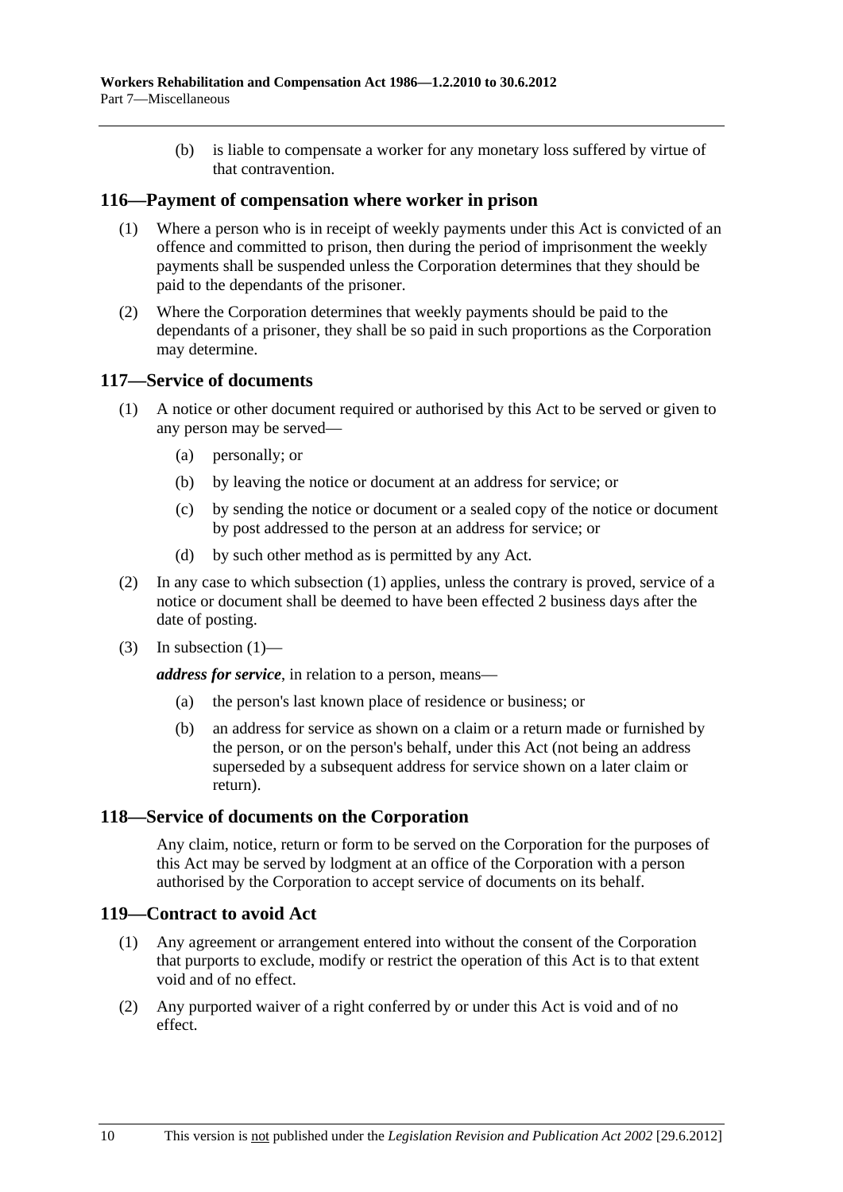(b) is liable to compensate a worker for any monetary loss suffered by virtue of that contravention.

## 116—Payment of compensation where worker in prison

(1) Where a person who is in receipt of weekly payments under this Act is convicted of an offence and committed to prison, then during the period of imprisonment the weekly payments shall be suspended unless the Corporation determines that they should be paid to the dependants of the prisoner.

(2) Where the Corporation determines that weekly payments should be paid to the dependants of a prisoner, they shall be so paid in such proportions as the Corporation may determine.

## 117—Service of documents

(1) A notice or other document required or authorised by this Act to be served or given to any person may be served—

(a) personally; or

(b) by leaving the notice or document at an address for service; or

(c) by sending the notice or document or a sealed copy of the notice or document by post addressed to the person at an address for service; or

(d) by such other method as is permitted by any Act.

(2) In any case to which subsection (1) applies, unless the contrary is proved, service of a notice or document shall be deemed to have been effected 2 business days after the date of posting.

(3) In subsection (1)—

***address for service***, in relation to a person, means—

(a) the person's last known place of residence or business; or

(b) an address for service as shown on a claim or a return made or furnished by the person, or on the person's behalf, under this Act (not being an address superseded by a subsequent address for service shown on a later claim or return).

## 118—Service of documents on the Corporation

Any claim, notice, return or form to be served on the Corporation for the purposes of this Act may be served by lodgment at an office of the Corporation with a person authorised by the Corporation to accept service of documents on its behalf.

## 119—Contract to avoid Act

(1) Any agreement or arrangement entered into without the consent of the Corporation that purports to exclude, modify or restrict the operation of this Act is to that extent void and of no effect.

(2) Any purported waiver of a right conferred by or under this Act is void and of no effect.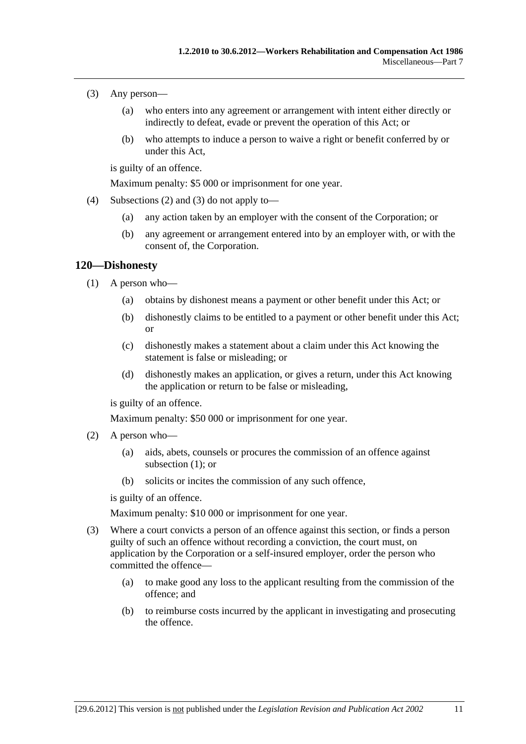(3) Any person—

(a) who enters into any agreement or arrangement with intent either directly or indirectly to defeat, evade or prevent the operation of this Act; or

(b) who attempts to induce a person to waive a right or benefit conferred by or under this Act,

is guilty of an offence.

Maximum penalty: $5 000 or imprisonment for one year.

(4) Subsections (2) and (3) do not apply to—

(a) any action taken by an employer with the consent of the Corporation; or

(b) any agreement or arrangement entered into by an employer with, or with the consent of, the Corporation.

## 120—Dishonesty

(1) A person who—

(a) obtains by dishonest means a payment or other benefit under this Act; or

(b) dishonestly claims to be entitled to a payment or other benefit under this Act; or

(c) dishonestly makes a statement about a claim under this Act knowing the statement is false or misleading; or

(d) dishonestly makes an application, or gives a return, under this Act knowing the application or return to be false or misleading,

is guilty of an offence.

Maximum penalty: $50 000 or imprisonment for one year.

(2) A person who—

(a) aids, abets, counsels or procures the commission of an offence against subsection (1); or

(b) solicits or incites the commission of any such offence,

is guilty of an offence.

Maximum penalty: $10 000 or imprisonment for one year.

(3) Where a court convicts a person of an offence against this section, or finds a person guilty of such an offence without recording a conviction, the court must, on application by the Corporation or a self-insured employer, order the person who committed the offence—

(a) to make good any loss to the applicant resulting from the commission of the offence; and

(b) to reimburse costs incurred by the applicant in investigating and prosecuting the offence.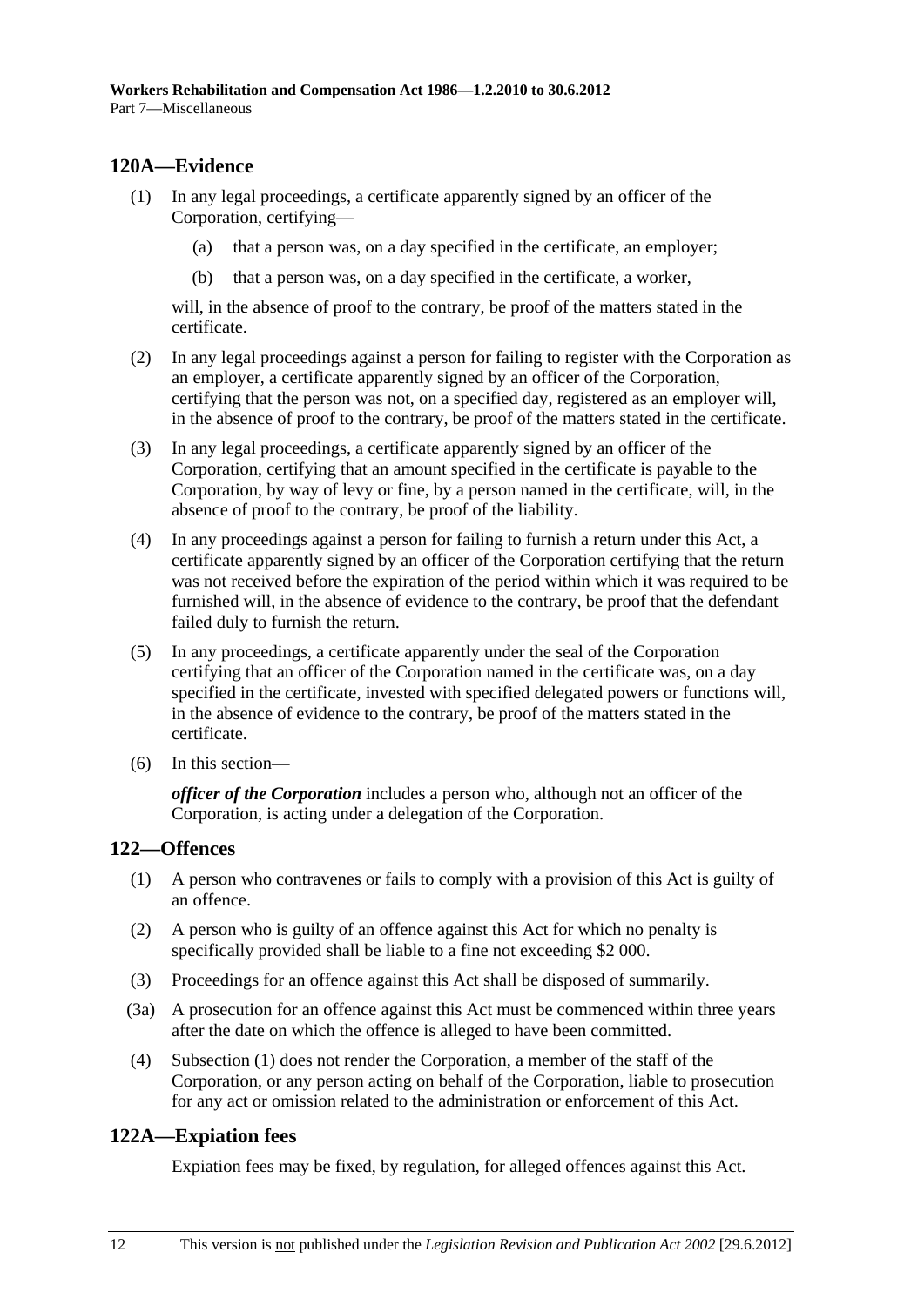## 120A—Evidence

(1) In any legal proceedings, a certificate apparently signed by an officer of the Corporation, certifying—

(a) that a person was, on a day specified in the certificate, an employer;

(b) that a person was, on a day specified in the certificate, a worker,

will, in the absence of proof to the contrary, be proof of the matters stated in the certificate.

(2) In any legal proceedings against a person for failing to register with the Corporation as an employer, a certificate apparently signed by an officer of the Corporation, certifying that the person was not, on a specified day, registered as an employer will, in the absence of proof to the contrary, be proof of the matters stated in the certificate.

(3) In any legal proceedings, a certificate apparently signed by an officer of the Corporation, certifying that an amount specified in the certificate is payable to the Corporation, by way of levy or fine, by a person named in the certificate, will, in the absence of proof to the contrary, be proof of the liability.

(4) In any proceedings against a person for failing to furnish a return under this Act, a certificate apparently signed by an officer of the Corporation certifying that the return was not received before the expiration of the period within which it was required to be furnished will, in the absence of evidence to the contrary, be proof that the defendant failed duly to furnish the return.

(5) In any proceedings, a certificate apparently under the seal of the Corporation certifying that an officer of the Corporation named in the certificate was, on a day specified in the certificate, invested with specified delegated powers or functions will, in the absence of evidence to the contrary, be proof of the matters stated in the certificate.

(6) In this section—

***officer of the Corporation*** includes a person who, although not an officer of the Corporation, is acting under a delegation of the Corporation.

## 122—Offences

(1) A person who contravenes or fails to comply with a provision of this Act is guilty of an offence.

(2) A person who is guilty of an offence against this Act for which no penalty is specifically provided shall be liable to a fine not exceeding $2 000.

(3) Proceedings for an offence against this Act shall be disposed of summarily.

(3a) A prosecution for an offence against this Act must be commenced within three years after the date on which the offence is alleged to have been committed.

(4) Subsection (1) does not render the Corporation, a member of the staff of the Corporation, or any person acting on behalf of the Corporation, liable to prosecution for any act or omission related to the administration or enforcement of this Act.

## 122A—Expiation fees

Expiation fees may be fixed, by regulation, for alleged offences against this Act.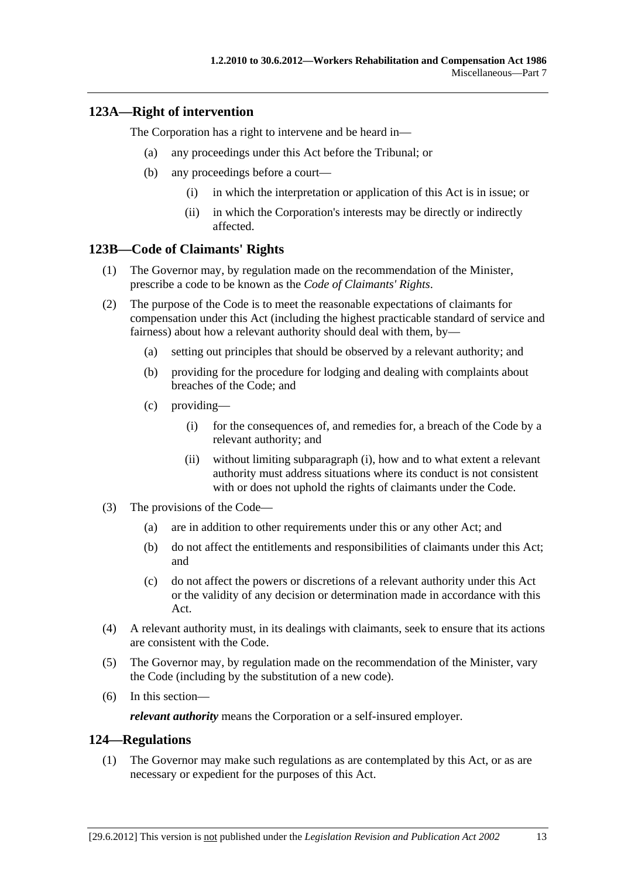## 123A—Right of intervention

The Corporation has a right to intervene and be heard in—

(a) any proceedings under this Act before the Tribunal; or

(b) any proceedings before a court—

(i) in which the interpretation or application of this Act is in issue; or

(ii) in which the Corporation's interests may be directly or indirectly affected.

## 123B—Code of Claimants' Rights

(1) The Governor may, by regulation made on the recommendation of the Minister, prescribe a code to be known as the *Code of Claimants' Rights*.

(2) The purpose of the Code is to meet the reasonable expectations of claimants for compensation under this Act (including the highest practicable standard of service and fairness) about how a relevant authority should deal with them, by—

(a) setting out principles that should be observed by a relevant authority; and

(b) providing for the procedure for lodging and dealing with complaints about breaches of the Code; and

(c) providing—

(i) for the consequences of, and remedies for, a breach of the Code by a relevant authority; and

(ii) without limiting subparagraph (i), how and to what extent a relevant authority must address situations where its conduct is not consistent with or does not uphold the rights of claimants under the Code.

(3) The provisions of the Code—

(a) are in addition to other requirements under this or any other Act; and

(b) do not affect the entitlements and responsibilities of claimants under this Act; and

(c) do not affect the powers or discretions of a relevant authority under this Act or the validity of any decision or determination made in accordance with this Act.

(4) A relevant authority must, in its dealings with claimants, seek to ensure that its actions are consistent with the Code.

(5) The Governor may, by regulation made on the recommendation of the Minister, vary the Code (including by the substitution of a new code).

(6) In this section—

***relevant authority*** means the Corporation or a self-insured employer.

## 124—Regulations

(1) The Governor may make such regulations as are contemplated by this Act, or as are necessary or expedient for the purposes of this Act.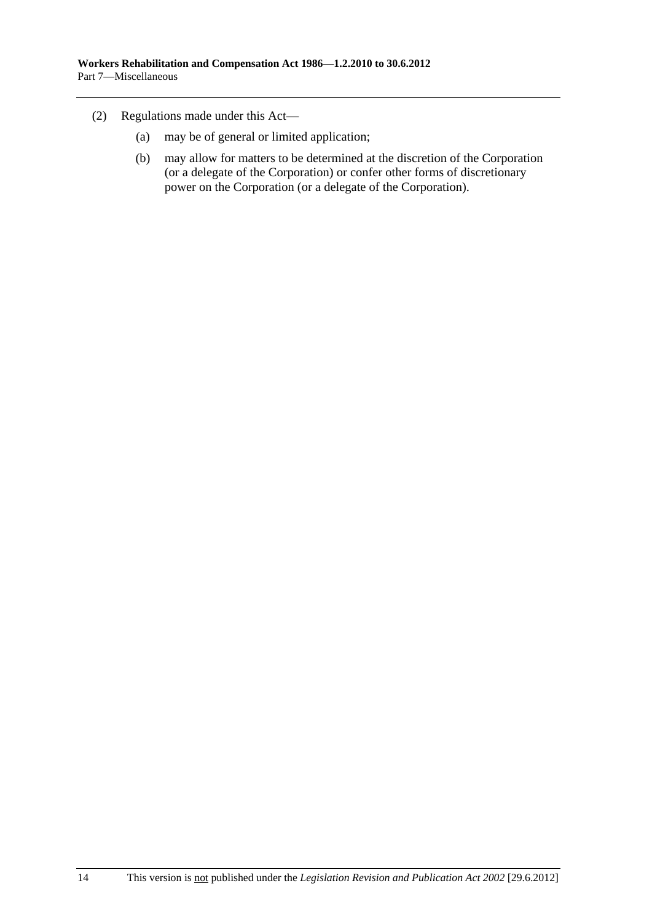(2) Regulations made under this Act—

(a) may be of general or limited application;

(b) may allow for matters to be determined at the discretion of the Corporation (or a delegate of the Corporation) or confer other forms of discretionary power on the Corporation (or a delegate of the Corporation).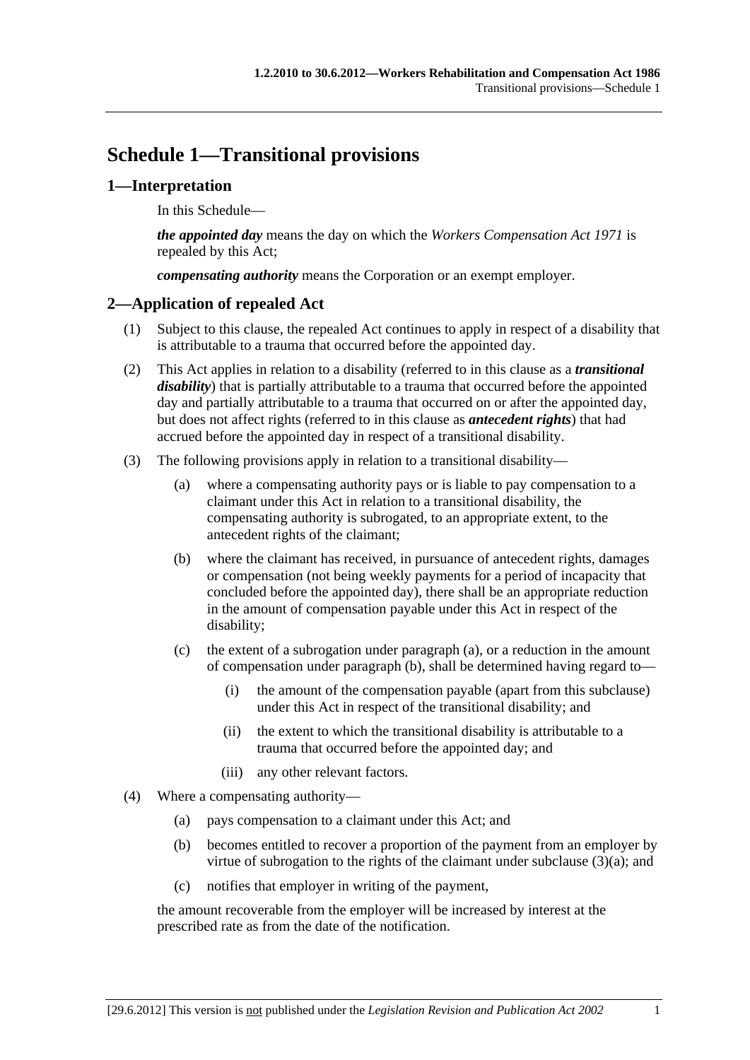# Schedule 1—Transitional provisions

## 1—Interpretation

In this Schedule—

***the appointed day*** means the day on which the *Workers Compensation Act 1971* is repealed by this Act;

***compensating authority*** means the Corporation or an exempt employer.

## 2—Application of repealed Act

(1) Subject to this clause, the repealed Act continues to apply in respect of a disability that is attributable to a trauma that occurred before the appointed day.

(2) This Act applies in relation to a disability (referred to in this clause as a ***transitional disability***) that is partially attributable to a trauma that occurred before the appointed day and partially attributable to a trauma that occurred on or after the appointed day, but does not affect rights (referred to in this clause as ***antecedent rights***) that had accrued before the appointed day in respect of a transitional disability.

(3) The following provisions apply in relation to a transitional disability—

- (a) where a compensating authority pays or is liable to pay compensation to a claimant under this Act in relation to a transitional disability, the compensating authority is subrogated, to an appropriate extent, to the antecedent rights of the claimant;
- (b) where the claimant has received, in pursuance of antecedent rights, damages or compensation (not being weekly payments for a period of incapacity that concluded before the appointed day), there shall be an appropriate reduction in the amount of compensation payable under this Act in respect of the disability;
- (c) the extent of a subrogation under paragraph (a), or a reduction in the amount of compensation under paragraph (b), shall be determined having regard to—
  - (i) the amount of the compensation payable (apart from this subclause) under this Act in respect of the transitional disability; and
  - (ii) the extent to which the transitional disability is attributable to a trauma that occurred before the appointed day; and
  - (iii) any other relevant factors.

(4) Where a compensating authority—

- (a) pays compensation to a claimant under this Act; and
- (b) becomes entitled to recover a proportion of the payment from an employer by virtue of subrogation to the rights of the claimant under subclause (3)(a); and
- (c) notifies that employer in writing of the payment,

the amount recoverable from the employer will be increased by interest at the prescribed rate as from the date of the notification.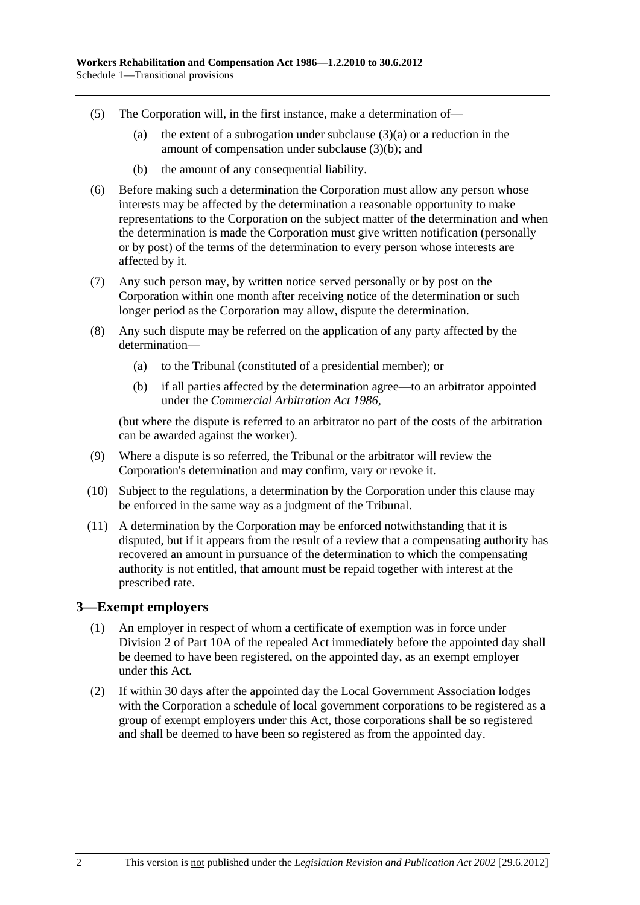(5) The Corporation will, in the first instance, make a determination of—

  (a) the extent of a subrogation under subclause (3)(a) or a reduction in the amount of compensation under subclause (3)(b); and

  (b) the amount of any consequential liability.

(6) Before making such a determination the Corporation must allow any person whose interests may be affected by the determination a reasonable opportunity to make representations to the Corporation on the subject matter of the determination and when the determination is made the Corporation must give written notification (personally or by post) of the terms of the determination to every person whose interests are affected by it.

(7) Any such person may, by written notice served personally or by post on the Corporation within one month after receiving notice of the determination or such longer period as the Corporation may allow, dispute the determination.

(8) Any such dispute may be referred on the application of any party affected by the determination—

  (a) to the Tribunal (constituted of a presidential member); or

  (b) if all parties affected by the determination agree—to an arbitrator appointed under the *Commercial Arbitration Act 1986*,

(but where the dispute is referred to an arbitrator no part of the costs of the arbitration can be awarded against the worker).

(9) Where a dispute is so referred, the Tribunal or the arbitrator will review the Corporation's determination and may confirm, vary or revoke it.

(10) Subject to the regulations, a determination by the Corporation under this clause may be enforced in the same way as a judgment of the Tribunal.

(11) A determination by the Corporation may be enforced notwithstanding that it is disputed, but if it appears from the result of a review that a compensating authority has recovered an amount in pursuance of the determination to which the compensating authority is not entitled, that amount must be repaid together with interest at the prescribed rate.

## 3—Exempt employers

(1) An employer in respect of whom a certificate of exemption was in force under Division 2 of Part 10A of the repealed Act immediately before the appointed day shall be deemed to have been registered, on the appointed day, as an exempt employer under this Act.

(2) If within 30 days after the appointed day the Local Government Association lodges with the Corporation a schedule of local government corporations to be registered as a group of exempt employers under this Act, those corporations shall be so registered and shall be deemed to have been so registered as from the appointed day.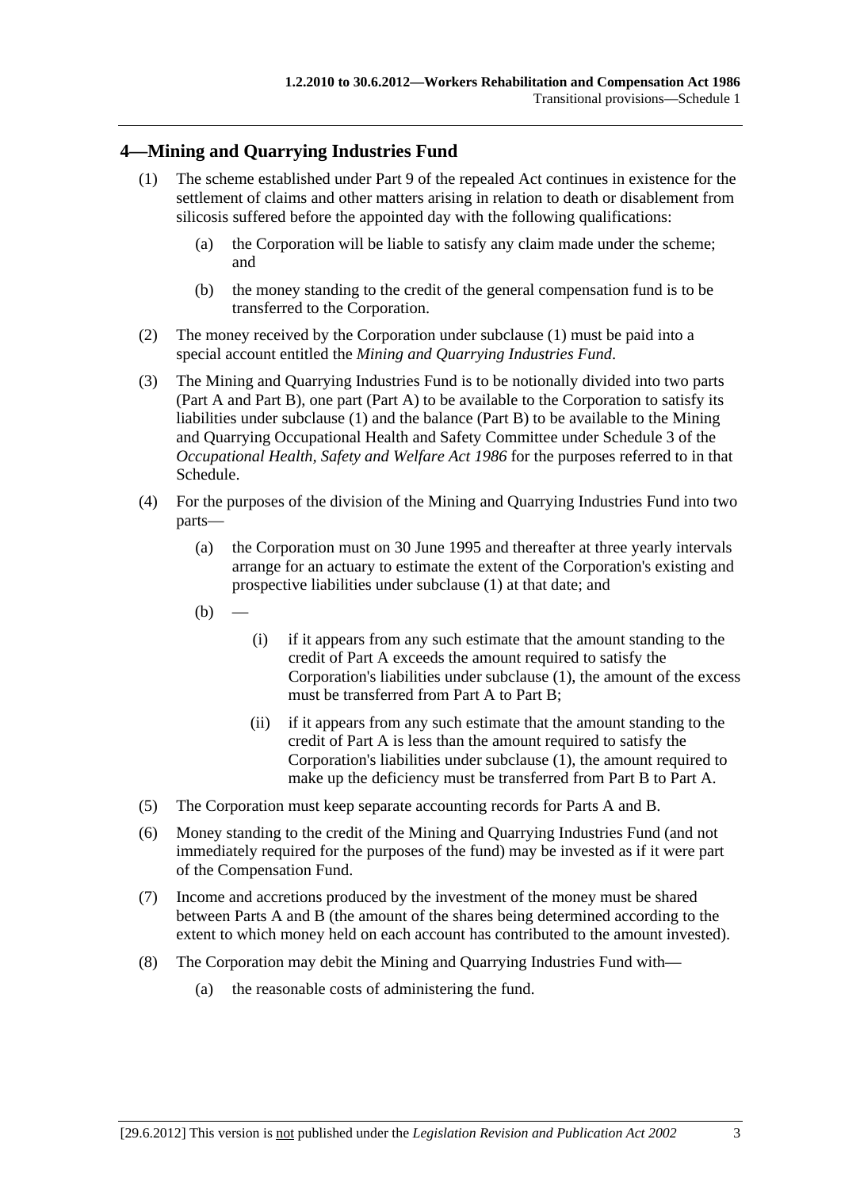## 4—Mining and Quarrying Industries Fund

(1) The scheme established under Part 9 of the repealed Act continues in existence for the settlement of claims and other matters arising in relation to death or disablement from silicosis suffered before the appointed day with the following qualifications:

(a) the Corporation will be liable to satisfy any claim made under the scheme; and

(b) the money standing to the credit of the general compensation fund is to be transferred to the Corporation.

(2) The money received by the Corporation under subclause (1) must be paid into a special account entitled the *Mining and Quarrying Industries Fund*.

(3) The Mining and Quarrying Industries Fund is to be notionally divided into two parts (Part A and Part B), one part (Part A) to be available to the Corporation to satisfy its liabilities under subclause (1) and the balance (Part B) to be available to the Mining and Quarrying Occupational Health and Safety Committee under Schedule 3 of the *Occupational Health, Safety and Welfare Act 1986* for the purposes referred to in that Schedule.

(4) For the purposes of the division of the Mining and Quarrying Industries Fund into two parts—

(a) the Corporation must on 30 June 1995 and thereafter at three yearly intervals arrange for an actuary to estimate the extent of the Corporation's existing and prospective liabilities under subclause (1) at that date; and

(b) —

(i) if it appears from any such estimate that the amount standing to the credit of Part A exceeds the amount required to satisfy the Corporation's liabilities under subclause (1), the amount of the excess must be transferred from Part A to Part B;

(ii) if it appears from any such estimate that the amount standing to the credit of Part A is less than the amount required to satisfy the Corporation's liabilities under subclause (1), the amount required to make up the deficiency must be transferred from Part B to Part A.

(5) The Corporation must keep separate accounting records for Parts A and B.

(6) Money standing to the credit of the Mining and Quarrying Industries Fund (and not immediately required for the purposes of the fund) may be invested as if it were part of the Compensation Fund.

(7) Income and accretions produced by the investment of the money must be shared between Parts A and B (the amount of the shares being determined according to the extent to which money held on each account has contributed to the amount invested).

(8) The Corporation may debit the Mining and Quarrying Industries Fund with—

(a) the reasonable costs of administering the fund.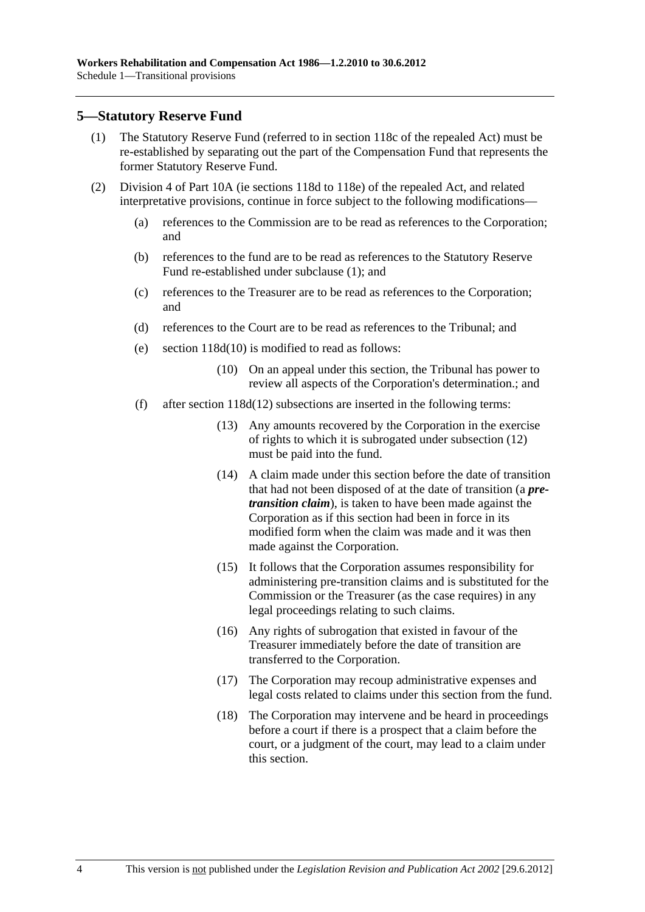## 5—Statutory Reserve Fund

(1) The Statutory Reserve Fund (referred to in section 118c of the repealed Act) must be re-established by separating out the part of the Compensation Fund that represents the former Statutory Reserve Fund.

(2) Division 4 of Part 10A (ie sections 118d to 118e) of the repealed Act, and related interpretative provisions, continue in force subject to the following modifications—

(a) references to the Commission are to be read as references to the Corporation; and

(b) references to the fund are to be read as references to the Statutory Reserve Fund re-established under subclause (1); and

(c) references to the Treasurer are to be read as references to the Corporation; and

(d) references to the Court are to be read as references to the Tribunal; and

(e) section 118d(10) is modified to read as follows:

> (10) On an appeal under this section, the Tribunal has power to review all aspects of the Corporation's determination.; and

(f) after section 118d(12) subsections are inserted in the following terms:

> (13) Any amounts recovered by the Corporation in the exercise of rights to which it is subrogated under subsection (12) must be paid into the fund.
>
> (14) A claim made under this section before the date of transition that had not been disposed of at the date of transition (a ***pre-transition claim***), is taken to have been made against the Corporation as if this section had been in force in its modified form when the claim was made and it was then made against the Corporation.
>
> (15) It follows that the Corporation assumes responsibility for administering pre-transition claims and is substituted for the Commission or the Treasurer (as the case requires) in any legal proceedings relating to such claims.
>
> (16) Any rights of subrogation that existed in favour of the Treasurer immediately before the date of transition are transferred to the Corporation.
>
> (17) The Corporation may recoup administrative expenses and legal costs related to claims under this section from the fund.
>
> (18) The Corporation may intervene and be heard in proceedings before a court if there is a prospect that a claim before the court, or a judgment of the court, may lead to a claim under this section.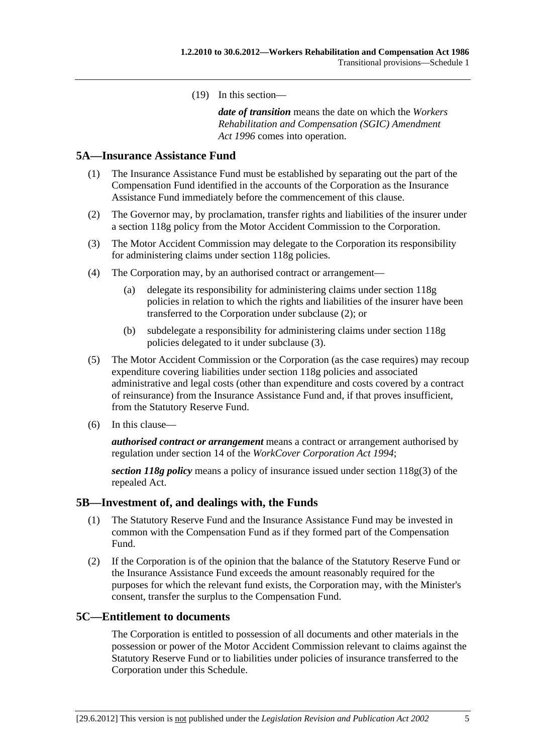(19) In this section—

***date of transition*** means the date on which the *Workers Rehabilitation and Compensation (SGIC) Amendment Act 1996* comes into operation.

## 5A—Insurance Assistance Fund

(1) The Insurance Assistance Fund must be established by separating out the part of the Compensation Fund identified in the accounts of the Corporation as the Insurance Assistance Fund immediately before the commencement of this clause.

(2) The Governor may, by proclamation, transfer rights and liabilities of the insurer under a section 118g policy from the Motor Accident Commission to the Corporation.

(3) The Motor Accident Commission may delegate to the Corporation its responsibility for administering claims under section 118g policies.

(4) The Corporation may, by an authorised contract or arrangement—

(a) delegate its responsibility for administering claims under section 118g policies in relation to which the rights and liabilities of the insurer have been transferred to the Corporation under subclause (2); or

(b) subdelegate a responsibility for administering claims under section 118g policies delegated to it under subclause (3).

(5) The Motor Accident Commission or the Corporation (as the case requires) may recoup expenditure covering liabilities under section 118g policies and associated administrative and legal costs (other than expenditure and costs covered by a contract of reinsurance) from the Insurance Assistance Fund and, if that proves insufficient, from the Statutory Reserve Fund.

(6) In this clause—

***authorised contract or arrangement*** means a contract or arrangement authorised by regulation under section 14 of the *WorkCover Corporation Act 1994*;

***section 118g policy*** means a policy of insurance issued under section 118g(3) of the repealed Act.

## 5B—Investment of, and dealings with, the Funds

(1) The Statutory Reserve Fund and the Insurance Assistance Fund may be invested in common with the Compensation Fund as if they formed part of the Compensation Fund.

(2) If the Corporation is of the opinion that the balance of the Statutory Reserve Fund or the Insurance Assistance Fund exceeds the amount reasonably required for the purposes for which the relevant fund exists, the Corporation may, with the Minister's consent, transfer the surplus to the Compensation Fund.

## 5C—Entitlement to documents

The Corporation is entitled to possession of all documents and other materials in the possession or power of the Motor Accident Commission relevant to claims against the Statutory Reserve Fund or to liabilities under policies of insurance transferred to the Corporation under this Schedule.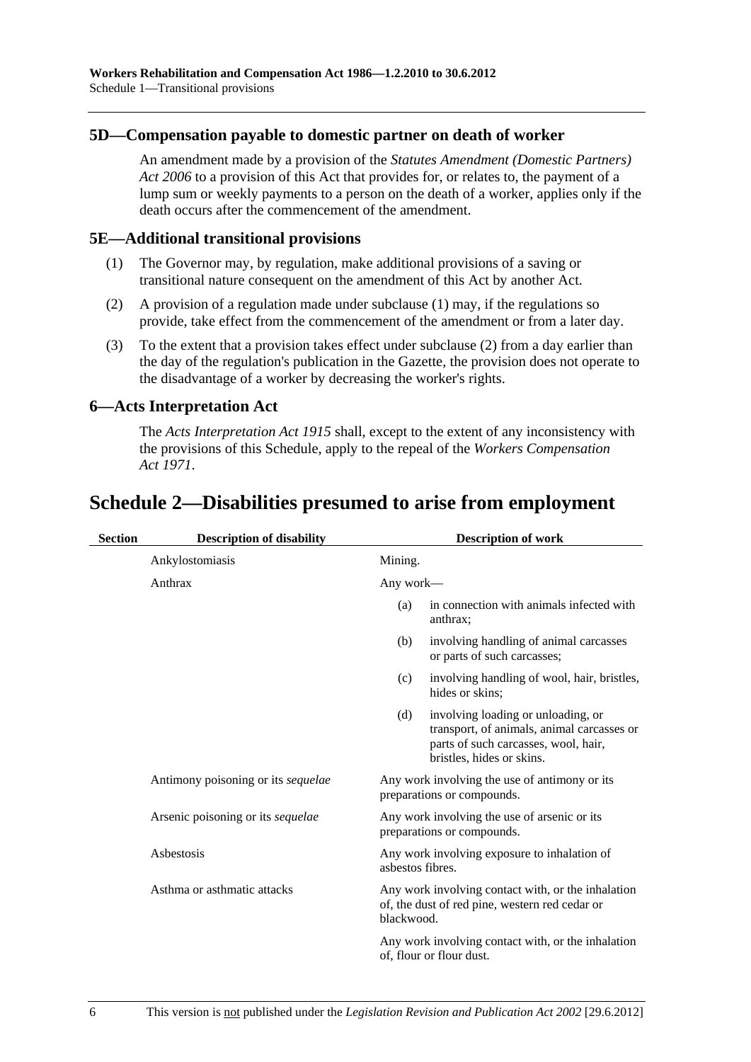### 5D—Compensation payable to domestic partner on death of worker

An amendment made by a provision of the *Statutes Amendment (Domestic Partners) Act 2006* to a provision of this Act that provides for, or relates to, the payment of a lump sum or weekly payments to a person on the death of a worker, applies only if the death occurs after the commencement of the amendment.

### 5E—Additional transitional provisions

(1) The Governor may, by regulation, make additional provisions of a saving or transitional nature consequent on the amendment of this Act by another Act.

(2) A provision of a regulation made under subclause (1) may, if the regulations so provide, take effect from the commencement of the amendment or from a later day.

(3) To the extent that a provision takes effect under subclause (2) from a day earlier than the day of the regulation's publication in the Gazette, the provision does not operate to the disadvantage of a worker by decreasing the worker's rights.

### 6—Acts Interpretation Act

The *Acts Interpretation Act 1915* shall, except to the extent of any inconsistency with the provisions of this Schedule, apply to the repeal of the *Workers Compensation Act 1971*.

## Schedule 2—Disabilities presumed to arise from employment

| Section | Description of disability | Description of work |
|---|---|---|
| | Ankylostomiasis | Mining. |
| | Anthrax | Any work—<br>(a) in connection with animals infected with anthrax;<br>(b) involving handling of animal carcasses or parts of such carcasses;<br>(c) involving handling of wool, hair, bristles, hides or skins;<br>(d) involving loading or unloading, or transport, of animals, animal carcasses or parts of such carcasses, wool, hair, bristles, hides or skins. |
| | Antimony poisoning or its *sequelae* | Any work involving the use of antimony or its preparations or compounds. |
| | Arsenic poisoning or its *sequelae* | Any work involving the use of arsenic or its preparations or compounds. |
| | Asbestosis | Any work involving exposure to inhalation of asbestos fibres. |
| | Asthma or asthmatic attacks | Any work involving contact with, or the inhalation of, the dust of red pine, western red cedar or blackwood.<br><br>Any work involving contact with, or the inhalation of, flour or flour dust. |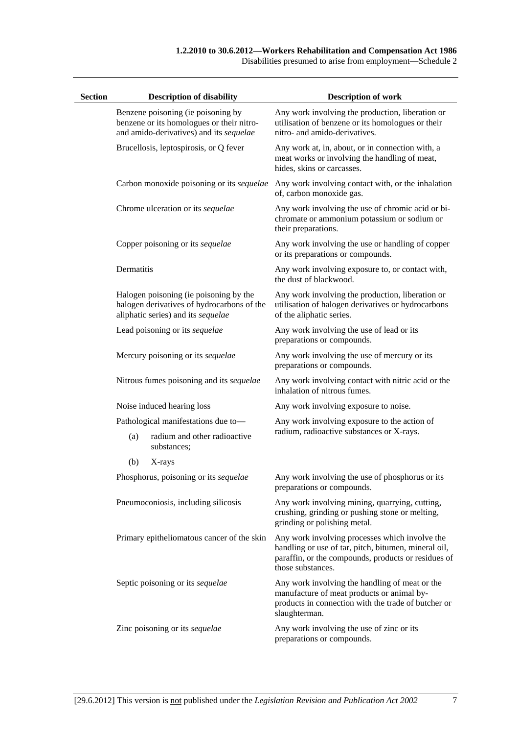| Section | Description of disability | Description of work |
|---|---|---|
| | Benzene poisoning (ie poisoning by benzene or its homologues or their nitro- and amido-derivatives) and its *sequelae* | Any work involving the production, liberation or utilisation of benzene or its homologues or their nitro- and amido-derivatives. |
| | Brucellosis, leptospirosis, or Q fever | Any work at, in, about, or in connection with, a meat works or involving the handling of meat, hides, skins or carcasses. |
| | Carbon monoxide poisoning or its *sequelae* | Any work involving contact with, or the inhalation of, carbon monoxide gas. |
| | Chrome ulceration or its *sequelae* | Any work involving the use of chromic acid or bi-chromate or ammonium potassium or sodium or their preparations. |
| | Copper poisoning or its *sequelae* | Any work involving the use or handling of copper or its preparations or compounds. |
| | Dermatitis | Any work involving exposure to, or contact with, the dust of blackwood. |
| | Halogen poisoning (ie poisoning by the halogen derivatives of hydrocarbons of the aliphatic series) and its *sequelae* | Any work involving the production, liberation or utilisation of halogen derivatives or hydrocarbons of the aliphatic series. |
| | Lead poisoning or its *sequelae* | Any work involving the use of lead or its preparations or compounds. |
| | Mercury poisoning or its *sequelae* | Any work involving the use of mercury or its preparations or compounds. |
| | Nitrous fumes poisoning and its *sequelae* | Any work involving contact with nitric acid or the inhalation of nitrous fumes. |
| | Noise induced hearing loss | Any work involving exposure to noise. |
| | Pathological manifestations due to—<br>(a) radium and other radioactive substances;<br>(b) X-rays | Any work involving exposure to the action of radium, radioactive substances or X-rays. |
| | Phosphorus, poisoning or its *sequelae* | Any work involving the use of phosphorus or its preparations or compounds. |
| | Pneumoconiosis, including silicosis | Any work involving mining, quarrying, cutting, crushing, grinding or pushing stone or melting, grinding or polishing metal. |
| | Primary epitheliomatous cancer of the skin | Any work involving processes which involve the handling or use of tar, pitch, bitumen, mineral oil, paraffin, or the compounds, products or residues of those substances. |
| | Septic poisoning or its *sequelae* | Any work involving the handling of meat or the manufacture of meat products or animal by-products in connection with the trade of butcher or slaughterman. |
| | Zinc poisoning or its *sequelae* | Any work involving the use of zinc or its preparations or compounds. |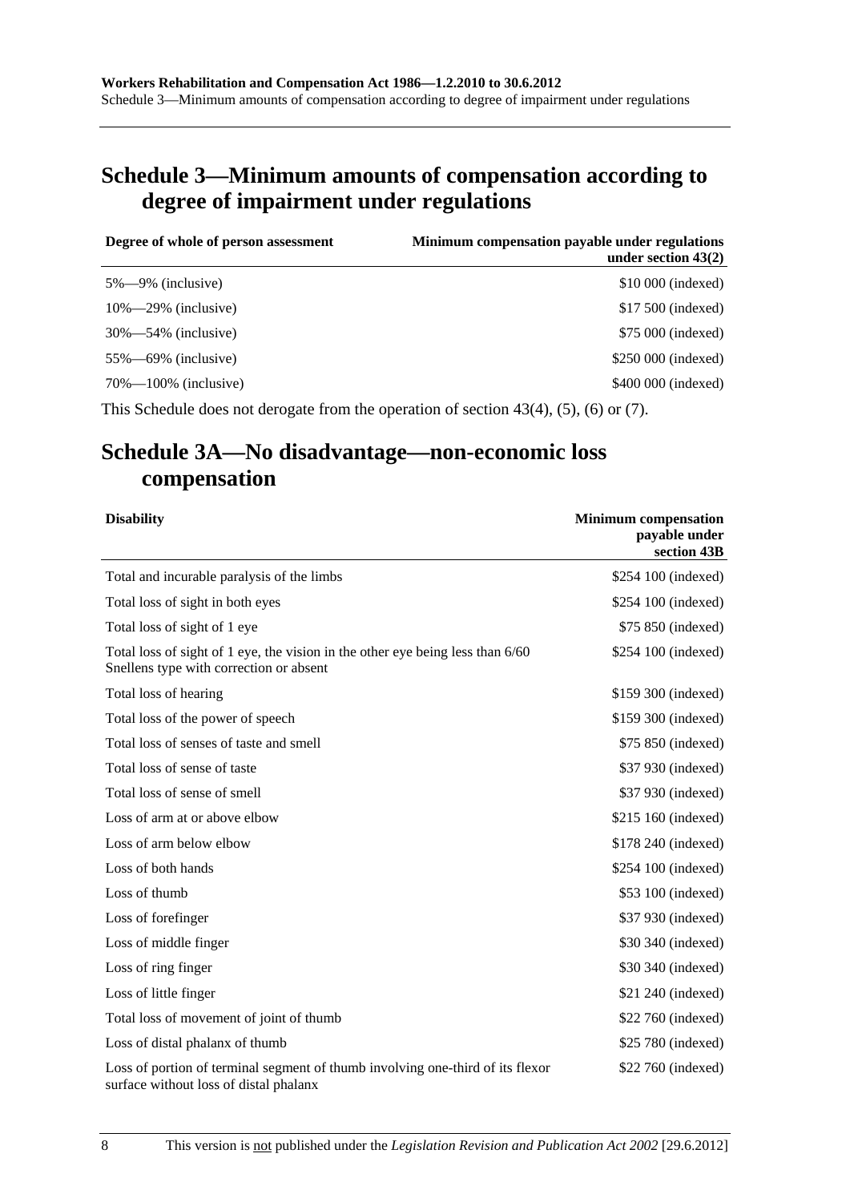## Schedule 3—Minimum amounts of compensation according to degree of impairment under regulations

| Degree of whole of person assessment | Minimum compensation payable under regulations under section 43(2) |
|---|---|
| 5%—9% (inclusive) | $10 000 (indexed) |
| 10%—29% (inclusive) | $17 500 (indexed) |
| 30%—54% (inclusive) | $75 000 (indexed) |
| 55%—69% (inclusive) | $250 000 (indexed) |
| 70%—100% (inclusive) | $400 000 (indexed) |

This Schedule does not derogate from the operation of section 43(4), (5), (6) or (7).

## Schedule 3A—No disadvantage—non-economic loss compensation

| Disability | Minimum compensation payable under section 43B |
|---|---|
| Total and incurable paralysis of the limbs | $254 100 (indexed) |
| Total loss of sight in both eyes | $254 100 (indexed) |
| Total loss of sight of 1 eye | $75 850 (indexed) |
| Total loss of sight of 1 eye, the vision in the other eye being less than 6/60 Snellens type with correction or absent | $254 100 (indexed) |
| Total loss of hearing | $159 300 (indexed) |
| Total loss of the power of speech | $159 300 (indexed) |
| Total loss of senses of taste and smell | $75 850 (indexed) |
| Total loss of sense of taste | $37 930 (indexed) |
| Total loss of sense of smell | $37 930 (indexed) |
| Loss of arm at or above elbow | $215 160 (indexed) |
| Loss of arm below elbow | $178 240 (indexed) |
| Loss of both hands | $254 100 (indexed) |
| Loss of thumb | $53 100 (indexed) |
| Loss of forefinger | $37 930 (indexed) |
| Loss of middle finger | $30 340 (indexed) |
| Loss of ring finger | $30 340 (indexed) |
| Loss of little finger | $21 240 (indexed) |
| Total loss of movement of joint of thumb | $22 760 (indexed) |
| Loss of distal phalanx of thumb | $25 780 (indexed) |
| Loss of portion of terminal segment of thumb involving one-third of its flexor surface without loss of distal phalanx | $22 760 (indexed) |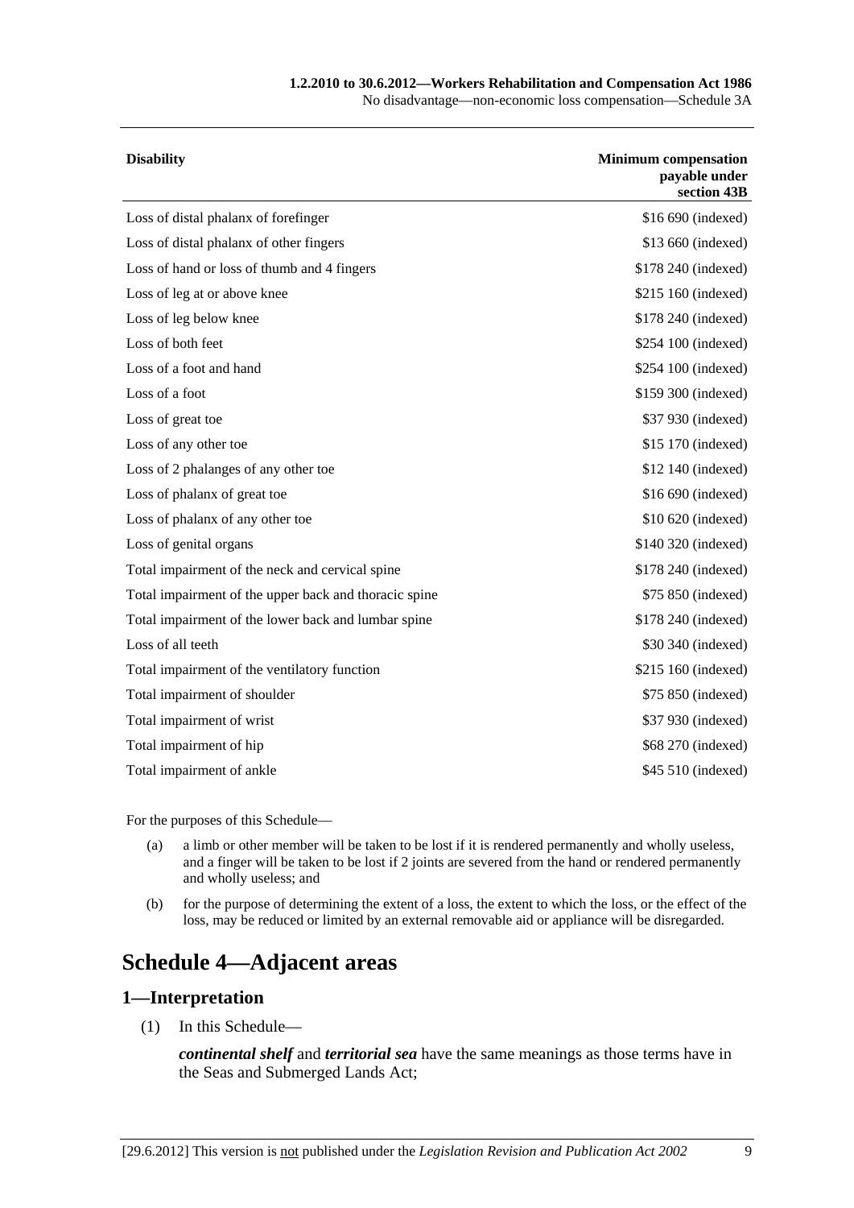| Disability | Minimum compensation payable under section 43B |
| --- | --- |
| Loss of distal phalanx of forefinger | $16 690 (indexed) |
| Loss of distal phalanx of other fingers | $13 660 (indexed) |
| Loss of hand or loss of thumb and 4 fingers | $178 240 (indexed) |
| Loss of leg at or above knee | $215 160 (indexed) |
| Loss of leg below knee | $178 240 (indexed) |
| Loss of both feet | $254 100 (indexed) |
| Loss of a foot and hand | $254 100 (indexed) |
| Loss of a foot | $159 300 (indexed) |
| Loss of great toe | $37 930 (indexed) |
| Loss of any other toe | $15 170 (indexed) |
| Loss of 2 phalanges of any other toe | $12 140 (indexed) |
| Loss of phalanx of great toe | $16 690 (indexed) |
| Loss of phalanx of any other toe | $10 620 (indexed) |
| Loss of genital organs | $140 320 (indexed) |
| Total impairment of the neck and cervical spine | $178 240 (indexed) |
| Total impairment of the upper back and thoracic spine | $75 850 (indexed) |
| Total impairment of the lower back and lumbar spine | $178 240 (indexed) |
| Loss of all teeth | $30 340 (indexed) |
| Total impairment of the ventilatory function | $215 160 (indexed) |
| Total impairment of shoulder | $75 850 (indexed) |
| Total impairment of wrist | $37 930 (indexed) |
| Total impairment of hip | $68 270 (indexed) |
| Total impairment of ankle | $45 510 (indexed) |

For the purposes of this Schedule—

(a) a limb or other member will be taken to be lost if it is rendered permanently and wholly useless, and a finger will be taken to be lost if 2 joints are severed from the hand or rendered permanently and wholly useless; and

(b) for the purpose of determining the extent of a loss, the extent to which the loss, or the effect of the loss, may be reduced or limited by an external removable aid or appliance will be disregarded.

# Schedule 4—Adjacent areas

## 1—Interpretation

(1) In this Schedule—

***continental shelf*** and ***territorial sea*** have the same meanings as those terms have in the Seas and Submerged Lands Act;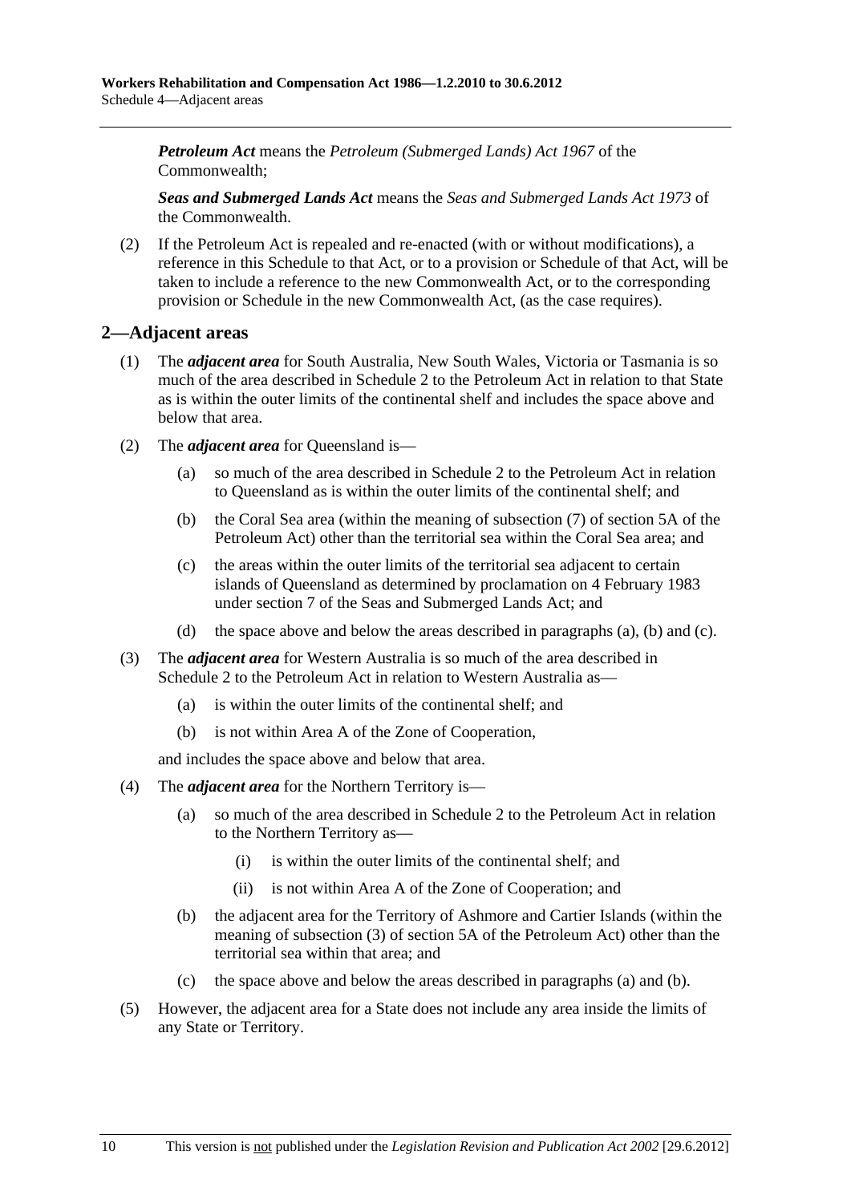*Petroleum Act* means the *Petroleum (Submerged Lands) Act 1967* of the Commonwealth;

*Seas and Submerged Lands Act* means the *Seas and Submerged Lands Act 1973* of the Commonwealth.

(2) If the Petroleum Act is repealed and re-enacted (with or without modifications), a reference in this Schedule to that Act, or to a provision or Schedule of that Act, will be taken to include a reference to the new Commonwealth Act, or to the corresponding provision or Schedule in the new Commonwealth Act, (as the case requires).

## 2—Adjacent areas

(1) The ***adjacent area*** for South Australia, New South Wales, Victoria or Tasmania is so much of the area described in Schedule 2 to the Petroleum Act in relation to that State as is within the outer limits of the continental shelf and includes the space above and below that area.

(2) The ***adjacent area*** for Queensland is—

- (a) so much of the area described in Schedule 2 to the Petroleum Act in relation to Queensland as is within the outer limits of the continental shelf; and
- (b) the Coral Sea area (within the meaning of subsection (7) of section 5A of the Petroleum Act) other than the territorial sea within the Coral Sea area; and
- (c) the areas within the outer limits of the territorial sea adjacent to certain islands of Queensland as determined by proclamation on 4 February 1983 under section 7 of the Seas and Submerged Lands Act; and
- (d) the space above and below the areas described in paragraphs (a), (b) and (c).

(3) The ***adjacent area*** for Western Australia is so much of the area described in Schedule 2 to the Petroleum Act in relation to Western Australia as—

- (a) is within the outer limits of the continental shelf; and
- (b) is not within Area A of the Zone of Cooperation,

and includes the space above and below that area.

(4) The ***adjacent area*** for the Northern Territory is—

- (a) so much of the area described in Schedule 2 to the Petroleum Act in relation to the Northern Territory as—
  - (i) is within the outer limits of the continental shelf; and
  - (ii) is not within Area A of the Zone of Cooperation; and
- (b) the adjacent area for the Territory of Ashmore and Cartier Islands (within the meaning of subsection (3) of section 5A of the Petroleum Act) other than the territorial sea within that area; and
- (c) the space above and below the areas described in paragraphs (a) and (b).

(5) However, the adjacent area for a State does not include any area inside the limits of any State or Territory.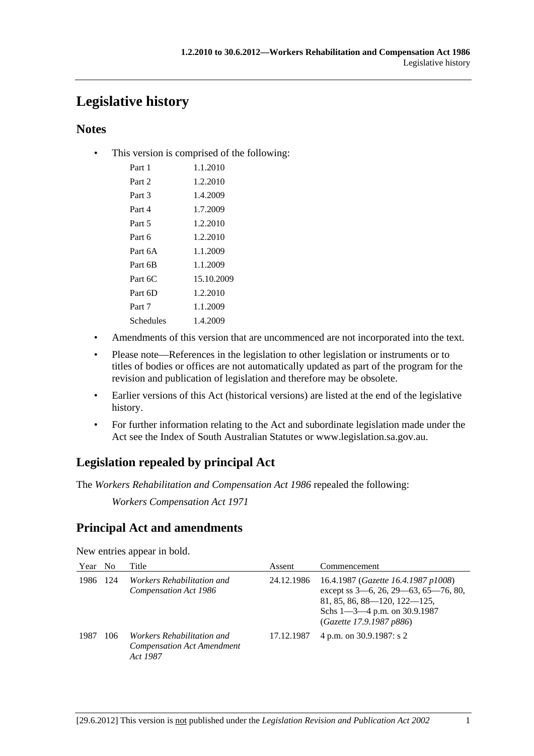# Legislative history

## Notes

- This version is comprised of the following:

| | |
|---|---|
| Part 1 | 1.1.2010 |
| Part 2 | 1.2.2010 |
| Part 3 | 1.4.2009 |
| Part 4 | 1.7.2009 |
| Part 5 | 1.2.2010 |
| Part 6 | 1.2.2010 |
| Part 6A | 1.1.2009 |
| Part 6B | 1.1.2009 |
| Part 6C | 15.10.2009 |
| Part 6D | 1.2.2010 |
| Part 7 | 1.1.2009 |
| Schedules | 1.4.2009 |

- Amendments of this version that are uncommenced are not incorporated into the text.
- Please note—References in the legislation to other legislation or instruments or to titles of bodies or offices are not automatically updated as part of the program for the revision and publication of legislation and therefore may be obsolete.
- Earlier versions of this Act (historical versions) are listed at the end of the legislative history.
- For further information relating to the Act and subordinate legislation made under the Act see the Index of South Australian Statutes or www.legislation.sa.gov.au.

## Legislation repealed by principal Act

The *Workers Rehabilitation and Compensation Act 1986* repealed the following:

*Workers Compensation Act 1971*

## Principal Act and amendments

New entries appear in bold.

| Year | No | Title | Assent | Commencement |
|---|---|---|---|---|
| 1986 | 124 | *Workers Rehabilitation and Compensation Act 1986* | 24.12.1986 | 16.4.1987 (*Gazette 16.4.1987 p1008*) except ss 3—6, 26, 29—63, 65—76, 80, 81, 85, 86, 88—120, 122—125, Schs 1—3—4 p.m. on 30.9.1987 (*Gazette 17.9.1987 p886*) |
| 1987 | 106 | *Workers Rehabilitation and Compensation Act Amendment Act 1987* | 17.12.1987 | 4 p.m. on 30.9.1987: s 2 |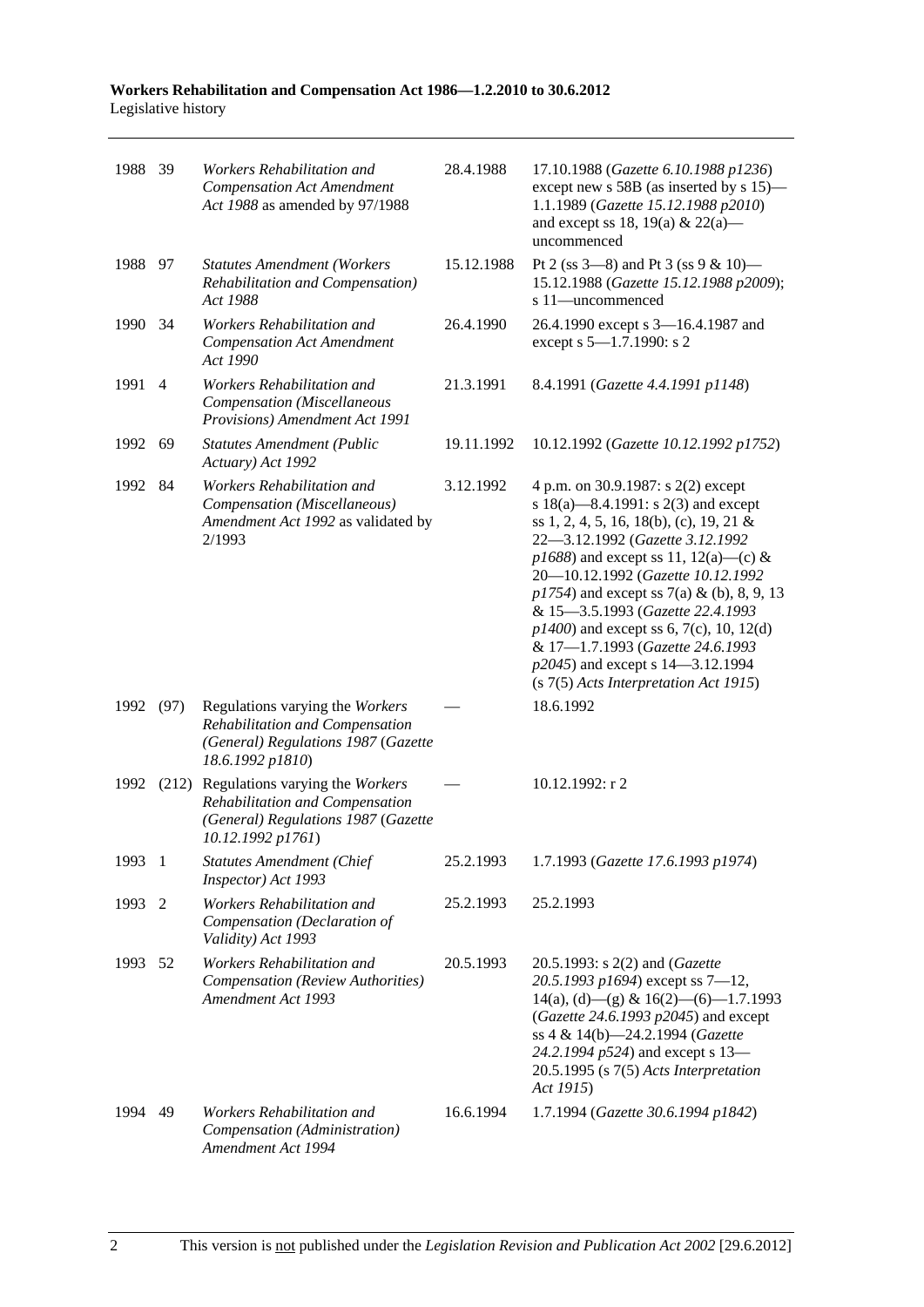| | | | | |
|---|---|---|---|---|
| 1988 | 39 | *Workers Rehabilitation and Compensation Act Amendment Act 1988* as amended by 97/1988 | 28.4.1988 | 17.10.1988 (*Gazette 6.10.1988 p1236*) except new s 58B (as inserted by s 15)—1.1.1989 (*Gazette 15.12.1988 p2010*) and except ss 18, 19(a) & 22(a)—uncommenced |
| 1988 | 97 | *Statutes Amendment (Workers Rehabilitation and Compensation) Act 1988* | 15.12.1988 | Pt 2 (ss 3—8) and Pt 3 (ss 9 & 10)—15.12.1988 (*Gazette 15.12.1988 p2009*); s 11—uncommenced |
| 1990 | 34 | *Workers Rehabilitation and Compensation Act Amendment Act 1990* | 26.4.1990 | 26.4.1990 except s 3—16.4.1987 and except s 5—1.7.1990: s 2 |
| 1991 | 4 | *Workers Rehabilitation and Compensation (Miscellaneous Provisions) Amendment Act 1991* | 21.3.1991 | 8.4.1991 (*Gazette 4.4.1991 p1148*) |
| 1992 | 69 | *Statutes Amendment (Public Actuary) Act 1992* | 19.11.1992 | 10.12.1992 (*Gazette 10.12.1992 p1752*) |
| 1992 | 84 | *Workers Rehabilitation and Compensation (Miscellaneous) Amendment Act 1992* as validated by 2/1993 | 3.12.1992 | 4 p.m. on 30.9.1987: s 2(2) except s 18(a)—8.4.1991: s 2(3) and except ss 1, 2, 4, 5, 16, 18(b), (c), 19, 21 & 22—3.12.1992 (*Gazette 3.12.1992 p1688*) and except ss 11, 12(a)—(c) & 20—10.12.1992 (*Gazette 10.12.1992 p1754*) and except ss 7(a) & (b), 8, 9, 13 & 15—3.5.1993 (*Gazette 22.4.1993 p1400*) and except ss 6, 7(c), 10, 12(d) & 17—1.7.1993 (*Gazette 24.6.1993 p2045*) and except s 14—3.12.1994 (s 7(5) *Acts Interpretation Act 1915*) |
| 1992 | (97) | Regulations varying the *Workers Rehabilitation and Compensation (General) Regulations 1987* (*Gazette 18.6.1992 p1810*) | — | 18.6.1992 |
| 1992 | (212) | Regulations varying the *Workers Rehabilitation and Compensation (General) Regulations 1987* (*Gazette 10.12.1992 p1761*) | — | 10.12.1992: r 2 |
| 1993 | 1 | *Statutes Amendment (Chief Inspector) Act 1993* | 25.2.1993 | 1.7.1993 (*Gazette 17.6.1993 p1974*) |
| 1993 | 2 | *Workers Rehabilitation and Compensation (Declaration of Validity) Act 1993* | 25.2.1993 | 25.2.1993 |
| 1993 | 52 | *Workers Rehabilitation and Compensation (Review Authorities) Amendment Act 1993* | 20.5.1993 | 20.5.1993: s 2(2) and (*Gazette 20.5.1993 p1694*) except ss 7—12, 14(a), (d)—(g) & 16(2)—(6)—1.7.1993 (*Gazette 24.6.1993 p2045*) and except ss 4 & 14(b)—24.2.1994 (*Gazette 24.2.1994 p524*) and except s 13—20.5.1995 (s 7(5) *Acts Interpretation Act 1915*) |
| 1994 | 49 | *Workers Rehabilitation and Compensation (Administration) Amendment Act 1994* | 16.6.1994 | 1.7.1994 (*Gazette 30.6.1994 p1842*) |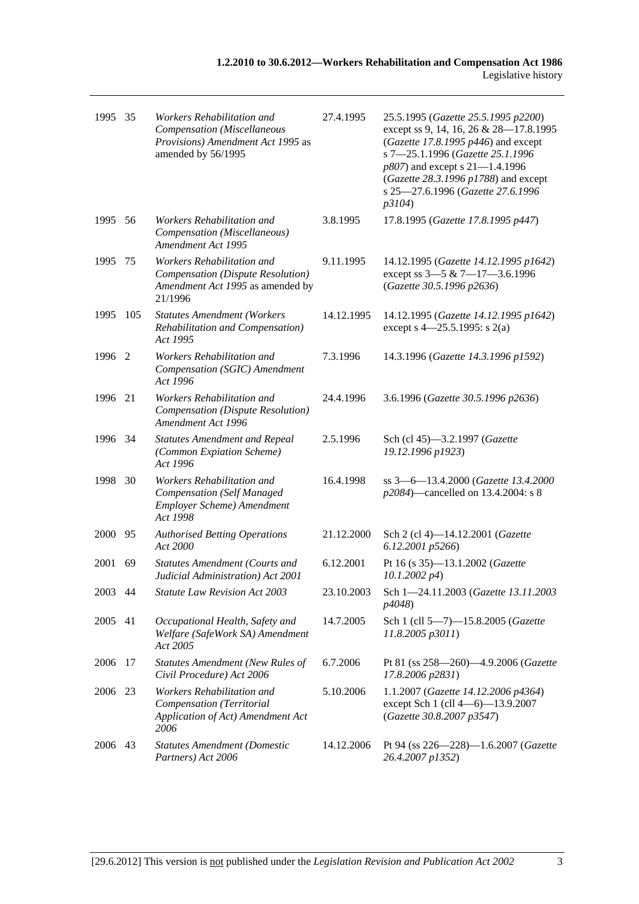| | | | | |
|---|---|---|---|---|
| 1995 | 35 | *Workers Rehabilitation and Compensation (Miscellaneous Provisions) Amendment Act 1995* as amended by 56/1995 | 27.4.1995 | 25.5.1995 (*Gazette 25.5.1995 p2200*) except ss 9, 14, 16, 26 & 28—17.8.1995 (*Gazette 17.8.1995 p446*) and except s 7—25.1.1996 (*Gazette 25.1.1996 p807*) and except s 21—1.4.1996 (*Gazette 28.3.1996 p1788*) and except s 25—27.6.1996 (*Gazette 27.6.1996 p3104*) |
| 1995 | 56 | *Workers Rehabilitation and Compensation (Miscellaneous) Amendment Act 1995* | 3.8.1995 | 17.8.1995 (*Gazette 17.8.1995 p447*) |
| 1995 | 75 | *Workers Rehabilitation and Compensation (Dispute Resolution) Amendment Act 1995* as amended by 21/1996 | 9.11.1995 | 14.12.1995 (*Gazette 14.12.1995 p1642*) except ss 3—5 & 7—17—3.6.1996 (*Gazette 30.5.1996 p2636*) |
| 1995 | 105 | *Statutes Amendment (Workers Rehabilitation and Compensation) Act 1995* | 14.12.1995 | 14.12.1995 (*Gazette 14.12.1995 p1642*) except s 4—25.5.1995: s 2(a) |
| 1996 | 2 | *Workers Rehabilitation and Compensation (SGIC) Amendment Act 1996* | 7.3.1996 | 14.3.1996 (*Gazette 14.3.1996 p1592*) |
| 1996 | 21 | *Workers Rehabilitation and Compensation (Dispute Resolution) Amendment Act 1996* | 24.4.1996 | 3.6.1996 (*Gazette 30.5.1996 p2636*) |
| 1996 | 34 | *Statutes Amendment and Repeal (Common Expiation Scheme) Act 1996* | 2.5.1996 | Sch (cl 45)—3.2.1997 (*Gazette 19.12.1996 p1923*) |
| 1998 | 30 | *Workers Rehabilitation and Compensation (Self Managed Employer Scheme) Amendment Act 1998* | 16.4.1998 | ss 3—6—13.4.2000 (*Gazette 13.4.2000 p2084*)—cancelled on 13.4.2004: s 8 |
| 2000 | 95 | *Authorised Betting Operations Act 2000* | 21.12.2000 | Sch 2 (cl 4)—14.12.2001 (*Gazette 6.12.2001 p5266*) |
| 2001 | 69 | *Statutes Amendment (Courts and Judicial Administration) Act 2001* | 6.12.2001 | Pt 16 (s 35)—13.1.2002 (*Gazette 10.1.2002 p4*) |
| 2003 | 44 | *Statute Law Revision Act 2003* | 23.10.2003 | Sch 1—24.11.2003 (*Gazette 13.11.2003 p4048*) |
| 2005 | 41 | *Occupational Health, Safety and Welfare (SafeWork SA) Amendment Act 2005* | 14.7.2005 | Sch 1 (cll 5—7)—15.8.2005 (*Gazette 11.8.2005 p3011*) |
| 2006 | 17 | *Statutes Amendment (New Rules of Civil Procedure) Act 2006* | 6.7.2006 | Pt 81 (ss 258—260)—4.9.2006 (*Gazette 17.8.2006 p2831*) |
| 2006 | 23 | *Workers Rehabilitation and Compensation (Territorial Application of Act) Amendment Act 2006* | 5.10.2006 | 1.1.2007 (*Gazette 14.12.2006 p4364*) except Sch 1 (cll 4—6)—13.9.2007 (*Gazette 30.8.2007 p3547*) |
| 2006 | 43 | *Statutes Amendment (Domestic Partners) Act 2006* | 14.12.2006 | Pt 94 (ss 226—228)—1.6.2007 (*Gazette 26.4.2007 p1352*) |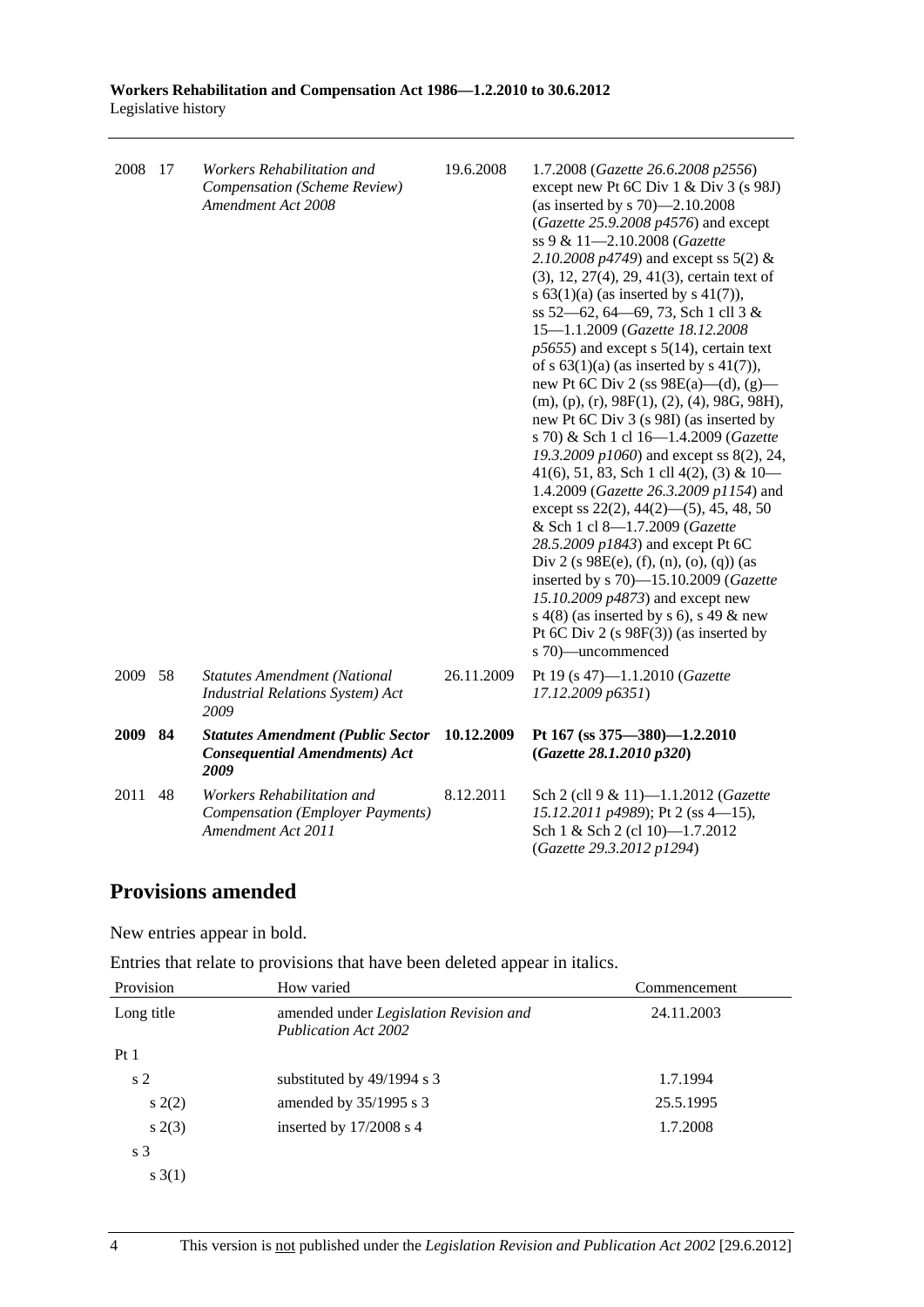| | | | | |
|---|---|---|---|---|
| 2008 | 17 | *Workers Rehabilitation and Compensation (Scheme Review) Amendment Act 2008* | 19.6.2008 | 1.7.2008 (*Gazette 26.6.2008 p2556*) except new Pt 6C Div 1 & Div 3 (s 98J) (as inserted by s 70)—2.10.2008 (*Gazette 25.9.2008 p4576*) and except ss 9 & 11—2.10.2008 (*Gazette 2.10.2008 p4749*) and except ss 5(2) & (3), 12, 27(4), 29, 41(3), certain text of s 63(1)(a) (as inserted by s 41(7)), ss 52—62, 64—69, 73, Sch 1 cll 3 & 15—1.1.2009 (*Gazette 18.12.2008 p5655*) and except s 5(14), certain text of s 63(1)(a) (as inserted by s 41(7)), new Pt 6C Div 2 (ss 98E(a)—(d), (g)—(m), (p), (r), 98F(1), (2), (4), 98G, 98H), new Pt 6C Div 3 (s 98I) (as inserted by s 70) & Sch 1 cl 16—1.4.2009 (*Gazette 19.3.2009 p1060*) and except ss 8(2), 24, 41(6), 51, 83, Sch 1 cll 4(2), (3) & 10—1.4.2009 (*Gazette 26.3.2009 p1154*) and except ss 22(2), 44(2)—(5), 45, 48, 50 & Sch 1 cl 8—1.7.2009 (*Gazette 28.5.2009 p1843*) and except Pt 6C Div 2 (s 98E(e), (f), (n), (o), (q)) (as inserted by s 70)—15.10.2009 (*Gazette 15.10.2009 p4873*) and except new s 4(8) (as inserted by s 6), s 49 & new Pt 6C Div 2 (s 98F(3)) (as inserted by s 70)—uncommenced |
| 2009 | 58 | *Statutes Amendment (National Industrial Relations System) Act 2009* | 26.11.2009 | Pt 19 (s 47)—1.1.2010 (*Gazette 17.12.2009 p6351*) |
| **2009** | **84** | ***Statutes Amendment (Public Sector Consequential Amendments) Act 2009*** | **10.12.2009** | **Pt 167 (ss 375—380)—1.2.2010 (*Gazette 28.1.2010 p320*)** |
| 2011 | 48 | *Workers Rehabilitation and Compensation (Employer Payments) Amendment Act 2011* | 8.12.2011 | Sch 2 (cll 9 & 11)—1.1.2012 (*Gazette 15.12.2011 p4989*); Pt 2 (ss 4—15), Sch 1 & Sch 2 (cl 10)—1.7.2012 (*Gazette 29.3.2012 p1294*) |

## Provisions amended

New entries appear in bold.

Entries that relate to provisions that have been deleted appear in italics.

| Provision | How varied | Commencement |
|---|---|---|
| Long title | amended under *Legislation Revision and Publication Act 2002* | 24.11.2003 |
| Pt 1 | | |
| s 2 | substituted by 49/1994 s 3 | 1.7.1994 |
| s 2(2) | amended by 35/1995 s 3 | 25.5.1995 |
| s 2(3) | inserted by 17/2008 s 4 | 1.7.2008 |
| s 3 | | |
| s 3(1) | | |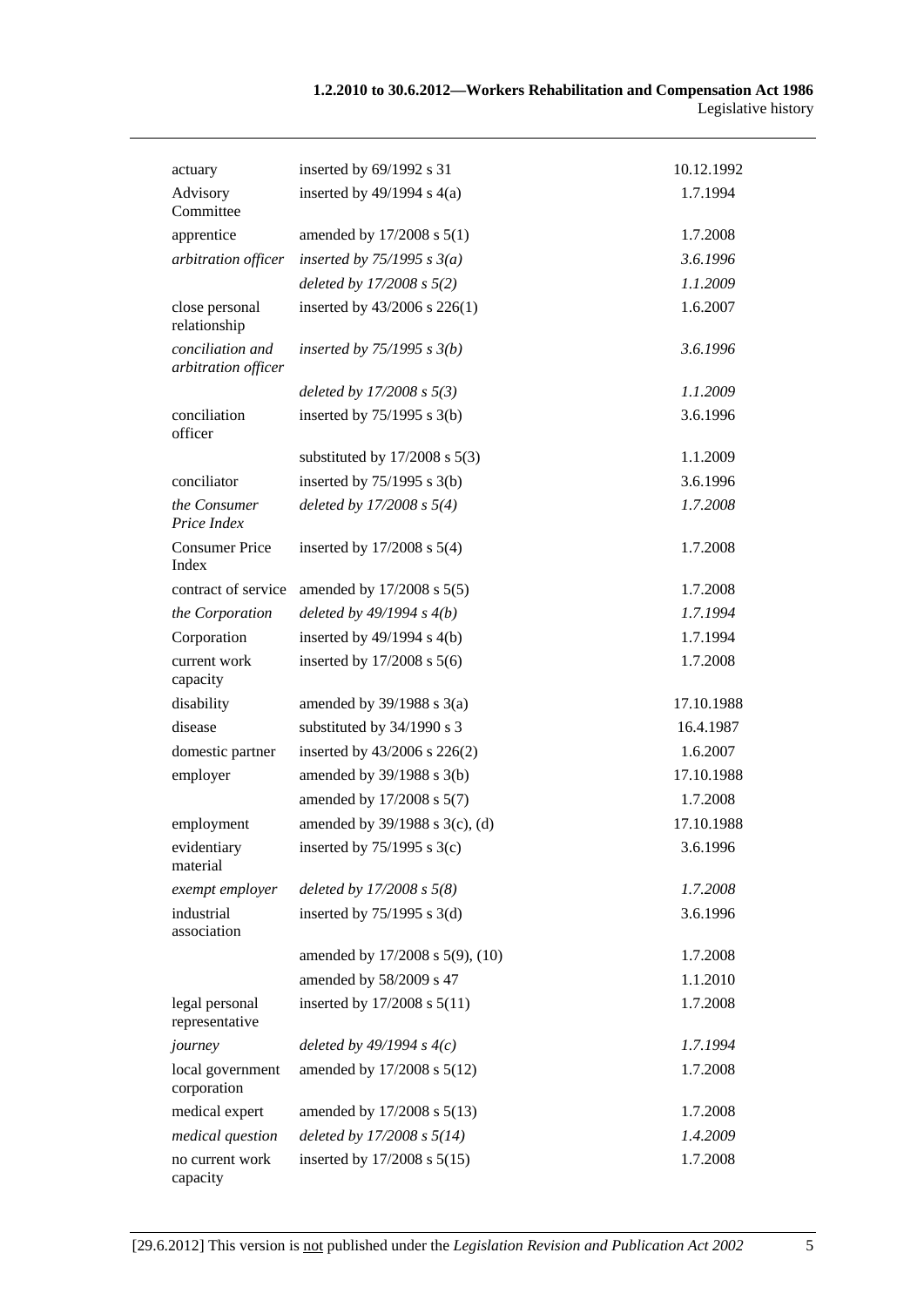| | | |
|---|---|---|
| actuary | inserted by 69/1992 s 31 | 10.12.1992 |
| Advisory Committee | inserted by 49/1994 s 4(a) | 1.7.1994 |
| apprentice | amended by 17/2008 s 5(1) | 1.7.2008 |
| *arbitration officer* | *inserted by 75/1995 s 3(a)* | *3.6.1996* |
| | *deleted by 17/2008 s 5(2)* | *1.1.2009* |
| close personal relationship | inserted by 43/2006 s 226(1) | 1.6.2007 |
| *conciliation and arbitration officer* | *inserted by 75/1995 s 3(b)* | *3.6.1996* |
| | *deleted by 17/2008 s 5(3)* | *1.1.2009* |
| conciliation officer | inserted by 75/1995 s 3(b) | 3.6.1996 |
| | substituted by 17/2008 s 5(3) | 1.1.2009 |
| conciliator | inserted by 75/1995 s 3(b) | 3.6.1996 |
| *the Consumer Price Index* | *deleted by 17/2008 s 5(4)* | *1.7.2008* |
| Consumer Price Index | inserted by 17/2008 s 5(4) | 1.7.2008 |
| contract of service | amended by 17/2008 s 5(5) | 1.7.2008 |
| *the Corporation* | *deleted by 49/1994 s 4(b)* | *1.7.1994* |
| Corporation | inserted by 49/1994 s 4(b) | 1.7.1994 |
| current work capacity | inserted by 17/2008 s 5(6) | 1.7.2008 |
| disability | amended by 39/1988 s 3(a) | 17.10.1988 |
| disease | substituted by 34/1990 s 3 | 16.4.1987 |
| domestic partner | inserted by 43/2006 s 226(2) | 1.6.2007 |
| employer | amended by 39/1988 s 3(b) | 17.10.1988 |
| | amended by 17/2008 s 5(7) | 1.7.2008 |
| employment | amended by 39/1988 s 3(c), (d) | 17.10.1988 |
| evidentiary material | inserted by 75/1995 s 3(c) | 3.6.1996 |
| *exempt employer* | *deleted by 17/2008 s 5(8)* | *1.7.2008* |
| industrial association | inserted by 75/1995 s 3(d) | 3.6.1996 |
| | amended by 17/2008 s 5(9), (10) | 1.7.2008 |
| | amended by 58/2009 s 47 | 1.1.2010 |
| legal personal representative | inserted by 17/2008 s 5(11) | 1.7.2008 |
| *journey* | *deleted by 49/1994 s 4(c)* | *1.7.1994* |
| local government corporation | amended by 17/2008 s 5(12) | 1.7.2008 |
| medical expert | amended by 17/2008 s 5(13) | 1.7.2008 |
| *medical question* | *deleted by 17/2008 s 5(14)* | *1.4.2009* |
| no current work capacity | inserted by 17/2008 s 5(15) | 1.7.2008 |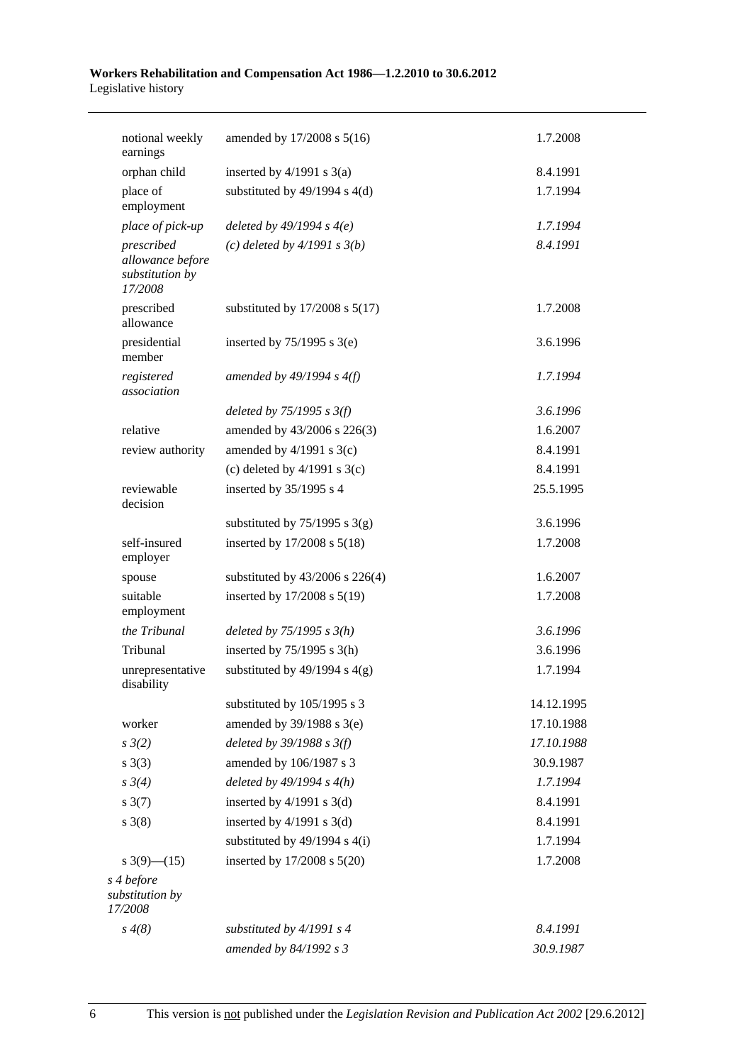| | | |
|---|---|---|
| notional weekly earnings | amended by 17/2008 s 5(16) | 1.7.2008 |
| orphan child | inserted by 4/1991 s 3(a) | 8.4.1991 |
| place of employment | substituted by 49/1994 s 4(d) | 1.7.1994 |
| *place of pick-up* | *deleted by 49/1994 s 4(e)* | *1.7.1994* |
| *prescribed allowance before substitution by 17/2008* | *(c) deleted by 4/1991 s 3(b)* | *8.4.1991* |
| prescribed allowance | substituted by 17/2008 s 5(17) | 1.7.2008 |
| presidential member | inserted by 75/1995 s 3(e) | 3.6.1996 |
| *registered association* | *amended by 49/1994 s 4(f)* | *1.7.1994* |
| | *deleted by 75/1995 s 3(f)* | *3.6.1996* |
| relative | amended by 43/2006 s 226(3) | 1.6.2007 |
| review authority | amended by 4/1991 s 3(c) | 8.4.1991 |
| | (c) deleted by 4/1991 s 3(c) | 8.4.1991 |
| reviewable decision | inserted by 35/1995 s 4 | 25.5.1995 |
| | substituted by 75/1995 s 3(g) | 3.6.1996 |
| self-insured employer | inserted by 17/2008 s 5(18) | 1.7.2008 |
| spouse | substituted by 43/2006 s 226(4) | 1.6.2007 |
| suitable employment | inserted by 17/2008 s 5(19) | 1.7.2008 |
| *the Tribunal* | *deleted by 75/1995 s 3(h)* | *3.6.1996* |
| Tribunal | inserted by 75/1995 s 3(h) | 3.6.1996 |
| unrepresentative disability | substituted by 49/1994 s 4(g) | 1.7.1994 |
| | substituted by 105/1995 s 3 | 14.12.1995 |
| worker | amended by 39/1988 s 3(e) | 17.10.1988 |
| *s 3(2)* | *deleted by 39/1988 s 3(f)* | *17.10.1988* |
| s 3(3) | amended by 106/1987 s 3 | 30.9.1987 |
| *s 3(4)* | *deleted by 49/1994 s 4(h)* | *1.7.1994* |
| s 3(7) | inserted by 4/1991 s 3(d) | 8.4.1991 |
| s 3(8) | inserted by 4/1991 s 3(d) | 8.4.1991 |
| | substituted by 49/1994 s 4(i) | 1.7.1994 |
| s 3(9)—(15) | inserted by 17/2008 s 5(20) | 1.7.2008 |
| *s 4 before substitution by 17/2008* | | |
| *s 4(8)* | *substituted by 4/1991 s 4* | *8.4.1991* |
| | *amended by 84/1992 s 3* | *30.9.1987* |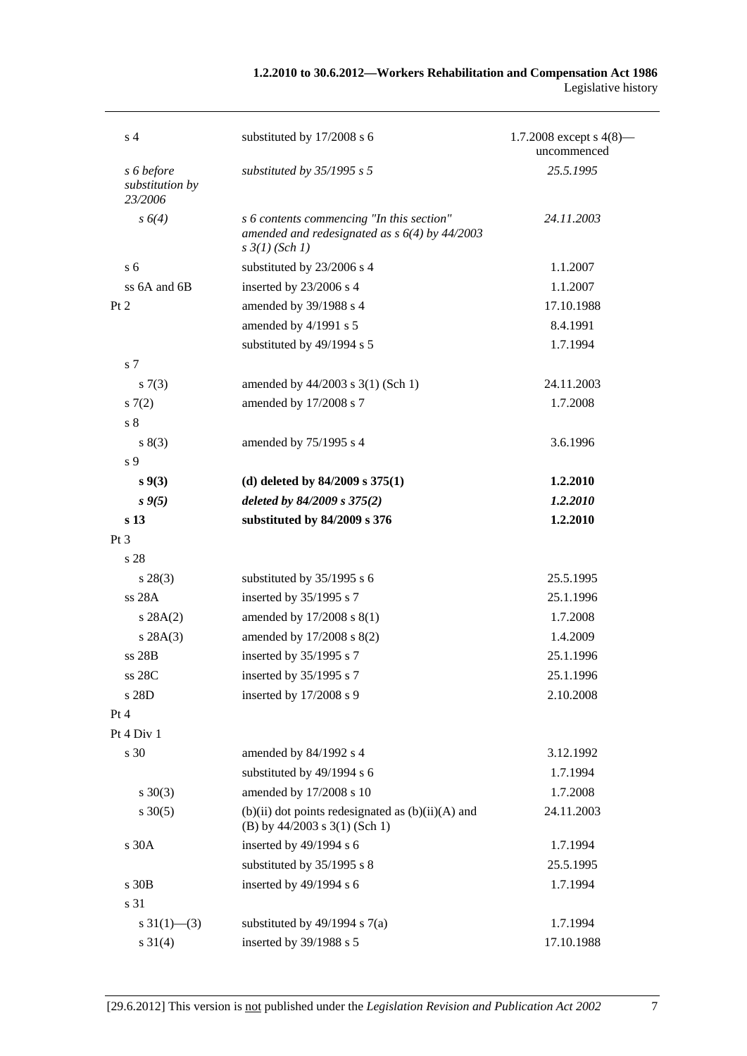| | | |
|---|---|---|
| s 4 | substituted by 17/2008 s 6 | 1.7.2008 except s 4(8)—uncommenced |
| *s 6 before substitution by 23/2006* | *substituted by 35/1995 s 5* | *25.5.1995* |
| *s 6(4)* | *s 6 contents commencing "In this section" amended and redesignated as s 6(4) by 44/2003 s 3(1) (Sch 1)* | *24.11.2003* |
| s 6 | substituted by 23/2006 s 4 | 1.1.2007 |
| ss 6A and 6B | inserted by 23/2006 s 4 | 1.1.2007 |
| Pt 2 | amended by 39/1988 s 4 | 17.10.1988 |
| | amended by 4/1991 s 5 | 8.4.1991 |
| | substituted by 49/1994 s 5 | 1.7.1994 |
| s 7 | | |
| s 7(3) | amended by 44/2003 s 3(1) (Sch 1) | 24.11.2003 |
| s 7(2) | amended by 17/2008 s 7 | 1.7.2008 |
| s 8 | | |
| s 8(3) | amended by 75/1995 s 4 | 3.6.1996 |
| s 9 | | |
| **s 9(3)** | **(d) deleted by 84/2009 s 375(1)** | **1.2.2010** |
| ***s 9(5)*** | ***deleted by 84/2009 s 375(2)*** | ***1.2.2010*** |
| **s 13** | **substituted by 84/2009 s 376** | **1.2.2010** |
| Pt 3 | | |
| s 28 | | |
| s 28(3) | substituted by 35/1995 s 6 | 25.5.1995 |
| ss 28A | inserted by 35/1995 s 7 | 25.1.1996 |
| s 28A(2) | amended by 17/2008 s 8(1) | 1.7.2008 |
| s 28A(3) | amended by 17/2008 s 8(2) | 1.4.2009 |
| ss 28B | inserted by 35/1995 s 7 | 25.1.1996 |
| ss 28C | inserted by 35/1995 s 7 | 25.1.1996 |
| s 28D | inserted by 17/2008 s 9 | 2.10.2008 |
| Pt 4 | | |
| Pt 4 Div 1 | | |
| s 30 | amended by 84/1992 s 4 | 3.12.1992 |
| | substituted by 49/1994 s 6 | 1.7.1994 |
| s 30(3) | amended by 17/2008 s 10 | 1.7.2008 |
| s 30(5) | (b)(ii) dot points redesignated as (b)(ii)(A) and (B) by 44/2003 s 3(1) (Sch 1) | 24.11.2003 |
| s 30A | inserted by 49/1994 s 6 | 1.7.1994 |
| | substituted by 35/1995 s 8 | 25.5.1995 |
| s 30B | inserted by 49/1994 s 6 | 1.7.1994 |
| s 31 | | |
| s 31(1)—(3) | substituted by 49/1994 s 7(a) | 1.7.1994 |
| s 31(4) | inserted by 39/1988 s 5 | 17.10.1988 |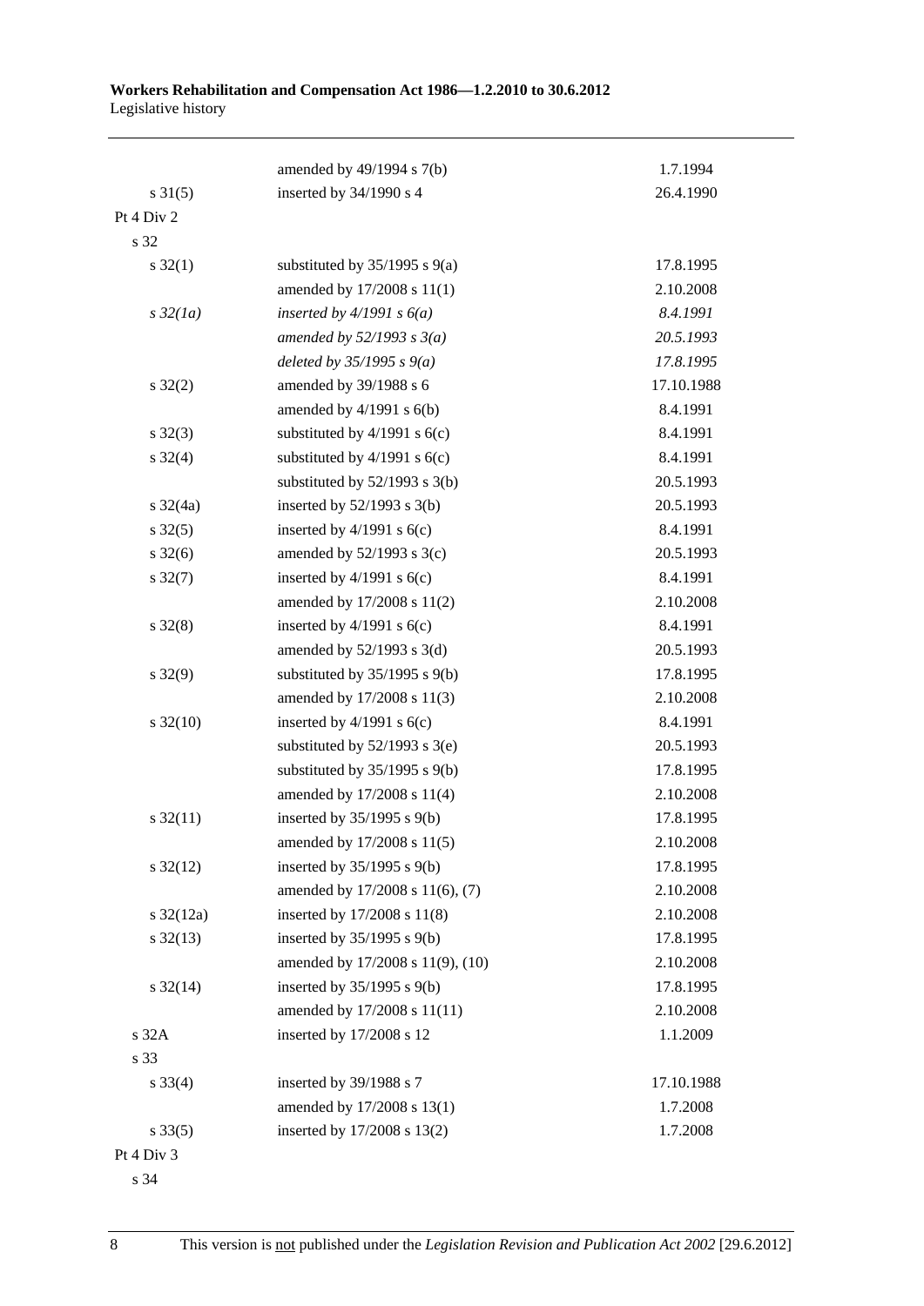| | | |
|---|---|---|
| | amended by 49/1994 s 7(b) | 1.7.1994 |
| s 31(5) | inserted by 34/1990 s 4 | 26.4.1990 |
| Pt 4 Div 2 | | |
| s 32 | | |
| s 32(1) | substituted by 35/1995 s 9(a) | 17.8.1995 |
| | amended by 17/2008 s 11(1) | 2.10.2008 |
| *s 32(1a)* | *inserted by 4/1991 s 6(a)* | *8.4.1991* |
| | *amended by 52/1993 s 3(a)* | *20.5.1993* |
| | *deleted by 35/1995 s 9(a)* | *17.8.1995* |
| s 32(2) | amended by 39/1988 s 6 | 17.10.1988 |
| | amended by 4/1991 s 6(b) | 8.4.1991 |
| s 32(3) | substituted by 4/1991 s 6(c) | 8.4.1991 |
| s 32(4) | substituted by 4/1991 s 6(c) | 8.4.1991 |
| | substituted by 52/1993 s 3(b) | 20.5.1993 |
| s 32(4a) | inserted by 52/1993 s 3(b) | 20.5.1993 |
| s 32(5) | inserted by 4/1991 s 6(c) | 8.4.1991 |
| s 32(6) | amended by 52/1993 s 3(c) | 20.5.1993 |
| s 32(7) | inserted by 4/1991 s 6(c) | 8.4.1991 |
| | amended by 17/2008 s 11(2) | 2.10.2008 |
| s 32(8) | inserted by 4/1991 s 6(c) | 8.4.1991 |
| | amended by 52/1993 s 3(d) | 20.5.1993 |
| s 32(9) | substituted by 35/1995 s 9(b) | 17.8.1995 |
| | amended by 17/2008 s 11(3) | 2.10.2008 |
| s 32(10) | inserted by 4/1991 s 6(c) | 8.4.1991 |
| | substituted by 52/1993 s 3(e) | 20.5.1993 |
| | substituted by 35/1995 s 9(b) | 17.8.1995 |
| | amended by 17/2008 s 11(4) | 2.10.2008 |
| s 32(11) | inserted by 35/1995 s 9(b) | 17.8.1995 |
| | amended by 17/2008 s 11(5) | 2.10.2008 |
| s 32(12) | inserted by 35/1995 s 9(b) | 17.8.1995 |
| | amended by 17/2008 s 11(6), (7) | 2.10.2008 |
| s 32(12a) | inserted by 17/2008 s 11(8) | 2.10.2008 |
| s 32(13) | inserted by 35/1995 s 9(b) | 17.8.1995 |
| | amended by 17/2008 s 11(9), (10) | 2.10.2008 |
| s 32(14) | inserted by 35/1995 s 9(b) | 17.8.1995 |
| | amended by 17/2008 s 11(11) | 2.10.2008 |
| s 32A | inserted by 17/2008 s 12 | 1.1.2009 |
| s 33 | | |
| s 33(4) | inserted by 39/1988 s 7 | 17.10.1988 |
| | amended by 17/2008 s 13(1) | 1.7.2008 |
| s 33(5) | inserted by 17/2008 s 13(2) | 1.7.2008 |
| Pt 4 Div 3 | | |
| s 34 | | |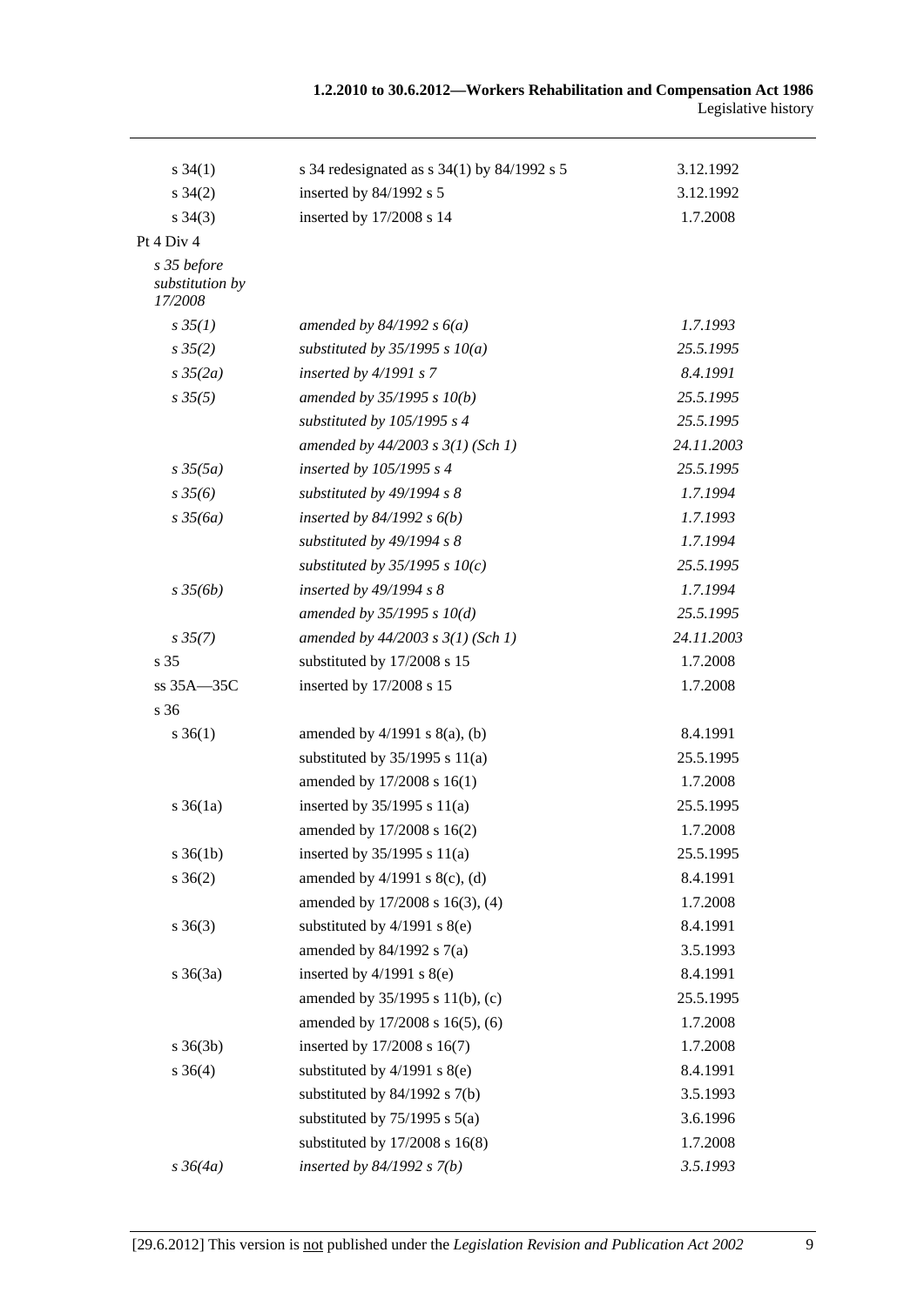| | | |
|---|---|---|
| s 34(1) | s 34 redesignated as s 34(1) by 84/1992 s 5 | 3.12.1992 |
| s 34(2) | inserted by 84/1992 s 5 | 3.12.1992 |
| s 34(3) | inserted by 17/2008 s 14 | 1.7.2008 |
| Pt 4 Div 4 | | |
| *s 35 before substitution by 17/2008* | | |
| *s 35(1)* | *amended by 84/1992 s 6(a)* | *1.7.1993* |
| *s 35(2)* | *substituted by 35/1995 s 10(a)* | *25.5.1995* |
| *s 35(2a)* | *inserted by 4/1991 s 7* | *8.4.1991* |
| *s 35(5)* | *amended by 35/1995 s 10(b)* | *25.5.1995* |
| | *substituted by 105/1995 s 4* | *25.5.1995* |
| | *amended by 44/2003 s 3(1) (Sch 1)* | *24.11.2003* |
| *s 35(5a)* | *inserted by 105/1995 s 4* | *25.5.1995* |
| *s 35(6)* | *substituted by 49/1994 s 8* | *1.7.1994* |
| *s 35(6a)* | *inserted by 84/1992 s 6(b)* | *1.7.1993* |
| | *substituted by 49/1994 s 8* | *1.7.1994* |
| | *substituted by 35/1995 s 10(c)* | *25.5.1995* |
| *s 35(6b)* | *inserted by 49/1994 s 8* | *1.7.1994* |
| | *amended by 35/1995 s 10(d)* | *25.5.1995* |
| *s 35(7)* | *amended by 44/2003 s 3(1) (Sch 1)* | *24.11.2003* |
| s 35 | substituted by 17/2008 s 15 | 1.7.2008 |
| ss 35A—35C | inserted by 17/2008 s 15 | 1.7.2008 |
| s 36 | | |
| s 36(1) | amended by 4/1991 s 8(a), (b) | 8.4.1991 |
| | substituted by 35/1995 s 11(a) | 25.5.1995 |
| | amended by 17/2008 s 16(1) | 1.7.2008 |
| s 36(1a) | inserted by 35/1995 s 11(a) | 25.5.1995 |
| | amended by 17/2008 s 16(2) | 1.7.2008 |
| s 36(1b) | inserted by 35/1995 s 11(a) | 25.5.1995 |
| s 36(2) | amended by 4/1991 s 8(c), (d) | 8.4.1991 |
| | amended by 17/2008 s 16(3), (4) | 1.7.2008 |
| s 36(3) | substituted by 4/1991 s 8(e) | 8.4.1991 |
| | amended by 84/1992 s 7(a) | 3.5.1993 |
| s 36(3a) | inserted by 4/1991 s 8(e) | 8.4.1991 |
| | amended by 35/1995 s 11(b), (c) | 25.5.1995 |
| | amended by 17/2008 s 16(5), (6) | 1.7.2008 |
| s 36(3b) | inserted by 17/2008 s 16(7) | 1.7.2008 |
| s 36(4) | substituted by 4/1991 s 8(e) | 8.4.1991 |
| | substituted by 84/1992 s 7(b) | 3.5.1993 |
| | substituted by 75/1995 s 5(a) | 3.6.1996 |
| | substituted by 17/2008 s 16(8) | 1.7.2008 |
| *s 36(4a)* | *inserted by 84/1992 s 7(b)* | *3.5.1993* |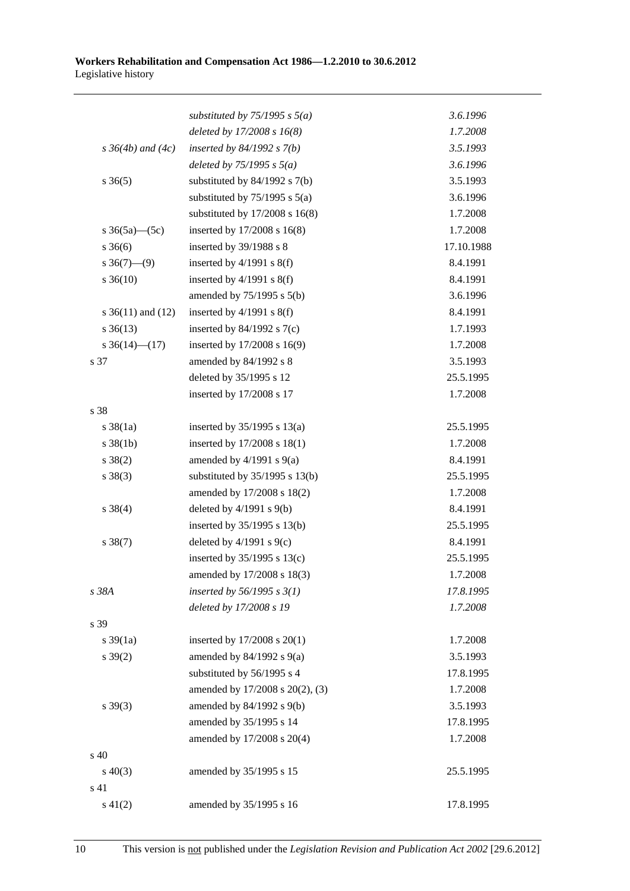| | | |
|---|---|---|
| | *substituted by 75/1995 s 5(a)* | *3.6.1996* |
| | *deleted by 17/2008 s 16(8)* | *1.7.2008* |
| *s 36(4b) and (4c)* | *inserted by 84/1992 s 7(b)* | *3.5.1993* |
| | *deleted by 75/1995 s 5(a)* | *3.6.1996* |
| s 36(5) | substituted by 84/1992 s 7(b) | 3.5.1993 |
| | substituted by 75/1995 s 5(a) | 3.6.1996 |
| | substituted by 17/2008 s 16(8) | 1.7.2008 |
| s 36(5a)—(5c) | inserted by 17/2008 s 16(8) | 1.7.2008 |
| s 36(6) | inserted by 39/1988 s 8 | 17.10.1988 |
| s 36(7)—(9) | inserted by 4/1991 s 8(f) | 8.4.1991 |
| s 36(10) | inserted by 4/1991 s 8(f) | 8.4.1991 |
| | amended by 75/1995 s 5(b) | 3.6.1996 |
| s 36(11) and (12) | inserted by 4/1991 s 8(f) | 8.4.1991 |
| s 36(13) | inserted by 84/1992 s 7(c) | 1.7.1993 |
| s 36(14)—(17) | inserted by 17/2008 s 16(9) | 1.7.2008 |
| s 37 | amended by 84/1992 s 8 | 3.5.1993 |
| | deleted by 35/1995 s 12 | 25.5.1995 |
| | inserted by 17/2008 s 17 | 1.7.2008 |
| s 38 | | |
| s 38(1a) | inserted by 35/1995 s 13(a) | 25.5.1995 |
| s 38(1b) | inserted by 17/2008 s 18(1) | 1.7.2008 |
| s 38(2) | amended by 4/1991 s 9(a) | 8.4.1991 |
| s 38(3) | substituted by 35/1995 s 13(b) | 25.5.1995 |
| | amended by 17/2008 s 18(2) | 1.7.2008 |
| s 38(4) | deleted by 4/1991 s 9(b) | 8.4.1991 |
| | inserted by 35/1995 s 13(b) | 25.5.1995 |
| s 38(7) | deleted by 4/1991 s 9(c) | 8.4.1991 |
| | inserted by 35/1995 s 13(c) | 25.5.1995 |
| | amended by 17/2008 s 18(3) | 1.7.2008 |
| *s 38A* | *inserted by 56/1995 s 3(1)* | *17.8.1995* |
| | *deleted by 17/2008 s 19* | *1.7.2008* |
| s 39 | | |
| s 39(1a) | inserted by 17/2008 s 20(1) | 1.7.2008 |
| s 39(2) | amended by 84/1992 s 9(a) | 3.5.1993 |
| | substituted by 56/1995 s 4 | 17.8.1995 |
| | amended by 17/2008 s 20(2), (3) | 1.7.2008 |
| s 39(3) | amended by 84/1992 s 9(b) | 3.5.1993 |
| | amended by 35/1995 s 14 | 17.8.1995 |
| | amended by 17/2008 s 20(4) | 1.7.2008 |
| s 40 | | |
| s 40(3) | amended by 35/1995 s 15 | 25.5.1995 |
| s 41 | | |
| s 41(2) | amended by 35/1995 s 16 | 17.8.1995 |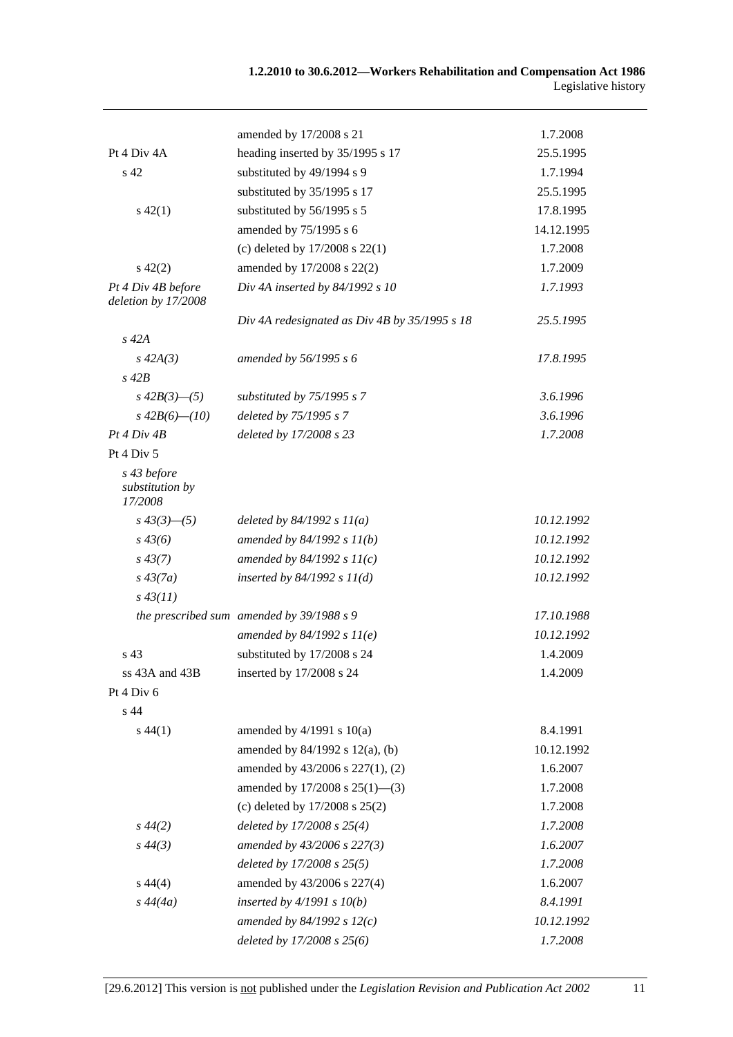| | | |
|---|---|---|
| | amended by 17/2008 s 21 | 1.7.2008 |
| Pt 4 Div 4A | heading inserted by 35/1995 s 17 | 25.5.1995 |
| s 42 | substituted by 49/1994 s 9 | 1.7.1994 |
| | substituted by 35/1995 s 17 | 25.5.1995 |
| s 42(1) | substituted by 56/1995 s 5 | 17.8.1995 |
| | amended by 75/1995 s 6 | 14.12.1995 |
| | (c) deleted by 17/2008 s 22(1) | 1.7.2008 |
| s 42(2) | amended by 17/2008 s 22(2) | 1.7.2009 |
| *Pt 4 Div 4B before deletion by 17/2008* | *Div 4A inserted by 84/1992 s 10* | *1.7.1993* |
| | *Div 4A redesignated as Div 4B by 35/1995 s 18* | *25.5.1995* |
| *s 42A* | | |
| *s 42A(3)* | *amended by 56/1995 s 6* | *17.8.1995* |
| *s 42B* | | |
| *s 42B(3)—(5)* | *substituted by 75/1995 s 7* | *3.6.1996* |
| *s 42B(6)—(10)* | *deleted by 75/1995 s 7* | *3.6.1996* |
| *Pt 4 Div 4B* | *deleted by 17/2008 s 23* | *1.7.2008* |
| Pt 4 Div 5 | | |
| *s 43 before substitution by 17/2008* | | |
| *s 43(3)—(5)* | *deleted by 84/1992 s 11(a)* | *10.12.1992* |
| *s 43(6)* | *amended by 84/1992 s 11(b)* | *10.12.1992* |
| *s 43(7)* | *amended by 84/1992 s 11(c)* | *10.12.1992* |
| *s 43(7a)* | *inserted by 84/1992 s 11(d)* | *10.12.1992* |
| *s 43(11)* | | |
| *the prescribed sum* | *amended by 39/1988 s 9* | *17.10.1988* |
| | *amended by 84/1992 s 11(e)* | *10.12.1992* |
| s 43 | substituted by 17/2008 s 24 | 1.4.2009 |
| ss 43A and 43B | inserted by 17/2008 s 24 | 1.4.2009 |
| Pt 4 Div 6 | | |
| s 44 | | |
| s 44(1) | amended by 4/1991 s 10(a) | 8.4.1991 |
| | amended by 84/1992 s 12(a), (b) | 10.12.1992 |
| | amended by 43/2006 s 227(1), (2) | 1.6.2007 |
| | amended by 17/2008 s 25(1)—(3) | 1.7.2008 |
| | (c) deleted by 17/2008 s 25(2) | 1.7.2008 |
| *s 44(2)* | *deleted by 17/2008 s 25(4)* | *1.7.2008* |
| *s 44(3)* | *amended by 43/2006 s 227(3)* | *1.6.2007* |
| | *deleted by 17/2008 s 25(5)* | *1.7.2008* |
| s 44(4) | amended by 43/2006 s 227(4) | 1.6.2007 |
| *s 44(4a)* | *inserted by 4/1991 s 10(b)* | *8.4.1991* |
| | *amended by 84/1992 s 12(c)* | *10.12.1992* |
| | *deleted by 17/2008 s 25(6)* | *1.7.2008* |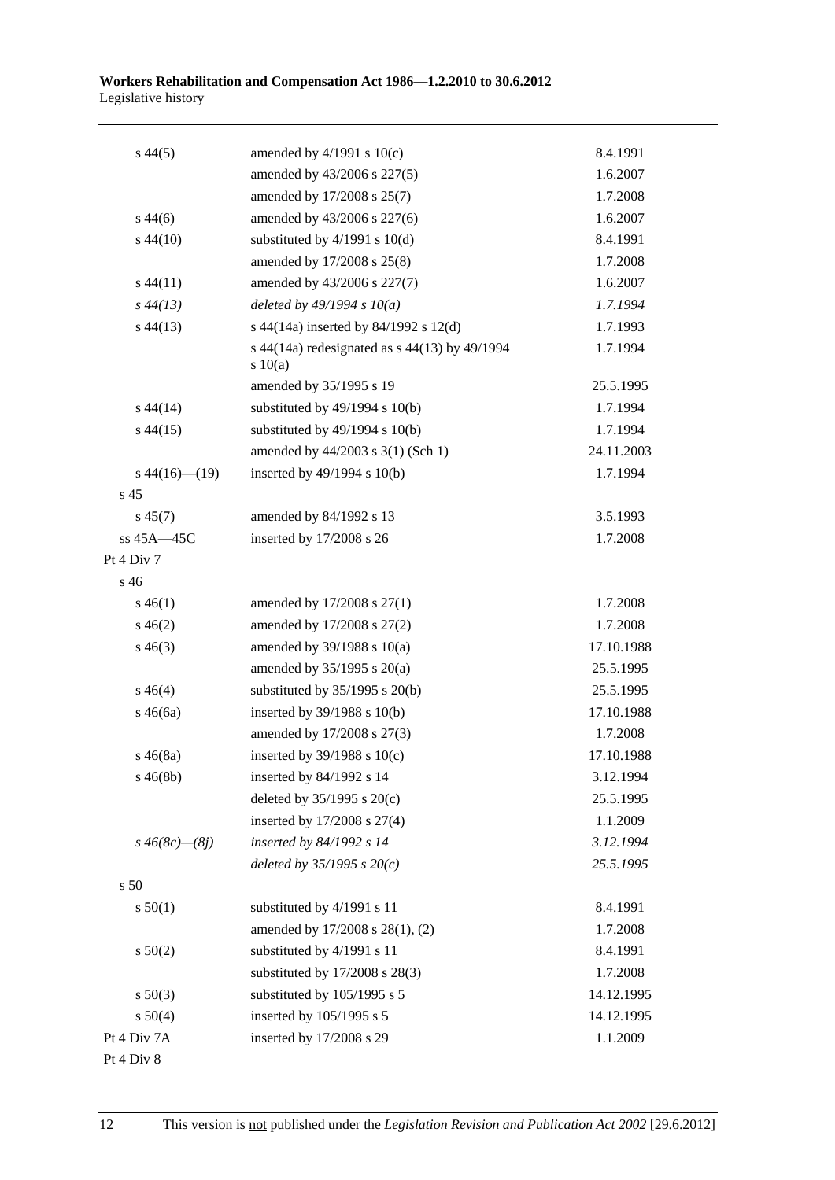| | | |
|---|---|---|
| s 44(5) | amended by 4/1991 s 10(c) | 8.4.1991 |
| | amended by 43/2006 s 227(5) | 1.6.2007 |
| | amended by 17/2008 s 25(7) | 1.7.2008 |
| s 44(6) | amended by 43/2006 s 227(6) | 1.6.2007 |
| s 44(10) | substituted by 4/1991 s 10(d) | 8.4.1991 |
| | amended by 17/2008 s 25(8) | 1.7.2008 |
| s 44(11) | amended by 43/2006 s 227(7) | 1.6.2007 |
| *s 44(13)* | *deleted by 49/1994 s 10(a)* | *1.7.1994* |
| s 44(13) | s 44(14a) inserted by 84/1992 s 12(d) | 1.7.1993 |
| | s 44(14a) redesignated as s 44(13) by 49/1994 s 10(a) | 1.7.1994 |
| | amended by 35/1995 s 19 | 25.5.1995 |
| s 44(14) | substituted by 49/1994 s 10(b) | 1.7.1994 |
| s 44(15) | substituted by 49/1994 s 10(b) | 1.7.1994 |
| | amended by 44/2003 s 3(1) (Sch 1) | 24.11.2003 |
| s 44(16)—(19) | inserted by 49/1994 s 10(b) | 1.7.1994 |
| s 45 | | |
| s 45(7) | amended by 84/1992 s 13 | 3.5.1993 |
| ss 45A—45C | inserted by 17/2008 s 26 | 1.7.2008 |
| Pt 4 Div 7 | | |
| s 46 | | |
| s 46(1) | amended by 17/2008 s 27(1) | 1.7.2008 |
| s 46(2) | amended by 17/2008 s 27(2) | 1.7.2008 |
| s 46(3) | amended by 39/1988 s 10(a) | 17.10.1988 |
| | amended by 35/1995 s 20(a) | 25.5.1995 |
| s 46(4) | substituted by 35/1995 s 20(b) | 25.5.1995 |
| s 46(6a) | inserted by 39/1988 s 10(b) | 17.10.1988 |
| | amended by 17/2008 s 27(3) | 1.7.2008 |
| s 46(8a) | inserted by 39/1988 s 10(c) | 17.10.1988 |
| s 46(8b) | inserted by 84/1992 s 14 | 3.12.1994 |
| | deleted by 35/1995 s 20(c) | 25.5.1995 |
| | inserted by 17/2008 s 27(4) | 1.1.2009 |
| *s 46(8c)—(8j)* | *inserted by 84/1992 s 14* | *3.12.1994* |
| | *deleted by 35/1995 s 20(c)* | *25.5.1995* |
| s 50 | | |
| s 50(1) | substituted by 4/1991 s 11 | 8.4.1991 |
| | amended by 17/2008 s 28(1), (2) | 1.7.2008 |
| s 50(2) | substituted by 4/1991 s 11 | 8.4.1991 |
| | substituted by 17/2008 s 28(3) | 1.7.2008 |
| s 50(3) | substituted by 105/1995 s 5 | 14.12.1995 |
| s 50(4) | inserted by 105/1995 s 5 | 14.12.1995 |
| Pt 4 Div 7A | inserted by 17/2008 s 29 | 1.1.2009 |
| Pt 4 Div 8 | | |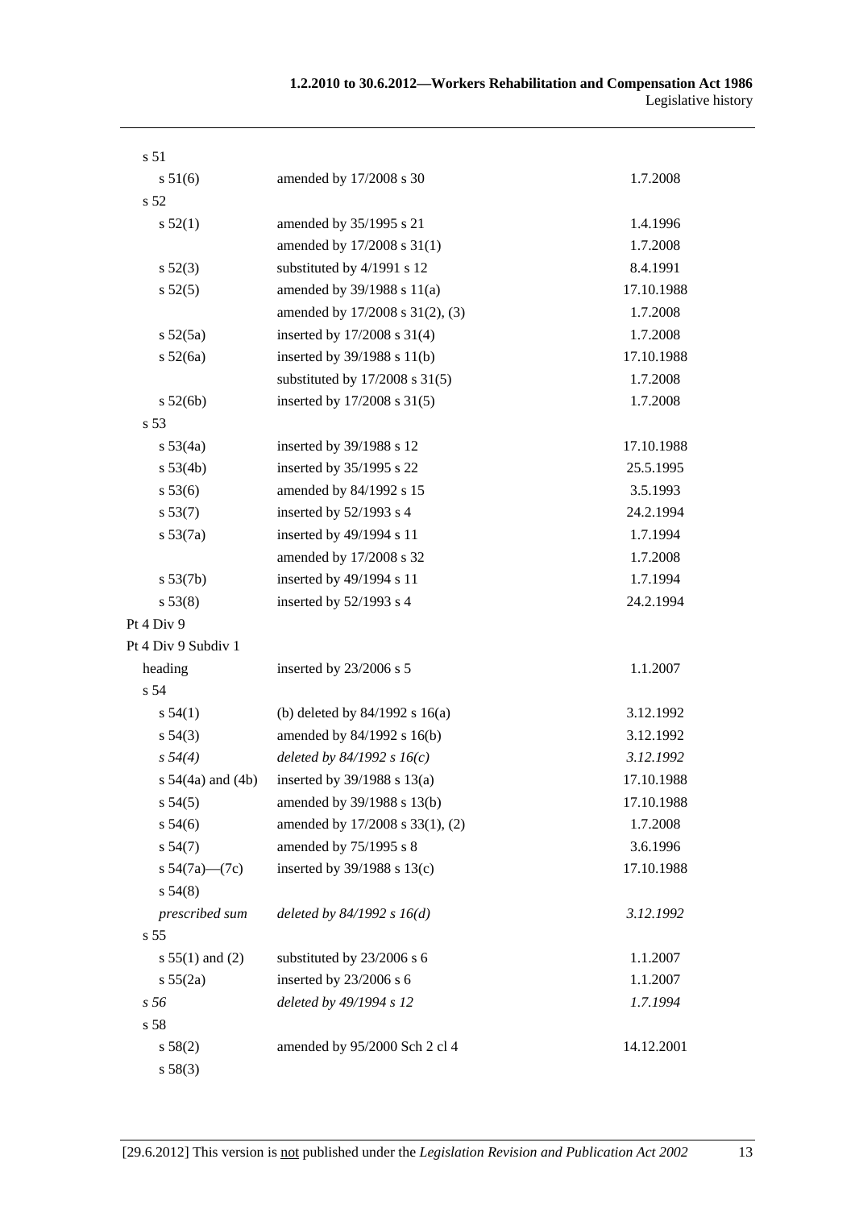| | | |
|---|---|---|
| s 51 | | |
| s 51(6) | amended by 17/2008 s 30 | 1.7.2008 |
| s 52 | | |
| s 52(1) | amended by 35/1995 s 21 | 1.4.1996 |
| | amended by 17/2008 s 31(1) | 1.7.2008 |
| s 52(3) | substituted by 4/1991 s 12 | 8.4.1991 |
| s 52(5) | amended by 39/1988 s 11(a) | 17.10.1988 |
| | amended by 17/2008 s 31(2), (3) | 1.7.2008 |
| s 52(5a) | inserted by 17/2008 s 31(4) | 1.7.2008 |
| s 52(6a) | inserted by 39/1988 s 11(b) | 17.10.1988 |
| | substituted by 17/2008 s 31(5) | 1.7.2008 |
| s 52(6b) | inserted by 17/2008 s 31(5) | 1.7.2008 |
| s 53 | | |
| s 53(4a) | inserted by 39/1988 s 12 | 17.10.1988 |
| s 53(4b) | inserted by 35/1995 s 22 | 25.5.1995 |
| s 53(6) | amended by 84/1992 s 15 | 3.5.1993 |
| s 53(7) | inserted by 52/1993 s 4 | 24.2.1994 |
| s 53(7a) | inserted by 49/1994 s 11 | 1.7.1994 |
| | amended by 17/2008 s 32 | 1.7.2008 |
| s 53(7b) | inserted by 49/1994 s 11 | 1.7.1994 |
| s 53(8) | inserted by 52/1993 s 4 | 24.2.1994 |
| Pt 4 Div 9 | | |
| Pt 4 Div 9 Subdiv 1 | | |
| heading | inserted by 23/2006 s 5 | 1.1.2007 |
| s 54 | | |
| s 54(1) | (b) deleted by 84/1992 s 16(a) | 3.12.1992 |
| s 54(3) | amended by 84/1992 s 16(b) | 3.12.1992 |
| *s 54(4)* | *deleted by 84/1992 s 16(c)* | *3.12.1992* |
| s 54(4a) and (4b) | inserted by 39/1988 s 13(a) | 17.10.1988 |
| s 54(5) | amended by 39/1988 s 13(b) | 17.10.1988 |
| s 54(6) | amended by 17/2008 s 33(1), (2) | 1.7.2008 |
| s 54(7) | amended by 75/1995 s 8 | 3.6.1996 |
| s 54(7a)—(7c) | inserted by 39/1988 s 13(c) | 17.10.1988 |
| s 54(8) | | |
| *prescribed sum* | *deleted by 84/1992 s 16(d)* | *3.12.1992* |
| s 55 | | |
| s 55(1) and (2) | substituted by 23/2006 s 6 | 1.1.2007 |
| s 55(2a) | inserted by 23/2006 s 6 | 1.1.2007 |
| *s 56* | *deleted by 49/1994 s 12* | *1.7.1994* |
| s 58 | | |
| s 58(2) | amended by 95/2000 Sch 2 cl 4 | 14.12.2001 |
| s 58(3) | | |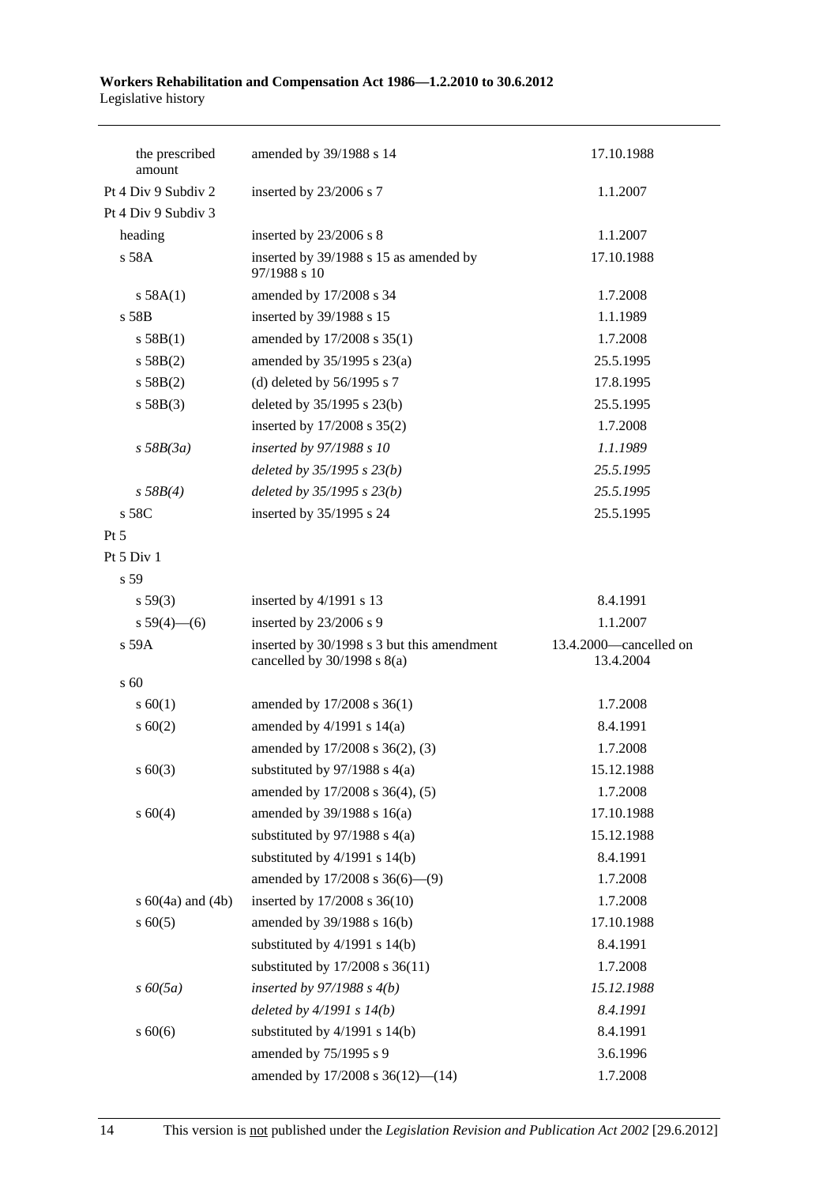| | | |
|---|---|---|
| the prescribed amount | amended by 39/1988 s 14 | 17.10.1988 |
| Pt 4 Div 9 Subdiv 2 | inserted by 23/2006 s 7 | 1.1.2007 |
| Pt 4 Div 9 Subdiv 3 | | |
| heading | inserted by 23/2006 s 8 | 1.1.2007 |
| s 58A | inserted by 39/1988 s 15 as amended by 97/1988 s 10 | 17.10.1988 |
| s 58A(1) | amended by 17/2008 s 34 | 1.7.2008 |
| s 58B | inserted by 39/1988 s 15 | 1.1.1989 |
| s 58B(1) | amended by 17/2008 s 35(1) | 1.7.2008 |
| s 58B(2) | amended by 35/1995 s 23(a) | 25.5.1995 |
| s 58B(2) | (d) deleted by 56/1995 s 7 | 17.8.1995 |
| s 58B(3) | deleted by 35/1995 s 23(b) | 25.5.1995 |
| | inserted by 17/2008 s 35(2) | 1.7.2008 |
| *s 58B(3a)* | *inserted by 97/1988 s 10* | *1.1.1989* |
| | *deleted by 35/1995 s 23(b)* | *25.5.1995* |
| *s 58B(4)* | *deleted by 35/1995 s 23(b)* | *25.5.1995* |
| s 58C | inserted by 35/1995 s 24 | 25.5.1995 |
| Pt 5 | | |
| Pt 5 Div 1 | | |
| s 59 | | |
| s 59(3) | inserted by 4/1991 s 13 | 8.4.1991 |
| s 59(4)—(6) | inserted by 23/2006 s 9 | 1.1.2007 |
| s 59A | inserted by 30/1998 s 3 but this amendment cancelled by 30/1998 s 8(a) | 13.4.2000—cancelled on 13.4.2004 |
| s 60 | | |
| s 60(1) | amended by 17/2008 s 36(1) | 1.7.2008 |
| s 60(2) | amended by 4/1991 s 14(a) | 8.4.1991 |
| | amended by 17/2008 s 36(2), (3) | 1.7.2008 |
| s 60(3) | substituted by 97/1988 s 4(a) | 15.12.1988 |
| | amended by 17/2008 s 36(4), (5) | 1.7.2008 |
| s 60(4) | amended by 39/1988 s 16(a) | 17.10.1988 |
| | substituted by 97/1988 s 4(a) | 15.12.1988 |
| | substituted by 4/1991 s 14(b) | 8.4.1991 |
| | amended by 17/2008 s 36(6)—(9) | 1.7.2008 |
| s 60(4a) and (4b) | inserted by 17/2008 s 36(10) | 1.7.2008 |
| s 60(5) | amended by 39/1988 s 16(b) | 17.10.1988 |
| | substituted by 4/1991 s 14(b) | 8.4.1991 |
| | substituted by 17/2008 s 36(11) | 1.7.2008 |
| *s 60(5a)* | *inserted by 97/1988 s 4(b)* | *15.12.1988* |
| | *deleted by 4/1991 s 14(b)* | *8.4.1991* |
| s 60(6) | substituted by 4/1991 s 14(b) | 8.4.1991 |
| | amended by 75/1995 s 9 | 3.6.1996 |
| | amended by 17/2008 s 36(12)—(14) | 1.7.2008 |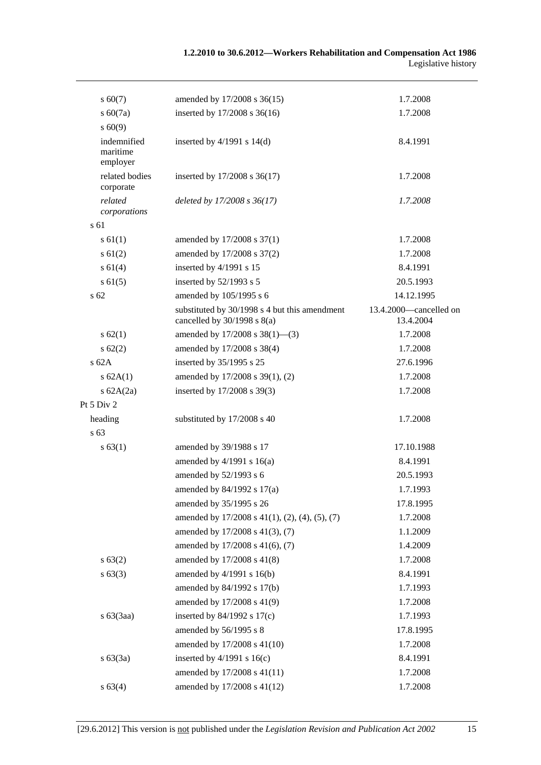| | | |
|---|---|---|
| s 60(7) | amended by 17/2008 s 36(15) | 1.7.2008 |
| s 60(7a) | inserted by 17/2008 s 36(16) | 1.7.2008 |
| s 60(9) | | |
| indemnified maritime employer | inserted by 4/1991 s 14(d) | 8.4.1991 |
| related bodies corporate | inserted by 17/2008 s 36(17) | 1.7.2008 |
| *related corporations* | *deleted by 17/2008 s 36(17)* | *1.7.2008* |
| s 61 | | |
| s 61(1) | amended by 17/2008 s 37(1) | 1.7.2008 |
| s 61(2) | amended by 17/2008 s 37(2) | 1.7.2008 |
| s 61(4) | inserted by 4/1991 s 15 | 8.4.1991 |
| s 61(5) | inserted by 52/1993 s 5 | 20.5.1993 |
| s 62 | amended by 105/1995 s 6 | 14.12.1995 |
| | substituted by 30/1998 s 4 but this amendment cancelled by 30/1998 s 8(a) | 13.4.2000—cancelled on 13.4.2004 |
| s 62(1) | amended by 17/2008 s 38(1)—(3) | 1.7.2008 |
| s 62(2) | amended by 17/2008 s 38(4) | 1.7.2008 |
| s 62A | inserted by 35/1995 s 25 | 27.6.1996 |
| s 62A(1) | amended by 17/2008 s 39(1), (2) | 1.7.2008 |
| s 62A(2a) | inserted by 17/2008 s 39(3) | 1.7.2008 |
| Pt 5 Div 2 | | |
| heading | substituted by 17/2008 s 40 | 1.7.2008 |
| s 63 | | |
| s 63(1) | amended by 39/1988 s 17 | 17.10.1988 |
| | amended by 4/1991 s 16(a) | 8.4.1991 |
| | amended by 52/1993 s 6 | 20.5.1993 |
| | amended by 84/1992 s 17(a) | 1.7.1993 |
| | amended by 35/1995 s 26 | 17.8.1995 |
| | amended by 17/2008 s 41(1), (2), (4), (5), (7) | 1.7.2008 |
| | amended by 17/2008 s 41(3), (7) | 1.1.2009 |
| | amended by 17/2008 s 41(6), (7) | 1.4.2009 |
| s 63(2) | amended by 17/2008 s 41(8) | 1.7.2008 |
| s 63(3) | amended by 4/1991 s 16(b) | 8.4.1991 |
| | amended by 84/1992 s 17(b) | 1.7.1993 |
| | amended by 17/2008 s 41(9) | 1.7.2008 |
| s 63(3aa) | inserted by 84/1992 s 17(c) | 1.7.1993 |
| | amended by 56/1995 s 8 | 17.8.1995 |
| | amended by 17/2008 s 41(10) | 1.7.2008 |
| s 63(3a) | inserted by 4/1991 s 16(c) | 8.4.1991 |
| | amended by 17/2008 s 41(11) | 1.7.2008 |
| s 63(4) | amended by 17/2008 s 41(12) | 1.7.2008 |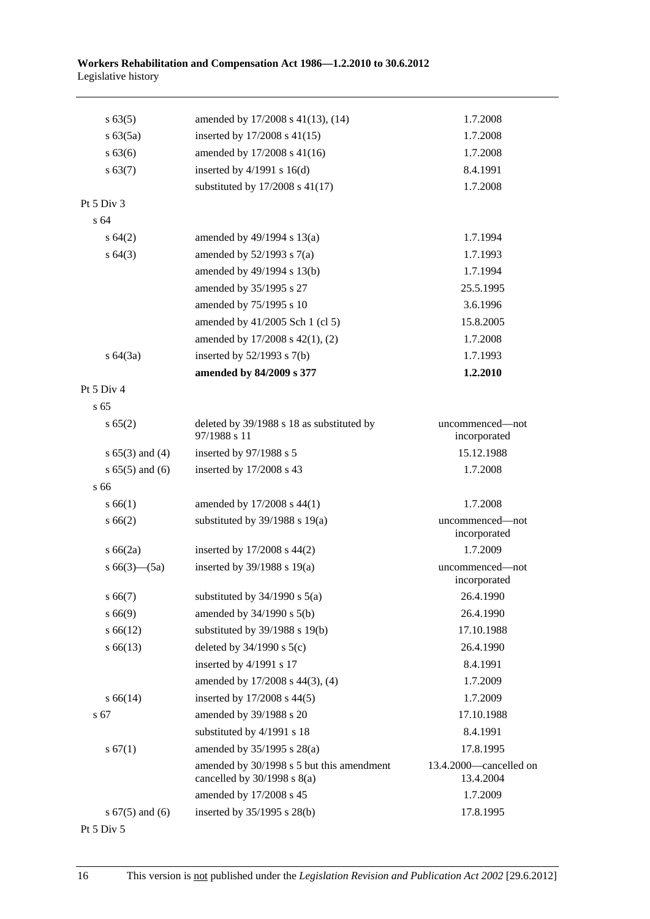| | | |
|---|---|---|
| s 63(5) | amended by 17/2008 s 41(13), (14) | 1.7.2008 |
| s 63(5a) | inserted by 17/2008 s 41(15) | 1.7.2008 |
| s 63(6) | amended by 17/2008 s 41(16) | 1.7.2008 |
| s 63(7) | inserted by 4/1991 s 16(d) | 8.4.1991 |
| | substituted by 17/2008 s 41(17) | 1.7.2008 |
| Pt 5 Div 3 | | |
| s 64 | | |
| s 64(2) | amended by 49/1994 s 13(a) | 1.7.1994 |
| s 64(3) | amended by 52/1993 s 7(a) | 1.7.1993 |
| | amended by 49/1994 s 13(b) | 1.7.1994 |
| | amended by 35/1995 s 27 | 25.5.1995 |
| | amended by 75/1995 s 10 | 3.6.1996 |
| | amended by 41/2005 Sch 1 (cl 5) | 15.8.2005 |
| | amended by 17/2008 s 42(1), (2) | 1.7.2008 |
| s 64(3a) | inserted by 52/1993 s 7(b) | 1.7.1993 |
| | **amended by 84/2009 s 377** | **1.2.2010** |
| Pt 5 Div 4 | | |
| s 65 | | |
| s 65(2) | deleted by 39/1988 s 18 as substituted by 97/1988 s 11 | uncommenced—not incorporated |
| s 65(3) and (4) | inserted by 97/1988 s 5 | 15.12.1988 |
| s 65(5) and (6) | inserted by 17/2008 s 43 | 1.7.2008 |
| s 66 | | |
| s 66(1) | amended by 17/2008 s 44(1) | 1.7.2008 |
| s 66(2) | substituted by 39/1988 s 19(a) | uncommenced—not incorporated |
| s 66(2a) | inserted by 17/2008 s 44(2) | 1.7.2009 |
| s 66(3)—(5a) | inserted by 39/1988 s 19(a) | uncommenced—not incorporated |
| s 66(7) | substituted by 34/1990 s 5(a) | 26.4.1990 |
| s 66(9) | amended by 34/1990 s 5(b) | 26.4.1990 |
| s 66(12) | substituted by 39/1988 s 19(b) | 17.10.1988 |
| s 66(13) | deleted by 34/1990 s 5(c) | 26.4.1990 |
| | inserted by 4/1991 s 17 | 8.4.1991 |
| | amended by 17/2008 s 44(3), (4) | 1.7.2009 |
| s 66(14) | inserted by 17/2008 s 44(5) | 1.7.2009 |
| s 67 | amended by 39/1988 s 20 | 17.10.1988 |
| | substituted by 4/1991 s 18 | 8.4.1991 |
| s 67(1) | amended by 35/1995 s 28(a) | 17.8.1995 |
| | amended by 30/1998 s 5 but this amendment cancelled by 30/1998 s 8(a) | 13.4.2000—cancelled on 13.4.2004 |
| | amended by 17/2008 s 45 | 1.7.2009 |
| s 67(5) and (6) | inserted by 35/1995 s 28(b) | 17.8.1995 |
| Pt 5 Div 5 | | |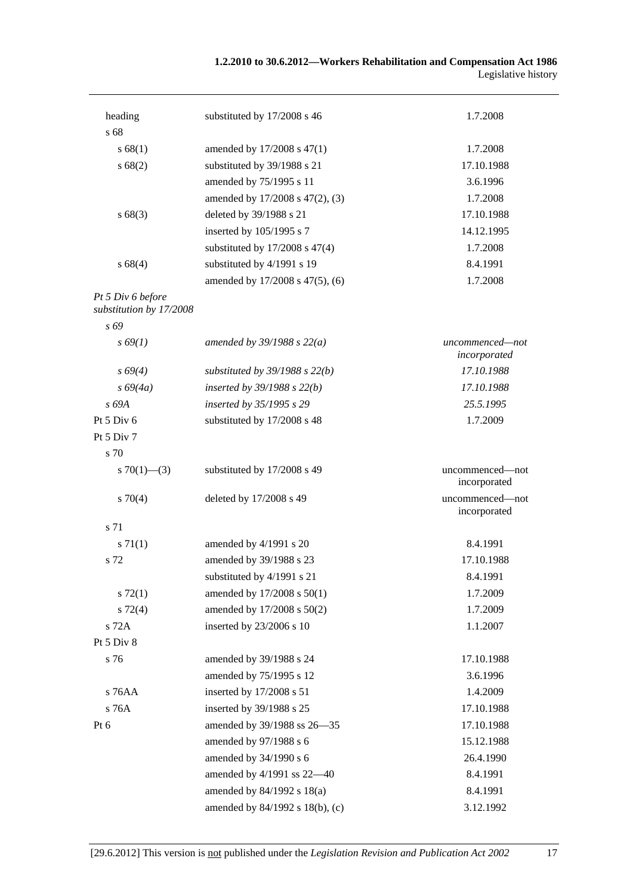| | | |
|---|---|---|
| heading | substituted by 17/2008 s 46 | 1.7.2008 |
| s 68 | | |
| s 68(1) | amended by 17/2008 s 47(1) | 1.7.2008 |
| s 68(2) | substituted by 39/1988 s 21 | 17.10.1988 |
| | amended by 75/1995 s 11 | 3.6.1996 |
| | amended by 17/2008 s 47(2), (3) | 1.7.2008 |
| s 68(3) | deleted by 39/1988 s 21 | 17.10.1988 |
| | inserted by 105/1995 s 7 | 14.12.1995 |
| | substituted by 17/2008 s 47(4) | 1.7.2008 |
| s 68(4) | substituted by 4/1991 s 19 | 8.4.1991 |
| | amended by 17/2008 s 47(5), (6) | 1.7.2008 |
| *Pt 5 Div 6 before substitution by 17/2008* | | |
| *s 69* | | |
| *s 69(1)* | *amended by 39/1988 s 22(a)* | *uncommenced—not incorporated* |
| *s 69(4)* | *substituted by 39/1988 s 22(b)* | *17.10.1988* |
| *s 69(4a)* | *inserted by 39/1988 s 22(b)* | *17.10.1988* |
| *s 69A* | *inserted by 35/1995 s 29* | *25.5.1995* |
| Pt 5 Div 6 | substituted by 17/2008 s 48 | 1.7.2009 |
| Pt 5 Div 7 | | |
| s 70 | | |
| s 70(1)—(3) | substituted by 17/2008 s 49 | uncommenced—not incorporated |
| s 70(4) | deleted by 17/2008 s 49 | uncommenced—not incorporated |
| s 71 | | |
| s 71(1) | amended by 4/1991 s 20 | 8.4.1991 |
| s 72 | amended by 39/1988 s 23 | 17.10.1988 |
| | substituted by 4/1991 s 21 | 8.4.1991 |
| s 72(1) | amended by 17/2008 s 50(1) | 1.7.2009 |
| s 72(4) | amended by 17/2008 s 50(2) | 1.7.2009 |
| s 72A | inserted by 23/2006 s 10 | 1.1.2007 |
| Pt 5 Div 8 | | |
| s 76 | amended by 39/1988 s 24 | 17.10.1988 |
| | amended by 75/1995 s 12 | 3.6.1996 |
| s 76AA | inserted by 17/2008 s 51 | 1.4.2009 |
| s 76A | inserted by 39/1988 s 25 | 17.10.1988 |
| Pt 6 | amended by 39/1988 ss 26—35 | 17.10.1988 |
| | amended by 97/1988 s 6 | 15.12.1988 |
| | amended by 34/1990 s 6 | 26.4.1990 |
| | amended by 4/1991 ss 22—40 | 8.4.1991 |
| | amended by 84/1992 s 18(a) | 8.4.1991 |
| | amended by 84/1992 s 18(b), (c) | 3.12.1992 |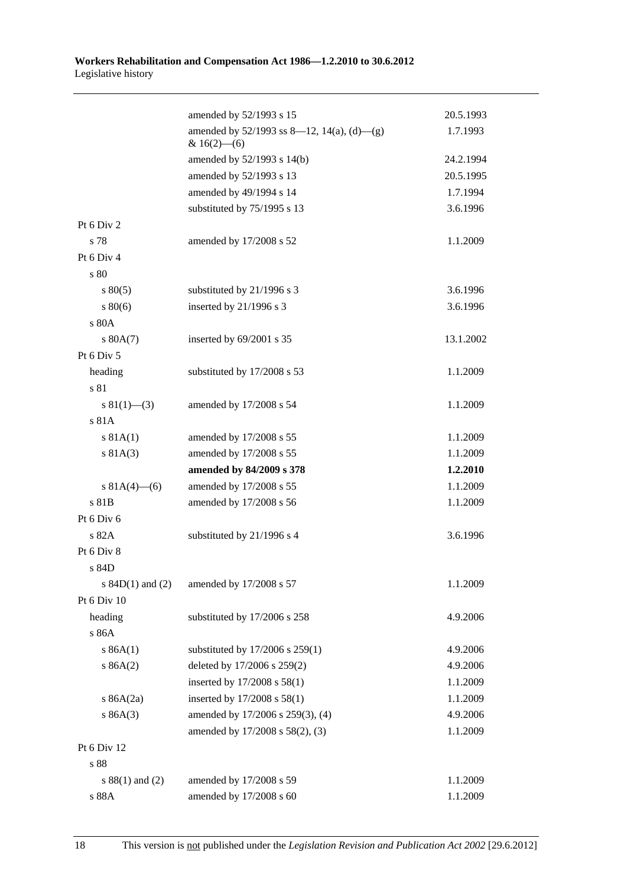| | | |
|---|---|---|
| | amended by 52/1993 s 15 | 20.5.1993 |
| | amended by 52/1993 ss 8—12, 14(a), (d)—(g) & 16(2)—(6) | 1.7.1993 |
| | amended by 52/1993 s 14(b) | 24.2.1994 |
| | amended by 52/1993 s 13 | 20.5.1995 |
| | amended by 49/1994 s 14 | 1.7.1994 |
| | substituted by 75/1995 s 13 | 3.6.1996 |
| Pt 6 Div 2 | | |
| s 78 | amended by 17/2008 s 52 | 1.1.2009 |
| Pt 6 Div 4 | | |
| s 80 | | |
| s 80(5) | substituted by 21/1996 s 3 | 3.6.1996 |
| s 80(6) | inserted by 21/1996 s 3 | 3.6.1996 |
| s 80A | | |
| s 80A(7) | inserted by 69/2001 s 35 | 13.1.2002 |
| Pt 6 Div 5 | | |
| heading | substituted by 17/2008 s 53 | 1.1.2009 |
| s 81 | | |
| s 81(1)—(3) | amended by 17/2008 s 54 | 1.1.2009 |
| s 81A | | |
| s 81A(1) | amended by 17/2008 s 55 | 1.1.2009 |
| s 81A(3) | amended by 17/2008 s 55 | 1.1.2009 |
| | **amended by 84/2009 s 378** | **1.2.2010** |
| s 81A(4)—(6) | amended by 17/2008 s 55 | 1.1.2009 |
| s 81B | amended by 17/2008 s 56 | 1.1.2009 |
| Pt 6 Div 6 | | |
| s 82A | substituted by 21/1996 s 4 | 3.6.1996 |
| Pt 6 Div 8 | | |
| s 84D | | |
| s 84D(1) and (2) | amended by 17/2008 s 57 | 1.1.2009 |
| Pt 6 Div 10 | | |
| heading | substituted by 17/2006 s 258 | 4.9.2006 |
| s 86A | | |
| s 86A(1) | substituted by 17/2006 s 259(1) | 4.9.2006 |
| s 86A(2) | deleted by 17/2006 s 259(2) | 4.9.2006 |
| | inserted by 17/2008 s 58(1) | 1.1.2009 |
| s 86A(2a) | inserted by 17/2008 s 58(1) | 1.1.2009 |
| s 86A(3) | amended by 17/2006 s 259(3), (4) | 4.9.2006 |
| | amended by 17/2008 s 58(2), (3) | 1.1.2009 |
| Pt 6 Div 12 | | |
| s 88 | | |
| s 88(1) and (2) | amended by 17/2008 s 59 | 1.1.2009 |
| s 88A | amended by 17/2008 s 60 | 1.1.2009 |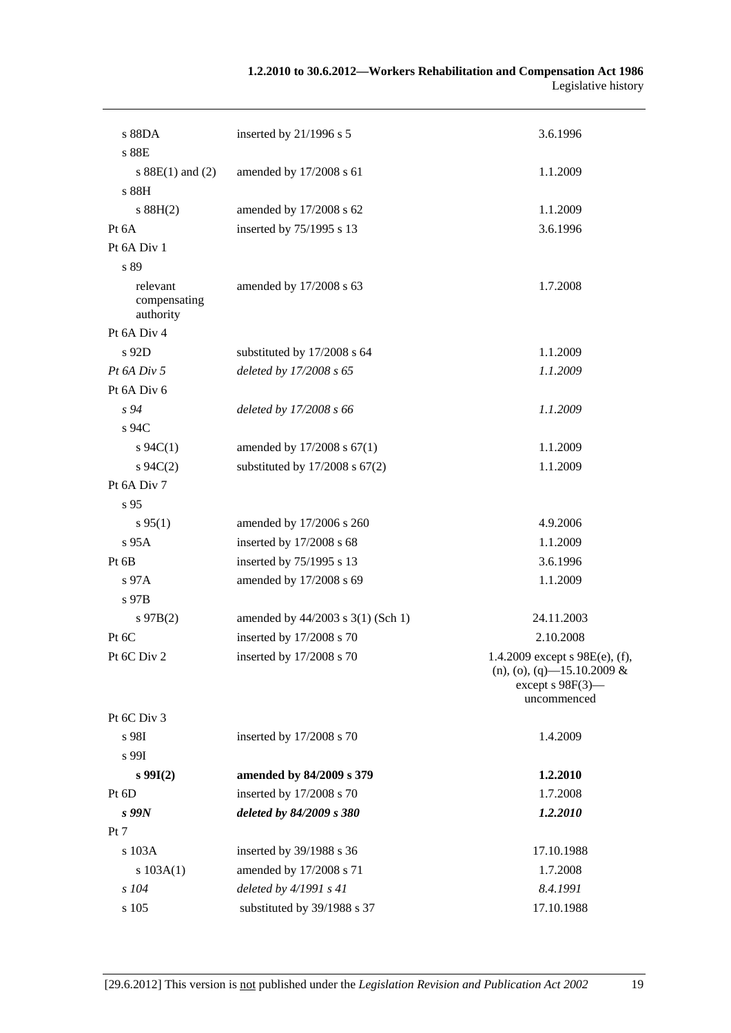| | | |
|---|---|---|
| s 88DA | inserted by 21/1996 s 5 | 3.6.1996 |
| s 88E | | |
| s 88E(1) and (2) | amended by 17/2008 s 61 | 1.1.2009 |
| s 88H | | |
| s 88H(2) | amended by 17/2008 s 62 | 1.1.2009 |
| Pt 6A | inserted by 75/1995 s 13 | 3.6.1996 |
| Pt 6A Div 1 | | |
| s 89 | | |
| relevant compensating authority | amended by 17/2008 s 63 | 1.7.2008 |
| Pt 6A Div 4 | | |
| s 92D | substituted by 17/2008 s 64 | 1.1.2009 |
| *Pt 6A Div 5* | *deleted by 17/2008 s 65* | *1.1.2009* |
| Pt 6A Div 6 | | |
| *s 94* | *deleted by 17/2008 s 66* | *1.1.2009* |
| s 94C | | |
| s 94C(1) | amended by 17/2008 s 67(1) | 1.1.2009 |
| s 94C(2) | substituted by 17/2008 s 67(2) | 1.1.2009 |
| Pt 6A Div 7 | | |
| s 95 | | |
| s 95(1) | amended by 17/2006 s 260 | 4.9.2006 |
| s 95A | inserted by 17/2008 s 68 | 1.1.2009 |
| Pt 6B | inserted by 75/1995 s 13 | 3.6.1996 |
| s 97A | amended by 17/2008 s 69 | 1.1.2009 |
| s 97B | | |
| s 97B(2) | amended by 44/2003 s 3(1) (Sch 1) | 24.11.2003 |
| Pt 6C | inserted by 17/2008 s 70 | 2.10.2008 |
| Pt 6C Div 2 | inserted by 17/2008 s 70 | 1.4.2009 except s 98E(e), (f), (n), (o), (q)—15.10.2009 & except s 98F(3)—uncommenced |
| Pt 6C Div 3 | | |
| s 98I | inserted by 17/2008 s 70 | 1.4.2009 |
| s 99I | | |
| **s 99I(2)** | **amended by 84/2009 s 379** | **1.2.2010** |
| Pt 6D | inserted by 17/2008 s 70 | 1.7.2008 |
| ***s 99N*** | ***deleted by 84/2009 s 380*** | ***1.2.2010*** |
| Pt 7 | | |
| s 103A | inserted by 39/1988 s 36 | 17.10.1988 |
| s 103A(1) | amended by 17/2008 s 71 | 1.7.2008 |
| *s 104* | *deleted by 4/1991 s 41* | *8.4.1991* |
| s 105 | substituted by 39/1988 s 37 | 17.10.1988 |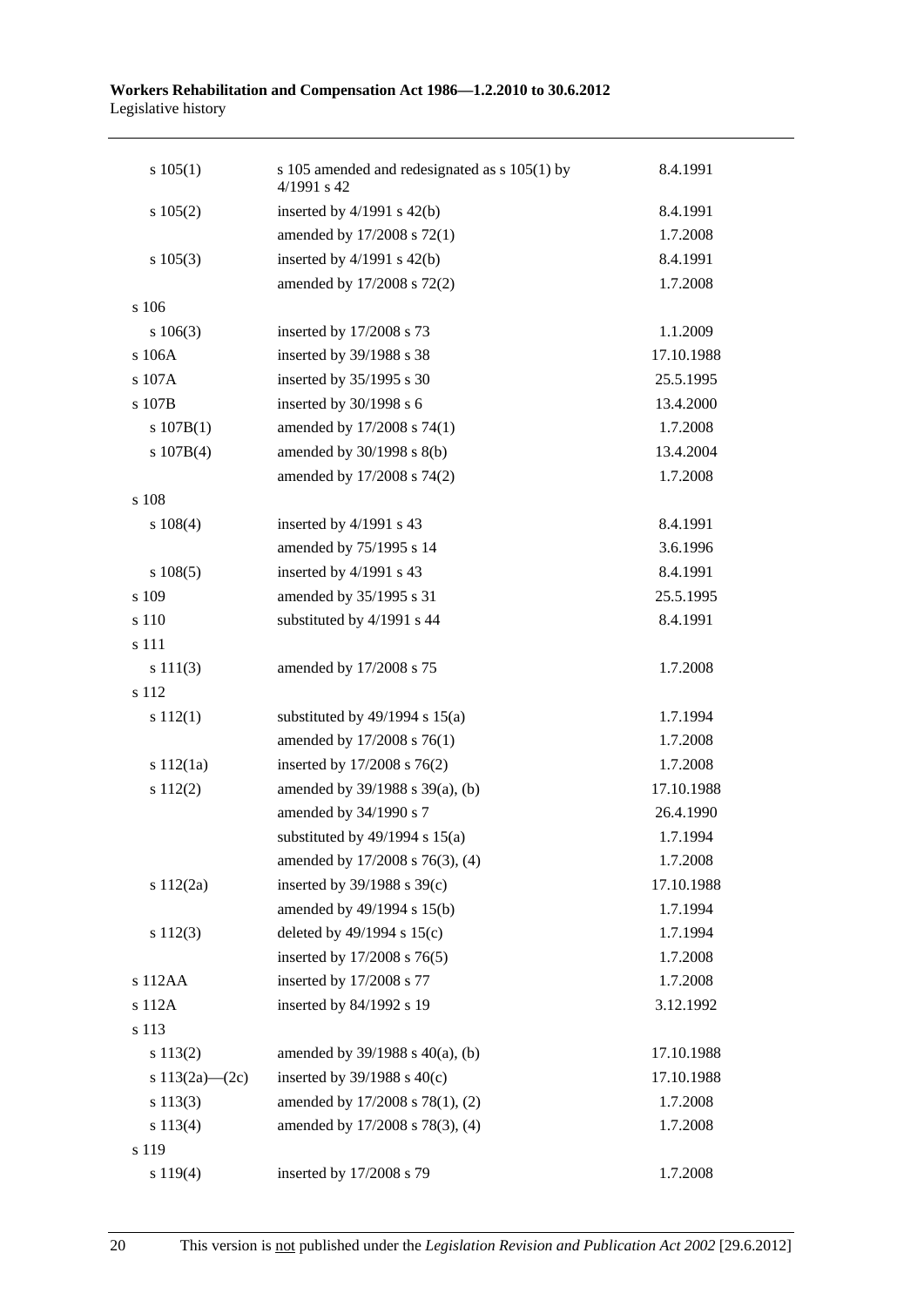| | | |
|---|---|---|
| s 105(1) | s 105 amended and redesignated as s 105(1) by 4/1991 s 42 | 8.4.1991 |
| s 105(2) | inserted by 4/1991 s 42(b) | 8.4.1991 |
| | amended by 17/2008 s 72(1) | 1.7.2008 |
| s 105(3) | inserted by 4/1991 s 42(b) | 8.4.1991 |
| | amended by 17/2008 s 72(2) | 1.7.2008 |
| s 106 | | |
| s 106(3) | inserted by 17/2008 s 73 | 1.1.2009 |
| s 106A | inserted by 39/1988 s 38 | 17.10.1988 |
| s 107A | inserted by 35/1995 s 30 | 25.5.1995 |
| s 107B | inserted by 30/1998 s 6 | 13.4.2000 |
| s 107B(1) | amended by 17/2008 s 74(1) | 1.7.2008 |
| s 107B(4) | amended by 30/1998 s 8(b) | 13.4.2004 |
| | amended by 17/2008 s 74(2) | 1.7.2008 |
| s 108 | | |
| s 108(4) | inserted by 4/1991 s 43 | 8.4.1991 |
| | amended by 75/1995 s 14 | 3.6.1996 |
| s 108(5) | inserted by 4/1991 s 43 | 8.4.1991 |
| s 109 | amended by 35/1995 s 31 | 25.5.1995 |
| s 110 | substituted by 4/1991 s 44 | 8.4.1991 |
| s 111 | | |
| s 111(3) | amended by 17/2008 s 75 | 1.7.2008 |
| s 112 | | |
| s 112(1) | substituted by 49/1994 s 15(a) | 1.7.1994 |
| | amended by 17/2008 s 76(1) | 1.7.2008 |
| s 112(1a) | inserted by 17/2008 s 76(2) | 1.7.2008 |
| s 112(2) | amended by 39/1988 s 39(a), (b) | 17.10.1988 |
| | amended by 34/1990 s 7 | 26.4.1990 |
| | substituted by 49/1994 s 15(a) | 1.7.1994 |
| | amended by 17/2008 s 76(3), (4) | 1.7.2008 |
| s 112(2a) | inserted by 39/1988 s 39(c) | 17.10.1988 |
| | amended by 49/1994 s 15(b) | 1.7.1994 |
| s 112(3) | deleted by 49/1994 s 15(c) | 1.7.1994 |
| | inserted by 17/2008 s 76(5) | 1.7.2008 |
| s 112AA | inserted by 17/2008 s 77 | 1.7.2008 |
| s 112A | inserted by 84/1992 s 19 | 3.12.1992 |
| s 113 | | |
| s 113(2) | amended by 39/1988 s 40(a), (b) | 17.10.1988 |
| s 113(2a)—(2c) | inserted by 39/1988 s 40(c) | 17.10.1988 |
| s 113(3) | amended by 17/2008 s 78(1), (2) | 1.7.2008 |
| s 113(4) | amended by 17/2008 s 78(3), (4) | 1.7.2008 |
| s 119 | | |
| s 119(4) | inserted by 17/2008 s 79 | 1.7.2008 |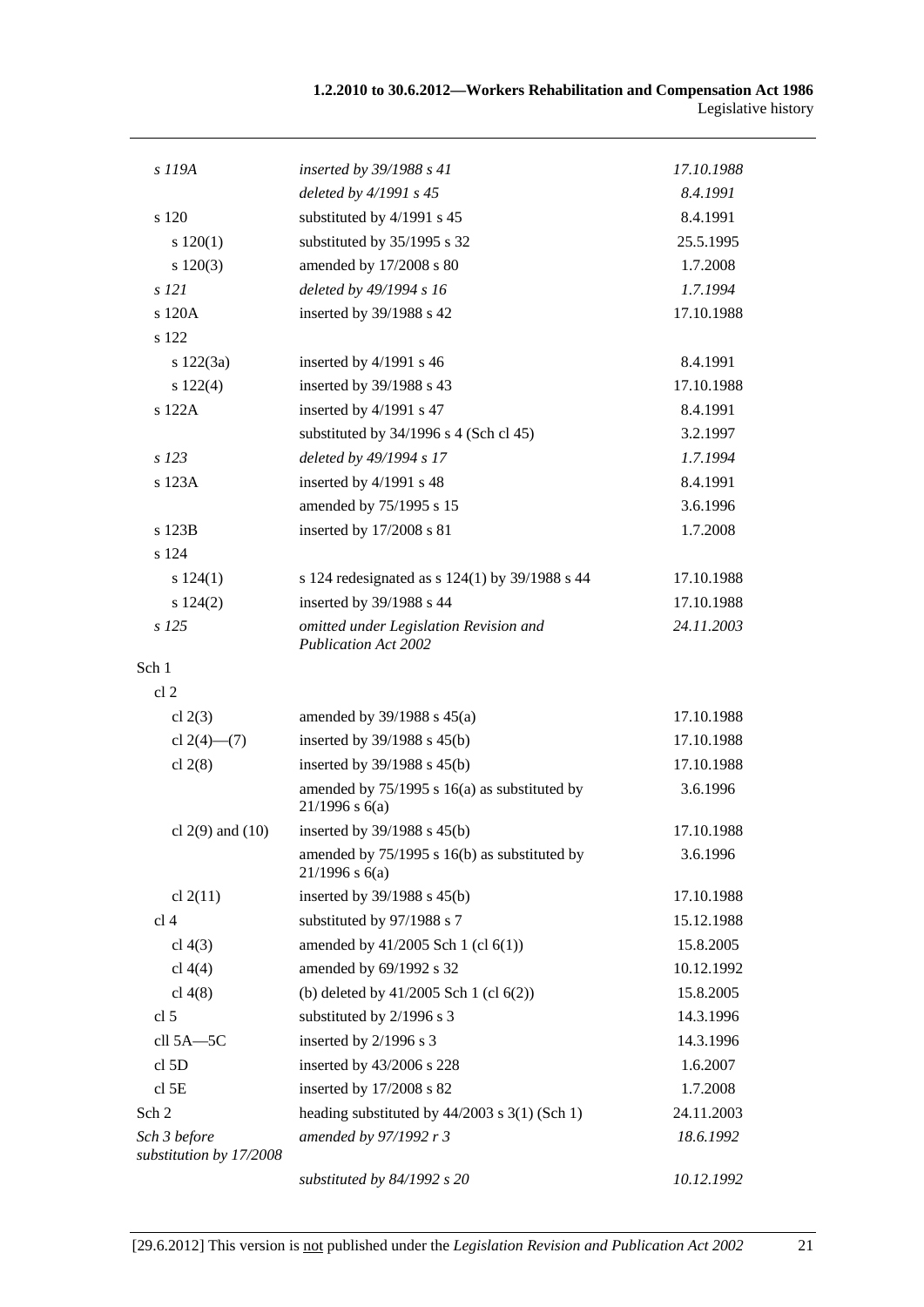| | | |
|---|---|---|
| *s 119A* | *inserted by 39/1988 s 41* | *17.10.1988* |
| | *deleted by 4/1991 s 45* | *8.4.1991* |
| s 120 | substituted by 4/1991 s 45 | 8.4.1991 |
| s 120(1) | substituted by 35/1995 s 32 | 25.5.1995 |
| s 120(3) | amended by 17/2008 s 80 | 1.7.2008 |
| *s 121* | *deleted by 49/1994 s 16* | *1.7.1994* |
| s 120A | inserted by 39/1988 s 42 | 17.10.1988 |
| s 122 | | |
| s 122(3a) | inserted by 4/1991 s 46 | 8.4.1991 |
| s 122(4) | inserted by 39/1988 s 43 | 17.10.1988 |
| s 122A | inserted by 4/1991 s 47 | 8.4.1991 |
| | substituted by 34/1996 s 4 (Sch cl 45) | 3.2.1997 |
| *s 123* | *deleted by 49/1994 s 17* | *1.7.1994* |
| s 123A | inserted by 4/1991 s 48 | 8.4.1991 |
| | amended by 75/1995 s 15 | 3.6.1996 |
| s 123B | inserted by 17/2008 s 81 | 1.7.2008 |
| s 124 | | |
| s 124(1) | s 124 redesignated as s 124(1) by 39/1988 s 44 | 17.10.1988 |
| s 124(2) | inserted by 39/1988 s 44 | 17.10.1988 |
| *s 125* | *omitted under Legislation Revision and Publication Act 2002* | *24.11.2003* |
| Sch 1 | | |
| cl 2 | | |
| cl 2(3) | amended by 39/1988 s 45(a) | 17.10.1988 |
| cl 2(4)—(7) | inserted by 39/1988 s 45(b) | 17.10.1988 |
| cl 2(8) | inserted by 39/1988 s 45(b) | 17.10.1988 |
| | amended by 75/1995 s 16(a) as substituted by 21/1996 s 6(a) | 3.6.1996 |
| cl 2(9) and (10) | inserted by 39/1988 s 45(b) | 17.10.1988 |
| | amended by 75/1995 s 16(b) as substituted by 21/1996 s 6(a) | 3.6.1996 |
| cl 2(11) | inserted by 39/1988 s 45(b) | 17.10.1988 |
| cl 4 | substituted by 97/1988 s 7 | 15.12.1988 |
| cl 4(3) | amended by 41/2005 Sch 1 (cl 6(1)) | 15.8.2005 |
| cl 4(4) | amended by 69/1992 s 32 | 10.12.1992 |
| cl 4(8) | (b) deleted by 41/2005 Sch 1 (cl 6(2)) | 15.8.2005 |
| cl 5 | substituted by 2/1996 s 3 | 14.3.1996 |
| cll 5A—5C | inserted by 2/1996 s 3 | 14.3.1996 |
| cl 5D | inserted by 43/2006 s 228 | 1.6.2007 |
| cl 5E | inserted by 17/2008 s 82 | 1.7.2008 |
| Sch 2 | heading substituted by 44/2003 s 3(1) (Sch 1) | 24.11.2003 |
| *Sch 3 before substitution by 17/2008* | *amended by 97/1992 r 3* | *18.6.1992* |
| | *substituted by 84/1992 s 20* | *10.12.1992* |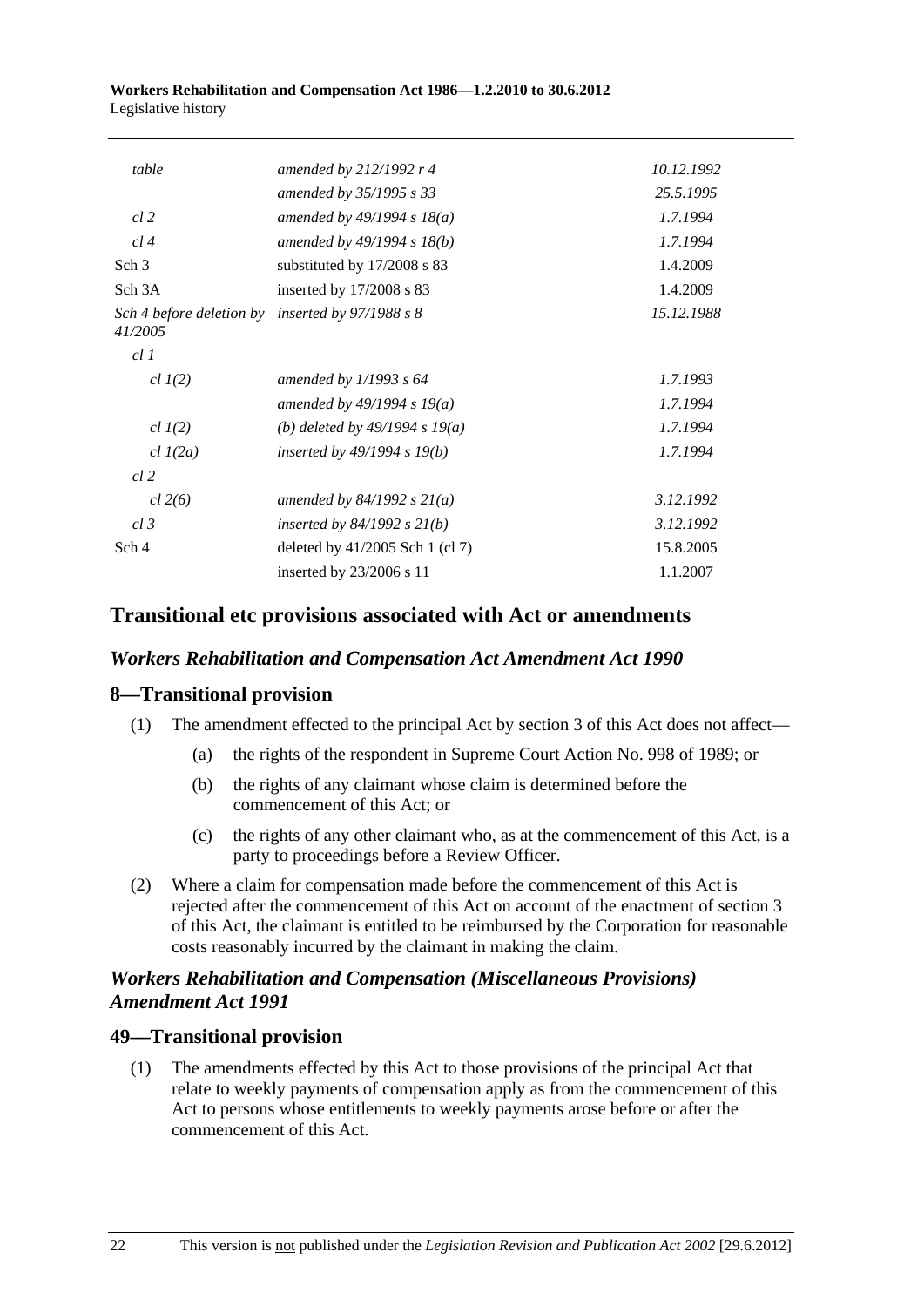| | | |
|---|---|---|
| *table* | *amended by 212/1992 r 4* | *10.12.1992* |
| | *amended by 35/1995 s 33* | *25.5.1995* |
| *cl 2* | *amended by 49/1994 s 18(a)* | *1.7.1994* |
| *cl 4* | *amended by 49/1994 s 18(b)* | *1.7.1994* |
| Sch 3 | substituted by 17/2008 s 83 | 1.4.2009 |
| Sch 3A | inserted by 17/2008 s 83 | 1.4.2009 |
| *Sch 4 before deletion by 41/2005* | *inserted by 97/1988 s 8* | *15.12.1988* |
| *cl 1* | | |
| *cl 1(2)* | *amended by 1/1993 s 64* | *1.7.1993* |
| | *amended by 49/1994 s 19(a)* | *1.7.1994* |
| *cl 1(2)* | *(b) deleted by 49/1994 s 19(a)* | *1.7.1994* |
| *cl 1(2a)* | *inserted by 49/1994 s 19(b)* | *1.7.1994* |
| *cl 2* | | |
| *cl 2(6)* | *amended by 84/1992 s 21(a)* | *3.12.1992* |
| *cl 3* | *inserted by 84/1992 s 21(b)* | *3.12.1992* |
| Sch 4 | deleted by 41/2005 Sch 1 (cl 7) | 15.8.2005 |
| | inserted by 23/2006 s 11 | 1.1.2007 |

## Transitional etc provisions associated with Act or amendments

### *Workers Rehabilitation and Compensation Act Amendment Act 1990*

### 8—Transitional provision

(1) The amendment effected to the principal Act by section 3 of this Act does not affect—

(a) the rights of the respondent in Supreme Court Action No. 998 of 1989; or

(b) the rights of any claimant whose claim is determined before the commencement of this Act; or

(c) the rights of any other claimant who, as at the commencement of this Act, is a party to proceedings before a Review Officer.

(2) Where a claim for compensation made before the commencement of this Act is rejected after the commencement of this Act on account of the enactment of section 3 of this Act, the claimant is entitled to be reimbursed by the Corporation for reasonable costs reasonably incurred by the claimant in making the claim.

### *Workers Rehabilitation and Compensation (Miscellaneous Provisions) Amendment Act 1991*

### 49—Transitional provision

(1) The amendments effected by this Act to those provisions of the principal Act that relate to weekly payments of compensation apply as from the commencement of this Act to persons whose entitlements to weekly payments arose before or after the commencement of this Act.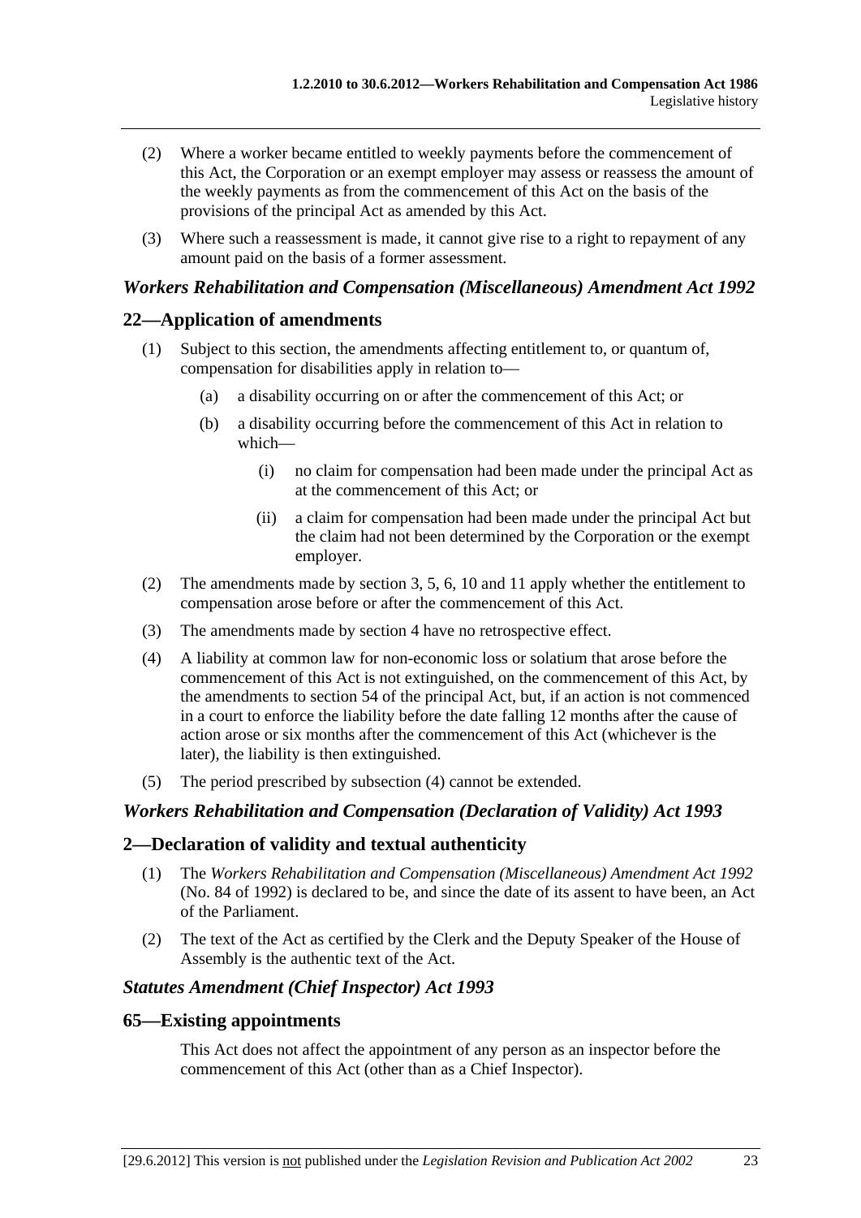(2) Where a worker became entitled to weekly payments before the commencement of this Act, the Corporation or an exempt employer may assess or reassess the amount of the weekly payments as from the commencement of this Act on the basis of the provisions of the principal Act as amended by this Act.

(3) Where such a reassessment is made, it cannot give rise to a right to repayment of any amount paid on the basis of a former assessment.

### *Workers Rehabilitation and Compensation (Miscellaneous) Amendment Act 1992*

## 22—Application of amendments

(1) Subject to this section, the amendments affecting entitlement to, or quantum of, compensation for disabilities apply in relation to—

  (a) a disability occurring on or after the commencement of this Act; or

  (b) a disability occurring before the commencement of this Act in relation to which—

    (i) no claim for compensation had been made under the principal Act as at the commencement of this Act; or

    (ii) a claim for compensation had been made under the principal Act but the claim had not been determined by the Corporation or the exempt employer.

(2) The amendments made by section 3, 5, 6, 10 and 11 apply whether the entitlement to compensation arose before or after the commencement of this Act.

(3) The amendments made by section 4 have no retrospective effect.

(4) A liability at common law for non-economic loss or solatium that arose before the commencement of this Act is not extinguished, on the commencement of this Act, by the amendments to section 54 of the principal Act, but, if an action is not commenced in a court to enforce the liability before the date falling 12 months after the cause of action arose or six months after the commencement of this Act (whichever is the later), the liability is then extinguished.

(5) The period prescribed by subsection (4) cannot be extended.

### *Workers Rehabilitation and Compensation (Declaration of Validity) Act 1993*

## 2—Declaration of validity and textual authenticity

(1) The *Workers Rehabilitation and Compensation (Miscellaneous) Amendment Act 1992* (No. 84 of 1992) is declared to be, and since the date of its assent to have been, an Act of the Parliament.

(2) The text of the Act as certified by the Clerk and the Deputy Speaker of the House of Assembly is the authentic text of the Act.

### *Statutes Amendment (Chief Inspector) Act 1993*

## 65—Existing appointments

This Act does not affect the appointment of any person as an inspector before the commencement of this Act (other than as a Chief Inspector).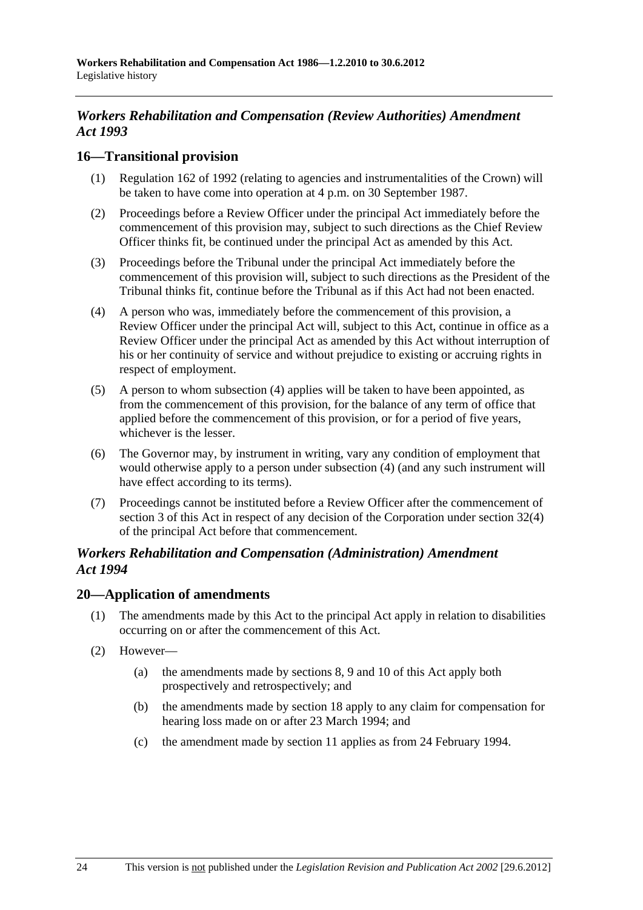## *Workers Rehabilitation and Compensation (Review Authorities) Amendment Act 1993*

### 16—Transitional provision

(1) Regulation 162 of 1992 (relating to agencies and instrumentalities of the Crown) will be taken to have come into operation at 4 p.m. on 30 September 1987.

(2) Proceedings before a Review Officer under the principal Act immediately before the commencement of this provision may, subject to such directions as the Chief Review Officer thinks fit, be continued under the principal Act as amended by this Act.

(3) Proceedings before the Tribunal under the principal Act immediately before the commencement of this provision will, subject to such directions as the President of the Tribunal thinks fit, continue before the Tribunal as if this Act had not been enacted.

(4) A person who was, immediately before the commencement of this provision, a Review Officer under the principal Act will, subject to this Act, continue in office as a Review Officer under the principal Act as amended by this Act without interruption of his or her continuity of service and without prejudice to existing or accruing rights in respect of employment.

(5) A person to whom subsection (4) applies will be taken to have been appointed, as from the commencement of this provision, for the balance of any term of office that applied before the commencement of this provision, or for a period of five years, whichever is the lesser.

(6) The Governor may, by instrument in writing, vary any condition of employment that would otherwise apply to a person under subsection (4) (and any such instrument will have effect according to its terms).

(7) Proceedings cannot be instituted before a Review Officer after the commencement of section 3 of this Act in respect of any decision of the Corporation under section 32(4) of the principal Act before that commencement.

## *Workers Rehabilitation and Compensation (Administration) Amendment Act 1994*

### 20—Application of amendments

(1) The amendments made by this Act to the principal Act apply in relation to disabilities occurring on or after the commencement of this Act.

(2) However—

(a) the amendments made by sections 8, 9 and 10 of this Act apply both prospectively and retrospectively; and

(b) the amendments made by section 18 apply to any claim for compensation for hearing loss made on or after 23 March 1994; and

(c) the amendment made by section 11 applies as from 24 February 1994.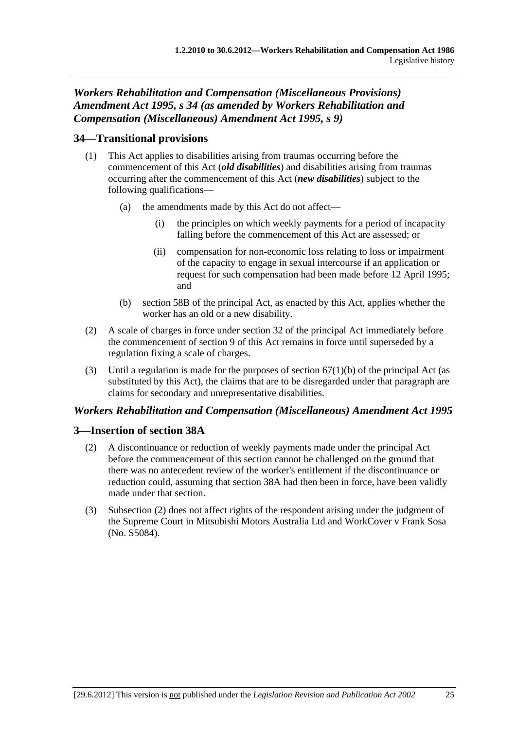## *Workers Rehabilitation and Compensation (Miscellaneous Provisions) Amendment Act 1995, s 34 (as amended by Workers Rehabilitation and Compensation (Miscellaneous) Amendment Act 1995, s 9)*

### 34—Transitional provisions

(1) This Act applies to disabilities arising from traumas occurring before the commencement of this Act (***old disabilities***) and disabilities arising from traumas occurring after the commencement of this Act (***new disabilities***) subject to the following qualifications—

- (a) the amendments made by this Act do not affect—
    - (i) the principles on which weekly payments for a period of incapacity falling before the commencement of this Act are assessed; or
    - (ii) compensation for non-economic loss relating to loss or impairment of the capacity to engage in sexual intercourse if an application or request for such compensation had been made before 12 April 1995; and
- (b) section 58B of the principal Act, as enacted by this Act, applies whether the worker has an old or a new disability.

(2) A scale of charges in force under section 32 of the principal Act immediately before the commencement of section 9 of this Act remains in force until superseded by a regulation fixing a scale of charges.

(3) Until a regulation is made for the purposes of section 67(1)(b) of the principal Act (as substituted by this Act), the claims that are to be disregarded under that paragraph are claims for secondary and unrepresentative disabilities.

## *Workers Rehabilitation and Compensation (Miscellaneous) Amendment Act 1995*

### 3—Insertion of section 38A

(2) A discontinuance or reduction of weekly payments made under the principal Act before the commencement of this section cannot be challenged on the ground that there was no antecedent review of the worker's entitlement if the discontinuance or reduction could, assuming that section 38A had then been in force, have been validly made under that section.

(3) Subsection (2) does not affect rights of the respondent arising under the judgment of the Supreme Court in Mitsubishi Motors Australia Ltd and WorkCover v Frank Sosa (No. S5084).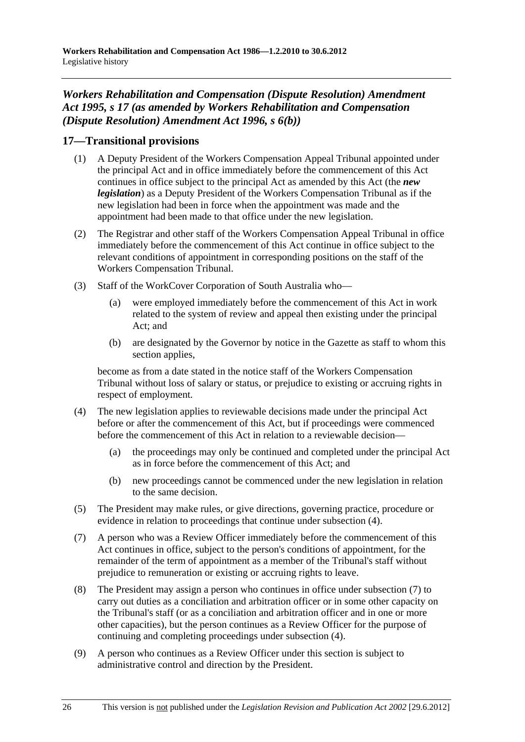## *Workers Rehabilitation and Compensation (Dispute Resolution) Amendment Act 1995, s 17 (as amended by Workers Rehabilitation and Compensation (Dispute Resolution) Amendment Act 1996, s 6(b))*

### 17—Transitional provisions

(1) A Deputy President of the Workers Compensation Appeal Tribunal appointed under the principal Act and in office immediately before the commencement of this Act continues in office subject to the principal Act as amended by this Act (the ***new legislation***) as a Deputy President of the Workers Compensation Tribunal as if the new legislation had been in force when the appointment was made and the appointment had been made to that office under the new legislation.

(2) The Registrar and other staff of the Workers Compensation Appeal Tribunal in office immediately before the commencement of this Act continue in office subject to the relevant conditions of appointment in corresponding positions on the staff of the Workers Compensation Tribunal.

(3) Staff of the WorkCover Corporation of South Australia who—

- (a) were employed immediately before the commencement of this Act in work related to the system of review and appeal then existing under the principal Act; and
- (b) are designated by the Governor by notice in the Gazette as staff to whom this section applies,

become as from a date stated in the notice staff of the Workers Compensation Tribunal without loss of salary or status, or prejudice to existing or accruing rights in respect of employment.

(4) The new legislation applies to reviewable decisions made under the principal Act before or after the commencement of this Act, but if proceedings were commenced before the commencement of this Act in relation to a reviewable decision—

- (a) the proceedings may only be continued and completed under the principal Act as in force before the commencement of this Act; and
- (b) new proceedings cannot be commenced under the new legislation in relation to the same decision.

(5) The President may make rules, or give directions, governing practice, procedure or evidence in relation to proceedings that continue under subsection (4).

(7) A person who was a Review Officer immediately before the commencement of this Act continues in office, subject to the person's conditions of appointment, for the remainder of the term of appointment as a member of the Tribunal's staff without prejudice to remuneration or existing or accruing rights to leave.

(8) The President may assign a person who continues in office under subsection (7) to carry out duties as a conciliation and arbitration officer or in some other capacity on the Tribunal's staff (or as a conciliation and arbitration officer and in one or more other capacities), but the person continues as a Review Officer for the purpose of continuing and completing proceedings under subsection (4).

(9) A person who continues as a Review Officer under this section is subject to administrative control and direction by the President.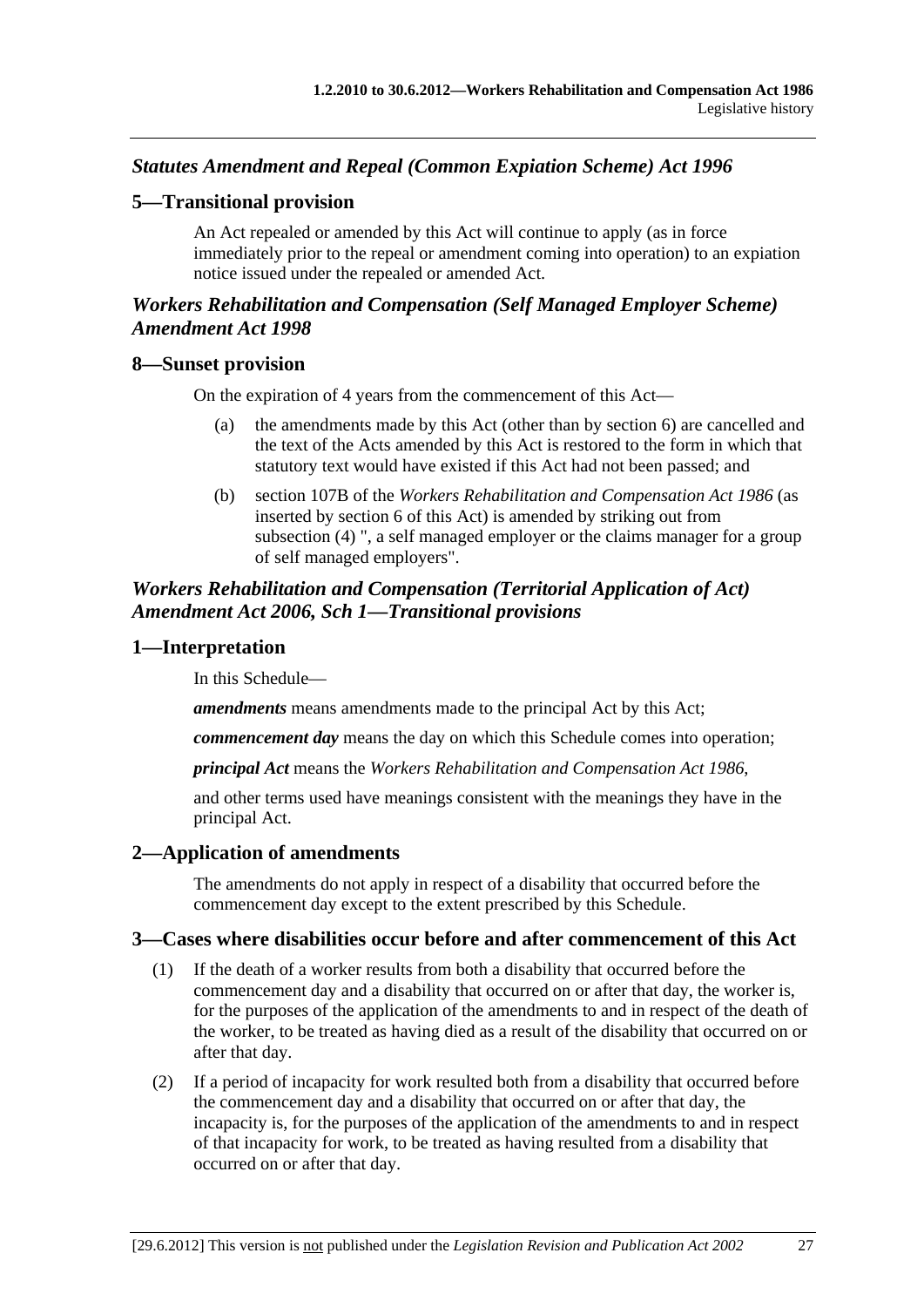## *Statutes Amendment and Repeal (Common Expiation Scheme) Act 1996*

### 5—Transitional provision

An Act repealed or amended by this Act will continue to apply (as in force immediately prior to the repeal or amendment coming into operation) to an expiation notice issued under the repealed or amended Act.

## *Workers Rehabilitation and Compensation (Self Managed Employer Scheme) Amendment Act 1998*

### 8—Sunset provision

On the expiration of 4 years from the commencement of this Act—

(a) the amendments made by this Act (other than by section 6) are cancelled and the text of the Acts amended by this Act is restored to the form in which that statutory text would have existed if this Act had not been passed; and

(b) section 107B of the *Workers Rehabilitation and Compensation Act 1986* (as inserted by section 6 of this Act) is amended by striking out from subsection (4) ", a self managed employer or the claims manager for a group of self managed employers".

## *Workers Rehabilitation and Compensation (Territorial Application of Act) Amendment Act 2006, Sch 1—Transitional provisions*

### 1—Interpretation

In this Schedule—

***amendments*** means amendments made to the principal Act by this Act;

***commencement day*** means the day on which this Schedule comes into operation;

***principal Act*** means the *Workers Rehabilitation and Compensation Act 1986*,

and other terms used have meanings consistent with the meanings they have in the principal Act.

### 2—Application of amendments

The amendments do not apply in respect of a disability that occurred before the commencement day except to the extent prescribed by this Schedule.

### 3—Cases where disabilities occur before and after commencement of this Act

(1) If the death of a worker results from both a disability that occurred before the commencement day and a disability that occurred on or after that day, the worker is, for the purposes of the application of the amendments to and in respect of the death of the worker, to be treated as having died as a result of the disability that occurred on or after that day.

(2) If a period of incapacity for work resulted both from a disability that occurred before the commencement day and a disability that occurred on or after that day, the incapacity is, for the purposes of the application of the amendments to and in respect of that incapacity for work, to be treated as having resulted from a disability that occurred on or after that day.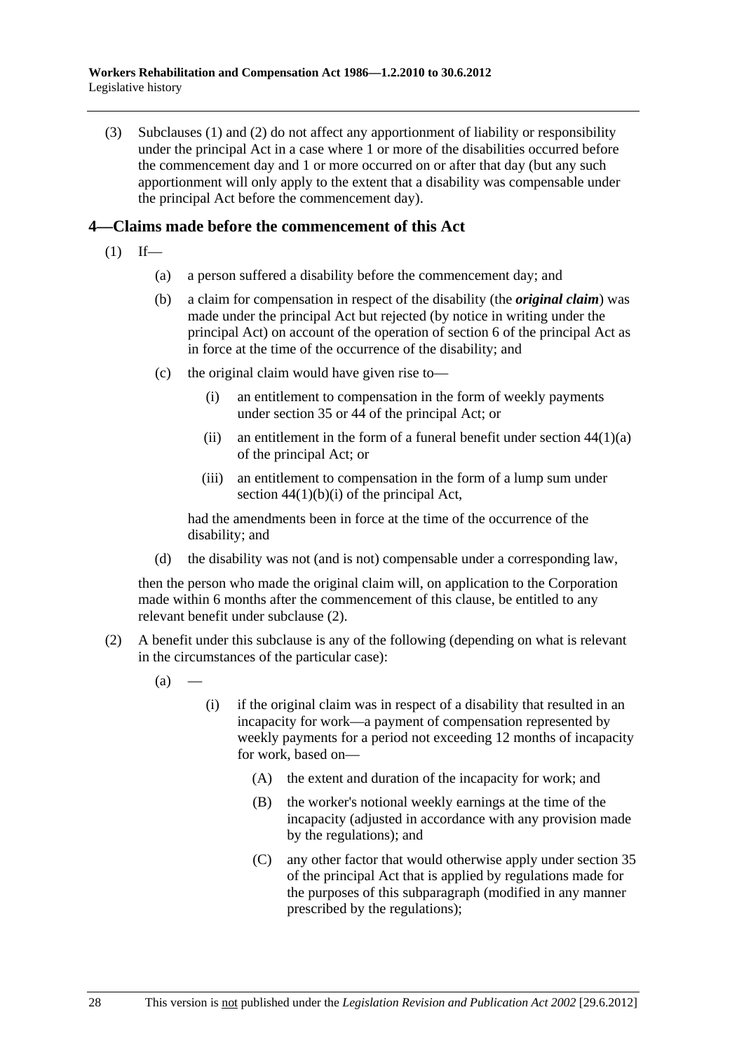(3) Subclauses (1) and (2) do not affect any apportionment of liability or responsibility under the principal Act in a case where 1 or more of the disabilities occurred before the commencement day and 1 or more occurred on or after that day (but any such apportionment will only apply to the extent that a disability was compensable under the principal Act before the commencement day).

## 4—Claims made before the commencement of this Act

(1) If—

(a) a person suffered a disability before the commencement day; and

(b) a claim for compensation in respect of the disability (the ***original claim***) was made under the principal Act but rejected (by notice in writing under the principal Act) on account of the operation of section 6 of the principal Act as in force at the time of the occurrence of the disability; and

(c) the original claim would have given rise to—

(i) an entitlement to compensation in the form of weekly payments under section 35 or 44 of the principal Act; or

(ii) an entitlement in the form of a funeral benefit under section 44(1)(a) of the principal Act; or

(iii) an entitlement to compensation in the form of a lump sum under section 44(1)(b)(i) of the principal Act,

had the amendments been in force at the time of the occurrence of the disability; and

(d) the disability was not (and is not) compensable under a corresponding law,

then the person who made the original claim will, on application to the Corporation made within 6 months after the commencement of this clause, be entitled to any relevant benefit under subclause (2).

(2) A benefit under this subclause is any of the following (depending on what is relevant in the circumstances of the particular case):

(a) —

(i) if the original claim was in respect of a disability that resulted in an incapacity for work—a payment of compensation represented by weekly payments for a period not exceeding 12 months of incapacity for work, based on—

(A) the extent and duration of the incapacity for work; and

(B) the worker's notional weekly earnings at the time of the incapacity (adjusted in accordance with any provision made by the regulations); and

(C) any other factor that would otherwise apply under section 35 of the principal Act that is applied by regulations made for the purposes of this subparagraph (modified in any manner prescribed by the regulations);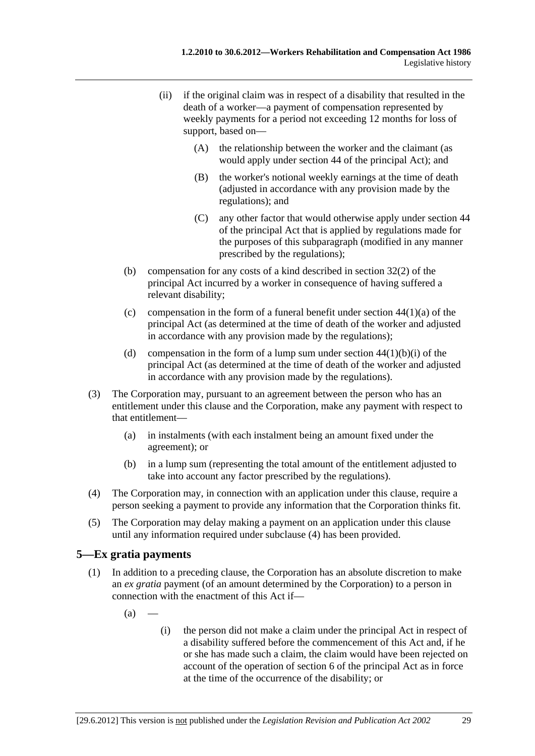(ii) if the original claim was in respect of a disability that resulted in the death of a worker—a payment of compensation represented by weekly payments for a period not exceeding 12 months for loss of support, based on—

(A) the relationship between the worker and the claimant (as would apply under section 44 of the principal Act); and

(B) the worker's notional weekly earnings at the time of death (adjusted in accordance with any provision made by the regulations); and

(C) any other factor that would otherwise apply under section 44 of the principal Act that is applied by regulations made for the purposes of this subparagraph (modified in any manner prescribed by the regulations);

(b) compensation for any costs of a kind described in section 32(2) of the principal Act incurred by a worker in consequence of having suffered a relevant disability;

(c) compensation in the form of a funeral benefit under section 44(1)(a) of the principal Act (as determined at the time of death of the worker and adjusted in accordance with any provision made by the regulations);

(d) compensation in the form of a lump sum under section 44(1)(b)(i) of the principal Act (as determined at the time of death of the worker and adjusted in accordance with any provision made by the regulations).

(3) The Corporation may, pursuant to an agreement between the person who has an entitlement under this clause and the Corporation, make any payment with respect to that entitlement—

(a) in instalments (with each instalment being an amount fixed under the agreement); or

(b) in a lump sum (representing the total amount of the entitlement adjusted to take into account any factor prescribed by the regulations).

(4) The Corporation may, in connection with an application under this clause, require a person seeking a payment to provide any information that the Corporation thinks fit.

(5) The Corporation may delay making a payment on an application under this clause until any information required under subclause (4) has been provided.

## 5—Ex gratia payments

(1) In addition to a preceding clause, the Corporation has an absolute discretion to make an *ex gratia* payment (of an amount determined by the Corporation) to a person in connection with the enactment of this Act if—

(a) —

(i) the person did not make a claim under the principal Act in respect of a disability suffered before the commencement of this Act and, if he or she has made such a claim, the claim would have been rejected on account of the operation of section 6 of the principal Act as in force at the time of the occurrence of the disability; or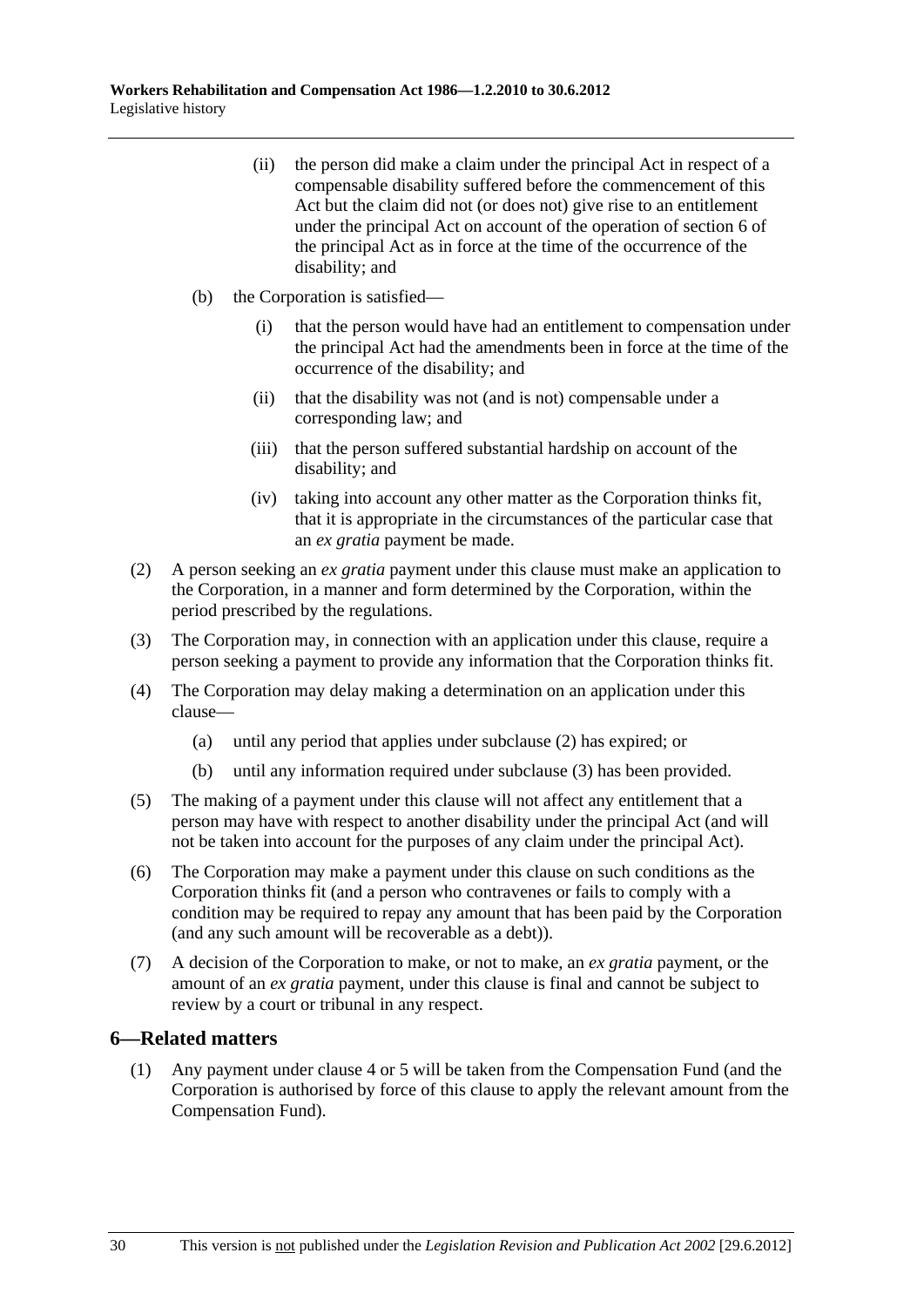(ii) the person did make a claim under the principal Act in respect of a compensable disability suffered before the commencement of this Act but the claim did not (or does not) give rise to an entitlement under the principal Act on account of the operation of section 6 of the principal Act as in force at the time of the occurrence of the disability; and

(b) the Corporation is satisfied—

(i) that the person would have had an entitlement to compensation under the principal Act had the amendments been in force at the time of the occurrence of the disability; and

(ii) that the disability was not (and is not) compensable under a corresponding law; and

(iii) that the person suffered substantial hardship on account of the disability; and

(iv) taking into account any other matter as the Corporation thinks fit, that it is appropriate in the circumstances of the particular case that an *ex gratia* payment be made.

(2) A person seeking an *ex gratia* payment under this clause must make an application to the Corporation, in a manner and form determined by the Corporation, within the period prescribed by the regulations.

(3) The Corporation may, in connection with an application under this clause, require a person seeking a payment to provide any information that the Corporation thinks fit.

(4) The Corporation may delay making a determination on an application under this clause—

(a) until any period that applies under subclause (2) has expired; or

(b) until any information required under subclause (3) has been provided.

(5) The making of a payment under this clause will not affect any entitlement that a person may have with respect to another disability under the principal Act (and will not be taken into account for the purposes of any claim under the principal Act).

(6) The Corporation may make a payment under this clause on such conditions as the Corporation thinks fit (and a person who contravenes or fails to comply with a condition may be required to repay any amount that has been paid by the Corporation (and any such amount will be recoverable as a debt)).

(7) A decision of the Corporation to make, or not to make, an *ex gratia* payment, or the amount of an *ex gratia* payment, under this clause is final and cannot be subject to review by a court or tribunal in any respect.

## 6—Related matters

(1) Any payment under clause 4 or 5 will be taken from the Compensation Fund (and the Corporation is authorised by force of this clause to apply the relevant amount from the Compensation Fund).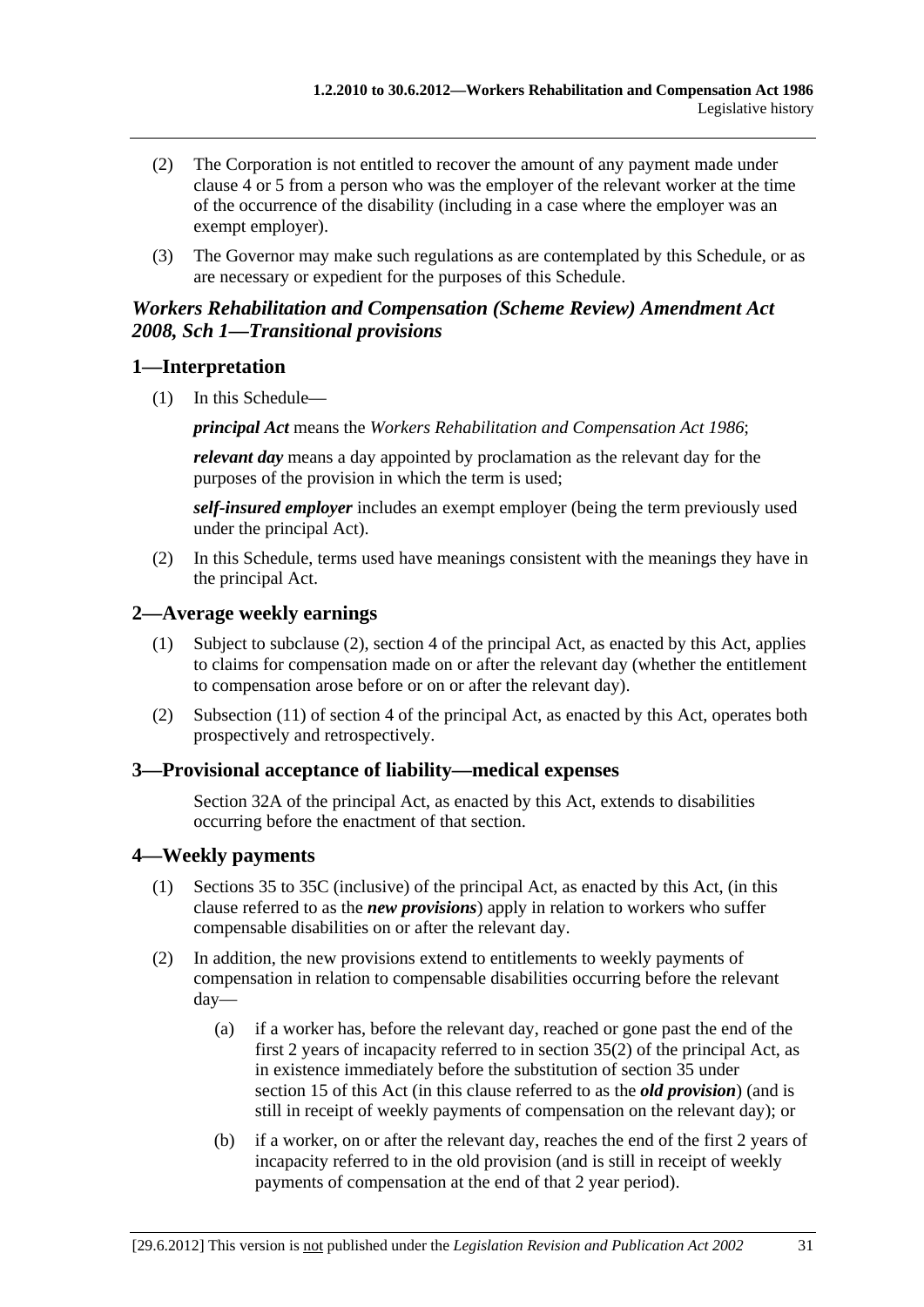(2) The Corporation is not entitled to recover the amount of any payment made under clause 4 or 5 from a person who was the employer of the relevant worker at the time of the occurrence of the disability (including in a case where the employer was an exempt employer).

(3) The Governor may make such regulations as are contemplated by this Schedule, or as are necessary or expedient for the purposes of this Schedule.

## *Workers Rehabilitation and Compensation (Scheme Review) Amendment Act 2008, Sch 1—Transitional provisions*

### 1—Interpretation

(1) In this Schedule—

***principal Act*** means the *Workers Rehabilitation and Compensation Act 1986*;

***relevant day*** means a day appointed by proclamation as the relevant day for the purposes of the provision in which the term is used;

***self-insured employer*** includes an exempt employer (being the term previously used under the principal Act).

(2) In this Schedule, terms used have meanings consistent with the meanings they have in the principal Act.

### 2—Average weekly earnings

(1) Subject to subclause (2), section 4 of the principal Act, as enacted by this Act, applies to claims for compensation made on or after the relevant day (whether the entitlement to compensation arose before or on or after the relevant day).

(2) Subsection (11) of section 4 of the principal Act, as enacted by this Act, operates both prospectively and retrospectively.

### 3—Provisional acceptance of liability—medical expenses

Section 32A of the principal Act, as enacted by this Act, extends to disabilities occurring before the enactment of that section.

### 4—Weekly payments

(1) Sections 35 to 35C (inclusive) of the principal Act, as enacted by this Act, (in this clause referred to as the ***new provisions***) apply in relation to workers who suffer compensable disabilities on or after the relevant day.

(2) In addition, the new provisions extend to entitlements to weekly payments of compensation in relation to compensable disabilities occurring before the relevant day—

(a) if a worker has, before the relevant day, reached or gone past the end of the first 2 years of incapacity referred to in section 35(2) of the principal Act, as in existence immediately before the substitution of section 35 under section 15 of this Act (in this clause referred to as the ***old provision***) (and is still in receipt of weekly payments of compensation on the relevant day); or

(b) if a worker, on or after the relevant day, reaches the end of the first 2 years of incapacity referred to in the old provision (and is still in receipt of weekly payments of compensation at the end of that 2 year period).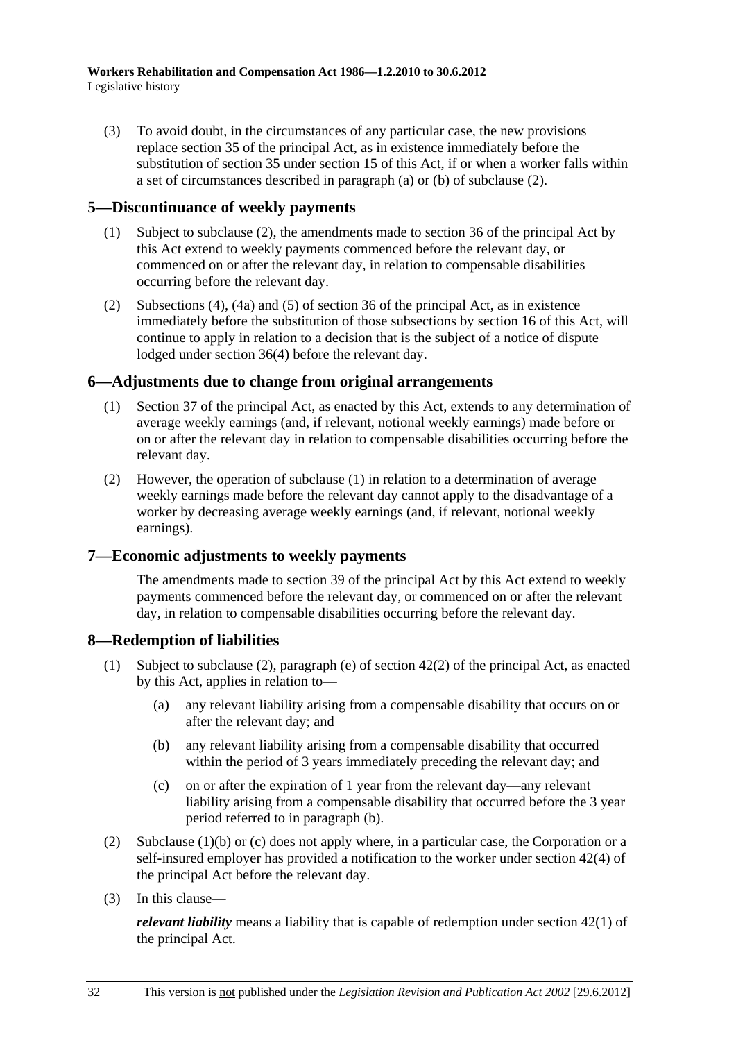(3) To avoid doubt, in the circumstances of any particular case, the new provisions replace section 35 of the principal Act, as in existence immediately before the substitution of section 35 under section 15 of this Act, if or when a worker falls within a set of circumstances described in paragraph (a) or (b) of subclause (2).

## 5—Discontinuance of weekly payments

(1) Subject to subclause (2), the amendments made to section 36 of the principal Act by this Act extend to weekly payments commenced before the relevant day, or commenced on or after the relevant day, in relation to compensable disabilities occurring before the relevant day.

(2) Subsections (4), (4a) and (5) of section 36 of the principal Act, as in existence immediately before the substitution of those subsections by section 16 of this Act, will continue to apply in relation to a decision that is the subject of a notice of dispute lodged under section 36(4) before the relevant day.

## 6—Adjustments due to change from original arrangements

(1) Section 37 of the principal Act, as enacted by this Act, extends to any determination of average weekly earnings (and, if relevant, notional weekly earnings) made before or on or after the relevant day in relation to compensable disabilities occurring before the relevant day.

(2) However, the operation of subclause (1) in relation to a determination of average weekly earnings made before the relevant day cannot apply to the disadvantage of a worker by decreasing average weekly earnings (and, if relevant, notional weekly earnings).

## 7—Economic adjustments to weekly payments

The amendments made to section 39 of the principal Act by this Act extend to weekly payments commenced before the relevant day, or commenced on or after the relevant day, in relation to compensable disabilities occurring before the relevant day.

## 8—Redemption of liabilities

(1) Subject to subclause (2), paragraph (e) of section 42(2) of the principal Act, as enacted by this Act, applies in relation to—

(a) any relevant liability arising from a compensable disability that occurs on or after the relevant day; and

(b) any relevant liability arising from a compensable disability that occurred within the period of 3 years immediately preceding the relevant day; and

(c) on or after the expiration of 1 year from the relevant day—any relevant liability arising from a compensable disability that occurred before the 3 year period referred to in paragraph (b).

(2) Subclause (1)(b) or (c) does not apply where, in a particular case, the Corporation or a self-insured employer has provided a notification to the worker under section 42(4) of the principal Act before the relevant day.

(3) In this clause—

***relevant liability*** means a liability that is capable of redemption under section 42(1) of the principal Act.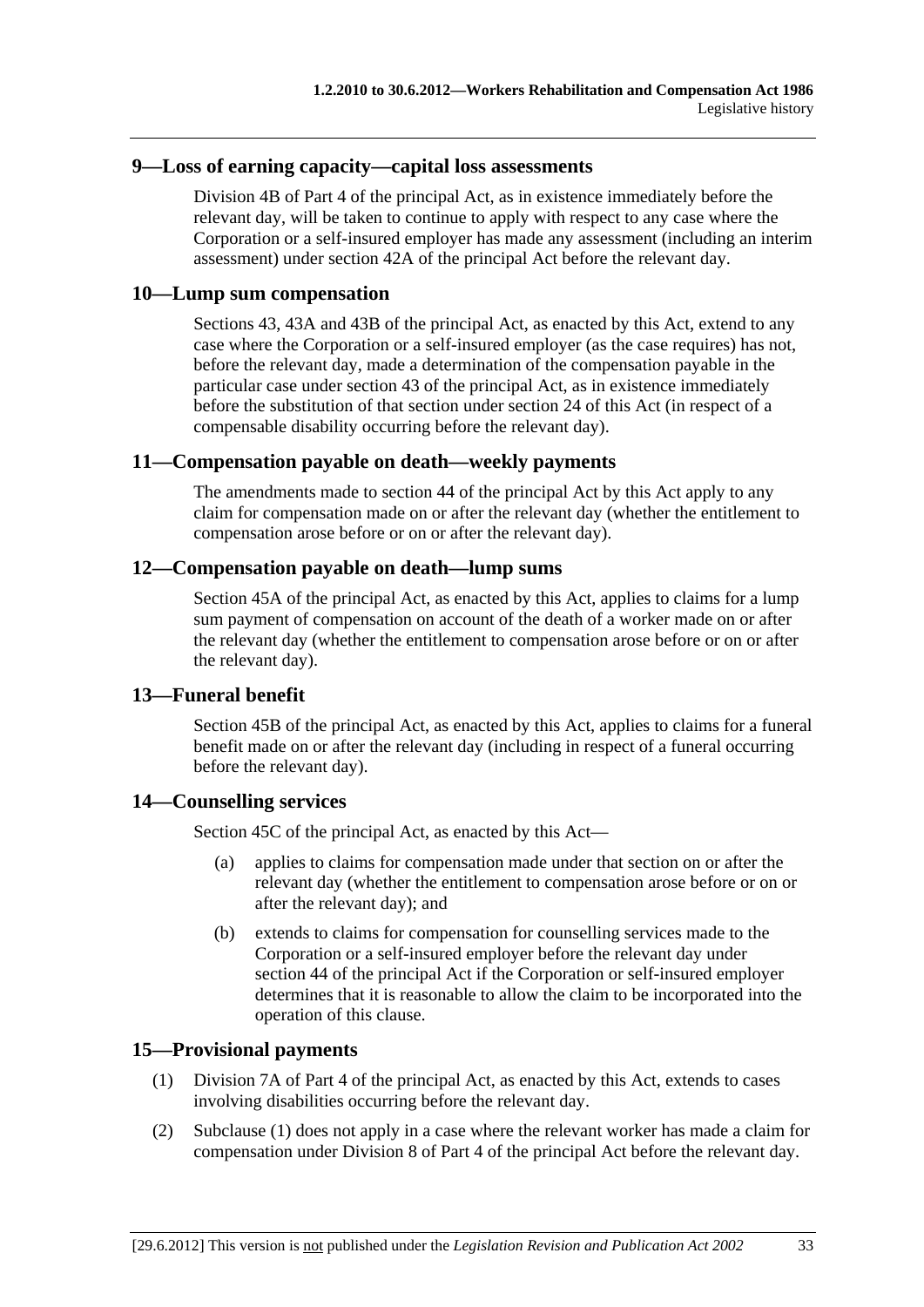## 9—Loss of earning capacity—capital loss assessments

Division 4B of Part 4 of the principal Act, as in existence immediately before the relevant day, will be taken to continue to apply with respect to any case where the Corporation or a self-insured employer has made any assessment (including an interim assessment) under section 42A of the principal Act before the relevant day.

## 10—Lump sum compensation

Sections 43, 43A and 43B of the principal Act, as enacted by this Act, extend to any case where the Corporation or a self-insured employer (as the case requires) has not, before the relevant day, made a determination of the compensation payable in the particular case under section 43 of the principal Act, as in existence immediately before the substitution of that section under section 24 of this Act (in respect of a compensable disability occurring before the relevant day).

## 11—Compensation payable on death—weekly payments

The amendments made to section 44 of the principal Act by this Act apply to any claim for compensation made on or after the relevant day (whether the entitlement to compensation arose before or on or after the relevant day).

## 12—Compensation payable on death—lump sums

Section 45A of the principal Act, as enacted by this Act, applies to claims for a lump sum payment of compensation on account of the death of a worker made on or after the relevant day (whether the entitlement to compensation arose before or on or after the relevant day).

## 13—Funeral benefit

Section 45B of the principal Act, as enacted by this Act, applies to claims for a funeral benefit made on or after the relevant day (including in respect of a funeral occurring before the relevant day).

## 14—Counselling services

Section 45C of the principal Act, as enacted by this Act—

(a) applies to claims for compensation made under that section on or after the relevant day (whether the entitlement to compensation arose before or on or after the relevant day); and

(b) extends to claims for compensation for counselling services made to the Corporation or a self-insured employer before the relevant day under section 44 of the principal Act if the Corporation or self-insured employer determines that it is reasonable to allow the claim to be incorporated into the operation of this clause.

## 15—Provisional payments

(1) Division 7A of Part 4 of the principal Act, as enacted by this Act, extends to cases involving disabilities occurring before the relevant day.

(2) Subclause (1) does not apply in a case where the relevant worker has made a claim for compensation under Division 8 of Part 4 of the principal Act before the relevant day.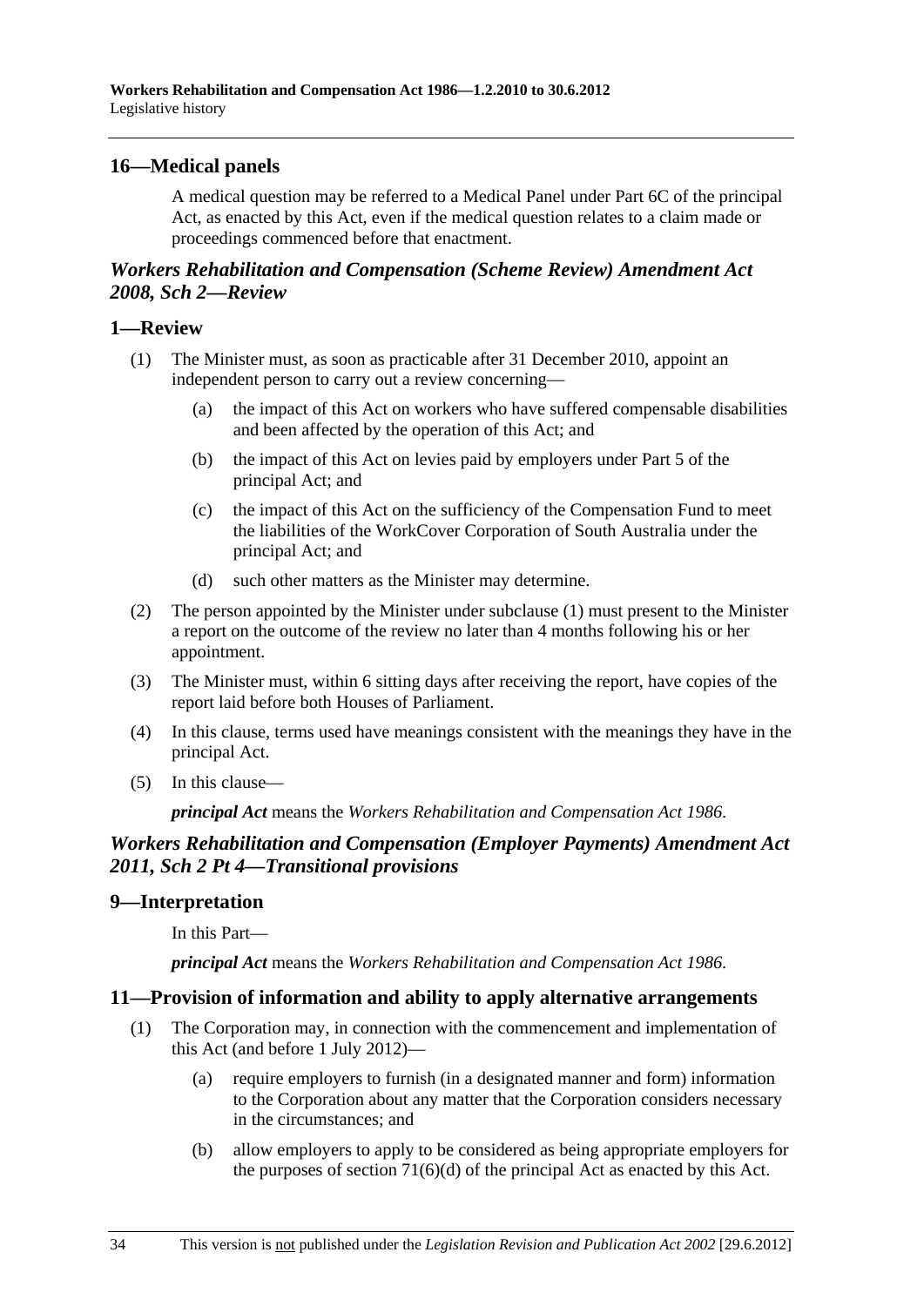## 16—Medical panels

A medical question may be referred to a Medical Panel under Part 6C of the principal Act, as enacted by this Act, even if the medical question relates to a claim made or proceedings commenced before that enactment.

### *Workers Rehabilitation and Compensation (Scheme Review) Amendment Act 2008, Sch 2—Review*

## 1—Review

(1) The Minister must, as soon as practicable after 31 December 2010, appoint an independent person to carry out a review concerning—

(a) the impact of this Act on workers who have suffered compensable disabilities and been affected by the operation of this Act; and

(b) the impact of this Act on levies paid by employers under Part 5 of the principal Act; and

(c) the impact of this Act on the sufficiency of the Compensation Fund to meet the liabilities of the WorkCover Corporation of South Australia under the principal Act; and

(d) such other matters as the Minister may determine.

(2) The person appointed by the Minister under subclause (1) must present to the Minister a report on the outcome of the review no later than 4 months following his or her appointment.

(3) The Minister must, within 6 sitting days after receiving the report, have copies of the report laid before both Houses of Parliament.

(4) In this clause, terms used have meanings consistent with the meanings they have in the principal Act.

(5) In this clause—

***principal Act*** means the *Workers Rehabilitation and Compensation Act 1986*.

### *Workers Rehabilitation and Compensation (Employer Payments) Amendment Act 2011, Sch 2 Pt 4—Transitional provisions*

## 9—Interpretation

In this Part—

***principal Act*** means the *Workers Rehabilitation and Compensation Act 1986*.

## 11—Provision of information and ability to apply alternative arrangements

(1) The Corporation may, in connection with the commencement and implementation of this Act (and before 1 July 2012)—

(a) require employers to furnish (in a designated manner and form) information to the Corporation about any matter that the Corporation considers necessary in the circumstances; and

(b) allow employers to apply to be considered as being appropriate employers for the purposes of section 71(6)(d) of the principal Act as enacted by this Act.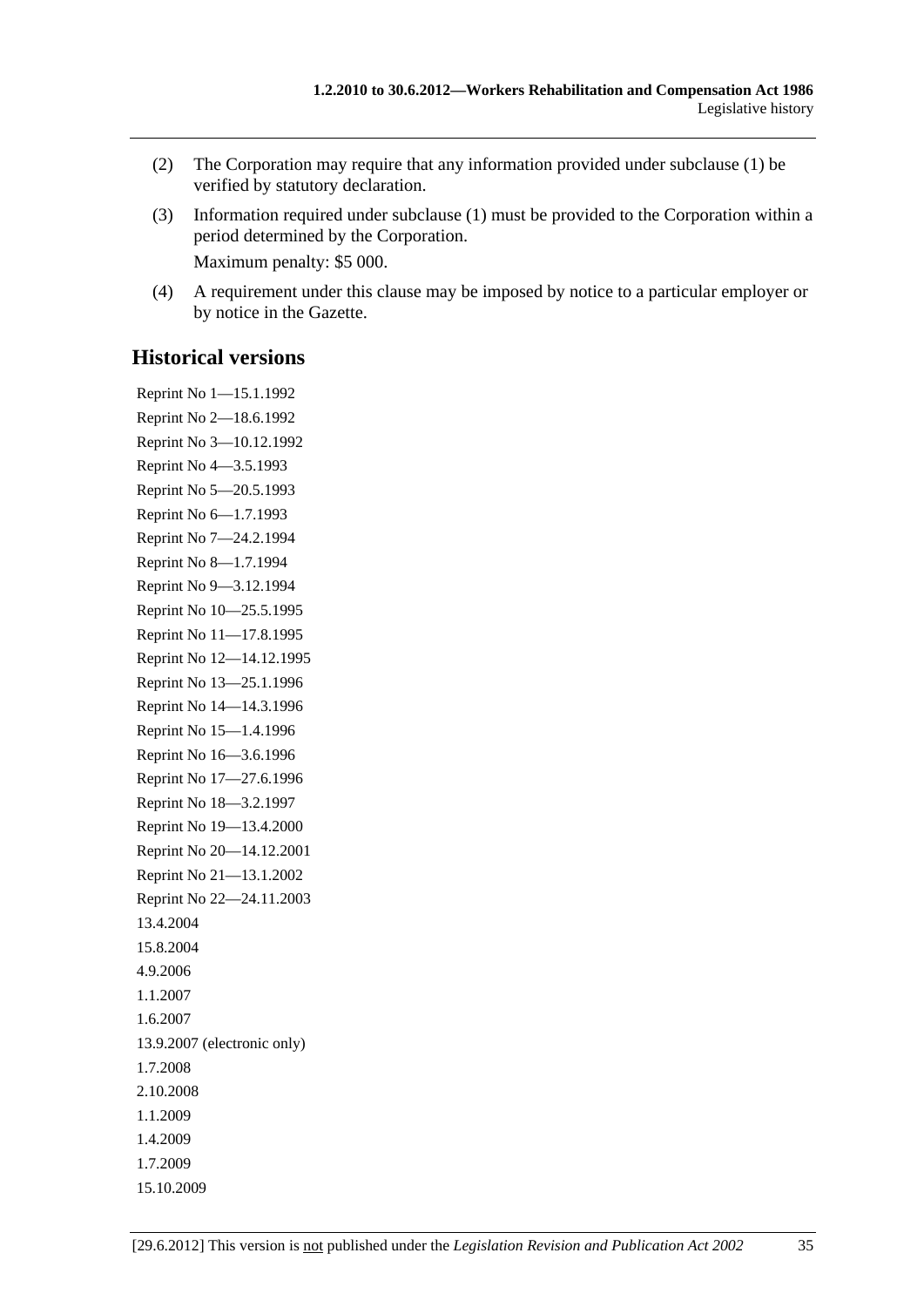(2) The Corporation may require that any information provided under subclause (1) be verified by statutory declaration.

(3) Information required under subclause (1) must be provided to the Corporation within a period determined by the Corporation.

Maximum penalty: $5 000.

(4) A requirement under this clause may be imposed by notice to a particular employer or by notice in the Gazette.

## Historical versions

Reprint No 1—15.1.1992

Reprint No 2—18.6.1992

Reprint No 3—10.12.1992

Reprint No 4—3.5.1993

Reprint No 5—20.5.1993

Reprint No 6—1.7.1993

Reprint No 7—24.2.1994

Reprint No 8—1.7.1994

Reprint No 9—3.12.1994

Reprint No 10—25.5.1995

Reprint No 11—17.8.1995

Reprint No 12—14.12.1995

Reprint No 13—25.1.1996

Reprint No 14—14.3.1996

Reprint No 15—1.4.1996

Reprint No 16—3.6.1996

Reprint No 17—27.6.1996

Reprint No 18—3.2.1997

Reprint No 19—13.4.2000

Reprint No 20—14.12.2001

Reprint No 21—13.1.2002

Reprint No 22—24.11.2003

13.4.2004

15.8.2004

4.9.2006

1.1.2007

1.6.2007

13.9.2007 (electronic only)

1.7.2008

2.10.2008

1.1.2009

1.4.2009

1.7.2009

15.10.2009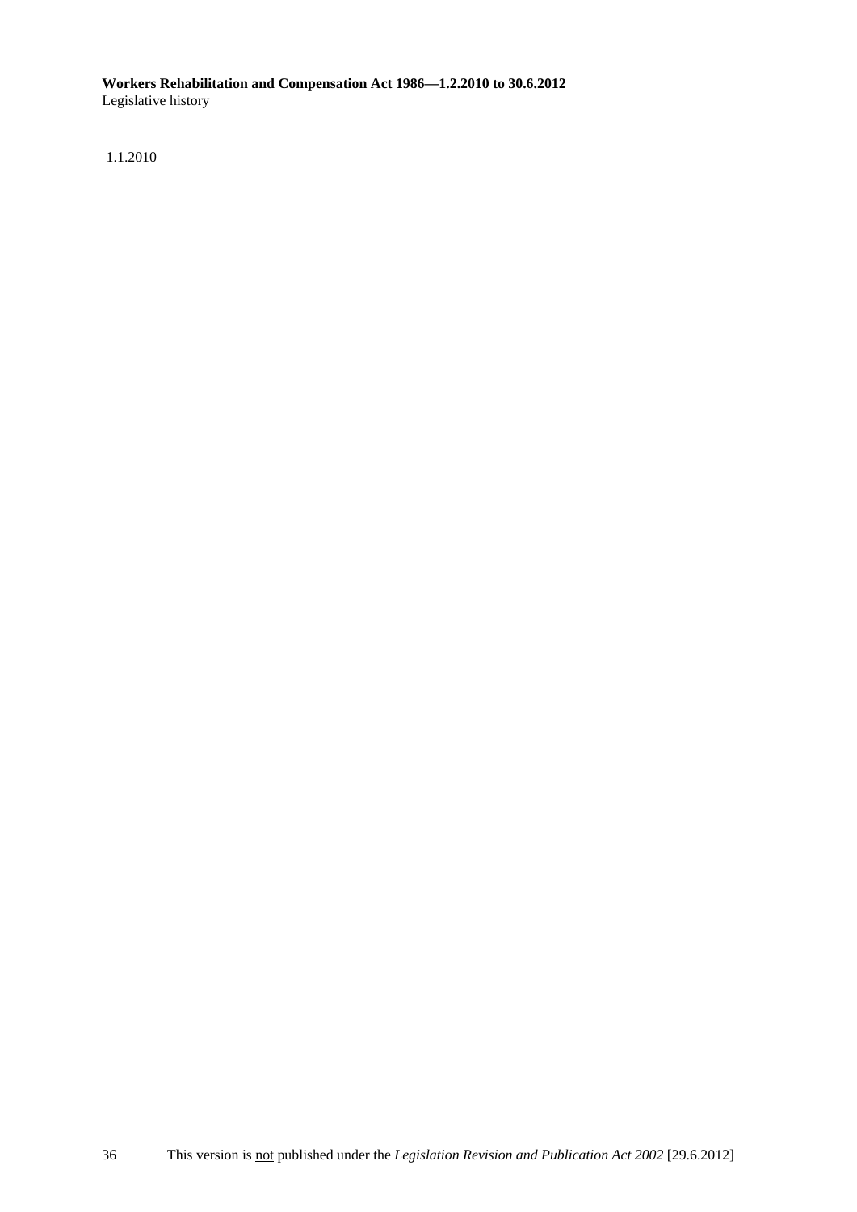1.1.2010